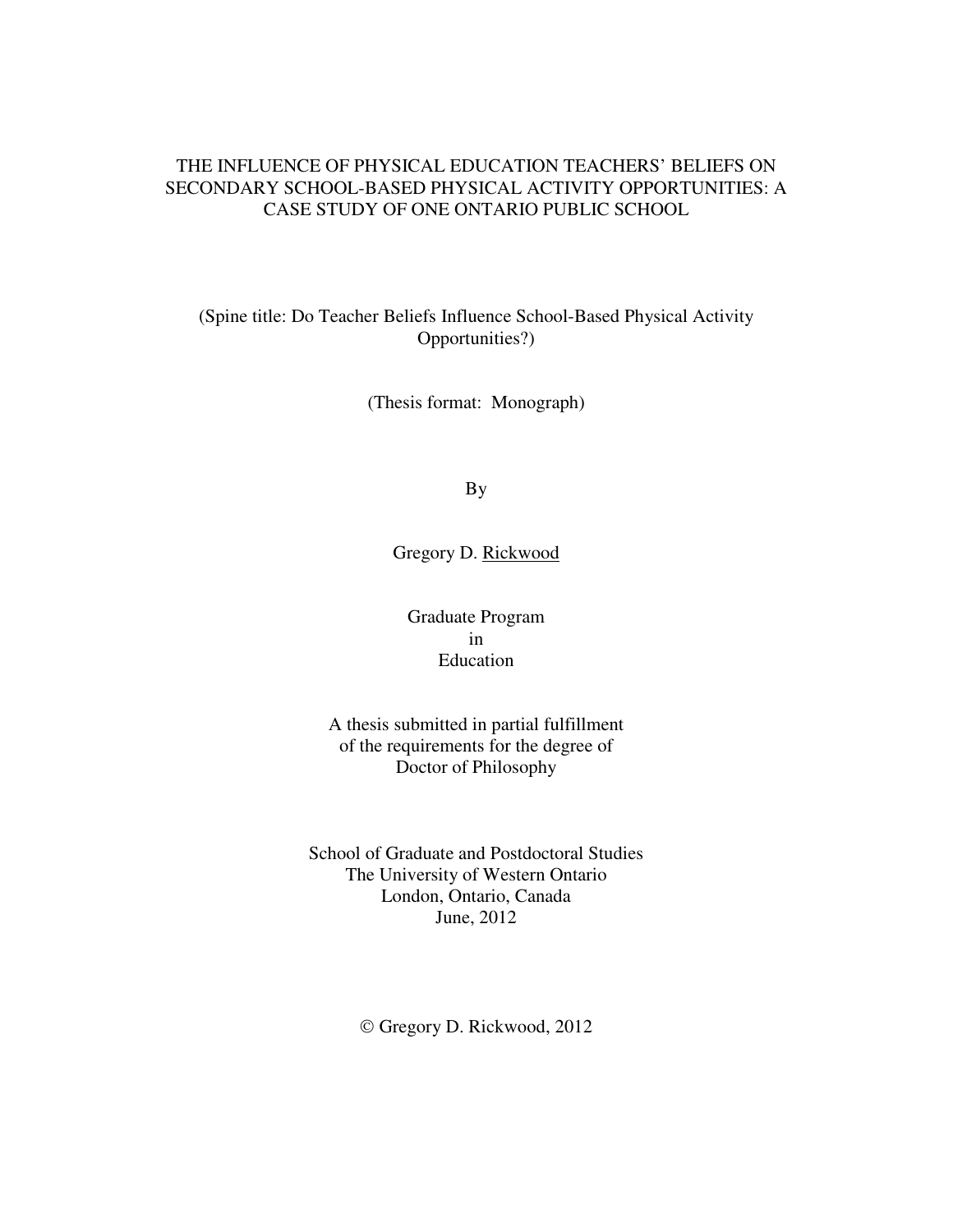# THE INFLUENCE OF PHYSICAL EDUCATION TEACHERS' BELIEFS ON SECONDARY SCHOOL-BASED PHYSICAL ACTIVITY OPPORTUNITIES: A CASE STUDY OF ONE ONTARIO PUBLIC SCHOOL

(Spine title: Do Teacher Beliefs Influence School-Based Physical Activity Opportunities?)

(Thesis format: Monograph)

By

Gregory D. Rickwood

Graduate Program
in
Education

A thesis submitted in partial fulfillment
of the requirements for the degree of
Doctor of Philosophy

School of Graduate and Postdoctoral Studies
The University of Western Ontario
London, Ontario, Canada
June, 2012

© Gregory D. Rickwood, 2012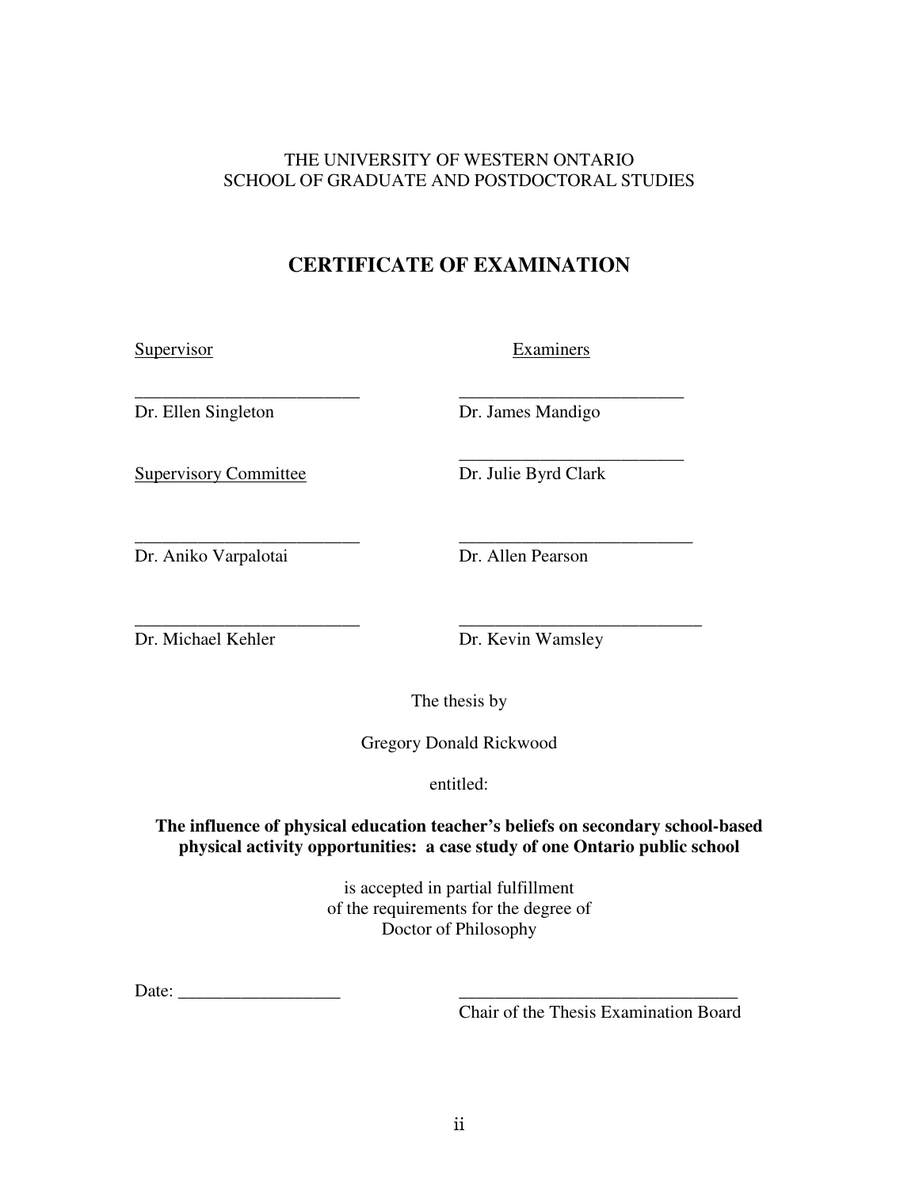THE UNIVERSITY OF WESTERN ONTARIO
SCHOOL OF GRADUATE AND POSTDOCTORAL STUDIES

# CERTIFICATE OF EXAMINATION

Supervisor

______________________

Dr. Ellen Singleton

Supervisory Committee

______________________

Dr. Aniko Varpalotai

______________________

Dr. Michael Kehler

Examiners

______________________

Dr. James Mandigo

______________________

Dr. Julie Byrd Clark

______________________

Dr. Allen Pearson

______________________

Dr. Kevin Wamsley

The thesis by

Gregory Donald Rickwood

entitled:

**The influence of physical education teacher's beliefs on secondary school-based physical activity opportunities: a case study of one Ontario public school**

is accepted in partial fulfillment
of the requirements for the degree of
Doctor of Philosophy

Date: ________________

______________________________
Chair of the Thesis Examination Board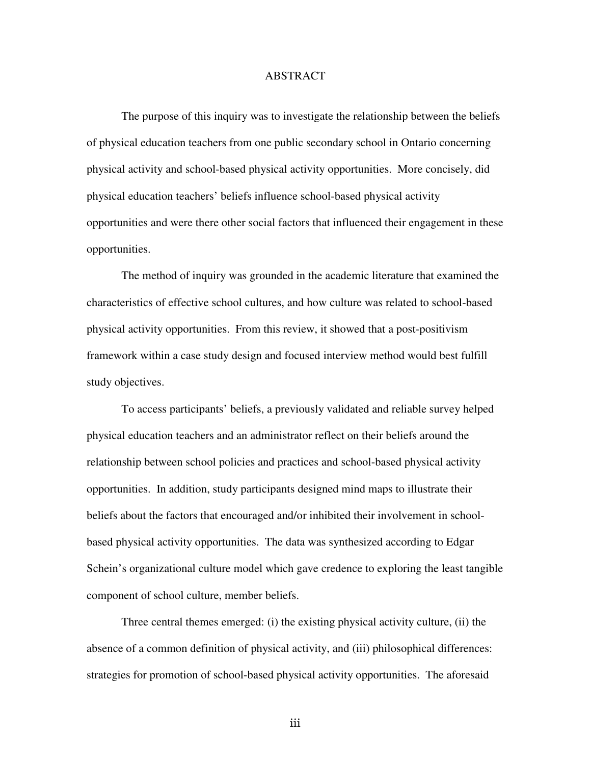# ABSTRACT

The purpose of this inquiry was to investigate the relationship between the beliefs of physical education teachers from one public secondary school in Ontario concerning physical activity and school-based physical activity opportunities. More concisely, did physical education teachers' beliefs influence school-based physical activity opportunities and were there other social factors that influenced their engagement in these opportunities.

The method of inquiry was grounded in the academic literature that examined the characteristics of effective school cultures, and how culture was related to school-based physical activity opportunities. From this review, it showed that a post-positivism framework within a case study design and focused interview method would best fulfill study objectives.

To access participants' beliefs, a previously validated and reliable survey helped physical education teachers and an administrator reflect on their beliefs around the relationship between school policies and practices and school-based physical activity opportunities. In addition, study participants designed mind maps to illustrate their beliefs about the factors that encouraged and/or inhibited their involvement in school-based physical activity opportunities. The data was synthesized according to Edgar Schein's organizational culture model which gave credence to exploring the least tangible component of school culture, member beliefs.

Three central themes emerged: (i) the existing physical activity culture, (ii) the absence of a common definition of physical activity, and (iii) philosophical differences: strategies for promotion of school-based physical activity opportunities. The aforesaid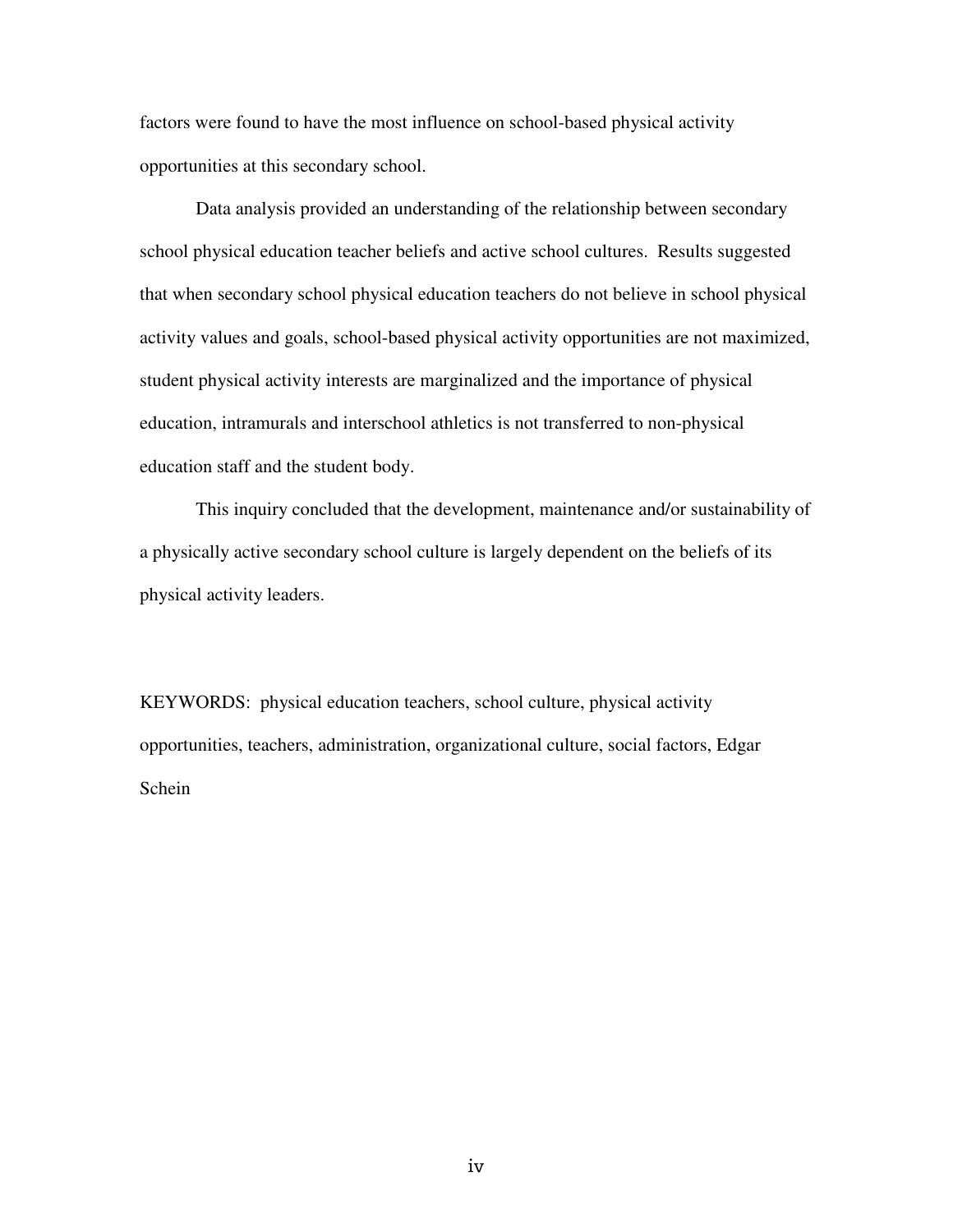factors were found to have the most influence on school-based physical activity opportunities at this secondary school.

Data analysis provided an understanding of the relationship between secondary school physical education teacher beliefs and active school cultures. Results suggested that when secondary school physical education teachers do not believe in school physical activity values and goals, school-based physical activity opportunities are not maximized, student physical activity interests are marginalized and the importance of physical education, intramurals and interschool athletics is not transferred to non-physical education staff and the student body.

This inquiry concluded that the development, maintenance and/or sustainability of a physically active secondary school culture is largely dependent on the beliefs of its physical activity leaders.

KEYWORDS: physical education teachers, school culture, physical activity opportunities, teachers, administration, organizational culture, social factors, Edgar Schein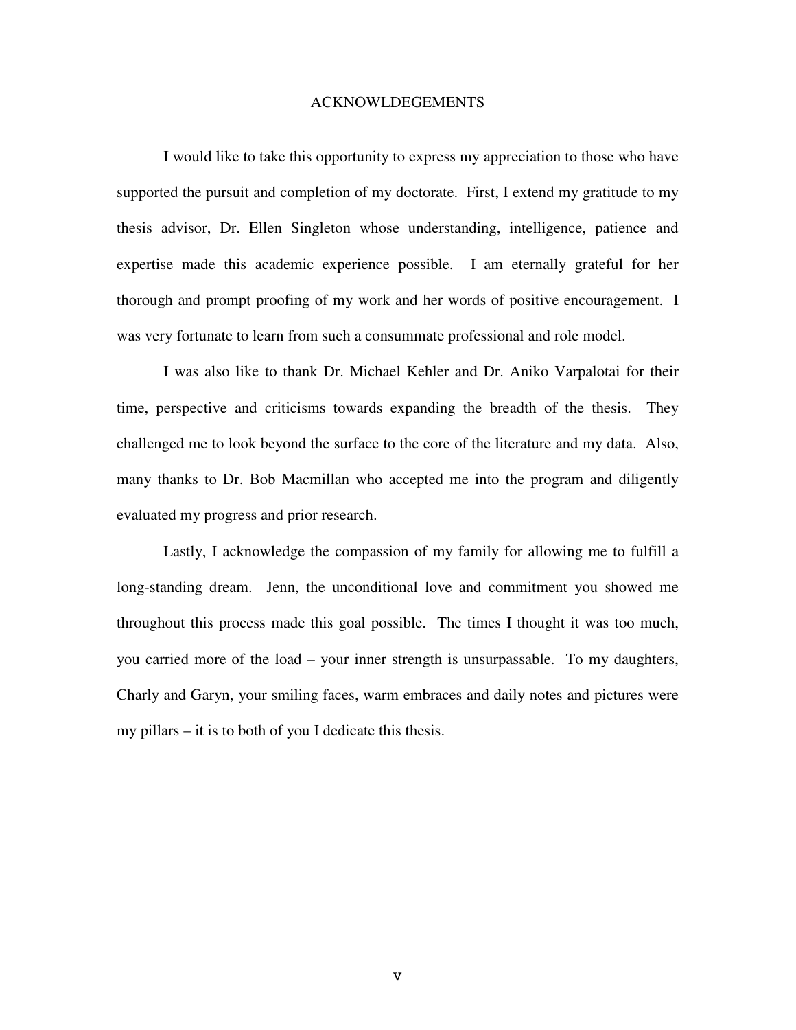# ACKNOWLDEGEMENTS

I would like to take this opportunity to express my appreciation to those who have supported the pursuit and completion of my doctorate. First, I extend my gratitude to my thesis advisor, Dr. Ellen Singleton whose understanding, intelligence, patience and expertise made this academic experience possible. I am eternally grateful for her thorough and prompt proofing of my work and her words of positive encouragement. I was very fortunate to learn from such a consummate professional and role model.

I was also like to thank Dr. Michael Kehler and Dr. Aniko Varpalotai for their time, perspective and criticisms towards expanding the breadth of the thesis. They challenged me to look beyond the surface to the core of the literature and my data. Also, many thanks to Dr. Bob Macmillan who accepted me into the program and diligently evaluated my progress and prior research.

Lastly, I acknowledge the compassion of my family for allowing me to fulfill a long-standing dream. Jenn, the unconditional love and commitment you showed me throughout this process made this goal possible. The times I thought it was too much, you carried more of the load – your inner strength is unsurpassable. To my daughters, Charly and Garyn, your smiling faces, warm embraces and daily notes and pictures were my pillars – it is to both of you I dedicate this thesis.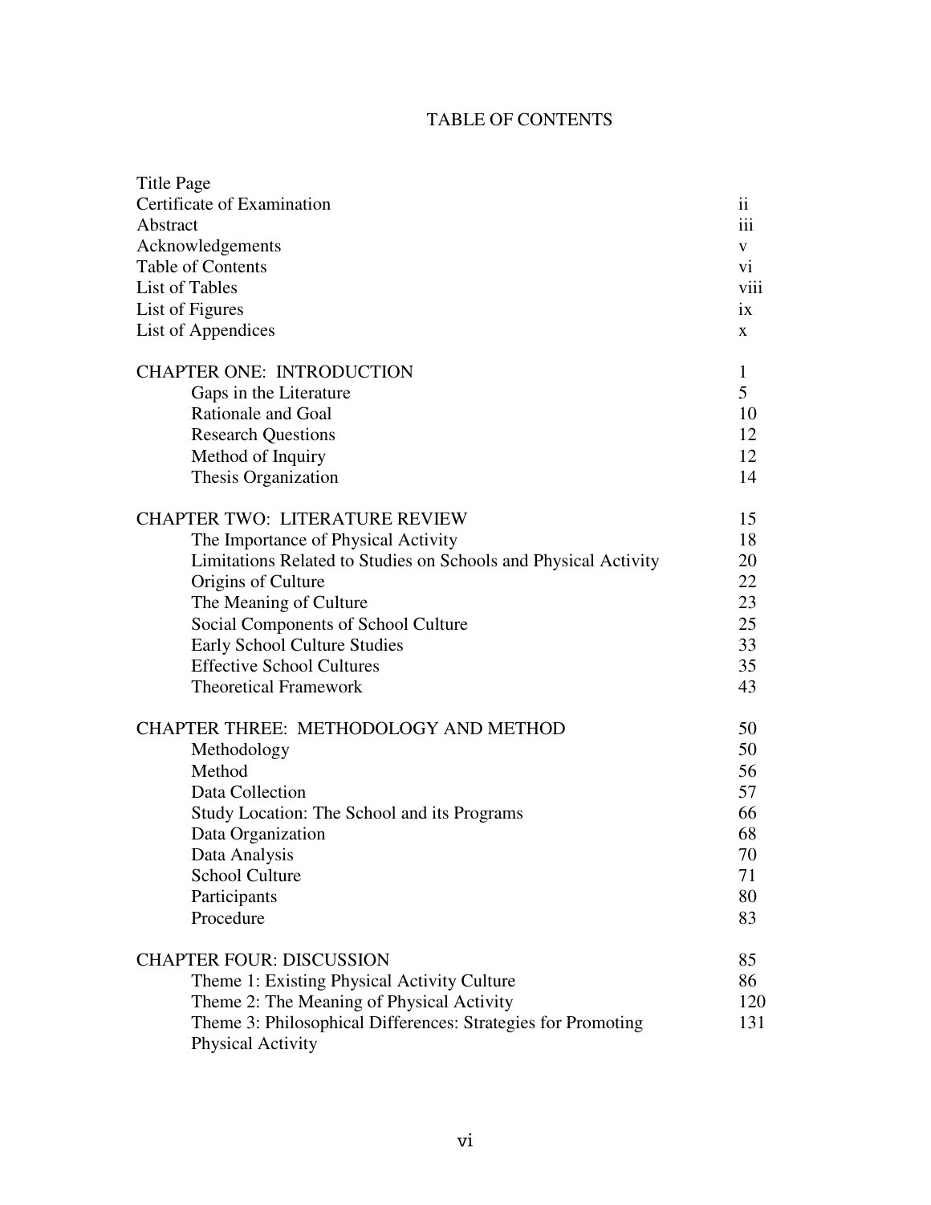# TABLE OF CONTENTS

| | |
|---|---|
| Title Page | |
| Certificate of Examination | ii |
| Abstract | iii |
| Acknowledgements | v |
| Table of Contents | vi |
| List of Tables | viii |
| List of Figures | ix |
| List of Appendices | x |
| | |
| CHAPTER ONE: INTRODUCTION | 1 |
| Gaps in the Literature | 5 |
| Rationale and Goal | 10 |
| Research Questions | 12 |
| Method of Inquiry | 12 |
| Thesis Organization | 14 |
| | |
| CHAPTER TWO: LITERATURE REVIEW | 15 |
| The Importance of Physical Activity | 18 |
| Limitations Related to Studies on Schools and Physical Activity | 20 |
| Origins of Culture | 22 |
| The Meaning of Culture | 23 |
| Social Components of School Culture | 25 |
| Early School Culture Studies | 33 |
| Effective School Cultures | 35 |
| Theoretical Framework | 43 |
| | |
| CHAPTER THREE: METHODOLOGY AND METHOD | 50 |
| Methodology | 50 |
| Method | 56 |
| Data Collection | 57 |
| Study Location: The School and its Programs | 66 |
| Data Organization | 68 |
| Data Analysis | 70 |
| School Culture | 71 |
| Participants | 80 |
| Procedure | 83 |
| | |
| CHAPTER FOUR: DISCUSSION | 85 |
| Theme 1: Existing Physical Activity Culture | 86 |
| Theme 2: The Meaning of Physical Activity | 120 |
| Theme 3: Philosophical Differences: Strategies for Promoting Physical Activity | 131 |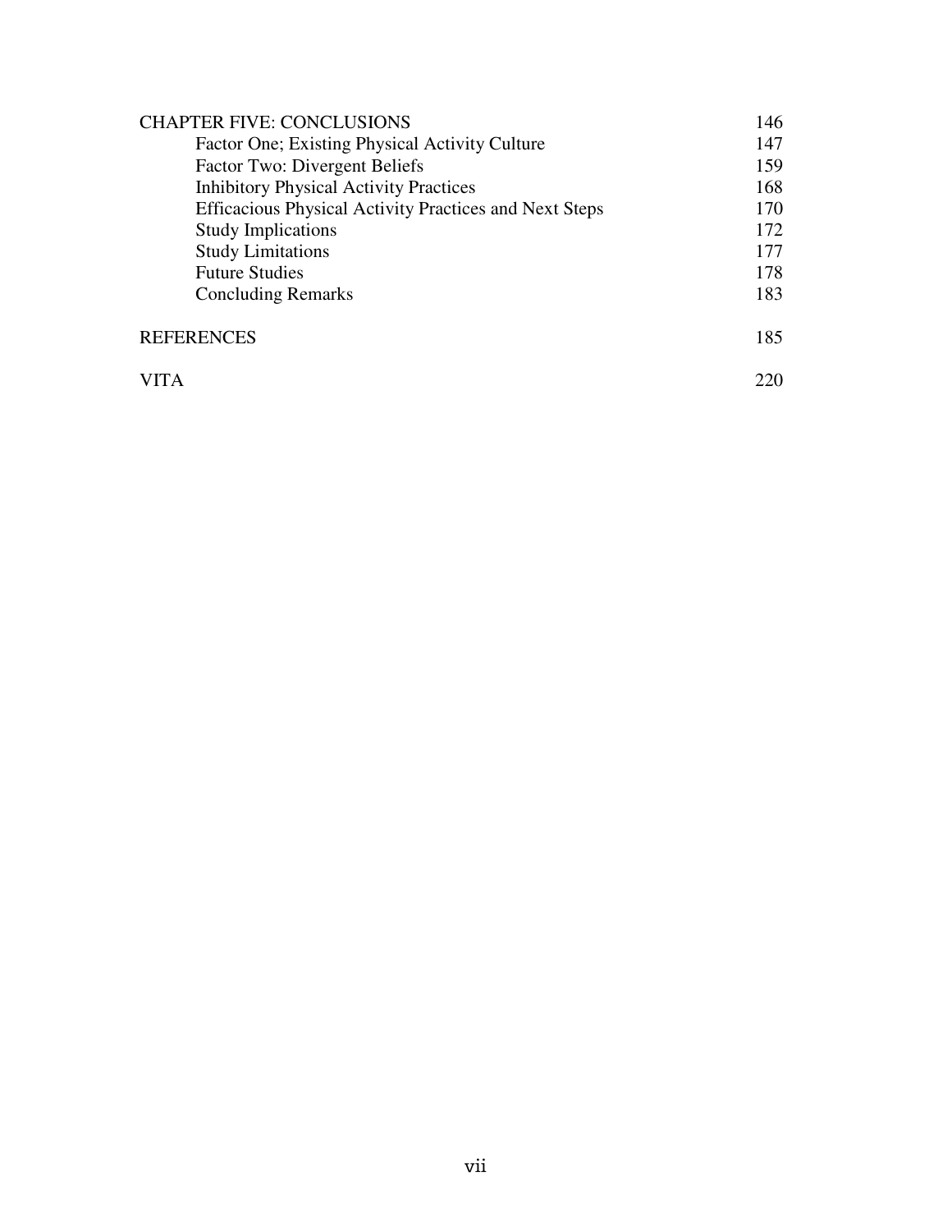| | |
|---|---|
| CHAPTER FIVE: CONCLUSIONS | 146 |
| Factor One; Existing Physical Activity Culture | 147 |
| Factor Two: Divergent Beliefs | 159 |
| Inhibitory Physical Activity Practices | 168 |
| Efficacious Physical Activity Practices and Next Steps | 170 |
| Study Implications | 172 |
| Study Limitations | 177 |
| Future Studies | 178 |
| Concluding Remarks | 183 |
| REFERENCES | 185 |
| VITA | 220 |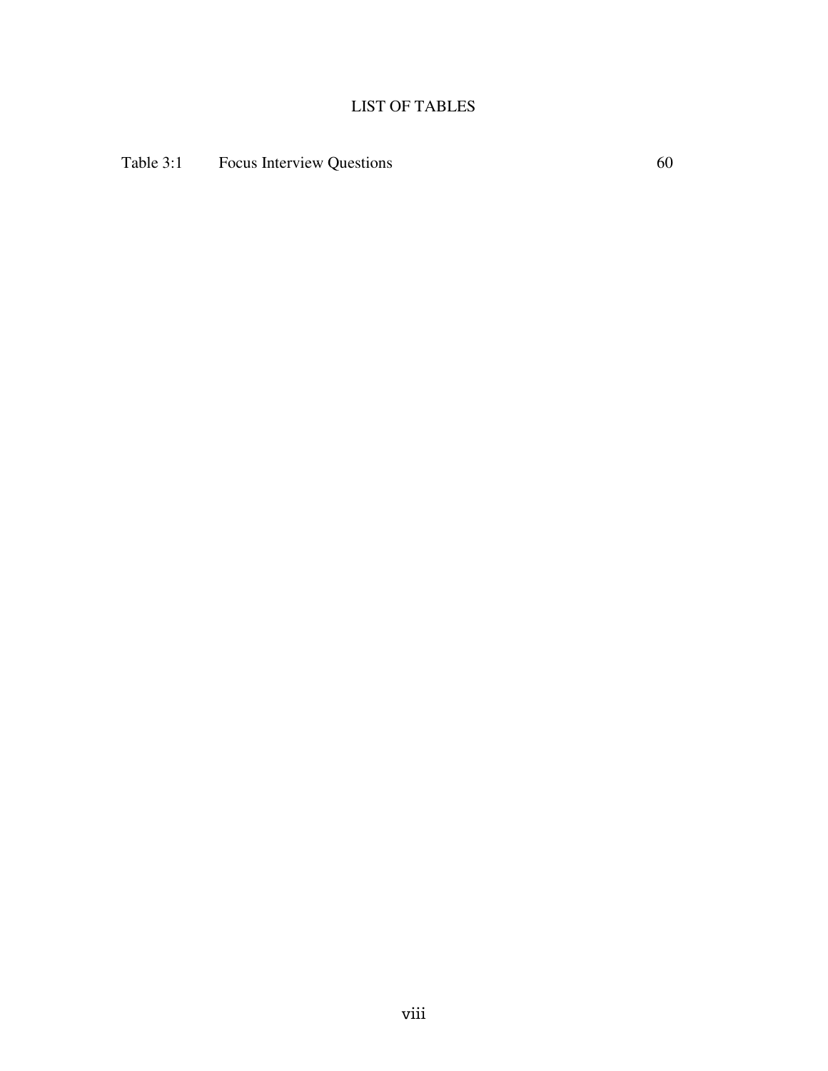# LIST OF TABLES

| | | |
|---|---|---|
| Table 3:1 | Focus Interview Questions | 60 |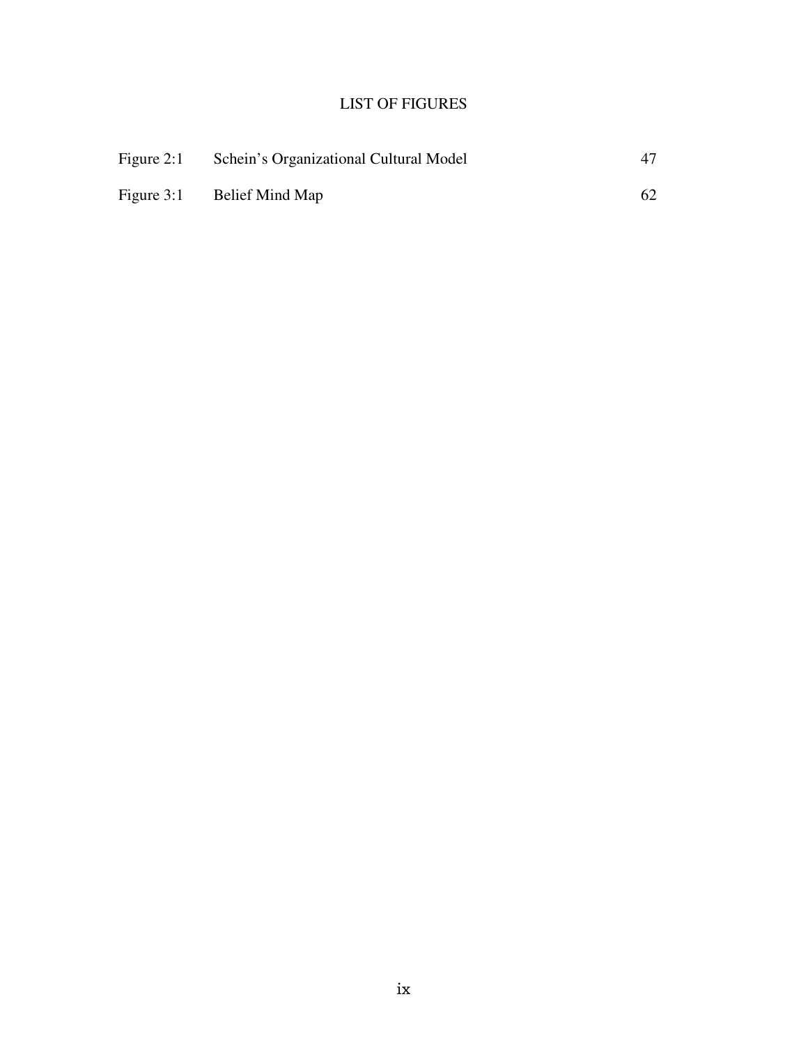# LIST OF FIGURES

| | | |
|---|---|---|
| Figure 2:1 | Schein's Organizational Cultural Model | 47 |
| Figure 3:1 | Belief Mind Map | 62 |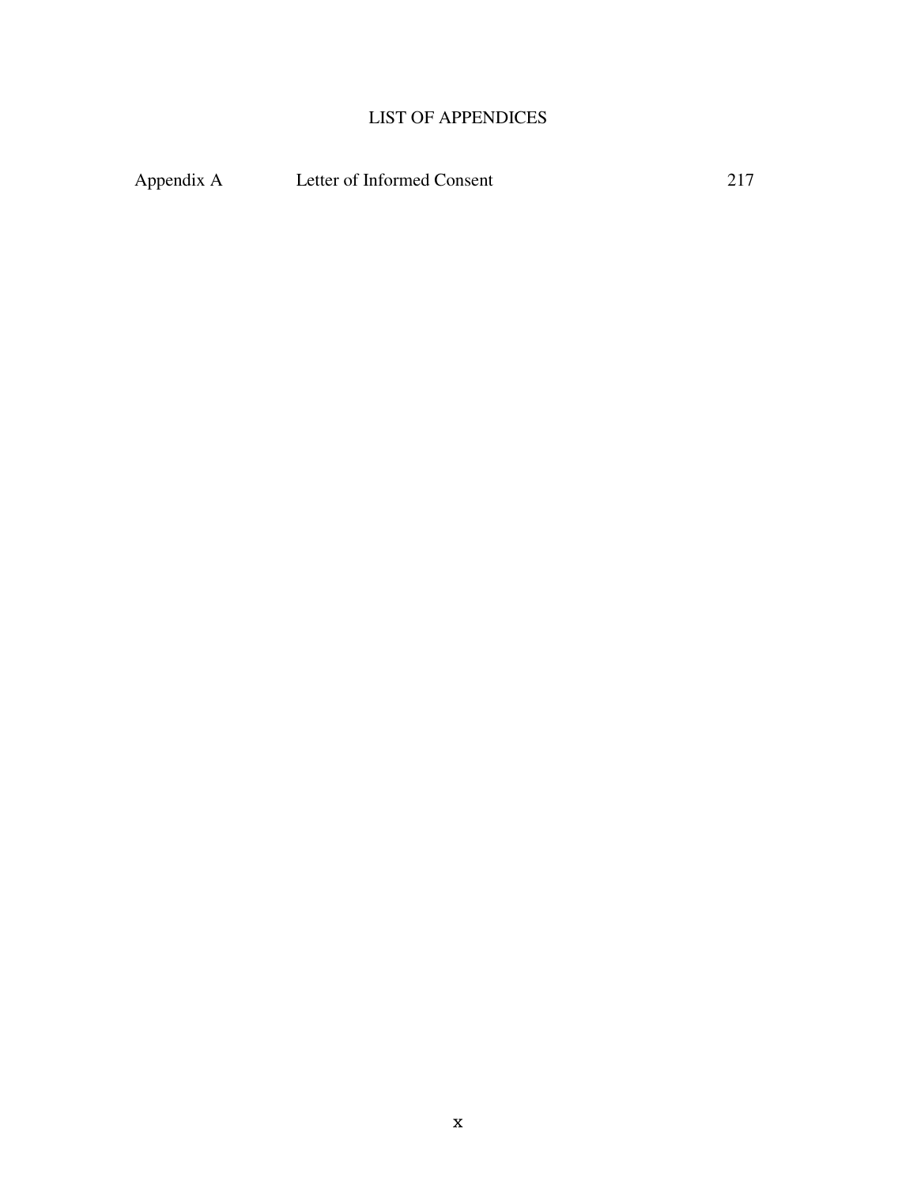# LIST OF APPENDICES

| | | |
|---|---|---|
| Appendix A | Letter of Informed Consent | 217 |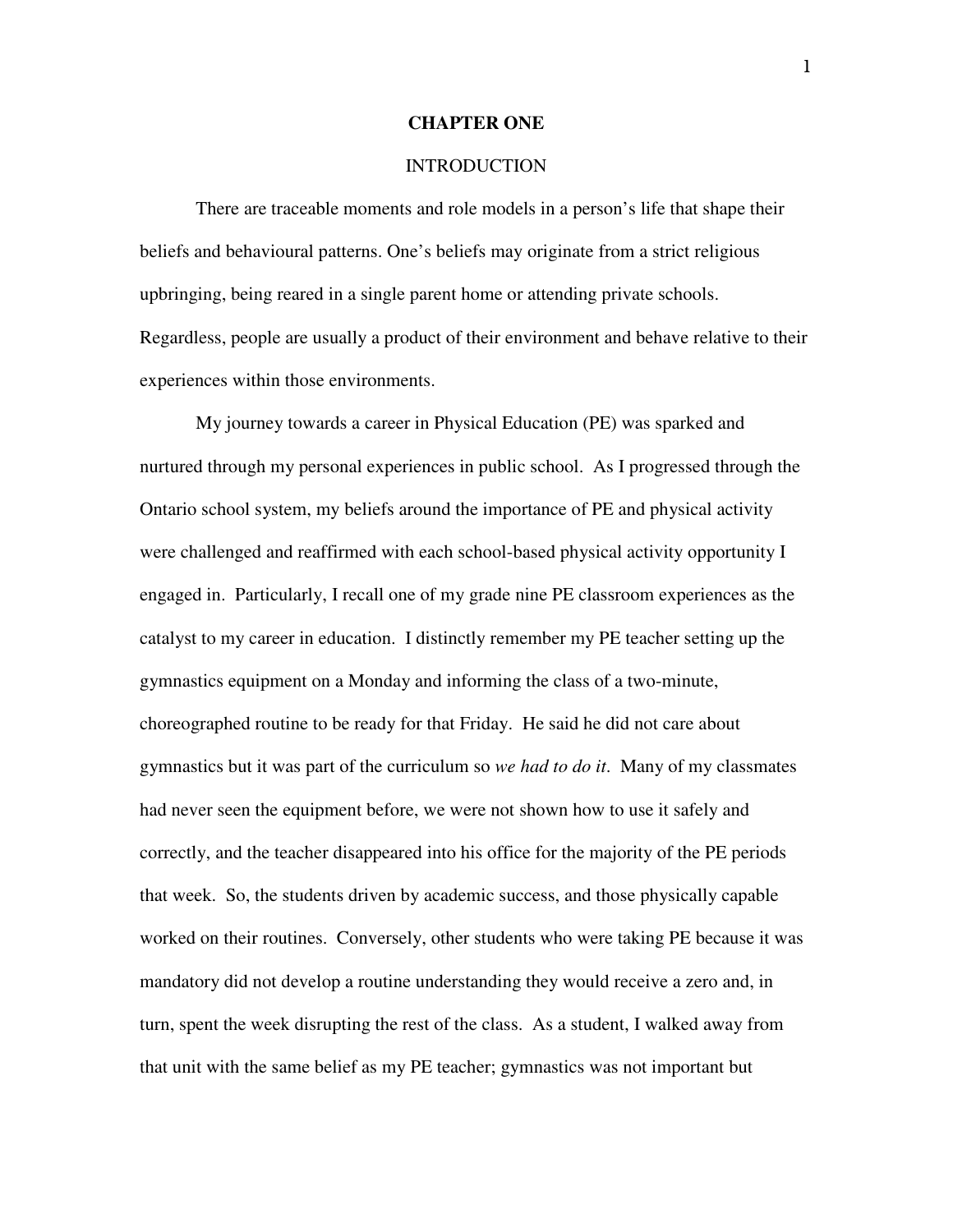# CHAPTER ONE

## INTRODUCTION

There are traceable moments and role models in a person's life that shape their beliefs and behavioural patterns. One's beliefs may originate from a strict religious upbringing, being reared in a single parent home or attending private schools. Regardless, people are usually a product of their environment and behave relative to their experiences within those environments.

My journey towards a career in Physical Education (PE) was sparked and nurtured through my personal experiences in public school. As I progressed through the Ontario school system, my beliefs around the importance of PE and physical activity were challenged and reaffirmed with each school-based physical activity opportunity I engaged in. Particularly, I recall one of my grade nine PE classroom experiences as the catalyst to my career in education. I distinctly remember my PE teacher setting up the gymnastics equipment on a Monday and informing the class of a two-minute, choreographed routine to be ready for that Friday. He said he did not care about gymnastics but it was part of the curriculum so *we had to do it*. Many of my classmates had never seen the equipment before, we were not shown how to use it safely and correctly, and the teacher disappeared into his office for the majority of the PE periods that week. So, the students driven by academic success, and those physically capable worked on their routines. Conversely, other students who were taking PE because it was mandatory did not develop a routine understanding they would receive a zero and, in turn, spent the week disrupting the rest of the class. As a student, I walked away from that unit with the same belief as my PE teacher; gymnastics was not important but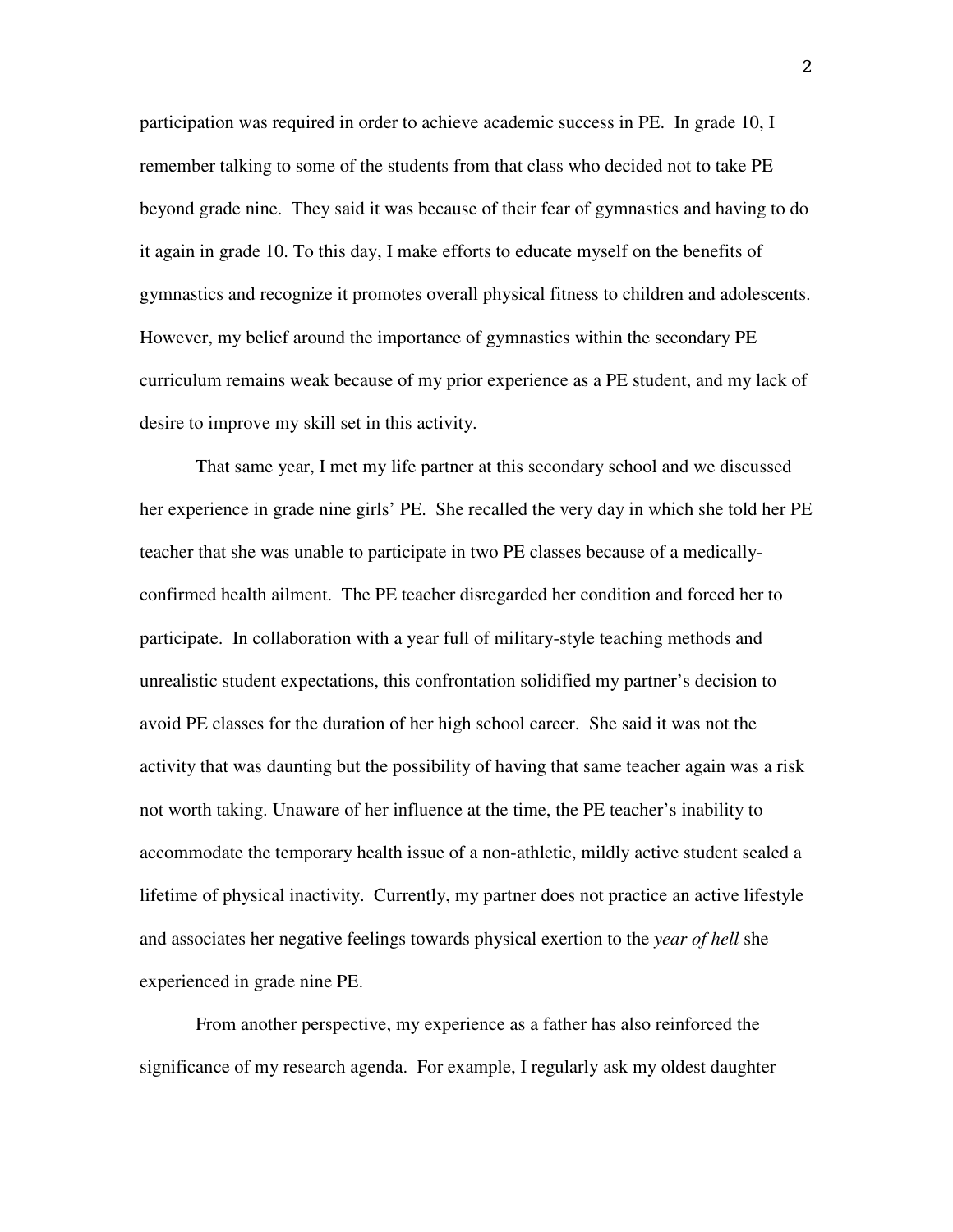participation was required in order to achieve academic success in PE. In grade 10, I remember talking to some of the students from that class who decided not to take PE beyond grade nine. They said it was because of their fear of gymnastics and having to do it again in grade 10. To this day, I make efforts to educate myself on the benefits of gymnastics and recognize it promotes overall physical fitness to children and adolescents. However, my belief around the importance of gymnastics within the secondary PE curriculum remains weak because of my prior experience as a PE student, and my lack of desire to improve my skill set in this activity.

That same year, I met my life partner at this secondary school and we discussed her experience in grade nine girls' PE. She recalled the very day in which she told her PE teacher that she was unable to participate in two PE classes because of a medically-confirmed health ailment. The PE teacher disregarded her condition and forced her to participate. In collaboration with a year full of military-style teaching methods and unrealistic student expectations, this confrontation solidified my partner's decision to avoid PE classes for the duration of her high school career. She said it was not the activity that was daunting but the possibility of having that same teacher again was a risk not worth taking. Unaware of her influence at the time, the PE teacher's inability to accommodate the temporary health issue of a non-athletic, mildly active student sealed a lifetime of physical inactivity. Currently, my partner does not practice an active lifestyle and associates her negative feelings towards physical exertion to the *year of hell* she experienced in grade nine PE.

From another perspective, my experience as a father has also reinforced the significance of my research agenda. For example, I regularly ask my oldest daughter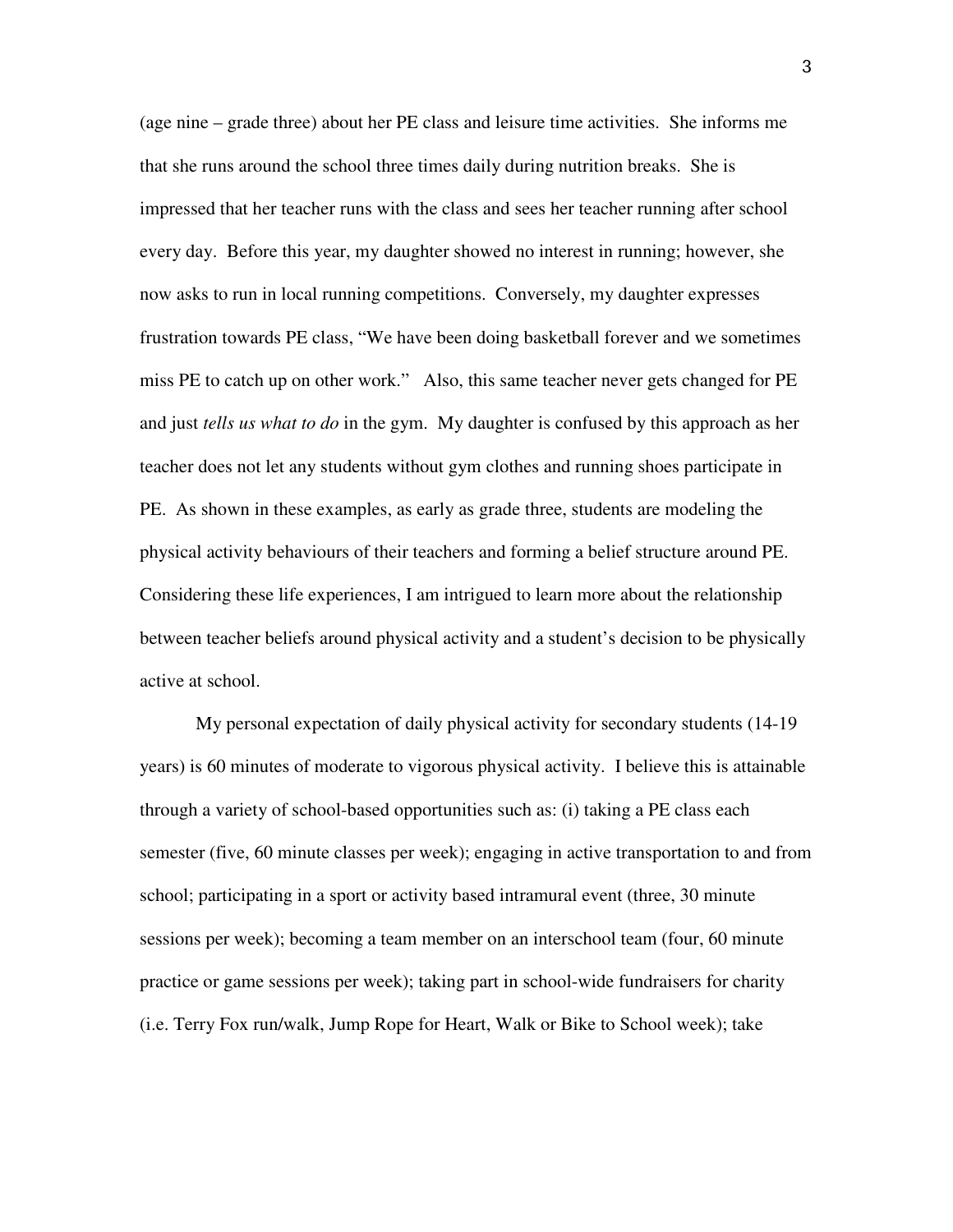(age nine – grade three) about her PE class and leisure time activities. She informs me that she runs around the school three times daily during nutrition breaks. She is impressed that her teacher runs with the class and sees her teacher running after school every day. Before this year, my daughter showed no interest in running; however, she now asks to run in local running competitions. Conversely, my daughter expresses frustration towards PE class, "We have been doing basketball forever and we sometimes miss PE to catch up on other work." Also, this same teacher never gets changed for PE and just *tells us what to do* in the gym. My daughter is confused by this approach as her teacher does not let any students without gym clothes and running shoes participate in PE. As shown in these examples, as early as grade three, students are modeling the physical activity behaviours of their teachers and forming a belief structure around PE. Considering these life experiences, I am intrigued to learn more about the relationship between teacher beliefs around physical activity and a student's decision to be physically active at school.

My personal expectation of daily physical activity for secondary students (14-19 years) is 60 minutes of moderate to vigorous physical activity. I believe this is attainable through a variety of school-based opportunities such as: (i) taking a PE class each semester (five, 60 minute classes per week); engaging in active transportation to and from school; participating in a sport or activity based intramural event (three, 30 minute sessions per week); becoming a team member on an interschool team (four, 60 minute practice or game sessions per week); taking part in school-wide fundraisers for charity (i.e. Terry Fox run/walk, Jump Rope for Heart, Walk or Bike to School week); take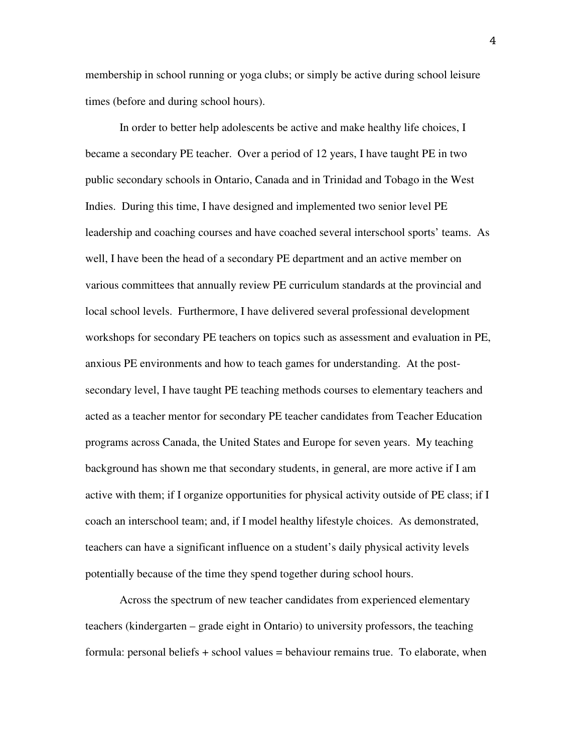membership in school running or yoga clubs; or simply be active during school leisure times (before and during school hours).

In order to better help adolescents be active and make healthy life choices, I became a secondary PE teacher. Over a period of 12 years, I have taught PE in two public secondary schools in Ontario, Canada and in Trinidad and Tobago in the West Indies. During this time, I have designed and implemented two senior level PE leadership and coaching courses and have coached several interschool sports' teams. As well, I have been the head of a secondary PE department and an active member on various committees that annually review PE curriculum standards at the provincial and local school levels. Furthermore, I have delivered several professional development workshops for secondary PE teachers on topics such as assessment and evaluation in PE, anxious PE environments and how to teach games for understanding. At the post-secondary level, I have taught PE teaching methods courses to elementary teachers and acted as a teacher mentor for secondary PE teacher candidates from Teacher Education programs across Canada, the United States and Europe for seven years. My teaching background has shown me that secondary students, in general, are more active if I am active with them; if I organize opportunities for physical activity outside of PE class; if I coach an interschool team; and, if I model healthy lifestyle choices. As demonstrated, teachers can have a significant influence on a student's daily physical activity levels potentially because of the time they spend together during school hours.

Across the spectrum of new teacher candidates from experienced elementary teachers (kindergarten – grade eight in Ontario) to university professors, the teaching formula: personal beliefs + school values = behaviour remains true. To elaborate, when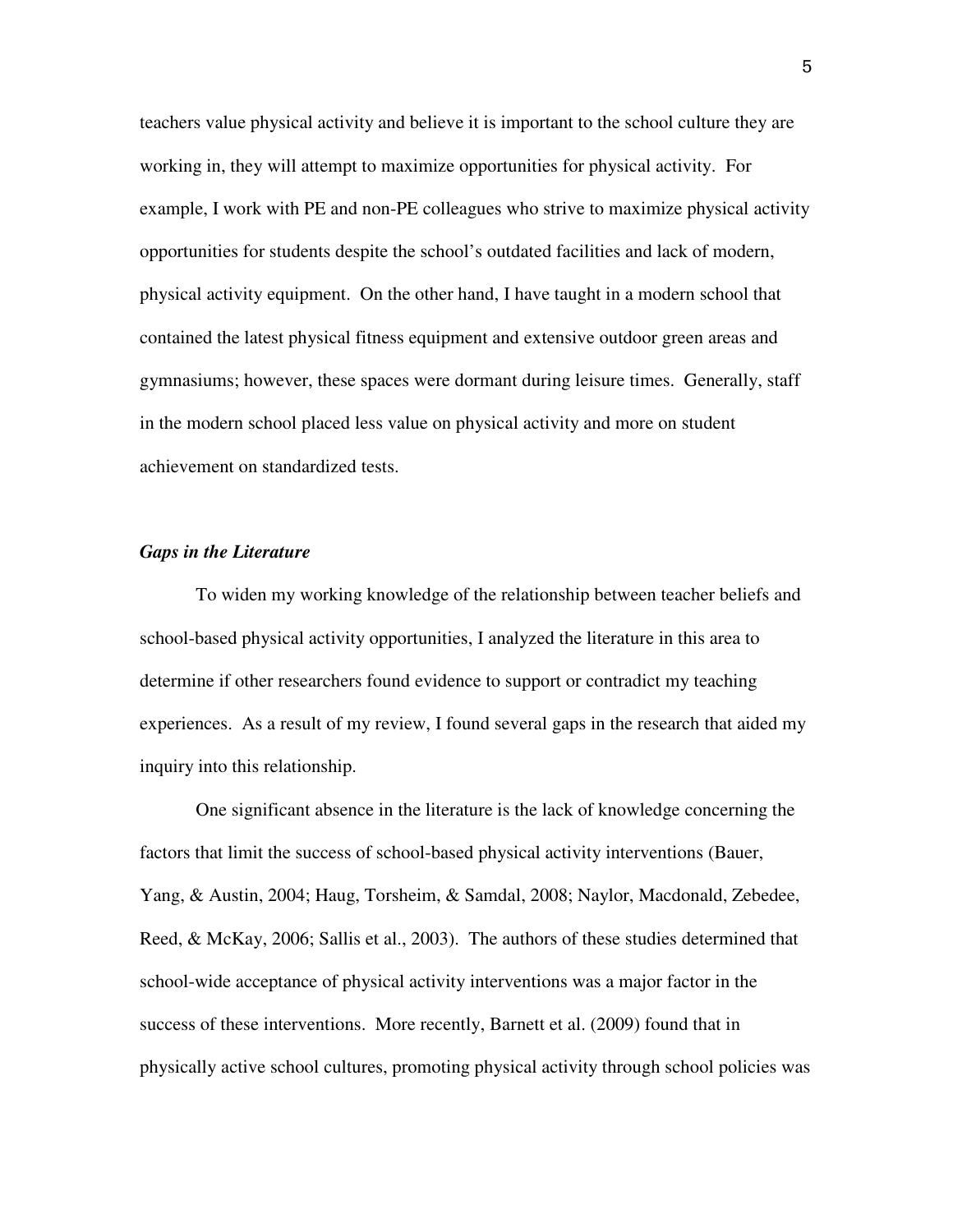teachers value physical activity and believe it is important to the school culture they are working in, they will attempt to maximize opportunities for physical activity. For example, I work with PE and non-PE colleagues who strive to maximize physical activity opportunities for students despite the school's outdated facilities and lack of modern, physical activity equipment. On the other hand, I have taught in a modern school that contained the latest physical fitness equipment and extensive outdoor green areas and gymnasiums; however, these spaces were dormant during leisure times. Generally, staff in the modern school placed less value on physical activity and more on student achievement on standardized tests.

### ***Gaps in the Literature***

To widen my working knowledge of the relationship between teacher beliefs and school-based physical activity opportunities, I analyzed the literature in this area to determine if other researchers found evidence to support or contradict my teaching experiences. As a result of my review, I found several gaps in the research that aided my inquiry into this relationship.

One significant absence in the literature is the lack of knowledge concerning the factors that limit the success of school-based physical activity interventions (Bauer, Yang, & Austin, 2004; Haug, Torsheim, & Samdal, 2008; Naylor, Macdonald, Zebedee, Reed, & McKay, 2006; Sallis et al., 2003). The authors of these studies determined that school-wide acceptance of physical activity interventions was a major factor in the success of these interventions. More recently, Barnett et al. (2009) found that in physically active school cultures, promoting physical activity through school policies was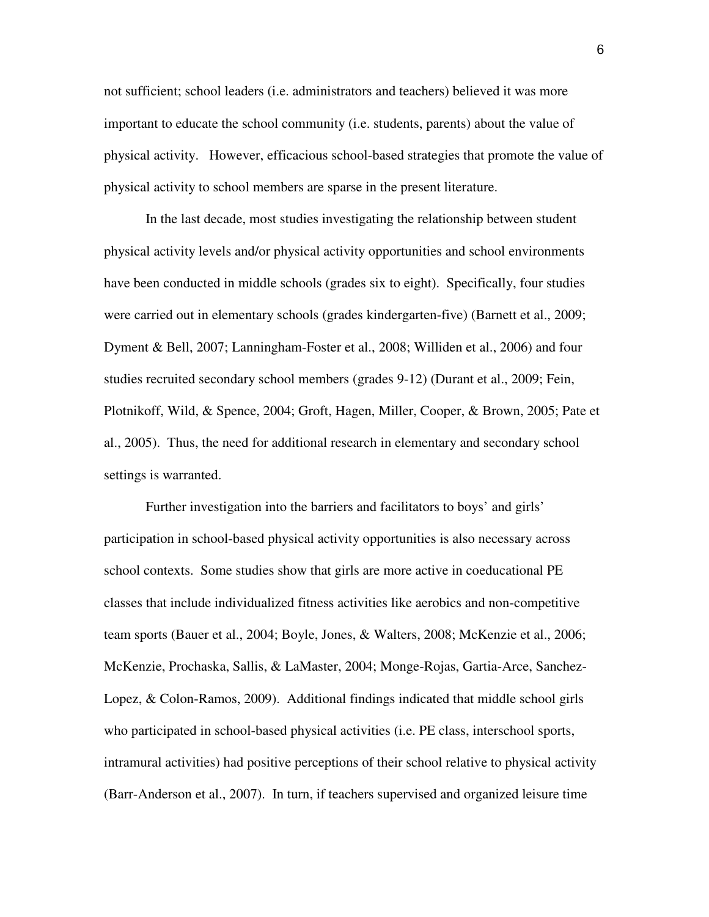not sufficient; school leaders (i.e. administrators and teachers) believed it was more important to educate the school community (i.e. students, parents) about the value of physical activity. However, efficacious school-based strategies that promote the value of physical activity to school members are sparse in the present literature.

In the last decade, most studies investigating the relationship between student physical activity levels and/or physical activity opportunities and school environments have been conducted in middle schools (grades six to eight). Specifically, four studies were carried out in elementary schools (grades kindergarten-five) (Barnett et al., 2009; Dyment & Bell, 2007; Lanningham-Foster et al., 2008; Williden et al., 2006) and four studies recruited secondary school members (grades 9-12) (Durant et al., 2009; Fein, Plotnikoff, Wild, & Spence, 2004; Groft, Hagen, Miller, Cooper, & Brown, 2005; Pate et al., 2005). Thus, the need for additional research in elementary and secondary school settings is warranted.

Further investigation into the barriers and facilitators to boys' and girls' participation in school-based physical activity opportunities is also necessary across school contexts. Some studies show that girls are more active in coeducational PE classes that include individualized fitness activities like aerobics and non-competitive team sports (Bauer et al., 2004; Boyle, Jones, & Walters, 2008; McKenzie et al., 2006; McKenzie, Prochaska, Sallis, & LaMaster, 2004; Monge-Rojas, Gartia-Arce, Sanchez-Lopez, & Colon-Ramos, 2009). Additional findings indicated that middle school girls who participated in school-based physical activities (i.e. PE class, interschool sports, intramural activities) had positive perceptions of their school relative to physical activity (Barr-Anderson et al., 2007). In turn, if teachers supervised and organized leisure time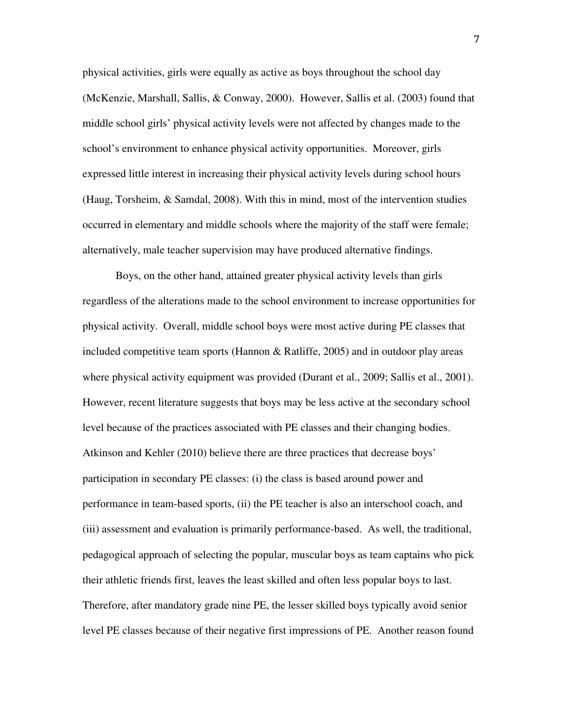physical activities, girls were equally as active as boys throughout the school day (McKenzie, Marshall, Sallis, & Conway, 2000). However, Sallis et al. (2003) found that middle school girls' physical activity levels were not affected by changes made to the school's environment to enhance physical activity opportunities. Moreover, girls expressed little interest in increasing their physical activity levels during school hours (Haug, Torsheim, & Samdal, 2008). With this in mind, most of the intervention studies occurred in elementary and middle schools where the majority of the staff were female; alternatively, male teacher supervision may have produced alternative findings.

Boys, on the other hand, attained greater physical activity levels than girls regardless of the alterations made to the school environment to increase opportunities for physical activity. Overall, middle school boys were most active during PE classes that included competitive team sports (Hannon & Ratliffe, 2005) and in outdoor play areas where physical activity equipment was provided (Durant et al., 2009; Sallis et al., 2001). However, recent literature suggests that boys may be less active at the secondary school level because of the practices associated with PE classes and their changing bodies. Atkinson and Kehler (2010) believe there are three practices that decrease boys' participation in secondary PE classes: (i) the class is based around power and performance in team-based sports, (ii) the PE teacher is also an interschool coach, and (iii) assessment and evaluation is primarily performance-based. As well, the traditional, pedagogical approach of selecting the popular, muscular boys as team captains who pick their athletic friends first, leaves the least skilled and often less popular boys to last. Therefore, after mandatory grade nine PE, the lesser skilled boys typically avoid senior level PE classes because of their negative first impressions of PE. Another reason found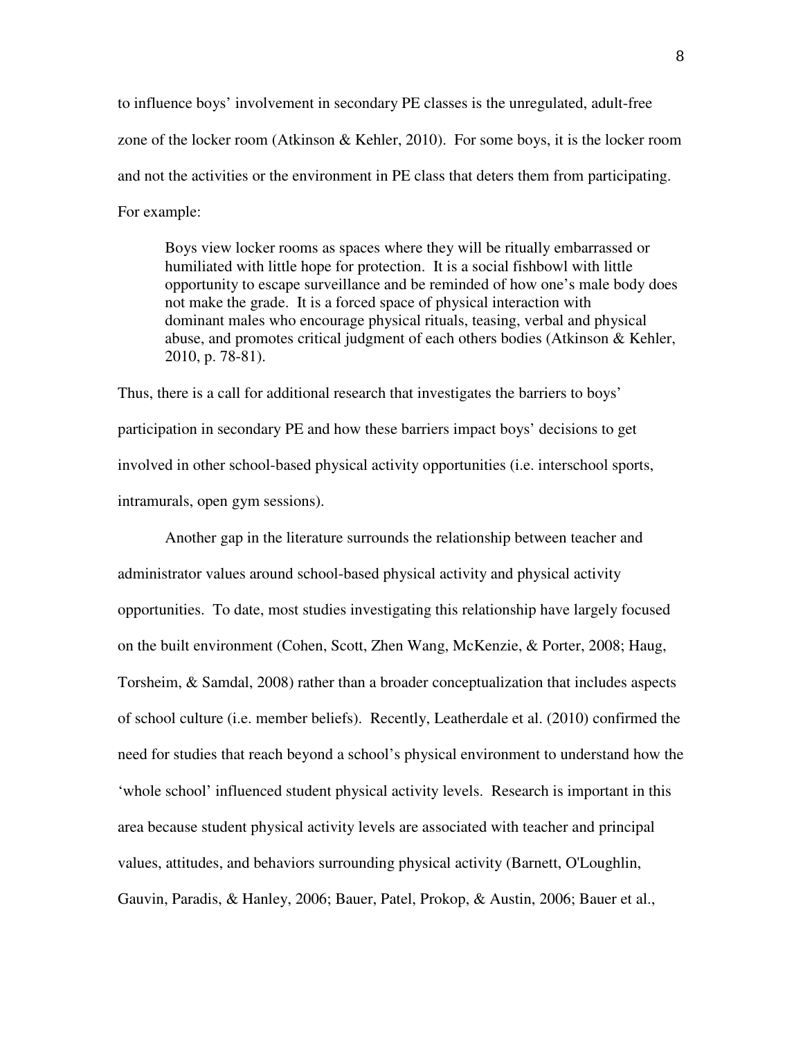to influence boys' involvement in secondary PE classes is the unregulated, adult-free zone of the locker room (Atkinson & Kehler, 2010). For some boys, it is the locker room and not the activities or the environment in PE class that deters them from participating. For example:

> Boys view locker rooms as spaces where they will be ritually embarrassed or humiliated with little hope for protection. It is a social fishbowl with little opportunity to escape surveillance and be reminded of how one's male body does not make the grade. It is a forced space of physical interaction with dominant males who encourage physical rituals, teasing, verbal and physical abuse, and promotes critical judgment of each others bodies (Atkinson & Kehler, 2010, p. 78-81).

Thus, there is a call for additional research that investigates the barriers to boys' participation in secondary PE and how these barriers impact boys' decisions to get involved in other school-based physical activity opportunities (i.e. interschool sports, intramurals, open gym sessions).

Another gap in the literature surrounds the relationship between teacher and administrator values around school-based physical activity and physical activity opportunities. To date, most studies investigating this relationship have largely focused on the built environment (Cohen, Scott, Zhen Wang, McKenzie, & Porter, 2008; Haug, Torsheim, & Samdal, 2008) rather than a broader conceptualization that includes aspects of school culture (i.e. member beliefs). Recently, Leatherdale et al. (2010) confirmed the need for studies that reach beyond a school's physical environment to understand how the 'whole school' influenced student physical activity levels. Research is important in this area because student physical activity levels are associated with teacher and principal values, attitudes, and behaviors surrounding physical activity (Barnett, O'Loughlin, Gauvin, Paradis, & Hanley, 2006; Bauer, Patel, Prokop, & Austin, 2006; Bauer et al.,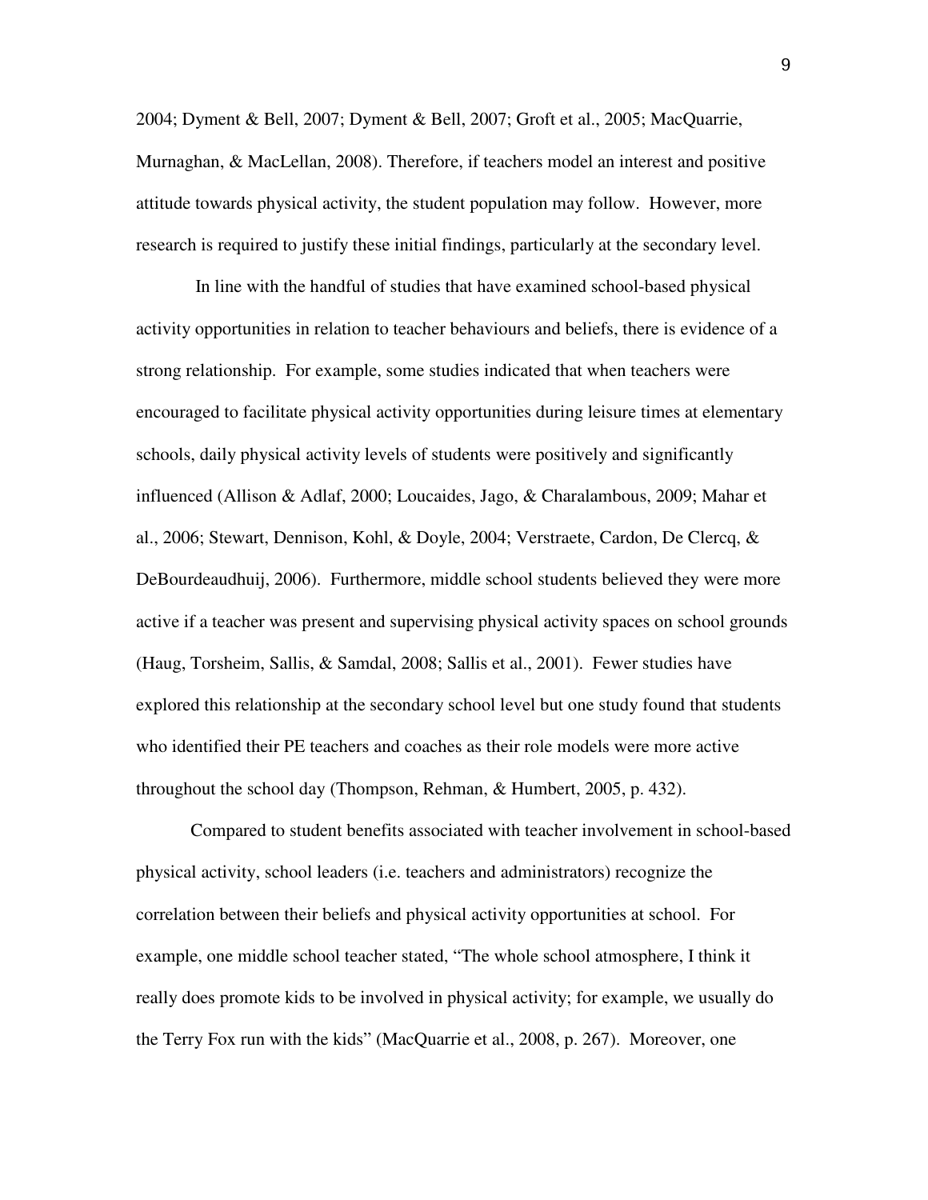2004; Dyment & Bell, 2007; Dyment & Bell, 2007; Groft et al., 2005; MacQuarrie, Murnaghan, & MacLellan, 2008). Therefore, if teachers model an interest and positive attitude towards physical activity, the student population may follow. However, more research is required to justify these initial findings, particularly at the secondary level.

In line with the handful of studies that have examined school-based physical activity opportunities in relation to teacher behaviours and beliefs, there is evidence of a strong relationship. For example, some studies indicated that when teachers were encouraged to facilitate physical activity opportunities during leisure times at elementary schools, daily physical activity levels of students were positively and significantly influenced (Allison & Adlaf, 2000; Loucaides, Jago, & Charalambous, 2009; Mahar et al., 2006; Stewart, Dennison, Kohl, & Doyle, 2004; Verstraete, Cardon, De Clercq, & DeBourdeaudhuij, 2006). Furthermore, middle school students believed they were more active if a teacher was present and supervising physical activity spaces on school grounds (Haug, Torsheim, Sallis, & Samdal, 2008; Sallis et al., 2001). Fewer studies have explored this relationship at the secondary school level but one study found that students who identified their PE teachers and coaches as their role models were more active throughout the school day (Thompson, Rehman, & Humbert, 2005, p. 432).

Compared to student benefits associated with teacher involvement in school-based physical activity, school leaders (i.e. teachers and administrators) recognize the correlation between their beliefs and physical activity opportunities at school. For example, one middle school teacher stated, "The whole school atmosphere, I think it really does promote kids to be involved in physical activity; for example, we usually do the Terry Fox run with the kids" (MacQuarrie et al., 2008, p. 267). Moreover, one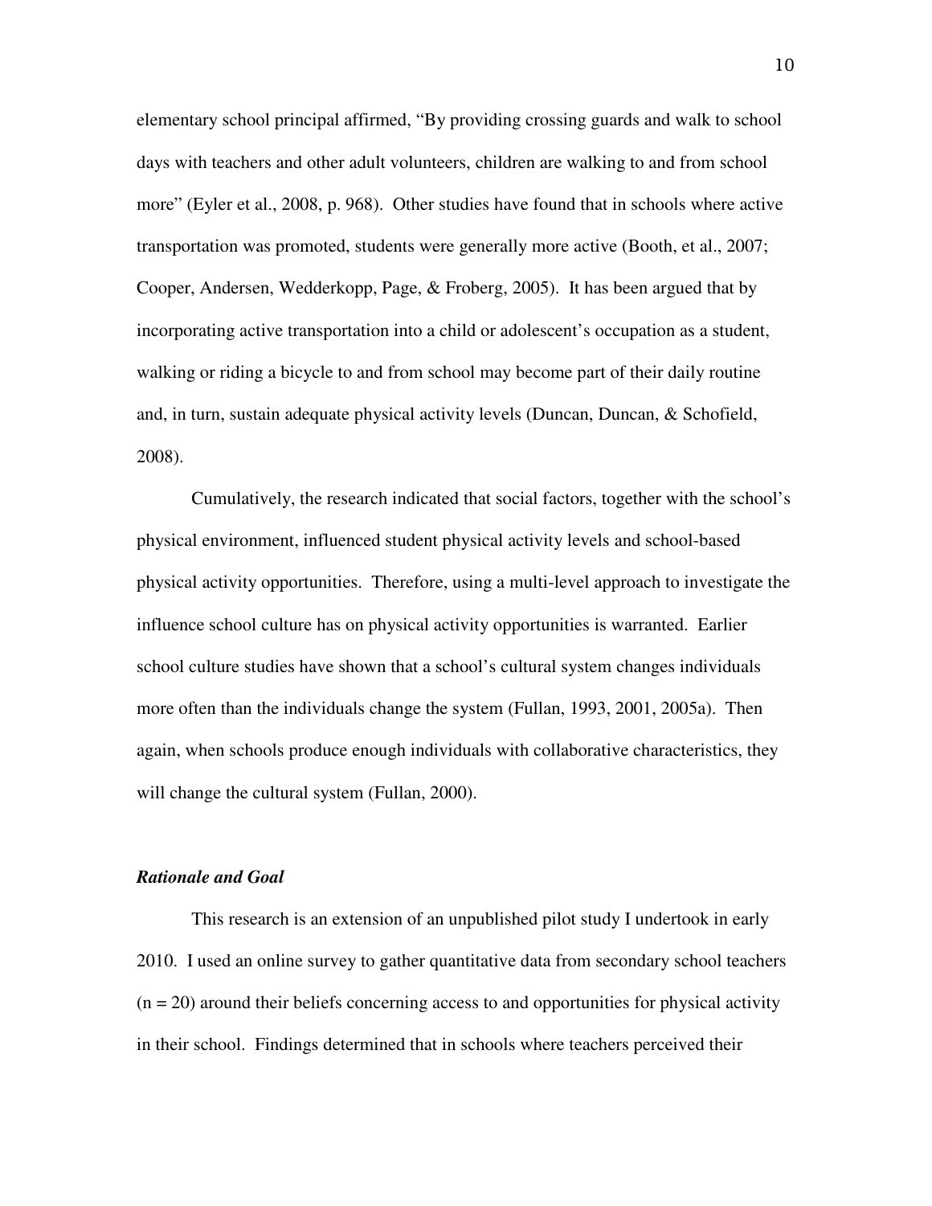elementary school principal affirmed, "By providing crossing guards and walk to school days with teachers and other adult volunteers, children are walking to and from school more" (Eyler et al., 2008, p. 968). Other studies have found that in schools where active transportation was promoted, students were generally more active (Booth, et al., 2007; Cooper, Andersen, Wedderkopp, Page, & Froberg, 2005). It has been argued that by incorporating active transportation into a child or adolescent's occupation as a student, walking or riding a bicycle to and from school may become part of their daily routine and, in turn, sustain adequate physical activity levels (Duncan, Duncan, & Schofield, 2008).

Cumulatively, the research indicated that social factors, together with the school's physical environment, influenced student physical activity levels and school-based physical activity opportunities. Therefore, using a multi-level approach to investigate the influence school culture has on physical activity opportunities is warranted. Earlier school culture studies have shown that a school's cultural system changes individuals more often than the individuals change the system (Fullan, 1993, 2001, 2005a). Then again, when schools produce enough individuals with collaborative characteristics, they will change the cultural system (Fullan, 2000).

### *Rationale and Goal*

This research is an extension of an unpublished pilot study I undertook in early 2010. I used an online survey to gather quantitative data from secondary school teachers ($n = 20$) around their beliefs concerning access to and opportunities for physical activity in their school. Findings determined that in schools where teachers perceived their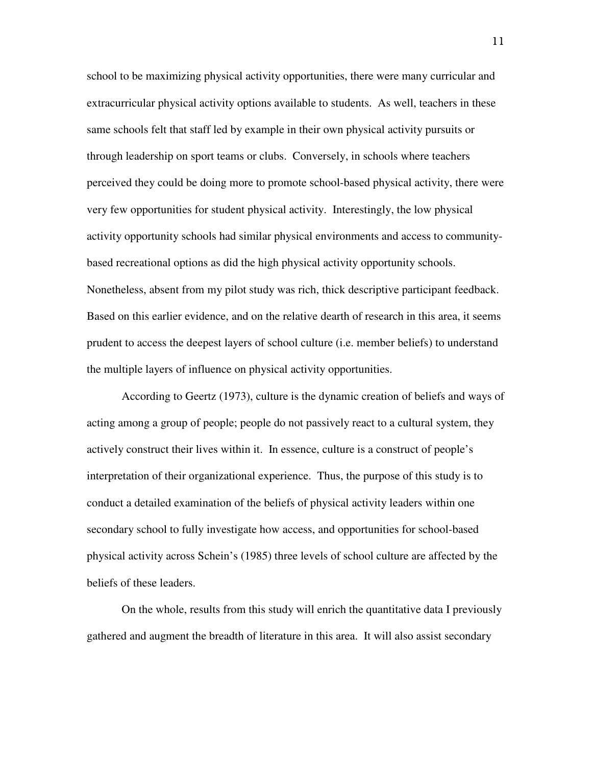school to be maximizing physical activity opportunities, there were many curricular and extracurricular physical activity options available to students. As well, teachers in these same schools felt that staff led by example in their own physical activity pursuits or through leadership on sport teams or clubs. Conversely, in schools where teachers perceived they could be doing more to promote school-based physical activity, there were very few opportunities for student physical activity. Interestingly, the low physical activity opportunity schools had similar physical environments and access to community-based recreational options as did the high physical activity opportunity schools. Nonetheless, absent from my pilot study was rich, thick descriptive participant feedback. Based on this earlier evidence, and on the relative dearth of research in this area, it seems prudent to access the deepest layers of school culture (i.e. member beliefs) to understand the multiple layers of influence on physical activity opportunities.

According to Geertz (1973), culture is the dynamic creation of beliefs and ways of acting among a group of people; people do not passively react to a cultural system, they actively construct their lives within it. In essence, culture is a construct of people's interpretation of their organizational experience. Thus, the purpose of this study is to conduct a detailed examination of the beliefs of physical activity leaders within one secondary school to fully investigate how access, and opportunities for school-based physical activity across Schein's (1985) three levels of school culture are affected by the beliefs of these leaders.

On the whole, results from this study will enrich the quantitative data I previously gathered and augment the breadth of literature in this area. It will also assist secondary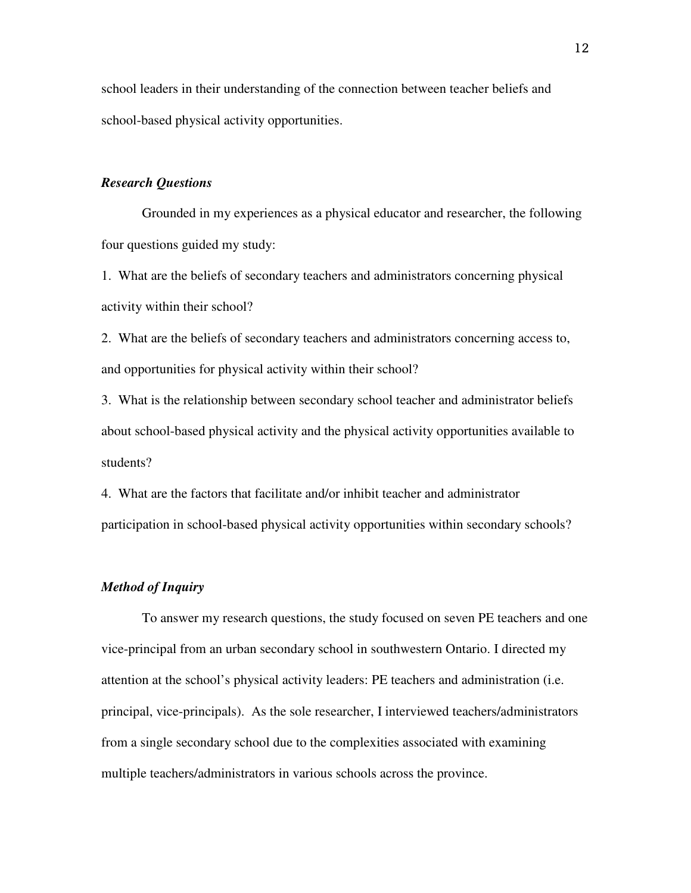school leaders in their understanding of the connection between teacher beliefs and school-based physical activity opportunities.

### *Research Questions*

Grounded in my experiences as a physical educator and researcher, the following four questions guided my study:

1. What are the beliefs of secondary teachers and administrators concerning physical activity within their school?
2. What are the beliefs of secondary teachers and administrators concerning access to, and opportunities for physical activity within their school?
3. What is the relationship between secondary school teacher and administrator beliefs about school-based physical activity and the physical activity opportunities available to students?
4. What are the factors that facilitate and/or inhibit teacher and administrator participation in school-based physical activity opportunities within secondary schools?

### *Method of Inquiry*

To answer my research questions, the study focused on seven PE teachers and one vice-principal from an urban secondary school in southwestern Ontario. I directed my attention at the school's physical activity leaders: PE teachers and administration (i.e. principal, vice-principals). As the sole researcher, I interviewed teachers/administrators from a single secondary school due to the complexities associated with examining multiple teachers/administrators in various schools across the province.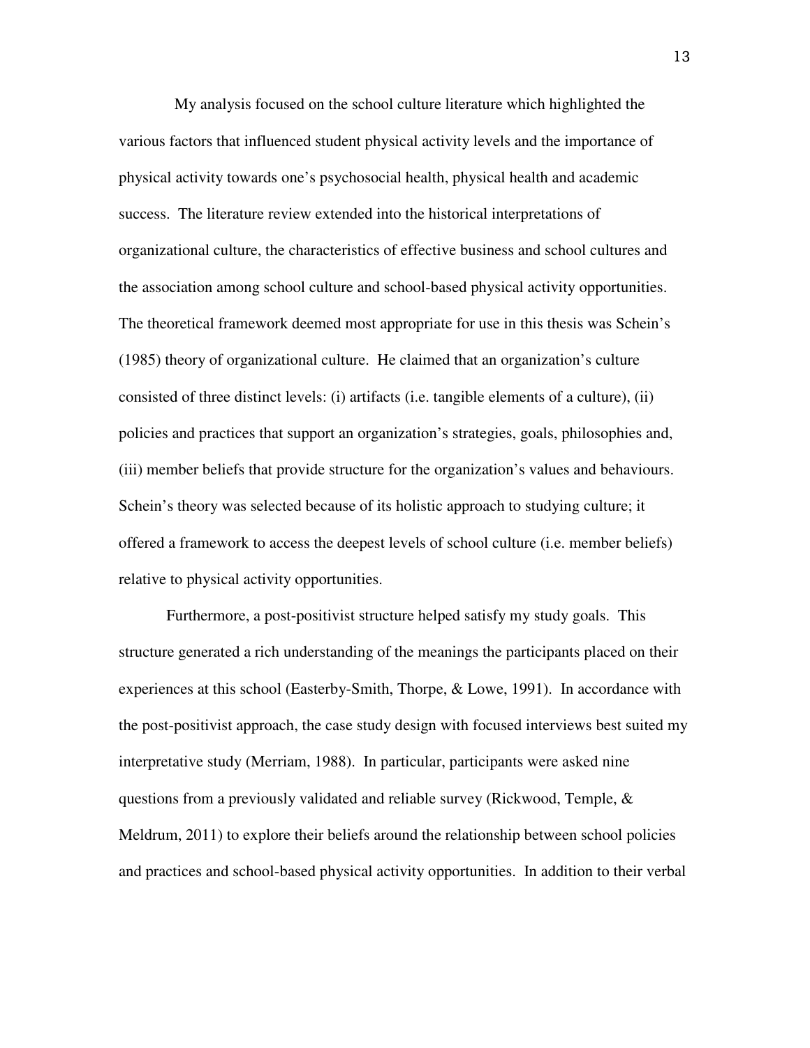My analysis focused on the school culture literature which highlighted the various factors that influenced student physical activity levels and the importance of physical activity towards one's psychosocial health, physical health and academic success. The literature review extended into the historical interpretations of organizational culture, the characteristics of effective business and school cultures and the association among school culture and school-based physical activity opportunities. The theoretical framework deemed most appropriate for use in this thesis was Schein's (1985) theory of organizational culture. He claimed that an organization's culture consisted of three distinct levels: (i) artifacts (i.e. tangible elements of a culture), (ii) policies and practices that support an organization's strategies, goals, philosophies and, (iii) member beliefs that provide structure for the organization's values and behaviours. Schein's theory was selected because of its holistic approach to studying culture; it offered a framework to access the deepest levels of school culture (i.e. member beliefs) relative to physical activity opportunities.

Furthermore, a post-positivist structure helped satisfy my study goals. This structure generated a rich understanding of the meanings the participants placed on their experiences at this school (Easterby-Smith, Thorpe, & Lowe, 1991). In accordance with the post-positivist approach, the case study design with focused interviews best suited my interpretative study (Merriam, 1988). In particular, participants were asked nine questions from a previously validated and reliable survey (Rickwood, Temple, & Meldrum, 2011) to explore their beliefs around the relationship between school policies and practices and school-based physical activity opportunities. In addition to their verbal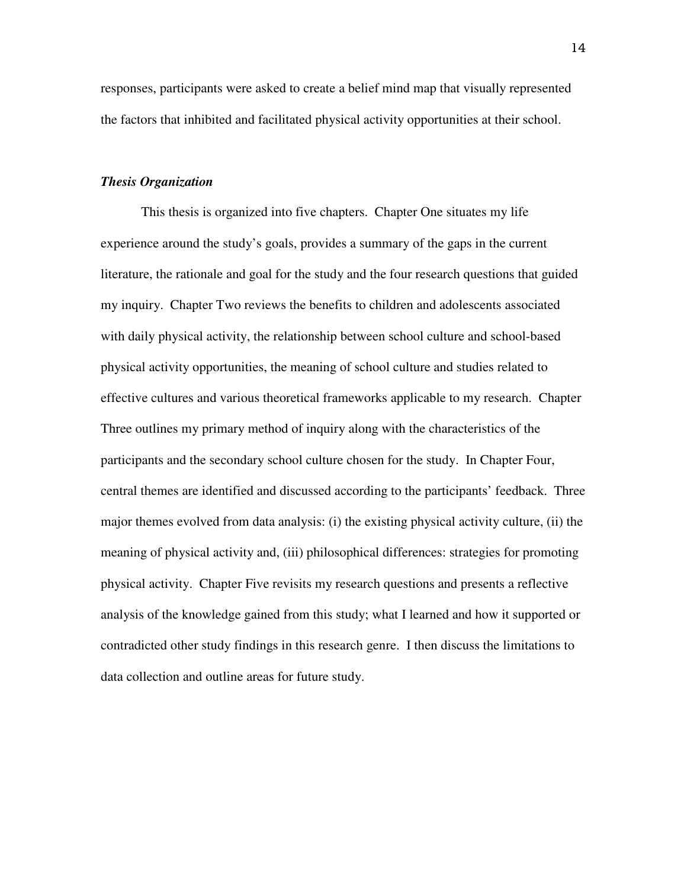responses, participants were asked to create a belief mind map that visually represented the factors that inhibited and facilitated physical activity opportunities at their school.

### ***Thesis Organization***

This thesis is organized into five chapters. Chapter One situates my life experience around the study's goals, provides a summary of the gaps in the current literature, the rationale and goal for the study and the four research questions that guided my inquiry. Chapter Two reviews the benefits to children and adolescents associated with daily physical activity, the relationship between school culture and school-based physical activity opportunities, the meaning of school culture and studies related to effective cultures and various theoretical frameworks applicable to my research. Chapter Three outlines my primary method of inquiry along with the characteristics of the participants and the secondary school culture chosen for the study. In Chapter Four, central themes are identified and discussed according to the participants' feedback. Three major themes evolved from data analysis: (i) the existing physical activity culture, (ii) the meaning of physical activity and, (iii) philosophical differences: strategies for promoting physical activity. Chapter Five revisits my research questions and presents a reflective analysis of the knowledge gained from this study; what I learned and how it supported or contradicted other study findings in this research genre. I then discuss the limitations to data collection and outline areas for future study.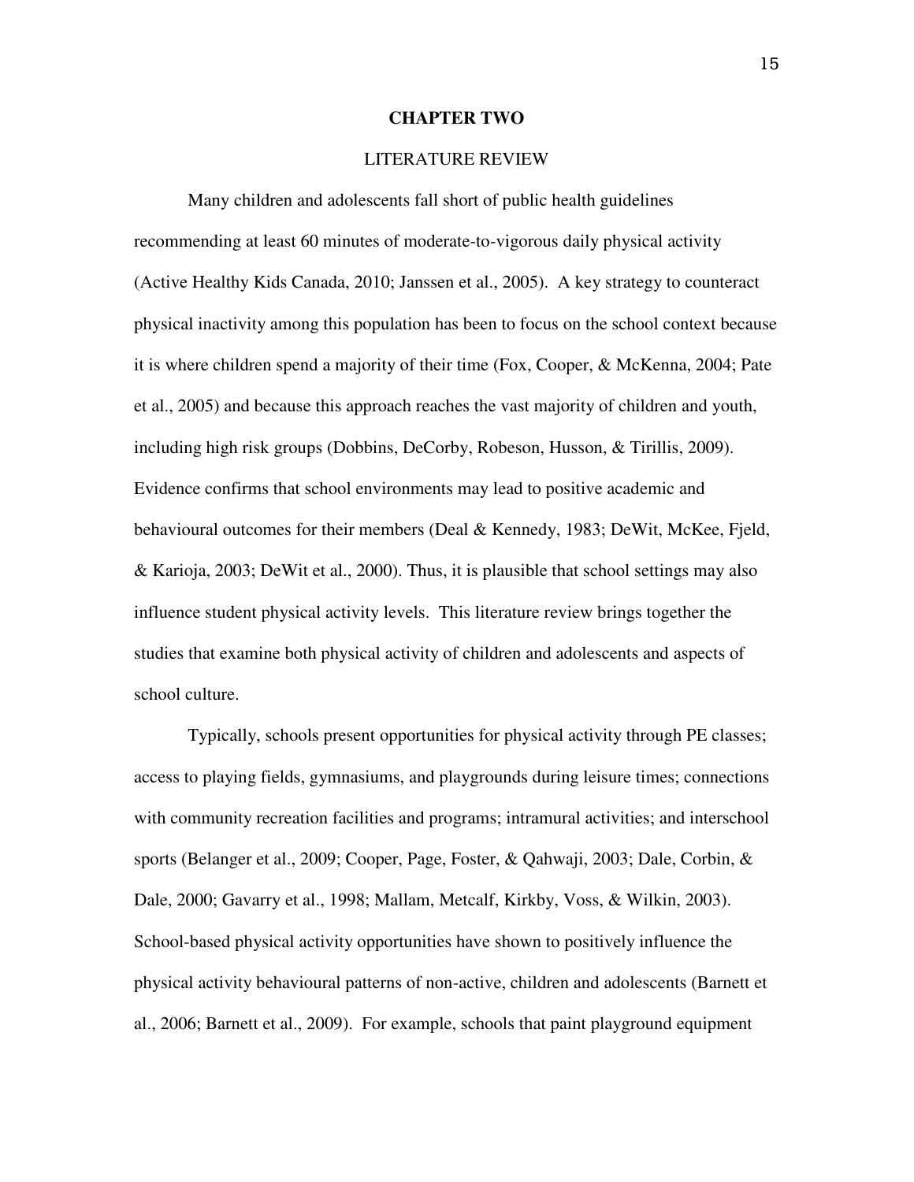# CHAPTER TWO

## LITERATURE REVIEW

Many children and adolescents fall short of public health guidelines recommending at least 60 minutes of moderate-to-vigorous daily physical activity (Active Healthy Kids Canada, 2010; Janssen et al., 2005). A key strategy to counteract physical inactivity among this population has been to focus on the school context because it is where children spend a majority of their time (Fox, Cooper, & McKenna, 2004; Pate et al., 2005) and because this approach reaches the vast majority of children and youth, including high risk groups (Dobbins, DeCorby, Robeson, Husson, & Tirillis, 2009). Evidence confirms that school environments may lead to positive academic and behavioural outcomes for their members (Deal & Kennedy, 1983; DeWit, McKee, Fjeld, & Karioja, 2003; DeWit et al., 2000). Thus, it is plausible that school settings may also influence student physical activity levels. This literature review brings together the studies that examine both physical activity of children and adolescents and aspects of school culture.

Typically, schools present opportunities for physical activity through PE classes; access to playing fields, gymnasiums, and playgrounds during leisure times; connections with community recreation facilities and programs; intramural activities; and interschool sports (Belanger et al., 2009; Cooper, Page, Foster, & Qahwaji, 2003; Dale, Corbin, & Dale, 2000; Gavarry et al., 1998; Mallam, Metcalf, Kirkby, Voss, & Wilkin, 2003). School-based physical activity opportunities have shown to positively influence the physical activity behavioural patterns of non-active, children and adolescents (Barnett et al., 2006; Barnett et al., 2009). For example, schools that paint playground equipment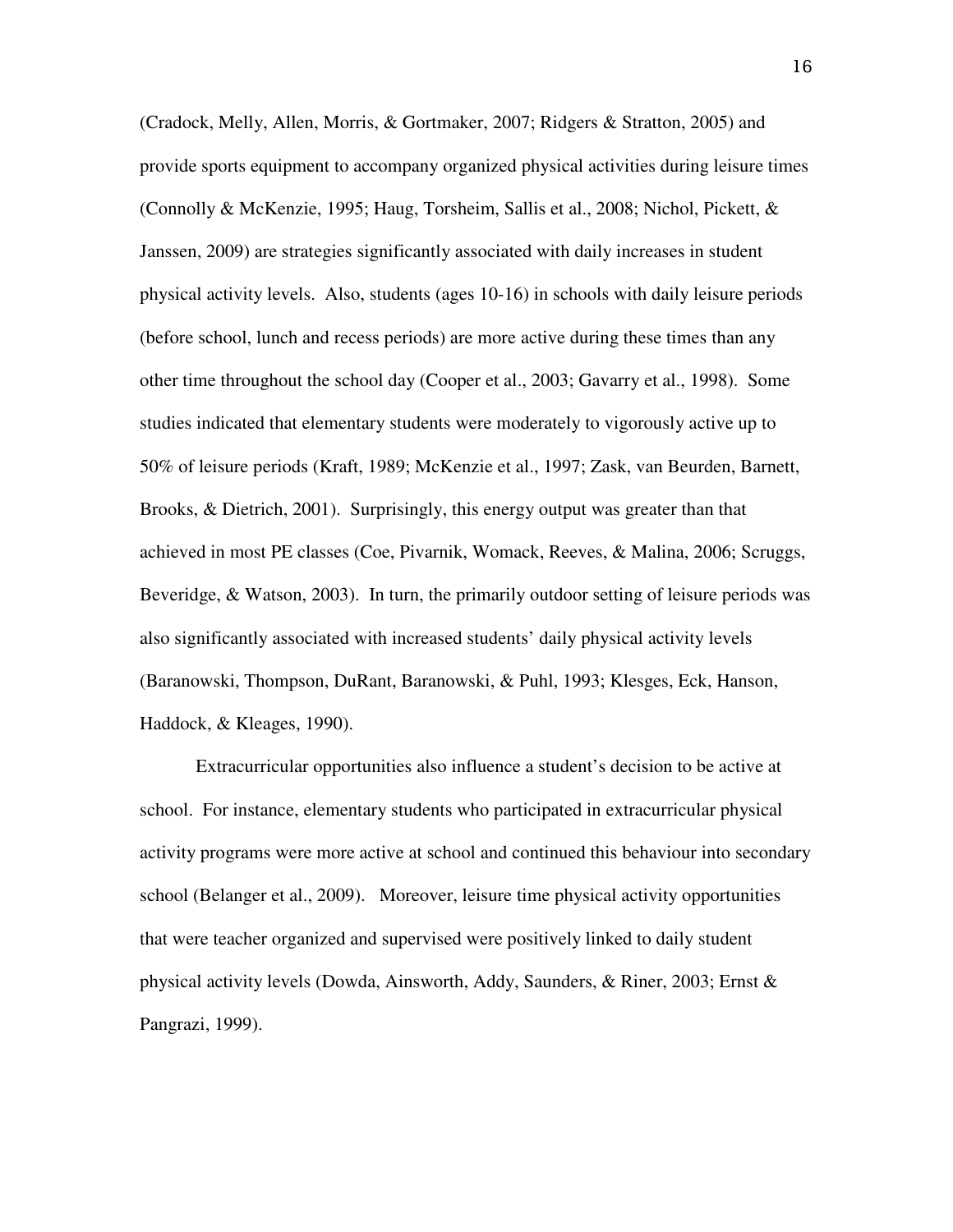(Cradock, Melly, Allen, Morris, & Gortmaker, 2007; Ridgers & Stratton, 2005) and provide sports equipment to accompany organized physical activities during leisure times (Connolly & McKenzie, 1995; Haug, Torsheim, Sallis et al., 2008; Nichol, Pickett, & Janssen, 2009) are strategies significantly associated with daily increases in student physical activity levels. Also, students (ages 10-16) in schools with daily leisure periods (before school, lunch and recess periods) are more active during these times than any other time throughout the school day (Cooper et al., 2003; Gavarry et al., 1998). Some studies indicated that elementary students were moderately to vigorously active up to 50% of leisure periods (Kraft, 1989; McKenzie et al., 1997; Zask, van Beurden, Barnett, Brooks, & Dietrich, 2001). Surprisingly, this energy output was greater than that achieved in most PE classes (Coe, Pivarnik, Womack, Reeves, & Malina, 2006; Scruggs, Beveridge, & Watson, 2003). In turn, the primarily outdoor setting of leisure periods was also significantly associated with increased students' daily physical activity levels (Baranowski, Thompson, DuRant, Baranowski, & Puhl, 1993; Klesges, Eck, Hanson, Haddock, & Kleages, 1990).

Extracurricular opportunities also influence a student's decision to be active at school. For instance, elementary students who participated in extracurricular physical activity programs were more active at school and continued this behaviour into secondary school (Belanger et al., 2009). Moreover, leisure time physical activity opportunities that were teacher organized and supervised were positively linked to daily student physical activity levels (Dowda, Ainsworth, Addy, Saunders, & Riner, 2003; Ernst & Pangrazi, 1999).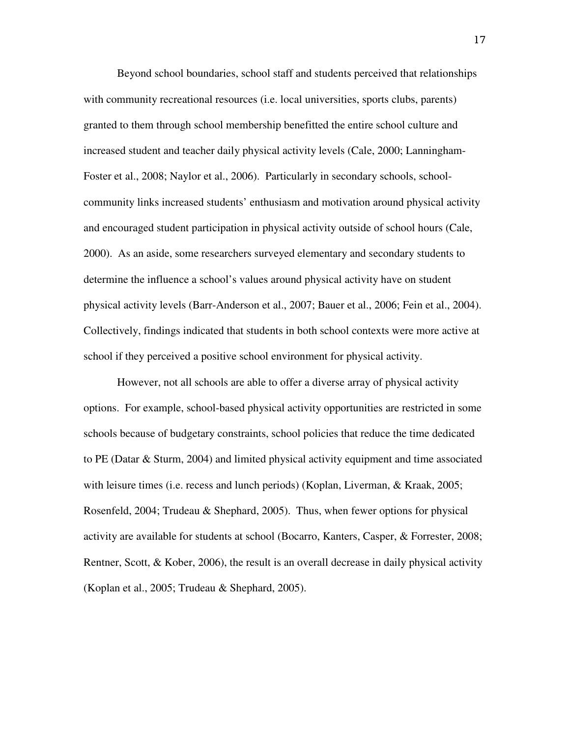Beyond school boundaries, school staff and students perceived that relationships with community recreational resources (i.e. local universities, sports clubs, parents) granted to them through school membership benefitted the entire school culture and increased student and teacher daily physical activity levels (Cale, 2000; Lanningham-Foster et al., 2008; Naylor et al., 2006). Particularly in secondary schools, school-community links increased students' enthusiasm and motivation around physical activity and encouraged student participation in physical activity outside of school hours (Cale, 2000). As an aside, some researchers surveyed elementary and secondary students to determine the influence a school's values around physical activity have on student physical activity levels (Barr-Anderson et al., 2007; Bauer et al., 2006; Fein et al., 2004). Collectively, findings indicated that students in both school contexts were more active at school if they perceived a positive school environment for physical activity.

However, not all schools are able to offer a diverse array of physical activity options. For example, school-based physical activity opportunities are restricted in some schools because of budgetary constraints, school policies that reduce the time dedicated to PE (Datar & Sturm, 2004) and limited physical activity equipment and time associated with leisure times (i.e. recess and lunch periods) (Koplan, Liverman, & Kraak, 2005; Rosenfeld, 2004; Trudeau & Shephard, 2005). Thus, when fewer options for physical activity are available for students at school (Bocarro, Kanters, Casper, & Forrester, 2008; Rentner, Scott, & Kober, 2006), the result is an overall decrease in daily physical activity (Koplan et al., 2005; Trudeau & Shephard, 2005).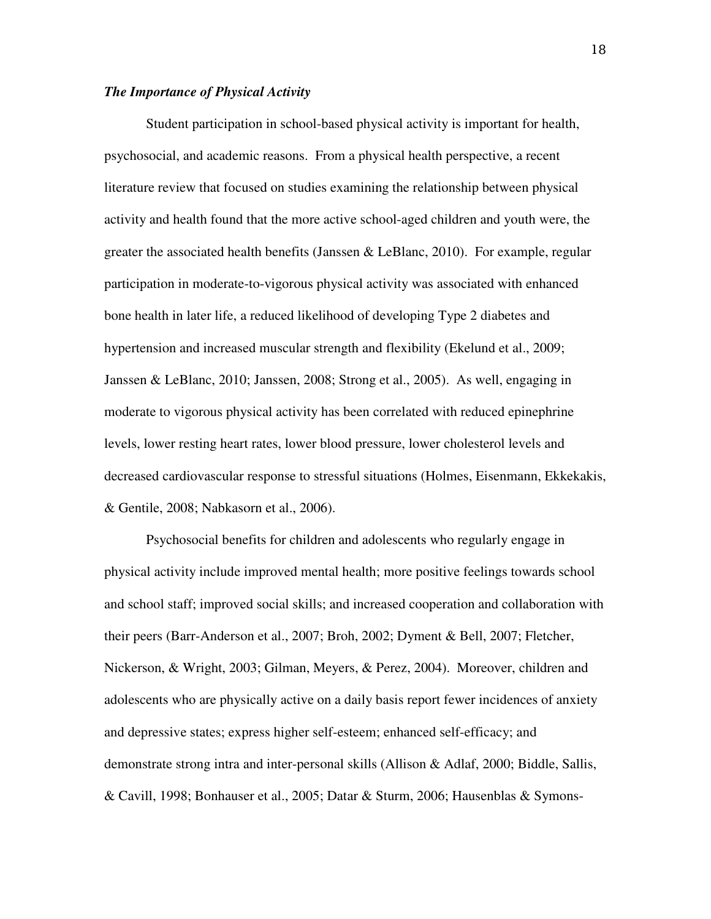### *The Importance of Physical Activity*

Student participation in school-based physical activity is important for health, psychosocial, and academic reasons. From a physical health perspective, a recent literature review that focused on studies examining the relationship between physical activity and health found that the more active school-aged children and youth were, the greater the associated health benefits (Janssen & LeBlanc, 2010). For example, regular participation in moderate-to-vigorous physical activity was associated with enhanced bone health in later life, a reduced likelihood of developing Type 2 diabetes and hypertension and increased muscular strength and flexibility (Ekelund et al., 2009; Janssen & LeBlanc, 2010; Janssen, 2008; Strong et al., 2005). As well, engaging in moderate to vigorous physical activity has been correlated with reduced epinephrine levels, lower resting heart rates, lower blood pressure, lower cholesterol levels and decreased cardiovascular response to stressful situations (Holmes, Eisenmann, Ekkekakis, & Gentile, 2008; Nabkasorn et al., 2006).

Psychosocial benefits for children and adolescents who regularly engage in physical activity include improved mental health; more positive feelings towards school and school staff; improved social skills; and increased cooperation and collaboration with their peers (Barr-Anderson et al., 2007; Broh, 2002; Dyment & Bell, 2007; Fletcher, Nickerson, & Wright, 2003; Gilman, Meyers, & Perez, 2004). Moreover, children and adolescents who are physically active on a daily basis report fewer incidences of anxiety and depressive states; express higher self-esteem; enhanced self-efficacy; and demonstrate strong intra and inter-personal skills (Allison & Adlaf, 2000; Biddle, Sallis, & Cavill, 1998; Bonhauser et al., 2005; Datar & Sturm, 2006; Hausenblas & Symons-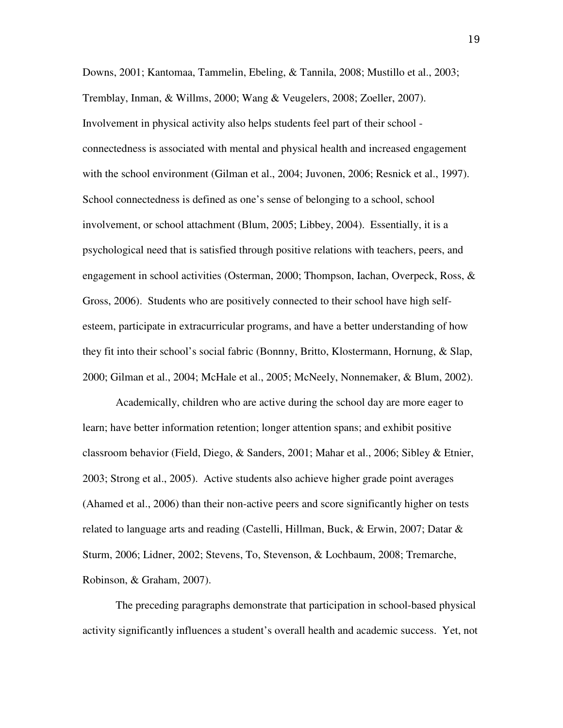Downs, 2001; Kantomaa, Tammelin, Ebeling, & Tannila, 2008; Mustillo et al., 2003; Tremblay, Inman, & Willms, 2000; Wang & Veugelers, 2008; Zoeller, 2007). Involvement in physical activity also helps students feel part of their school - connectedness is associated with mental and physical health and increased engagement with the school environment (Gilman et al., 2004; Juvonen, 2006; Resnick et al., 1997). School connectedness is defined as one's sense of belonging to a school, school involvement, or school attachment (Blum, 2005; Libbey, 2004). Essentially, it is a psychological need that is satisfied through positive relations with teachers, peers, and engagement in school activities (Osterman, 2000; Thompson, Iachan, Overpeck, Ross, & Gross, 2006). Students who are positively connected to their school have high self-esteem, participate in extracurricular programs, and have a better understanding of how they fit into their school's social fabric (Bonnny, Britto, Klostermann, Hornung, & Slap, 2000; Gilman et al., 2004; McHale et al., 2005; McNeely, Nonnemaker, & Blum, 2002).

Academically, children who are active during the school day are more eager to learn; have better information retention; longer attention spans; and exhibit positive classroom behavior (Field, Diego, & Sanders, 2001; Mahar et al., 2006; Sibley & Etnier, 2003; Strong et al., 2005). Active students also achieve higher grade point averages (Ahamed et al., 2006) than their non-active peers and score significantly higher on tests related to language arts and reading (Castelli, Hillman, Buck, & Erwin, 2007; Datar & Sturm, 2006; Lidner, 2002; Stevens, To, Stevenson, & Lochbaum, 2008; Tremarche, Robinson, & Graham, 2007).

The preceding paragraphs demonstrate that participation in school-based physical activity significantly influences a student's overall health and academic success. Yet, not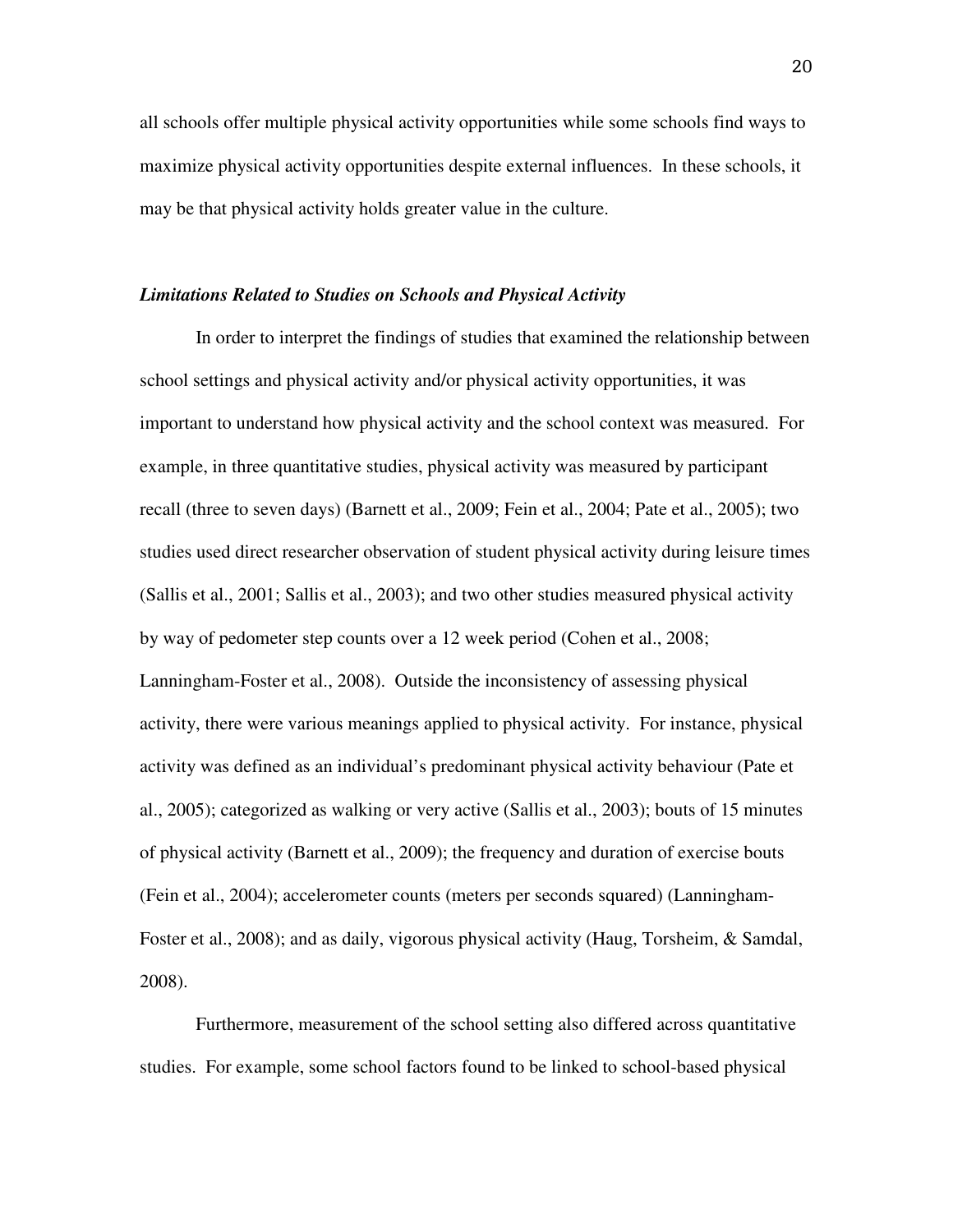all schools offer multiple physical activity opportunities while some schools find ways to maximize physical activity opportunities despite external influences. In these schools, it may be that physical activity holds greater value in the culture.

### ***Limitations Related to Studies on Schools and Physical Activity***

In order to interpret the findings of studies that examined the relationship between school settings and physical activity and/or physical activity opportunities, it was important to understand how physical activity and the school context was measured. For example, in three quantitative studies, physical activity was measured by participant recall (three to seven days) (Barnett et al., 2009; Fein et al., 2004; Pate et al., 2005); two studies used direct researcher observation of student physical activity during leisure times (Sallis et al., 2001; Sallis et al., 2003); and two other studies measured physical activity by way of pedometer step counts over a 12 week period (Cohen et al., 2008; Lanningham-Foster et al., 2008). Outside the inconsistency of assessing physical activity, there were various meanings applied to physical activity. For instance, physical activity was defined as an individual's predominant physical activity behaviour (Pate et al., 2005); categorized as walking or very active (Sallis et al., 2003); bouts of 15 minutes of physical activity (Barnett et al., 2009); the frequency and duration of exercise bouts (Fein et al., 2004); accelerometer counts (meters per seconds squared) (Lanningham-Foster et al., 2008); and as daily, vigorous physical activity (Haug, Torsheim, & Samdal, 2008).

Furthermore, measurement of the school setting also differed across quantitative studies. For example, some school factors found to be linked to school-based physical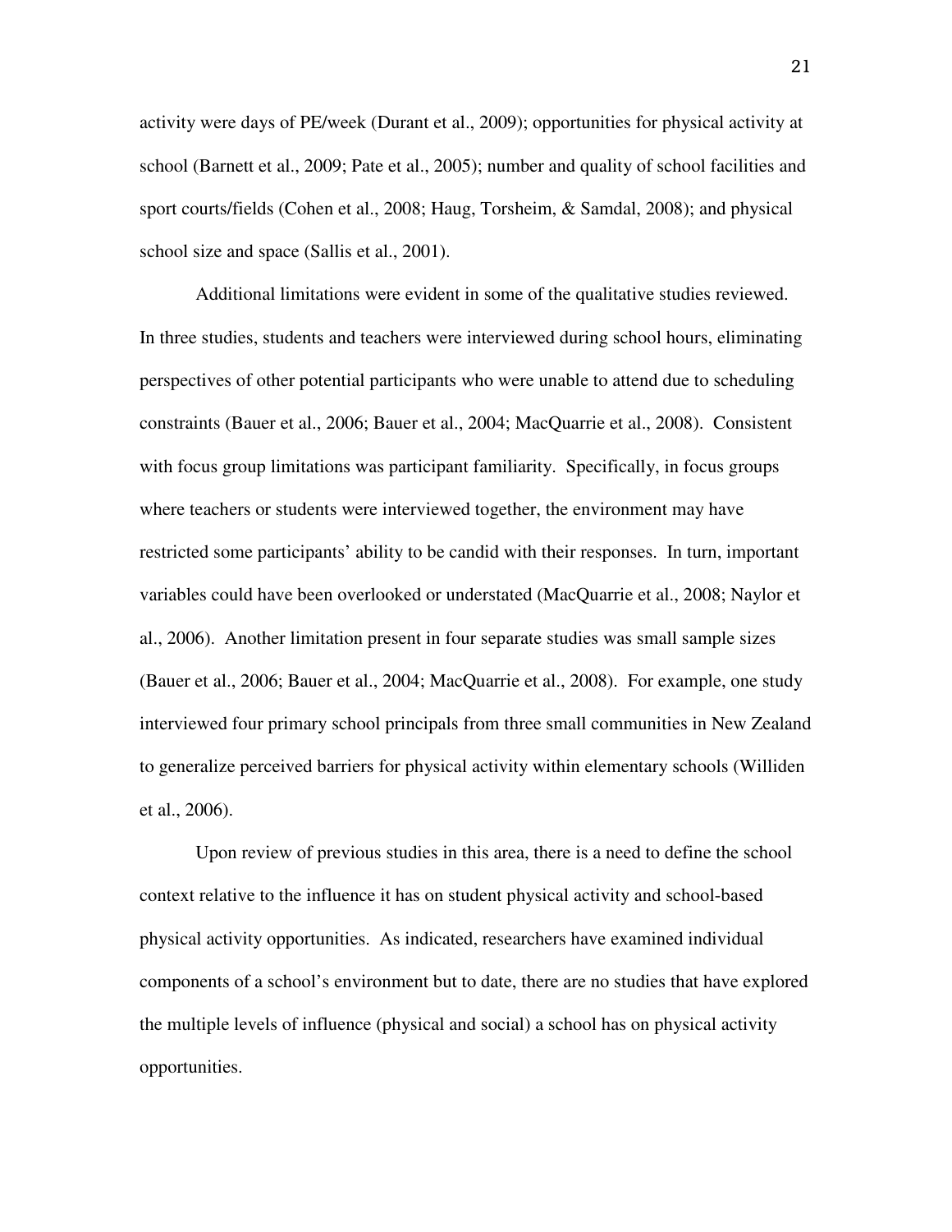activity were days of PE/week (Durant et al., 2009); opportunities for physical activity at school (Barnett et al., 2009; Pate et al., 2005); number and quality of school facilities and sport courts/fields (Cohen et al., 2008; Haug, Torsheim, & Samdal, 2008); and physical school size and space (Sallis et al., 2001).

Additional limitations were evident in some of the qualitative studies reviewed. In three studies, students and teachers were interviewed during school hours, eliminating perspectives of other potential participants who were unable to attend due to scheduling constraints (Bauer et al., 2006; Bauer et al., 2004; MacQuarrie et al., 2008). Consistent with focus group limitations was participant familiarity. Specifically, in focus groups where teachers or students were interviewed together, the environment may have restricted some participants' ability to be candid with their responses. In turn, important variables could have been overlooked or understated (MacQuarrie et al., 2008; Naylor et al., 2006). Another limitation present in four separate studies was small sample sizes (Bauer et al., 2006; Bauer et al., 2004; MacQuarrie et al., 2008). For example, one study interviewed four primary school principals from three small communities in New Zealand to generalize perceived barriers for physical activity within elementary schools (Williden et al., 2006).

Upon review of previous studies in this area, there is a need to define the school context relative to the influence it has on student physical activity and school-based physical activity opportunities. As indicated, researchers have examined individual components of a school's environment but to date, there are no studies that have explored the multiple levels of influence (physical and social) a school has on physical activity opportunities.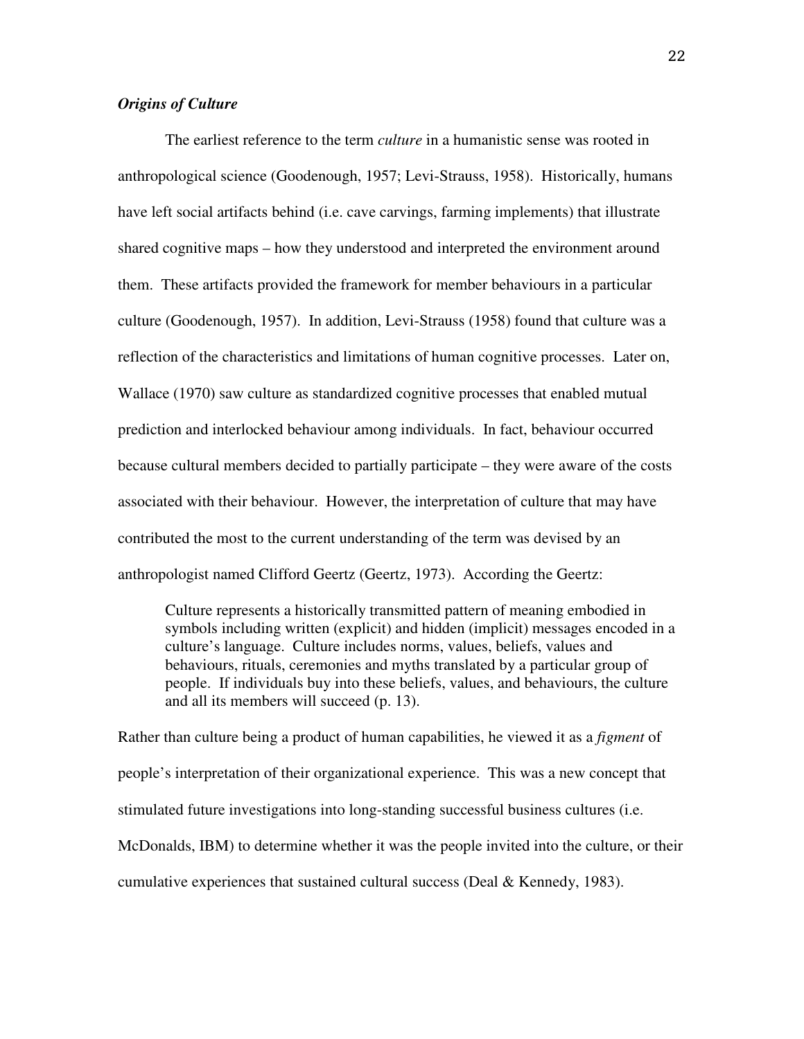***Origins of Culture***

The earliest reference to the term *culture* in a humanistic sense was rooted in anthropological science (Goodenough, 1957; Levi-Strauss, 1958). Historically, humans have left social artifacts behind (i.e. cave carvings, farming implements) that illustrate shared cognitive maps – how they understood and interpreted the environment around them. These artifacts provided the framework for member behaviours in a particular culture (Goodenough, 1957). In addition, Levi-Strauss (1958) found that culture was a reflection of the characteristics and limitations of human cognitive processes. Later on, Wallace (1970) saw culture as standardized cognitive processes that enabled mutual prediction and interlocked behaviour among individuals. In fact, behaviour occurred because cultural members decided to partially participate – they were aware of the costs associated with their behaviour. However, the interpretation of culture that may have contributed the most to the current understanding of the term was devised by an anthropologist named Clifford Geertz (Geertz, 1973). According the Geertz:

> Culture represents a historically transmitted pattern of meaning embodied in symbols including written (explicit) and hidden (implicit) messages encoded in a culture's language. Culture includes norms, values, beliefs, values and behaviours, rituals, ceremonies and myths translated by a particular group of people. If individuals buy into these beliefs, values, and behaviours, the culture and all its members will succeed (p. 13).

Rather than culture being a product of human capabilities, he viewed it as a *figment* of people's interpretation of their organizational experience. This was a new concept that stimulated future investigations into long-standing successful business cultures (i.e. McDonalds, IBM) to determine whether it was the people invited into the culture, or their cumulative experiences that sustained cultural success (Deal & Kennedy, 1983).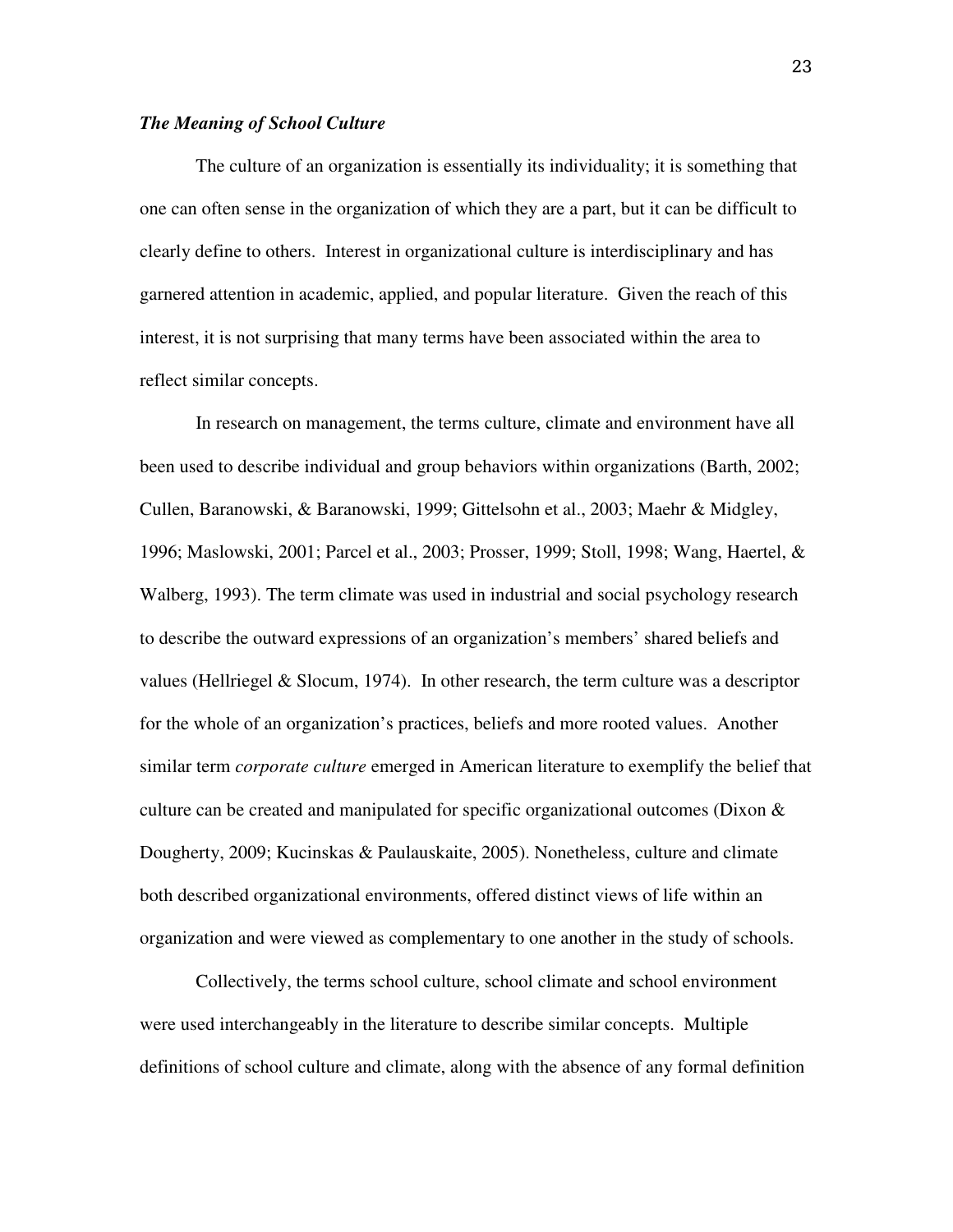***The Meaning of School Culture***

The culture of an organization is essentially its individuality; it is something that one can often sense in the organization of which they are a part, but it can be difficult to clearly define to others. Interest in organizational culture is interdisciplinary and has garnered attention in academic, applied, and popular literature. Given the reach of this interest, it is not surprising that many terms have been associated within the area to reflect similar concepts.

In research on management, the terms culture, climate and environment have all been used to describe individual and group behaviors within organizations (Barth, 2002; Cullen, Baranowski, & Baranowski, 1999; Gittelsohn et al., 2003; Maehr & Midgley, 1996; Maslowski, 2001; Parcel et al., 2003; Prosser, 1999; Stoll, 1998; Wang, Haertel, & Walberg, 1993). The term climate was used in industrial and social psychology research to describe the outward expressions of an organization's members' shared beliefs and values (Hellriegel & Slocum, 1974). In other research, the term culture was a descriptor for the whole of an organization's practices, beliefs and more rooted values. Another similar term *corporate culture* emerged in American literature to exemplify the belief that culture can be created and manipulated for specific organizational outcomes (Dixon & Dougherty, 2009; Kucinskas & Paulauskaite, 2005). Nonetheless, culture and climate both described organizational environments, offered distinct views of life within an organization and were viewed as complementary to one another in the study of schools.

Collectively, the terms school culture, school climate and school environment were used interchangeably in the literature to describe similar concepts. Multiple definitions of school culture and climate, along with the absence of any formal definition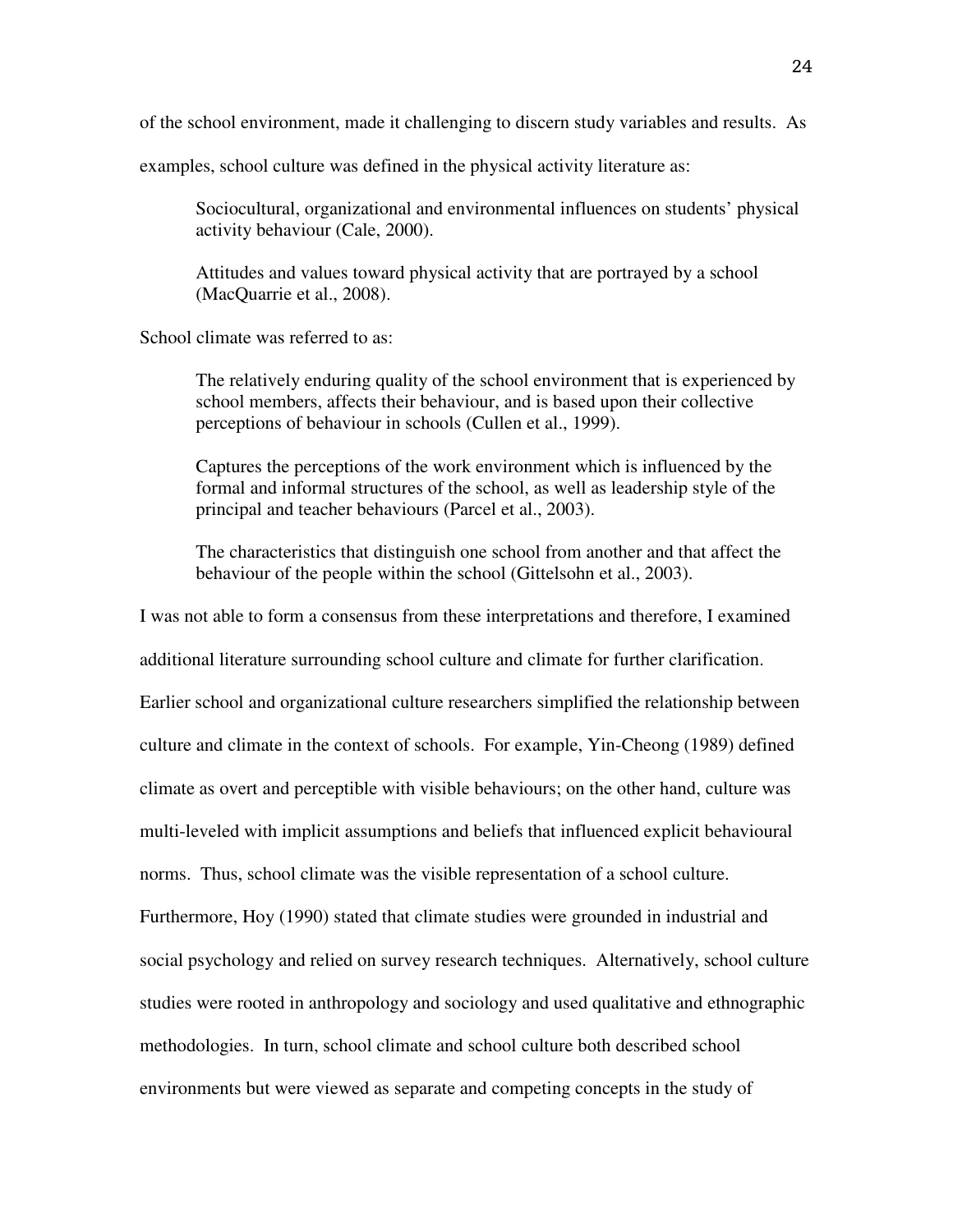of the school environment, made it challenging to discern study variables and results. As examples, school culture was defined in the physical activity literature as:

> Sociocultural, organizational and environmental influences on students' physical activity behaviour (Cale, 2000).
>
> Attitudes and values toward physical activity that are portrayed by a school (MacQuarrie et al., 2008).

School climate was referred to as:

> The relatively enduring quality of the school environment that is experienced by school members, affects their behaviour, and is based upon their collective perceptions of behaviour in schools (Cullen et al., 1999).
>
> Captures the perceptions of the work environment which is influenced by the formal and informal structures of the school, as well as leadership style of the principal and teacher behaviours (Parcel et al., 2003).
>
> The characteristics that distinguish one school from another and that affect the behaviour of the people within the school (Gittelsohn et al., 2003).

I was not able to form a consensus from these interpretations and therefore, I examined additional literature surrounding school culture and climate for further clarification. Earlier school and organizational culture researchers simplified the relationship between culture and climate in the context of schools. For example, Yin-Cheong (1989) defined climate as overt and perceptible with visible behaviours; on the other hand, culture was multi-leveled with implicit assumptions and beliefs that influenced explicit behavioural norms. Thus, school climate was the visible representation of a school culture. Furthermore, Hoy (1990) stated that climate studies were grounded in industrial and social psychology and relied on survey research techniques. Alternatively, school culture studies were rooted in anthropology and sociology and used qualitative and ethnographic methodologies. In turn, school climate and school culture both described school environments but were viewed as separate and competing concepts in the study of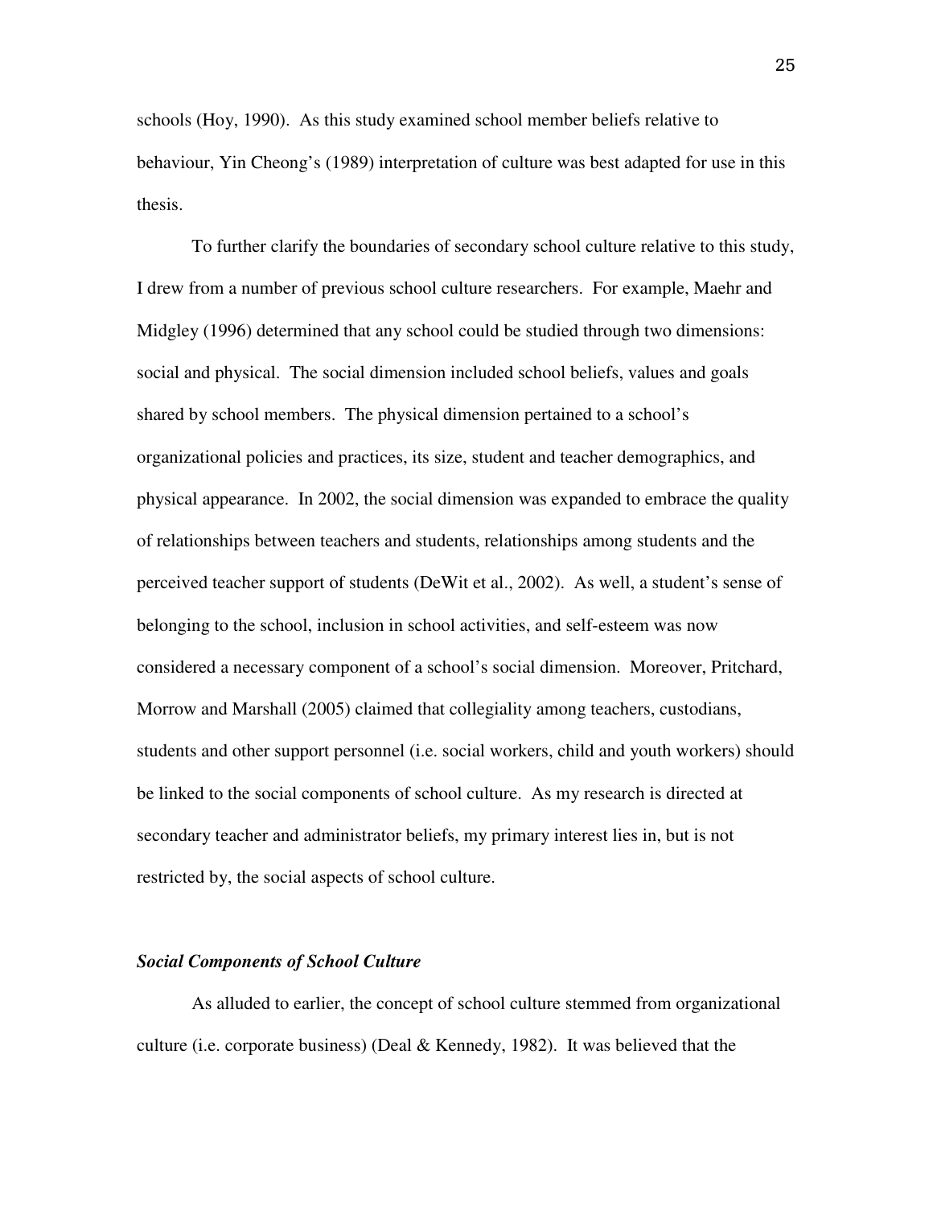schools (Hoy, 1990). As this study examined school member beliefs relative to behaviour, Yin Cheong's (1989) interpretation of culture was best adapted for use in this thesis.

To further clarify the boundaries of secondary school culture relative to this study, I drew from a number of previous school culture researchers. For example, Maehr and Midgley (1996) determined that any school could be studied through two dimensions: social and physical. The social dimension included school beliefs, values and goals shared by school members. The physical dimension pertained to a school's organizational policies and practices, its size, student and teacher demographics, and physical appearance. In 2002, the social dimension was expanded to embrace the quality of relationships between teachers and students, relationships among students and the perceived teacher support of students (DeWit et al., 2002). As well, a student's sense of belonging to the school, inclusion in school activities, and self-esteem was now considered a necessary component of a school's social dimension. Moreover, Pritchard, Morrow and Marshall (2005) claimed that collegiality among teachers, custodians, students and other support personnel (i.e. social workers, child and youth workers) should be linked to the social components of school culture. As my research is directed at secondary teacher and administrator beliefs, my primary interest lies in, but is not restricted by, the social aspects of school culture.

### *Social Components of School Culture*

As alluded to earlier, the concept of school culture stemmed from organizational culture (i.e. corporate business) (Deal & Kennedy, 1982). It was believed that the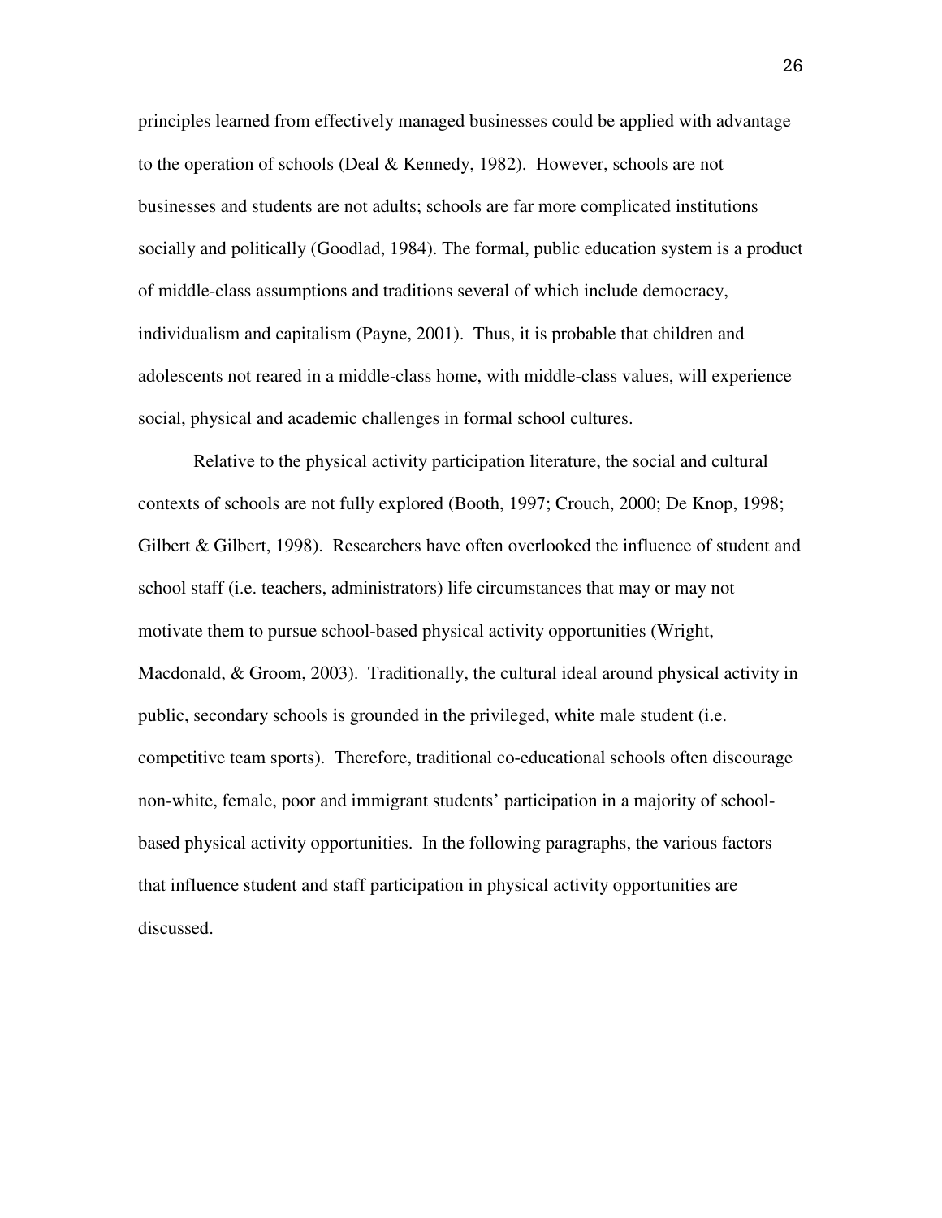principles learned from effectively managed businesses could be applied with advantage to the operation of schools (Deal & Kennedy, 1982). However, schools are not businesses and students are not adults; schools are far more complicated institutions socially and politically (Goodlad, 1984). The formal, public education system is a product of middle-class assumptions and traditions several of which include democracy, individualism and capitalism (Payne, 2001). Thus, it is probable that children and adolescents not reared in a middle-class home, with middle-class values, will experience social, physical and academic challenges in formal school cultures.

Relative to the physical activity participation literature, the social and cultural contexts of schools are not fully explored (Booth, 1997; Crouch, 2000; De Knop, 1998; Gilbert & Gilbert, 1998). Researchers have often overlooked the influence of student and school staff (i.e. teachers, administrators) life circumstances that may or may not motivate them to pursue school-based physical activity opportunities (Wright, Macdonald, & Groom, 2003). Traditionally, the cultural ideal around physical activity in public, secondary schools is grounded in the privileged, white male student (i.e. competitive team sports). Therefore, traditional co-educational schools often discourage non-white, female, poor and immigrant students' participation in a majority of school-based physical activity opportunities. In the following paragraphs, the various factors that influence student and staff participation in physical activity opportunities are discussed.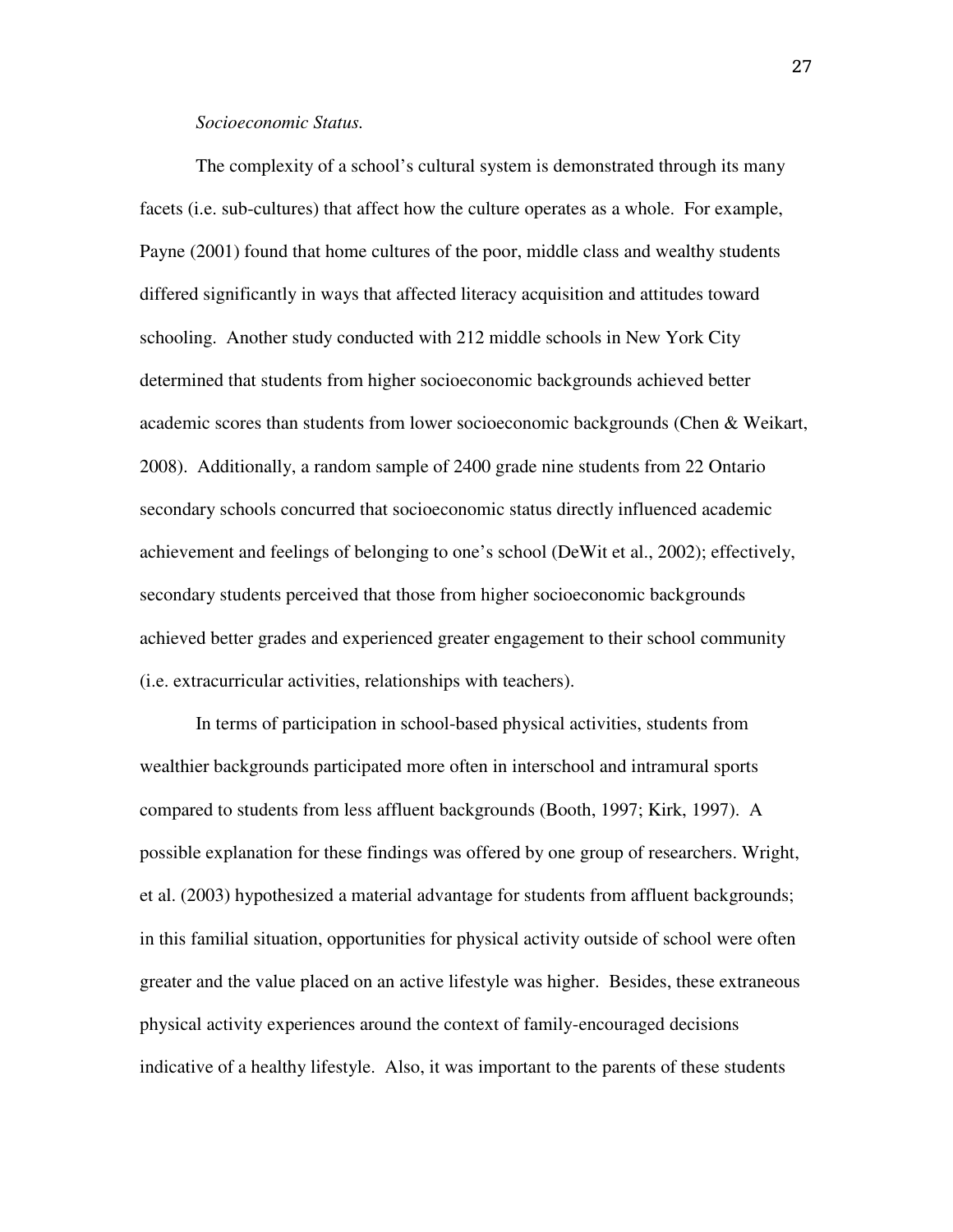*Socioeconomic Status.*

The complexity of a school's cultural system is demonstrated through its many facets (i.e. sub-cultures) that affect how the culture operates as a whole. For example, Payne (2001) found that home cultures of the poor, middle class and wealthy students differed significantly in ways that affected literacy acquisition and attitudes toward schooling. Another study conducted with 212 middle schools in New York City determined that students from higher socioeconomic backgrounds achieved better academic scores than students from lower socioeconomic backgrounds (Chen & Weikart, 2008). Additionally, a random sample of 2400 grade nine students from 22 Ontario secondary schools concurred that socioeconomic status directly influenced academic achievement and feelings of belonging to one's school (DeWit et al., 2002); effectively, secondary students perceived that those from higher socioeconomic backgrounds achieved better grades and experienced greater engagement to their school community (i.e. extracurricular activities, relationships with teachers).

In terms of participation in school-based physical activities, students from wealthier backgrounds participated more often in interschool and intramural sports compared to students from less affluent backgrounds (Booth, 1997; Kirk, 1997). A possible explanation for these findings was offered by one group of researchers. Wright, et al. (2003) hypothesized a material advantage for students from affluent backgrounds; in this familial situation, opportunities for physical activity outside of school were often greater and the value placed on an active lifestyle was higher. Besides, these extraneous physical activity experiences around the context of family-encouraged decisions indicative of a healthy lifestyle. Also, it was important to the parents of these students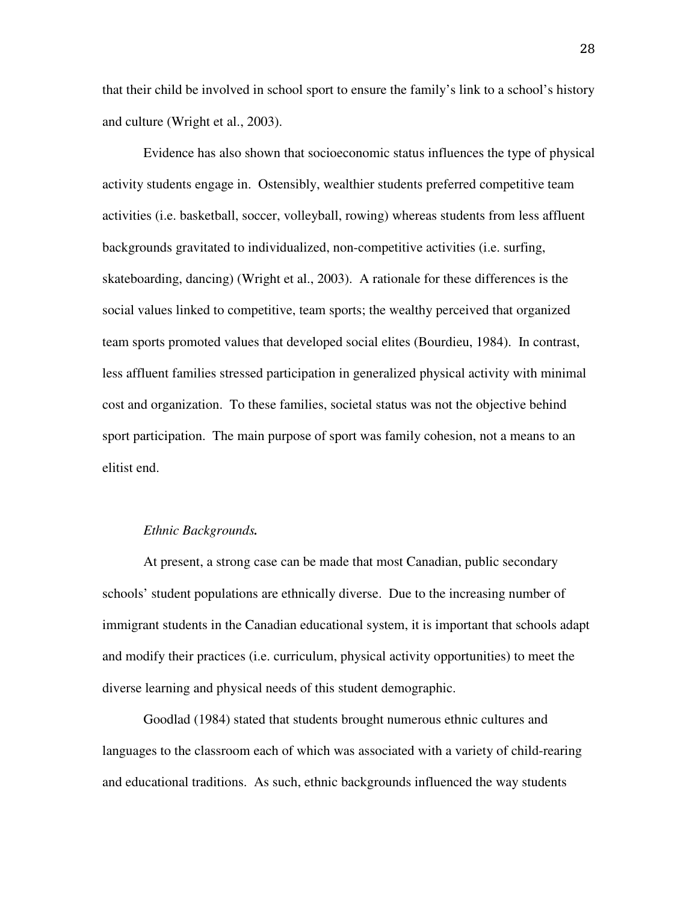that their child be involved in school sport to ensure the family's link to a school's history and culture (Wright et al., 2003).

Evidence has also shown that socioeconomic status influences the type of physical activity students engage in. Ostensibly, wealthier students preferred competitive team activities (i.e. basketball, soccer, volleyball, rowing) whereas students from less affluent backgrounds gravitated to individualized, non-competitive activities (i.e. surfing, skateboarding, dancing) (Wright et al., 2003). A rationale for these differences is the social values linked to competitive, team sports; the wealthy perceived that organized team sports promoted values that developed social elites (Bourdieu, 1984). In contrast, less affluent families stressed participation in generalized physical activity with minimal cost and organization. To these families, societal status was not the objective behind sport participation. The main purpose of sport was family cohesion, not a means to an elitist end.

#### *Ethnic Backgrounds.*

At present, a strong case can be made that most Canadian, public secondary schools' student populations are ethnically diverse. Due to the increasing number of immigrant students in the Canadian educational system, it is important that schools adapt and modify their practices (i.e. curriculum, physical activity opportunities) to meet the diverse learning and physical needs of this student demographic.

Goodlad (1984) stated that students brought numerous ethnic cultures and languages to the classroom each of which was associated with a variety of child-rearing and educational traditions. As such, ethnic backgrounds influenced the way students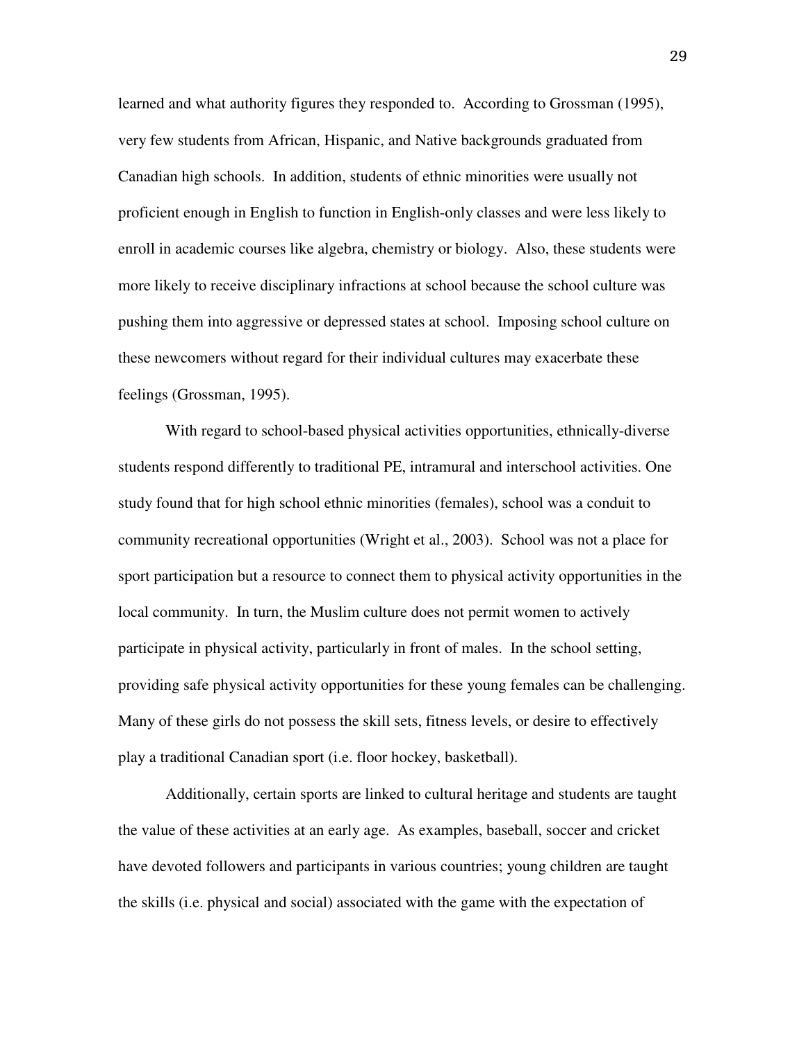learned and what authority figures they responded to. According to Grossman (1995), very few students from African, Hispanic, and Native backgrounds graduated from Canadian high schools. In addition, students of ethnic minorities were usually not proficient enough in English to function in English-only classes and were less likely to enroll in academic courses like algebra, chemistry or biology. Also, these students were more likely to receive disciplinary infractions at school because the school culture was pushing them into aggressive or depressed states at school. Imposing school culture on these newcomers without regard for their individual cultures may exacerbate these feelings (Grossman, 1995).

With regard to school-based physical activities opportunities, ethnically-diverse students respond differently to traditional PE, intramural and interschool activities. One study found that for high school ethnic minorities (females), school was a conduit to community recreational opportunities (Wright et al., 2003). School was not a place for sport participation but a resource to connect them to physical activity opportunities in the local community. In turn, the Muslim culture does not permit women to actively participate in physical activity, particularly in front of males. In the school setting, providing safe physical activity opportunities for these young females can be challenging. Many of these girls do not possess the skill sets, fitness levels, or desire to effectively play a traditional Canadian sport (i.e. floor hockey, basketball).

Additionally, certain sports are linked to cultural heritage and students are taught the value of these activities at an early age. As examples, baseball, soccer and cricket have devoted followers and participants in various countries; young children are taught the skills (i.e. physical and social) associated with the game with the expectation of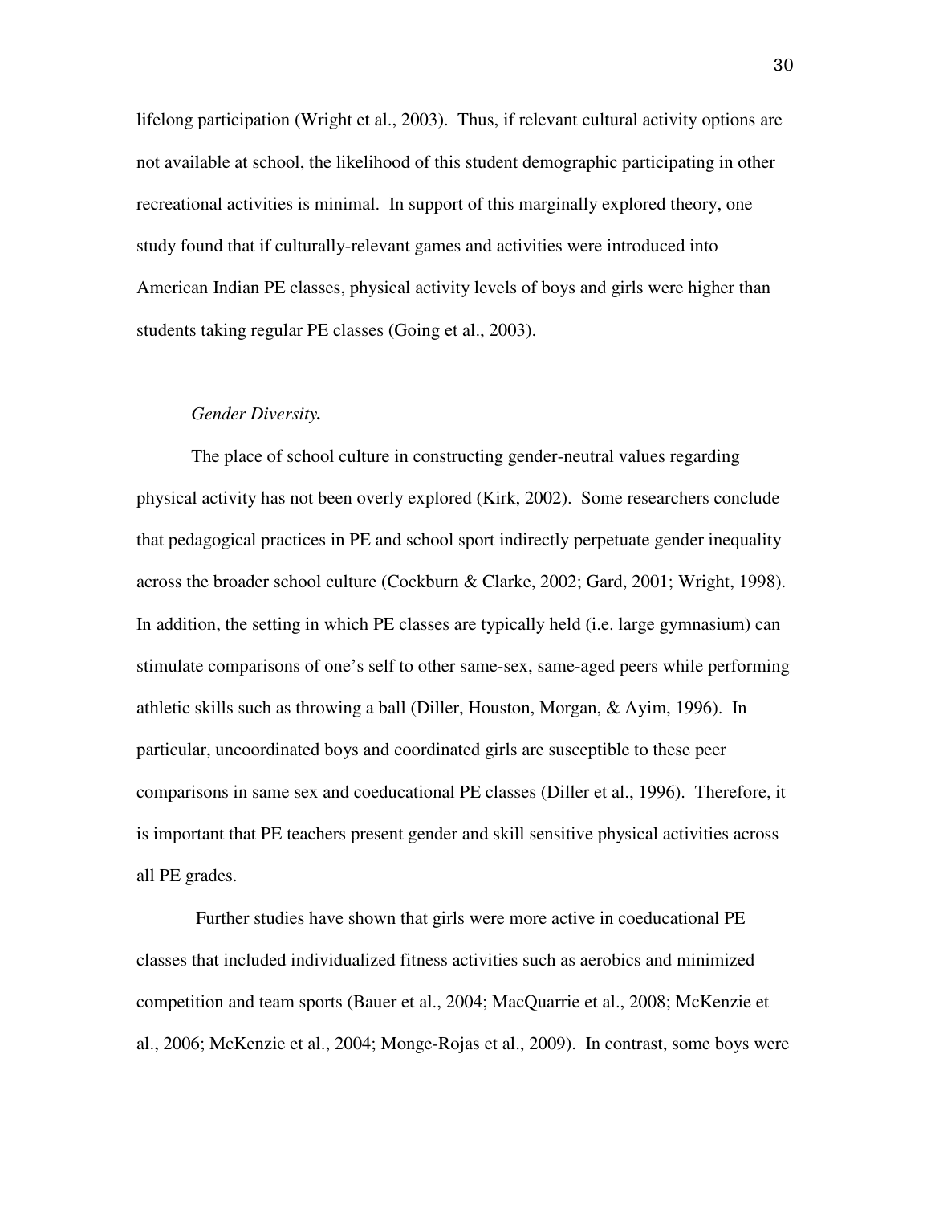lifelong participation (Wright et al., 2003). Thus, if relevant cultural activity options are not available at school, the likelihood of this student demographic participating in other recreational activities is minimal. In support of this marginally explored theory, one study found that if culturally-relevant games and activities were introduced into American Indian PE classes, physical activity levels of boys and girls were higher than students taking regular PE classes (Going et al., 2003).

*Gender Diversity.*

The place of school culture in constructing gender-neutral values regarding physical activity has not been overly explored (Kirk, 2002). Some researchers conclude that pedagogical practices in PE and school sport indirectly perpetuate gender inequality across the broader school culture (Cockburn & Clarke, 2002; Gard, 2001; Wright, 1998). In addition, the setting in which PE classes are typically held (i.e. large gymnasium) can stimulate comparisons of one's self to other same-sex, same-aged peers while performing athletic skills such as throwing a ball (Diller, Houston, Morgan, & Ayim, 1996). In particular, uncoordinated boys and coordinated girls are susceptible to these peer comparisons in same sex and coeducational PE classes (Diller et al., 1996). Therefore, it is important that PE teachers present gender and skill sensitive physical activities across all PE grades.

Further studies have shown that girls were more active in coeducational PE classes that included individualized fitness activities such as aerobics and minimized competition and team sports (Bauer et al., 2004; MacQuarrie et al., 2008; McKenzie et al., 2006; McKenzie et al., 2004; Monge-Rojas et al., 2009). In contrast, some boys were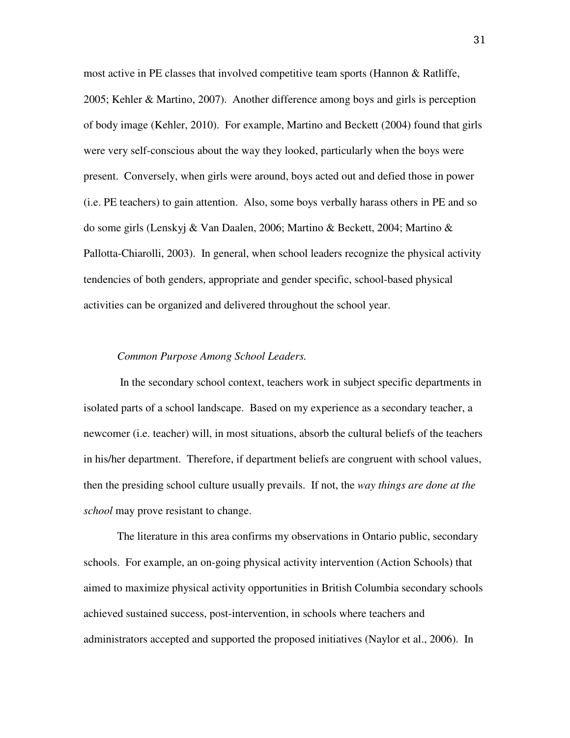most active in PE classes that involved competitive team sports (Hannon & Ratliffe, 2005; Kehler & Martino, 2007). Another difference among boys and girls is perception of body image (Kehler, 2010). For example, Martino and Beckett (2004) found that girls were very self-conscious about the way they looked, particularly when the boys were present. Conversely, when girls were around, boys acted out and defied those in power (i.e. PE teachers) to gain attention. Also, some boys verbally harass others in PE and so do some girls (Lenskyj & Van Daalen, 2006; Martino & Beckett, 2004; Martino & Pallotta-Chiarolli, 2003). In general, when school leaders recognize the physical activity tendencies of both genders, appropriate and gender specific, school-based physical activities can be organized and delivered throughout the school year.

*Common Purpose Among School Leaders.*

In the secondary school context, teachers work in subject specific departments in isolated parts of a school landscape. Based on my experience as a secondary teacher, a newcomer (i.e. teacher) will, in most situations, absorb the cultural beliefs of the teachers in his/her department. Therefore, if department beliefs are congruent with school values, then the presiding school culture usually prevails. If not, the *way things are done at the school* may prove resistant to change.

The literature in this area confirms my observations in Ontario public, secondary schools. For example, an on-going physical activity intervention (Action Schools) that aimed to maximize physical activity opportunities in British Columbia secondary schools achieved sustained success, post-intervention, in schools where teachers and administrators accepted and supported the proposed initiatives (Naylor et al., 2006). In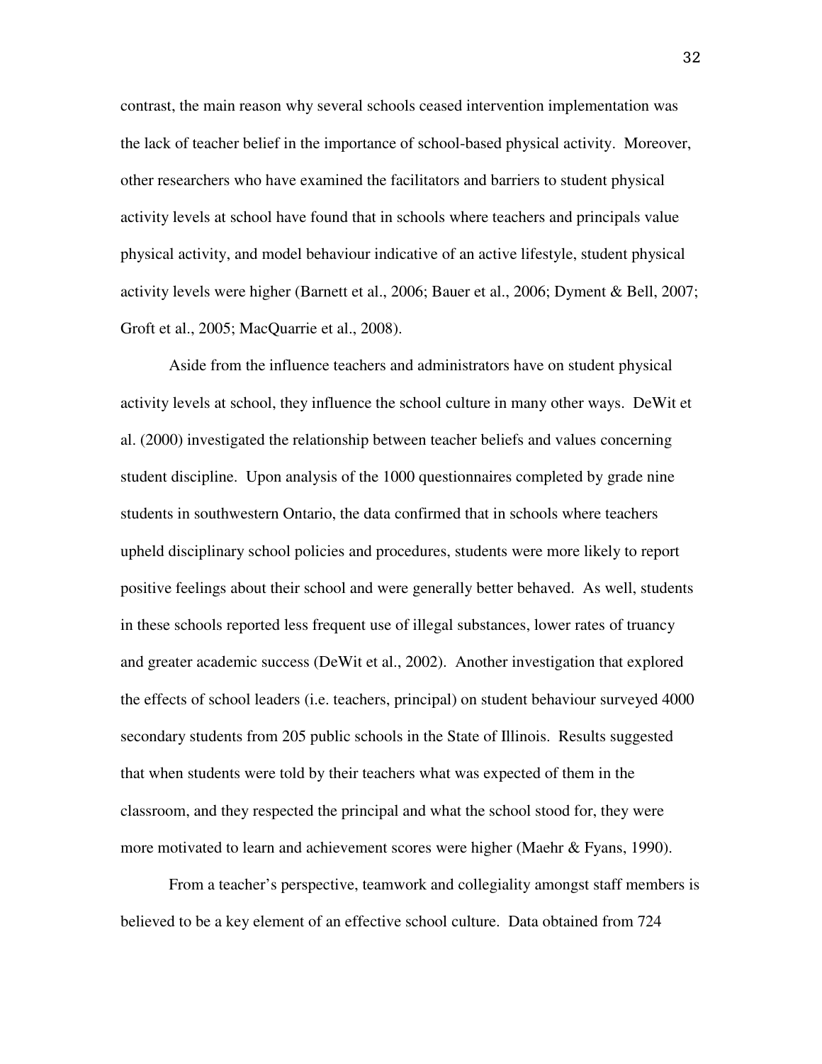contrast, the main reason why several schools ceased intervention implementation was the lack of teacher belief in the importance of school-based physical activity. Moreover, other researchers who have examined the facilitators and barriers to student physical activity levels at school have found that in schools where teachers and principals value physical activity, and model behaviour indicative of an active lifestyle, student physical activity levels were higher (Barnett et al., 2006; Bauer et al., 2006; Dyment & Bell, 2007; Groft et al., 2005; MacQuarrie et al., 2008).

Aside from the influence teachers and administrators have on student physical activity levels at school, they influence the school culture in many other ways. DeWit et al. (2000) investigated the relationship between teacher beliefs and values concerning student discipline. Upon analysis of the 1000 questionnaires completed by grade nine students in southwestern Ontario, the data confirmed that in schools where teachers upheld disciplinary school policies and procedures, students were more likely to report positive feelings about their school and were generally better behaved. As well, students in these schools reported less frequent use of illegal substances, lower rates of truancy and greater academic success (DeWit et al., 2002). Another investigation that explored the effects of school leaders (i.e. teachers, principal) on student behaviour surveyed 4000 secondary students from 205 public schools in the State of Illinois. Results suggested that when students were told by their teachers what was expected of them in the classroom, and they respected the principal and what the school stood for, they were more motivated to learn and achievement scores were higher (Maehr & Fyans, 1990).

From a teacher's perspective, teamwork and collegiality amongst staff members is believed to be a key element of an effective school culture. Data obtained from 724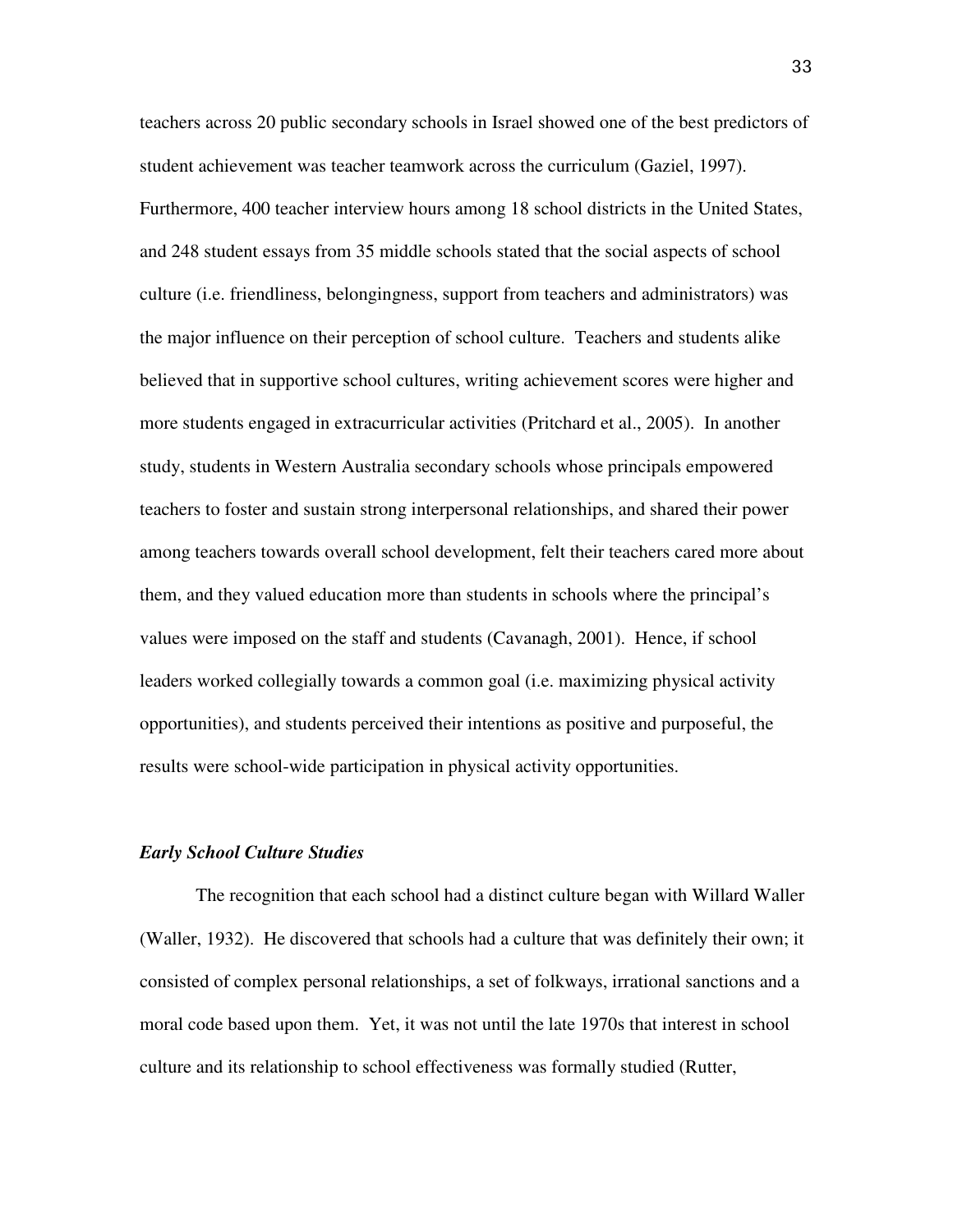teachers across 20 public secondary schools in Israel showed one of the best predictors of student achievement was teacher teamwork across the curriculum (Gaziel, 1997). Furthermore, 400 teacher interview hours among 18 school districts in the United States, and 248 student essays from 35 middle schools stated that the social aspects of school culture (i.e. friendliness, belongingness, support from teachers and administrators) was the major influence on their perception of school culture. Teachers and students alike believed that in supportive school cultures, writing achievement scores were higher and more students engaged in extracurricular activities (Pritchard et al., 2005). In another study, students in Western Australia secondary schools whose principals empowered teachers to foster and sustain strong interpersonal relationships, and shared their power among teachers towards overall school development, felt their teachers cared more about them, and they valued education more than students in schools where the principal's values were imposed on the staff and students (Cavanagh, 2001). Hence, if school leaders worked collegially towards a common goal (i.e. maximizing physical activity opportunities), and students perceived their intentions as positive and purposeful, the results were school-wide participation in physical activity opportunities.

### *Early School Culture Studies*

The recognition that each school had a distinct culture began with Willard Waller (Waller, 1932). He discovered that schools had a culture that was definitely their own; it consisted of complex personal relationships, a set of folkways, irrational sanctions and a moral code based upon them. Yet, it was not until the late 1970s that interest in school culture and its relationship to school effectiveness was formally studied (Rutter,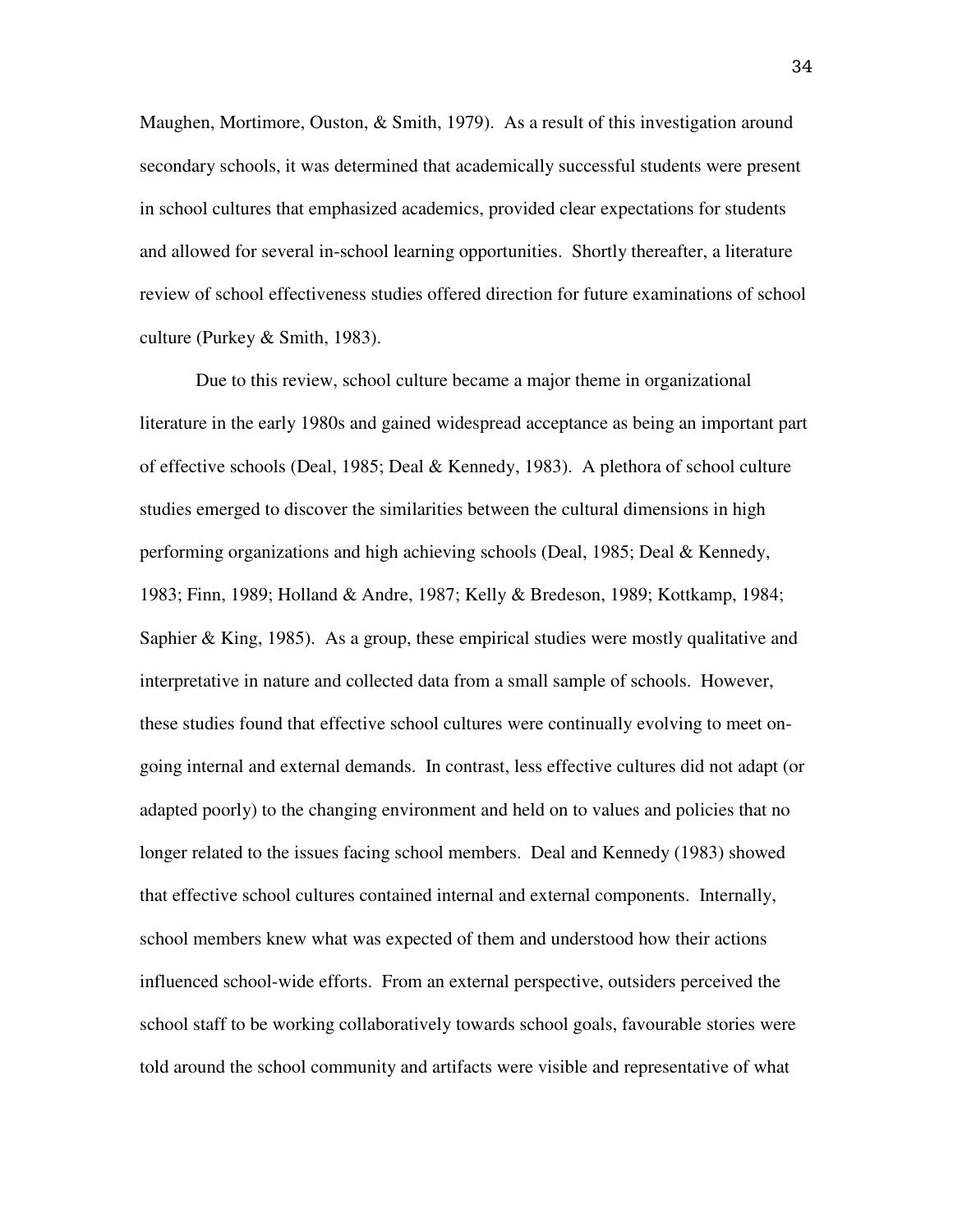Maughen, Mortimore, Ouston, & Smith, 1979). As a result of this investigation around secondary schools, it was determined that academically successful students were present in school cultures that emphasized academics, provided clear expectations for students and allowed for several in-school learning opportunities. Shortly thereafter, a literature review of school effectiveness studies offered direction for future examinations of school culture (Purkey & Smith, 1983).

Due to this review, school culture became a major theme in organizational literature in the early 1980s and gained widespread acceptance as being an important part of effective schools (Deal, 1985; Deal & Kennedy, 1983). A plethora of school culture studies emerged to discover the similarities between the cultural dimensions in high performing organizations and high achieving schools (Deal, 1985; Deal & Kennedy, 1983; Finn, 1989; Holland & Andre, 1987; Kelly & Bredeson, 1989; Kottkamp, 1984; Saphier & King, 1985). As a group, these empirical studies were mostly qualitative and interpretative in nature and collected data from a small sample of schools. However, these studies found that effective school cultures were continually evolving to meet on-going internal and external demands. In contrast, less effective cultures did not adapt (or adapted poorly) to the changing environment and held on to values and policies that no longer related to the issues facing school members. Deal and Kennedy (1983) showed that effective school cultures contained internal and external components. Internally, school members knew what was expected of them and understood how their actions influenced school-wide efforts. From an external perspective, outsiders perceived the school staff to be working collaboratively towards school goals, favourable stories were told around the school community and artifacts were visible and representative of what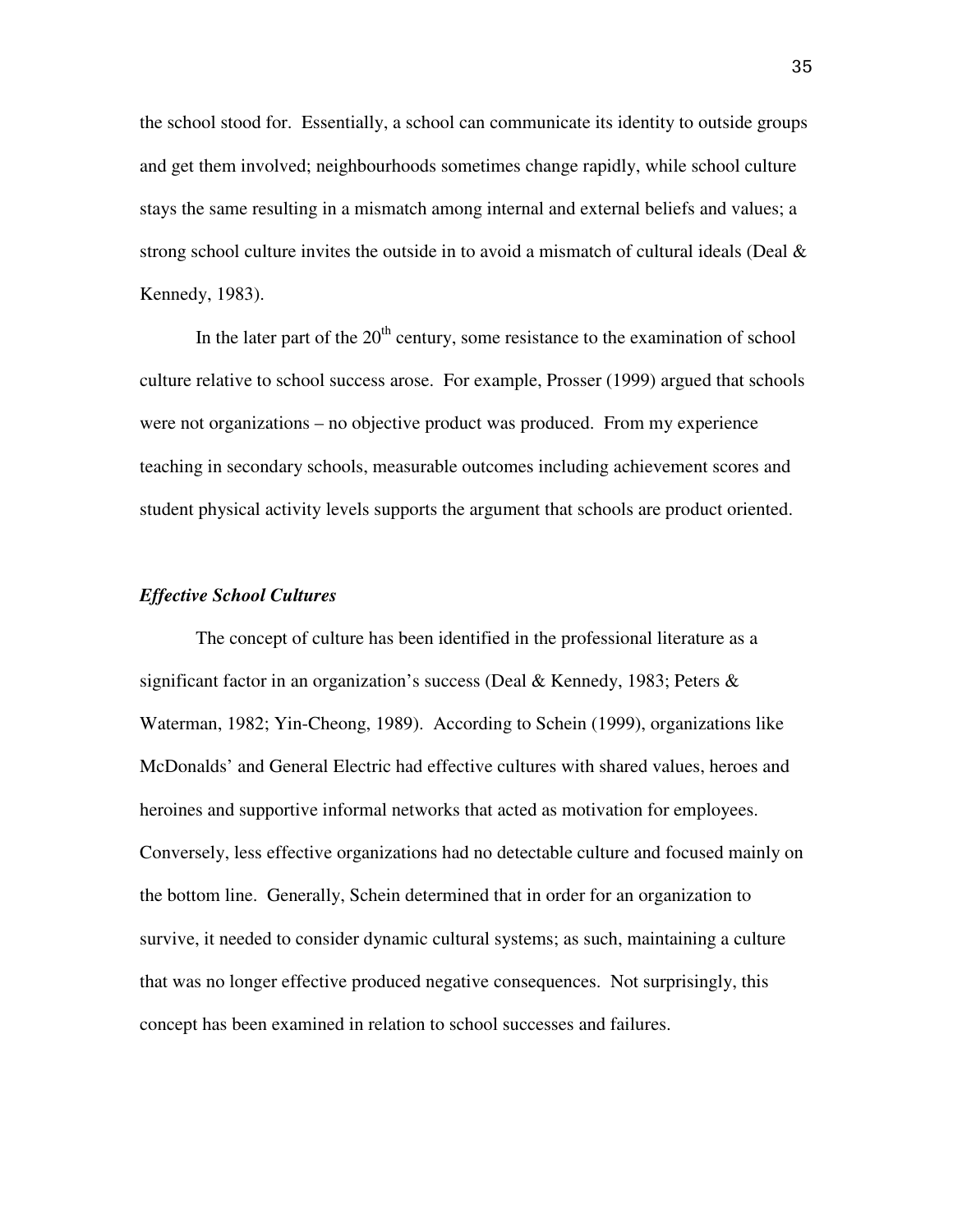the school stood for. Essentially, a school can communicate its identity to outside groups and get them involved; neighbourhoods sometimes change rapidly, while school culture stays the same resulting in a mismatch among internal and external beliefs and values; a strong school culture invites the outside in to avoid a mismatch of cultural ideals (Deal & Kennedy, 1983).

In the later part of the 20th century, some resistance to the examination of school culture relative to school success arose. For example, Prosser (1999) argued that schools were not organizations – no objective product was produced. From my experience teaching in secondary schools, measurable outcomes including achievement scores and student physical activity levels supports the argument that schools are product oriented.

### *Effective School Cultures*

The concept of culture has been identified in the professional literature as a significant factor in an organization's success (Deal & Kennedy, 1983; Peters & Waterman, 1982; Yin-Cheong, 1989). According to Schein (1999), organizations like McDonalds' and General Electric had effective cultures with shared values, heroes and heroines and supportive informal networks that acted as motivation for employees. Conversely, less effective organizations had no detectable culture and focused mainly on the bottom line. Generally, Schein determined that in order for an organization to survive, it needed to consider dynamic cultural systems; as such, maintaining a culture that was no longer effective produced negative consequences. Not surprisingly, this concept has been examined in relation to school successes and failures.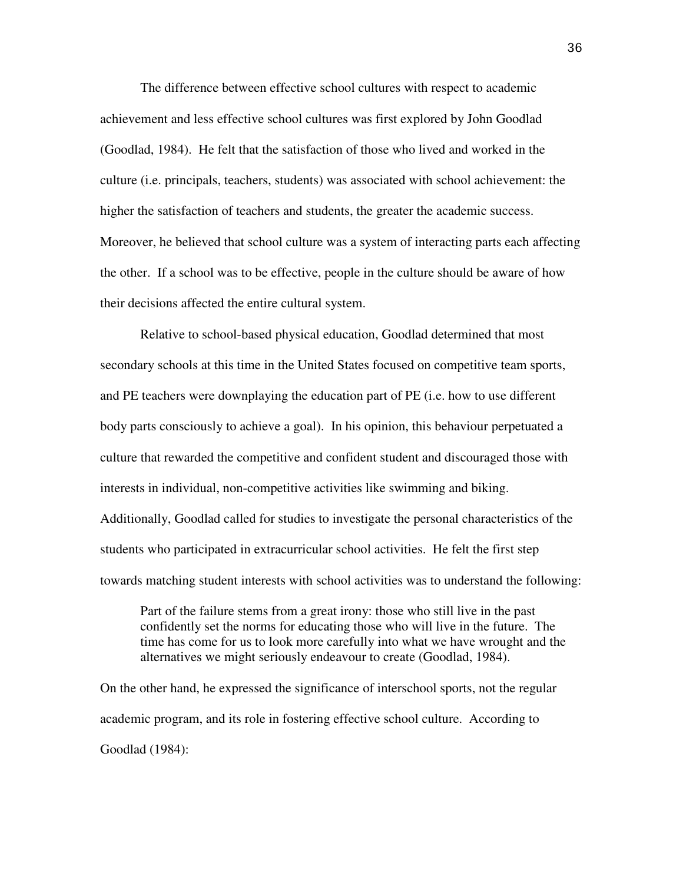The difference between effective school cultures with respect to academic achievement and less effective school cultures was first explored by John Goodlad (Goodlad, 1984). He felt that the satisfaction of those who lived and worked in the culture (i.e. principals, teachers, students) was associated with school achievement: the higher the satisfaction of teachers and students, the greater the academic success. Moreover, he believed that school culture was a system of interacting parts each affecting the other. If a school was to be effective, people in the culture should be aware of how their decisions affected the entire cultural system.

Relative to school-based physical education, Goodlad determined that most secondary schools at this time in the United States focused on competitive team sports, and PE teachers were downplaying the education part of PE (i.e. how to use different body parts consciously to achieve a goal). In his opinion, this behaviour perpetuated a culture that rewarded the competitive and confident student and discouraged those with interests in individual, non-competitive activities like swimming and biking. Additionally, Goodlad called for studies to investigate the personal characteristics of the students who participated in extracurricular school activities. He felt the first step towards matching student interests with school activities was to understand the following:

> Part of the failure stems from a great irony: those who still live in the past confidently set the norms for educating those who will live in the future. The time has come for us to look more carefully into what we have wrought and the alternatives we might seriously endeavour to create (Goodlad, 1984).

On the other hand, he expressed the significance of interschool sports, not the regular academic program, and its role in fostering effective school culture. According to Goodlad (1984):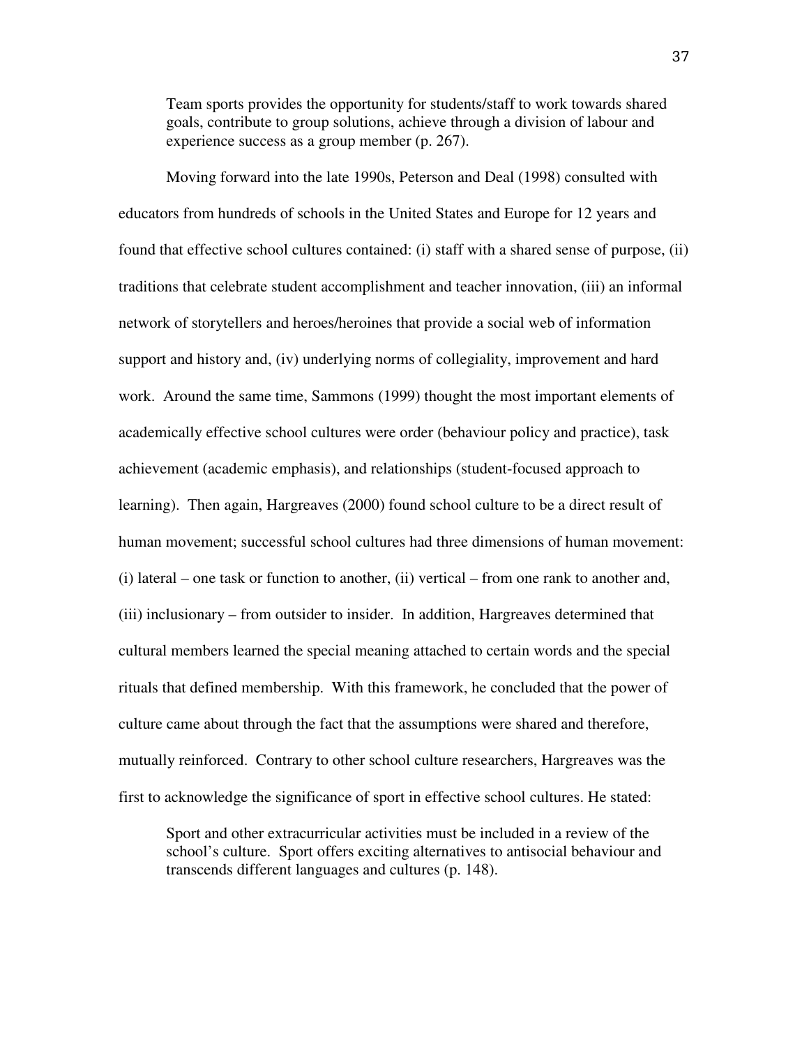> Team sports provides the opportunity for students/staff to work towards shared goals, contribute to group solutions, achieve through a division of labour and experience success as a group member (p. 267).

Moving forward into the late 1990s, Peterson and Deal (1998) consulted with educators from hundreds of schools in the United States and Europe for 12 years and found that effective school cultures contained: (i) staff with a shared sense of purpose, (ii) traditions that celebrate student accomplishment and teacher innovation, (iii) an informal network of storytellers and heroes/heroines that provide a social web of information support and history and, (iv) underlying norms of collegiality, improvement and hard work. Around the same time, Sammons (1999) thought the most important elements of academically effective school cultures were order (behaviour policy and practice), task achievement (academic emphasis), and relationships (student-focused approach to learning). Then again, Hargreaves (2000) found school culture to be a direct result of human movement; successful school cultures had three dimensions of human movement: (i) lateral – one task or function to another, (ii) vertical – from one rank to another and, (iii) inclusionary – from outsider to insider. In addition, Hargreaves determined that cultural members learned the special meaning attached to certain words and the special rituals that defined membership. With this framework, he concluded that the power of culture came about through the fact that the assumptions were shared and therefore, mutually reinforced. Contrary to other school culture researchers, Hargreaves was the first to acknowledge the significance of sport in effective school cultures. He stated:

> Sport and other extracurricular activities must be included in a review of the school's culture. Sport offers exciting alternatives to antisocial behaviour and transcends different languages and cultures (p. 148).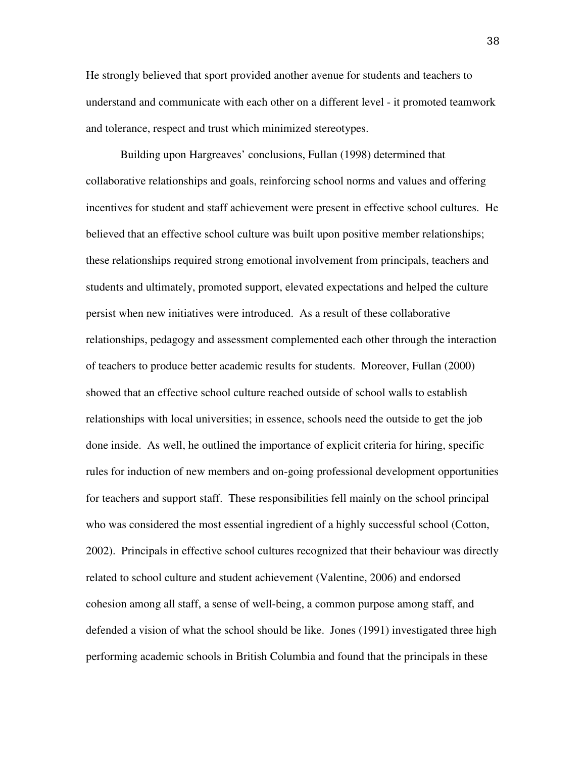He strongly believed that sport provided another avenue for students and teachers to understand and communicate with each other on a different level - it promoted teamwork and tolerance, respect and trust which minimized stereotypes.

Building upon Hargreaves' conclusions, Fullan (1998) determined that collaborative relationships and goals, reinforcing school norms and values and offering incentives for student and staff achievement were present in effective school cultures. He believed that an effective school culture was built upon positive member relationships; these relationships required strong emotional involvement from principals, teachers and students and ultimately, promoted support, elevated expectations and helped the culture persist when new initiatives were introduced. As a result of these collaborative relationships, pedagogy and assessment complemented each other through the interaction of teachers to produce better academic results for students. Moreover, Fullan (2000) showed that an effective school culture reached outside of school walls to establish relationships with local universities; in essence, schools need the outside to get the job done inside. As well, he outlined the importance of explicit criteria for hiring, specific rules for induction of new members and on-going professional development opportunities for teachers and support staff. These responsibilities fell mainly on the school principal who was considered the most essential ingredient of a highly successful school (Cotton, 2002). Principals in effective school cultures recognized that their behaviour was directly related to school culture and student achievement (Valentine, 2006) and endorsed cohesion among all staff, a sense of well-being, a common purpose among staff, and defended a vision of what the school should be like. Jones (1991) investigated three high performing academic schools in British Columbia and found that the principals in these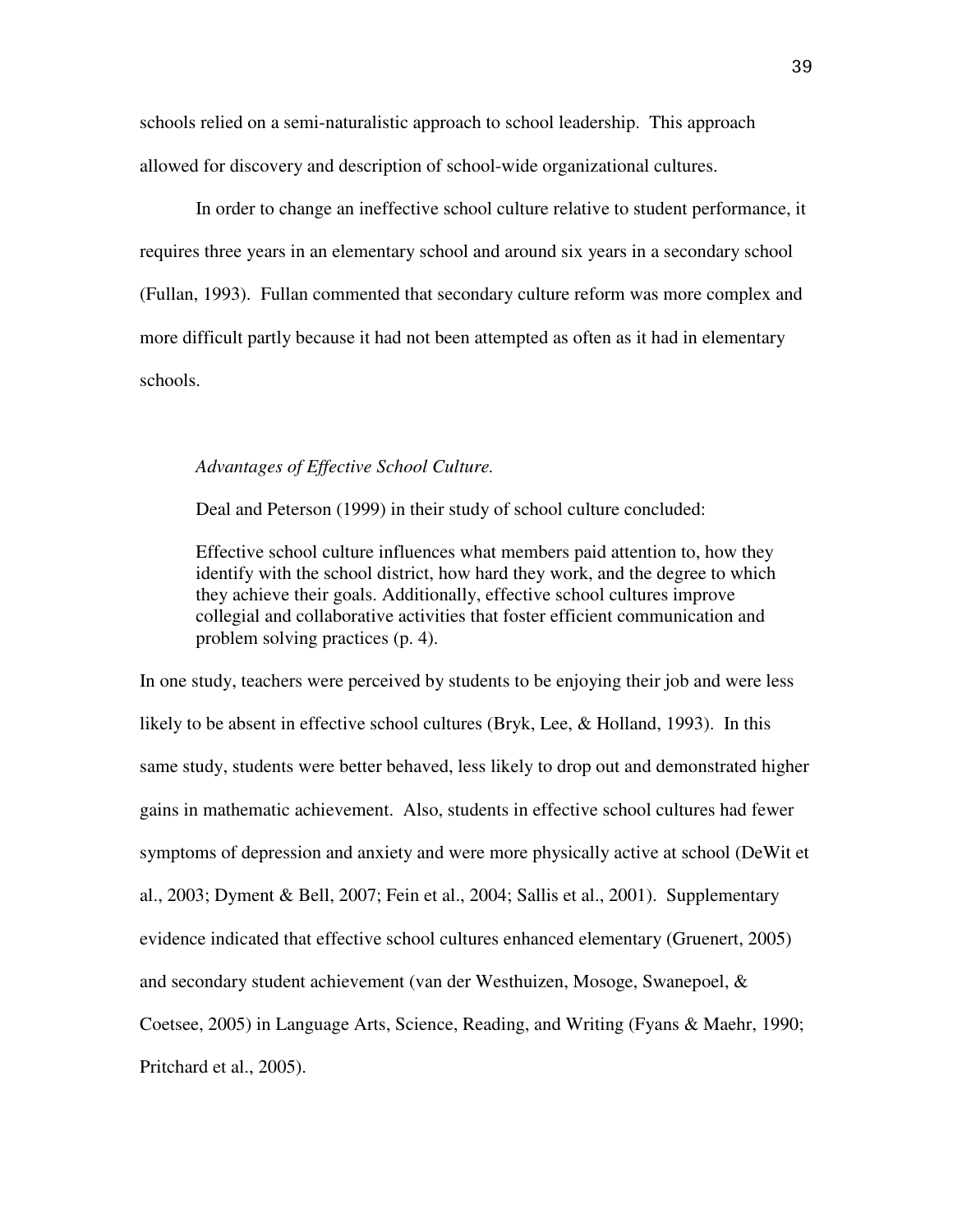schools relied on a semi-naturalistic approach to school leadership. This approach allowed for discovery and description of school-wide organizational cultures.

In order to change an ineffective school culture relative to student performance, it requires three years in an elementary school and around six years in a secondary school (Fullan, 1993). Fullan commented that secondary culture reform was more complex and more difficult partly because it had not been attempted as often as it had in elementary schools.

*Advantages of Effective School Culture.*

Deal and Peterson (1999) in their study of school culture concluded:

> Effective school culture influences what members paid attention to, how they identify with the school district, how hard they work, and the degree to which they achieve their goals. Additionally, effective school cultures improve collegial and collaborative activities that foster efficient communication and problem solving practices (p. 4).

In one study, teachers were perceived by students to be enjoying their job and were less likely to be absent in effective school cultures (Bryk, Lee, & Holland, 1993). In this same study, students were better behaved, less likely to drop out and demonstrated higher gains in mathematic achievement. Also, students in effective school cultures had fewer symptoms of depression and anxiety and were more physically active at school (DeWit et al., 2003; Dyment & Bell, 2007; Fein et al., 2004; Sallis et al., 2001). Supplementary evidence indicated that effective school cultures enhanced elementary (Gruenert, 2005) and secondary student achievement (van der Westhuizen, Mosoge, Swanepoel, & Coetsee, 2005) in Language Arts, Science, Reading, and Writing (Fyans & Maehr, 1990; Pritchard et al., 2005).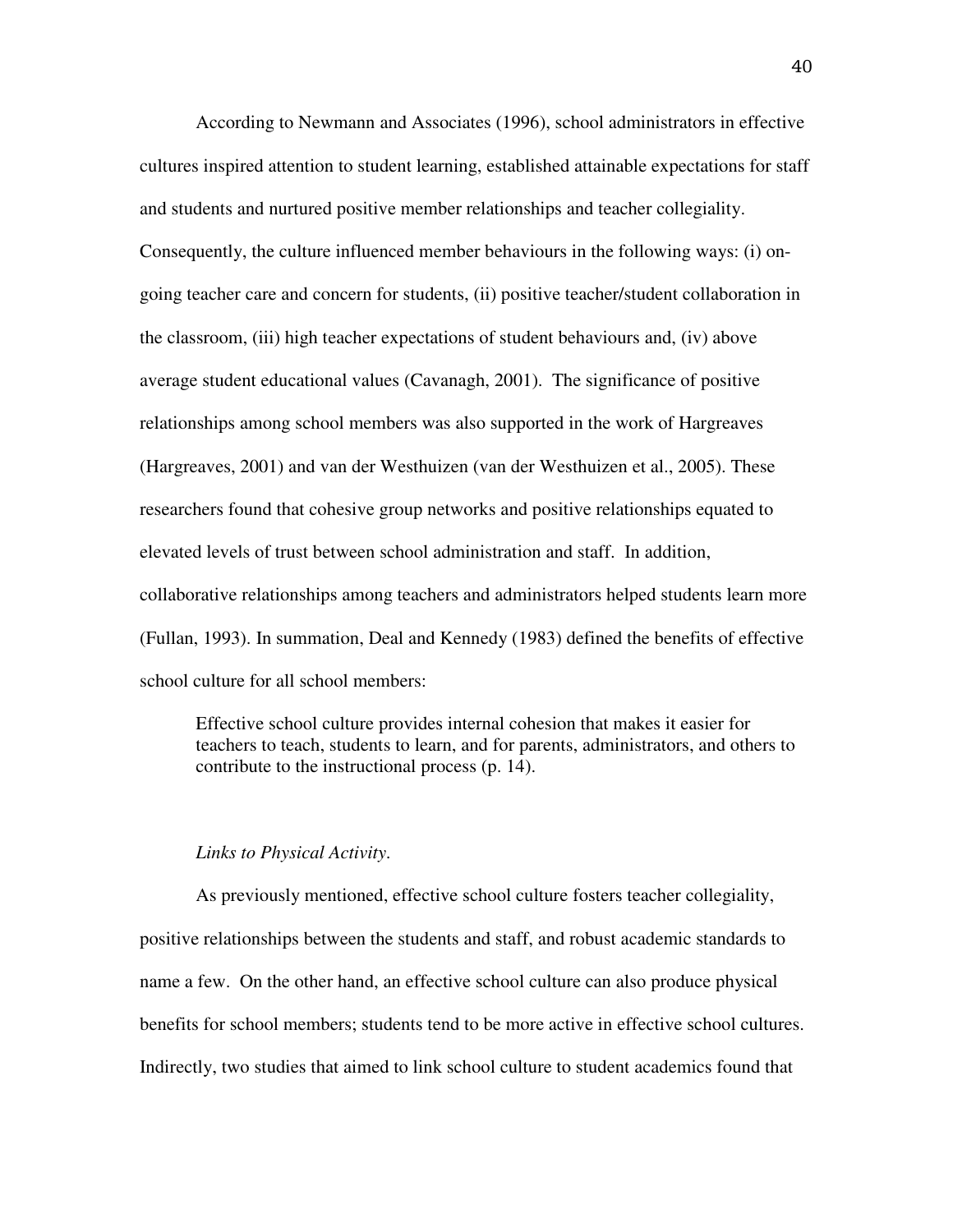According to Newmann and Associates (1996), school administrators in effective cultures inspired attention to student learning, established attainable expectations for staff and students and nurtured positive member relationships and teacher collegiality. Consequently, the culture influenced member behaviours in the following ways: (i) on-going teacher care and concern for students, (ii) positive teacher/student collaboration in the classroom, (iii) high teacher expectations of student behaviours and, (iv) above average student educational values (Cavanagh, 2001). The significance of positive relationships among school members was also supported in the work of Hargreaves (Hargreaves, 2001) and van der Westhuizen (van der Westhuizen et al., 2005). These researchers found that cohesive group networks and positive relationships equated to elevated levels of trust between school administration and staff. In addition, collaborative relationships among teachers and administrators helped students learn more (Fullan, 1993). In summation, Deal and Kennedy (1983) defined the benefits of effective school culture for all school members:

> Effective school culture provides internal cohesion that makes it easier for teachers to teach, students to learn, and for parents, administrators, and others to contribute to the instructional process (p. 14).

*Links to Physical Activity.*

As previously mentioned, effective school culture fosters teacher collegiality, positive relationships between the students and staff, and robust academic standards to name a few. On the other hand, an effective school culture can also produce physical benefits for school members; students tend to be more active in effective school cultures. Indirectly, two studies that aimed to link school culture to student academics found that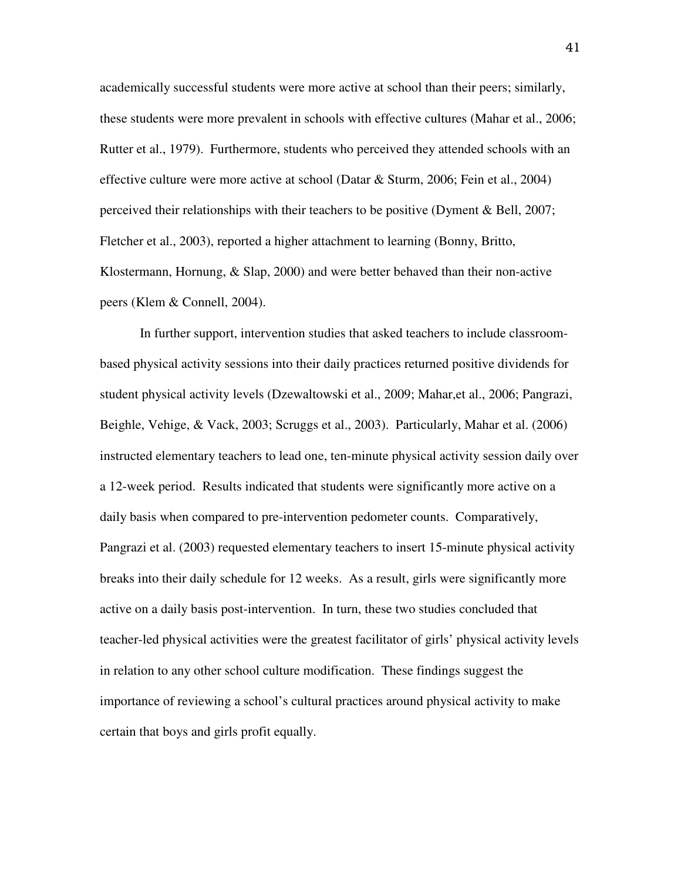academically successful students were more active at school than their peers; similarly, these students were more prevalent in schools with effective cultures (Mahar et al., 2006; Rutter et al., 1979). Furthermore, students who perceived they attended schools with an effective culture were more active at school (Datar & Sturm, 2006; Fein et al., 2004) perceived their relationships with their teachers to be positive (Dyment & Bell, 2007; Fletcher et al., 2003), reported a higher attachment to learning (Bonny, Britto, Klostermann, Hornung, & Slap, 2000) and were better behaved than their non-active peers (Klem & Connell, 2004).

In further support, intervention studies that asked teachers to include classroom-based physical activity sessions into their daily practices returned positive dividends for student physical activity levels (Dzewaltowski et al., 2009; Mahar,et al., 2006; Pangrazi, Beighle, Vehige, & Vack, 2003; Scruggs et al., 2003). Particularly, Mahar et al. (2006) instructed elementary teachers to lead one, ten-minute physical activity session daily over a 12-week period. Results indicated that students were significantly more active on a daily basis when compared to pre-intervention pedometer counts. Comparatively, Pangrazi et al. (2003) requested elementary teachers to insert 15-minute physical activity breaks into their daily schedule for 12 weeks. As a result, girls were significantly more active on a daily basis post-intervention. In turn, these two studies concluded that teacher-led physical activities were the greatest facilitator of girls' physical activity levels in relation to any other school culture modification. These findings suggest the importance of reviewing a school's cultural practices around physical activity to make certain that boys and girls profit equally.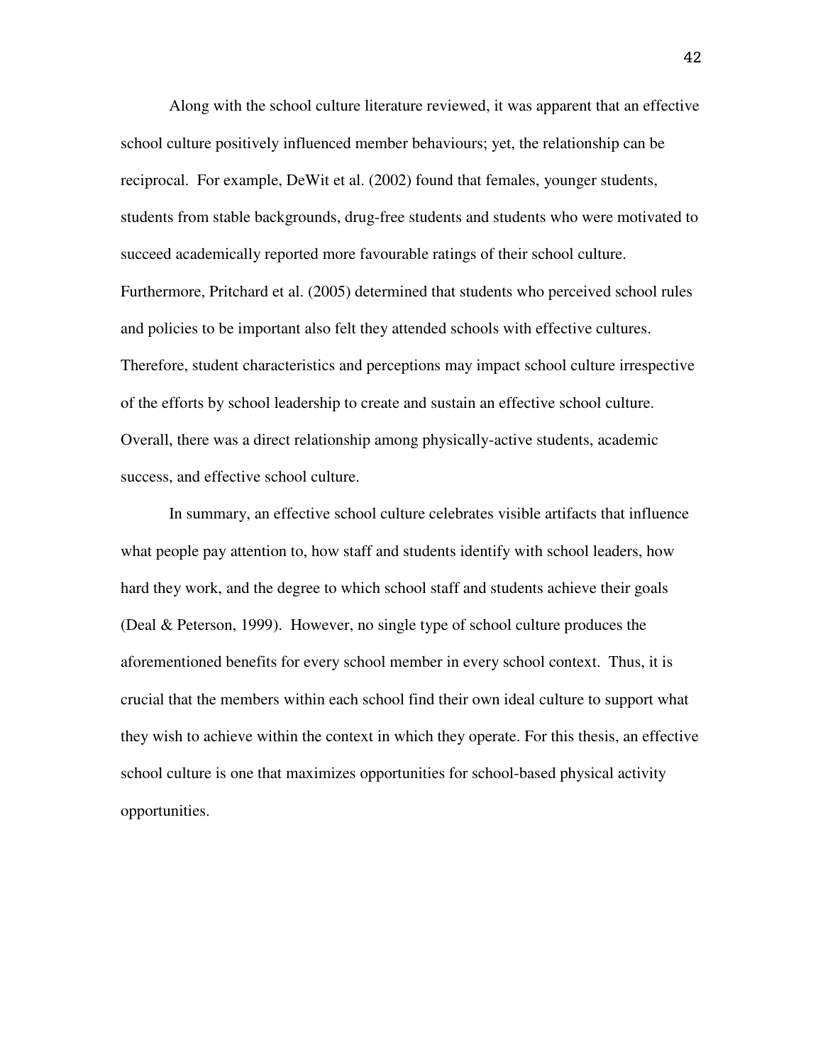Along with the school culture literature reviewed, it was apparent that an effective school culture positively influenced member behaviours; yet, the relationship can be reciprocal. For example, DeWit et al. (2002) found that females, younger students, students from stable backgrounds, drug-free students and students who were motivated to succeed academically reported more favourable ratings of their school culture. Furthermore, Pritchard et al. (2005) determined that students who perceived school rules and policies to be important also felt they attended schools with effective cultures. Therefore, student characteristics and perceptions may impact school culture irrespective of the efforts by school leadership to create and sustain an effective school culture. Overall, there was a direct relationship among physically-active students, academic success, and effective school culture.

In summary, an effective school culture celebrates visible artifacts that influence what people pay attention to, how staff and students identify with school leaders, how hard they work, and the degree to which school staff and students achieve their goals (Deal & Peterson, 1999). However, no single type of school culture produces the aforementioned benefits for every school member in every school context. Thus, it is crucial that the members within each school find their own ideal culture to support what they wish to achieve within the context in which they operate. For this thesis, an effective school culture is one that maximizes opportunities for school-based physical activity opportunities.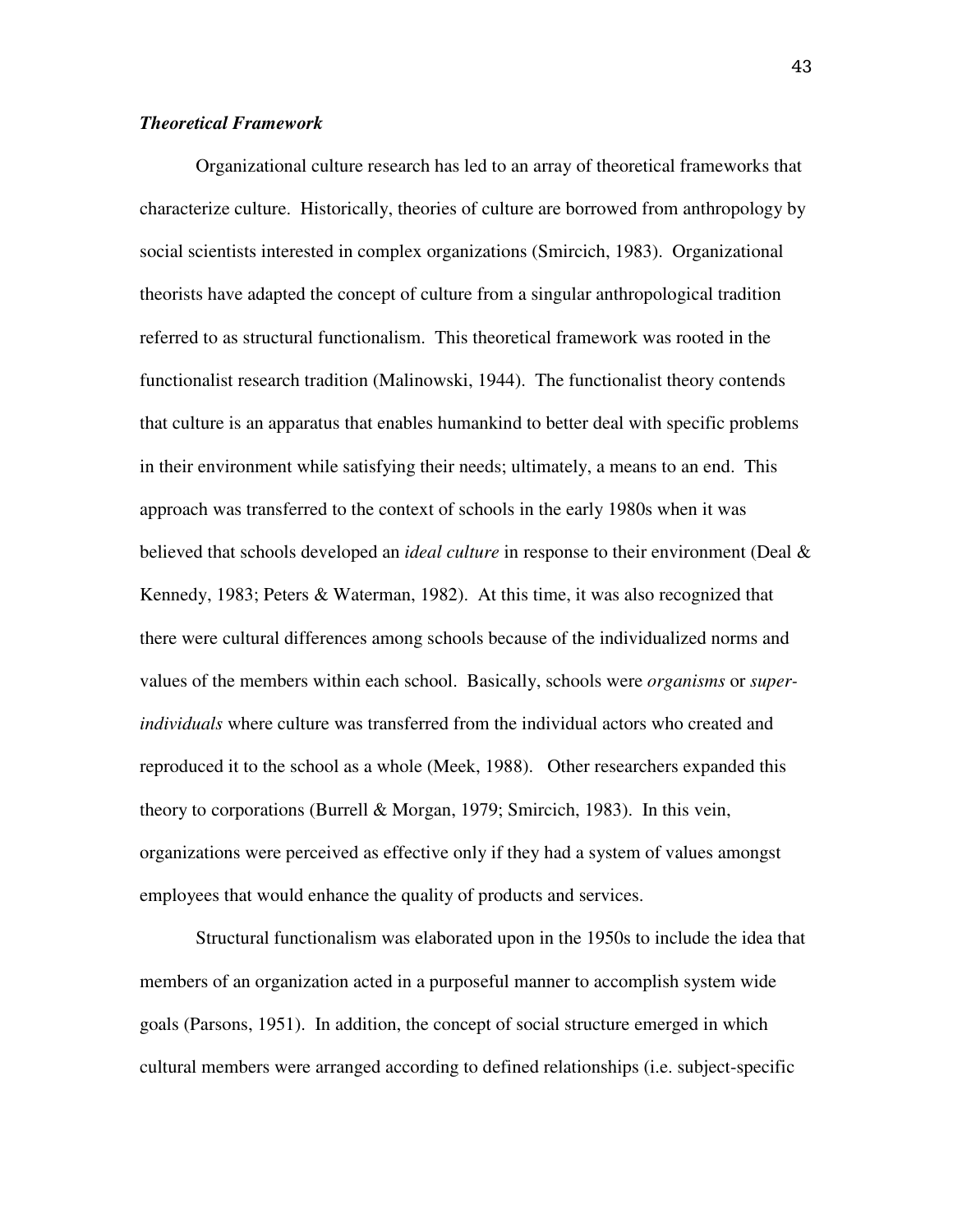### *Theoretical Framework*

Organizational culture research has led to an array of theoretical frameworks that characterize culture. Historically, theories of culture are borrowed from anthropology by social scientists interested in complex organizations (Smircich, 1983). Organizational theorists have adapted the concept of culture from a singular anthropological tradition referred to as structural functionalism. This theoretical framework was rooted in the functionalist research tradition (Malinowski, 1944). The functionalist theory contends that culture is an apparatus that enables humankind to better deal with specific problems in their environment while satisfying their needs; ultimately, a means to an end. This approach was transferred to the context of schools in the early 1980s when it was believed that schools developed an *ideal culture* in response to their environment (Deal & Kennedy, 1983; Peters & Waterman, 1982). At this time, it was also recognized that there were cultural differences among schools because of the individualized norms and values of the members within each school. Basically, schools were *organisms* or *super-individuals* where culture was transferred from the individual actors who created and reproduced it to the school as a whole (Meek, 1988). Other researchers expanded this theory to corporations (Burrell & Morgan, 1979; Smircich, 1983). In this vein, organizations were perceived as effective only if they had a system of values amongst employees that would enhance the quality of products and services.

Structural functionalism was elaborated upon in the 1950s to include the idea that members of an organization acted in a purposeful manner to accomplish system wide goals (Parsons, 1951). In addition, the concept of social structure emerged in which cultural members were arranged according to defined relationships (i.e. subject-specific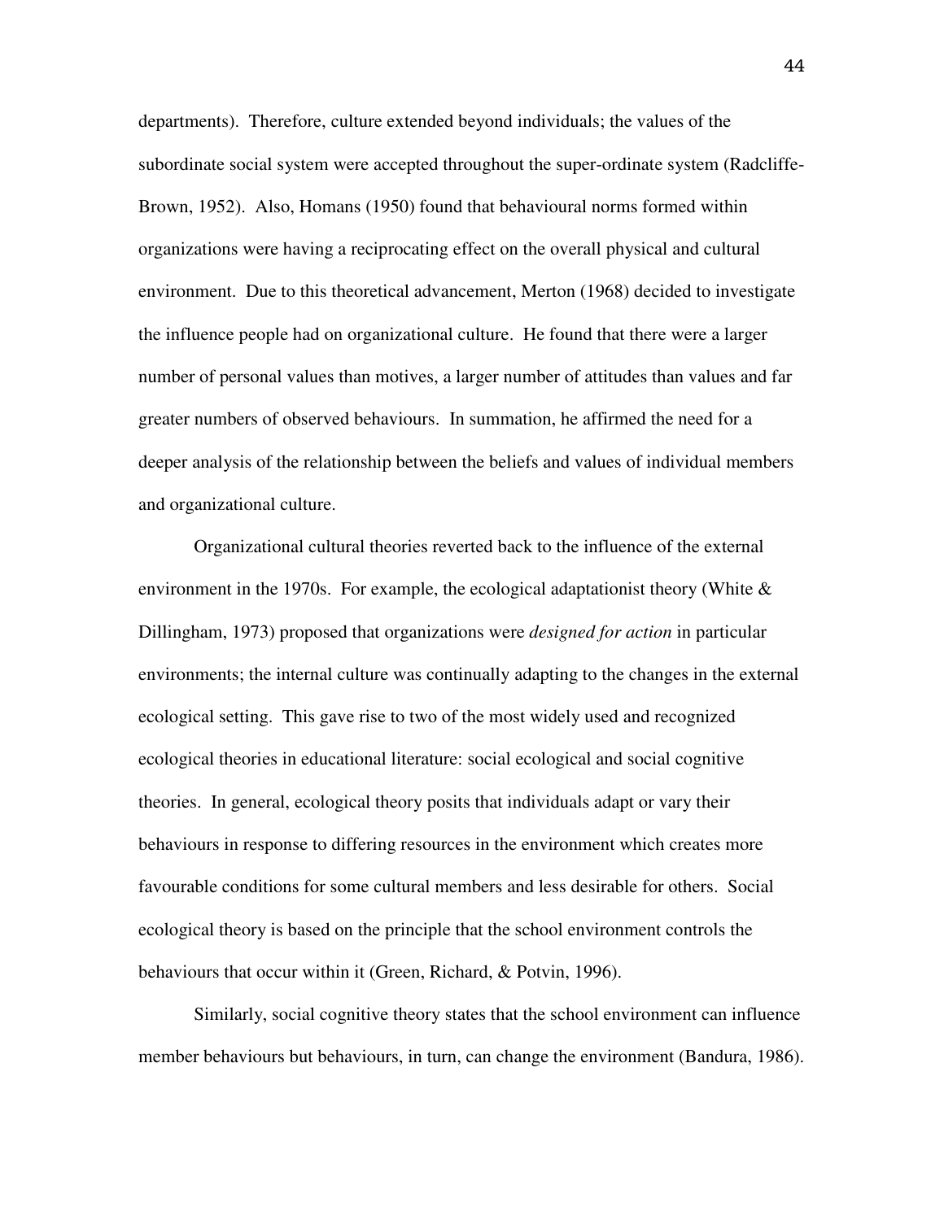departments). Therefore, culture extended beyond individuals; the values of the subordinate social system were accepted throughout the super-ordinate system (Radcliffe-Brown, 1952). Also, Homans (1950) found that behavioural norms formed within organizations were having a reciprocating effect on the overall physical and cultural environment. Due to this theoretical advancement, Merton (1968) decided to investigate the influence people had on organizational culture. He found that there were a larger number of personal values than motives, a larger number of attitudes than values and far greater numbers of observed behaviours. In summation, he affirmed the need for a deeper analysis of the relationship between the beliefs and values of individual members and organizational culture.

Organizational cultural theories reverted back to the influence of the external environment in the 1970s. For example, the ecological adaptationist theory (White & Dillingham, 1973) proposed that organizations were *designed for action* in particular environments; the internal culture was continually adapting to the changes in the external ecological setting. This gave rise to two of the most widely used and recognized ecological theories in educational literature: social ecological and social cognitive theories. In general, ecological theory posits that individuals adapt or vary their behaviours in response to differing resources in the environment which creates more favourable conditions for some cultural members and less desirable for others. Social ecological theory is based on the principle that the school environment controls the behaviours that occur within it (Green, Richard, & Potvin, 1996).

Similarly, social cognitive theory states that the school environment can influence member behaviours but behaviours, in turn, can change the environment (Bandura, 1986).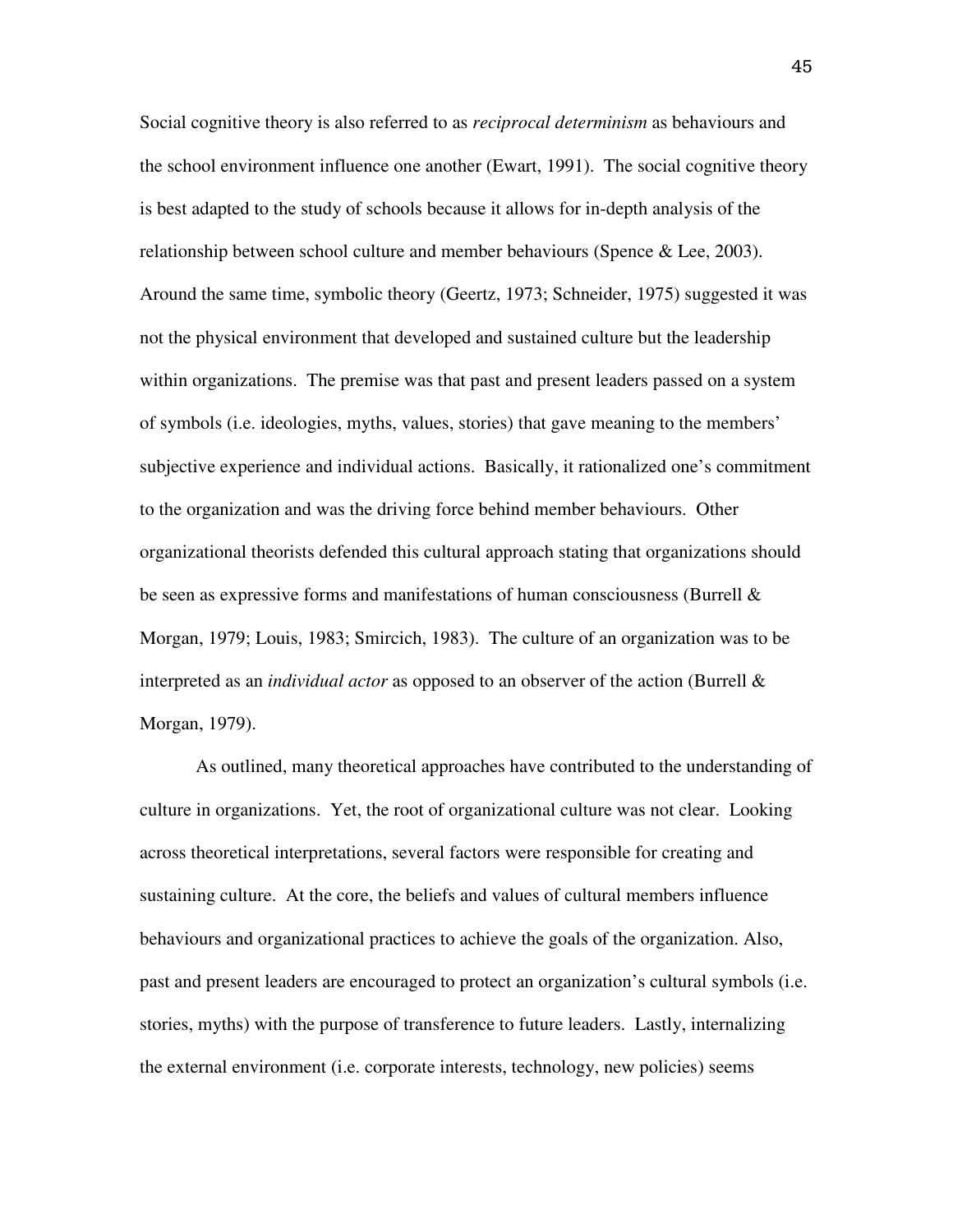Social cognitive theory is also referred to as *reciprocal determinism* as behaviours and the school environment influence one another (Ewart, 1991). The social cognitive theory is best adapted to the study of schools because it allows for in-depth analysis of the relationship between school culture and member behaviours (Spence & Lee, 2003). Around the same time, symbolic theory (Geertz, 1973; Schneider, 1975) suggested it was not the physical environment that developed and sustained culture but the leadership within organizations. The premise was that past and present leaders passed on a system of symbols (i.e. ideologies, myths, values, stories) that gave meaning to the members' subjective experience and individual actions. Basically, it rationalized one's commitment to the organization and was the driving force behind member behaviours. Other organizational theorists defended this cultural approach stating that organizations should be seen as expressive forms and manifestations of human consciousness (Burrell & Morgan, 1979; Louis, 1983; Smircich, 1983). The culture of an organization was to be interpreted as an *individual actor* as opposed to an observer of the action (Burrell & Morgan, 1979).

As outlined, many theoretical approaches have contributed to the understanding of culture in organizations. Yet, the root of organizational culture was not clear. Looking across theoretical interpretations, several factors were responsible for creating and sustaining culture. At the core, the beliefs and values of cultural members influence behaviours and organizational practices to achieve the goals of the organization. Also, past and present leaders are encouraged to protect an organization's cultural symbols (i.e. stories, myths) with the purpose of transference to future leaders. Lastly, internalizing the external environment (i.e. corporate interests, technology, new policies) seems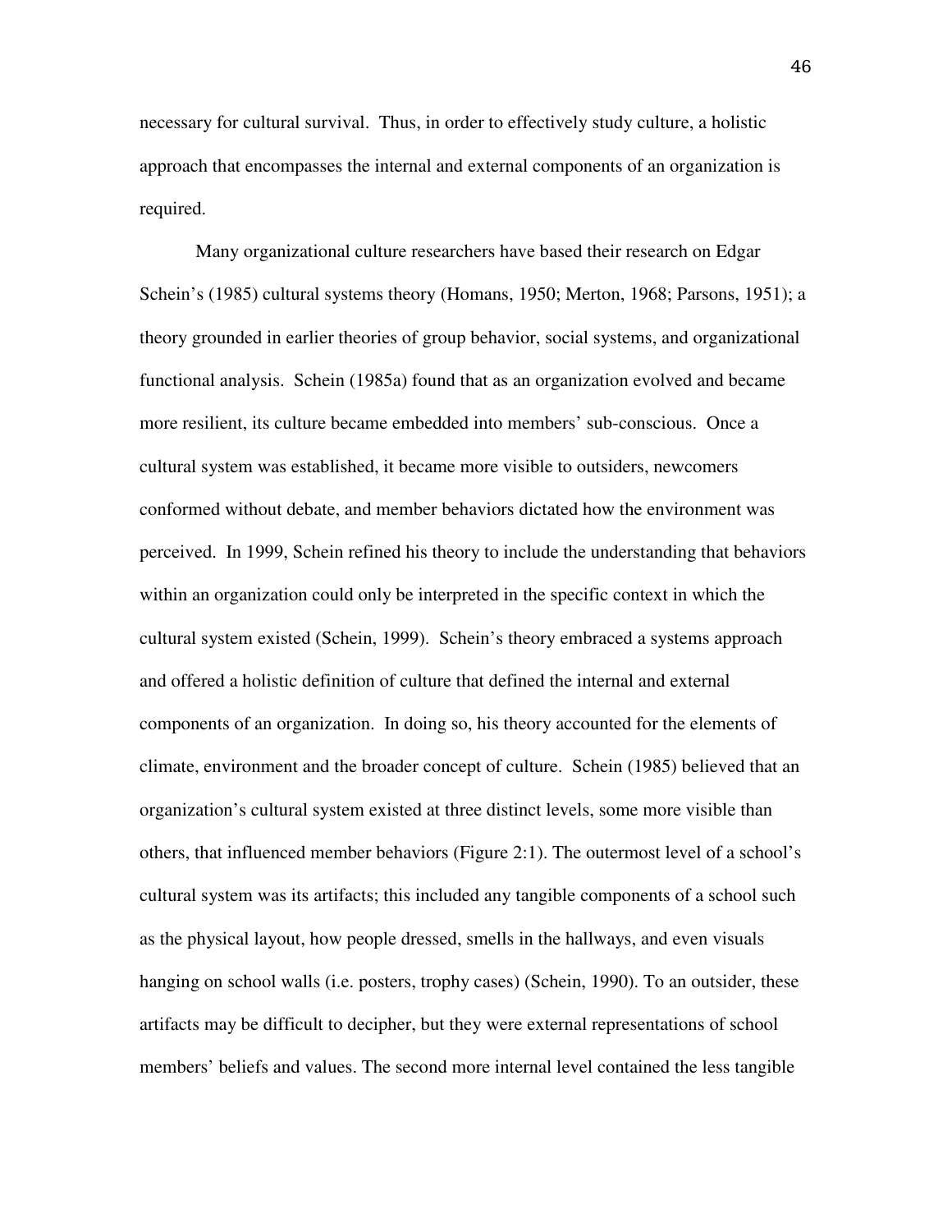necessary for cultural survival. Thus, in order to effectively study culture, a holistic approach that encompasses the internal and external components of an organization is required.

Many organizational culture researchers have based their research on Edgar Schein's (1985) cultural systems theory (Homans, 1950; Merton, 1968; Parsons, 1951); a theory grounded in earlier theories of group behavior, social systems, and organizational functional analysis. Schein (1985a) found that as an organization evolved and became more resilient, its culture became embedded into members' sub-conscious. Once a cultural system was established, it became more visible to outsiders, newcomers conformed without debate, and member behaviors dictated how the environment was perceived. In 1999, Schein refined his theory to include the understanding that behaviors within an organization could only be interpreted in the specific context in which the cultural system existed (Schein, 1999). Schein's theory embraced a systems approach and offered a holistic definition of culture that defined the internal and external components of an organization. In doing so, his theory accounted for the elements of climate, environment and the broader concept of culture. Schein (1985) believed that an organization's cultural system existed at three distinct levels, some more visible than others, that influenced member behaviors (Figure 2:1). The outermost level of a school's cultural system was its artifacts; this included any tangible components of a school such as the physical layout, how people dressed, smells in the hallways, and even visuals hanging on school walls (i.e. posters, trophy cases) (Schein, 1990). To an outsider, these artifacts may be difficult to decipher, but they were external representations of school members' beliefs and values. The second more internal level contained the less tangible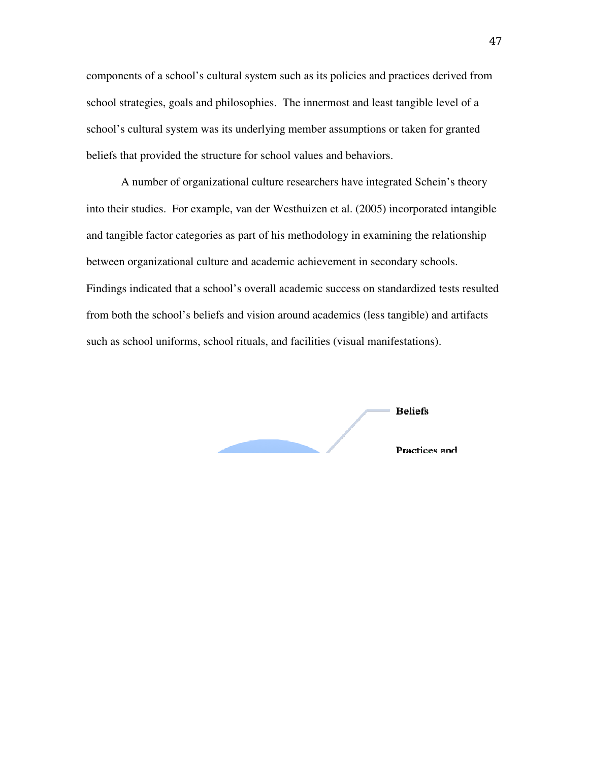components of a school's cultural system such as its policies and practices derived from school strategies, goals and philosophies. The innermost and least tangible level of a school's cultural system was its underlying member assumptions or taken for granted beliefs that provided the structure for school values and behaviors.

A number of organizational culture researchers have integrated Schein's theory into their studies. For example, van der Westhuizen et al. (2005) incorporated intangible and tangible factor categories as part of his methodology in examining the relationship between organizational culture and academic achievement in secondary schools. Findings indicated that a school's overall academic success on standardized tests resulted from both the school's beliefs and vision around academics (less tangible) and artifacts such as school uniforms, school rituals, and facilities (visual manifestations).

Beliefs

Practices and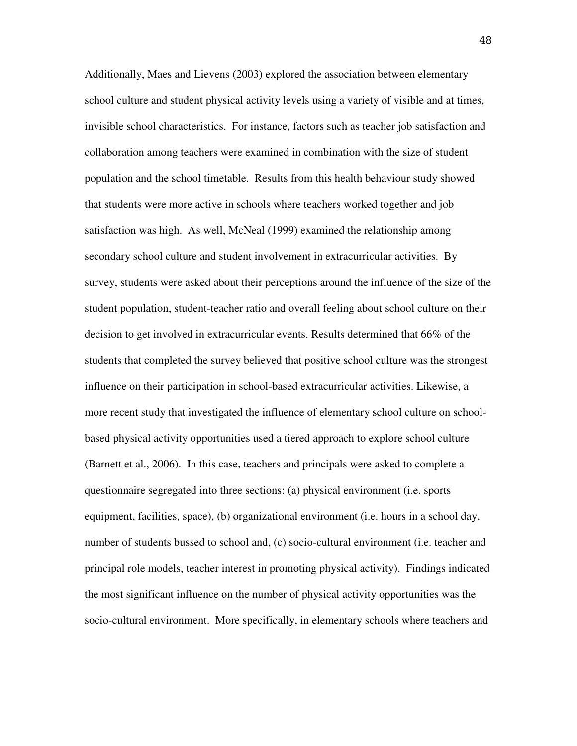Additionally, Maes and Lievens (2003) explored the association between elementary school culture and student physical activity levels using a variety of visible and at times, invisible school characteristics. For instance, factors such as teacher job satisfaction and collaboration among teachers were examined in combination with the size of student population and the school timetable. Results from this health behaviour study showed that students were more active in schools where teachers worked together and job satisfaction was high. As well, McNeal (1999) examined the relationship among secondary school culture and student involvement in extracurricular activities. By survey, students were asked about their perceptions around the influence of the size of the student population, student-teacher ratio and overall feeling about school culture on their decision to get involved in extracurricular events. Results determined that 66% of the students that completed the survey believed that positive school culture was the strongest influence on their participation in school-based extracurricular activities. Likewise, a more recent study that investigated the influence of elementary school culture on school-based physical activity opportunities used a tiered approach to explore school culture (Barnett et al., 2006). In this case, teachers and principals were asked to complete a questionnaire segregated into three sections: (a) physical environment (i.e. sports equipment, facilities, space), (b) organizational environment (i.e. hours in a school day, number of students bussed to school and, (c) socio-cultural environment (i.e. teacher and principal role models, teacher interest in promoting physical activity). Findings indicated the most significant influence on the number of physical activity opportunities was the socio-cultural environment. More specifically, in elementary schools where teachers and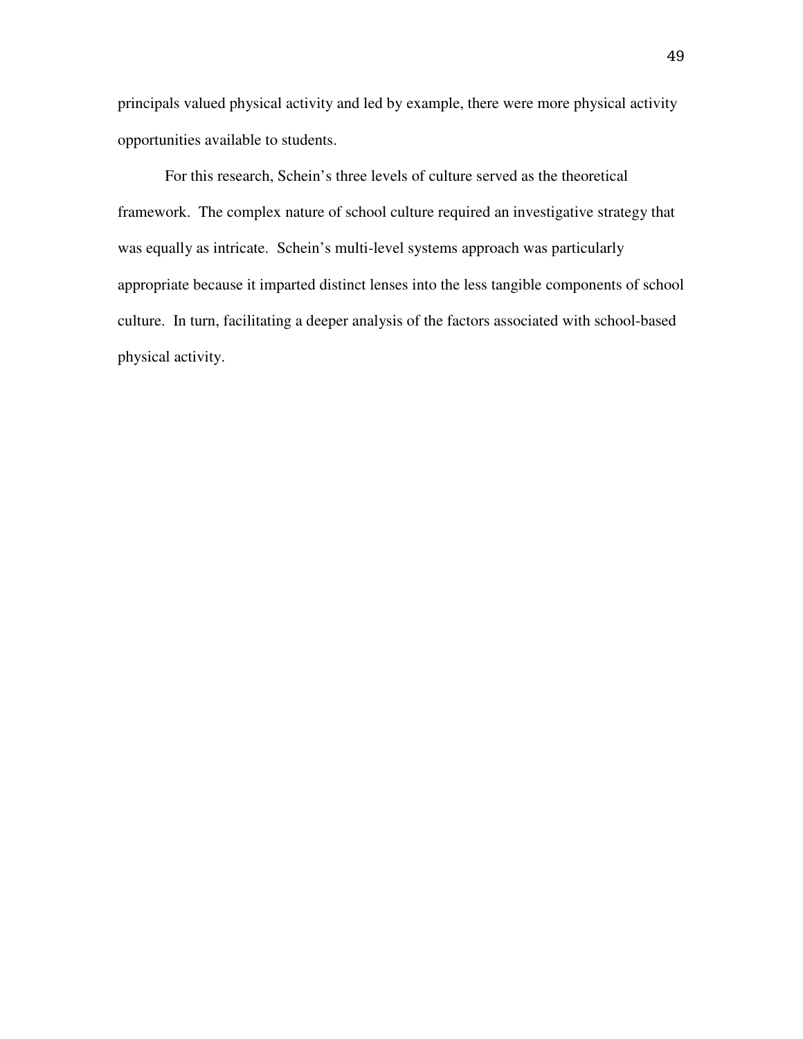principals valued physical activity and led by example, there were more physical activity opportunities available to students.

For this research, Schein's three levels of culture served as the theoretical framework. The complex nature of school culture required an investigative strategy that was equally as intricate. Schein's multi-level systems approach was particularly appropriate because it imparted distinct lenses into the less tangible components of school culture. In turn, facilitating a deeper analysis of the factors associated with school-based physical activity.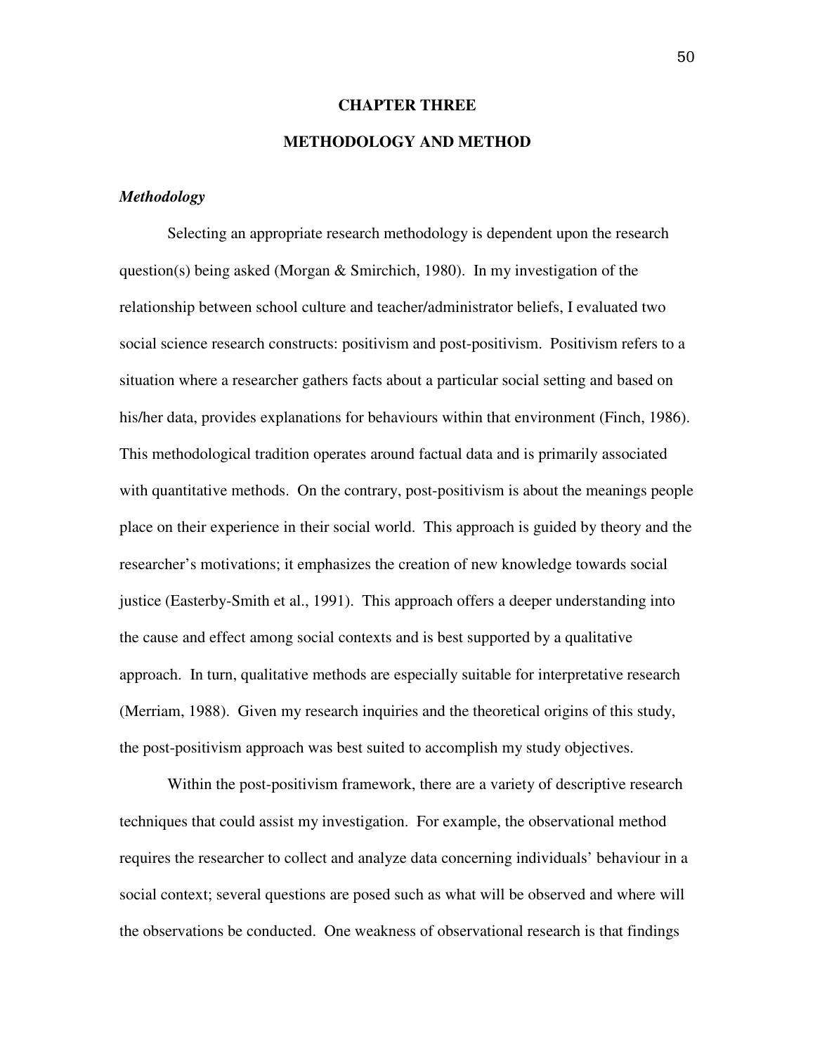# CHAPTER THREE

# METHODOLOGY AND METHOD

### *Methodology*

Selecting an appropriate research methodology is dependent upon the research question(s) being asked (Morgan & Smirchich, 1980). In my investigation of the relationship between school culture and teacher/administrator beliefs, I evaluated two social science research constructs: positivism and post-positivism. Positivism refers to a situation where a researcher gathers facts about a particular social setting and based on his/her data, provides explanations for behaviours within that environment (Finch, 1986). This methodological tradition operates around factual data and is primarily associated with quantitative methods. On the contrary, post-positivism is about the meanings people place on their experience in their social world. This approach is guided by theory and the researcher's motivations; it emphasizes the creation of new knowledge towards social justice (Easterby-Smith et al., 1991). This approach offers a deeper understanding into the cause and effect among social contexts and is best supported by a qualitative approach. In turn, qualitative methods are especially suitable for interpretative research (Merriam, 1988). Given my research inquiries and the theoretical origins of this study, the post-positivism approach was best suited to accomplish my study objectives.

Within the post-positivism framework, there are a variety of descriptive research techniques that could assist my investigation. For example, the observational method requires the researcher to collect and analyze data concerning individuals' behaviour in a social context; several questions are posed such as what will be observed and where will the observations be conducted. One weakness of observational research is that findings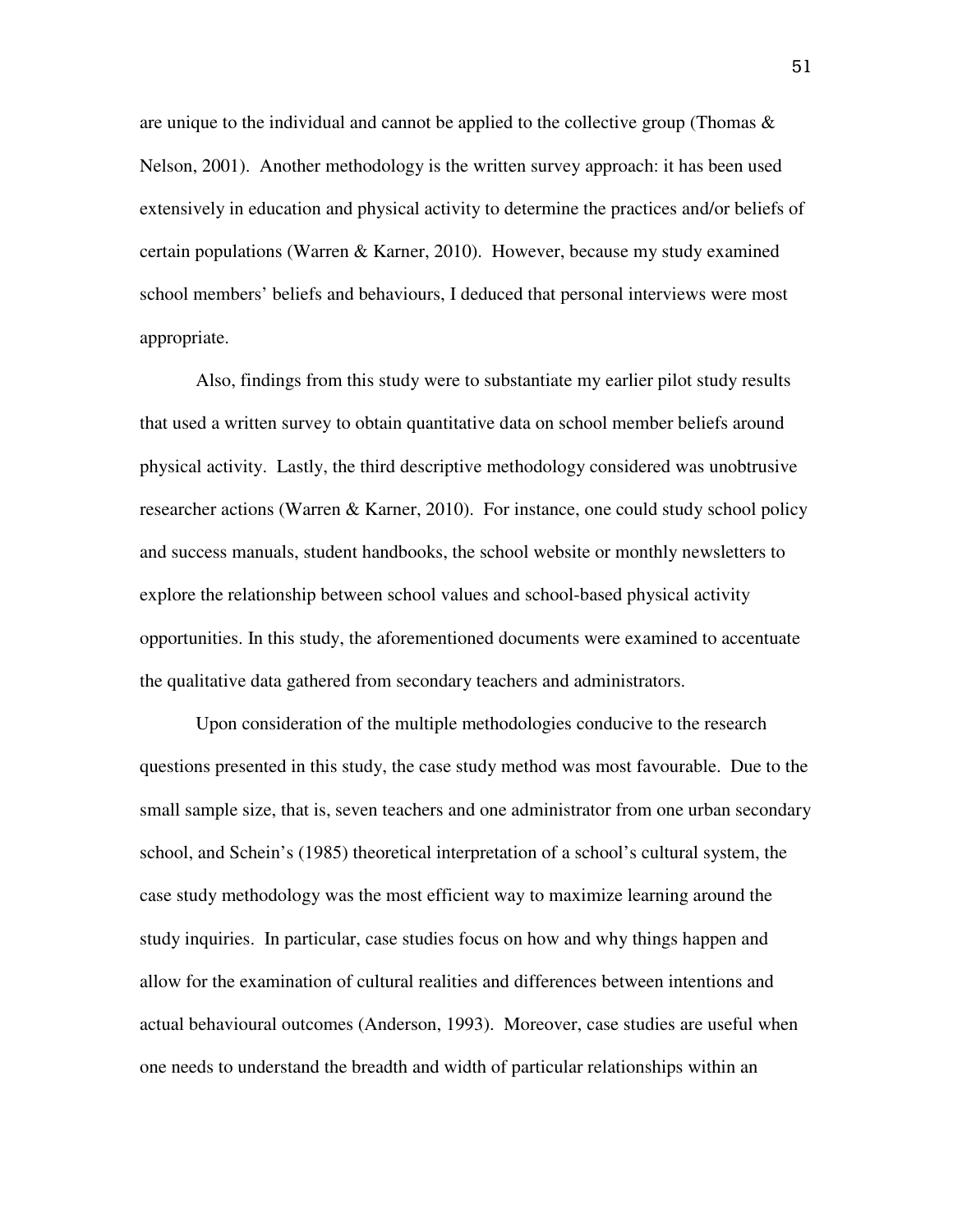are unique to the individual and cannot be applied to the collective group (Thomas & Nelson, 2001). Another methodology is the written survey approach: it has been used extensively in education and physical activity to determine the practices and/or beliefs of certain populations (Warren & Karner, 2010). However, because my study examined school members' beliefs and behaviours, I deduced that personal interviews were most appropriate.

Also, findings from this study were to substantiate my earlier pilot study results that used a written survey to obtain quantitative data on school member beliefs around physical activity. Lastly, the third descriptive methodology considered was unobtrusive researcher actions (Warren & Karner, 2010). For instance, one could study school policy and success manuals, student handbooks, the school website or monthly newsletters to explore the relationship between school values and school-based physical activity opportunities. In this study, the aforementioned documents were examined to accentuate the qualitative data gathered from secondary teachers and administrators.

Upon consideration of the multiple methodologies conducive to the research questions presented in this study, the case study method was most favourable. Due to the small sample size, that is, seven teachers and one administrator from one urban secondary school, and Schein's (1985) theoretical interpretation of a school's cultural system, the case study methodology was the most efficient way to maximize learning around the study inquiries. In particular, case studies focus on how and why things happen and allow for the examination of cultural realities and differences between intentions and actual behavioural outcomes (Anderson, 1993). Moreover, case studies are useful when one needs to understand the breadth and width of particular relationships within an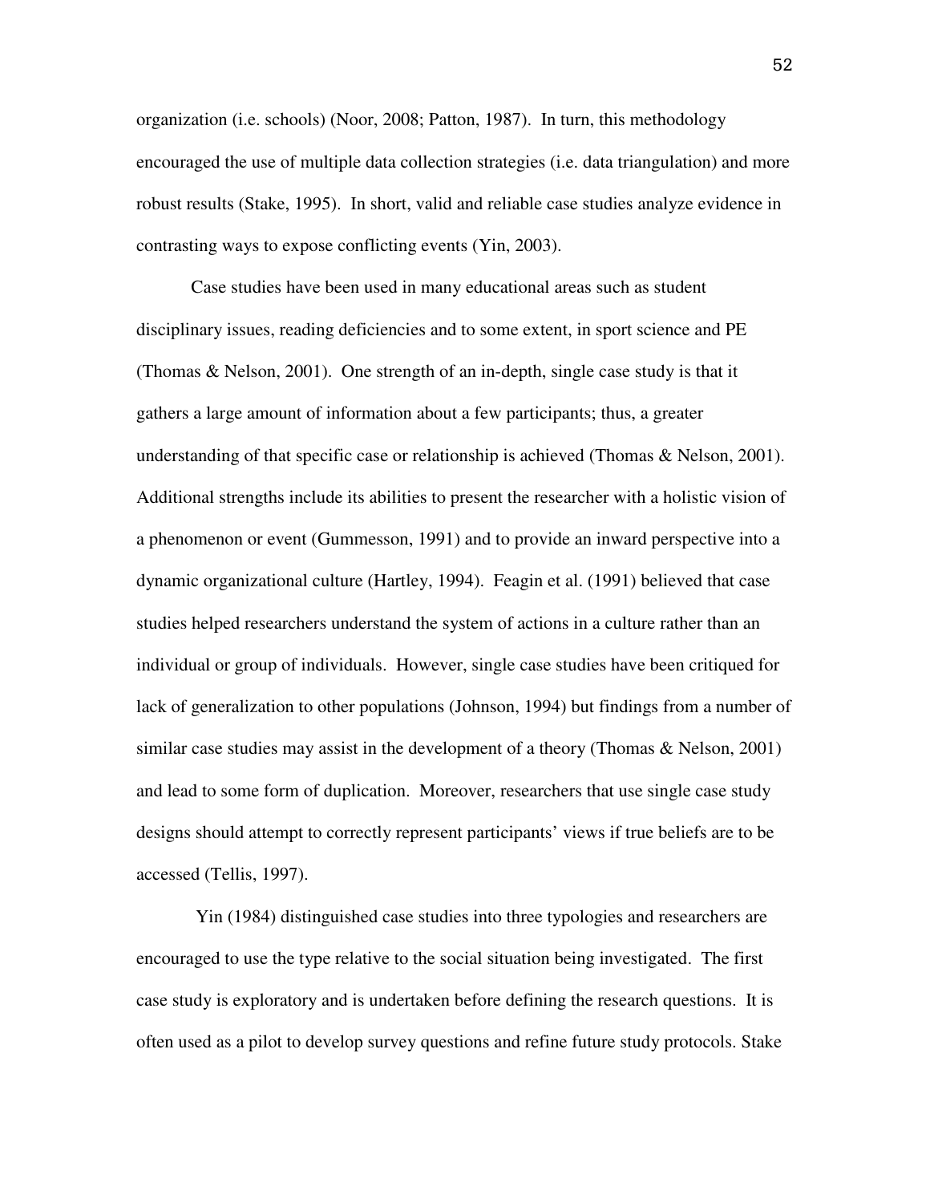organization (i.e. schools) (Noor, 2008; Patton, 1987). In turn, this methodology encouraged the use of multiple data collection strategies (i.e. data triangulation) and more robust results (Stake, 1995). In short, valid and reliable case studies analyze evidence in contrasting ways to expose conflicting events (Yin, 2003).

Case studies have been used in many educational areas such as student disciplinary issues, reading deficiencies and to some extent, in sport science and PE (Thomas & Nelson, 2001). One strength of an in-depth, single case study is that it gathers a large amount of information about a few participants; thus, a greater understanding of that specific case or relationship is achieved (Thomas & Nelson, 2001). Additional strengths include its abilities to present the researcher with a holistic vision of a phenomenon or event (Gummesson, 1991) and to provide an inward perspective into a dynamic organizational culture (Hartley, 1994). Feagin et al. (1991) believed that case studies helped researchers understand the system of actions in a culture rather than an individual or group of individuals. However, single case studies have been critiqued for lack of generalization to other populations (Johnson, 1994) but findings from a number of similar case studies may assist in the development of a theory (Thomas & Nelson, 2001) and lead to some form of duplication. Moreover, researchers that use single case study designs should attempt to correctly represent participants' views if true beliefs are to be accessed (Tellis, 1997).

Yin (1984) distinguished case studies into three typologies and researchers are encouraged to use the type relative to the social situation being investigated. The first case study is exploratory and is undertaken before defining the research questions. It is often used as a pilot to develop survey questions and refine future study protocols. Stake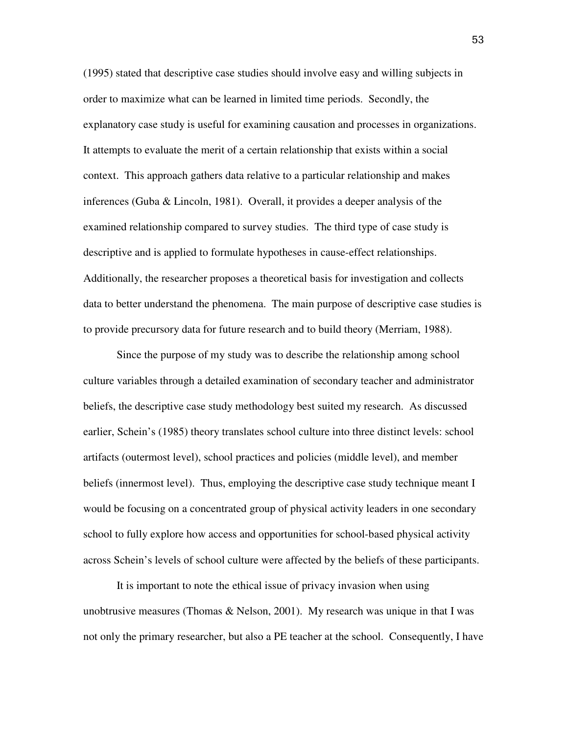(1995) stated that descriptive case studies should involve easy and willing subjects in order to maximize what can be learned in limited time periods. Secondly, the explanatory case study is useful for examining causation and processes in organizations. It attempts to evaluate the merit of a certain relationship that exists within a social context. This approach gathers data relative to a particular relationship and makes inferences (Guba & Lincoln, 1981). Overall, it provides a deeper analysis of the examined relationship compared to survey studies. The third type of case study is descriptive and is applied to formulate hypotheses in cause-effect relationships. Additionally, the researcher proposes a theoretical basis for investigation and collects data to better understand the phenomena. The main purpose of descriptive case studies is to provide precursory data for future research and to build theory (Merriam, 1988).

Since the purpose of my study was to describe the relationship among school culture variables through a detailed examination of secondary teacher and administrator beliefs, the descriptive case study methodology best suited my research. As discussed earlier, Schein's (1985) theory translates school culture into three distinct levels: school artifacts (outermost level), school practices and policies (middle level), and member beliefs (innermost level). Thus, employing the descriptive case study technique meant I would be focusing on a concentrated group of physical activity leaders in one secondary school to fully explore how access and opportunities for school-based physical activity across Schein's levels of school culture were affected by the beliefs of these participants.

It is important to note the ethical issue of privacy invasion when using unobtrusive measures (Thomas & Nelson, 2001). My research was unique in that I was not only the primary researcher, but also a PE teacher at the school. Consequently, I have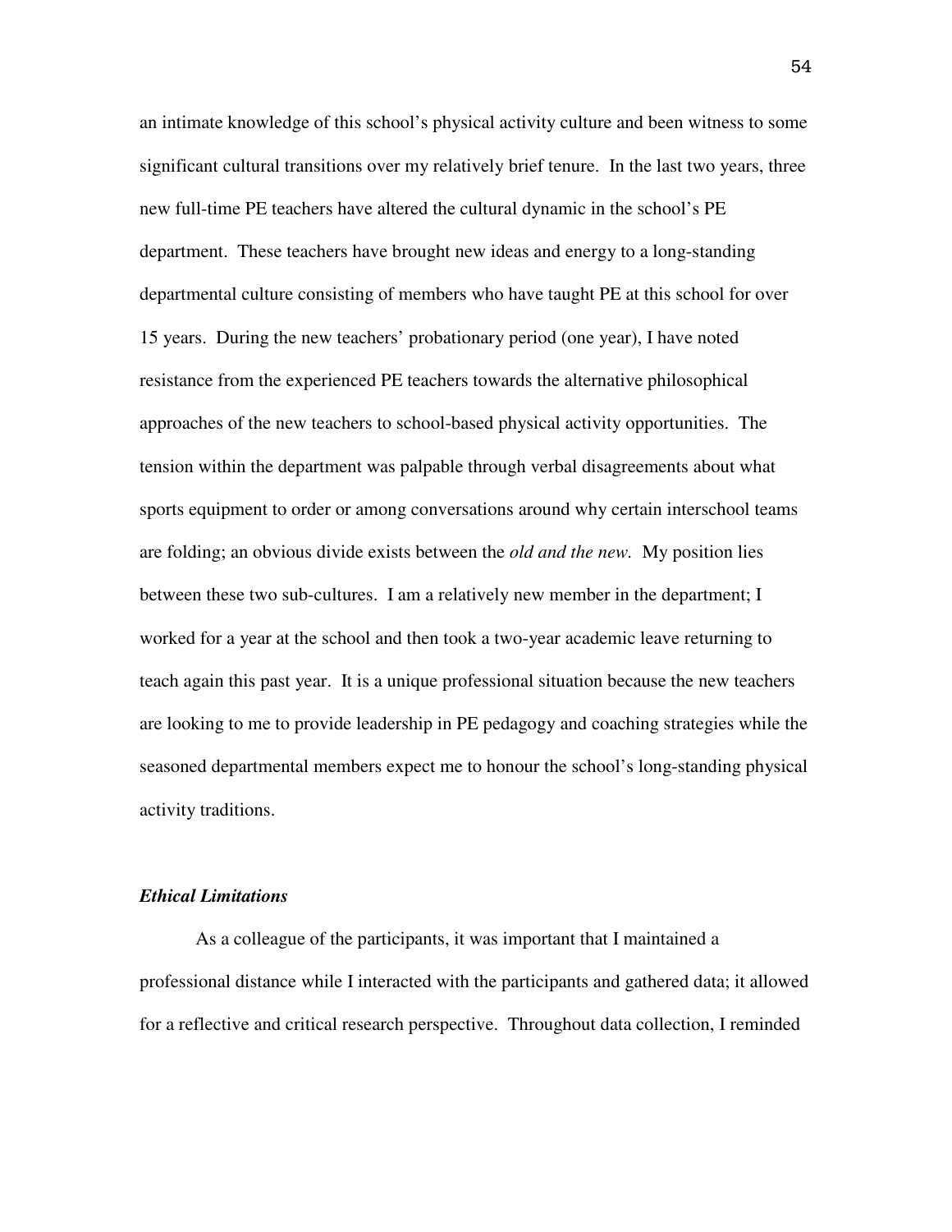an intimate knowledge of this school's physical activity culture and been witness to some significant cultural transitions over my relatively brief tenure. In the last two years, three new full-time PE teachers have altered the cultural dynamic in the school's PE department. These teachers have brought new ideas and energy to a long-standing departmental culture consisting of members who have taught PE at this school for over 15 years. During the new teachers' probationary period (one year), I have noted resistance from the experienced PE teachers towards the alternative philosophical approaches of the new teachers to school-based physical activity opportunities. The tension within the department was palpable through verbal disagreements about what sports equipment to order or among conversations around why certain interschool teams are folding; an obvious divide exists between the *old and the new.* My position lies between these two sub-cultures. I am a relatively new member in the department; I worked for a year at the school and then took a two-year academic leave returning to teach again this past year. It is a unique professional situation because the new teachers are looking to me to provide leadership in PE pedagogy and coaching strategies while the seasoned departmental members expect me to honour the school's long-standing physical activity traditions.

### *Ethical Limitations*

As a colleague of the participants, it was important that I maintained a professional distance while I interacted with the participants and gathered data; it allowed for a reflective and critical research perspective. Throughout data collection, I reminded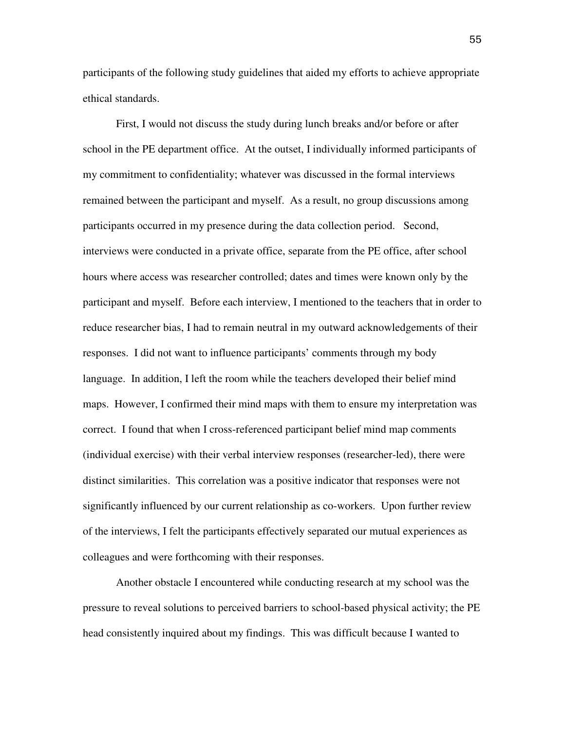participants of the following study guidelines that aided my efforts to achieve appropriate ethical standards.

First, I would not discuss the study during lunch breaks and/or before or after school in the PE department office. At the outset, I individually informed participants of my commitment to confidentiality; whatever was discussed in the formal interviews remained between the participant and myself. As a result, no group discussions among participants occurred in my presence during the data collection period. Second, interviews were conducted in a private office, separate from the PE office, after school hours where access was researcher controlled; dates and times were known only by the participant and myself. Before each interview, I mentioned to the teachers that in order to reduce researcher bias, I had to remain neutral in my outward acknowledgements of their responses. I did not want to influence participants' comments through my body language. In addition, I left the room while the teachers developed their belief mind maps. However, I confirmed their mind maps with them to ensure my interpretation was correct. I found that when I cross-referenced participant belief mind map comments (individual exercise) with their verbal interview responses (researcher-led), there were distinct similarities. This correlation was a positive indicator that responses were not significantly influenced by our current relationship as co-workers. Upon further review of the interviews, I felt the participants effectively separated our mutual experiences as colleagues and were forthcoming with their responses.

Another obstacle I encountered while conducting research at my school was the pressure to reveal solutions to perceived barriers to school-based physical activity; the PE head consistently inquired about my findings. This was difficult because I wanted to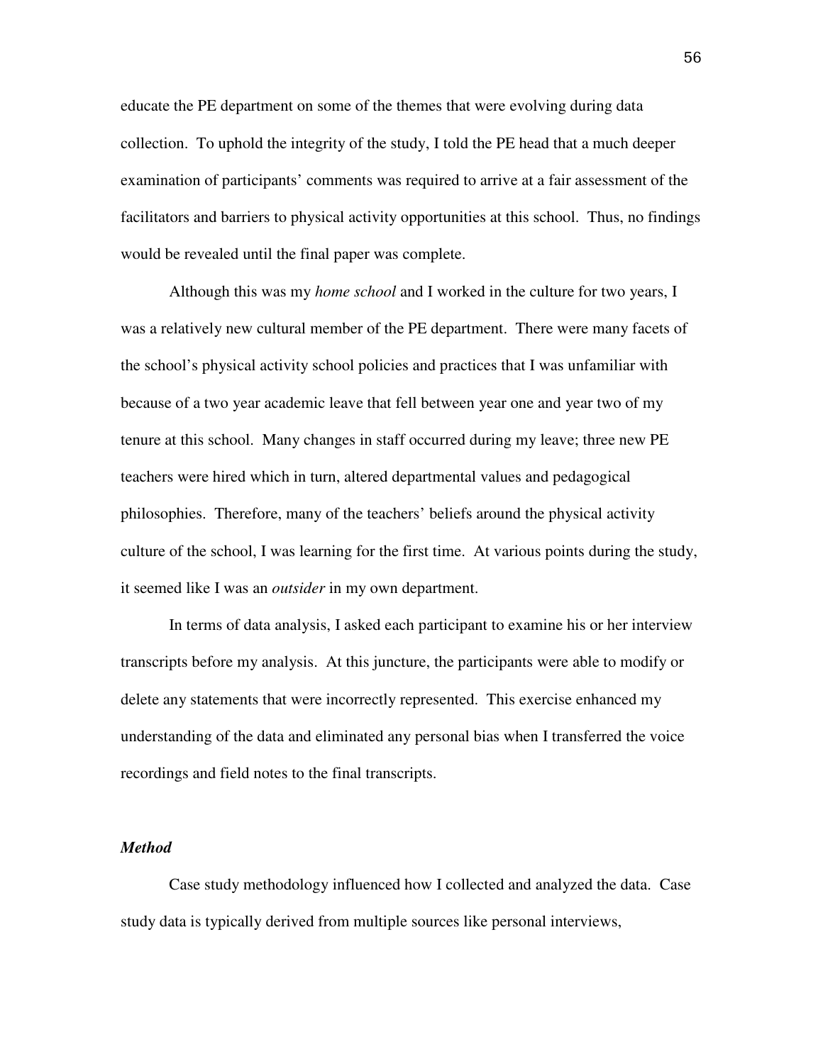educate the PE department on some of the themes that were evolving during data collection. To uphold the integrity of the study, I told the PE head that a much deeper examination of participants' comments was required to arrive at a fair assessment of the facilitators and barriers to physical activity opportunities at this school. Thus, no findings would be revealed until the final paper was complete.

Although this was my *home school* and I worked in the culture for two years, I was a relatively new cultural member of the PE department. There were many facets of the school's physical activity school policies and practices that I was unfamiliar with because of a two year academic leave that fell between year one and year two of my tenure at this school. Many changes in staff occurred during my leave; three new PE teachers were hired which in turn, altered departmental values and pedagogical philosophies. Therefore, many of the teachers' beliefs around the physical activity culture of the school, I was learning for the first time. At various points during the study, it seemed like I was an *outsider* in my own department.

In terms of data analysis, I asked each participant to examine his or her interview transcripts before my analysis. At this juncture, the participants were able to modify or delete any statements that were incorrectly represented. This exercise enhanced my understanding of the data and eliminated any personal bias when I transferred the voice recordings and field notes to the final transcripts.

### *Method*

Case study methodology influenced how I collected and analyzed the data. Case study data is typically derived from multiple sources like personal interviews,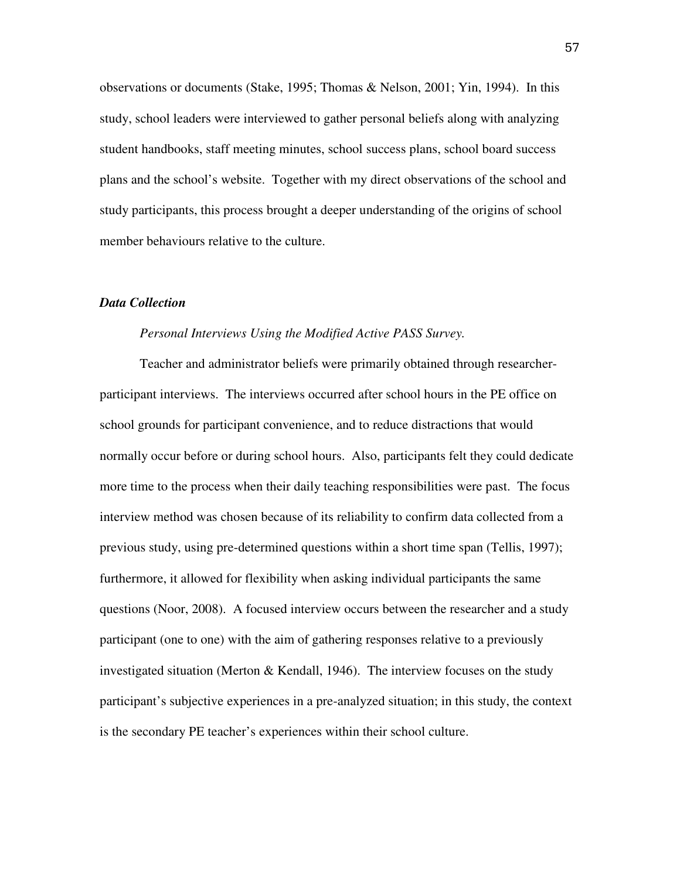observations or documents (Stake, 1995; Thomas & Nelson, 2001; Yin, 1994). In this study, school leaders were interviewed to gather personal beliefs along with analyzing student handbooks, staff meeting minutes, school success plans, school board success plans and the school's website. Together with my direct observations of the school and study participants, this process brought a deeper understanding of the origins of school member behaviours relative to the culture.

### ***Data Collection***

*Personal Interviews Using the Modified Active PASS Survey.*

Teacher and administrator beliefs were primarily obtained through researcher-participant interviews. The interviews occurred after school hours in the PE office on school grounds for participant convenience, and to reduce distractions that would normally occur before or during school hours. Also, participants felt they could dedicate more time to the process when their daily teaching responsibilities were past. The focus interview method was chosen because of its reliability to confirm data collected from a previous study, using pre-determined questions within a short time span (Tellis, 1997); furthermore, it allowed for flexibility when asking individual participants the same questions (Noor, 2008). A focused interview occurs between the researcher and a study participant (one to one) with the aim of gathering responses relative to a previously investigated situation (Merton & Kendall, 1946). The interview focuses on the study participant's subjective experiences in a pre-analyzed situation; in this study, the context is the secondary PE teacher's experiences within their school culture.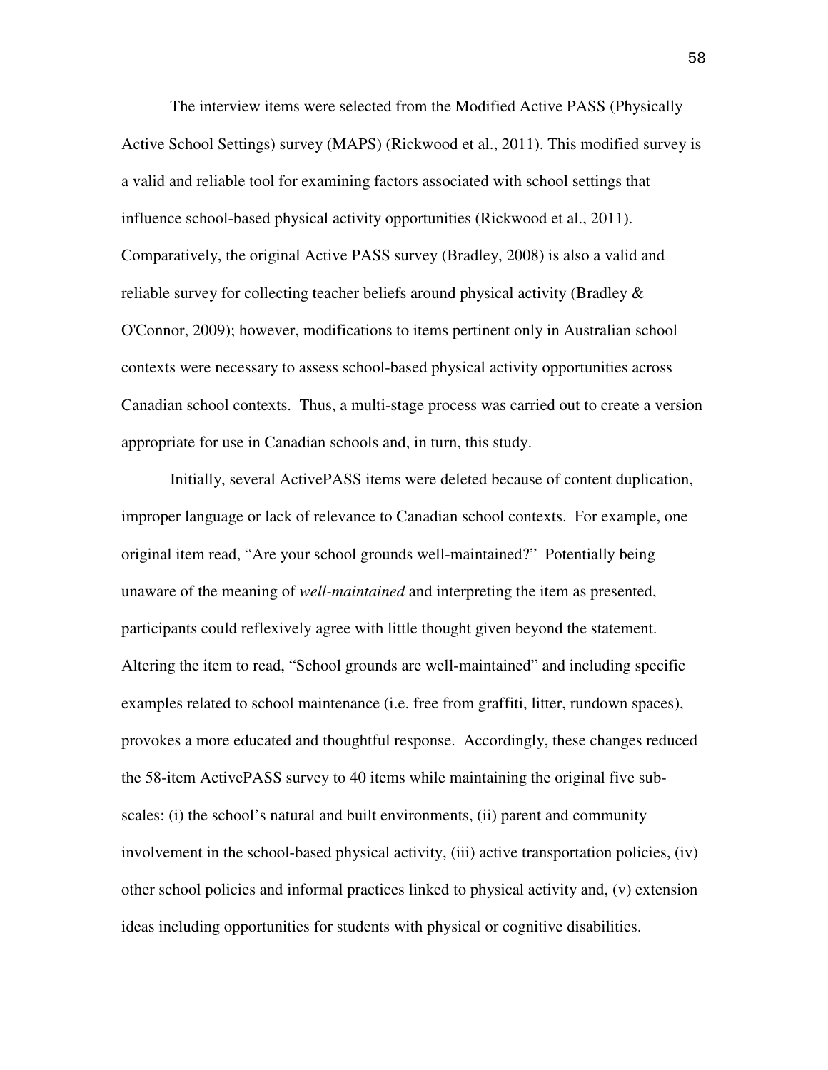The interview items were selected from the Modified Active PASS (Physically Active School Settings) survey (MAPS) (Rickwood et al., 2011). This modified survey is a valid and reliable tool for examining factors associated with school settings that influence school-based physical activity opportunities (Rickwood et al., 2011). Comparatively, the original Active PASS survey (Bradley, 2008) is also a valid and reliable survey for collecting teacher beliefs around physical activity (Bradley & O'Connor, 2009); however, modifications to items pertinent only in Australian school contexts were necessary to assess school-based physical activity opportunities across Canadian school contexts. Thus, a multi-stage process was carried out to create a version appropriate for use in Canadian schools and, in turn, this study.

Initially, several ActivePASS items were deleted because of content duplication, improper language or lack of relevance to Canadian school contexts. For example, one original item read, "Are your school grounds well-maintained?" Potentially being unaware of the meaning of *well-maintained* and interpreting the item as presented, participants could reflexively agree with little thought given beyond the statement. Altering the item to read, "School grounds are well-maintained" and including specific examples related to school maintenance (i.e. free from graffiti, litter, rundown spaces), provokes a more educated and thoughtful response. Accordingly, these changes reduced the 58-item ActivePASS survey to 40 items while maintaining the original five sub-scales: (i) the school's natural and built environments, (ii) parent and community involvement in the school-based physical activity, (iii) active transportation policies, (iv) other school policies and informal practices linked to physical activity and, (v) extension ideas including opportunities for students with physical or cognitive disabilities.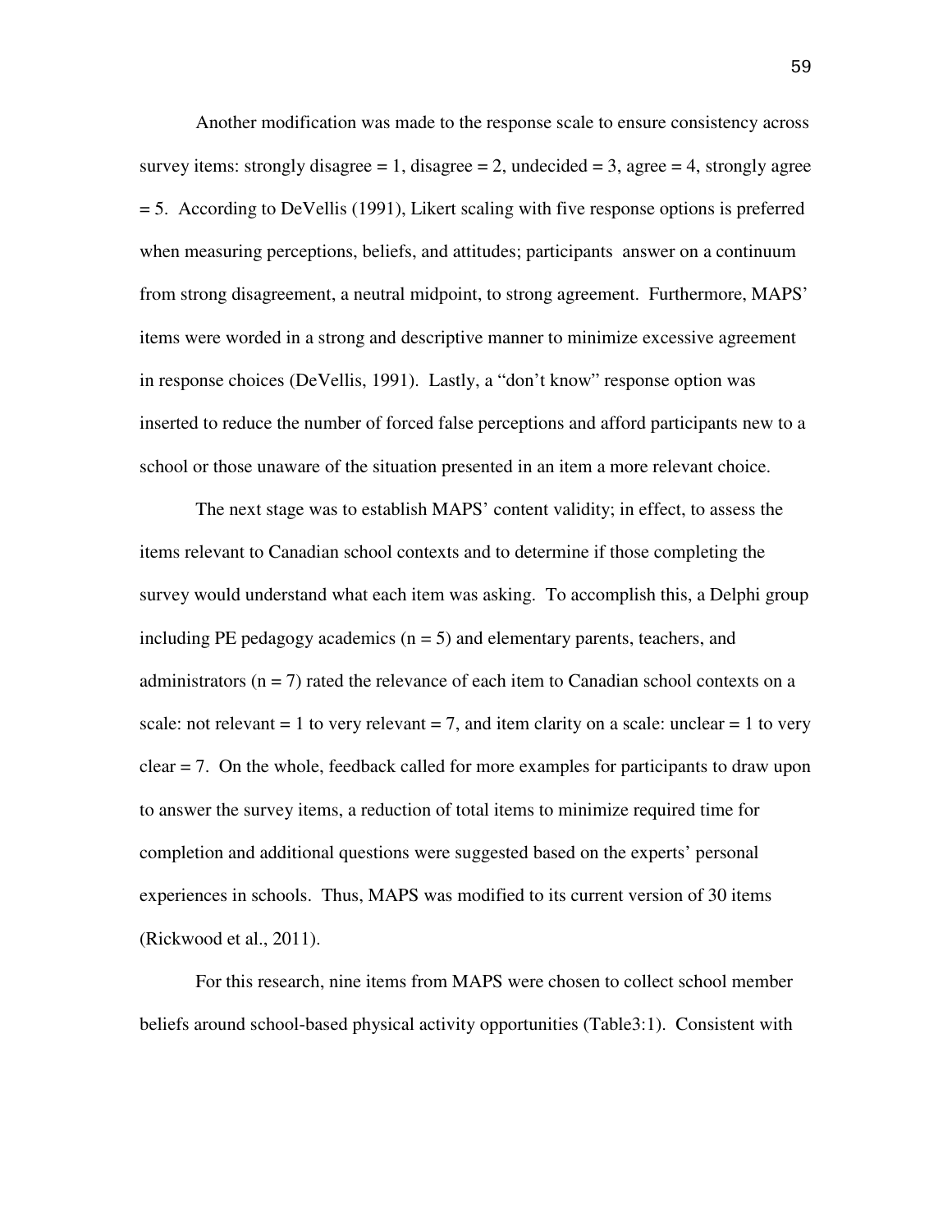Another modification was made to the response scale to ensure consistency across survey items: strongly disagree = 1, disagree = 2, undecided = 3, agree = 4, strongly agree = 5. According to DeVellis (1991), Likert scaling with five response options is preferred when measuring perceptions, beliefs, and attitudes; participants answer on a continuum from strong disagreement, a neutral midpoint, to strong agreement. Furthermore, MAPS' items were worded in a strong and descriptive manner to minimize excessive agreement in response choices (DeVellis, 1991). Lastly, a "don't know" response option was inserted to reduce the number of forced false perceptions and afford participants new to a school or those unaware of the situation presented in an item a more relevant choice.

The next stage was to establish MAPS' content validity; in effect, to assess the items relevant to Canadian school contexts and to determine if those completing the survey would understand what each item was asking. To accomplish this, a Delphi group including PE pedagogy academics (n = 5) and elementary parents, teachers, and administrators (n = 7) rated the relevance of each item to Canadian school contexts on a scale: not relevant = 1 to very relevant = 7, and item clarity on a scale: unclear = 1 to very clear = 7. On the whole, feedback called for more examples for participants to draw upon to answer the survey items, a reduction of total items to minimize required time for completion and additional questions were suggested based on the experts' personal experiences in schools. Thus, MAPS was modified to its current version of 30 items (Rickwood et al., 2011).

For this research, nine items from MAPS were chosen to collect school member beliefs around school-based physical activity opportunities (Table3:1). Consistent with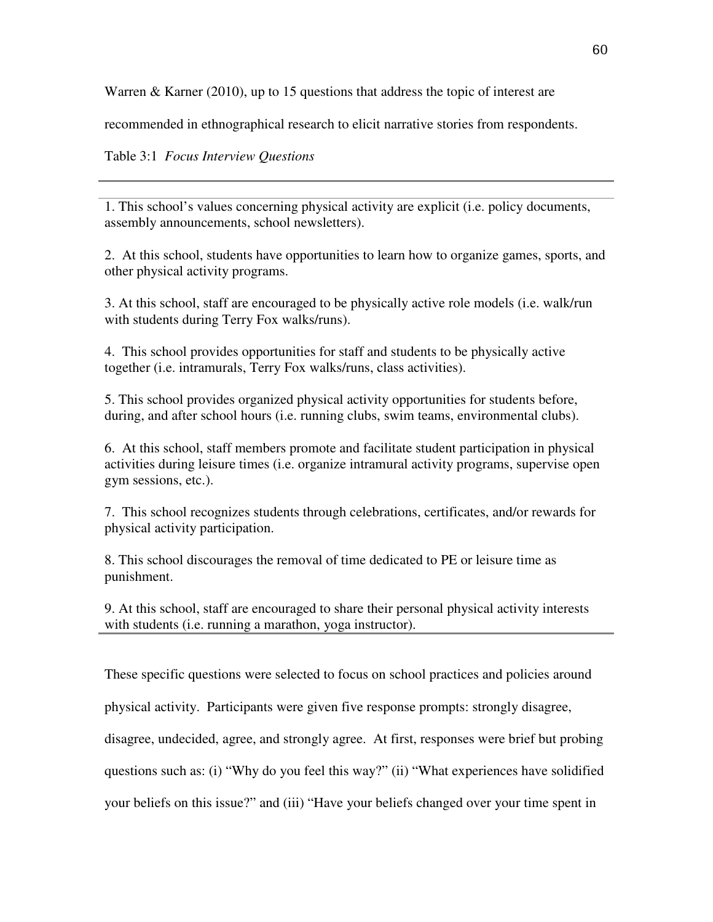Warren & Karner (2010), up to 15 questions that address the topic of interest are recommended in ethnographical research to elicit narrative stories from respondents.

Table 3:1 *Focus Interview Questions*

1. This school's values concerning physical activity are explicit (i.e. policy documents, assembly announcements, school newsletters).

2. At this school, students have opportunities to learn how to organize games, sports, and other physical activity programs.

3. At this school, staff are encouraged to be physically active role models (i.e. walk/run with students during Terry Fox walks/runs).

4. This school provides opportunities for staff and students to be physically active together (i.e. intramurals, Terry Fox walks/runs, class activities).

5. This school provides organized physical activity opportunities for students before, during, and after school hours (i.e. running clubs, swim teams, environmental clubs).

6. At this school, staff members promote and facilitate student participation in physical activities during leisure times (i.e. organize intramural activity programs, supervise open gym sessions, etc.).

7. This school recognizes students through celebrations, certificates, and/or rewards for physical activity participation.

8. This school discourages the removal of time dedicated to PE or leisure time as punishment.

9. At this school, staff are encouraged to share their personal physical activity interests with students (i.e. running a marathon, yoga instructor).

These specific questions were selected to focus on school practices and policies around physical activity. Participants were given five response prompts: strongly disagree, disagree, undecided, agree, and strongly agree. At first, responses were brief but probing questions such as: (i) "Why do you feel this way?" (ii) "What experiences have solidified your beliefs on this issue?" and (iii) "Have your beliefs changed over your time spent in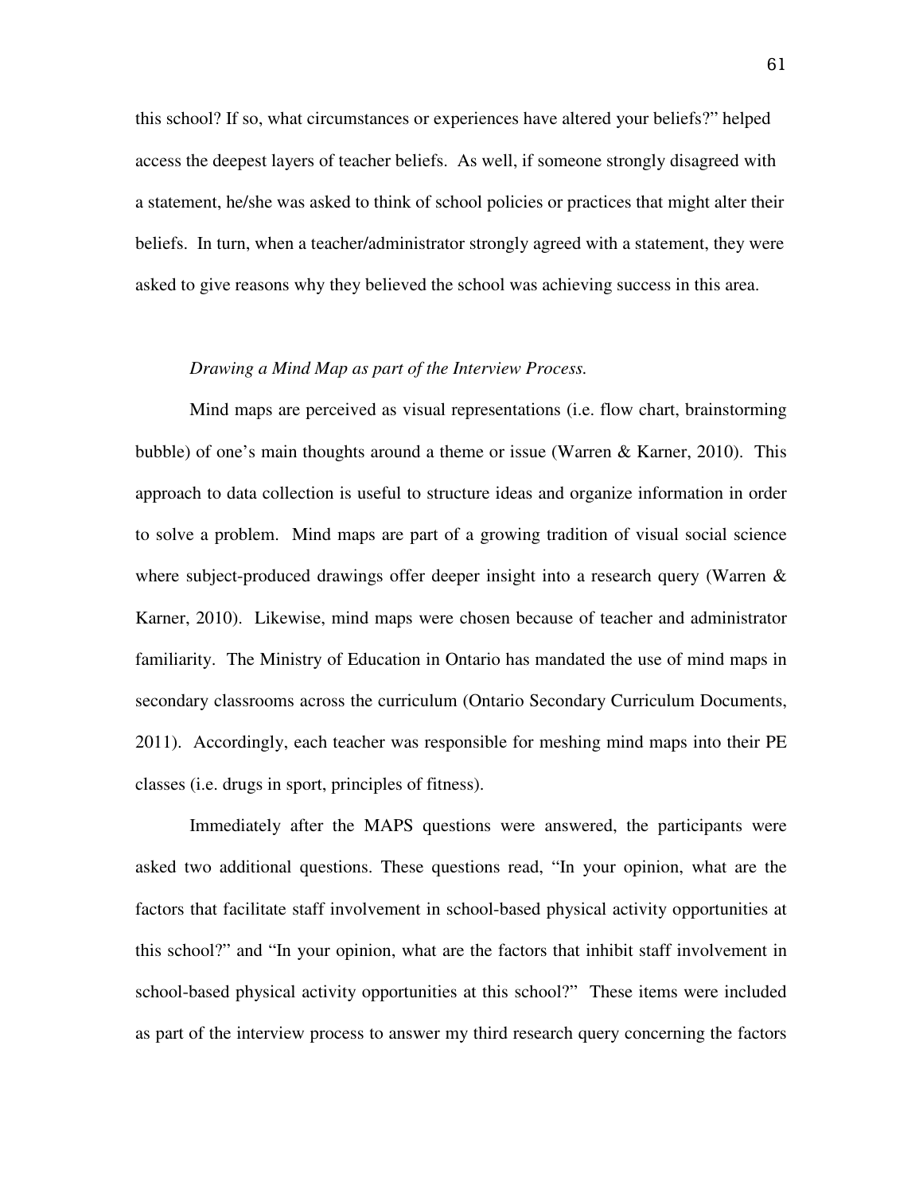this school? If so, what circumstances or experiences have altered your beliefs?" helped access the deepest layers of teacher beliefs. As well, if someone strongly disagreed with a statement, he/she was asked to think of school policies or practices that might alter their beliefs. In turn, when a teacher/administrator strongly agreed with a statement, they were asked to give reasons why they believed the school was achieving success in this area.

*Drawing a Mind Map as part of the Interview Process.*

Mind maps are perceived as visual representations (i.e. flow chart, brainstorming bubble) of one's main thoughts around a theme or issue (Warren & Karner, 2010). This approach to data collection is useful to structure ideas and organize information in order to solve a problem. Mind maps are part of a growing tradition of visual social science where subject-produced drawings offer deeper insight into a research query (Warren & Karner, 2010). Likewise, mind maps were chosen because of teacher and administrator familiarity. The Ministry of Education in Ontario has mandated the use of mind maps in secondary classrooms across the curriculum (Ontario Secondary Curriculum Documents, 2011). Accordingly, each teacher was responsible for meshing mind maps into their PE classes (i.e. drugs in sport, principles of fitness).

Immediately after the MAPS questions were answered, the participants were asked two additional questions. These questions read, "In your opinion, what are the factors that facilitate staff involvement in school-based physical activity opportunities at this school?" and "In your opinion, what are the factors that inhibit staff involvement in school-based physical activity opportunities at this school?" These items were included as part of the interview process to answer my third research query concerning the factors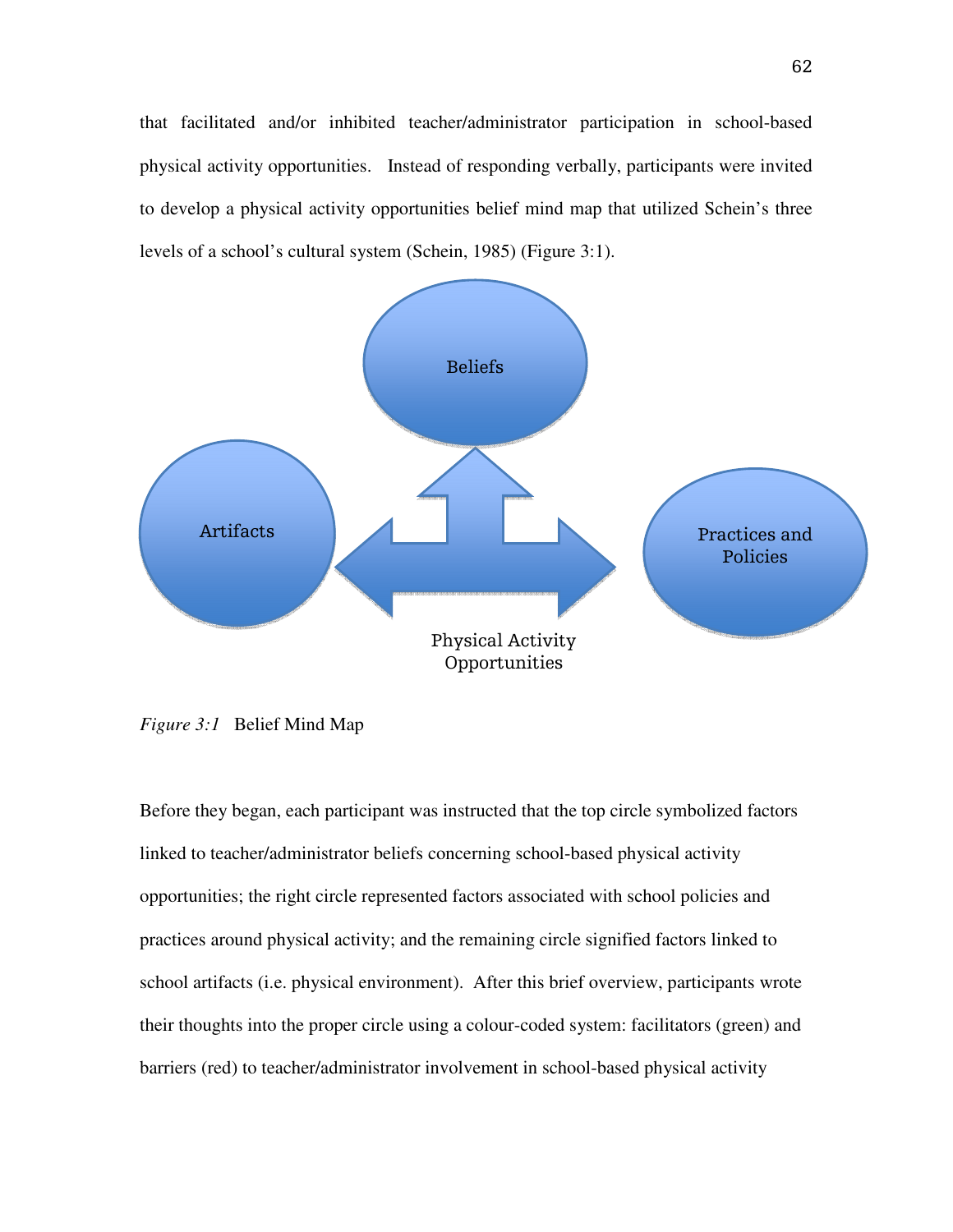that facilitated and/or inhibited teacher/administrator participation in school-based physical activity opportunities. Instead of responding verbally, participants were invited to develop a physical activity opportunities belief mind map that utilized Schein's three levels of a school's cultural system (Schein, 1985) (Figure 3:1).

Beliefs

Artifacts

Practices and Policies

Physical Activity Opportunities

*Figure 3:1* Belief Mind Map

Before they began, each participant was instructed that the top circle symbolized factors linked to teacher/administrator beliefs concerning school-based physical activity opportunities; the right circle represented factors associated with school policies and practices around physical activity; and the remaining circle signified factors linked to school artifacts (i.e. physical environment). After this brief overview, participants wrote their thoughts into the proper circle using a colour-coded system: facilitators (green) and barriers (red) to teacher/administrator involvement in school-based physical activity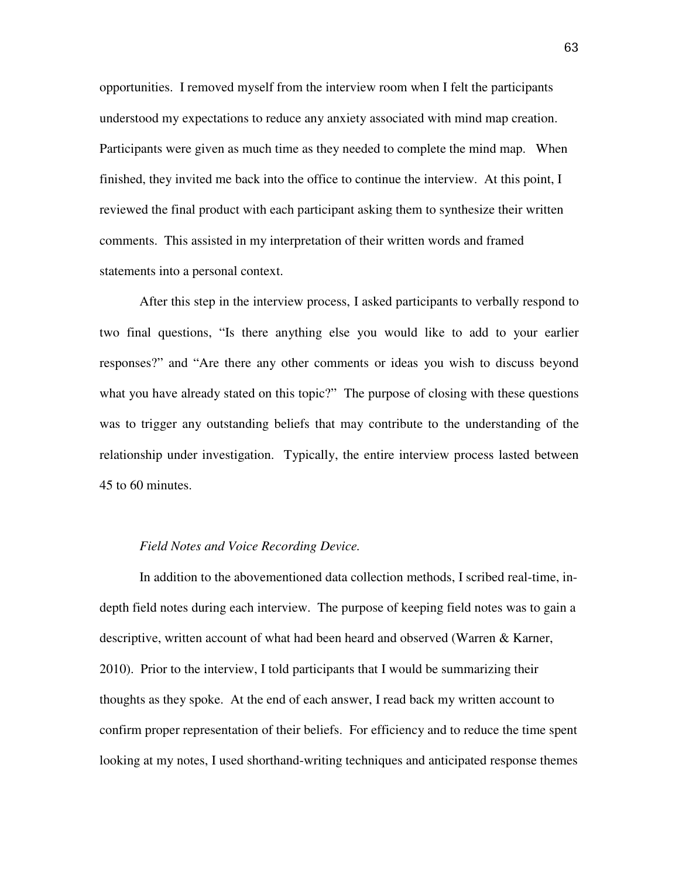opportunities. I removed myself from the interview room when I felt the participants understood my expectations to reduce any anxiety associated with mind map creation. Participants were given as much time as they needed to complete the mind map. When finished, they invited me back into the office to continue the interview. At this point, I reviewed the final product with each participant asking them to synthesize their written comments. This assisted in my interpretation of their written words and framed statements into a personal context.

After this step in the interview process, I asked participants to verbally respond to two final questions, "Is there anything else you would like to add to your earlier responses?" and "Are there any other comments or ideas you wish to discuss beyond what you have already stated on this topic?" The purpose of closing with these questions was to trigger any outstanding beliefs that may contribute to the understanding of the relationship under investigation. Typically, the entire interview process lasted between 45 to 60 minutes.

#### *Field Notes and Voice Recording Device.*

In addition to the abovementioned data collection methods, I scribed real-time, in-depth field notes during each interview. The purpose of keeping field notes was to gain a descriptive, written account of what had been heard and observed (Warren & Karner, 2010). Prior to the interview, I told participants that I would be summarizing their thoughts as they spoke. At the end of each answer, I read back my written account to confirm proper representation of their beliefs. For efficiency and to reduce the time spent looking at my notes, I used shorthand-writing techniques and anticipated response themes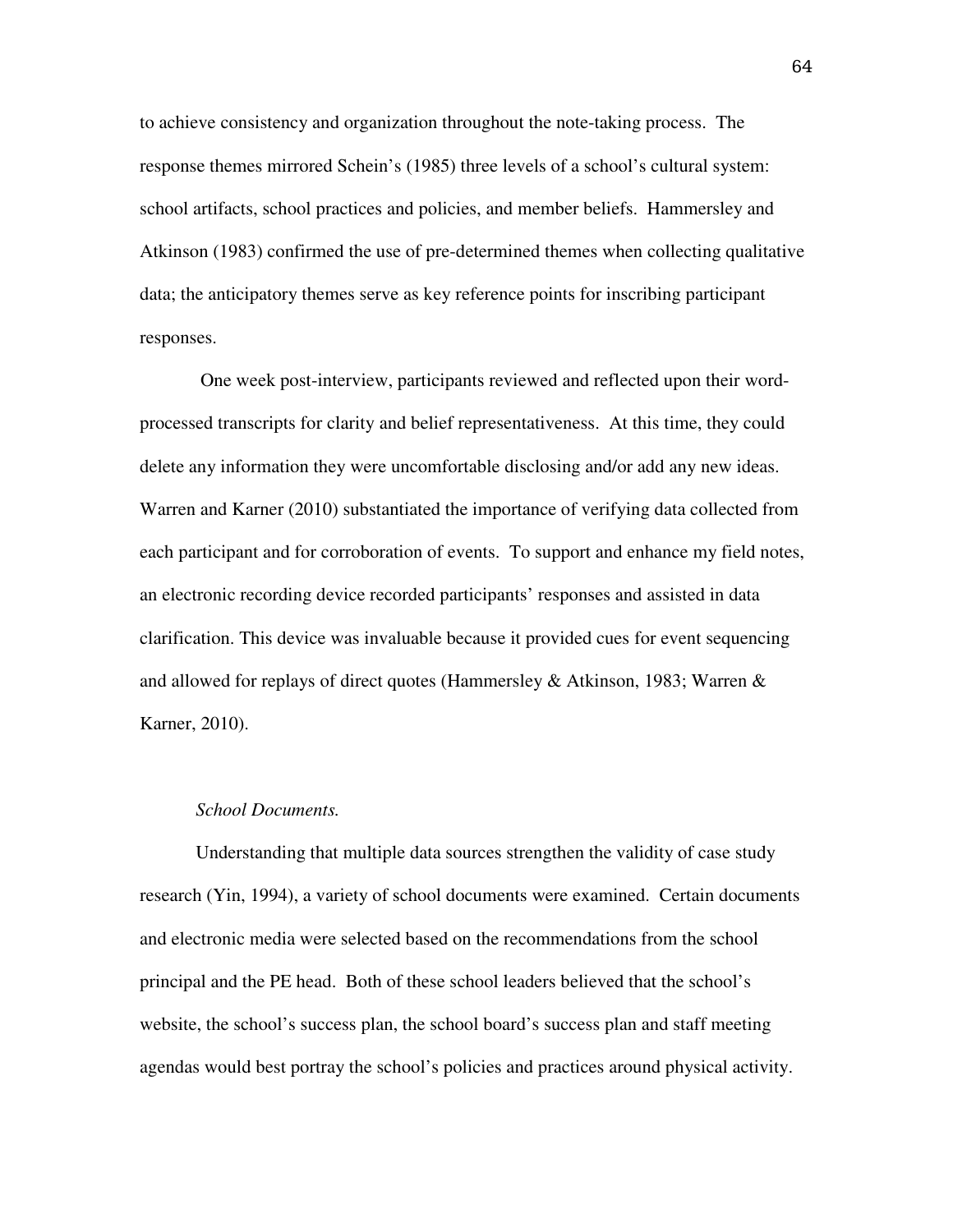to achieve consistency and organization throughout the note-taking process. The response themes mirrored Schein's (1985) three levels of a school's cultural system: school artifacts, school practices and policies, and member beliefs. Hammersley and Atkinson (1983) confirmed the use of pre-determined themes when collecting qualitative data; the anticipatory themes serve as key reference points for inscribing participant responses.

One week post-interview, participants reviewed and reflected upon their word-processed transcripts for clarity and belief representativeness. At this time, they could delete any information they were uncomfortable disclosing and/or add any new ideas. Warren and Karner (2010) substantiated the importance of verifying data collected from each participant and for corroboration of events. To support and enhance my field notes, an electronic recording device recorded participants' responses and assisted in data clarification. This device was invaluable because it provided cues for event sequencing and allowed for replays of direct quotes (Hammersley & Atkinson, 1983; Warren & Karner, 2010).

*School Documents.*

Understanding that multiple data sources strengthen the validity of case study research (Yin, 1994), a variety of school documents were examined. Certain documents and electronic media were selected based on the recommendations from the school principal and the PE head. Both of these school leaders believed that the school's website, the school's success plan, the school board's success plan and staff meeting agendas would best portray the school's policies and practices around physical activity.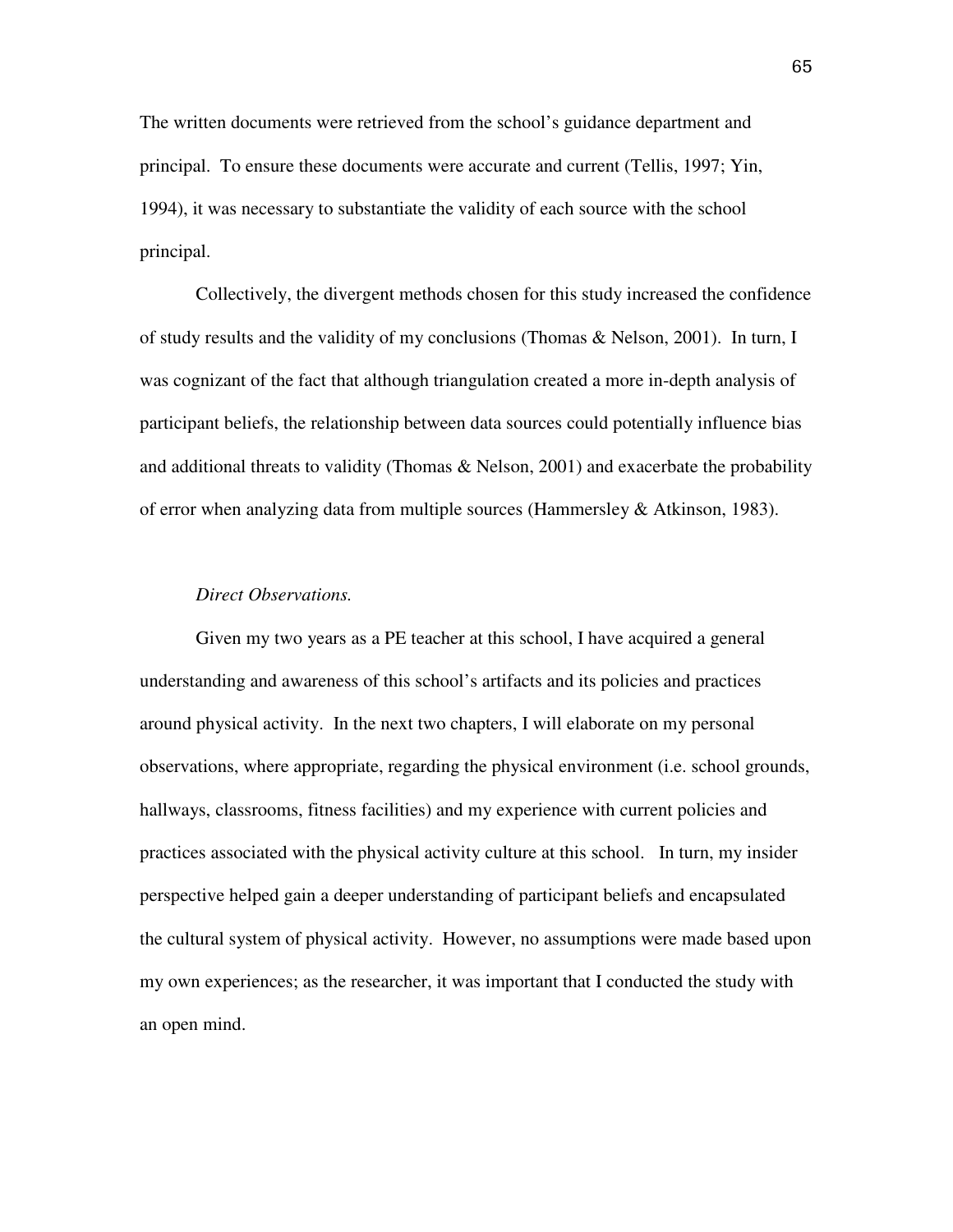The written documents were retrieved from the school's guidance department and principal. To ensure these documents were accurate and current (Tellis, 1997; Yin, 1994), it was necessary to substantiate the validity of each source with the school principal.

Collectively, the divergent methods chosen for this study increased the confidence of study results and the validity of my conclusions (Thomas & Nelson, 2001). In turn, I was cognizant of the fact that although triangulation created a more in-depth analysis of participant beliefs, the relationship between data sources could potentially influence bias and additional threats to validity (Thomas & Nelson, 2001) and exacerbate the probability of error when analyzing data from multiple sources (Hammersley & Atkinson, 1983).

*Direct Observations.*

Given my two years as a PE teacher at this school, I have acquired a general understanding and awareness of this school's artifacts and its policies and practices around physical activity. In the next two chapters, I will elaborate on my personal observations, where appropriate, regarding the physical environment (i.e. school grounds, hallways, classrooms, fitness facilities) and my experience with current policies and practices associated with the physical activity culture at this school. In turn, my insider perspective helped gain a deeper understanding of participant beliefs and encapsulated the cultural system of physical activity. However, no assumptions were made based upon my own experiences; as the researcher, it was important that I conducted the study with an open mind.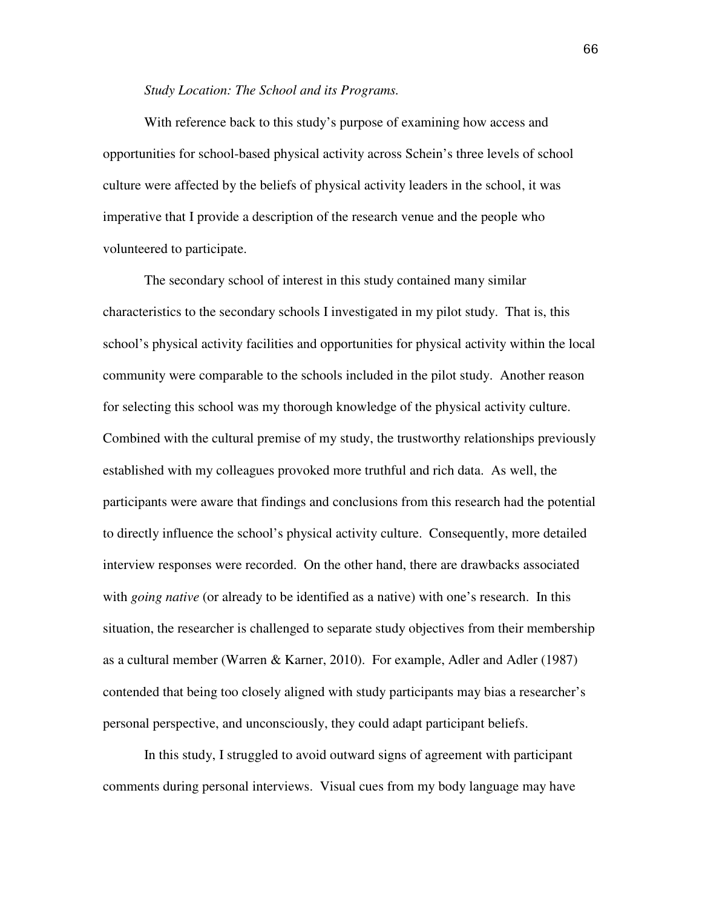*Study Location: The School and its Programs.*

With reference back to this study's purpose of examining how access and opportunities for school-based physical activity across Schein's three levels of school culture were affected by the beliefs of physical activity leaders in the school, it was imperative that I provide a description of the research venue and the people who volunteered to participate.

The secondary school of interest in this study contained many similar characteristics to the secondary schools I investigated in my pilot study. That is, this school's physical activity facilities and opportunities for physical activity within the local community were comparable to the schools included in the pilot study. Another reason for selecting this school was my thorough knowledge of the physical activity culture. Combined with the cultural premise of my study, the trustworthy relationships previously established with my colleagues provoked more truthful and rich data. As well, the participants were aware that findings and conclusions from this research had the potential to directly influence the school's physical activity culture. Consequently, more detailed interview responses were recorded. On the other hand, there are drawbacks associated with *going native* (or already to be identified as a native) with one's research. In this situation, the researcher is challenged to separate study objectives from their membership as a cultural member (Warren & Karner, 2010). For example, Adler and Adler (1987) contended that being too closely aligned with study participants may bias a researcher's personal perspective, and unconsciously, they could adapt participant beliefs.

In this study, I struggled to avoid outward signs of agreement with participant comments during personal interviews. Visual cues from my body language may have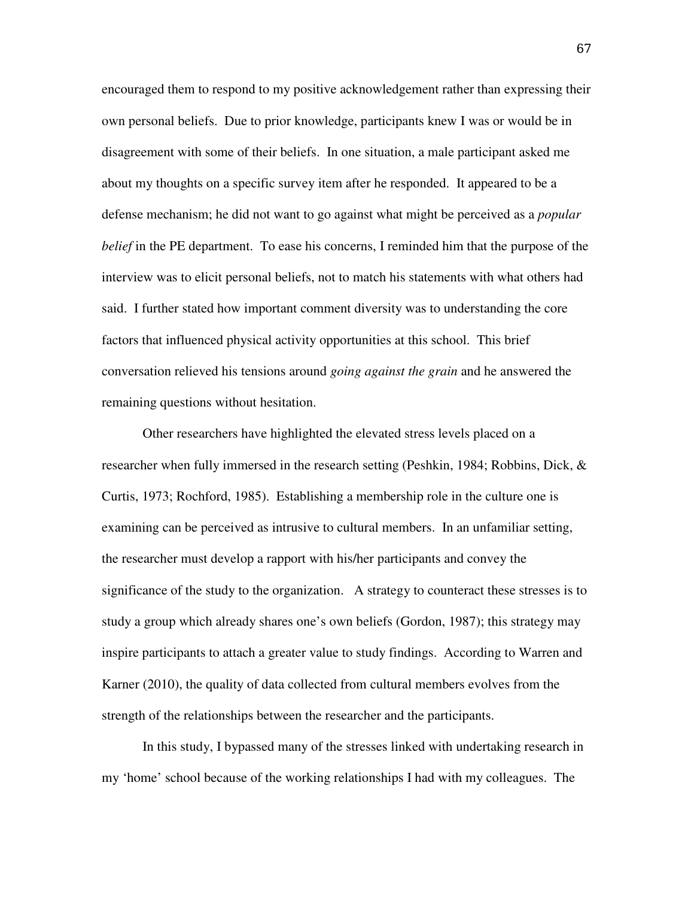encouraged them to respond to my positive acknowledgement rather than expressing their own personal beliefs. Due to prior knowledge, participants knew I was or would be in disagreement with some of their beliefs. In one situation, a male participant asked me about my thoughts on a specific survey item after he responded. It appeared to be a defense mechanism; he did not want to go against what might be perceived as a *popular belief* in the PE department. To ease his concerns, I reminded him that the purpose of the interview was to elicit personal beliefs, not to match his statements with what others had said. I further stated how important comment diversity was to understanding the core factors that influenced physical activity opportunities at this school. This brief conversation relieved his tensions around *going against the grain* and he answered the remaining questions without hesitation.

Other researchers have highlighted the elevated stress levels placed on a researcher when fully immersed in the research setting (Peshkin, 1984; Robbins, Dick, & Curtis, 1973; Rochford, 1985). Establishing a membership role in the culture one is examining can be perceived as intrusive to cultural members. In an unfamiliar setting, the researcher must develop a rapport with his/her participants and convey the significance of the study to the organization. A strategy to counteract these stresses is to study a group which already shares one's own beliefs (Gordon, 1987); this strategy may inspire participants to attach a greater value to study findings. According to Warren and Karner (2010), the quality of data collected from cultural members evolves from the strength of the relationships between the researcher and the participants.

In this study, I bypassed many of the stresses linked with undertaking research in my 'home' school because of the working relationships I had with my colleagues. The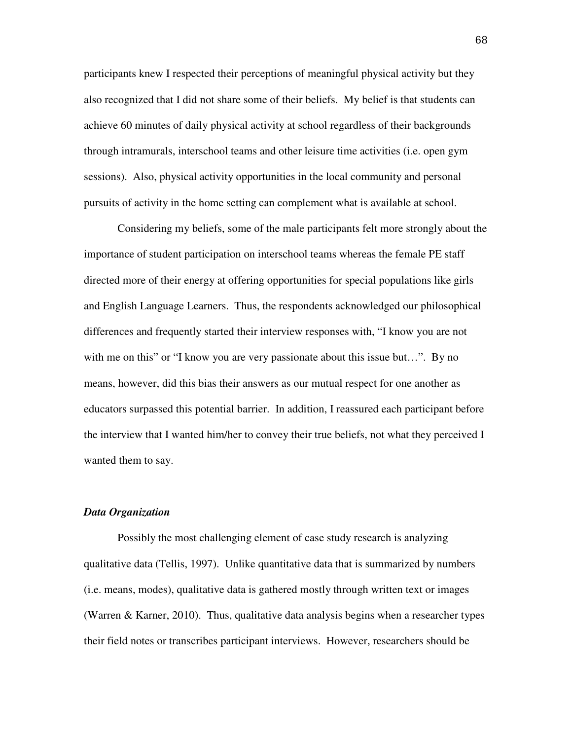participants knew I respected their perceptions of meaningful physical activity but they also recognized that I did not share some of their beliefs. My belief is that students can achieve 60 minutes of daily physical activity at school regardless of their backgrounds through intramurals, interschool teams and other leisure time activities (i.e. open gym sessions). Also, physical activity opportunities in the local community and personal pursuits of activity in the home setting can complement what is available at school.

Considering my beliefs, some of the male participants felt more strongly about the importance of student participation on interschool teams whereas the female PE staff directed more of their energy at offering opportunities for special populations like girls and English Language Learners. Thus, the respondents acknowledged our philosophical differences and frequently started their interview responses with, "I know you are not with me on this" or "I know you are very passionate about this issue but…". By no means, however, did this bias their answers as our mutual respect for one another as educators surpassed this potential barrier. In addition, I reassured each participant before the interview that I wanted him/her to convey their true beliefs, not what they perceived I wanted them to say.

***Data Organization***

Possibly the most challenging element of case study research is analyzing qualitative data (Tellis, 1997). Unlike quantitative data that is summarized by numbers (i.e. means, modes), qualitative data is gathered mostly through written text or images (Warren & Karner, 2010). Thus, qualitative data analysis begins when a researcher types their field notes or transcribes participant interviews. However, researchers should be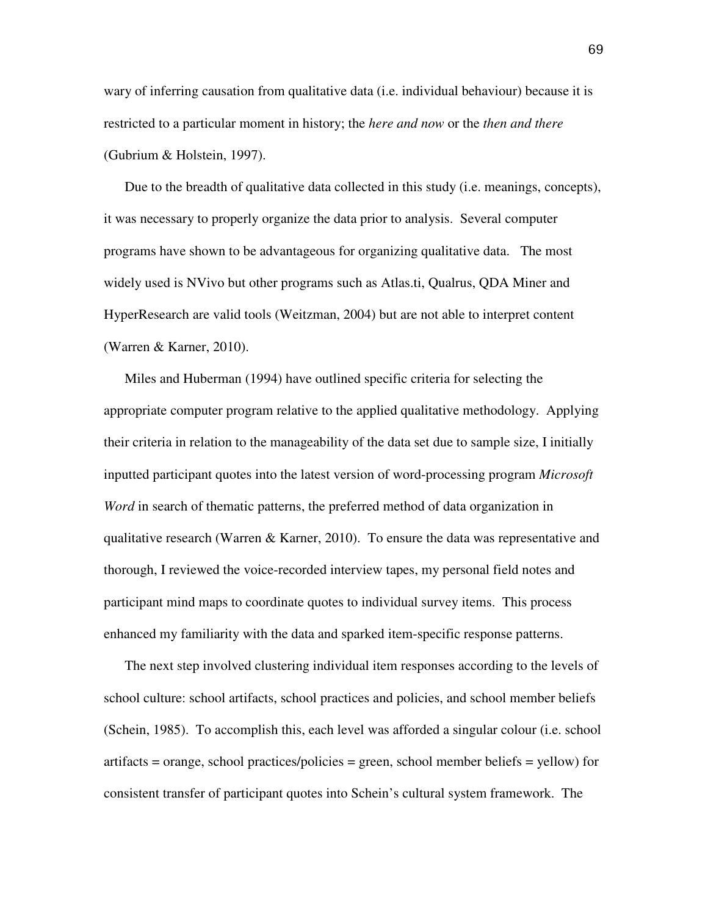wary of inferring causation from qualitative data (i.e. individual behaviour) because it is restricted to a particular moment in history; the *here and now* or the *then and there* (Gubrium & Holstein, 1997).

Due to the breadth of qualitative data collected in this study (i.e. meanings, concepts), it was necessary to properly organize the data prior to analysis. Several computer programs have shown to be advantageous for organizing qualitative data. The most widely used is NVivo but other programs such as Atlas.ti, Qualrus, QDA Miner and HyperResearch are valid tools (Weitzman, 2004) but are not able to interpret content (Warren & Karner, 2010).

Miles and Huberman (1994) have outlined specific criteria for selecting the appropriate computer program relative to the applied qualitative methodology. Applying their criteria in relation to the manageability of the data set due to sample size, I initially inputted participant quotes into the latest version of word-processing program *Microsoft Word* in search of thematic patterns, the preferred method of data organization in qualitative research (Warren & Karner, 2010). To ensure the data was representative and thorough, I reviewed the voice-recorded interview tapes, my personal field notes and participant mind maps to coordinate quotes to individual survey items. This process enhanced my familiarity with the data and sparked item-specific response patterns.

The next step involved clustering individual item responses according to the levels of school culture: school artifacts, school practices and policies, and school member beliefs (Schein, 1985). To accomplish this, each level was afforded a singular colour (i.e. school artifacts = orange, school practices/policies = green, school member beliefs = yellow) for consistent transfer of participant quotes into Schein's cultural system framework. The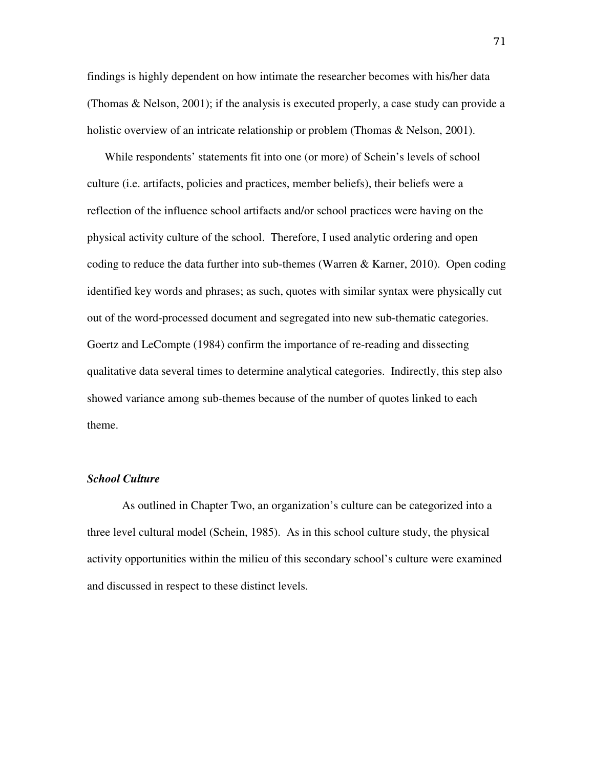findings is highly dependent on how intimate the researcher becomes with his/her data (Thomas & Nelson, 2001); if the analysis is executed properly, a case study can provide a holistic overview of an intricate relationship or problem (Thomas & Nelson, 2001).

While respondents' statements fit into one (or more) of Schein's levels of school culture (i.e. artifacts, policies and practices, member beliefs), their beliefs were a reflection of the influence school artifacts and/or school practices were having on the physical activity culture of the school. Therefore, I used analytic ordering and open coding to reduce the data further into sub-themes (Warren & Karner, 2010). Open coding identified key words and phrases; as such, quotes with similar syntax were physically cut out of the word-processed document and segregated into new sub-thematic categories. Goertz and LeCompte (1984) confirm the importance of re-reading and dissecting qualitative data several times to determine analytical categories. Indirectly, this step also showed variance among sub-themes because of the number of quotes linked to each theme.

### *School Culture*

As outlined in Chapter Two, an organization's culture can be categorized into a three level cultural model (Schein, 1985). As in this school culture study, the physical activity opportunities within the milieu of this secondary school's culture were examined and discussed in respect to these distinct levels.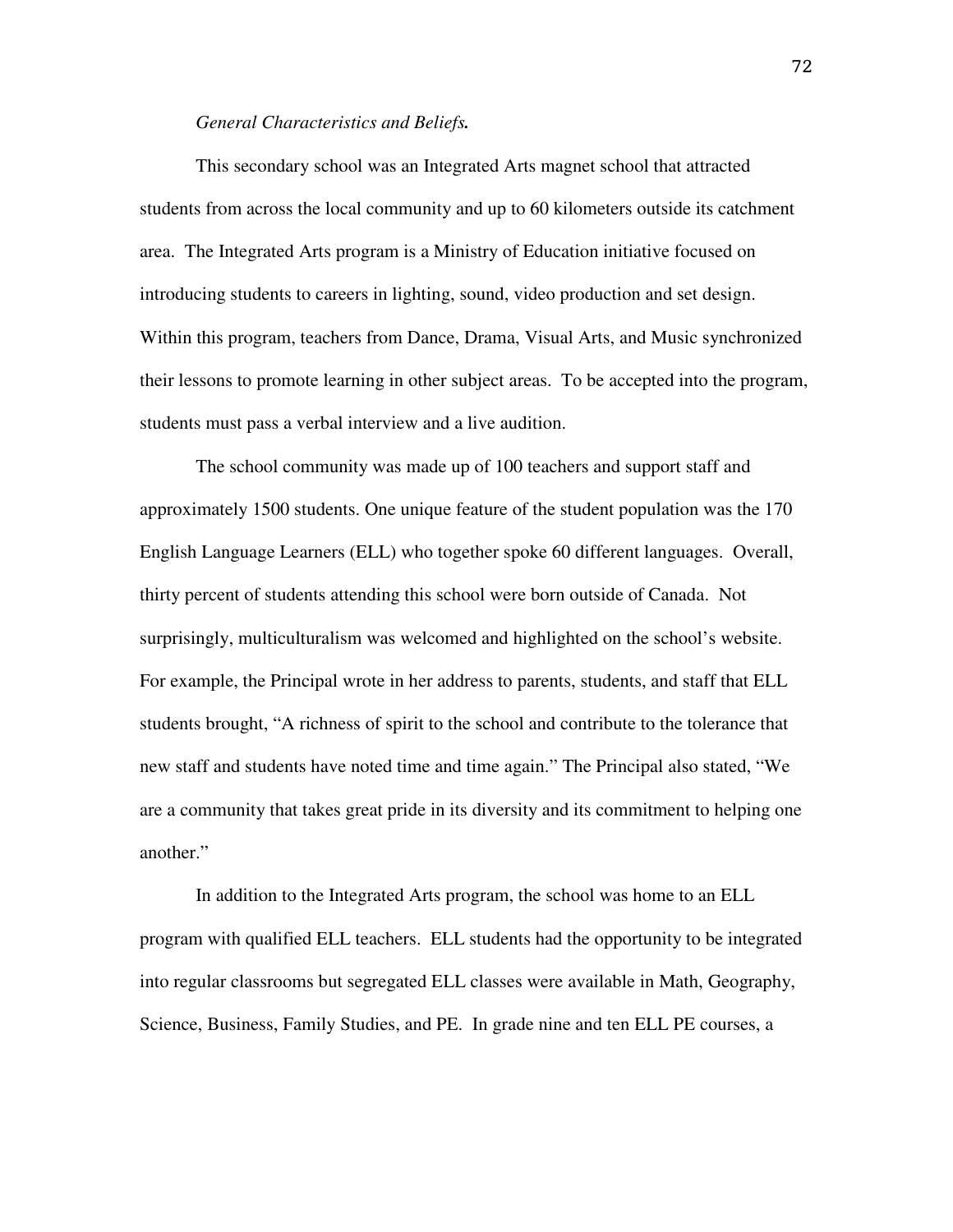*General Characteristics and Beliefs.*

This secondary school was an Integrated Arts magnet school that attracted students from across the local community and up to 60 kilometers outside its catchment area. The Integrated Arts program is a Ministry of Education initiative focused on introducing students to careers in lighting, sound, video production and set design. Within this program, teachers from Dance, Drama, Visual Arts, and Music synchronized their lessons to promote learning in other subject areas. To be accepted into the program, students must pass a verbal interview and a live audition.

The school community was made up of 100 teachers and support staff and approximately 1500 students. One unique feature of the student population was the 170 English Language Learners (ELL) who together spoke 60 different languages. Overall, thirty percent of students attending this school were born outside of Canada. Not surprisingly, multiculturalism was welcomed and highlighted on the school's website. For example, the Principal wrote in her address to parents, students, and staff that ELL students brought, "A richness of spirit to the school and contribute to the tolerance that new staff and students have noted time and time again." The Principal also stated, "We are a community that takes great pride in its diversity and its commitment to helping one another."

In addition to the Integrated Arts program, the school was home to an ELL program with qualified ELL teachers. ELL students had the opportunity to be integrated into regular classrooms but segregated ELL classes were available in Math, Geography, Science, Business, Family Studies, and PE. In grade nine and ten ELL PE courses, a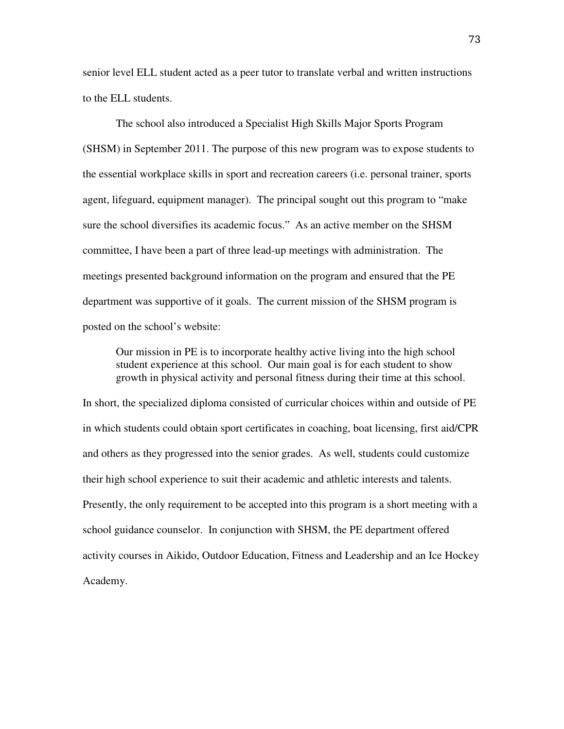senior level ELL student acted as a peer tutor to translate verbal and written instructions to the ELL students.

The school also introduced a Specialist High Skills Major Sports Program (SHSM) in September 2011. The purpose of this new program was to expose students to the essential workplace skills in sport and recreation careers (i.e. personal trainer, sports agent, lifeguard, equipment manager). The principal sought out this program to "make sure the school diversifies its academic focus." As an active member on the SHSM committee, I have been a part of three lead-up meetings with administration. The meetings presented background information on the program and ensured that the PE department was supportive of it goals. The current mission of the SHSM program is posted on the school's website:

> Our mission in PE is to incorporate healthy active living into the high school student experience at this school. Our main goal is for each student to show growth in physical activity and personal fitness during their time at this school.

In short, the specialized diploma consisted of curricular choices within and outside of PE in which students could obtain sport certificates in coaching, boat licensing, first aid/CPR and others as they progressed into the senior grades. As well, students could customize their high school experience to suit their academic and athletic interests and talents. Presently, the only requirement to be accepted into this program is a short meeting with a school guidance counselor. In conjunction with SHSM, the PE department offered activity courses in Aikido, Outdoor Education, Fitness and Leadership and an Ice Hockey Academy.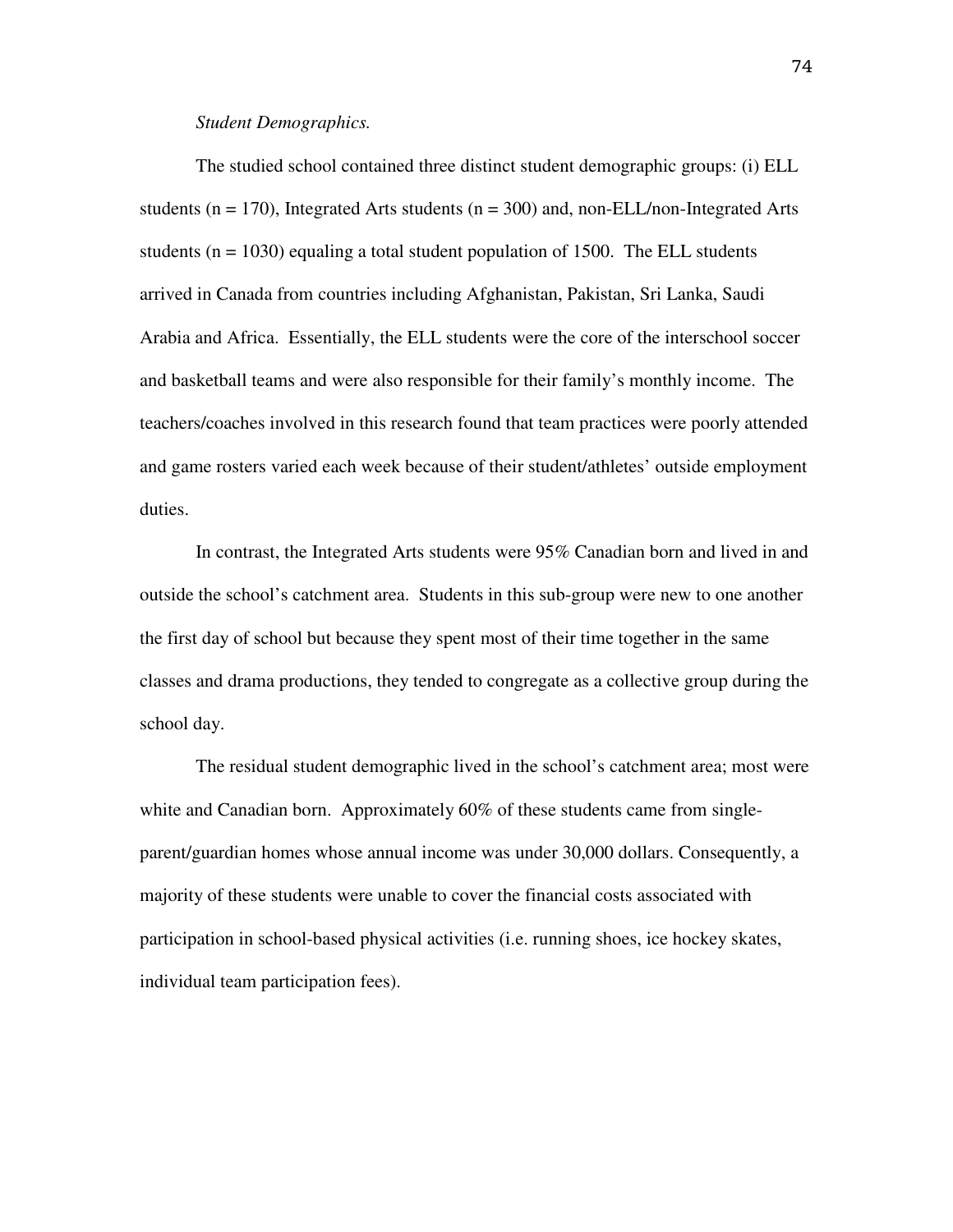*Student Demographics.*

The studied school contained three distinct student demographic groups: (i) ELL students (n = 170), Integrated Arts students (n = 300) and, non-ELL/non-Integrated Arts students (n = 1030) equaling a total student population of 1500. The ELL students arrived in Canada from countries including Afghanistan, Pakistan, Sri Lanka, Saudi Arabia and Africa. Essentially, the ELL students were the core of the interschool soccer and basketball teams and were also responsible for their family's monthly income. The teachers/coaches involved in this research found that team practices were poorly attended and game rosters varied each week because of their student/athletes' outside employment duties.

In contrast, the Integrated Arts students were 95% Canadian born and lived in and outside the school's catchment area. Students in this sub-group were new to one another the first day of school but because they spent most of their time together in the same classes and drama productions, they tended to congregate as a collective group during the school day.

The residual student demographic lived in the school's catchment area; most were white and Canadian born. Approximately 60% of these students came from single-parent/guardian homes whose annual income was under 30,000 dollars. Consequently, a majority of these students were unable to cover the financial costs associated with participation in school-based physical activities (i.e. running shoes, ice hockey skates, individual team participation fees).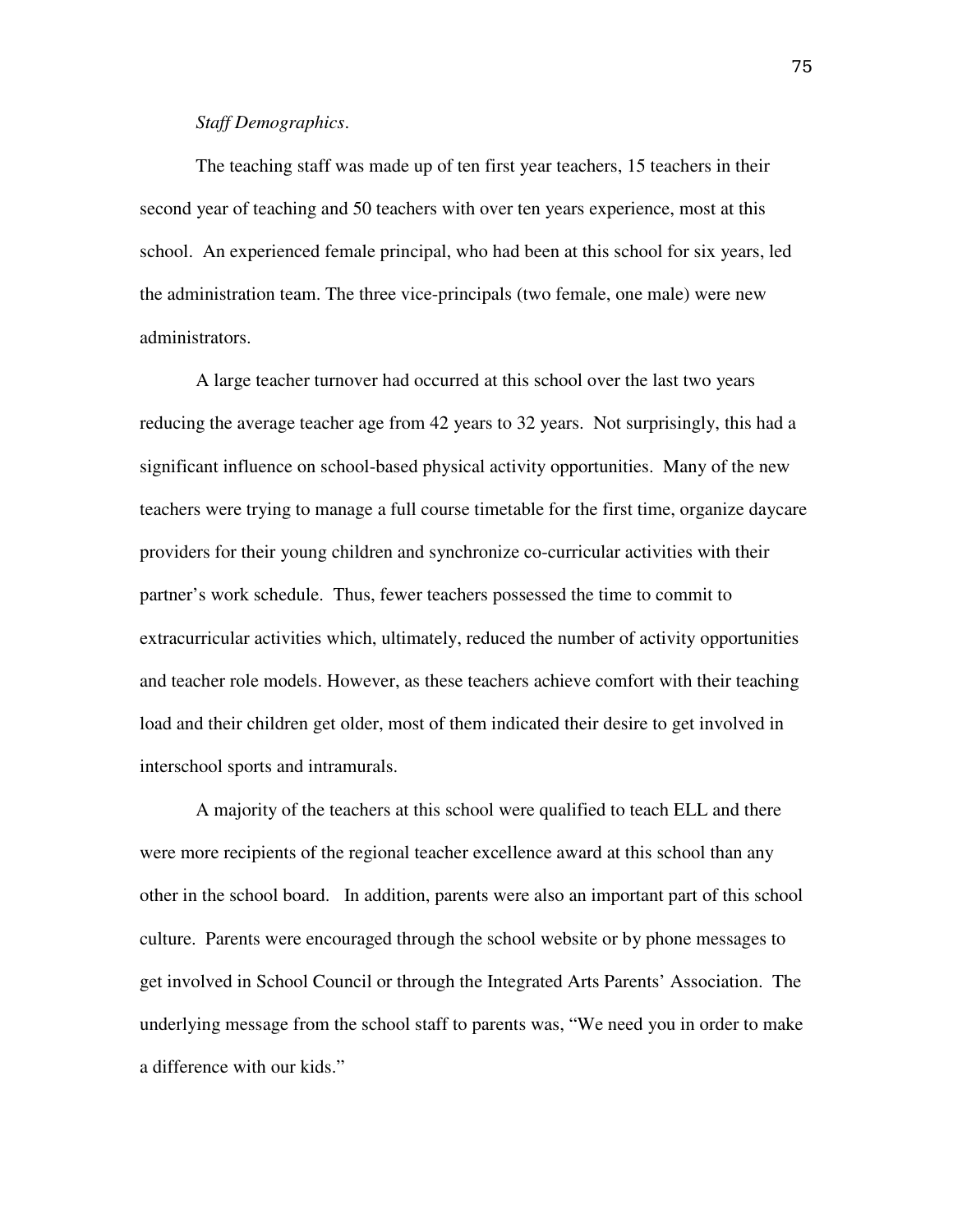*Staff Demographics*.

The teaching staff was made up of ten first year teachers, 15 teachers in their second year of teaching and 50 teachers with over ten years experience, most at this school. An experienced female principal, who had been at this school for six years, led the administration team. The three vice-principals (two female, one male) were new administrators.

A large teacher turnover had occurred at this school over the last two years reducing the average teacher age from 42 years to 32 years. Not surprisingly, this had a significant influence on school-based physical activity opportunities. Many of the new teachers were trying to manage a full course timetable for the first time, organize daycare providers for their young children and synchronize co-curricular activities with their partner's work schedule. Thus, fewer teachers possessed the time to commit to extracurricular activities which, ultimately, reduced the number of activity opportunities and teacher role models. However, as these teachers achieve comfort with their teaching load and their children get older, most of them indicated their desire to get involved in interschool sports and intramurals.

A majority of the teachers at this school were qualified to teach ELL and there were more recipients of the regional teacher excellence award at this school than any other in the school board. In addition, parents were also an important part of this school culture. Parents were encouraged through the school website or by phone messages to get involved in School Council or through the Integrated Arts Parents' Association. The underlying message from the school staff to parents was, "We need you in order to make a difference with our kids."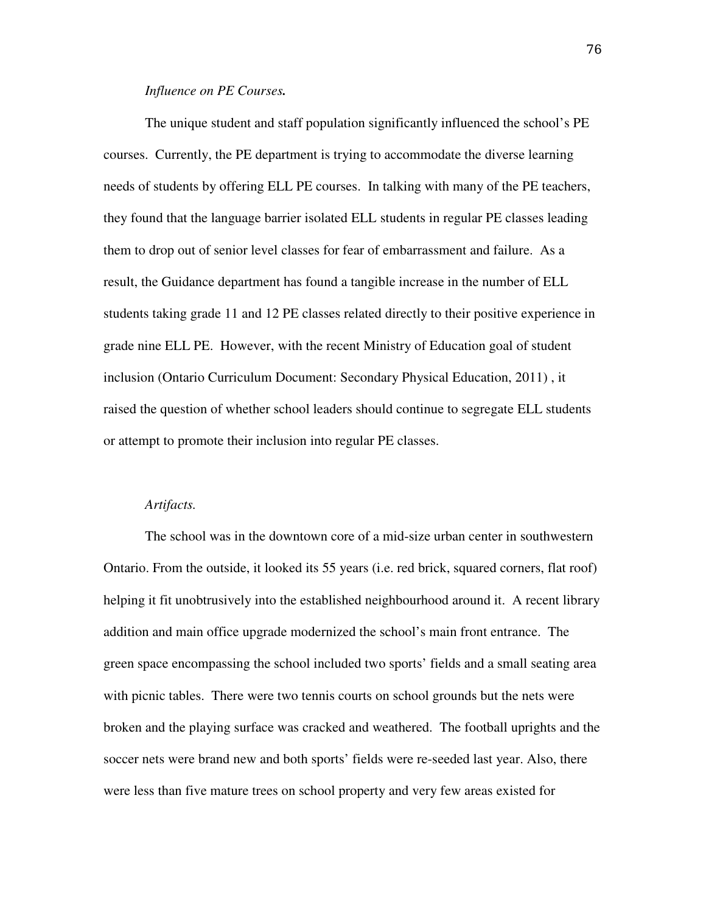*Influence on PE Courses.*

The unique student and staff population significantly influenced the school's PE courses. Currently, the PE department is trying to accommodate the diverse learning needs of students by offering ELL PE courses. In talking with many of the PE teachers, they found that the language barrier isolated ELL students in regular PE classes leading them to drop out of senior level classes for fear of embarrassment and failure. As a result, the Guidance department has found a tangible increase in the number of ELL students taking grade 11 and 12 PE classes related directly to their positive experience in grade nine ELL PE. However, with the recent Ministry of Education goal of student inclusion (Ontario Curriculum Document: Secondary Physical Education, 2011) , it raised the question of whether school leaders should continue to segregate ELL students or attempt to promote their inclusion into regular PE classes.

*Artifacts.*

The school was in the downtown core of a mid-size urban center in southwestern Ontario. From the outside, it looked its 55 years (i.e. red brick, squared corners, flat roof) helping it fit unobtrusively into the established neighbourhood around it. A recent library addition and main office upgrade modernized the school's main front entrance. The green space encompassing the school included two sports' fields and a small seating area with picnic tables. There were two tennis courts on school grounds but the nets were broken and the playing surface was cracked and weathered. The football uprights and the soccer nets were brand new and both sports' fields were re-seeded last year. Also, there were less than five mature trees on school property and very few areas existed for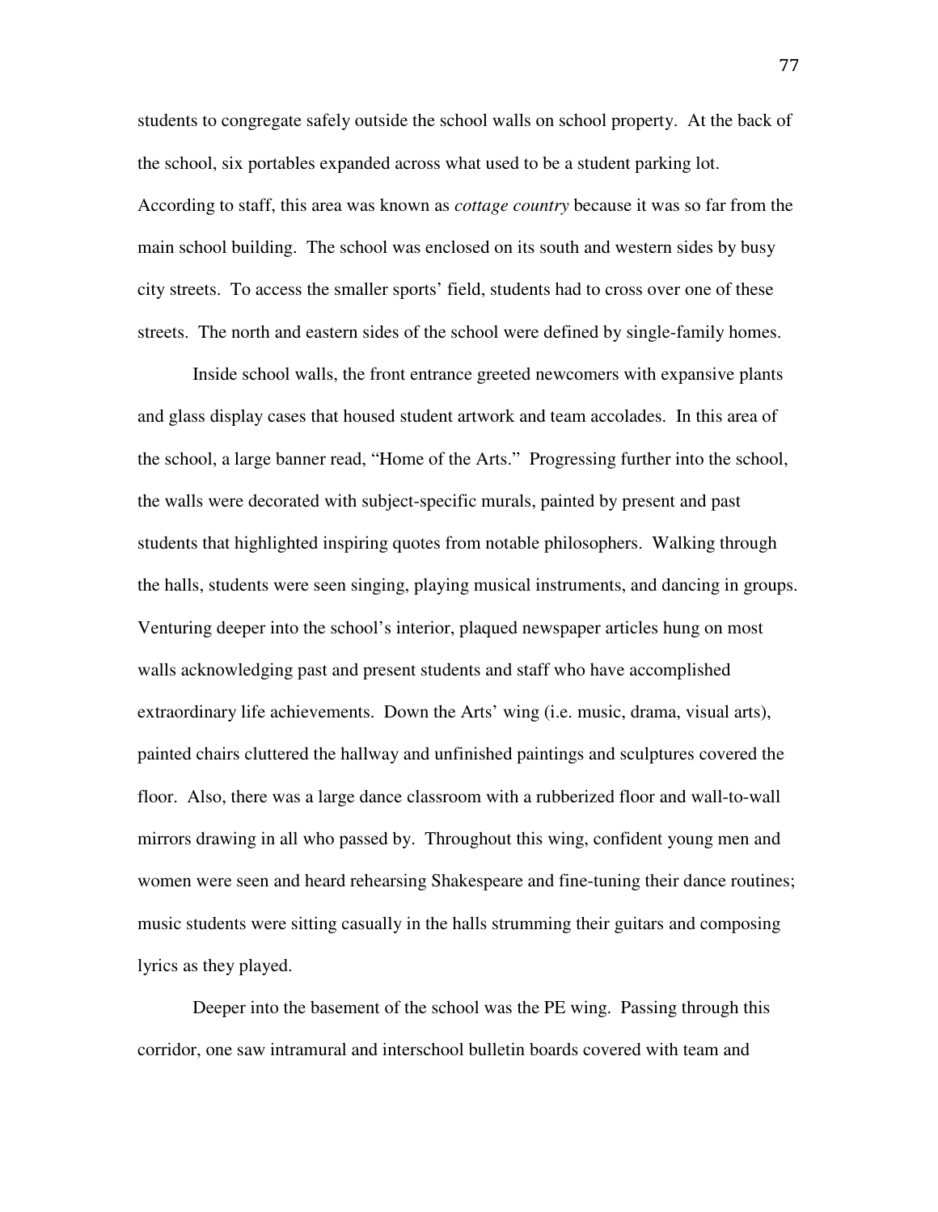students to congregate safely outside the school walls on school property. At the back of the school, six portables expanded across what used to be a student parking lot. According to staff, this area was known as *cottage country* because it was so far from the main school building. The school was enclosed on its south and western sides by busy city streets. To access the smaller sports' field, students had to cross over one of these streets. The north and eastern sides of the school were defined by single-family homes.

Inside school walls, the front entrance greeted newcomers with expansive plants and glass display cases that housed student artwork and team accolades. In this area of the school, a large banner read, "Home of the Arts." Progressing further into the school, the walls were decorated with subject-specific murals, painted by present and past students that highlighted inspiring quotes from notable philosophers. Walking through the halls, students were seen singing, playing musical instruments, and dancing in groups. Venturing deeper into the school's interior, plaqued newspaper articles hung on most walls acknowledging past and present students and staff who have accomplished extraordinary life achievements. Down the Arts' wing (i.e. music, drama, visual arts), painted chairs cluttered the hallway and unfinished paintings and sculptures covered the floor. Also, there was a large dance classroom with a rubberized floor and wall-to-wall mirrors drawing in all who passed by. Throughout this wing, confident young men and women were seen and heard rehearsing Shakespeare and fine-tuning their dance routines; music students were sitting casually in the halls strumming their guitars and composing lyrics as they played.

Deeper into the basement of the school was the PE wing. Passing through this corridor, one saw intramural and interschool bulletin boards covered with team and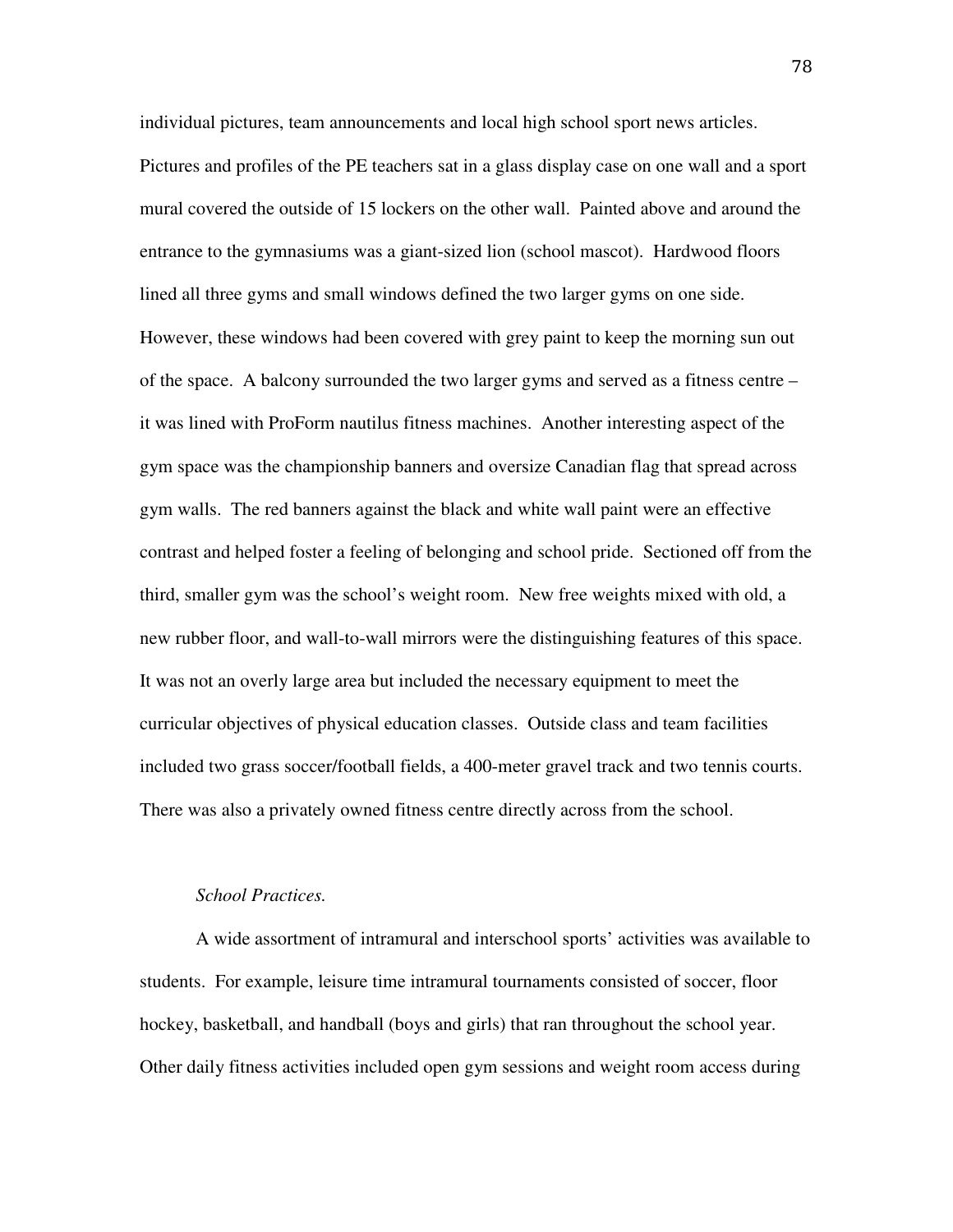individual pictures, team announcements and local high school sport news articles. Pictures and profiles of the PE teachers sat in a glass display case on one wall and a sport mural covered the outside of 15 lockers on the other wall. Painted above and around the entrance to the gymnasiums was a giant-sized lion (school mascot). Hardwood floors lined all three gyms and small windows defined the two larger gyms on one side. However, these windows had been covered with grey paint to keep the morning sun out of the space. A balcony surrounded the two larger gyms and served as a fitness centre – it was lined with ProForm nautilus fitness machines. Another interesting aspect of the gym space was the championship banners and oversize Canadian flag that spread across gym walls. The red banners against the black and white wall paint were an effective contrast and helped foster a feeling of belonging and school pride. Sectioned off from the third, smaller gym was the school's weight room. New free weights mixed with old, a new rubber floor, and wall-to-wall mirrors were the distinguishing features of this space. It was not an overly large area but included the necessary equipment to meet the curricular objectives of physical education classes. Outside class and team facilities included two grass soccer/football fields, a 400-meter gravel track and two tennis courts. There was also a privately owned fitness centre directly across from the school.

*School Practices.*

A wide assortment of intramural and interschool sports' activities was available to students. For example, leisure time intramural tournaments consisted of soccer, floor hockey, basketball, and handball (boys and girls) that ran throughout the school year. Other daily fitness activities included open gym sessions and weight room access during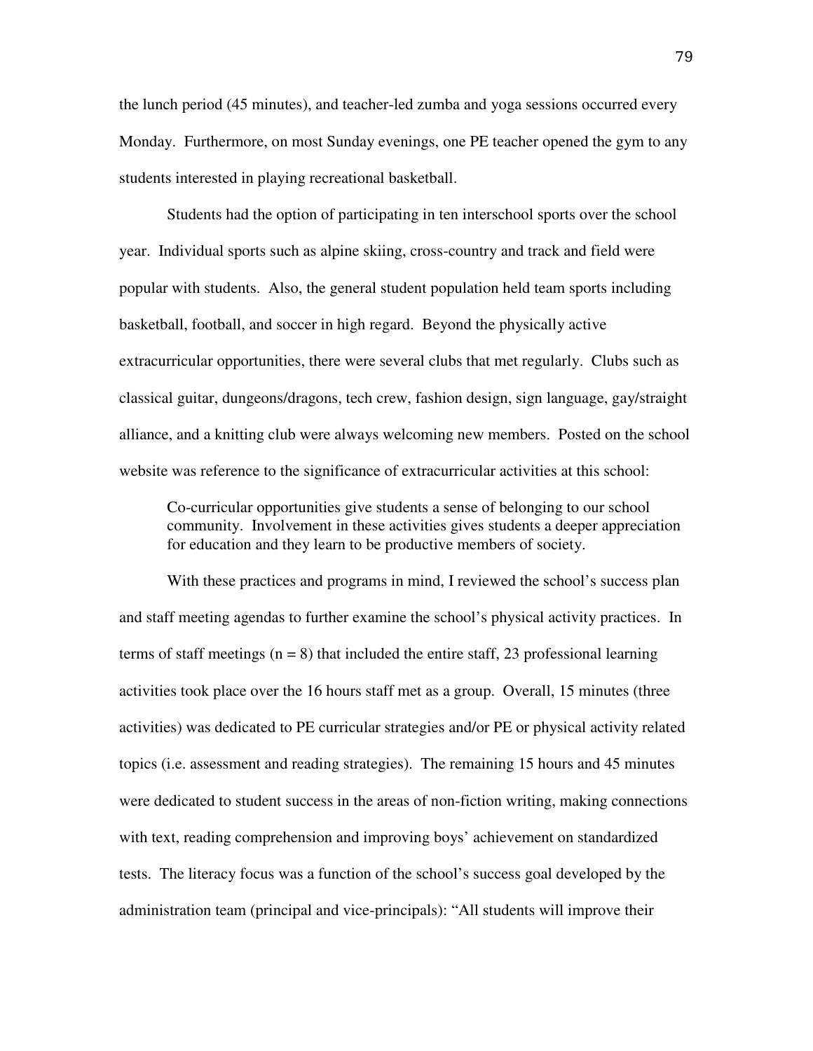the lunch period (45 minutes), and teacher-led zumba and yoga sessions occurred every Monday. Furthermore, on most Sunday evenings, one PE teacher opened the gym to any students interested in playing recreational basketball.

Students had the option of participating in ten interschool sports over the school year. Individual sports such as alpine skiing, cross-country and track and field were popular with students. Also, the general student population held team sports including basketball, football, and soccer in high regard. Beyond the physically active extracurricular opportunities, there were several clubs that met regularly. Clubs such as classical guitar, dungeons/dragons, tech crew, fashion design, sign language, gay/straight alliance, and a knitting club were always welcoming new members. Posted on the school website was reference to the significance of extracurricular activities at this school:

> Co-curricular opportunities give students a sense of belonging to our school community. Involvement in these activities gives students a deeper appreciation for education and they learn to be productive members of society.

With these practices and programs in mind, I reviewed the school's success plan and staff meeting agendas to further examine the school's physical activity practices. In terms of staff meetings ($n = 8$) that included the entire staff, 23 professional learning activities took place over the 16 hours staff met as a group. Overall, 15 minutes (three activities) was dedicated to PE curricular strategies and/or PE or physical activity related topics (i.e. assessment and reading strategies). The remaining 15 hours and 45 minutes were dedicated to student success in the areas of non-fiction writing, making connections with text, reading comprehension and improving boys' achievement on standardized tests. The literacy focus was a function of the school's success goal developed by the administration team (principal and vice-principals): "All students will improve their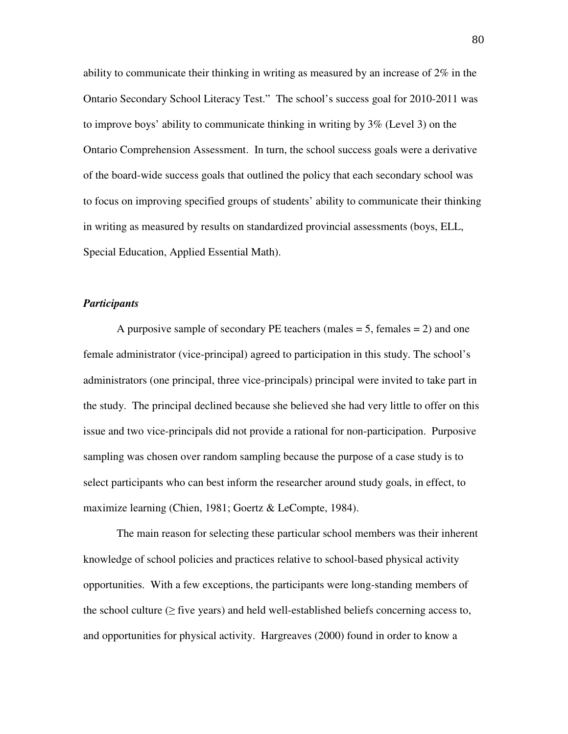ability to communicate their thinking in writing as measured by an increase of 2% in the Ontario Secondary School Literacy Test." The school's success goal for 2010-2011 was to improve boys' ability to communicate thinking in writing by 3% (Level 3) on the Ontario Comprehension Assessment. In turn, the school success goals were a derivative of the board-wide success goals that outlined the policy that each secondary school was to focus on improving specified groups of students' ability to communicate their thinking in writing as measured by results on standardized provincial assessments (boys, ELL, Special Education, Applied Essential Math).

***Participants***

A purposive sample of secondary PE teachers (males = 5, females = 2) and one female administrator (vice-principal) agreed to participation in this study. The school's administrators (one principal, three vice-principals) principal were invited to take part in the study. The principal declined because she believed she had very little to offer on this issue and two vice-principals did not provide a rational for non-participation. Purposive sampling was chosen over random sampling because the purpose of a case study is to select participants who can best inform the researcher around study goals, in effect, to maximize learning (Chien, 1981; Goertz & LeCompte, 1984).

The main reason for selecting these particular school members was their inherent knowledge of school policies and practices relative to school-based physical activity opportunities. With a few exceptions, the participants were long-standing members of the school culture ($\geq$ five years) and held well-established beliefs concerning access to, and opportunities for physical activity. Hargreaves (2000) found in order to know a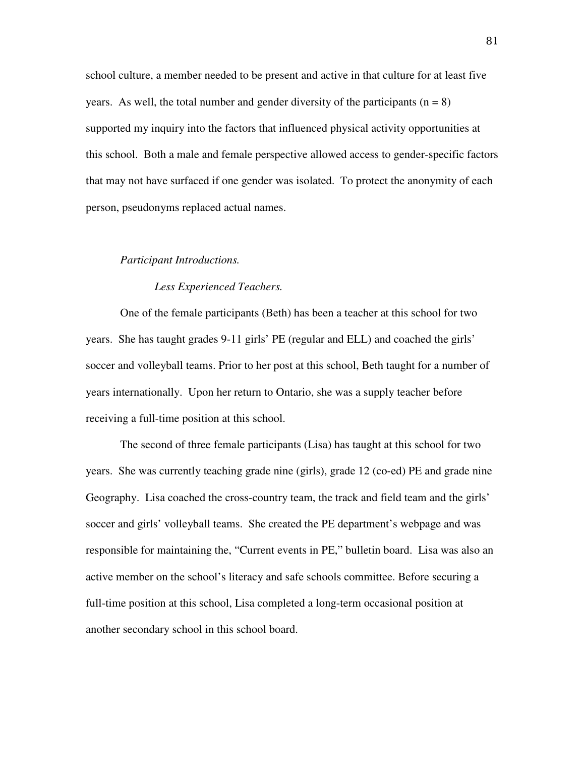school culture, a member needed to be present and active in that culture for at least five years. As well, the total number and gender diversity of the participants (n = 8) supported my inquiry into the factors that influenced physical activity opportunities at this school. Both a male and female perspective allowed access to gender-specific factors that may not have surfaced if one gender was isolated. To protect the anonymity of each person, pseudonyms replaced actual names.

*Participant Introductions.*

*Less Experienced Teachers.*

One of the female participants (Beth) has been a teacher at this school for two years. She has taught grades 9-11 girls' PE (regular and ELL) and coached the girls' soccer and volleyball teams. Prior to her post at this school, Beth taught for a number of years internationally. Upon her return to Ontario, she was a supply teacher before receiving a full-time position at this school.

The second of three female participants (Lisa) has taught at this school for two years. She was currently teaching grade nine (girls), grade 12 (co-ed) PE and grade nine Geography. Lisa coached the cross-country team, the track and field team and the girls' soccer and girls' volleyball teams. She created the PE department's webpage and was responsible for maintaining the, "Current events in PE," bulletin board. Lisa was also an active member on the school's literacy and safe schools committee. Before securing a full-time position at this school, Lisa completed a long-term occasional position at another secondary school in this school board.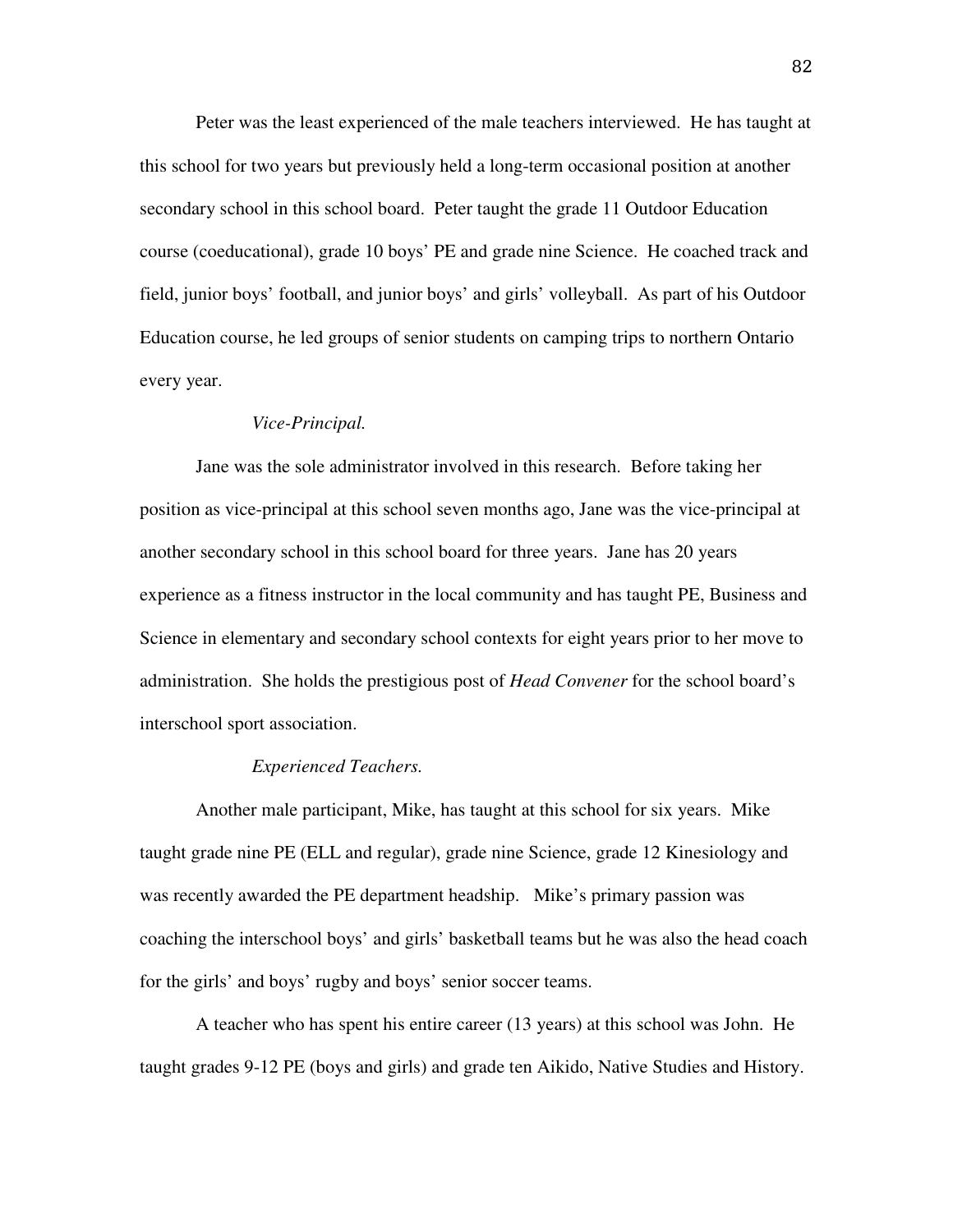Peter was the least experienced of the male teachers interviewed. He has taught at this school for two years but previously held a long-term occasional position at another secondary school in this school board. Peter taught the grade 11 Outdoor Education course (coeducational), grade 10 boys' PE and grade nine Science. He coached track and field, junior boys' football, and junior boys' and girls' volleyball. As part of his Outdoor Education course, he led groups of senior students on camping trips to northern Ontario every year.

*Vice-Principal.*

Jane was the sole administrator involved in this research. Before taking her position as vice-principal at this school seven months ago, Jane was the vice-principal at another secondary school in this school board for three years. Jane has 20 years experience as a fitness instructor in the local community and has taught PE, Business and Science in elementary and secondary school contexts for eight years prior to her move to administration. She holds the prestigious post of *Head Convener* for the school board's interschool sport association.

*Experienced Teachers.*

Another male participant, Mike, has taught at this school for six years. Mike taught grade nine PE (ELL and regular), grade nine Science, grade 12 Kinesiology and was recently awarded the PE department headship. Mike's primary passion was coaching the interschool boys' and girls' basketball teams but he was also the head coach for the girls' and boys' rugby and boys' senior soccer teams.

A teacher who has spent his entire career (13 years) at this school was John. He taught grades 9-12 PE (boys and girls) and grade ten Aikido, Native Studies and History.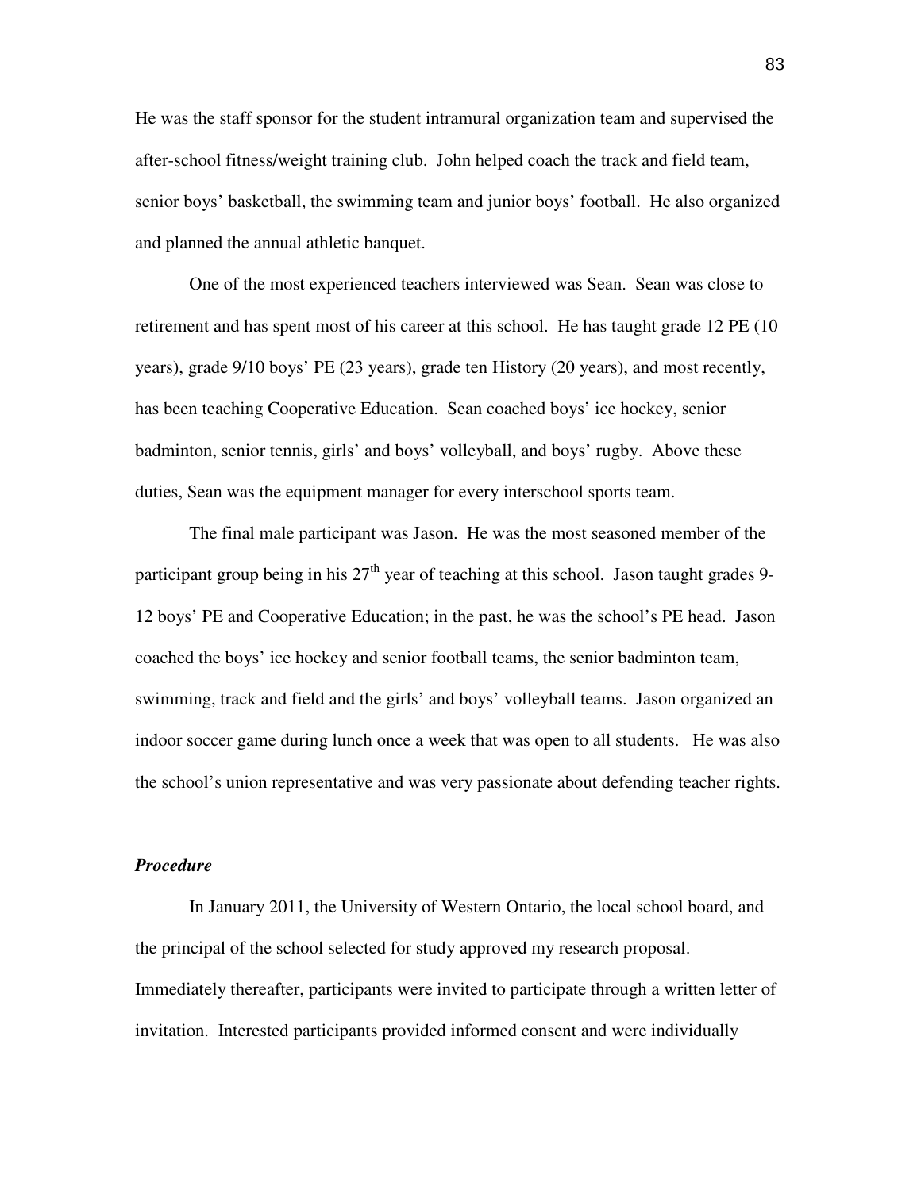He was the staff sponsor for the student intramural organization team and supervised the after-school fitness/weight training club. John helped coach the track and field team, senior boys' basketball, the swimming team and junior boys' football. He also organized and planned the annual athletic banquet.

One of the most experienced teachers interviewed was Sean. Sean was close to retirement and has spent most of his career at this school. He has taught grade 12 PE (10 years), grade 9/10 boys' PE (23 years), grade ten History (20 years), and most recently, has been teaching Cooperative Education. Sean coached boys' ice hockey, senior badminton, senior tennis, girls' and boys' volleyball, and boys' rugby. Above these duties, Sean was the equipment manager for every interschool sports team.

The final male participant was Jason. He was the most seasoned member of the participant group being in his 27th year of teaching at this school. Jason taught grades 9-12 boys' PE and Cooperative Education; in the past, he was the school's PE head. Jason coached the boys' ice hockey and senior football teams, the senior badminton team, swimming, track and field and the girls' and boys' volleyball teams. Jason organized an indoor soccer game during lunch once a week that was open to all students. He was also the school's union representative and was very passionate about defending teacher rights.

### *Procedure*

In January 2011, the University of Western Ontario, the local school board, and the principal of the school selected for study approved my research proposal. Immediately thereafter, participants were invited to participate through a written letter of invitation. Interested participants provided informed consent and were individually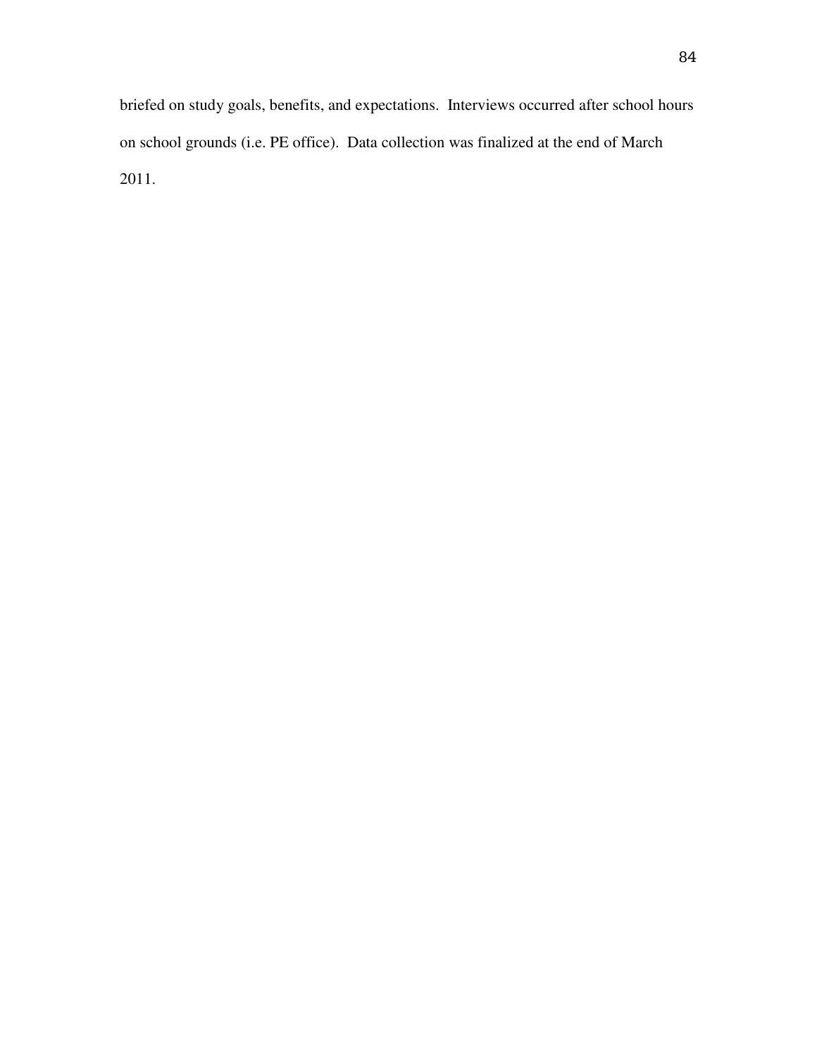briefed on study goals, benefits, and expectations. Interviews occurred after school hours on school grounds (i.e. PE office). Data collection was finalized at the end of March 2011.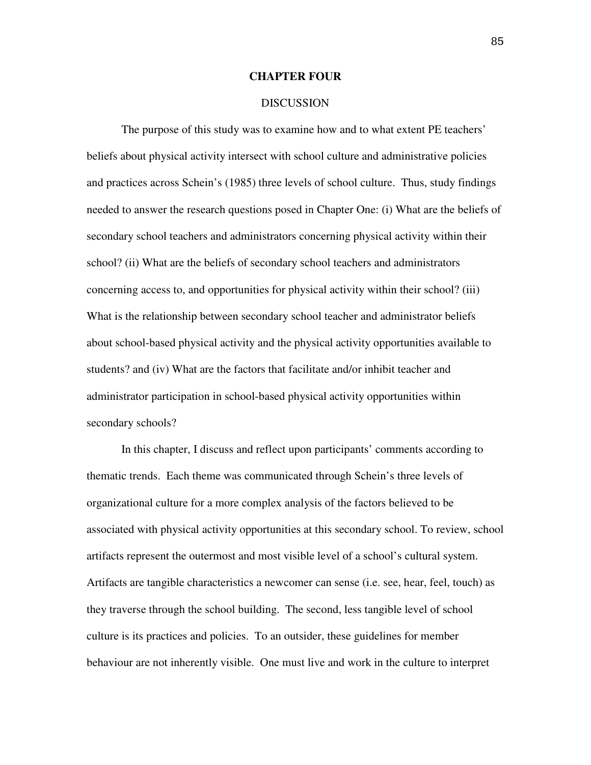# CHAPTER FOUR

## DISCUSSION

The purpose of this study was to examine how and to what extent PE teachers' beliefs about physical activity intersect with school culture and administrative policies and practices across Schein's (1985) three levels of school culture. Thus, study findings needed to answer the research questions posed in Chapter One: (i) What are the beliefs of secondary school teachers and administrators concerning physical activity within their school? (ii) What are the beliefs of secondary school teachers and administrators concerning access to, and opportunities for physical activity within their school? (iii) What is the relationship between secondary school teacher and administrator beliefs about school-based physical activity and the physical activity opportunities available to students? and (iv) What are the factors that facilitate and/or inhibit teacher and administrator participation in school-based physical activity opportunities within secondary schools?

In this chapter, I discuss and reflect upon participants' comments according to thematic trends. Each theme was communicated through Schein's three levels of organizational culture for a more complex analysis of the factors believed to be associated with physical activity opportunities at this secondary school. To review, school artifacts represent the outermost and most visible level of a school's cultural system. Artifacts are tangible characteristics a newcomer can sense (i.e. see, hear, feel, touch) as they traverse through the school building. The second, less tangible level of school culture is its practices and policies. To an outsider, these guidelines for member behaviour are not inherently visible. One must live and work in the culture to interpret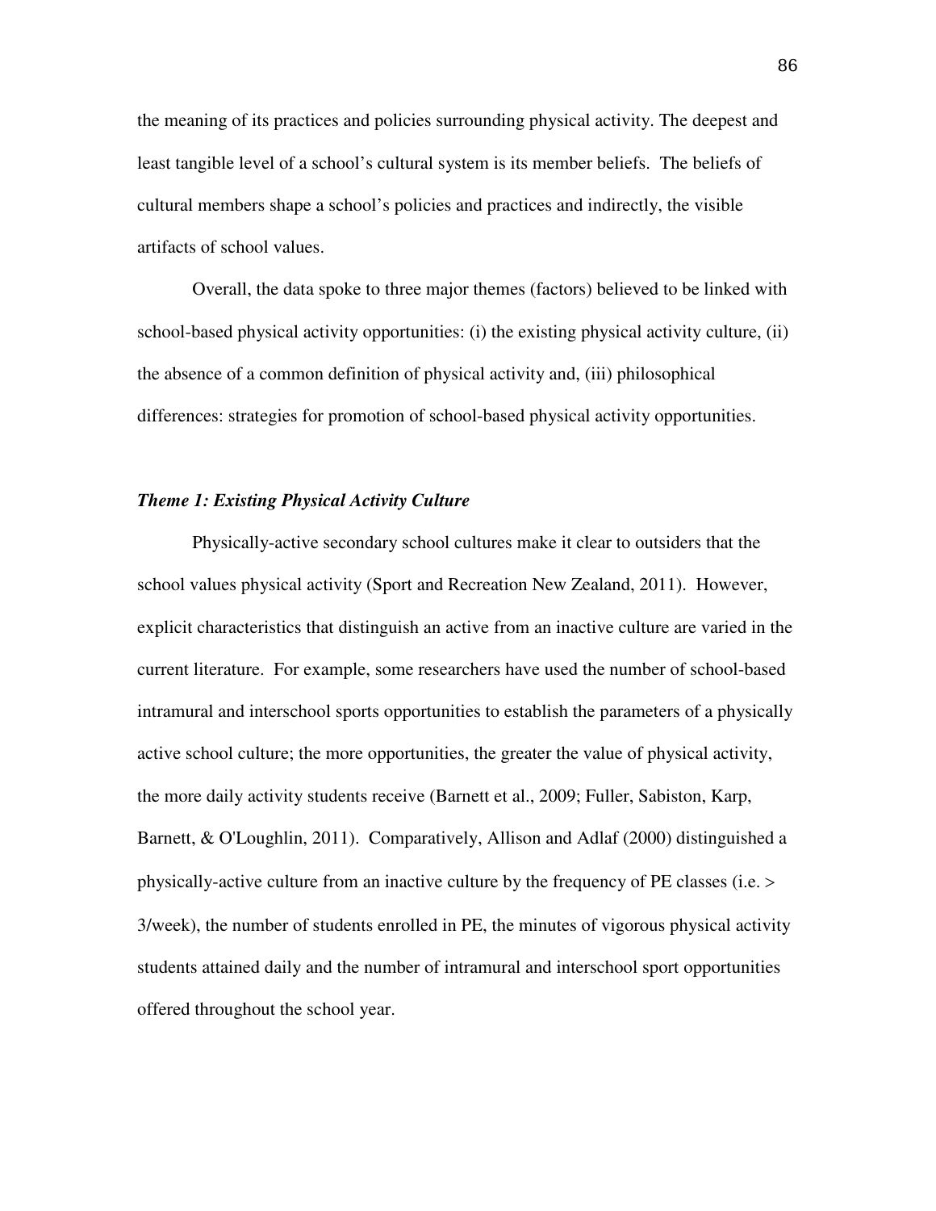the meaning of its practices and policies surrounding physical activity. The deepest and least tangible level of a school's cultural system is its member beliefs. The beliefs of cultural members shape a school's policies and practices and indirectly, the visible artifacts of school values.

Overall, the data spoke to three major themes (factors) believed to be linked with school-based physical activity opportunities: (i) the existing physical activity culture, (ii) the absence of a common definition of physical activity and, (iii) philosophical differences: strategies for promotion of school-based physical activity opportunities.

### *Theme 1: Existing Physical Activity Culture*

Physically-active secondary school cultures make it clear to outsiders that the school values physical activity (Sport and Recreation New Zealand, 2011). However, explicit characteristics that distinguish an active from an inactive culture are varied in the current literature. For example, some researchers have used the number of school-based intramural and interschool sports opportunities to establish the parameters of a physically active school culture; the more opportunities, the greater the value of physical activity, the more daily activity students receive (Barnett et al., 2009; Fuller, Sabiston, Karp, Barnett, & O'Loughlin, 2011). Comparatively, Allison and Adlaf (2000) distinguished a physically-active culture from an inactive culture by the frequency of PE classes (i.e. > 3/week), the number of students enrolled in PE, the minutes of vigorous physical activity students attained daily and the number of intramural and interschool sport opportunities offered throughout the school year.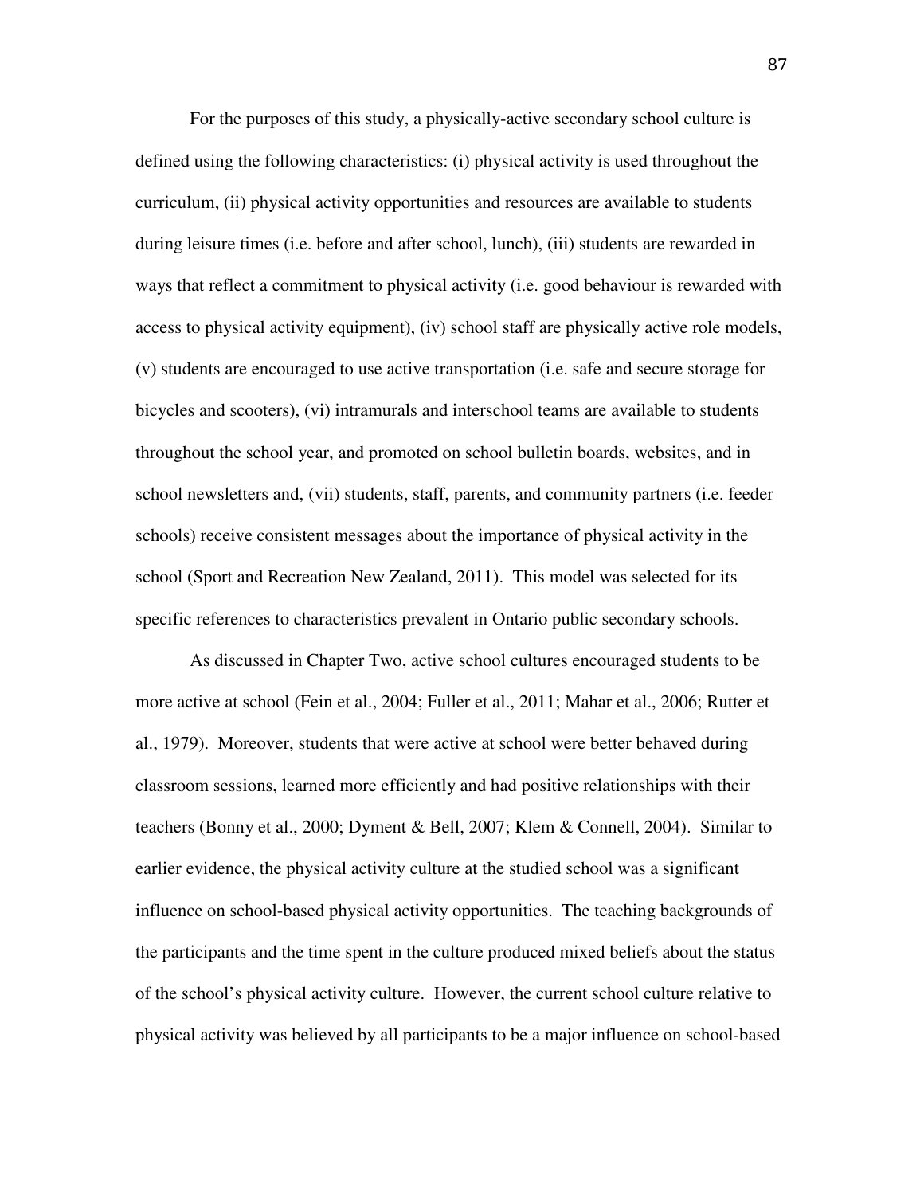For the purposes of this study, a physically-active secondary school culture is defined using the following characteristics: (i) physical activity is used throughout the curriculum, (ii) physical activity opportunities and resources are available to students during leisure times (i.e. before and after school, lunch), (iii) students are rewarded in ways that reflect a commitment to physical activity (i.e. good behaviour is rewarded with access to physical activity equipment), (iv) school staff are physically active role models, (v) students are encouraged to use active transportation (i.e. safe and secure storage for bicycles and scooters), (vi) intramurals and interschool teams are available to students throughout the school year, and promoted on school bulletin boards, websites, and in school newsletters and, (vii) students, staff, parents, and community partners (i.e. feeder schools) receive consistent messages about the importance of physical activity in the school (Sport and Recreation New Zealand, 2011). This model was selected for its specific references to characteristics prevalent in Ontario public secondary schools.

As discussed in Chapter Two, active school cultures encouraged students to be more active at school (Fein et al., 2004; Fuller et al., 2011; Mahar et al., 2006; Rutter et al., 1979). Moreover, students that were active at school were better behaved during classroom sessions, learned more efficiently and had positive relationships with their teachers (Bonny et al., 2000; Dyment & Bell, 2007; Klem & Connell, 2004). Similar to earlier evidence, the physical activity culture at the studied school was a significant influence on school-based physical activity opportunities. The teaching backgrounds of the participants and the time spent in the culture produced mixed beliefs about the status of the school's physical activity culture. However, the current school culture relative to physical activity was believed by all participants to be a major influence on school-based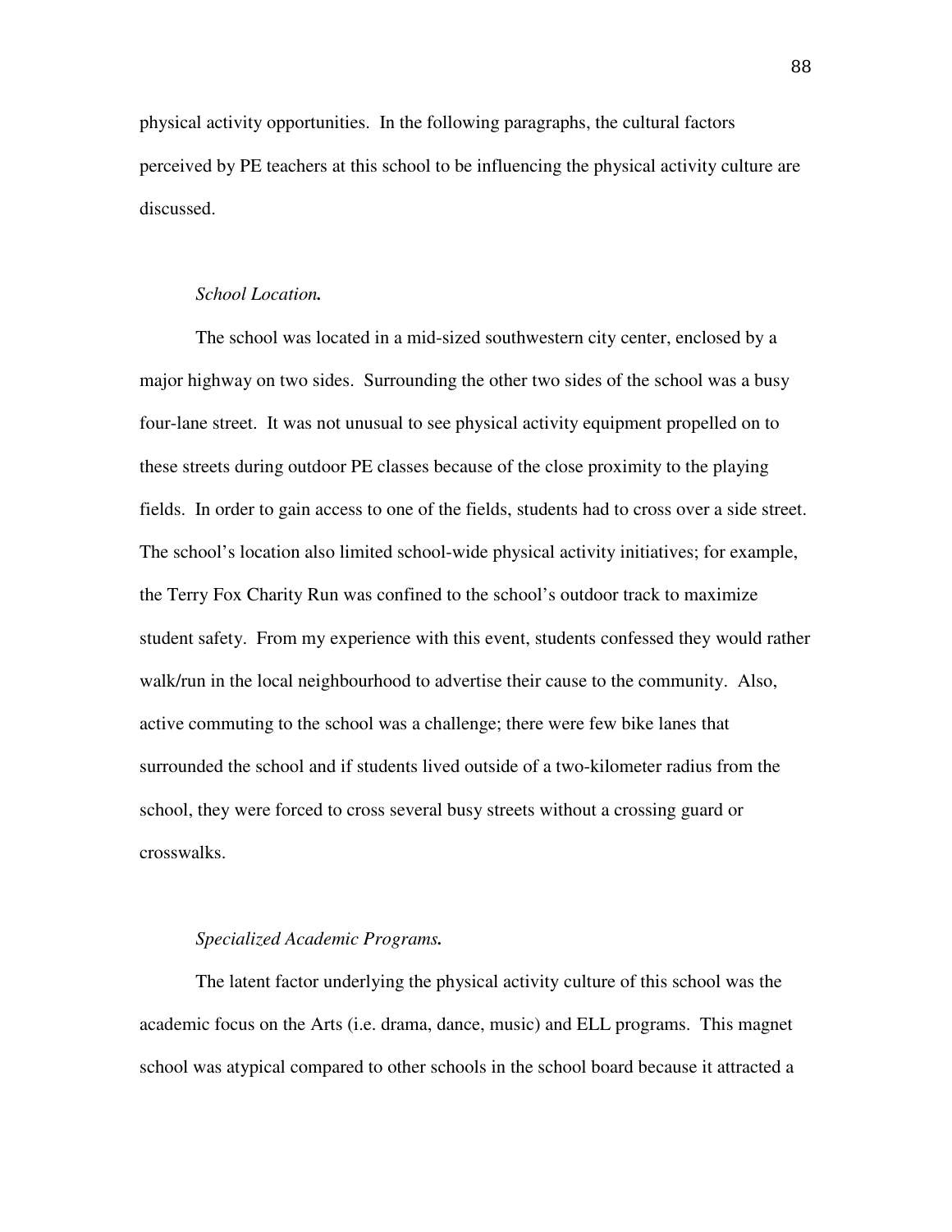physical activity opportunities. In the following paragraphs, the cultural factors perceived by PE teachers at this school to be influencing the physical activity culture are discussed.

#### *School Location.*

The school was located in a mid-sized southwestern city center, enclosed by a major highway on two sides. Surrounding the other two sides of the school was a busy four-lane street. It was not unusual to see physical activity equipment propelled on to these streets during outdoor PE classes because of the close proximity to the playing fields. In order to gain access to one of the fields, students had to cross over a side street. The school's location also limited school-wide physical activity initiatives; for example, the Terry Fox Charity Run was confined to the school's outdoor track to maximize student safety. From my experience with this event, students confessed they would rather walk/run in the local neighbourhood to advertise their cause to the community. Also, active commuting to the school was a challenge; there were few bike lanes that surrounded the school and if students lived outside of a two-kilometer radius from the school, they were forced to cross several busy streets without a crossing guard or crosswalks.

#### *Specialized Academic Programs.*

The latent factor underlying the physical activity culture of this school was the academic focus on the Arts (i.e. drama, dance, music) and ELL programs. This magnet school was atypical compared to other schools in the school board because it attracted a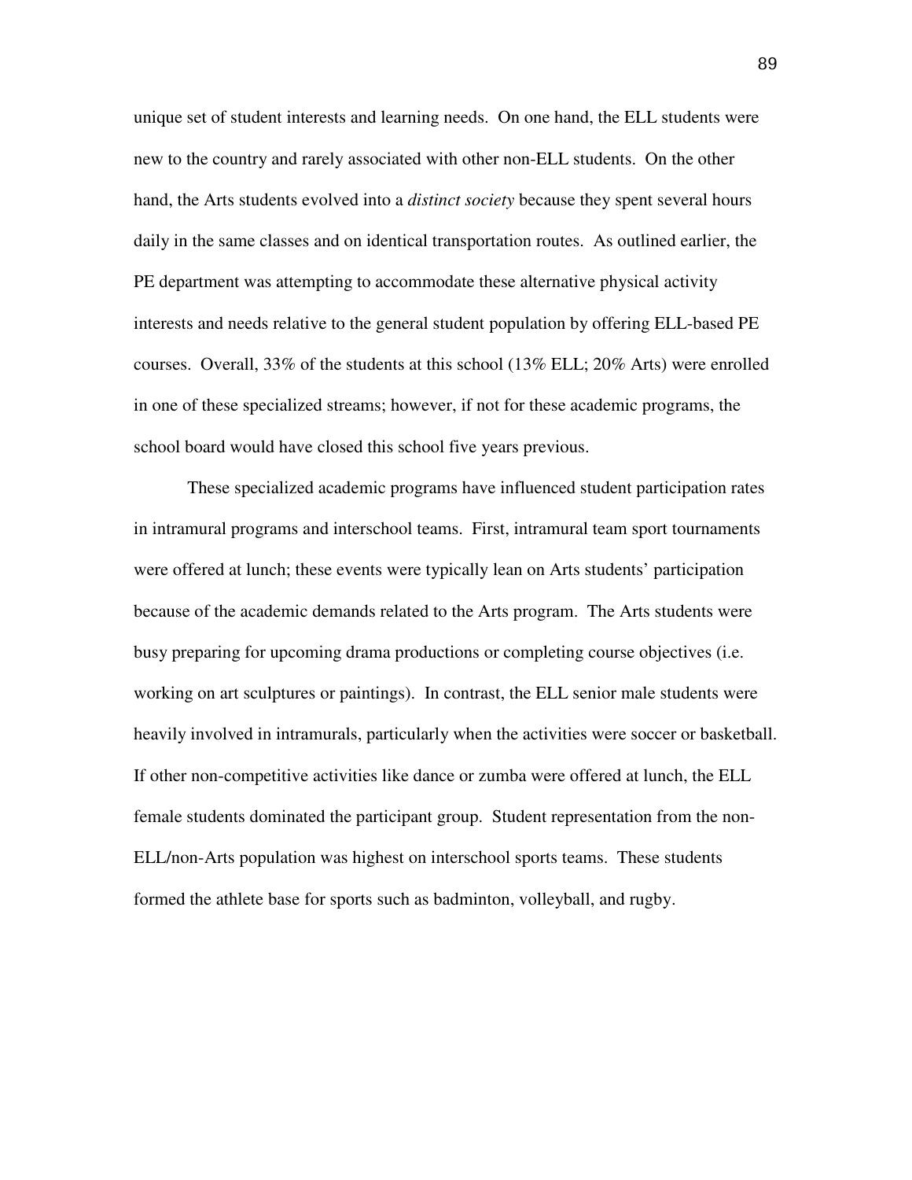unique set of student interests and learning needs. On one hand, the ELL students were new to the country and rarely associated with other non-ELL students. On the other hand, the Arts students evolved into a *distinct society* because they spent several hours daily in the same classes and on identical transportation routes. As outlined earlier, the PE department was attempting to accommodate these alternative physical activity interests and needs relative to the general student population by offering ELL-based PE courses. Overall, 33% of the students at this school (13% ELL; 20% Arts) were enrolled in one of these specialized streams; however, if not for these academic programs, the school board would have closed this school five years previous.

These specialized academic programs have influenced student participation rates in intramural programs and interschool teams. First, intramural team sport tournaments were offered at lunch; these events were typically lean on Arts students' participation because of the academic demands related to the Arts program. The Arts students were busy preparing for upcoming drama productions or completing course objectives (i.e. working on art sculptures or paintings). In contrast, the ELL senior male students were heavily involved in intramurals, particularly when the activities were soccer or basketball. If other non-competitive activities like dance or zumba were offered at lunch, the ELL female students dominated the participant group. Student representation from the non-ELL/non-Arts population was highest on interschool sports teams. These students formed the athlete base for sports such as badminton, volleyball, and rugby.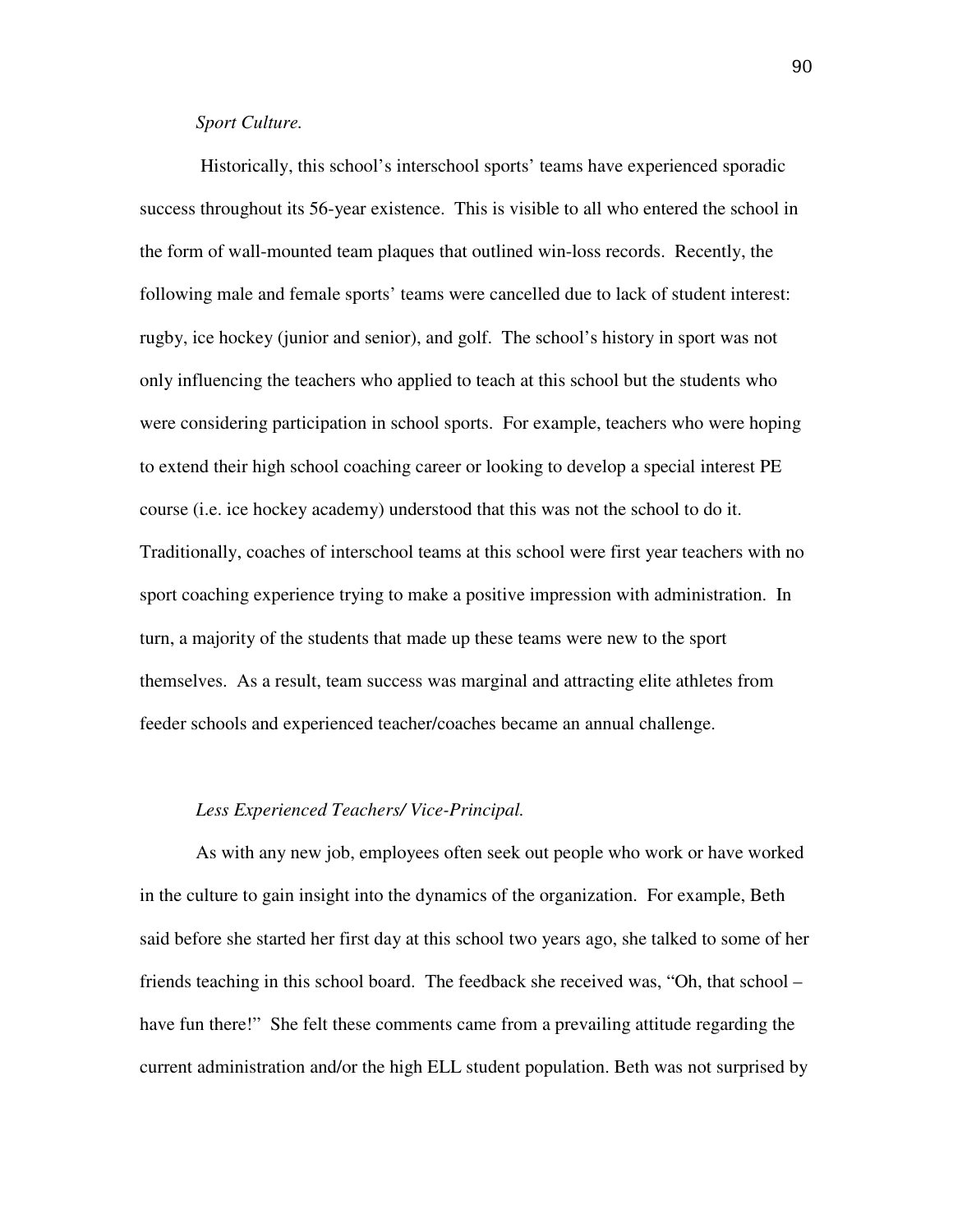*Sport Culture.*

Historically, this school's interschool sports' teams have experienced sporadic success throughout its 56-year existence. This is visible to all who entered the school in the form of wall-mounted team plaques that outlined win-loss records. Recently, the following male and female sports' teams were cancelled due to lack of student interest: rugby, ice hockey (junior and senior), and golf. The school's history in sport was not only influencing the teachers who applied to teach at this school but the students who were considering participation in school sports. For example, teachers who were hoping to extend their high school coaching career or looking to develop a special interest PE course (i.e. ice hockey academy) understood that this was not the school to do it. Traditionally, coaches of interschool teams at this school were first year teachers with no sport coaching experience trying to make a positive impression with administration. In turn, a majority of the students that made up these teams were new to the sport themselves. As a result, team success was marginal and attracting elite athletes from feeder schools and experienced teacher/coaches became an annual challenge.

*Less Experienced Teachers/ Vice-Principal.*

As with any new job, employees often seek out people who work or have worked in the culture to gain insight into the dynamics of the organization. For example, Beth said before she started her first day at this school two years ago, she talked to some of her friends teaching in this school board. The feedback she received was, "Oh, that school – have fun there!" She felt these comments came from a prevailing attitude regarding the current administration and/or the high ELL student population. Beth was not surprised by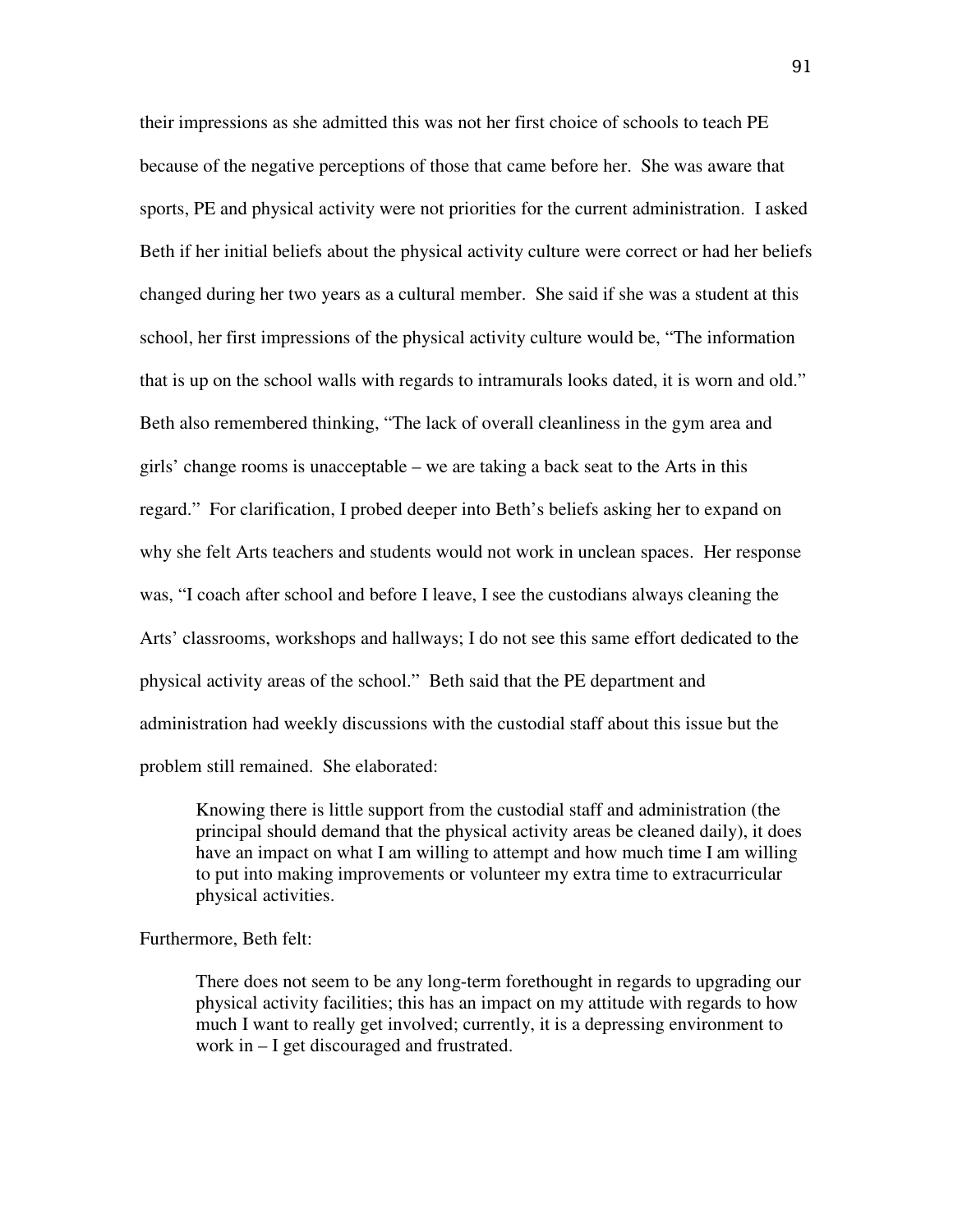their impressions as she admitted this was not her first choice of schools to teach PE because of the negative perceptions of those that came before her. She was aware that sports, PE and physical activity were not priorities for the current administration. I asked Beth if her initial beliefs about the physical activity culture were correct or had her beliefs changed during her two years as a cultural member. She said if she was a student at this school, her first impressions of the physical activity culture would be, "The information that is up on the school walls with regards to intramurals looks dated, it is worn and old." Beth also remembered thinking, "The lack of overall cleanliness in the gym area and girls' change rooms is unacceptable – we are taking a back seat to the Arts in this regard." For clarification, I probed deeper into Beth's beliefs asking her to expand on why she felt Arts teachers and students would not work in unclean spaces. Her response was, "I coach after school and before I leave, I see the custodians always cleaning the Arts' classrooms, workshops and hallways; I do not see this same effort dedicated to the physical activity areas of the school." Beth said that the PE department and administration had weekly discussions with the custodial staff about this issue but the problem still remained. She elaborated:

> Knowing there is little support from the custodial staff and administration (the principal should demand that the physical activity areas be cleaned daily), it does have an impact on what I am willing to attempt and how much time I am willing to put into making improvements or volunteer my extra time to extracurricular physical activities.

Furthermore, Beth felt:

> There does not seem to be any long-term forethought in regards to upgrading our physical activity facilities; this has an impact on my attitude with regards to how much I want to really get involved; currently, it is a depressing environment to work in – I get discouraged and frustrated.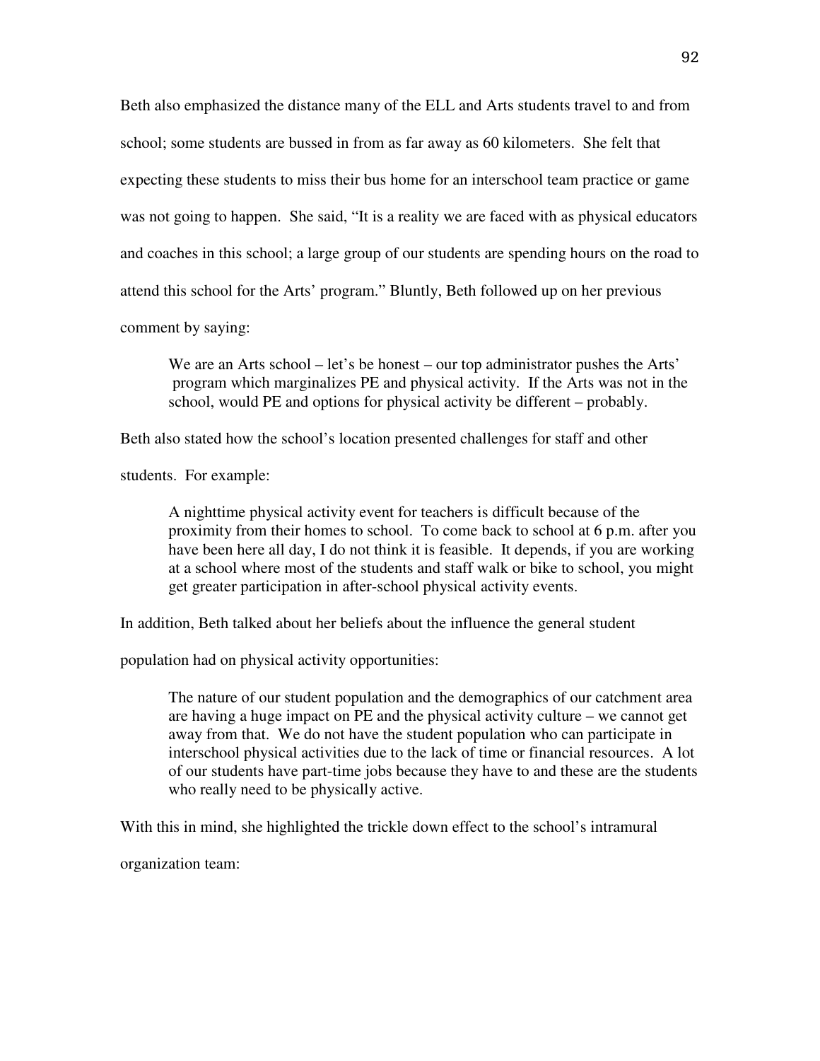Beth also emphasized the distance many of the ELL and Arts students travel to and from school; some students are bussed in from as far away as 60 kilometers. She felt that expecting these students to miss their bus home for an interschool team practice or game was not going to happen. She said, "It is a reality we are faced with as physical educators and coaches in this school; a large group of our students are spending hours on the road to attend this school for the Arts' program." Bluntly, Beth followed up on her previous comment by saying:

> We are an Arts school – let's be honest – our top administrator pushes the Arts' program which marginalizes PE and physical activity. If the Arts was not in the school, would PE and options for physical activity be different – probably.

Beth also stated how the school's location presented challenges for staff and other students. For example:

> A nighttime physical activity event for teachers is difficult because of the proximity from their homes to school. To come back to school at 6 p.m. after you have been here all day, I do not think it is feasible. It depends, if you are working at a school where most of the students and staff walk or bike to school, you might get greater participation in after-school physical activity events.

In addition, Beth talked about her beliefs about the influence the general student population had on physical activity opportunities:

> The nature of our student population and the demographics of our catchment area are having a huge impact on PE and the physical activity culture – we cannot get away from that. We do not have the student population who can participate in interschool physical activities due to the lack of time or financial resources. A lot of our students have part-time jobs because they have to and these are the students who really need to be physically active.

With this in mind, she highlighted the trickle down effect to the school's intramural organization team: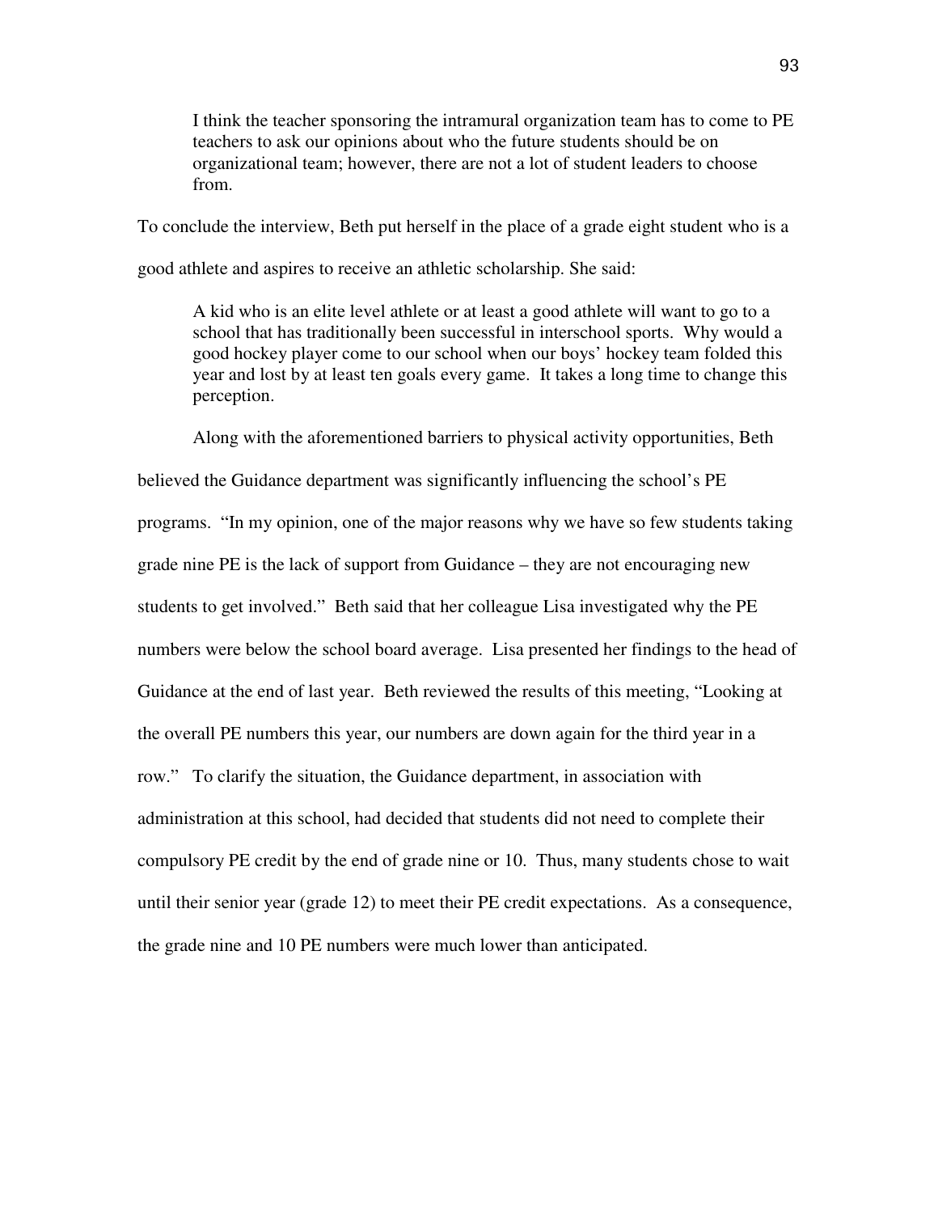> I think the teacher sponsoring the intramural organization team has to come to PE teachers to ask our opinions about who the future students should be on organizational team; however, there are not a lot of student leaders to choose from.

To conclude the interview, Beth put herself in the place of a grade eight student who is a good athlete and aspires to receive an athletic scholarship. She said:

> A kid who is an elite level athlete or at least a good athlete will want to go to a school that has traditionally been successful in interschool sports. Why would a good hockey player come to our school when our boys' hockey team folded this year and lost by at least ten goals every game. It takes a long time to change this perception.

Along with the aforementioned barriers to physical activity opportunities, Beth believed the Guidance department was significantly influencing the school's PE programs. "In my opinion, one of the major reasons why we have so few students taking grade nine PE is the lack of support from Guidance – they are not encouraging new students to get involved." Beth said that her colleague Lisa investigated why the PE numbers were below the school board average. Lisa presented her findings to the head of Guidance at the end of last year. Beth reviewed the results of this meeting, "Looking at the overall PE numbers this year, our numbers are down again for the third year in a row." To clarify the situation, the Guidance department, in association with administration at this school, had decided that students did not need to complete their compulsory PE credit by the end of grade nine or 10. Thus, many students chose to wait until their senior year (grade 12) to meet their PE credit expectations. As a consequence, the grade nine and 10 PE numbers were much lower than anticipated.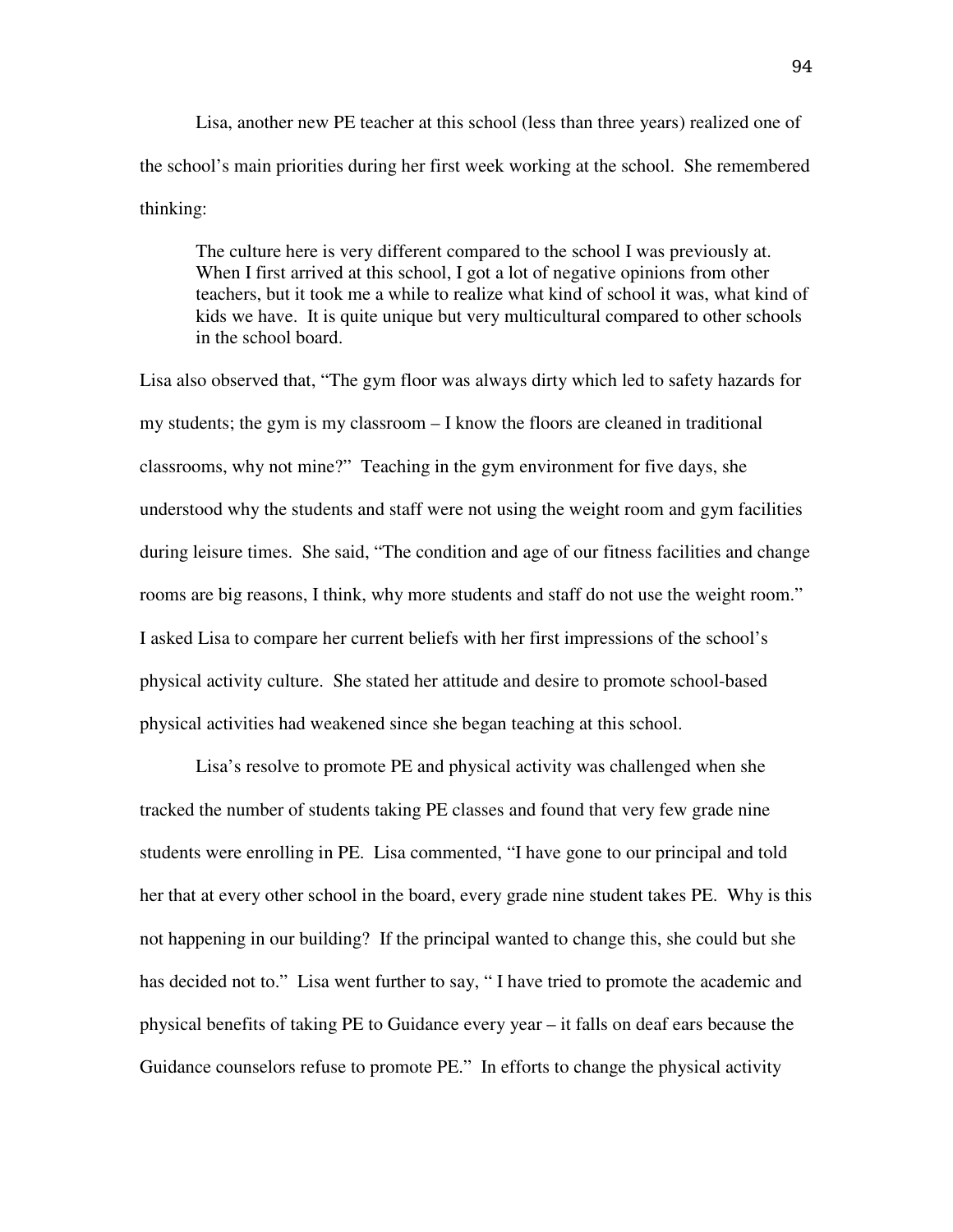Lisa, another new PE teacher at this school (less than three years) realized one of the school's main priorities during her first week working at the school. She remembered thinking:

> The culture here is very different compared to the school I was previously at. When I first arrived at this school, I got a lot of negative opinions from other teachers, but it took me a while to realize what kind of school it was, what kind of kids we have. It is quite unique but very multicultural compared to other schools in the school board.

Lisa also observed that, "The gym floor was always dirty which led to safety hazards for my students; the gym is my classroom – I know the floors are cleaned in traditional classrooms, why not mine?" Teaching in the gym environment for five days, she understood why the students and staff were not using the weight room and gym facilities during leisure times. She said, "The condition and age of our fitness facilities and change rooms are big reasons, I think, why more students and staff do not use the weight room." I asked Lisa to compare her current beliefs with her first impressions of the school's physical activity culture. She stated her attitude and desire to promote school-based physical activities had weakened since she began teaching at this school.

Lisa's resolve to promote PE and physical activity was challenged when she tracked the number of students taking PE classes and found that very few grade nine students were enrolling in PE. Lisa commented, "I have gone to our principal and told her that at every other school in the board, every grade nine student takes PE. Why is this not happening in our building? If the principal wanted to change this, she could but she has decided not to." Lisa went further to say, " I have tried to promote the academic and physical benefits of taking PE to Guidance every year – it falls on deaf ears because the Guidance counselors refuse to promote PE." In efforts to change the physical activity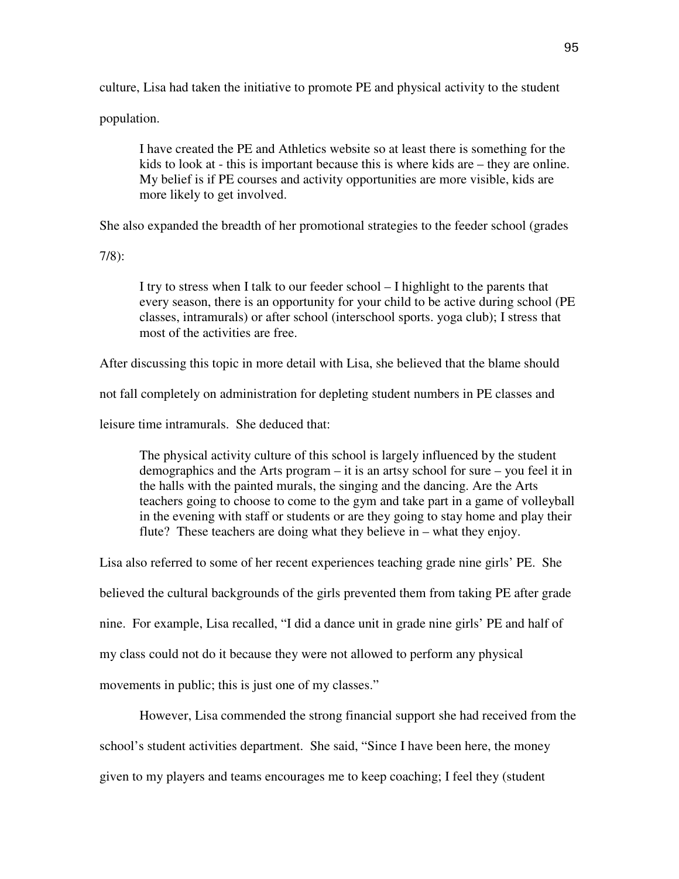culture, Lisa had taken the initiative to promote PE and physical activity to the student population.

> I have created the PE and Athletics website so at least there is something for the kids to look at - this is important because this is where kids are – they are online. My belief is if PE courses and activity opportunities are more visible, kids are more likely to get involved.

She also expanded the breadth of her promotional strategies to the feeder school (grades 7/8):

> I try to stress when I talk to our feeder school – I highlight to the parents that every season, there is an opportunity for your child to be active during school (PE classes, intramurals) or after school (interschool sports. yoga club); I stress that most of the activities are free.

After discussing this topic in more detail with Lisa, she believed that the blame should not fall completely on administration for depleting student numbers in PE classes and leisure time intramurals. She deduced that:

> The physical activity culture of this school is largely influenced by the student demographics and the Arts program – it is an artsy school for sure – you feel it in the halls with the painted murals, the singing and the dancing. Are the Arts teachers going to choose to come to the gym and take part in a game of volleyball in the evening with staff or students or are they going to stay home and play their flute? These teachers are doing what they believe in – what they enjoy.

Lisa also referred to some of her recent experiences teaching grade nine girls' PE. She believed the cultural backgrounds of the girls prevented them from taking PE after grade nine. For example, Lisa recalled, "I did a dance unit in grade nine girls' PE and half of my class could not do it because they were not allowed to perform any physical movements in public; this is just one of my classes."

However, Lisa commended the strong financial support she had received from the school's student activities department. She said, "Since I have been here, the money given to my players and teams encourages me to keep coaching; I feel they (student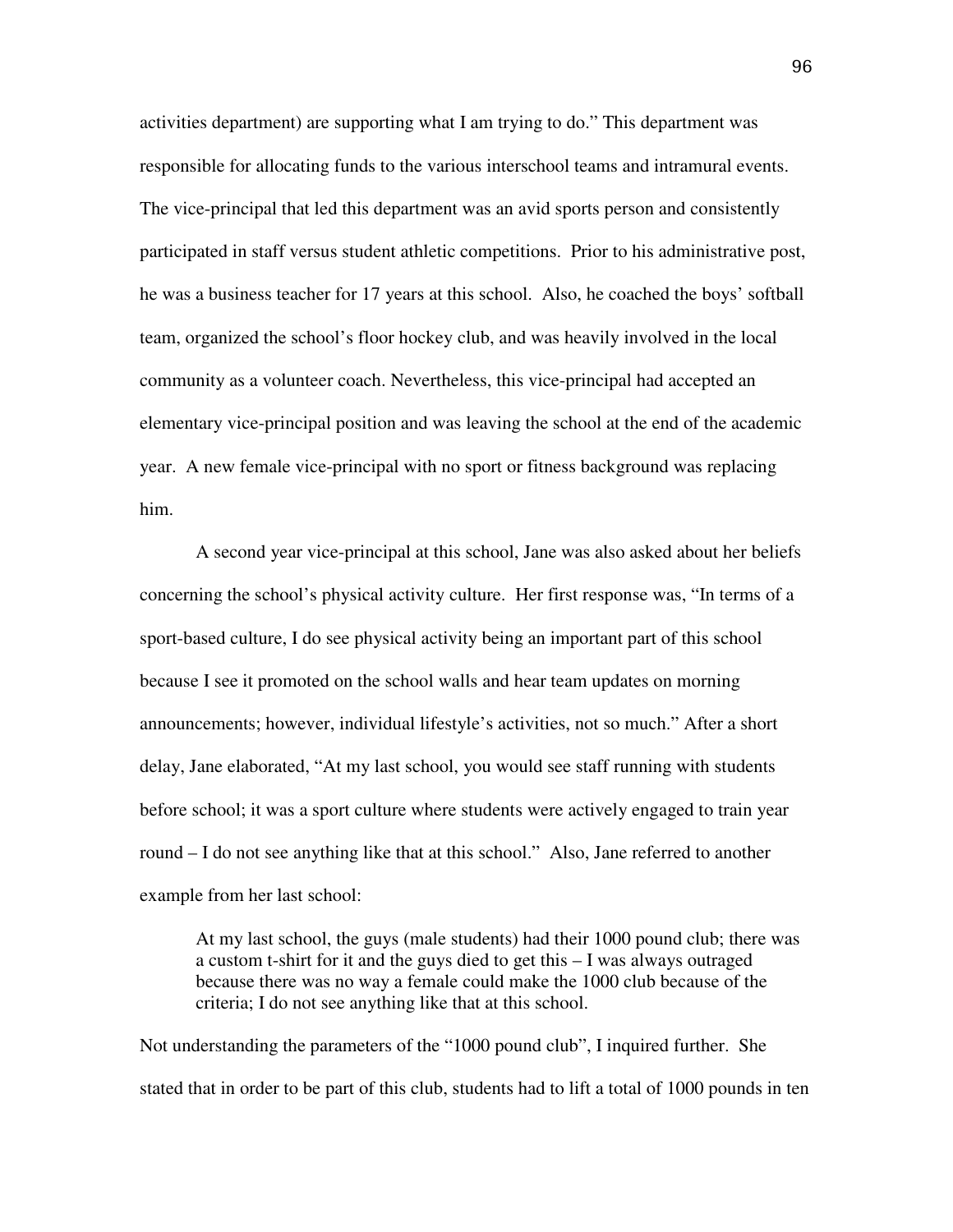activities department) are supporting what I am trying to do." This department was responsible for allocating funds to the various interschool teams and intramural events. The vice-principal that led this department was an avid sports person and consistently participated in staff versus student athletic competitions. Prior to his administrative post, he was a business teacher for 17 years at this school. Also, he coached the boys' softball team, organized the school's floor hockey club, and was heavily involved in the local community as a volunteer coach. Nevertheless, this vice-principal had accepted an elementary vice-principal position and was leaving the school at the end of the academic year. A new female vice-principal with no sport or fitness background was replacing him.

A second year vice-principal at this school, Jane was also asked about her beliefs concerning the school's physical activity culture. Her first response was, "In terms of a sport-based culture, I do see physical activity being an important part of this school because I see it promoted on the school walls and hear team updates on morning announcements; however, individual lifestyle's activities, not so much." After a short delay, Jane elaborated, "At my last school, you would see staff running with students before school; it was a sport culture where students were actively engaged to train year round – I do not see anything like that at this school." Also, Jane referred to another example from her last school:

> At my last school, the guys (male students) had their 1000 pound club; there was a custom t-shirt for it and the guys died to get this – I was always outraged because there was no way a female could make the 1000 club because of the criteria; I do not see anything like that at this school.

Not understanding the parameters of the "1000 pound club", I inquired further. She stated that in order to be part of this club, students had to lift a total of 1000 pounds in ten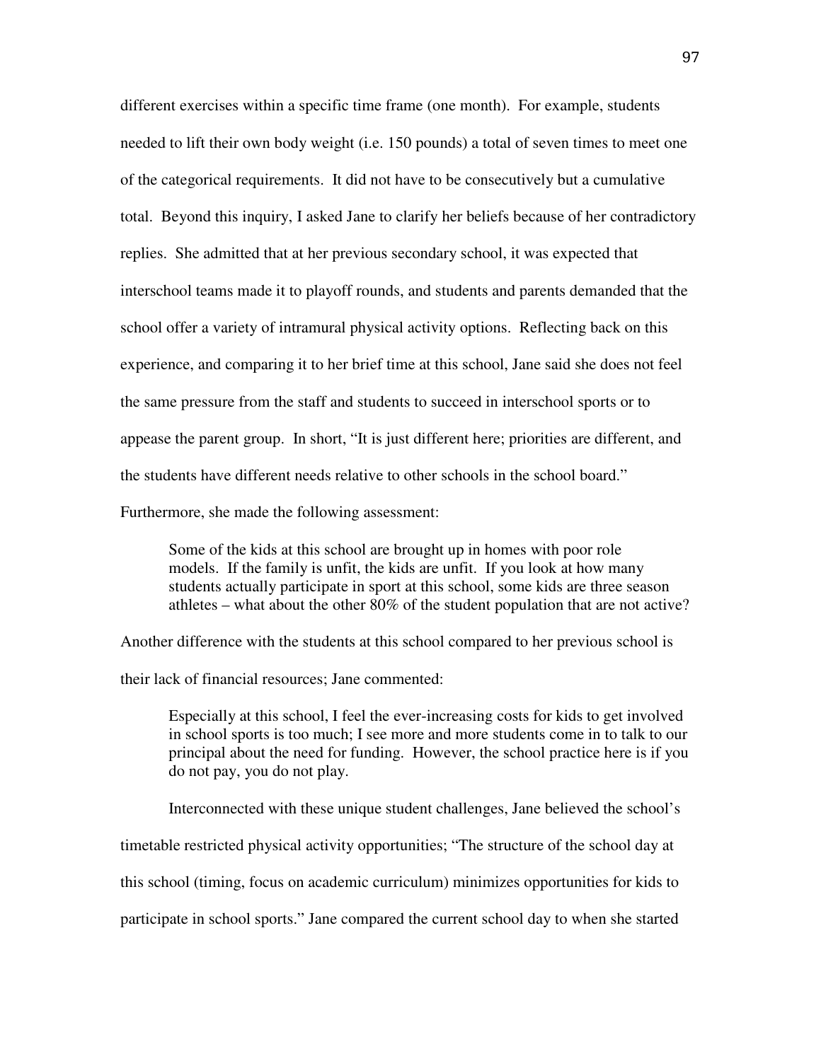different exercises within a specific time frame (one month). For example, students needed to lift their own body weight (i.e. 150 pounds) a total of seven times to meet one of the categorical requirements. It did not have to be consecutively but a cumulative total. Beyond this inquiry, I asked Jane to clarify her beliefs because of her contradictory replies. She admitted that at her previous secondary school, it was expected that interschool teams made it to playoff rounds, and students and parents demanded that the school offer a variety of intramural physical activity options. Reflecting back on this experience, and comparing it to her brief time at this school, Jane said she does not feel the same pressure from the staff and students to succeed in interschool sports or to appease the parent group. In short, "It is just different here; priorities are different, and the students have different needs relative to other schools in the school board." Furthermore, she made the following assessment:

> Some of the kids at this school are brought up in homes with poor role models. If the family is unfit, the kids are unfit. If you look at how many students actually participate in sport at this school, some kids are three season athletes – what about the other 80% of the student population that are not active?

Another difference with the students at this school compared to her previous school is their lack of financial resources; Jane commented:

> Especially at this school, I feel the ever-increasing costs for kids to get involved in school sports is too much; I see more and more students come in to talk to our principal about the need for funding. However, the school practice here is if you do not pay, you do not play.

Interconnected with these unique student challenges, Jane believed the school's timetable restricted physical activity opportunities; "The structure of the school day at this school (timing, focus on academic curriculum) minimizes opportunities for kids to participate in school sports." Jane compared the current school day to when she started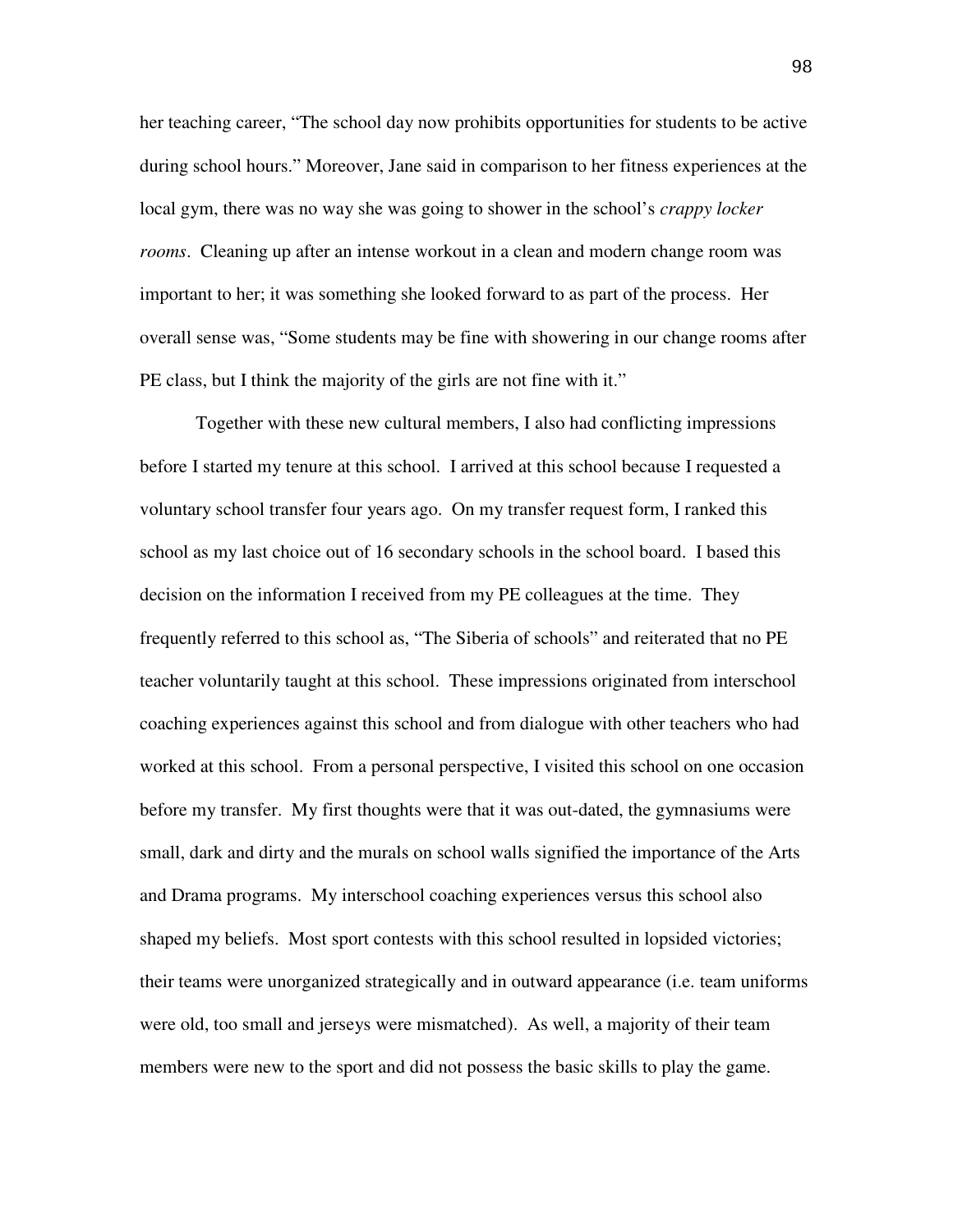her teaching career, "The school day now prohibits opportunities for students to be active during school hours." Moreover, Jane said in comparison to her fitness experiences at the local gym, there was no way she was going to shower in the school's *crappy locker rooms*. Cleaning up after an intense workout in a clean and modern change room was important to her; it was something she looked forward to as part of the process. Her overall sense was, "Some students may be fine with showering in our change rooms after PE class, but I think the majority of the girls are not fine with it."

Together with these new cultural members, I also had conflicting impressions before I started my tenure at this school. I arrived at this school because I requested a voluntary school transfer four years ago. On my transfer request form, I ranked this school as my last choice out of 16 secondary schools in the school board. I based this decision on the information I received from my PE colleagues at the time. They frequently referred to this school as, "The Siberia of schools" and reiterated that no PE teacher voluntarily taught at this school. These impressions originated from interschool coaching experiences against this school and from dialogue with other teachers who had worked at this school. From a personal perspective, I visited this school on one occasion before my transfer. My first thoughts were that it was out-dated, the gymnasiums were small, dark and dirty and the murals on school walls signified the importance of the Arts and Drama programs. My interschool coaching experiences versus this school also shaped my beliefs. Most sport contests with this school resulted in lopsided victories; their teams were unorganized strategically and in outward appearance (i.e. team uniforms were old, too small and jerseys were mismatched). As well, a majority of their team members were new to the sport and did not possess the basic skills to play the game.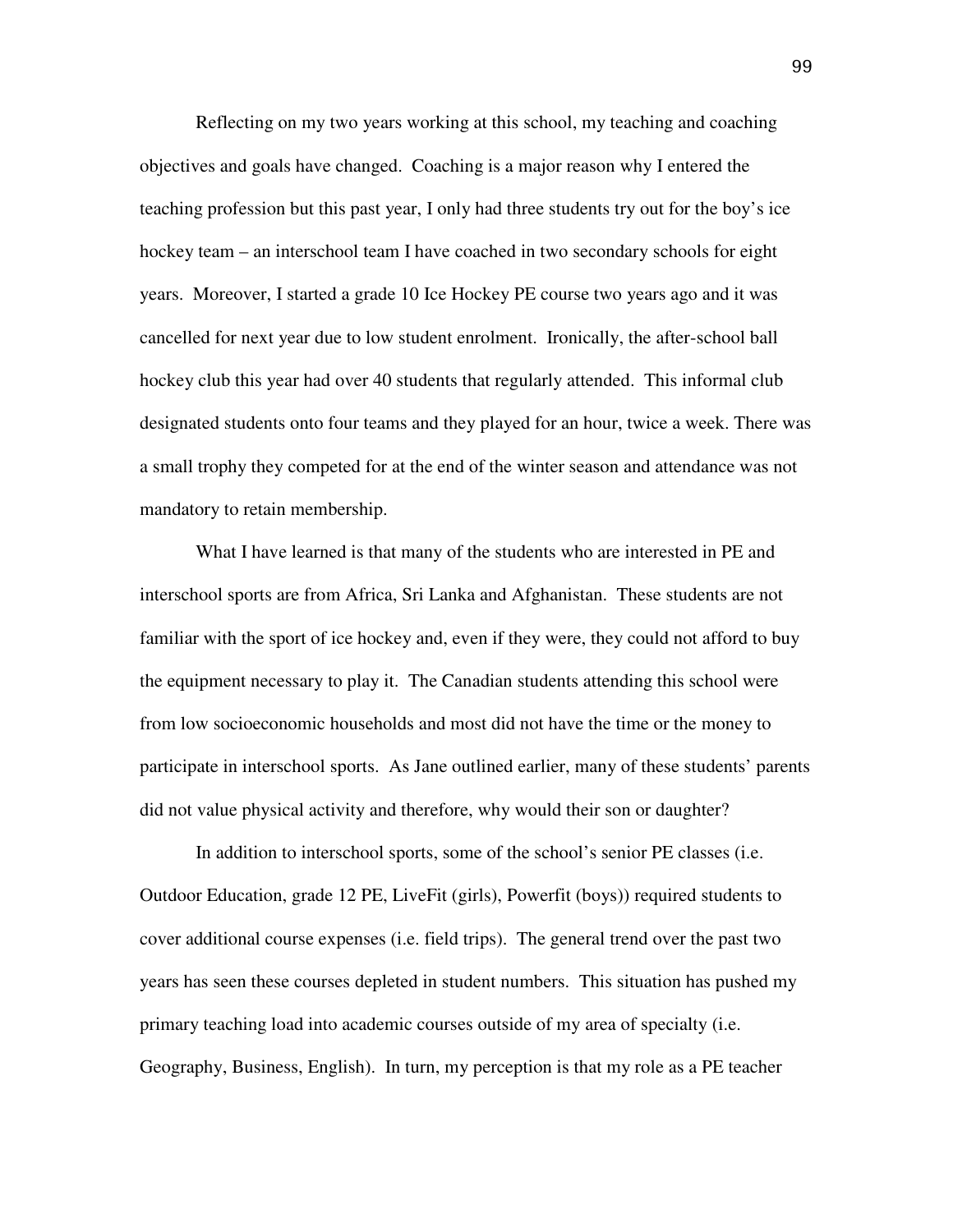Reflecting on my two years working at this school, my teaching and coaching objectives and goals have changed. Coaching is a major reason why I entered the teaching profession but this past year, I only had three students try out for the boy's ice hockey team – an interschool team I have coached in two secondary schools for eight years. Moreover, I started a grade 10 Ice Hockey PE course two years ago and it was cancelled for next year due to low student enrolment. Ironically, the after-school ball hockey club this year had over 40 students that regularly attended. This informal club designated students onto four teams and they played for an hour, twice a week. There was a small trophy they competed for at the end of the winter season and attendance was not mandatory to retain membership.

What I have learned is that many of the students who are interested in PE and interschool sports are from Africa, Sri Lanka and Afghanistan. These students are not familiar with the sport of ice hockey and, even if they were, they could not afford to buy the equipment necessary to play it. The Canadian students attending this school were from low socioeconomic households and most did not have the time or the money to participate in interschool sports. As Jane outlined earlier, many of these students' parents did not value physical activity and therefore, why would their son or daughter?

In addition to interschool sports, some of the school's senior PE classes (i.e. Outdoor Education, grade 12 PE, LiveFit (girls), Powerfit (boys)) required students to cover additional course expenses (i.e. field trips). The general trend over the past two years has seen these courses depleted in student numbers. This situation has pushed my primary teaching load into academic courses outside of my area of specialty (i.e. Geography, Business, English). In turn, my perception is that my role as a PE teacher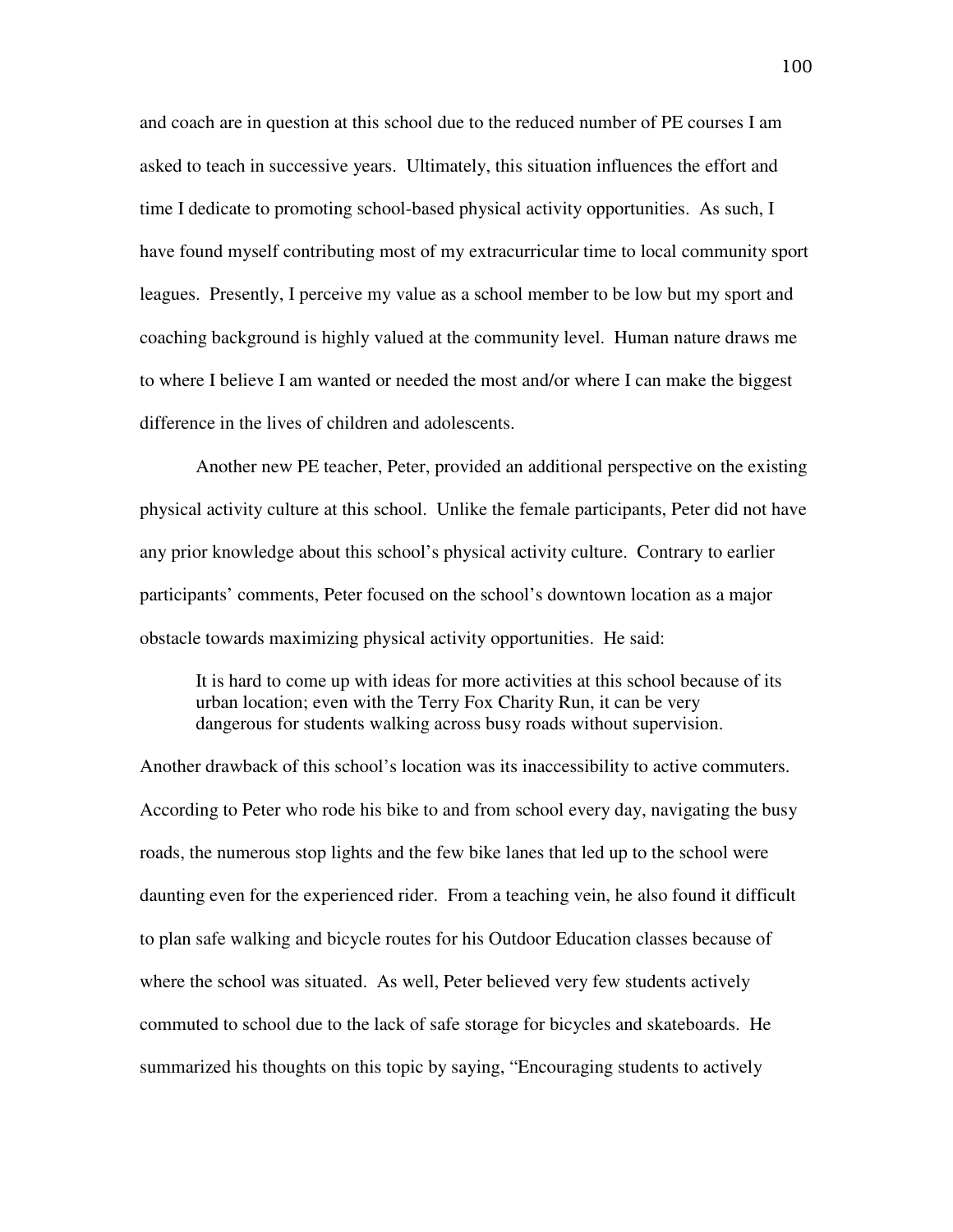and coach are in question at this school due to the reduced number of PE courses I am asked to teach in successive years. Ultimately, this situation influences the effort and time I dedicate to promoting school-based physical activity opportunities. As such, I have found myself contributing most of my extracurricular time to local community sport leagues. Presently, I perceive my value as a school member to be low but my sport and coaching background is highly valued at the community level. Human nature draws me to where I believe I am wanted or needed the most and/or where I can make the biggest difference in the lives of children and adolescents.

Another new PE teacher, Peter, provided an additional perspective on the existing physical activity culture at this school. Unlike the female participants, Peter did not have any prior knowledge about this school's physical activity culture. Contrary to earlier participants' comments, Peter focused on the school's downtown location as a major obstacle towards maximizing physical activity opportunities. He said:

> It is hard to come up with ideas for more activities at this school because of its urban location; even with the Terry Fox Charity Run, it can be very dangerous for students walking across busy roads without supervision.

Another drawback of this school's location was its inaccessibility to active commuters. According to Peter who rode his bike to and from school every day, navigating the busy roads, the numerous stop lights and the few bike lanes that led up to the school were daunting even for the experienced rider. From a teaching vein, he also found it difficult to plan safe walking and bicycle routes for his Outdoor Education classes because of where the school was situated. As well, Peter believed very few students actively commuted to school due to the lack of safe storage for bicycles and skateboards. He summarized his thoughts on this topic by saying, "Encouraging students to actively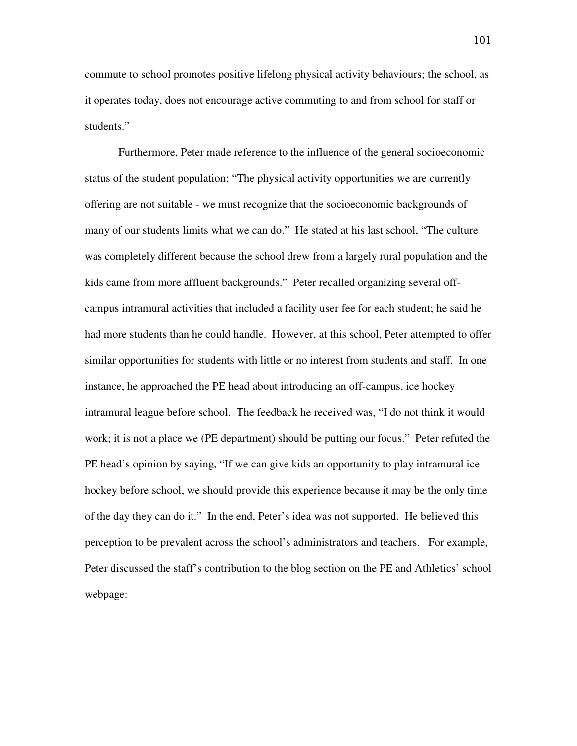commute to school promotes positive lifelong physical activity behaviours; the school, as it operates today, does not encourage active commuting to and from school for staff or students."

Furthermore, Peter made reference to the influence of the general socioeconomic status of the student population; "The physical activity opportunities we are currently offering are not suitable - we must recognize that the socioeconomic backgrounds of many of our students limits what we can do." He stated at his last school, "The culture was completely different because the school drew from a largely rural population and the kids came from more affluent backgrounds." Peter recalled organizing several off-campus intramural activities that included a facility user fee for each student; he said he had more students than he could handle. However, at this school, Peter attempted to offer similar opportunities for students with little or no interest from students and staff. In one instance, he approached the PE head about introducing an off-campus, ice hockey intramural league before school. The feedback he received was, "I do not think it would work; it is not a place we (PE department) should be putting our focus." Peter refuted the PE head's opinion by saying, "If we can give kids an opportunity to play intramural ice hockey before school, we should provide this experience because it may be the only time of the day they can do it." In the end, Peter's idea was not supported. He believed this perception to be prevalent across the school's administrators and teachers. For example, Peter discussed the staff's contribution to the blog section on the PE and Athletics' school webpage: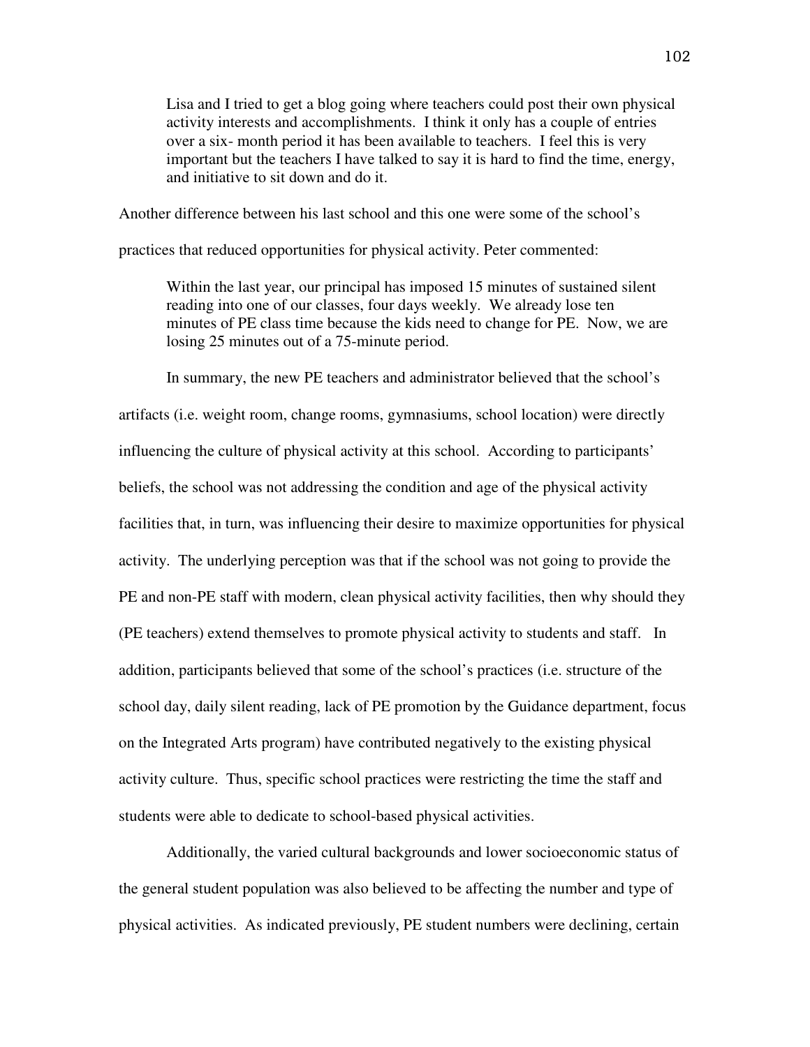> Lisa and I tried to get a blog going where teachers could post their own physical activity interests and accomplishments. I think it only has a couple of entries over a six- month period it has been available to teachers. I feel this is very important but the teachers I have talked to say it is hard to find the time, energy, and initiative to sit down and do it.

Another difference between his last school and this one were some of the school's practices that reduced opportunities for physical activity. Peter commented:

> Within the last year, our principal has imposed 15 minutes of sustained silent reading into one of our classes, four days weekly. We already lose ten minutes of PE class time because the kids need to change for PE. Now, we are losing 25 minutes out of a 75-minute period.

In summary, the new PE teachers and administrator believed that the school's artifacts (i.e. weight room, change rooms, gymnasiums, school location) were directly influencing the culture of physical activity at this school. According to participants' beliefs, the school was not addressing the condition and age of the physical activity facilities that, in turn, was influencing their desire to maximize opportunities for physical activity. The underlying perception was that if the school was not going to provide the PE and non-PE staff with modern, clean physical activity facilities, then why should they (PE teachers) extend themselves to promote physical activity to students and staff. In addition, participants believed that some of the school's practices (i.e. structure of the school day, daily silent reading, lack of PE promotion by the Guidance department, focus on the Integrated Arts program) have contributed negatively to the existing physical activity culture. Thus, specific school practices were restricting the time the staff and students were able to dedicate to school-based physical activities.

Additionally, the varied cultural backgrounds and lower socioeconomic status of the general student population was also believed to be affecting the number and type of physical activities. As indicated previously, PE student numbers were declining, certain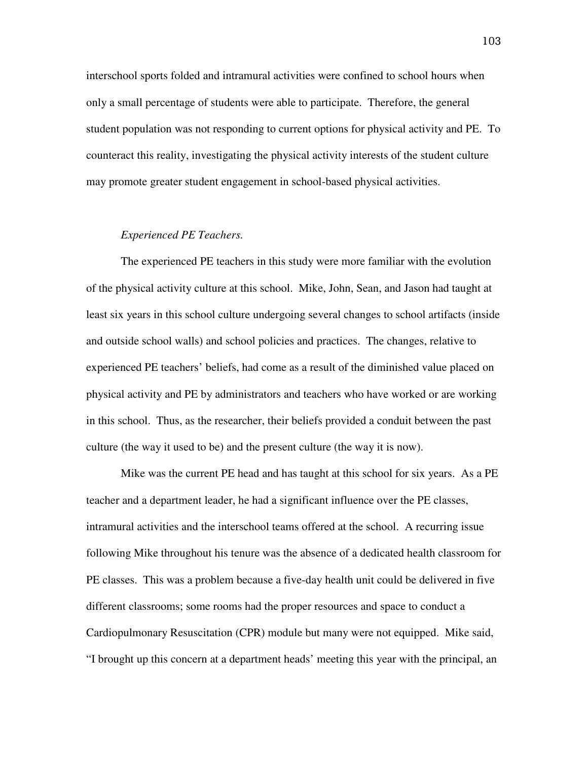interschool sports folded and intramural activities were confined to school hours when only a small percentage of students were able to participate. Therefore, the general student population was not responding to current options for physical activity and PE. To counteract this reality, investigating the physical activity interests of the student culture may promote greater student engagement in school-based physical activities.

*Experienced PE Teachers.*

The experienced PE teachers in this study were more familiar with the evolution of the physical activity culture at this school. Mike, John, Sean, and Jason had taught at least six years in this school culture undergoing several changes to school artifacts (inside and outside school walls) and school policies and practices. The changes, relative to experienced PE teachers' beliefs, had come as a result of the diminished value placed on physical activity and PE by administrators and teachers who have worked or are working in this school. Thus, as the researcher, their beliefs provided a conduit between the past culture (the way it used to be) and the present culture (the way it is now).

Mike was the current PE head and has taught at this school for six years. As a PE teacher and a department leader, he had a significant influence over the PE classes, intramural activities and the interschool teams offered at the school. A recurring issue following Mike throughout his tenure was the absence of a dedicated health classroom for PE classes. This was a problem because a five-day health unit could be delivered in five different classrooms; some rooms had the proper resources and space to conduct a Cardiopulmonary Resuscitation (CPR) module but many were not equipped. Mike said, "I brought up this concern at a department heads' meeting this year with the principal, an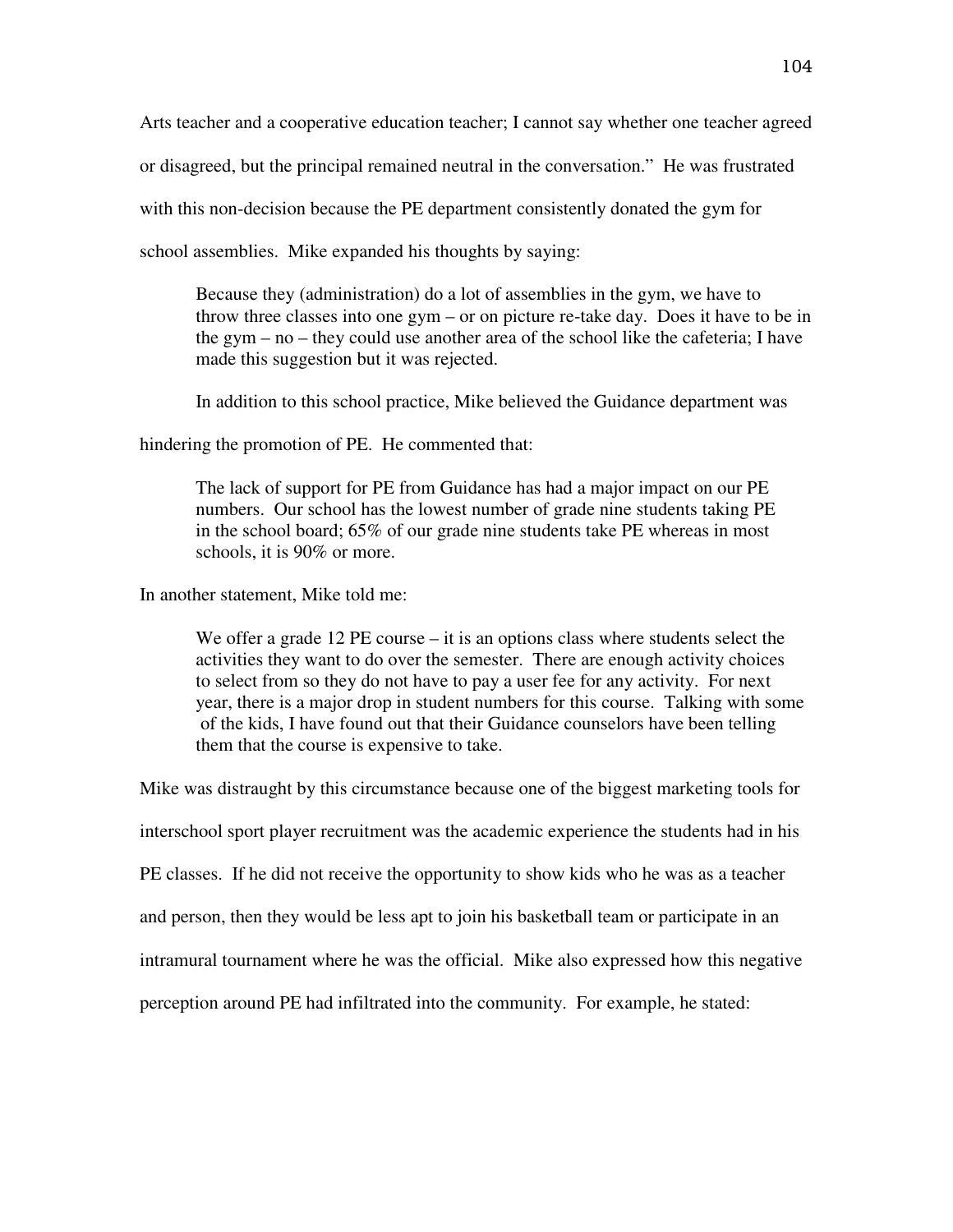Arts teacher and a cooperative education teacher; I cannot say whether one teacher agreed or disagreed, but the principal remained neutral in the conversation." He was frustrated with this non-decision because the PE department consistently donated the gym for school assemblies. Mike expanded his thoughts by saying:

> Because they (administration) do a lot of assemblies in the gym, we have to throw three classes into one gym – or on picture re-take day. Does it have to be in the gym – no – they could use another area of the school like the cafeteria; I have made this suggestion but it was rejected.

In addition to this school practice, Mike believed the Guidance department was hindering the promotion of PE. He commented that:

> The lack of support for PE from Guidance has had a major impact on our PE numbers. Our school has the lowest number of grade nine students taking PE in the school board; 65% of our grade nine students take PE whereas in most schools, it is 90% or more.

In another statement, Mike told me:

> We offer a grade 12 PE course – it is an options class where students select the activities they want to do over the semester. There are enough activity choices to select from so they do not have to pay a user fee for any activity. For next year, there is a major drop in student numbers for this course. Talking with some of the kids, I have found out that their Guidance counselors have been telling them that the course is expensive to take.

Mike was distraught by this circumstance because one of the biggest marketing tools for interschool sport player recruitment was the academic experience the students had in his PE classes. If he did not receive the opportunity to show kids who he was as a teacher and person, then they would be less apt to join his basketball team or participate in an intramural tournament where he was the official. Mike also expressed how this negative perception around PE had infiltrated into the community. For example, he stated: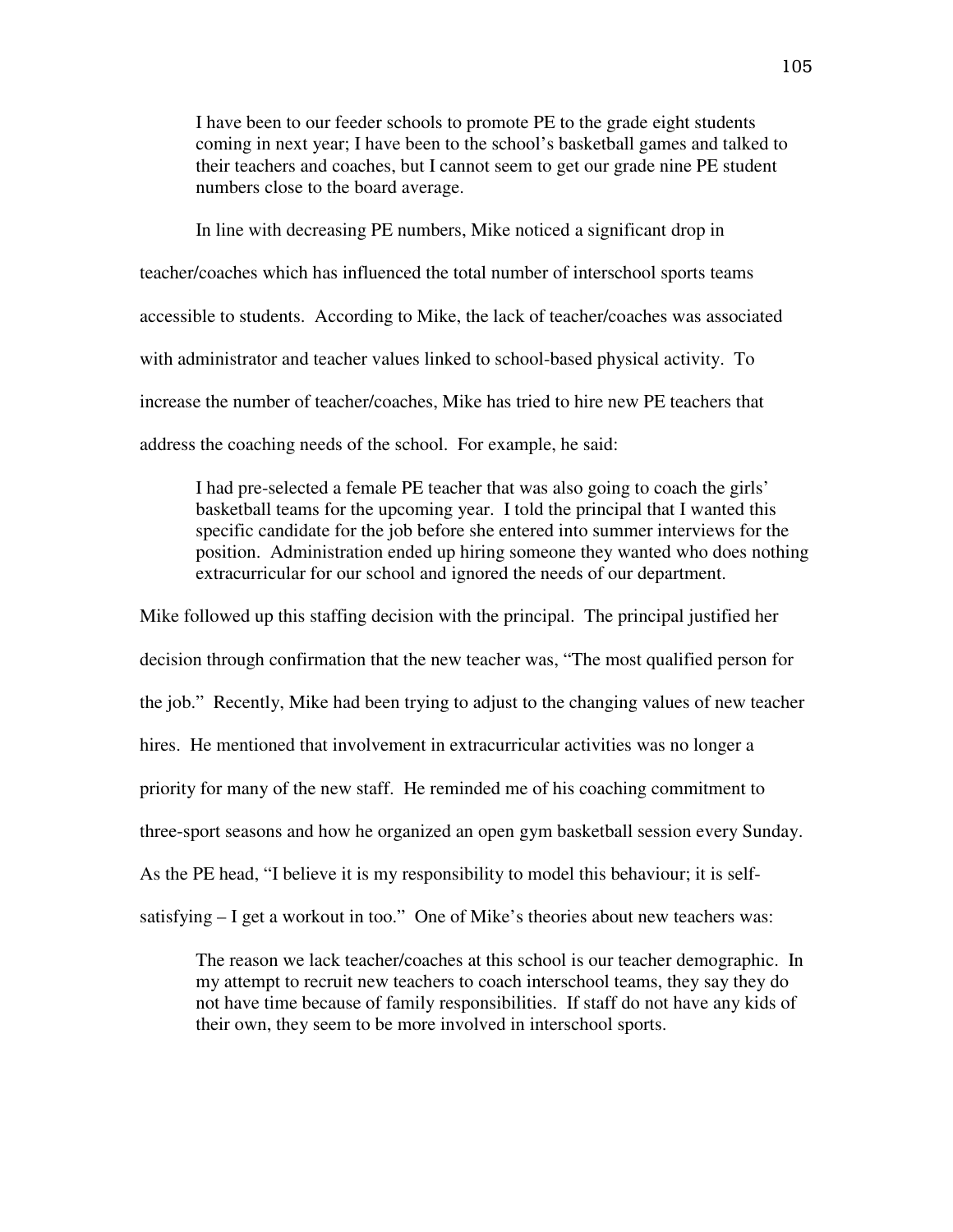> I have been to our feeder schools to promote PE to the grade eight students coming in next year; I have been to the school's basketball games and talked to their teachers and coaches, but I cannot seem to get our grade nine PE student numbers close to the board average.

In line with decreasing PE numbers, Mike noticed a significant drop in teacher/coaches which has influenced the total number of interschool sports teams accessible to students. According to Mike, the lack of teacher/coaches was associated with administrator and teacher values linked to school-based physical activity. To increase the number of teacher/coaches, Mike has tried to hire new PE teachers that address the coaching needs of the school. For example, he said:

> I had pre-selected a female PE teacher that was also going to coach the girls' basketball teams for the upcoming year. I told the principal that I wanted this specific candidate for the job before she entered into summer interviews for the position. Administration ended up hiring someone they wanted who does nothing extracurricular for our school and ignored the needs of our department.

Mike followed up this staffing decision with the principal. The principal justified her decision through confirmation that the new teacher was, "The most qualified person for the job." Recently, Mike had been trying to adjust to the changing values of new teacher hires. He mentioned that involvement in extracurricular activities was no longer a priority for many of the new staff. He reminded me of his coaching commitment to three-sport seasons and how he organized an open gym basketball session every Sunday. As the PE head, "I believe it is my responsibility to model this behaviour; it is self-satisfying – I get a workout in too." One of Mike's theories about new teachers was:

> The reason we lack teacher/coaches at this school is our teacher demographic. In my attempt to recruit new teachers to coach interschool teams, they say they do not have time because of family responsibilities. If staff do not have any kids of their own, they seem to be more involved in interschool sports.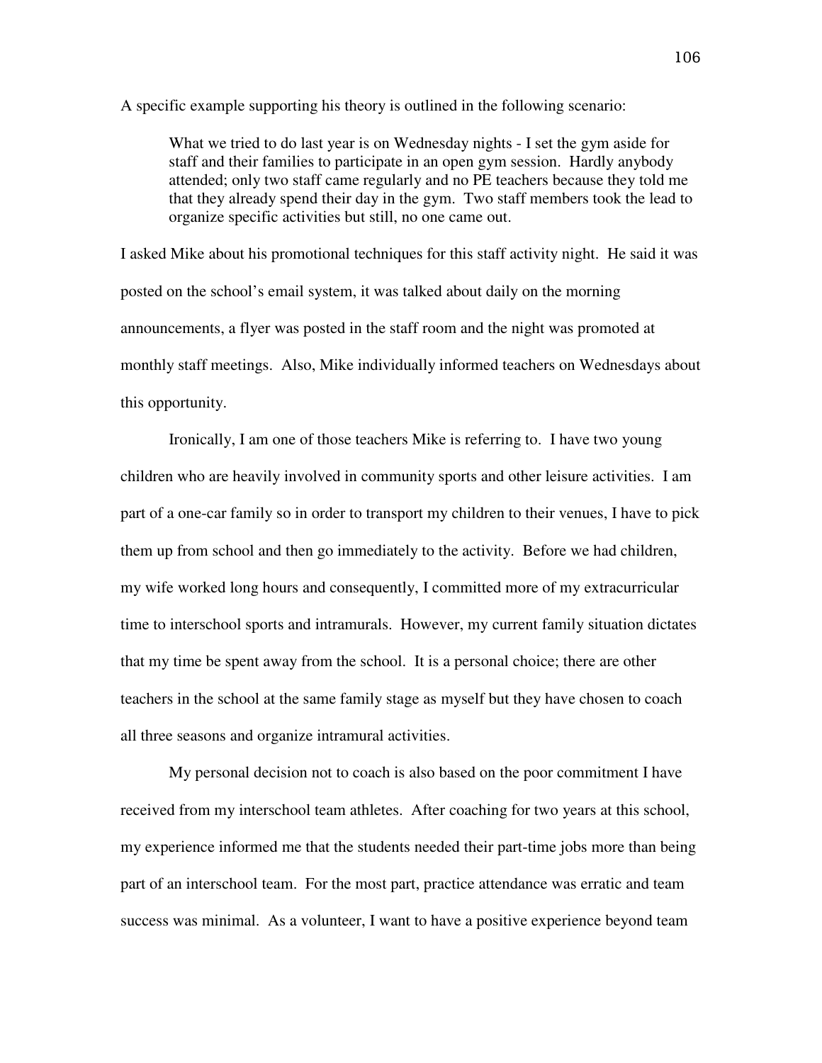A specific example supporting his theory is outlined in the following scenario:

> What we tried to do last year is on Wednesday nights - I set the gym aside for staff and their families to participate in an open gym session. Hardly anybody attended; only two staff came regularly and no PE teachers because they told me that they already spend their day in the gym. Two staff members took the lead to organize specific activities but still, no one came out.

I asked Mike about his promotional techniques for this staff activity night. He said it was posted on the school's email system, it was talked about daily on the morning announcements, a flyer was posted in the staff room and the night was promoted at monthly staff meetings. Also, Mike individually informed teachers on Wednesdays about this opportunity.

Ironically, I am one of those teachers Mike is referring to. I have two young children who are heavily involved in community sports and other leisure activities. I am part of a one-car family so in order to transport my children to their venues, I have to pick them up from school and then go immediately to the activity. Before we had children, my wife worked long hours and consequently, I committed more of my extracurricular time to interschool sports and intramurals. However, my current family situation dictates that my time be spent away from the school. It is a personal choice; there are other teachers in the school at the same family stage as myself but they have chosen to coach all three seasons and organize intramural activities.

My personal decision not to coach is also based on the poor commitment I have received from my interschool team athletes. After coaching for two years at this school, my experience informed me that the students needed their part-time jobs more than being part of an interschool team. For the most part, practice attendance was erratic and team success was minimal. As a volunteer, I want to have a positive experience beyond team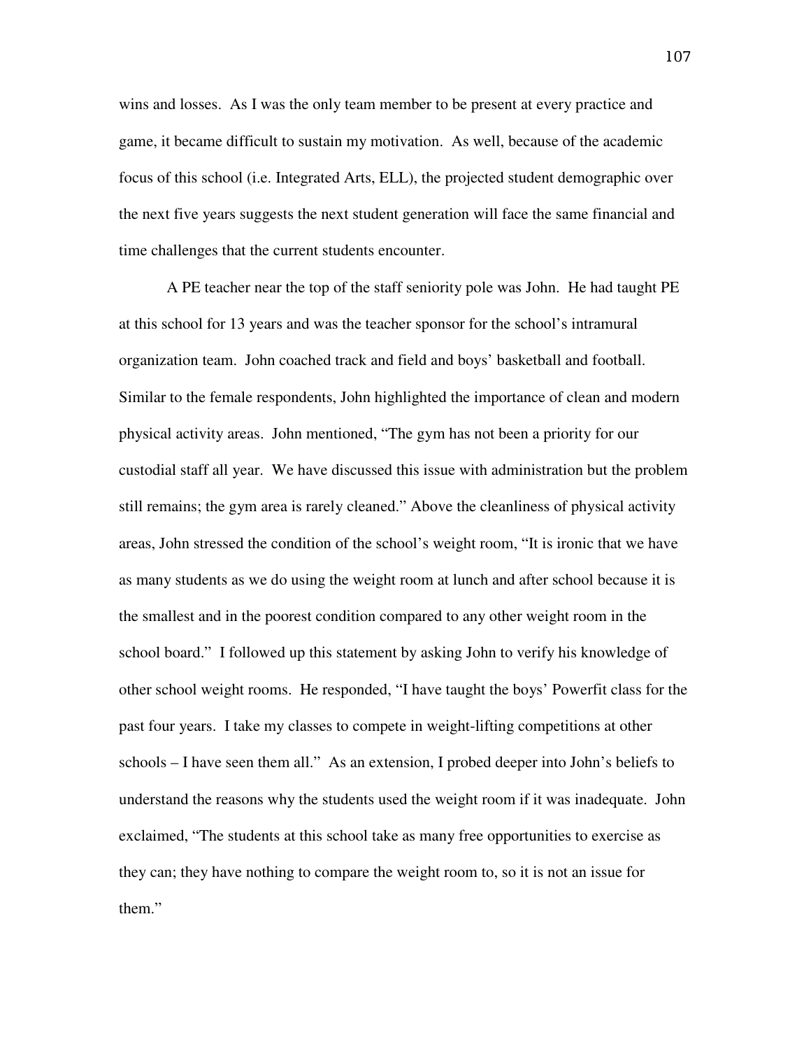wins and losses. As I was the only team member to be present at every practice and game, it became difficult to sustain my motivation. As well, because of the academic focus of this school (i.e. Integrated Arts, ELL), the projected student demographic over the next five years suggests the next student generation will face the same financial and time challenges that the current students encounter.

A PE teacher near the top of the staff seniority pole was John. He had taught PE at this school for 13 years and was the teacher sponsor for the school's intramural organization team. John coached track and field and boys' basketball and football. Similar to the female respondents, John highlighted the importance of clean and modern physical activity areas. John mentioned, "The gym has not been a priority for our custodial staff all year. We have discussed this issue with administration but the problem still remains; the gym area is rarely cleaned." Above the cleanliness of physical activity areas, John stressed the condition of the school's weight room, "It is ironic that we have as many students as we do using the weight room at lunch and after school because it is the smallest and in the poorest condition compared to any other weight room in the school board." I followed up this statement by asking John to verify his knowledge of other school weight rooms. He responded, "I have taught the boys' Powerfit class for the past four years. I take my classes to compete in weight-lifting competitions at other schools – I have seen them all." As an extension, I probed deeper into John's beliefs to understand the reasons why the students used the weight room if it was inadequate. John exclaimed, "The students at this school take as many free opportunities to exercise as they can; they have nothing to compare the weight room to, so it is not an issue for them."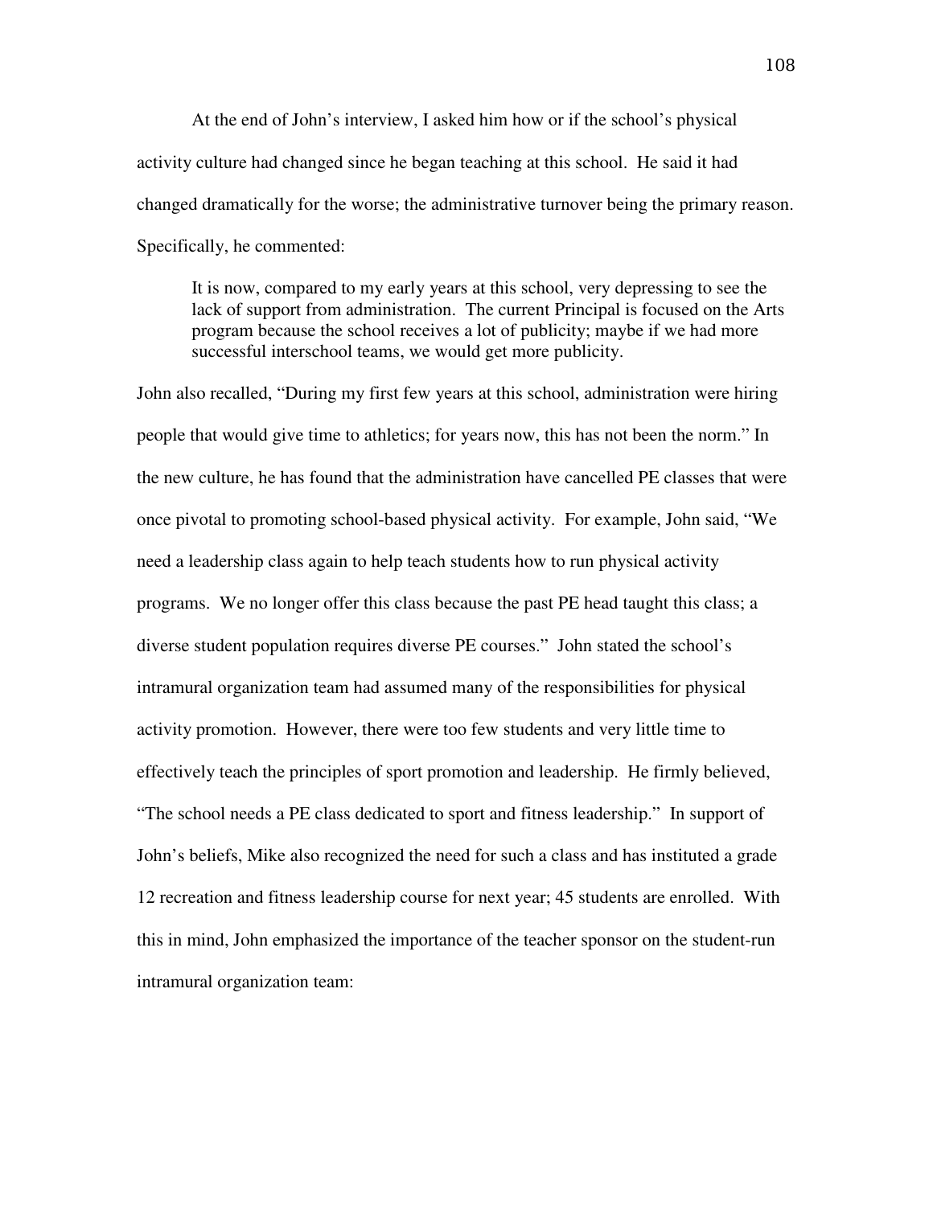At the end of John's interview, I asked him how or if the school's physical activity culture had changed since he began teaching at this school. He said it had changed dramatically for the worse; the administrative turnover being the primary reason. Specifically, he commented:

> It is now, compared to my early years at this school, very depressing to see the lack of support from administration. The current Principal is focused on the Arts program because the school receives a lot of publicity; maybe if we had more successful interschool teams, we would get more publicity.

John also recalled, "During my first few years at this school, administration were hiring people that would give time to athletics; for years now, this has not been the norm." In the new culture, he has found that the administration have cancelled PE classes that were once pivotal to promoting school-based physical activity. For example, John said, "We need a leadership class again to help teach students how to run physical activity programs. We no longer offer this class because the past PE head taught this class; a diverse student population requires diverse PE courses." John stated the school's intramural organization team had assumed many of the responsibilities for physical activity promotion. However, there were too few students and very little time to effectively teach the principles of sport promotion and leadership. He firmly believed, "The school needs a PE class dedicated to sport and fitness leadership." In support of John's beliefs, Mike also recognized the need for such a class and has instituted a grade 12 recreation and fitness leadership course for next year; 45 students are enrolled. With this in mind, John emphasized the importance of the teacher sponsor on the student-run intramural organization team: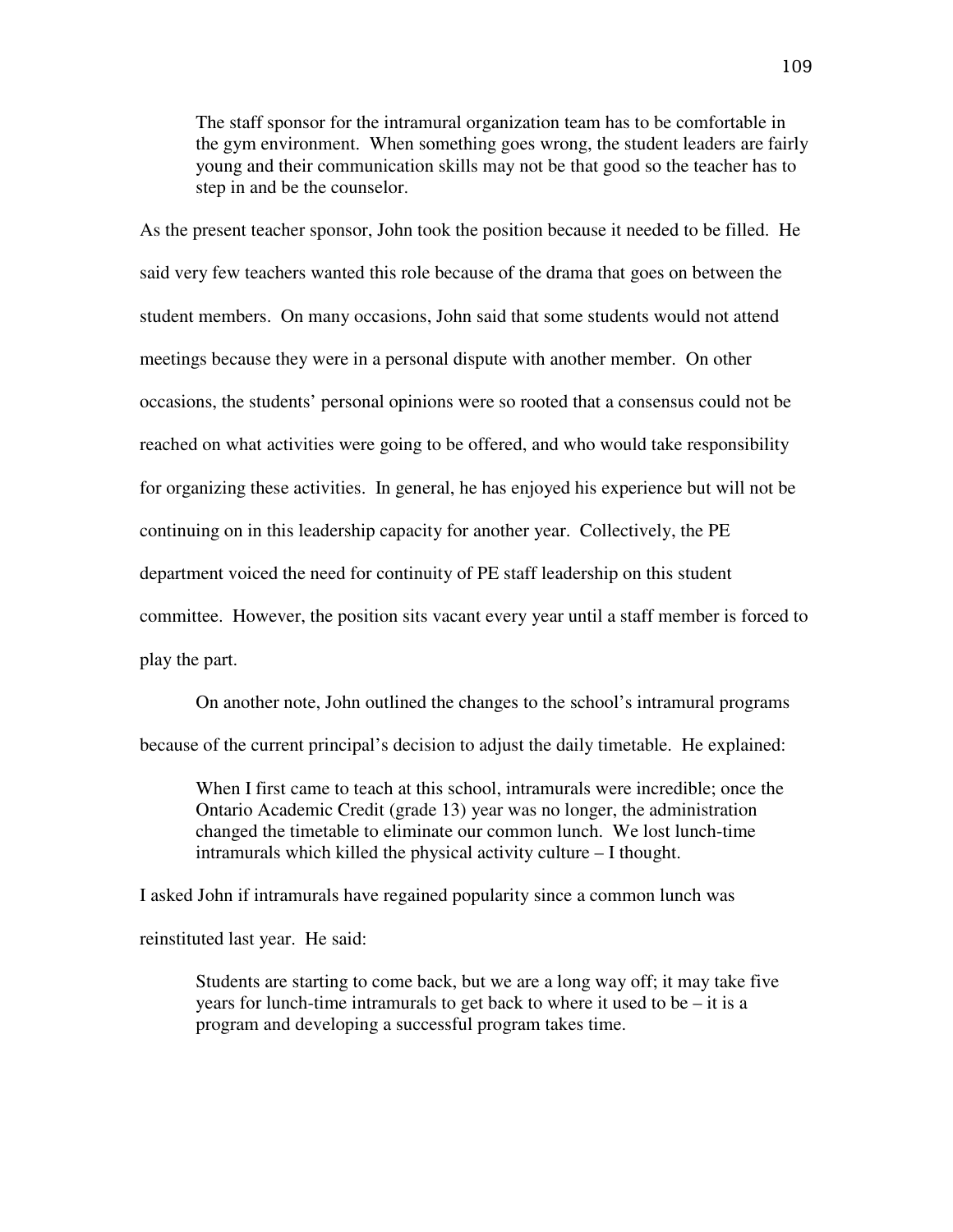> The staff sponsor for the intramural organization team has to be comfortable in the gym environment. When something goes wrong, the student leaders are fairly young and their communication skills may not be that good so the teacher has to step in and be the counselor.

As the present teacher sponsor, John took the position because it needed to be filled. He said very few teachers wanted this role because of the drama that goes on between the student members. On many occasions, John said that some students would not attend meetings because they were in a personal dispute with another member. On other occasions, the students' personal opinions were so rooted that a consensus could not be reached on what activities were going to be offered, and who would take responsibility for organizing these activities. In general, he has enjoyed his experience but will not be continuing on in this leadership capacity for another year. Collectively, the PE department voiced the need for continuity of PE staff leadership on this student committee. However, the position sits vacant every year until a staff member is forced to play the part.

On another note, John outlined the changes to the school's intramural programs because of the current principal's decision to adjust the daily timetable. He explained:

> When I first came to teach at this school, intramurals were incredible; once the Ontario Academic Credit (grade 13) year was no longer, the administration changed the timetable to eliminate our common lunch. We lost lunch-time intramurals which killed the physical activity culture – I thought.

I asked John if intramurals have regained popularity since a common lunch was reinstituted last year. He said:

> Students are starting to come back, but we are a long way off; it may take five years for lunch-time intramurals to get back to where it used to be – it is a program and developing a successful program takes time.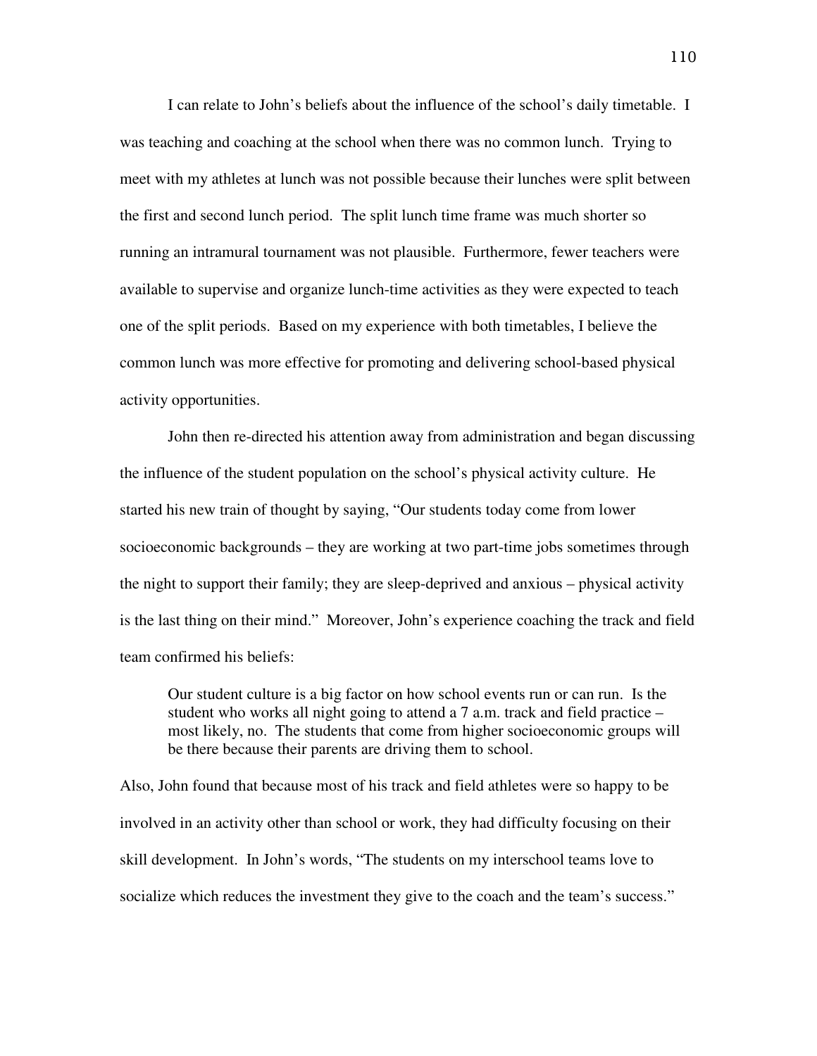I can relate to John's beliefs about the influence of the school's daily timetable. I was teaching and coaching at the school when there was no common lunch. Trying to meet with my athletes at lunch was not possible because their lunches were split between the first and second lunch period. The split lunch time frame was much shorter so running an intramural tournament was not plausible. Furthermore, fewer teachers were available to supervise and organize lunch-time activities as they were expected to teach one of the split periods. Based on my experience with both timetables, I believe the common lunch was more effective for promoting and delivering school-based physical activity opportunities.

John then re-directed his attention away from administration and began discussing the influence of the student population on the school's physical activity culture. He started his new train of thought by saying, "Our students today come from lower socioeconomic backgrounds – they are working at two part-time jobs sometimes through the night to support their family; they are sleep-deprived and anxious – physical activity is the last thing on their mind." Moreover, John's experience coaching the track and field team confirmed his beliefs:

> Our student culture is a big factor on how school events run or can run. Is the student who works all night going to attend a 7 a.m. track and field practice – most likely, no. The students that come from higher socioeconomic groups will be there because their parents are driving them to school.

Also, John found that because most of his track and field athletes were so happy to be involved in an activity other than school or work, they had difficulty focusing on their skill development. In John's words, "The students on my interschool teams love to socialize which reduces the investment they give to the coach and the team's success."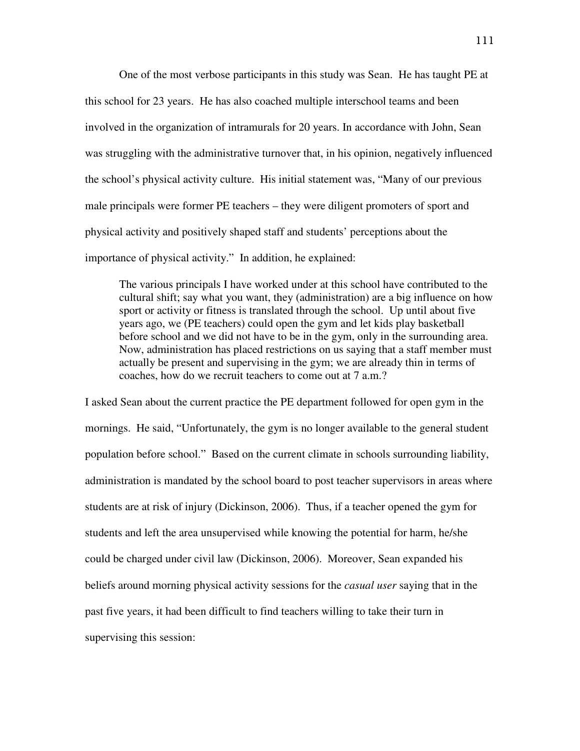One of the most verbose participants in this study was Sean. He has taught PE at this school for 23 years. He has also coached multiple interschool teams and been involved in the organization of intramurals for 20 years. In accordance with John, Sean was struggling with the administrative turnover that, in his opinion, negatively influenced the school's physical activity culture. His initial statement was, "Many of our previous male principals were former PE teachers – they were diligent promoters of sport and physical activity and positively shaped staff and students' perceptions about the importance of physical activity." In addition, he explained:

> The various principals I have worked under at this school have contributed to the cultural shift; say what you want, they (administration) are a big influence on how sport or activity or fitness is translated through the school. Up until about five years ago, we (PE teachers) could open the gym and let kids play basketball before school and we did not have to be in the gym, only in the surrounding area. Now, administration has placed restrictions on us saying that a staff member must actually be present and supervising in the gym; we are already thin in terms of coaches, how do we recruit teachers to come out at 7 a.m.?

I asked Sean about the current practice the PE department followed for open gym in the mornings. He said, "Unfortunately, the gym is no longer available to the general student population before school." Based on the current climate in schools surrounding liability, administration is mandated by the school board to post teacher supervisors in areas where students are at risk of injury (Dickinson, 2006). Thus, if a teacher opened the gym for students and left the area unsupervised while knowing the potential for harm, he/she could be charged under civil law (Dickinson, 2006). Moreover, Sean expanded his beliefs around morning physical activity sessions for the *casual user* saying that in the past five years, it had been difficult to find teachers willing to take their turn in supervising this session: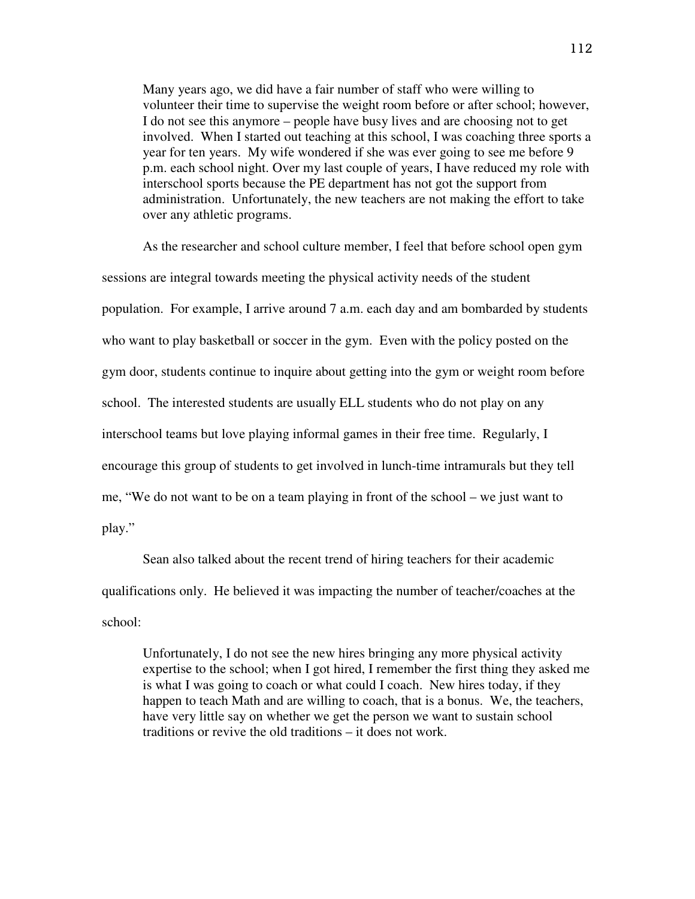> Many years ago, we did have a fair number of staff who were willing to volunteer their time to supervise the weight room before or after school; however, I do not see this anymore – people have busy lives and are choosing not to get involved. When I started out teaching at this school, I was coaching three sports a year for ten years. My wife wondered if she was ever going to see me before 9 p.m. each school night. Over my last couple of years, I have reduced my role with interschool sports because the PE department has not got the support from administration. Unfortunately, the new teachers are not making the effort to take over any athletic programs.

As the researcher and school culture member, I feel that before school open gym sessions are integral towards meeting the physical activity needs of the student population. For example, I arrive around 7 a.m. each day and am bombarded by students who want to play basketball or soccer in the gym. Even with the policy posted on the gym door, students continue to inquire about getting into the gym or weight room before school. The interested students are usually ELL students who do not play on any interschool teams but love playing informal games in their free time. Regularly, I encourage this group of students to get involved in lunch-time intramurals but they tell me, "We do not want to be on a team playing in front of the school – we just want to play."

Sean also talked about the recent trend of hiring teachers for their academic qualifications only. He believed it was impacting the number of teacher/coaches at the school:

> Unfortunately, I do not see the new hires bringing any more physical activity expertise to the school; when I got hired, I remember the first thing they asked me is what I was going to coach or what could I coach. New hires today, if they happen to teach Math and are willing to coach, that is a bonus. We, the teachers, have very little say on whether we get the person we want to sustain school traditions or revive the old traditions – it does not work.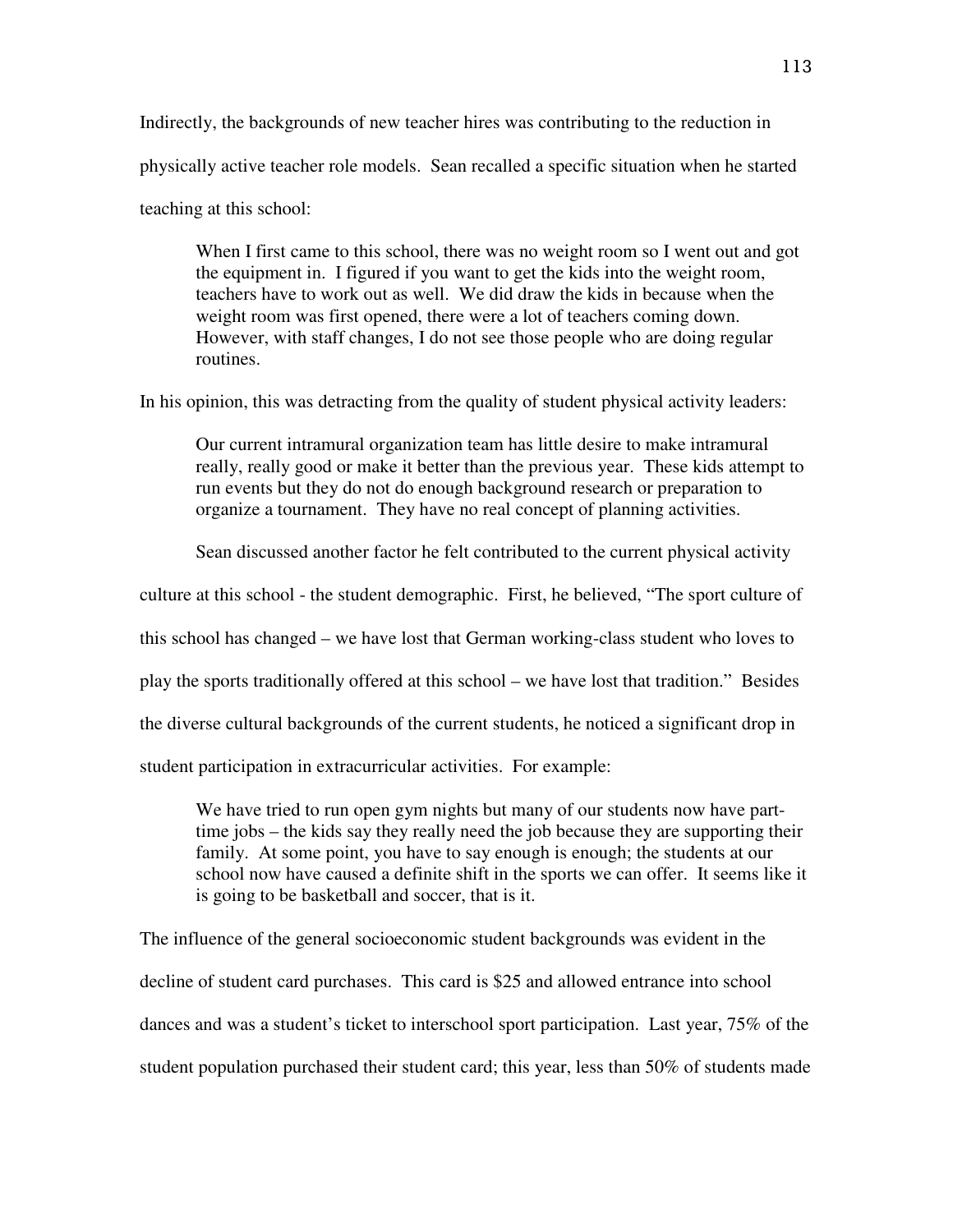Indirectly, the backgrounds of new teacher hires was contributing to the reduction in physically active teacher role models. Sean recalled a specific situation when he started teaching at this school:

> When I first came to this school, there was no weight room so I went out and got the equipment in. I figured if you want to get the kids into the weight room, teachers have to work out as well. We did draw the kids in because when the weight room was first opened, there were a lot of teachers coming down. However, with staff changes, I do not see those people who are doing regular routines.

In his opinion, this was detracting from the quality of student physical activity leaders:

> Our current intramural organization team has little desire to make intramural really, really good or make it better than the previous year. These kids attempt to run events but they do not do enough background research or preparation to organize a tournament. They have no real concept of planning activities.

Sean discussed another factor he felt contributed to the current physical activity culture at this school - the student demographic. First, he believed, "The sport culture of this school has changed – we have lost that German working-class student who loves to play the sports traditionally offered at this school – we have lost that tradition." Besides the diverse cultural backgrounds of the current students, he noticed a significant drop in student participation in extracurricular activities. For example:

> We have tried to run open gym nights but many of our students now have part-time jobs – the kids say they really need the job because they are supporting their family. At some point, you have to say enough is enough; the students at our school now have caused a definite shift in the sports we can offer. It seems like it is going to be basketball and soccer, that is it.

The influence of the general socioeconomic student backgrounds was evident in the decline of student card purchases. This card is $25 and allowed entrance into school dances and was a student's ticket to interschool sport participation. Last year, 75% of the student population purchased their student card; this year, less than 50% of students made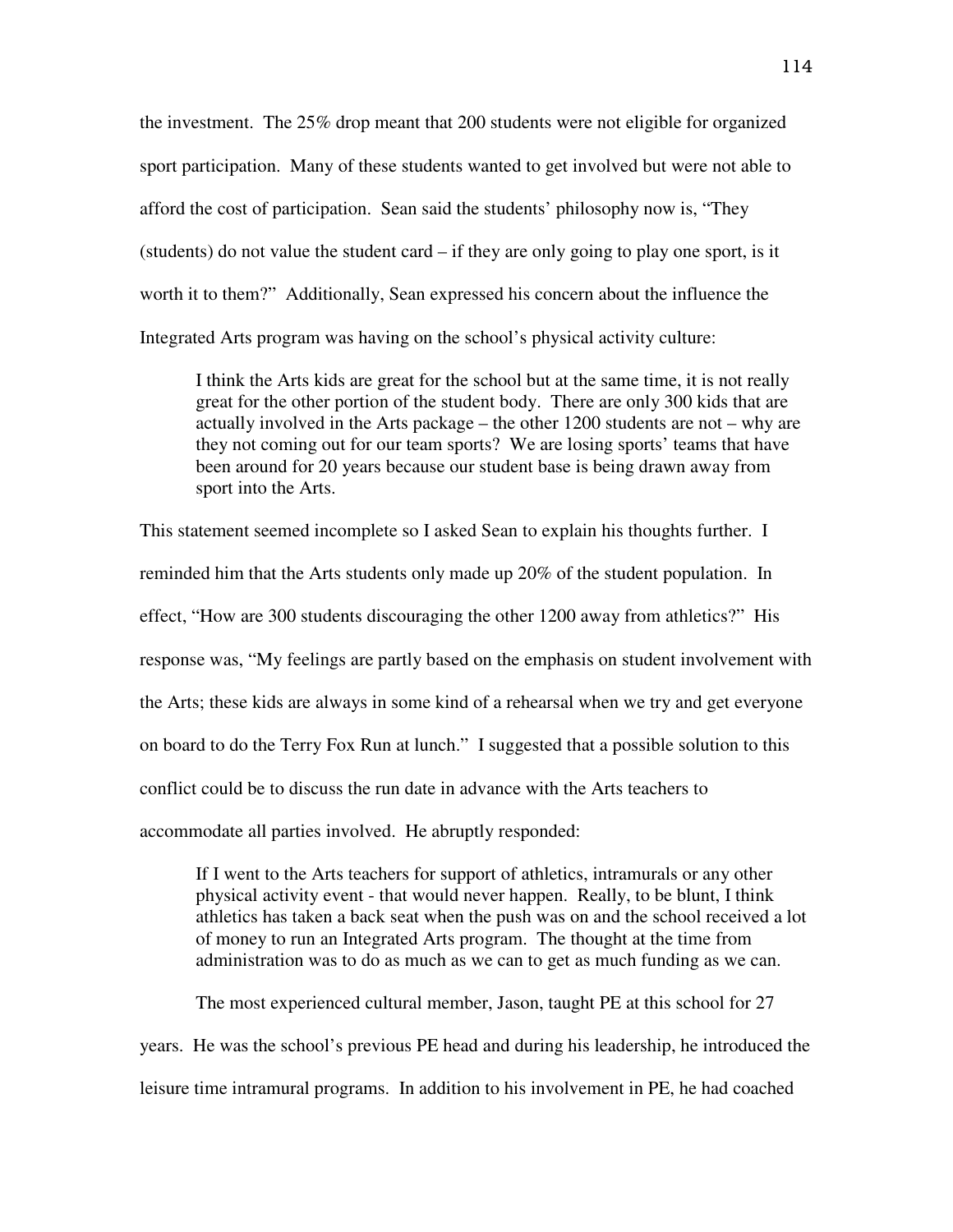the investment. The 25% drop meant that 200 students were not eligible for organized sport participation. Many of these students wanted to get involved but were not able to afford the cost of participation. Sean said the students' philosophy now is, "They (students) do not value the student card – if they are only going to play one sport, is it worth it to them?" Additionally, Sean expressed his concern about the influence the Integrated Arts program was having on the school's physical activity culture:

> I think the Arts kids are great for the school but at the same time, it is not really great for the other portion of the student body. There are only 300 kids that are actually involved in the Arts package – the other 1200 students are not – why are they not coming out for our team sports? We are losing sports' teams that have been around for 20 years because our student base is being drawn away from sport into the Arts.

This statement seemed incomplete so I asked Sean to explain his thoughts further. I reminded him that the Arts students only made up 20% of the student population. In effect, "How are 300 students discouraging the other 1200 away from athletics?" His response was, "My feelings are partly based on the emphasis on student involvement with the Arts; these kids are always in some kind of a rehearsal when we try and get everyone on board to do the Terry Fox Run at lunch." I suggested that a possible solution to this conflict could be to discuss the run date in advance with the Arts teachers to accommodate all parties involved. He abruptly responded:

> If I went to the Arts teachers for support of athletics, intramurals or any other physical activity event - that would never happen. Really, to be blunt, I think athletics has taken a back seat when the push was on and the school received a lot of money to run an Integrated Arts program. The thought at the time from administration was to do as much as we can to get as much funding as we can.

The most experienced cultural member, Jason, taught PE at this school for 27 years. He was the school's previous PE head and during his leadership, he introduced the leisure time intramural programs. In addition to his involvement in PE, he had coached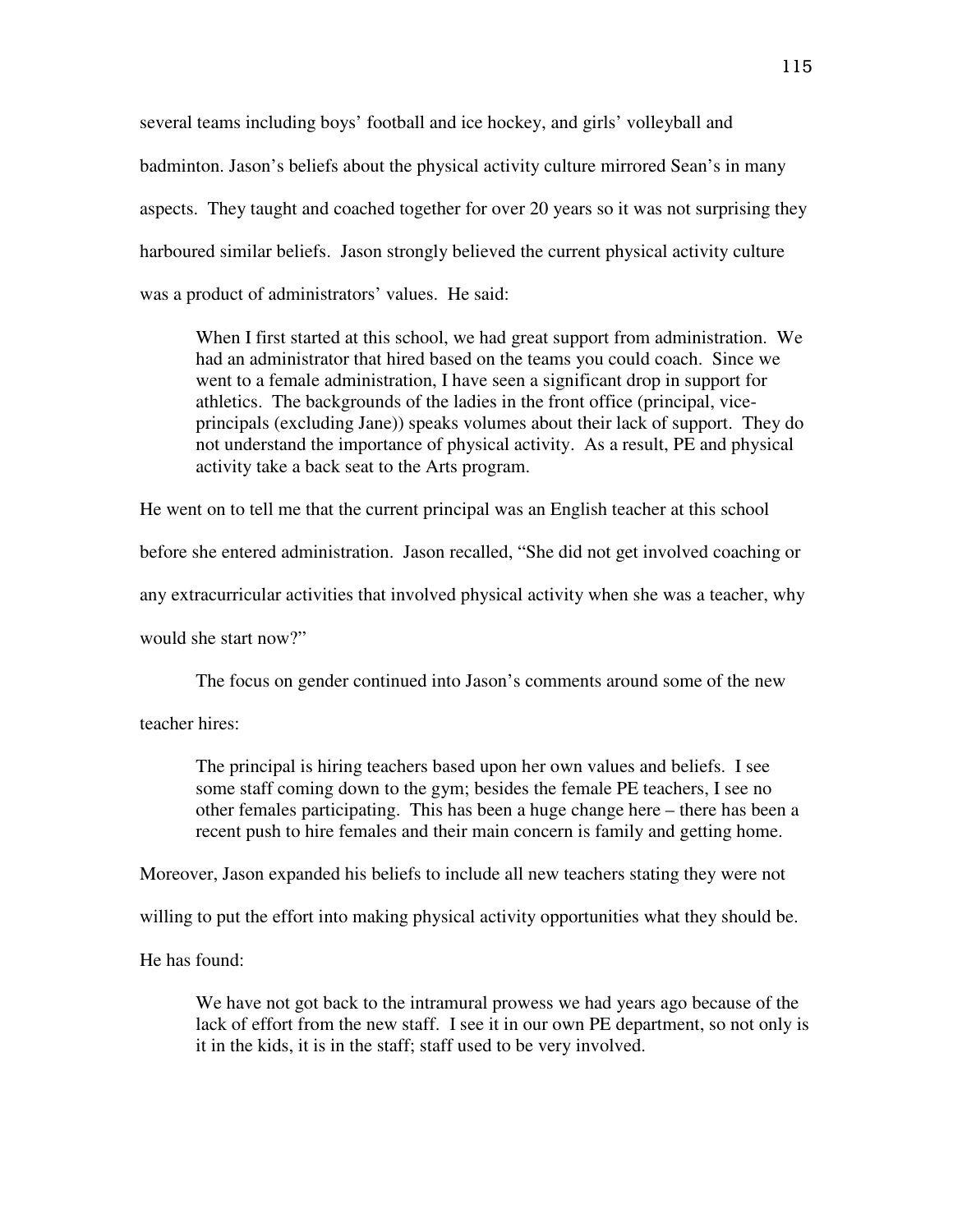several teams including boys' football and ice hockey, and girls' volleyball and badminton. Jason's beliefs about the physical activity culture mirrored Sean's in many aspects. They taught and coached together for over 20 years so it was not surprising they harboured similar beliefs. Jason strongly believed the current physical activity culture was a product of administrators' values. He said:

> When I first started at this school, we had great support from administration. We had an administrator that hired based on the teams you could coach. Since we went to a female administration, I have seen a significant drop in support for athletics. The backgrounds of the ladies in the front office (principal, vice-principals (excluding Jane)) speaks volumes about their lack of support. They do not understand the importance of physical activity. As a result, PE and physical activity take a back seat to the Arts program.

He went on to tell me that the current principal was an English teacher at this school before she entered administration. Jason recalled, "She did not get involved coaching or any extracurricular activities that involved physical activity when she was a teacher, why would she start now?"

The focus on gender continued into Jason's comments around some of the new teacher hires:

> The principal is hiring teachers based upon her own values and beliefs. I see some staff coming down to the gym; besides the female PE teachers, I see no other females participating. This has been a huge change here – there has been a recent push to hire females and their main concern is family and getting home.

Moreover, Jason expanded his beliefs to include all new teachers stating they were not willing to put the effort into making physical activity opportunities what they should be. He has found:

> We have not got back to the intramural prowess we had years ago because of the lack of effort from the new staff. I see it in our own PE department, so not only is it in the kids, it is in the staff; staff used to be very involved.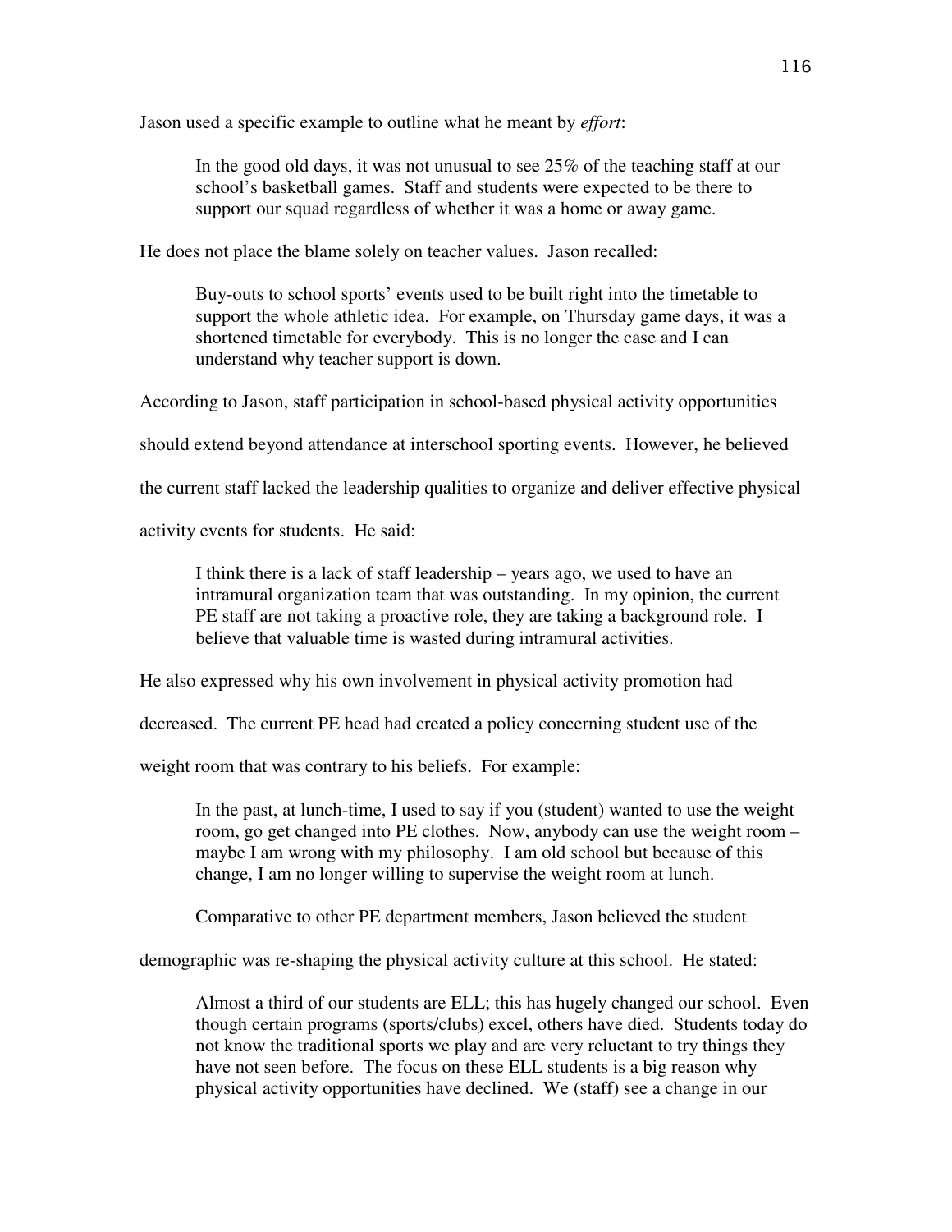Jason used a specific example to outline what he meant by *effort*:

> In the good old days, it was not unusual to see 25% of the teaching staff at our school's basketball games. Staff and students were expected to be there to support our squad regardless of whether it was a home or away game.

He does not place the blame solely on teacher values. Jason recalled:

> Buy-outs to school sports' events used to be built right into the timetable to support the whole athletic idea. For example, on Thursday game days, it was a shortened timetable for everybody. This is no longer the case and I can understand why teacher support is down.

According to Jason, staff participation in school-based physical activity opportunities should extend beyond attendance at interschool sporting events. However, he believed the current staff lacked the leadership qualities to organize and deliver effective physical activity events for students. He said:

> I think there is a lack of staff leadership – years ago, we used to have an intramural organization team that was outstanding. In my opinion, the current PE staff are not taking a proactive role, they are taking a background role. I believe that valuable time is wasted during intramural activities.

He also expressed why his own involvement in physical activity promotion had decreased. The current PE head had created a policy concerning student use of the weight room that was contrary to his beliefs. For example:

> In the past, at lunch-time, I used to say if you (student) wanted to use the weight room, go get changed into PE clothes. Now, anybody can use the weight room – maybe I am wrong with my philosophy. I am old school but because of this change, I am no longer willing to supervise the weight room at lunch.

Comparative to other PE department members, Jason believed the student demographic was re-shaping the physical activity culture at this school. He stated:

> Almost a third of our students are ELL; this has hugely changed our school. Even though certain programs (sports/clubs) excel, others have died. Students today do not know the traditional sports we play and are very reluctant to try things they have not seen before. The focus on these ELL students is a big reason why physical activity opportunities have declined. We (staff) see a change in our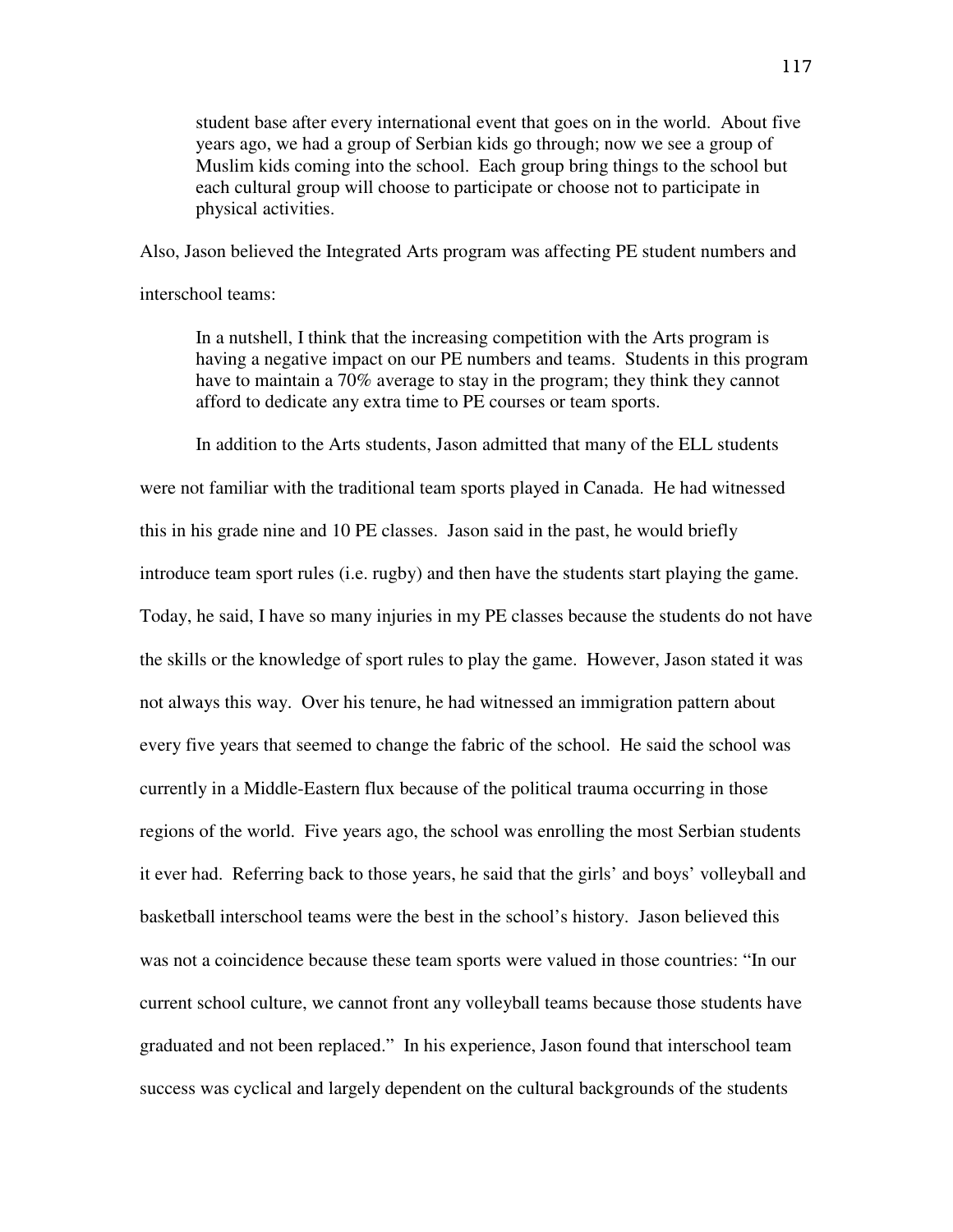> student base after every international event that goes on in the world. About five years ago, we had a group of Serbian kids go through; now we see a group of Muslim kids coming into the school. Each group bring things to the school but each cultural group will choose to participate or choose not to participate in physical activities.

Also, Jason believed the Integrated Arts program was affecting PE student numbers and interschool teams:

> In a nutshell, I think that the increasing competition with the Arts program is having a negative impact on our PE numbers and teams. Students in this program have to maintain a 70% average to stay in the program; they think they cannot afford to dedicate any extra time to PE courses or team sports.

In addition to the Arts students, Jason admitted that many of the ELL students were not familiar with the traditional team sports played in Canada. He had witnessed this in his grade nine and 10 PE classes. Jason said in the past, he would briefly introduce team sport rules (i.e. rugby) and then have the students start playing the game. Today, he said, I have so many injuries in my PE classes because the students do not have the skills or the knowledge of sport rules to play the game. However, Jason stated it was not always this way. Over his tenure, he had witnessed an immigration pattern about every five years that seemed to change the fabric of the school. He said the school was currently in a Middle-Eastern flux because of the political trauma occurring in those regions of the world. Five years ago, the school was enrolling the most Serbian students it ever had. Referring back to those years, he said that the girls' and boys' volleyball and basketball interschool teams were the best in the school's history. Jason believed this was not a coincidence because these team sports were valued in those countries: "In our current school culture, we cannot front any volleyball teams because those students have graduated and not been replaced." In his experience, Jason found that interschool team success was cyclical and largely dependent on the cultural backgrounds of the students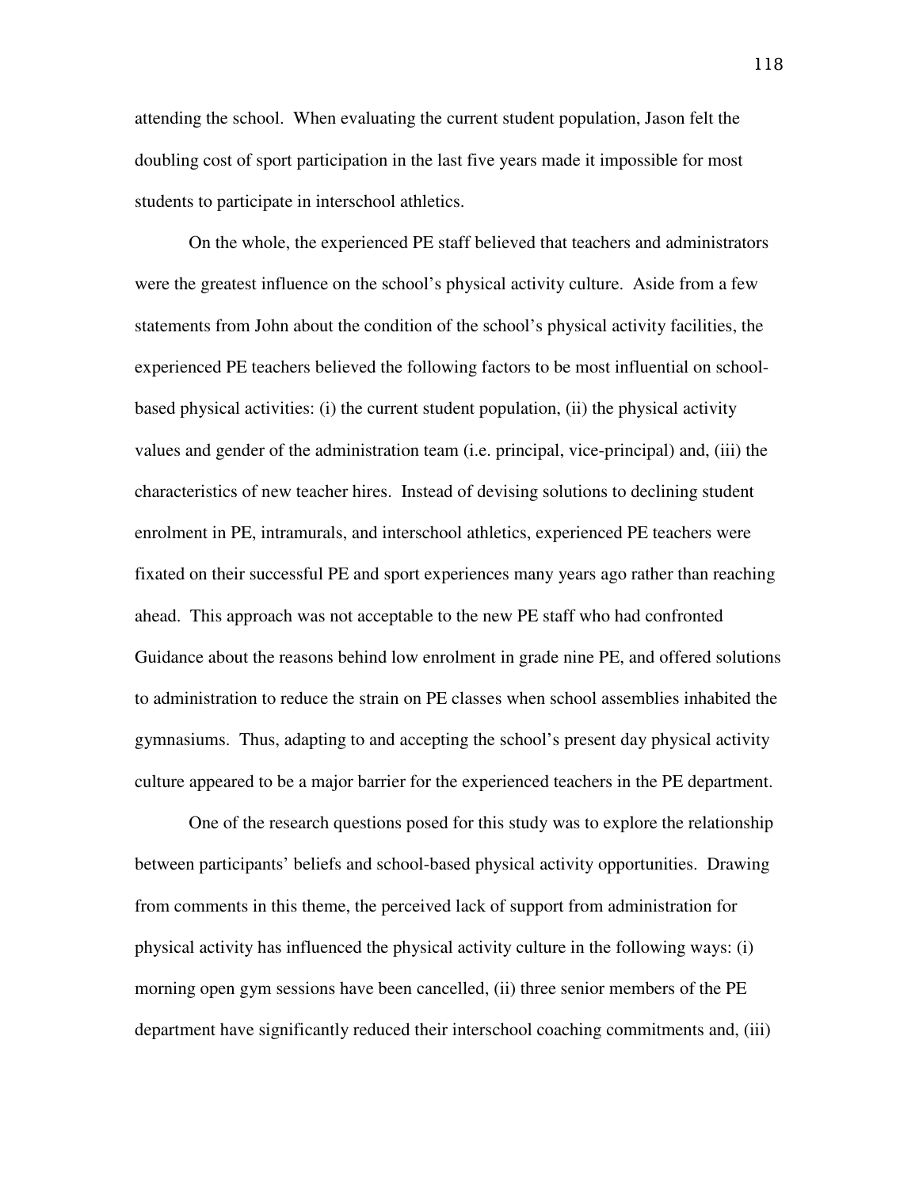attending the school. When evaluating the current student population, Jason felt the doubling cost of sport participation in the last five years made it impossible for most students to participate in interschool athletics.

On the whole, the experienced PE staff believed that teachers and administrators were the greatest influence on the school's physical activity culture. Aside from a few statements from John about the condition of the school's physical activity facilities, the experienced PE teachers believed the following factors to be most influential on school-based physical activities: (i) the current student population, (ii) the physical activity values and gender of the administration team (i.e. principal, vice-principal) and, (iii) the characteristics of new teacher hires. Instead of devising solutions to declining student enrolment in PE, intramurals, and interschool athletics, experienced PE teachers were fixated on their successful PE and sport experiences many years ago rather than reaching ahead. This approach was not acceptable to the new PE staff who had confronted Guidance about the reasons behind low enrolment in grade nine PE, and offered solutions to administration to reduce the strain on PE classes when school assemblies inhabited the gymnasiums. Thus, adapting to and accepting the school's present day physical activity culture appeared to be a major barrier for the experienced teachers in the PE department.

One of the research questions posed for this study was to explore the relationship between participants' beliefs and school-based physical activity opportunities. Drawing from comments in this theme, the perceived lack of support from administration for physical activity has influenced the physical activity culture in the following ways: (i) morning open gym sessions have been cancelled, (ii) three senior members of the PE department have significantly reduced their interschool coaching commitments and, (iii)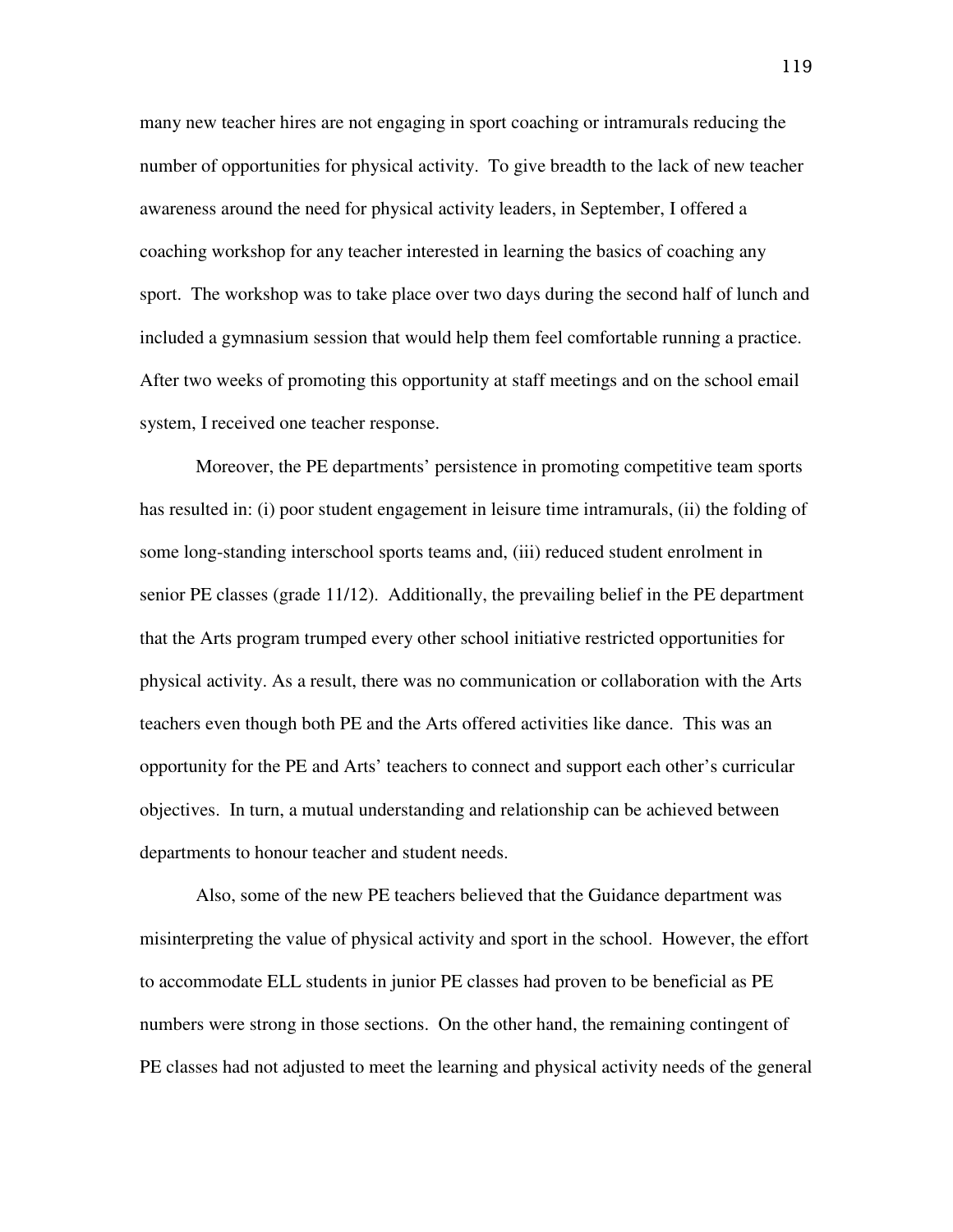many new teacher hires are not engaging in sport coaching or intramurals reducing the number of opportunities for physical activity. To give breadth to the lack of new teacher awareness around the need for physical activity leaders, in September, I offered a coaching workshop for any teacher interested in learning the basics of coaching any sport. The workshop was to take place over two days during the second half of lunch and included a gymnasium session that would help them feel comfortable running a practice. After two weeks of promoting this opportunity at staff meetings and on the school email system, I received one teacher response.

Moreover, the PE departments' persistence in promoting competitive team sports has resulted in: (i) poor student engagement in leisure time intramurals, (ii) the folding of some long-standing interschool sports teams and, (iii) reduced student enrolment in senior PE classes (grade 11/12). Additionally, the prevailing belief in the PE department that the Arts program trumped every other school initiative restricted opportunities for physical activity. As a result, there was no communication or collaboration with the Arts teachers even though both PE and the Arts offered activities like dance. This was an opportunity for the PE and Arts' teachers to connect and support each other's curricular objectives. In turn, a mutual understanding and relationship can be achieved between departments to honour teacher and student needs.

Also, some of the new PE teachers believed that the Guidance department was misinterpreting the value of physical activity and sport in the school. However, the effort to accommodate ELL students in junior PE classes had proven to be beneficial as PE numbers were strong in those sections. On the other hand, the remaining contingent of PE classes had not adjusted to meet the learning and physical activity needs of the general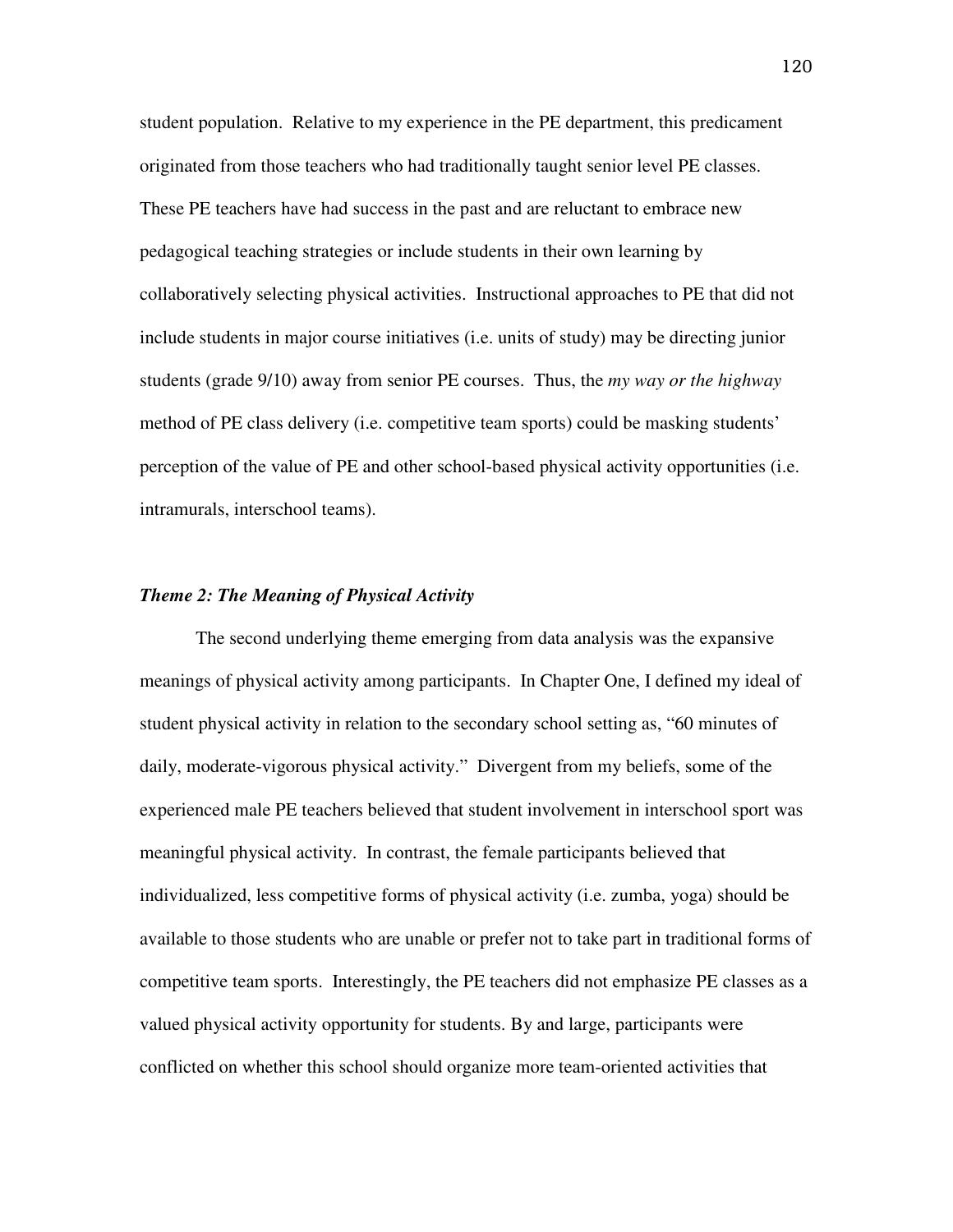student population. Relative to my experience in the PE department, this predicament originated from those teachers who had traditionally taught senior level PE classes. These PE teachers have had success in the past and are reluctant to embrace new pedagogical teaching strategies or include students in their own learning by collaboratively selecting physical activities. Instructional approaches to PE that did not include students in major course initiatives (i.e. units of study) may be directing junior students (grade 9/10) away from senior PE courses. Thus, the *my way or the highway* method of PE class delivery (i.e. competitive team sports) could be masking students' perception of the value of PE and other school-based physical activity opportunities (i.e. intramurals, interschool teams).

### *Theme 2: The Meaning of Physical Activity*

The second underlying theme emerging from data analysis was the expansive meanings of physical activity among participants. In Chapter One, I defined my ideal of student physical activity in relation to the secondary school setting as, "60 minutes of daily, moderate-vigorous physical activity." Divergent from my beliefs, some of the experienced male PE teachers believed that student involvement in interschool sport was meaningful physical activity. In contrast, the female participants believed that individualized, less competitive forms of physical activity (i.e. zumba, yoga) should be available to those students who are unable or prefer not to take part in traditional forms of competitive team sports. Interestingly, the PE teachers did not emphasize PE classes as a valued physical activity opportunity for students. By and large, participants were conflicted on whether this school should organize more team-oriented activities that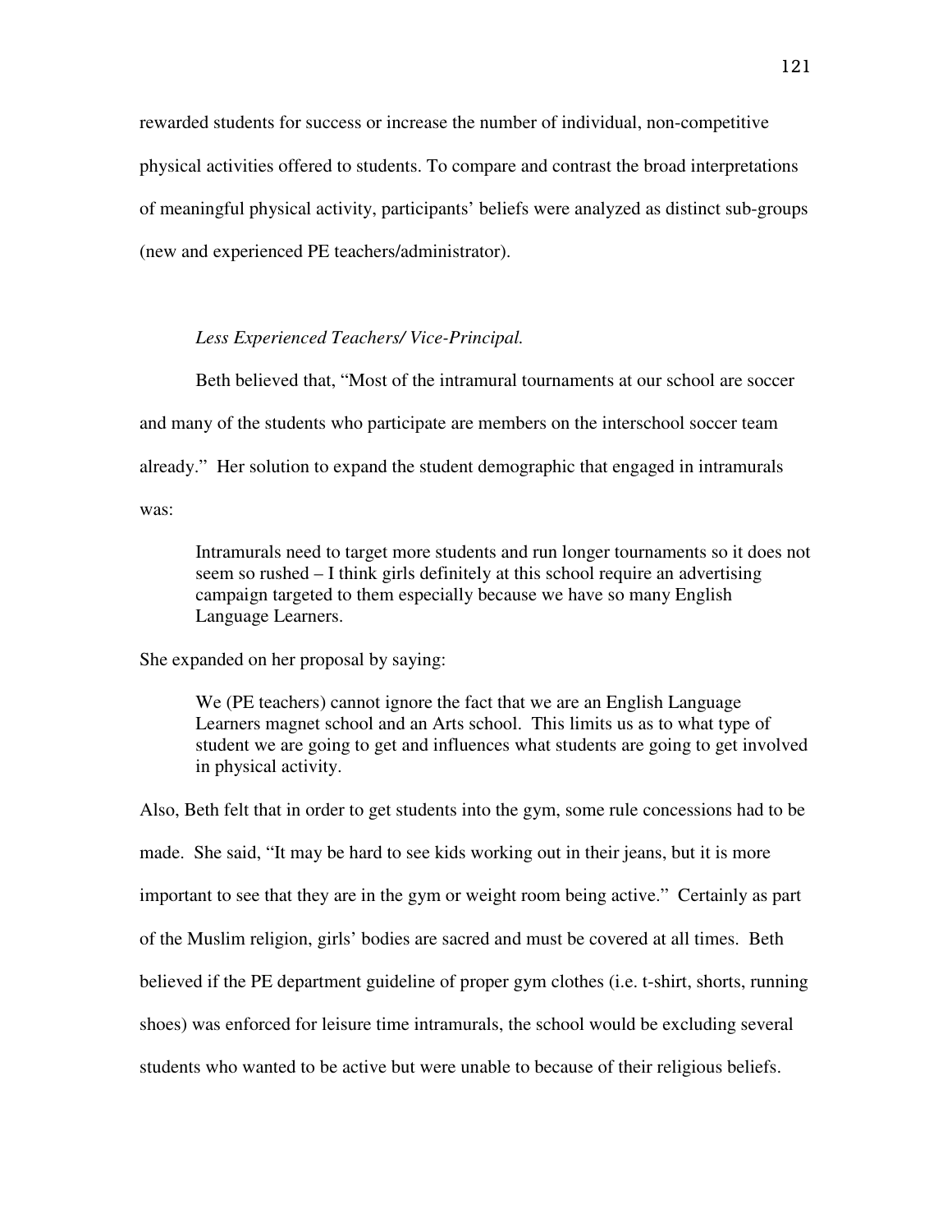rewarded students for success or increase the number of individual, non-competitive physical activities offered to students. To compare and contrast the broad interpretations of meaningful physical activity, participants' beliefs were analyzed as distinct sub-groups (new and experienced PE teachers/administrator).

*Less Experienced Teachers/ Vice-Principal.*

Beth believed that, "Most of the intramural tournaments at our school are soccer and many of the students who participate are members on the interschool soccer team already." Her solution to expand the student demographic that engaged in intramurals was:

> Intramurals need to target more students and run longer tournaments so it does not seem so rushed – I think girls definitely at this school require an advertising campaign targeted to them especially because we have so many English Language Learners.

She expanded on her proposal by saying:

> We (PE teachers) cannot ignore the fact that we are an English Language Learners magnet school and an Arts school. This limits us as to what type of student we are going to get and influences what students are going to get involved in physical activity.

Also, Beth felt that in order to get students into the gym, some rule concessions had to be made. She said, "It may be hard to see kids working out in their jeans, but it is more important to see that they are in the gym or weight room being active." Certainly as part of the Muslim religion, girls' bodies are sacred and must be covered at all times. Beth believed if the PE department guideline of proper gym clothes (i.e. t-shirt, shorts, running shoes) was enforced for leisure time intramurals, the school would be excluding several students who wanted to be active but were unable to because of their religious beliefs.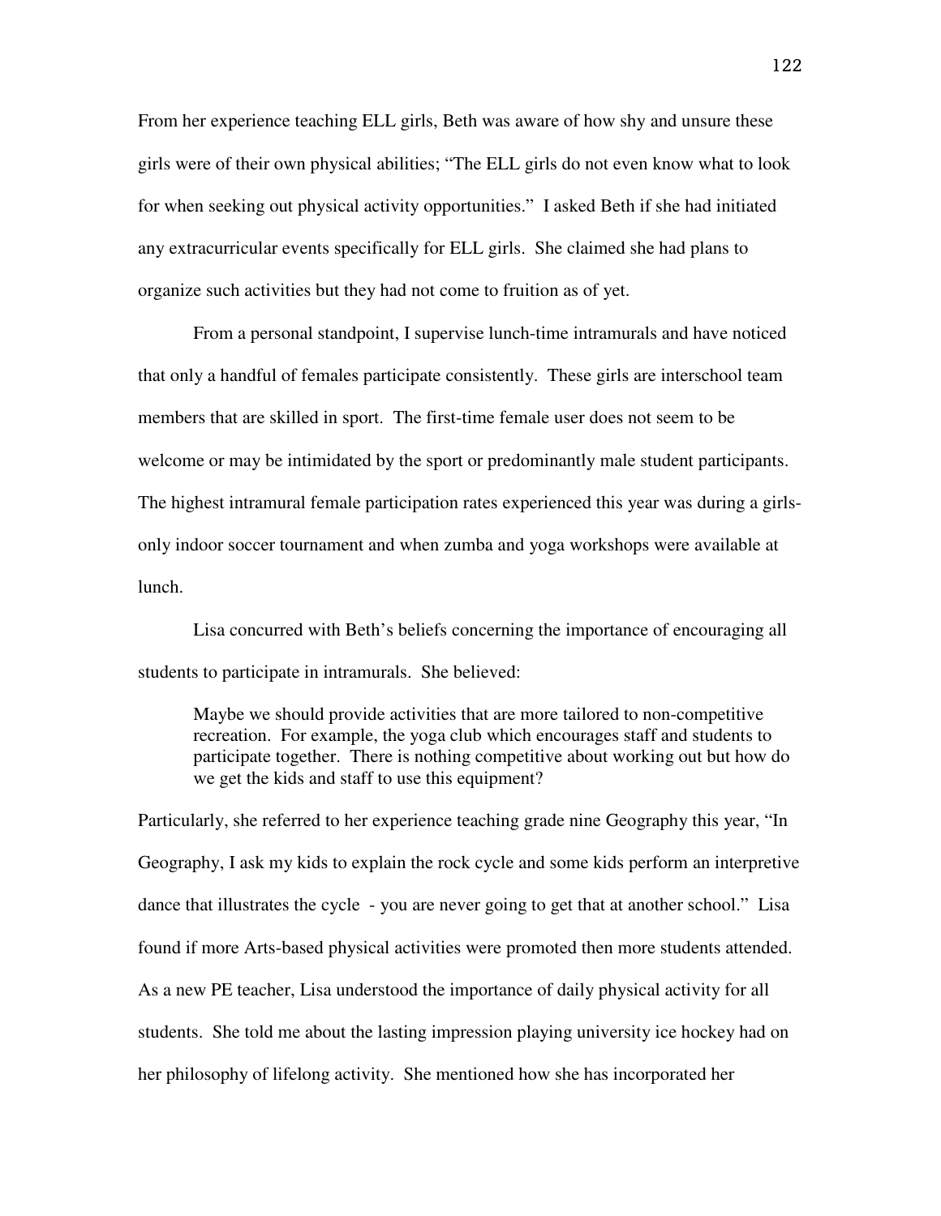From her experience teaching ELL girls, Beth was aware of how shy and unsure these girls were of their own physical abilities; "The ELL girls do not even know what to look for when seeking out physical activity opportunities." I asked Beth if she had initiated any extracurricular events specifically for ELL girls. She claimed she had plans to organize such activities but they had not come to fruition as of yet.

From a personal standpoint, I supervise lunch-time intramurals and have noticed that only a handful of females participate consistently. These girls are interschool team members that are skilled in sport. The first-time female user does not seem to be welcome or may be intimidated by the sport or predominantly male student participants. The highest intramural female participation rates experienced this year was during a girls-only indoor soccer tournament and when zumba and yoga workshops were available at lunch.

Lisa concurred with Beth's beliefs concerning the importance of encouraging all students to participate in intramurals. She believed:

> Maybe we should provide activities that are more tailored to non-competitive recreation. For example, the yoga club which encourages staff and students to participate together. There is nothing competitive about working out but how do we get the kids and staff to use this equipment?

Particularly, she referred to her experience teaching grade nine Geography this year, "In Geography, I ask my kids to explain the rock cycle and some kids perform an interpretive dance that illustrates the cycle - you are never going to get that at another school." Lisa found if more Arts-based physical activities were promoted then more students attended. As a new PE teacher, Lisa understood the importance of daily physical activity for all students. She told me about the lasting impression playing university ice hockey had on her philosophy of lifelong activity. She mentioned how she has incorporated her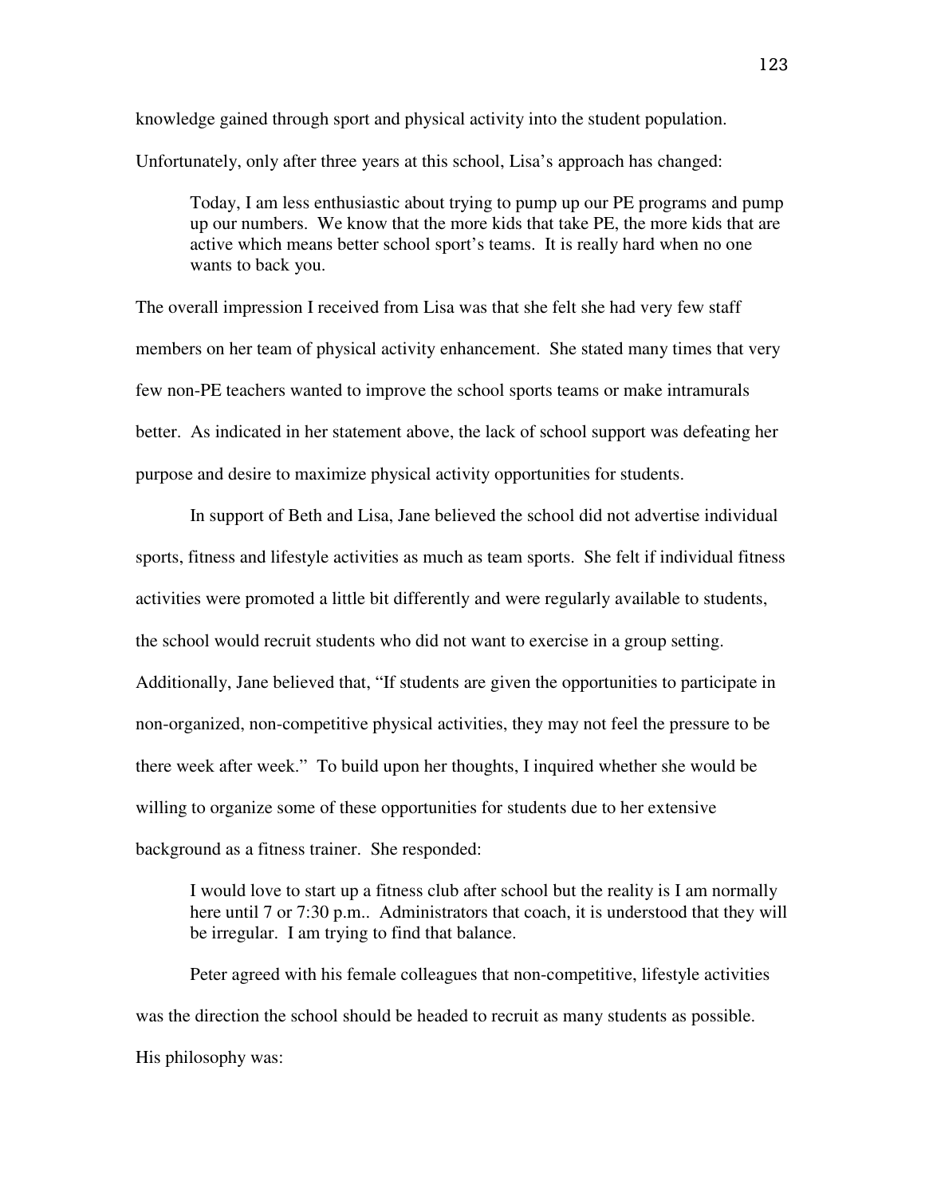knowledge gained through sport and physical activity into the student population. Unfortunately, only after three years at this school, Lisa's approach has changed:

> Today, I am less enthusiastic about trying to pump up our PE programs and pump up our numbers. We know that the more kids that take PE, the more kids that are active which means better school sport's teams. It is really hard when no one wants to back you.

The overall impression I received from Lisa was that she felt she had very few staff members on her team of physical activity enhancement. She stated many times that very few non-PE teachers wanted to improve the school sports teams or make intramurals better. As indicated in her statement above, the lack of school support was defeating her purpose and desire to maximize physical activity opportunities for students.

In support of Beth and Lisa, Jane believed the school did not advertise individual sports, fitness and lifestyle activities as much as team sports. She felt if individual fitness activities were promoted a little bit differently and were regularly available to students, the school would recruit students who did not want to exercise in a group setting. Additionally, Jane believed that, "If students are given the opportunities to participate in non-organized, non-competitive physical activities, they may not feel the pressure to be there week after week." To build upon her thoughts, I inquired whether she would be willing to organize some of these opportunities for students due to her extensive background as a fitness trainer. She responded:

> I would love to start up a fitness club after school but the reality is I am normally here until 7 or 7:30 p.m.. Administrators that coach, it is understood that they will be irregular. I am trying to find that balance.

Peter agreed with his female colleagues that non-competitive, lifestyle activities was the direction the school should be headed to recruit as many students as possible. His philosophy was: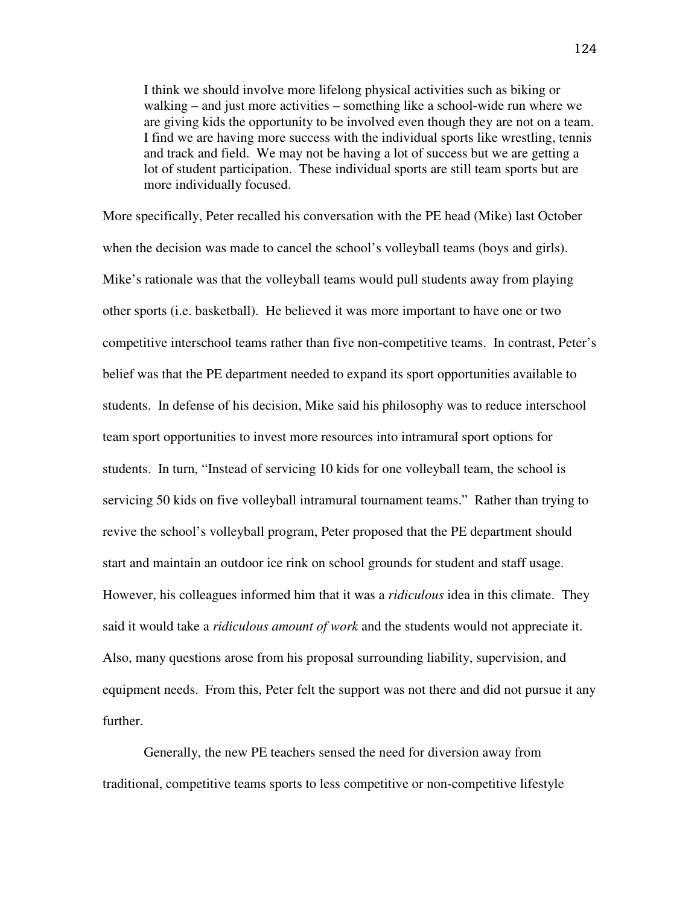> I think we should involve more lifelong physical activities such as biking or walking – and just more activities – something like a school-wide run where we are giving kids the opportunity to be involved even though they are not on a team. I find we are having more success with the individual sports like wrestling, tennis and track and field. We may not be having a lot of success but we are getting a lot of student participation. These individual sports are still team sports but are more individually focused.

More specifically, Peter recalled his conversation with the PE head (Mike) last October when the decision was made to cancel the school's volleyball teams (boys and girls). Mike's rationale was that the volleyball teams would pull students away from playing other sports (i.e. basketball). He believed it was more important to have one or two competitive interschool teams rather than five non-competitive teams. In contrast, Peter's belief was that the PE department needed to expand its sport opportunities available to students. In defense of his decision, Mike said his philosophy was to reduce interschool team sport opportunities to invest more resources into intramural sport options for students. In turn, "Instead of servicing 10 kids for one volleyball team, the school is servicing 50 kids on five volleyball intramural tournament teams." Rather than trying to revive the school's volleyball program, Peter proposed that the PE department should start and maintain an outdoor ice rink on school grounds for student and staff usage. However, his colleagues informed him that it was a *ridiculous* idea in this climate. They said it would take a *ridiculous amount of work* and the students would not appreciate it. Also, many questions arose from his proposal surrounding liability, supervision, and equipment needs. From this, Peter felt the support was not there and did not pursue it any further.

Generally, the new PE teachers sensed the need for diversion away from traditional, competitive teams sports to less competitive or non-competitive lifestyle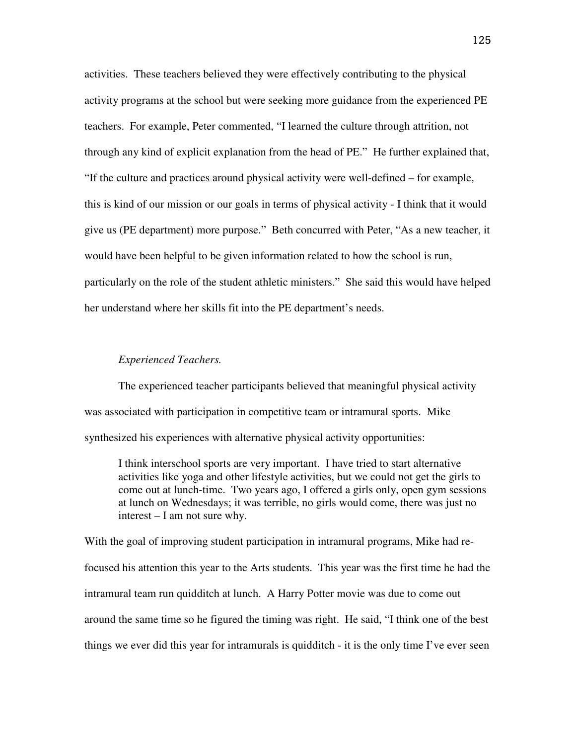activities. These teachers believed they were effectively contributing to the physical activity programs at the school but were seeking more guidance from the experienced PE teachers. For example, Peter commented, "I learned the culture through attrition, not through any kind of explicit explanation from the head of PE." He further explained that, "If the culture and practices around physical activity were well-defined – for example, this is kind of our mission or our goals in terms of physical activity - I think that it would give us (PE department) more purpose." Beth concurred with Peter, "As a new teacher, it would have been helpful to be given information related to how the school is run, particularly on the role of the student athletic ministers." She said this would have helped her understand where her skills fit into the PE department's needs.

*Experienced Teachers.*

The experienced teacher participants believed that meaningful physical activity was associated with participation in competitive team or intramural sports. Mike synthesized his experiences with alternative physical activity opportunities:

> I think interschool sports are very important. I have tried to start alternative activities like yoga and other lifestyle activities, but we could not get the girls to come out at lunch-time. Two years ago, I offered a girls only, open gym sessions at lunch on Wednesdays; it was terrible, no girls would come, there was just no interest – I am not sure why.

With the goal of improving student participation in intramural programs, Mike had re-focused his attention this year to the Arts students. This year was the first time he had the intramural team run quidditch at lunch. A Harry Potter movie was due to come out around the same time so he figured the timing was right. He said, "I think one of the best things we ever did this year for intramurals is quidditch - it is the only time I've ever seen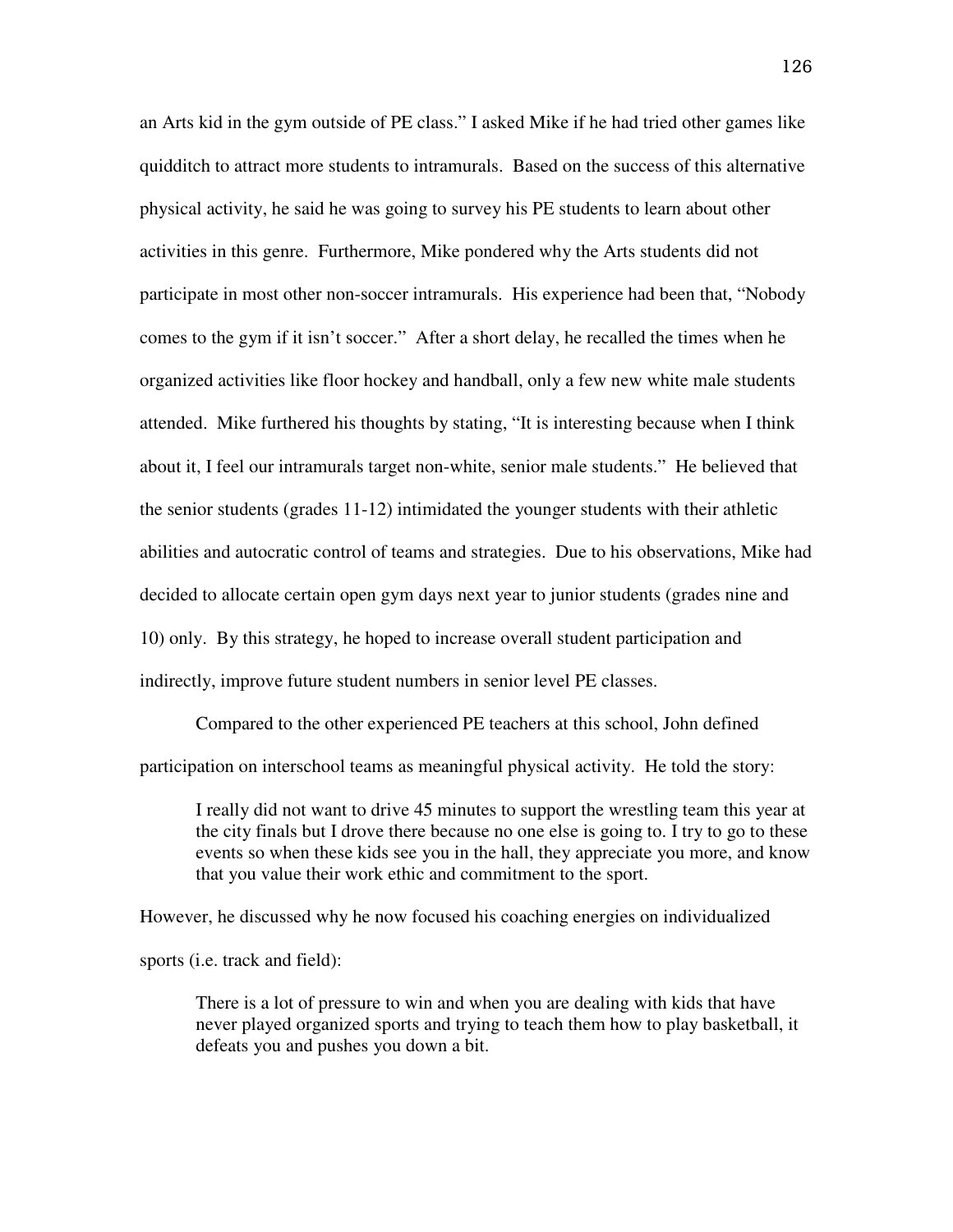an Arts kid in the gym outside of PE class." I asked Mike if he had tried other games like quidditch to attract more students to intramurals. Based on the success of this alternative physical activity, he said he was going to survey his PE students to learn about other activities in this genre. Furthermore, Mike pondered why the Arts students did not participate in most other non-soccer intramurals. His experience had been that, "Nobody comes to the gym if it isn't soccer." After a short delay, he recalled the times when he organized activities like floor hockey and handball, only a few new white male students attended. Mike furthered his thoughts by stating, "It is interesting because when I think about it, I feel our intramurals target non-white, senior male students." He believed that the senior students (grades 11-12) intimidated the younger students with their athletic abilities and autocratic control of teams and strategies. Due to his observations, Mike had decided to allocate certain open gym days next year to junior students (grades nine and 10) only. By this strategy, he hoped to increase overall student participation and indirectly, improve future student numbers in senior level PE classes.

Compared to the other experienced PE teachers at this school, John defined participation on interschool teams as meaningful physical activity. He told the story:

> I really did not want to drive 45 minutes to support the wrestling team this year at the city finals but I drove there because no one else is going to. I try to go to these events so when these kids see you in the hall, they appreciate you more, and know that you value their work ethic and commitment to the sport.

However, he discussed why he now focused his coaching energies on individualized sports (i.e. track and field):

> There is a lot of pressure to win and when you are dealing with kids that have never played organized sports and trying to teach them how to play basketball, it defeats you and pushes you down a bit.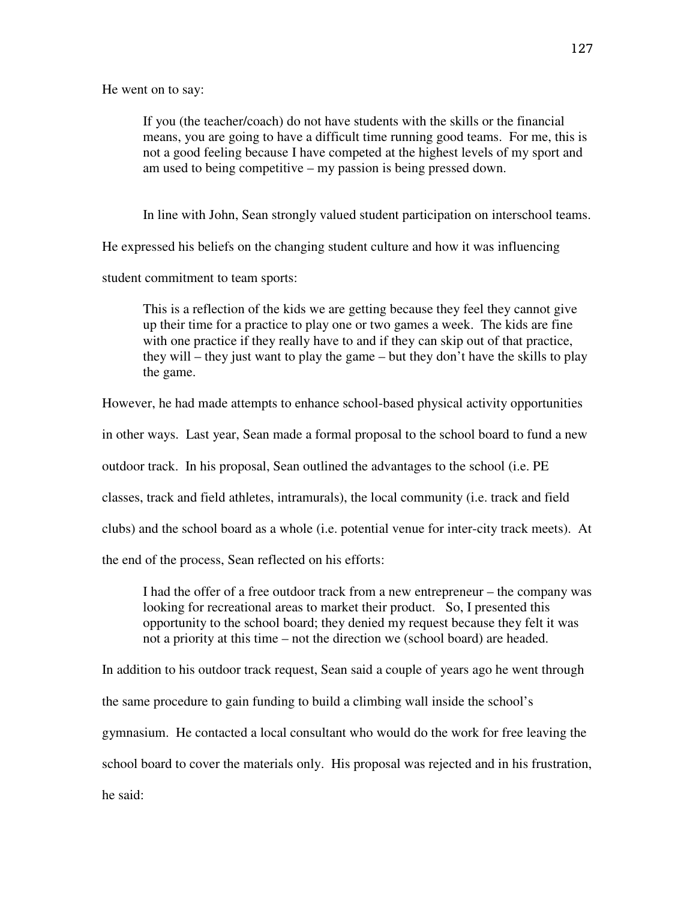He went on to say:

> If you (the teacher/coach) do not have students with the skills or the financial means, you are going to have a difficult time running good teams. For me, this is not a good feeling because I have competed at the highest levels of my sport and am used to being competitive – my passion is being pressed down.

In line with John, Sean strongly valued student participation on interschool teams. He expressed his beliefs on the changing student culture and how it was influencing student commitment to team sports:

> This is a reflection of the kids we are getting because they feel they cannot give up their time for a practice to play one or two games a week. The kids are fine with one practice if they really have to and if they can skip out of that practice, they will – they just want to play the game – but they don't have the skills to play the game.

However, he had made attempts to enhance school-based physical activity opportunities in other ways. Last year, Sean made a formal proposal to the school board to fund a new outdoor track. In his proposal, Sean outlined the advantages to the school (i.e. PE classes, track and field athletes, intramurals), the local community (i.e. track and field clubs) and the school board as a whole (i.e. potential venue for inter-city track meets). At the end of the process, Sean reflected on his efforts:

> I had the offer of a free outdoor track from a new entrepreneur – the company was looking for recreational areas to market their product. So, I presented this opportunity to the school board; they denied my request because they felt it was not a priority at this time – not the direction we (school board) are headed.

In addition to his outdoor track request, Sean said a couple of years ago he went through the same procedure to gain funding to build a climbing wall inside the school's gymnasium. He contacted a local consultant who would do the work for free leaving the school board to cover the materials only. His proposal was rejected and in his frustration, he said: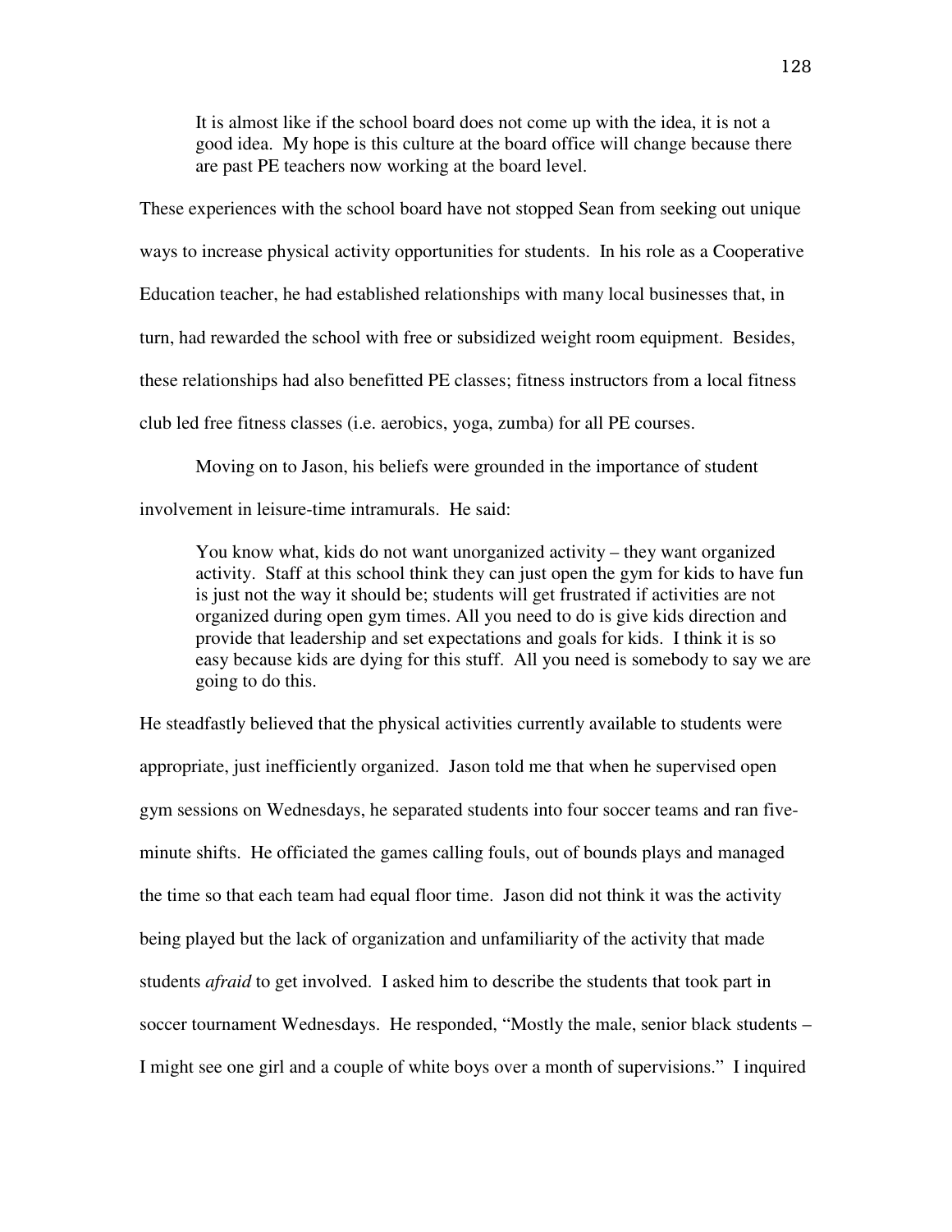> It is almost like if the school board does not come up with the idea, it is not a good idea. My hope is this culture at the board office will change because there are past PE teachers now working at the board level.

These experiences with the school board have not stopped Sean from seeking out unique ways to increase physical activity opportunities for students. In his role as a Cooperative Education teacher, he had established relationships with many local businesses that, in turn, had rewarded the school with free or subsidized weight room equipment. Besides, these relationships had also benefitted PE classes; fitness instructors from a local fitness club led free fitness classes (i.e. aerobics, yoga, zumba) for all PE courses.

Moving on to Jason, his beliefs were grounded in the importance of student involvement in leisure-time intramurals. He said:

> You know what, kids do not want unorganized activity – they want organized activity. Staff at this school think they can just open the gym for kids to have fun is just not the way it should be; students will get frustrated if activities are not organized during open gym times. All you need to do is give kids direction and provide that leadership and set expectations and goals for kids. I think it is so easy because kids are dying for this stuff. All you need is somebody to say we are going to do this.

He steadfastly believed that the physical activities currently available to students were appropriate, just inefficiently organized. Jason told me that when he supervised open gym sessions on Wednesdays, he separated students into four soccer teams and ran five-minute shifts. He officiated the games calling fouls, out of bounds plays and managed the time so that each team had equal floor time. Jason did not think it was the activity being played but the lack of organization and unfamiliarity of the activity that made students *afraid* to get involved. I asked him to describe the students that took part in soccer tournament Wednesdays. He responded, "Mostly the male, senior black students – I might see one girl and a couple of white boys over a month of supervisions." I inquired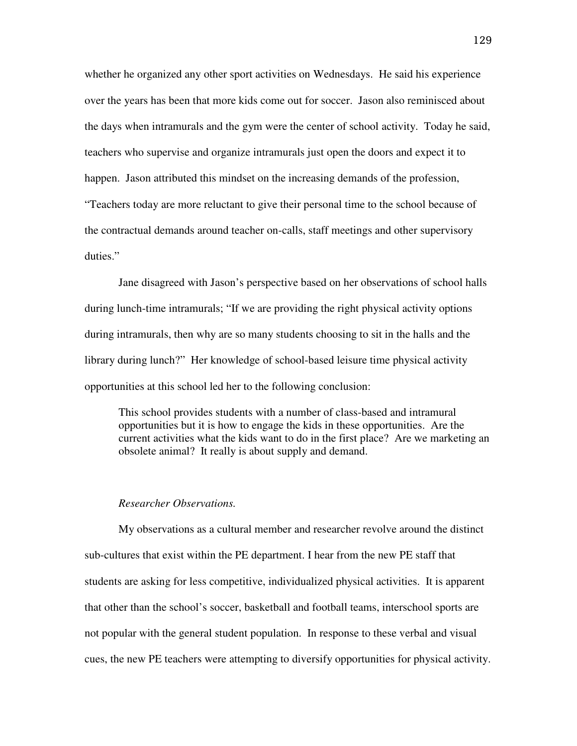whether he organized any other sport activities on Wednesdays. He said his experience over the years has been that more kids come out for soccer. Jason also reminisced about the days when intramurals and the gym were the center of school activity. Today he said, teachers who supervise and organize intramurals just open the doors and expect it to happen. Jason attributed this mindset on the increasing demands of the profession, "Teachers today are more reluctant to give their personal time to the school because of the contractual demands around teacher on-calls, staff meetings and other supervisory duties."

Jane disagreed with Jason's perspective based on her observations of school halls during lunch-time intramurals; "If we are providing the right physical activity options during intramurals, then why are so many students choosing to sit in the halls and the library during lunch?" Her knowledge of school-based leisure time physical activity opportunities at this school led her to the following conclusion:

> This school provides students with a number of class-based and intramural opportunities but it is how to engage the kids in these opportunities. Are the current activities what the kids want to do in the first place? Are we marketing an obsolete animal? It really is about supply and demand.

*Researcher Observations.*

My observations as a cultural member and researcher revolve around the distinct sub-cultures that exist within the PE department. I hear from the new PE staff that students are asking for less competitive, individualized physical activities. It is apparent that other than the school's soccer, basketball and football teams, interschool sports are not popular with the general student population. In response to these verbal and visual cues, the new PE teachers were attempting to diversify opportunities for physical activity.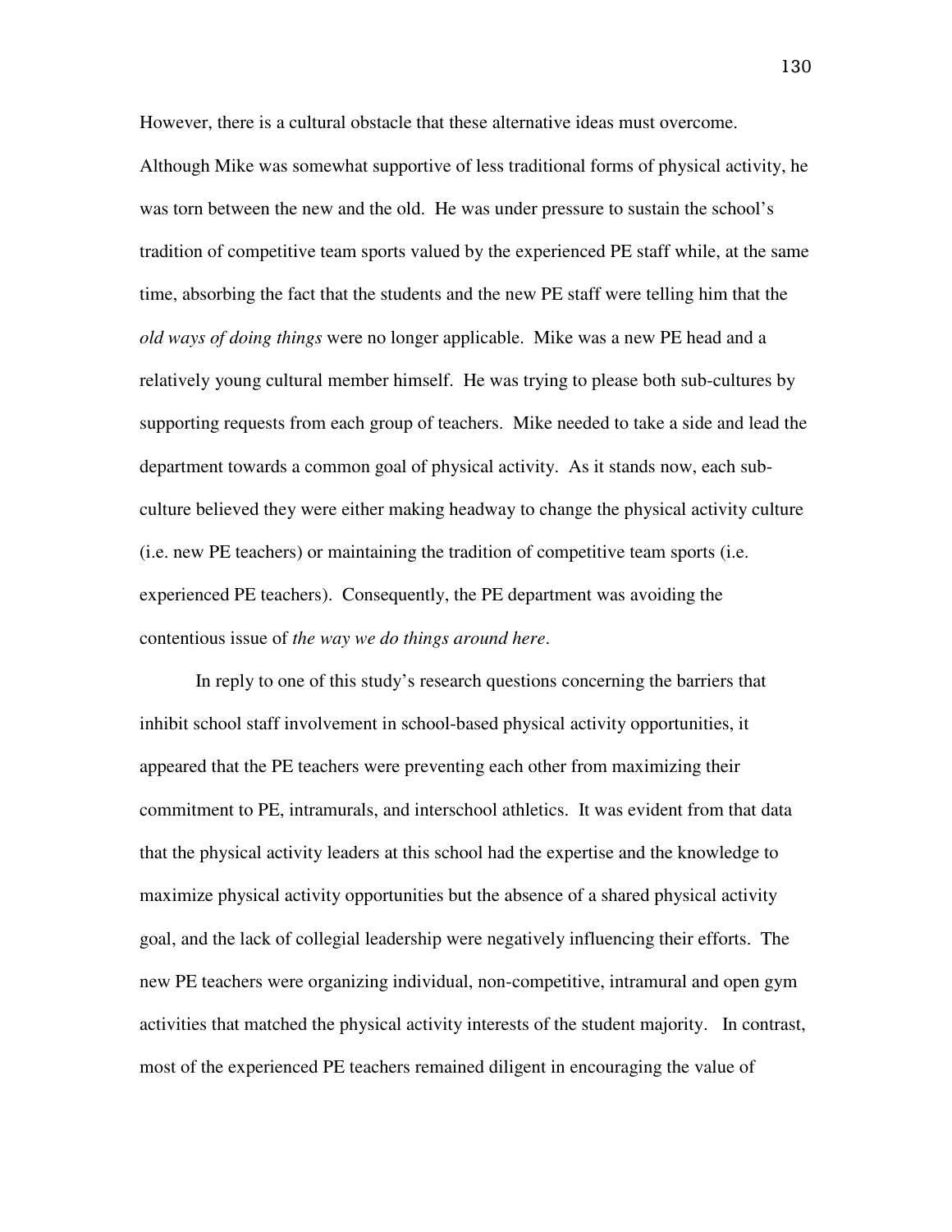However, there is a cultural obstacle that these alternative ideas must overcome. Although Mike was somewhat supportive of less traditional forms of physical activity, he was torn between the new and the old. He was under pressure to sustain the school's tradition of competitive team sports valued by the experienced PE staff while, at the same time, absorbing the fact that the students and the new PE staff were telling him that the *old ways of doing things* were no longer applicable. Mike was a new PE head and a relatively young cultural member himself. He was trying to please both sub-cultures by supporting requests from each group of teachers. Mike needed to take a side and lead the department towards a common goal of physical activity. As it stands now, each sub-culture believed they were either making headway to change the physical activity culture (i.e. new PE teachers) or maintaining the tradition of competitive team sports (i.e. experienced PE teachers). Consequently, the PE department was avoiding the contentious issue of *the way we do things around here*.

In reply to one of this study's research questions concerning the barriers that inhibit school staff involvement in school-based physical activity opportunities, it appeared that the PE teachers were preventing each other from maximizing their commitment to PE, intramurals, and interschool athletics. It was evident from that data that the physical activity leaders at this school had the expertise and the knowledge to maximize physical activity opportunities but the absence of a shared physical activity goal, and the lack of collegial leadership were negatively influencing their efforts. The new PE teachers were organizing individual, non-competitive, intramural and open gym activities that matched the physical activity interests of the student majority. In contrast, most of the experienced PE teachers remained diligent in encouraging the value of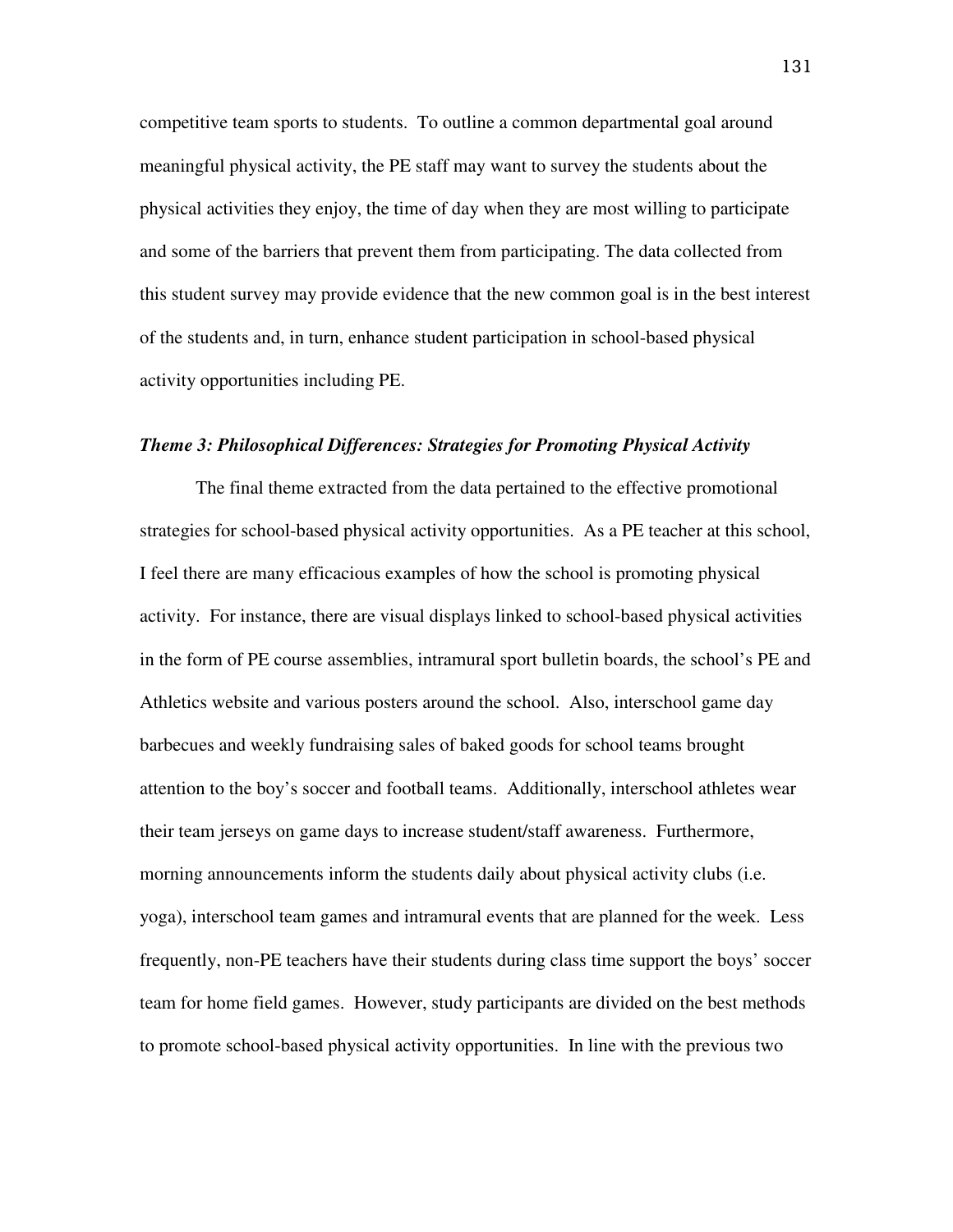competitive team sports to students. To outline a common departmental goal around meaningful physical activity, the PE staff may want to survey the students about the physical activities they enjoy, the time of day when they are most willing to participate and some of the barriers that prevent them from participating. The data collected from this student survey may provide evidence that the new common goal is in the best interest of the students and, in turn, enhance student participation in school-based physical activity opportunities including PE.

***Theme 3: Philosophical Differences: Strategies for Promoting Physical Activity***

The final theme extracted from the data pertained to the effective promotional strategies for school-based physical activity opportunities. As a PE teacher at this school, I feel there are many efficacious examples of how the school is promoting physical activity. For instance, there are visual displays linked to school-based physical activities in the form of PE course assemblies, intramural sport bulletin boards, the school's PE and Athletics website and various posters around the school. Also, interschool game day barbecues and weekly fundraising sales of baked goods for school teams brought attention to the boy's soccer and football teams. Additionally, interschool athletes wear their team jerseys on game days to increase student/staff awareness. Furthermore, morning announcements inform the students daily about physical activity clubs (i.e. yoga), interschool team games and intramural events that are planned for the week. Less frequently, non-PE teachers have their students during class time support the boys' soccer team for home field games. However, study participants are divided on the best methods to promote school-based physical activity opportunities. In line with the previous two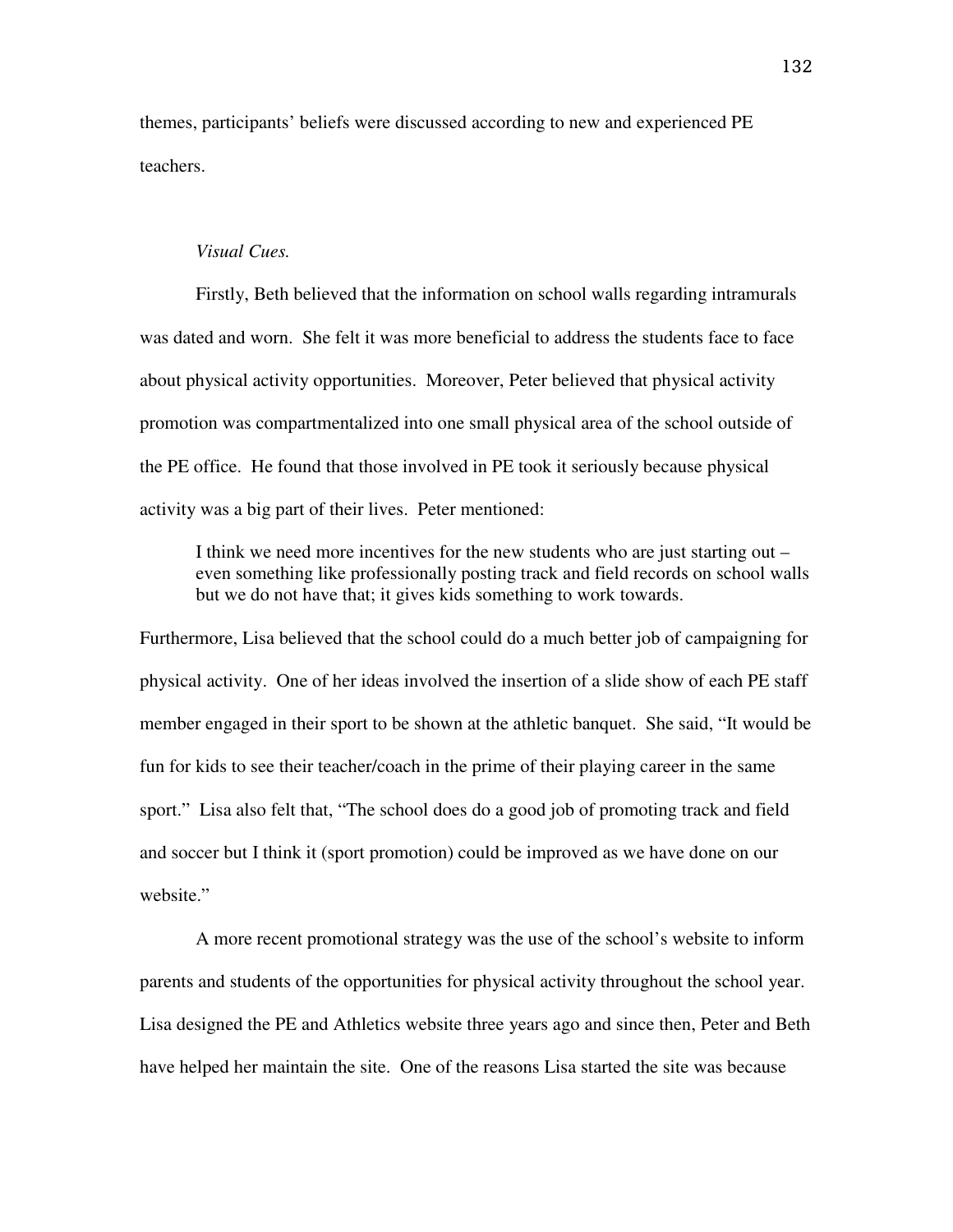themes, participants' beliefs were discussed according to new and experienced PE teachers.

*Visual Cues.*

Firstly, Beth believed that the information on school walls regarding intramurals was dated and worn. She felt it was more beneficial to address the students face to face about physical activity opportunities. Moreover, Peter believed that physical activity promotion was compartmentalized into one small physical area of the school outside of the PE office. He found that those involved in PE took it seriously because physical activity was a big part of their lives. Peter mentioned:

> I think we need more incentives for the new students who are just starting out – even something like professionally posting track and field records on school walls but we do not have that; it gives kids something to work towards.

Furthermore, Lisa believed that the school could do a much better job of campaigning for physical activity. One of her ideas involved the insertion of a slide show of each PE staff member engaged in their sport to be shown at the athletic banquet. She said, "It would be fun for kids to see their teacher/coach in the prime of their playing career in the same sport." Lisa also felt that, "The school does do a good job of promoting track and field and soccer but I think it (sport promotion) could be improved as we have done on our website."

A more recent promotional strategy was the use of the school's website to inform parents and students of the opportunities for physical activity throughout the school year. Lisa designed the PE and Athletics website three years ago and since then, Peter and Beth have helped her maintain the site. One of the reasons Lisa started the site was because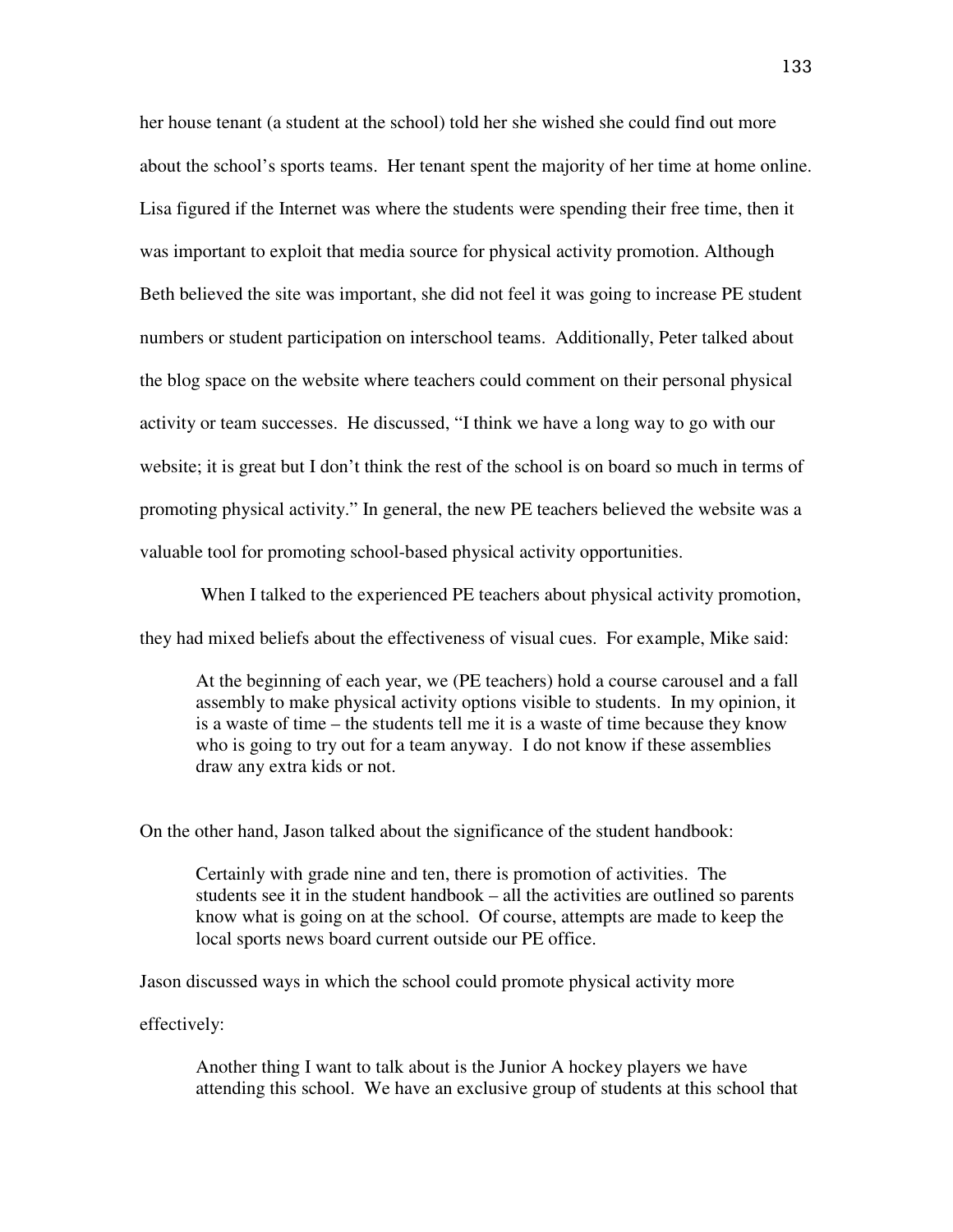her house tenant (a student at the school) told her she wished she could find out more about the school's sports teams. Her tenant spent the majority of her time at home online. Lisa figured if the Internet was where the students were spending their free time, then it was important to exploit that media source for physical activity promotion. Although Beth believed the site was important, she did not feel it was going to increase PE student numbers or student participation on interschool teams. Additionally, Peter talked about the blog space on the website where teachers could comment on their personal physical activity or team successes. He discussed, "I think we have a long way to go with our website; it is great but I don't think the rest of the school is on board so much in terms of promoting physical activity." In general, the new PE teachers believed the website was a valuable tool for promoting school-based physical activity opportunities.

When I talked to the experienced PE teachers about physical activity promotion, they had mixed beliefs about the effectiveness of visual cues. For example, Mike said:

> At the beginning of each year, we (PE teachers) hold a course carousel and a fall assembly to make physical activity options visible to students. In my opinion, it is a waste of time – the students tell me it is a waste of time because they know who is going to try out for a team anyway. I do not know if these assemblies draw any extra kids or not.

On the other hand, Jason talked about the significance of the student handbook:

> Certainly with grade nine and ten, there is promotion of activities. The students see it in the student handbook – all the activities are outlined so parents know what is going on at the school. Of course, attempts are made to keep the local sports news board current outside our PE office.

Jason discussed ways in which the school could promote physical activity more effectively:

> Another thing I want to talk about is the Junior A hockey players we have attending this school. We have an exclusive group of students at this school that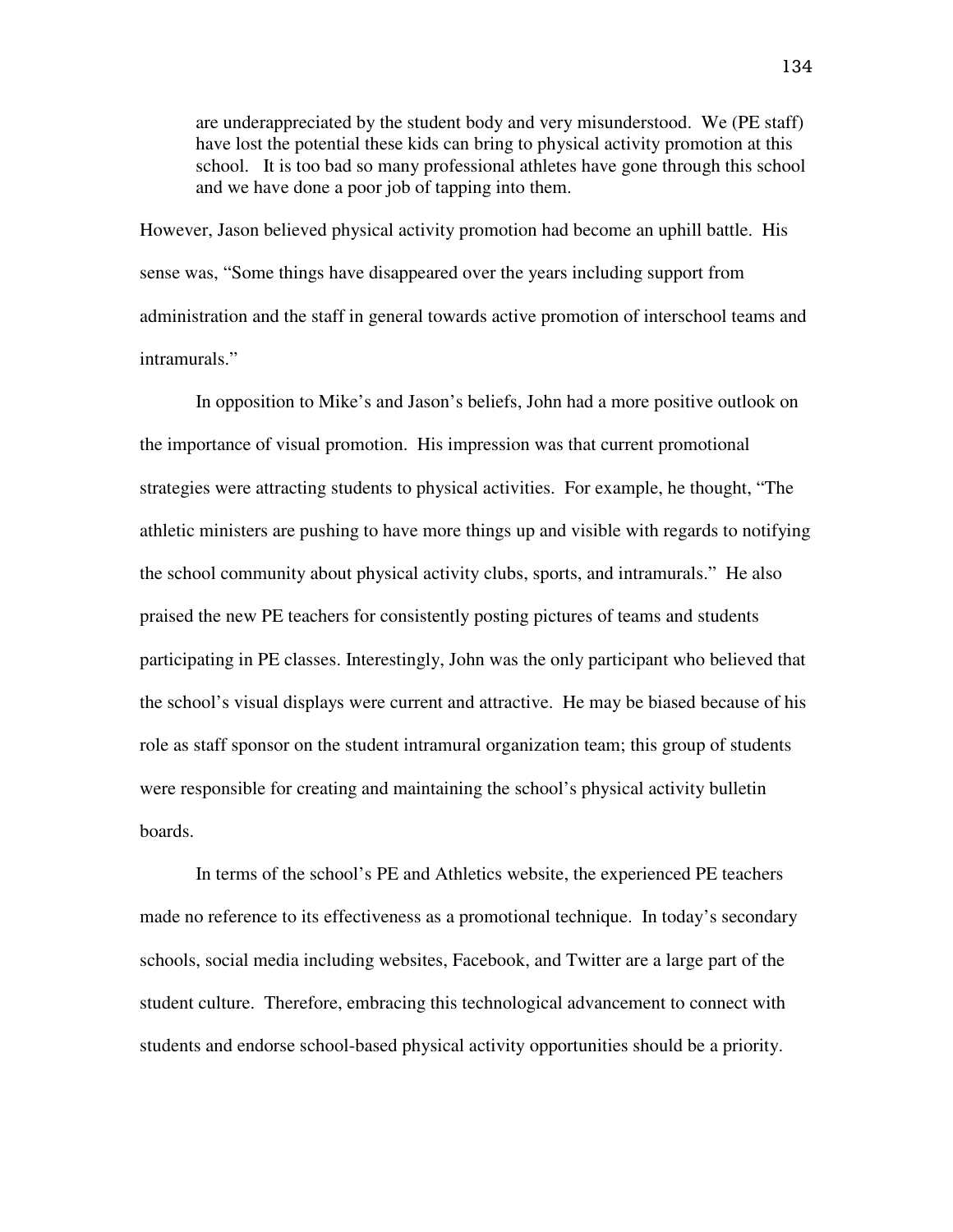> are underappreciated by the student body and very misunderstood. We (PE staff) have lost the potential these kids can bring to physical activity promotion at this school. It is too bad so many professional athletes have gone through this school and we have done a poor job of tapping into them.

However, Jason believed physical activity promotion had become an uphill battle. His sense was, "Some things have disappeared over the years including support from administration and the staff in general towards active promotion of interschool teams and intramurals."

In opposition to Mike's and Jason's beliefs, John had a more positive outlook on the importance of visual promotion. His impression was that current promotional strategies were attracting students to physical activities. For example, he thought, "The athletic ministers are pushing to have more things up and visible with regards to notifying the school community about physical activity clubs, sports, and intramurals." He also praised the new PE teachers for consistently posting pictures of teams and students participating in PE classes. Interestingly, John was the only participant who believed that the school's visual displays were current and attractive. He may be biased because of his role as staff sponsor on the student intramural organization team; this group of students were responsible for creating and maintaining the school's physical activity bulletin boards.

In terms of the school's PE and Athletics website, the experienced PE teachers made no reference to its effectiveness as a promotional technique. In today's secondary schools, social media including websites, Facebook, and Twitter are a large part of the student culture. Therefore, embracing this technological advancement to connect with students and endorse school-based physical activity opportunities should be a priority.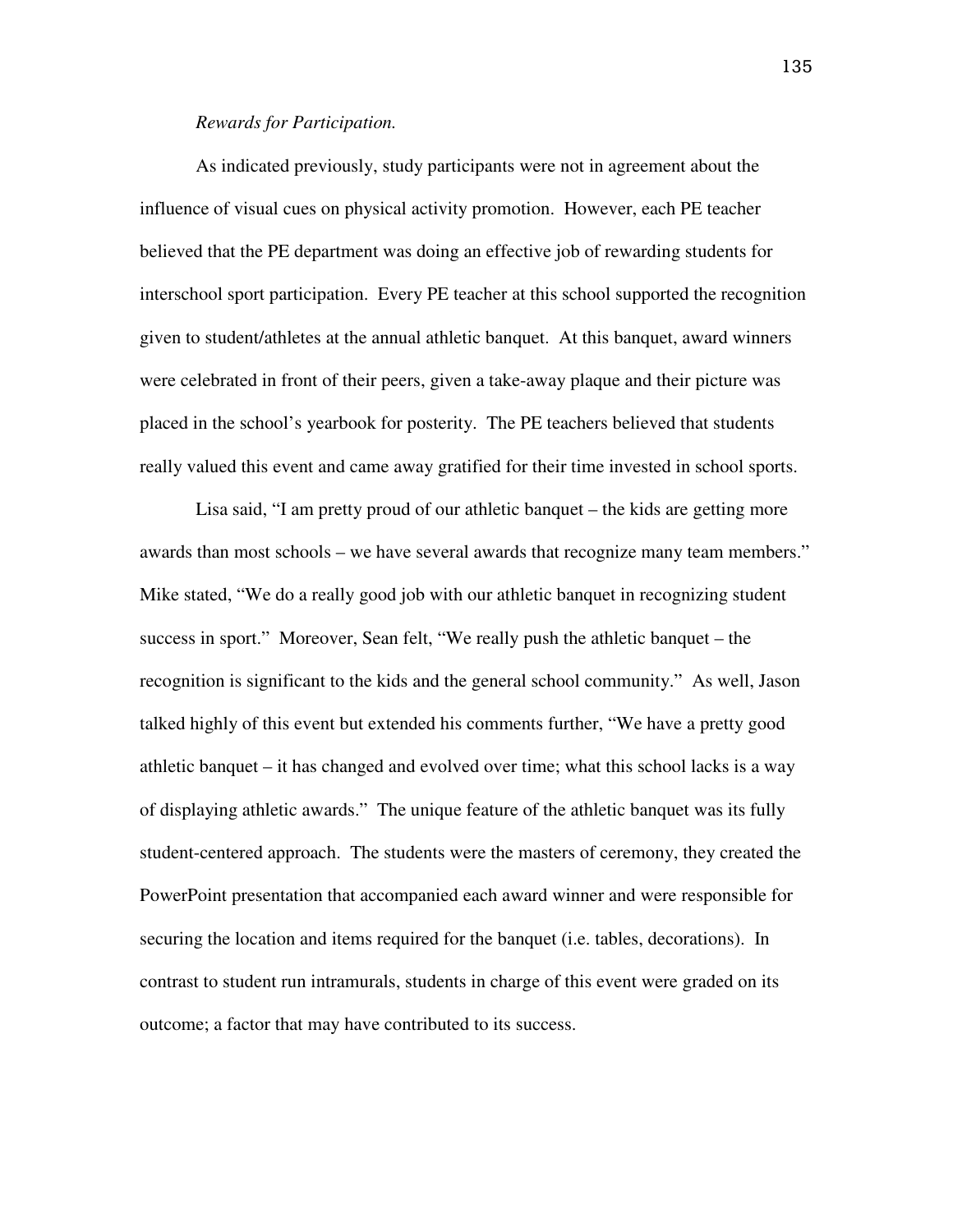*Rewards for Participation.*

As indicated previously, study participants were not in agreement about the influence of visual cues on physical activity promotion. However, each PE teacher believed that the PE department was doing an effective job of rewarding students for interschool sport participation. Every PE teacher at this school supported the recognition given to student/athletes at the annual athletic banquet. At this banquet, award winners were celebrated in front of their peers, given a take-away plaque and their picture was placed in the school's yearbook for posterity. The PE teachers believed that students really valued this event and came away gratified for their time invested in school sports.

Lisa said, "I am pretty proud of our athletic banquet – the kids are getting more awards than most schools – we have several awards that recognize many team members." Mike stated, "We do a really good job with our athletic banquet in recognizing student success in sport." Moreover, Sean felt, "We really push the athletic banquet – the recognition is significant to the kids and the general school community." As well, Jason talked highly of this event but extended his comments further, "We have a pretty good athletic banquet – it has changed and evolved over time; what this school lacks is a way of displaying athletic awards." The unique feature of the athletic banquet was its fully student-centered approach. The students were the masters of ceremony, they created the PowerPoint presentation that accompanied each award winner and were responsible for securing the location and items required for the banquet (i.e. tables, decorations). In contrast to student run intramurals, students in charge of this event were graded on its outcome; a factor that may have contributed to its success.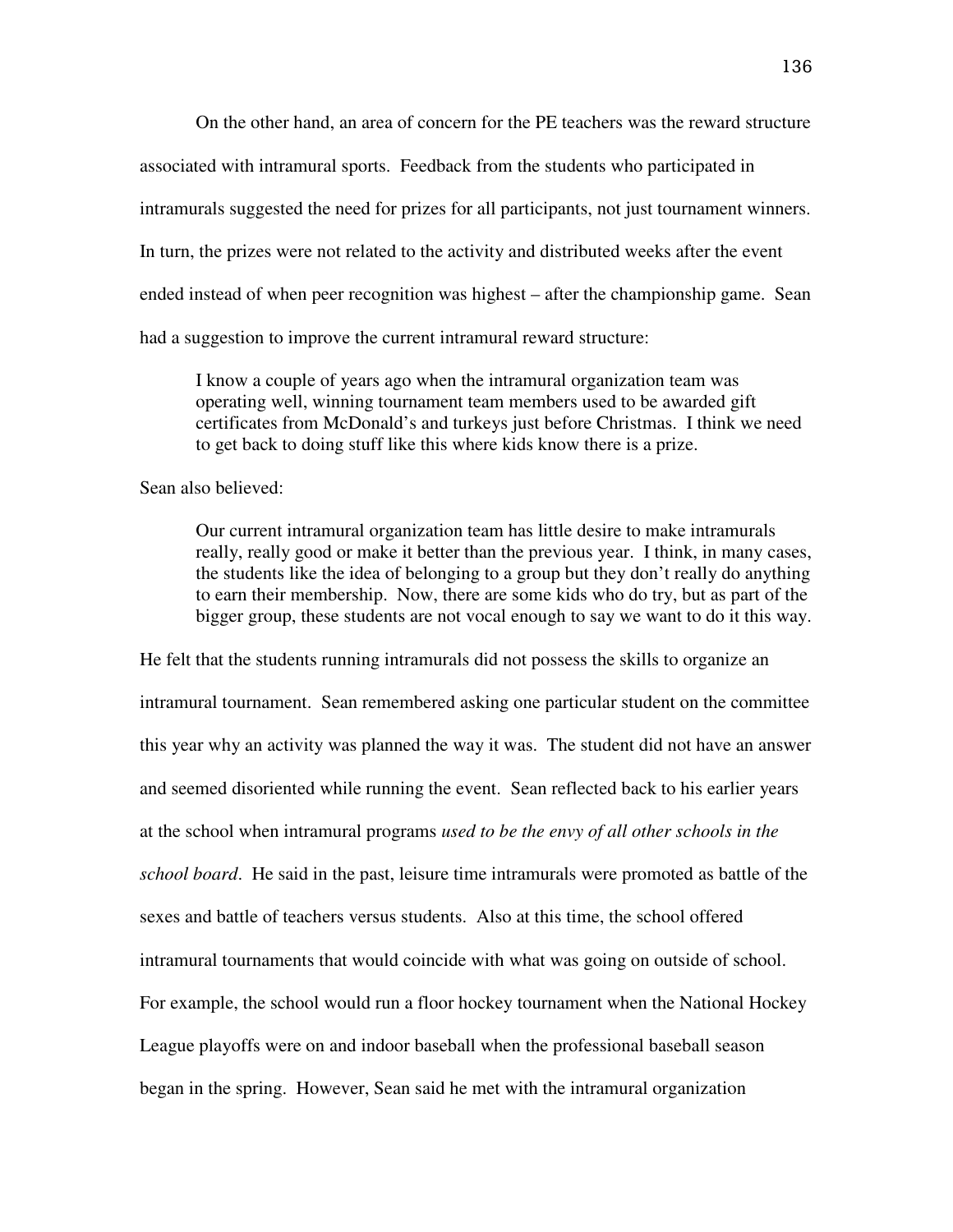On the other hand, an area of concern for the PE teachers was the reward structure associated with intramural sports. Feedback from the students who participated in intramurals suggested the need for prizes for all participants, not just tournament winners. In turn, the prizes were not related to the activity and distributed weeks after the event ended instead of when peer recognition was highest – after the championship game. Sean had a suggestion to improve the current intramural reward structure:

> I know a couple of years ago when the intramural organization team was operating well, winning tournament team members used to be awarded gift certificates from McDonald's and turkeys just before Christmas. I think we need to get back to doing stuff like this where kids know there is a prize.

Sean also believed:

> Our current intramural organization team has little desire to make intramurals really, really good or make it better than the previous year. I think, in many cases, the students like the idea of belonging to a group but they don't really do anything to earn their membership. Now, there are some kids who do try, but as part of the bigger group, these students are not vocal enough to say we want to do it this way.

He felt that the students running intramurals did not possess the skills to organize an intramural tournament. Sean remembered asking one particular student on the committee this year why an activity was planned the way it was. The student did not have an answer and seemed disoriented while running the event. Sean reflected back to his earlier years at the school when intramural programs *used to be the envy of all other schools in the school board*. He said in the past, leisure time intramurals were promoted as battle of the sexes and battle of teachers versus students. Also at this time, the school offered intramural tournaments that would coincide with what was going on outside of school. For example, the school would run a floor hockey tournament when the National Hockey League playoffs were on and indoor baseball when the professional baseball season began in the spring. However, Sean said he met with the intramural organization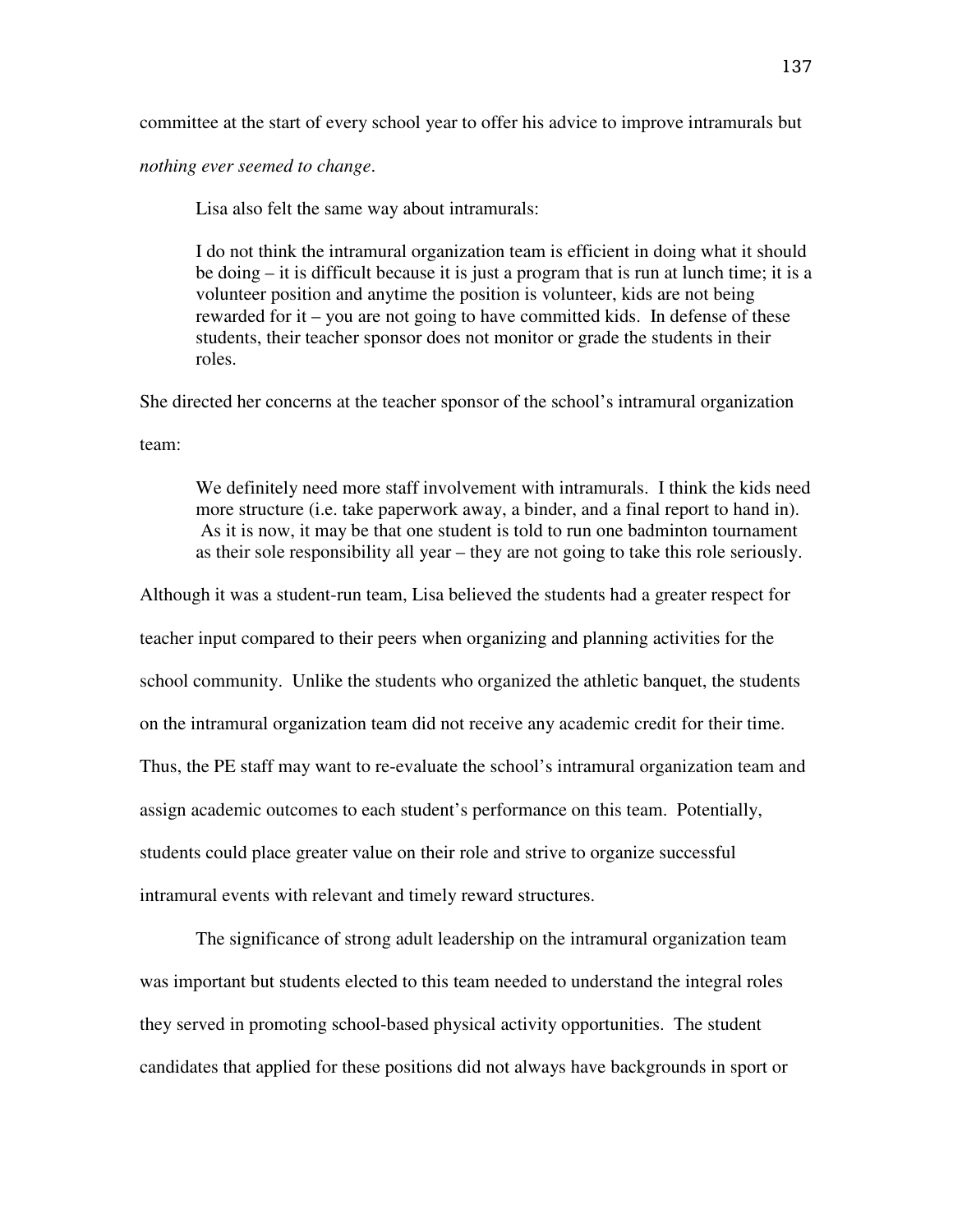committee at the start of every school year to offer his advice to improve intramurals but *nothing ever seemed to change*.

Lisa also felt the same way about intramurals:

> I do not think the intramural organization team is efficient in doing what it should be doing – it is difficult because it is just a program that is run at lunch time; it is a volunteer position and anytime the position is volunteer, kids are not being rewarded for it – you are not going to have committed kids. In defense of these students, their teacher sponsor does not monitor or grade the students in their roles.

She directed her concerns at the teacher sponsor of the school's intramural organization team:

> We definitely need more staff involvement with intramurals. I think the kids need more structure (i.e. take paperwork away, a binder, and a final report to hand in). As it is now, it may be that one student is told to run one badminton tournament as their sole responsibility all year – they are not going to take this role seriously.

Although it was a student-run team, Lisa believed the students had a greater respect for teacher input compared to their peers when organizing and planning activities for the school community. Unlike the students who organized the athletic banquet, the students on the intramural organization team did not receive any academic credit for their time. Thus, the PE staff may want to re-evaluate the school's intramural organization team and assign academic outcomes to each student's performance on this team. Potentially, students could place greater value on their role and strive to organize successful intramural events with relevant and timely reward structures.

The significance of strong adult leadership on the intramural organization team was important but students elected to this team needed to understand the integral roles they served in promoting school-based physical activity opportunities. The student candidates that applied for these positions did not always have backgrounds in sport or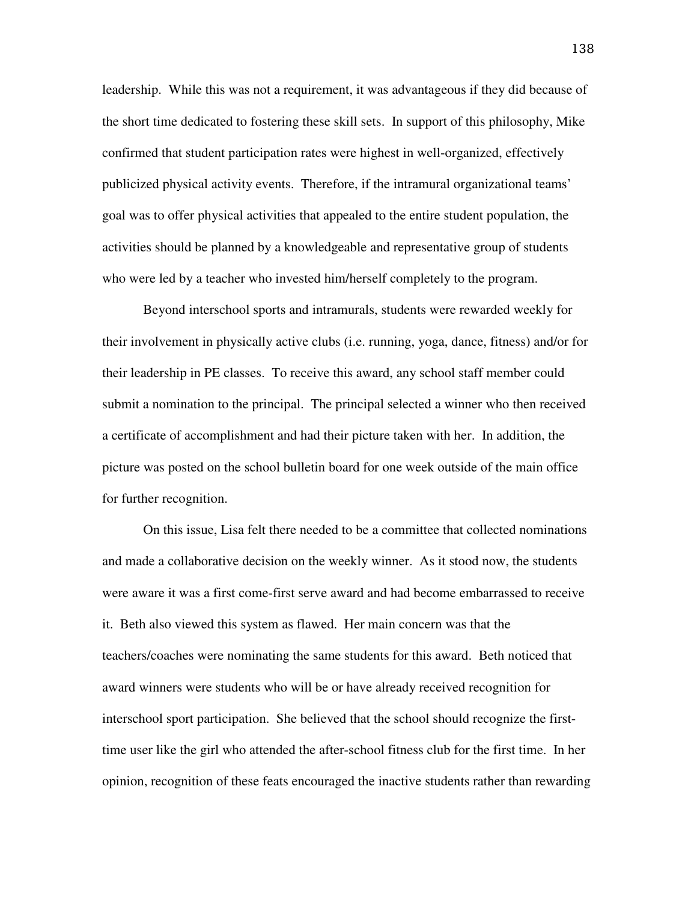leadership. While this was not a requirement, it was advantageous if they did because of the short time dedicated to fostering these skill sets. In support of this philosophy, Mike confirmed that student participation rates were highest in well-organized, effectively publicized physical activity events. Therefore, if the intramural organizational teams' goal was to offer physical activities that appealed to the entire student population, the activities should be planned by a knowledgeable and representative group of students who were led by a teacher who invested him/herself completely to the program.

Beyond interschool sports and intramurals, students were rewarded weekly for their involvement in physically active clubs (i.e. running, yoga, dance, fitness) and/or for their leadership in PE classes. To receive this award, any school staff member could submit a nomination to the principal. The principal selected a winner who then received a certificate of accomplishment and had their picture taken with her. In addition, the picture was posted on the school bulletin board for one week outside of the main office for further recognition.

On this issue, Lisa felt there needed to be a committee that collected nominations and made a collaborative decision on the weekly winner. As it stood now, the students were aware it was a first come-first serve award and had become embarrassed to receive it. Beth also viewed this system as flawed. Her main concern was that the teachers/coaches were nominating the same students for this award. Beth noticed that award winners were students who will be or have already received recognition for interschool sport participation. She believed that the school should recognize the first-time user like the girl who attended the after-school fitness club for the first time. In her opinion, recognition of these feats encouraged the inactive students rather than rewarding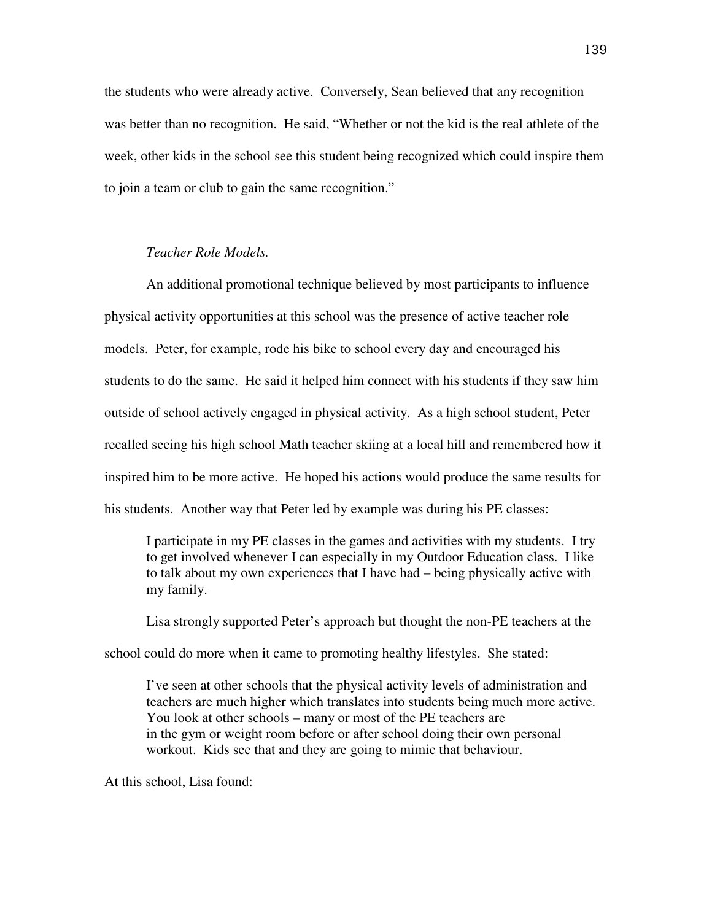the students who were already active. Conversely, Sean believed that any recognition was better than no recognition. He said, "Whether or not the kid is the real athlete of the week, other kids in the school see this student being recognized which could inspire them to join a team or club to gain the same recognition."

*Teacher Role Models.*

An additional promotional technique believed by most participants to influence physical activity opportunities at this school was the presence of active teacher role models. Peter, for example, rode his bike to school every day and encouraged his students to do the same. He said it helped him connect with his students if they saw him outside of school actively engaged in physical activity. As a high school student, Peter recalled seeing his high school Math teacher skiing at a local hill and remembered how it inspired him to be more active. He hoped his actions would produce the same results for his students. Another way that Peter led by example was during his PE classes:

> I participate in my PE classes in the games and activities with my students. I try to get involved whenever I can especially in my Outdoor Education class. I like to talk about my own experiences that I have had – being physically active with my family.

Lisa strongly supported Peter's approach but thought the non-PE teachers at the school could do more when it came to promoting healthy lifestyles. She stated:

> I've seen at other schools that the physical activity levels of administration and teachers are much higher which translates into students being much more active. You look at other schools – many or most of the PE teachers are in the gym or weight room before or after school doing their own personal workout. Kids see that and they are going to mimic that behaviour.

At this school, Lisa found: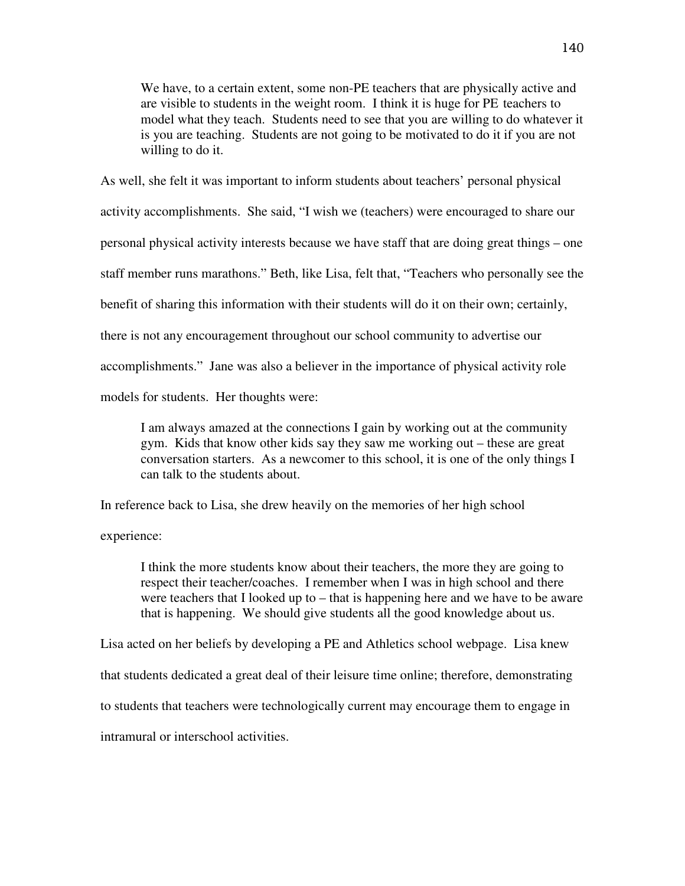> We have, to a certain extent, some non-PE teachers that are physically active and are visible to students in the weight room. I think it is huge for PE teachers to model what they teach. Students need to see that you are willing to do whatever it is you are teaching. Students are not going to be motivated to do it if you are not willing to do it.

As well, she felt it was important to inform students about teachers' personal physical activity accomplishments. She said, "I wish we (teachers) were encouraged to share our personal physical activity interests because we have staff that are doing great things – one staff member runs marathons." Beth, like Lisa, felt that, "Teachers who personally see the benefit of sharing this information with their students will do it on their own; certainly, there is not any encouragement throughout our school community to advertise our accomplishments." Jane was also a believer in the importance of physical activity role models for students. Her thoughts were:

> I am always amazed at the connections I gain by working out at the community gym. Kids that know other kids say they saw me working out – these are great conversation starters. As a newcomer to this school, it is one of the only things I can talk to the students about.

In reference back to Lisa, she drew heavily on the memories of her high school experience:

> I think the more students know about their teachers, the more they are going to respect their teacher/coaches. I remember when I was in high school and there were teachers that I looked up to – that is happening here and we have to be aware that is happening. We should give students all the good knowledge about us.

Lisa acted on her beliefs by developing a PE and Athletics school webpage. Lisa knew that students dedicated a great deal of their leisure time online; therefore, demonstrating to students that teachers were technologically current may encourage them to engage in intramural or interschool activities.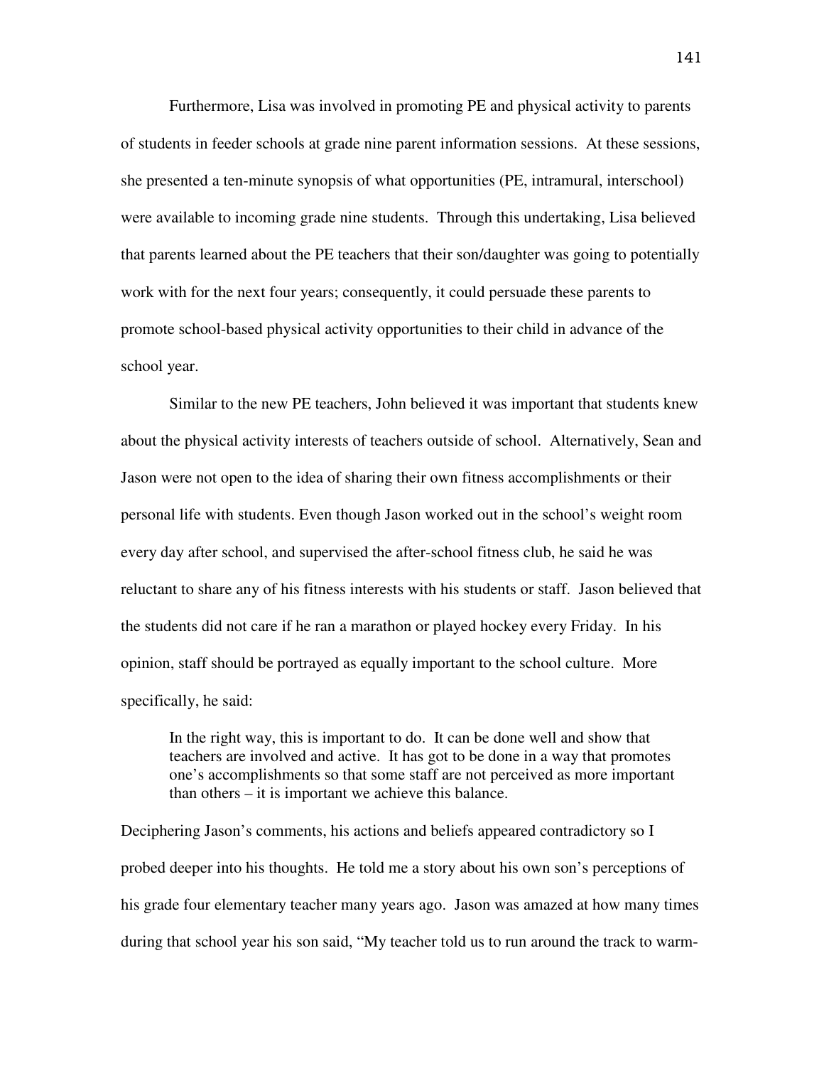Furthermore, Lisa was involved in promoting PE and physical activity to parents of students in feeder schools at grade nine parent information sessions. At these sessions, she presented a ten-minute synopsis of what opportunities (PE, intramural, interschool) were available to incoming grade nine students. Through this undertaking, Lisa believed that parents learned about the PE teachers that their son/daughter was going to potentially work with for the next four years; consequently, it could persuade these parents to promote school-based physical activity opportunities to their child in advance of the school year.

Similar to the new PE teachers, John believed it was important that students knew about the physical activity interests of teachers outside of school. Alternatively, Sean and Jason were not open to the idea of sharing their own fitness accomplishments or their personal life with students. Even though Jason worked out in the school's weight room every day after school, and supervised the after-school fitness club, he said he was reluctant to share any of his fitness interests with his students or staff. Jason believed that the students did not care if he ran a marathon or played hockey every Friday. In his opinion, staff should be portrayed as equally important to the school culture. More specifically, he said:

> In the right way, this is important to do. It can be done well and show that teachers are involved and active. It has got to be done in a way that promotes one's accomplishments so that some staff are not perceived as more important than others – it is important we achieve this balance.

Deciphering Jason's comments, his actions and beliefs appeared contradictory so I probed deeper into his thoughts. He told me a story about his own son's perceptions of his grade four elementary teacher many years ago. Jason was amazed at how many times during that school year his son said, "My teacher told us to run around the track to warm-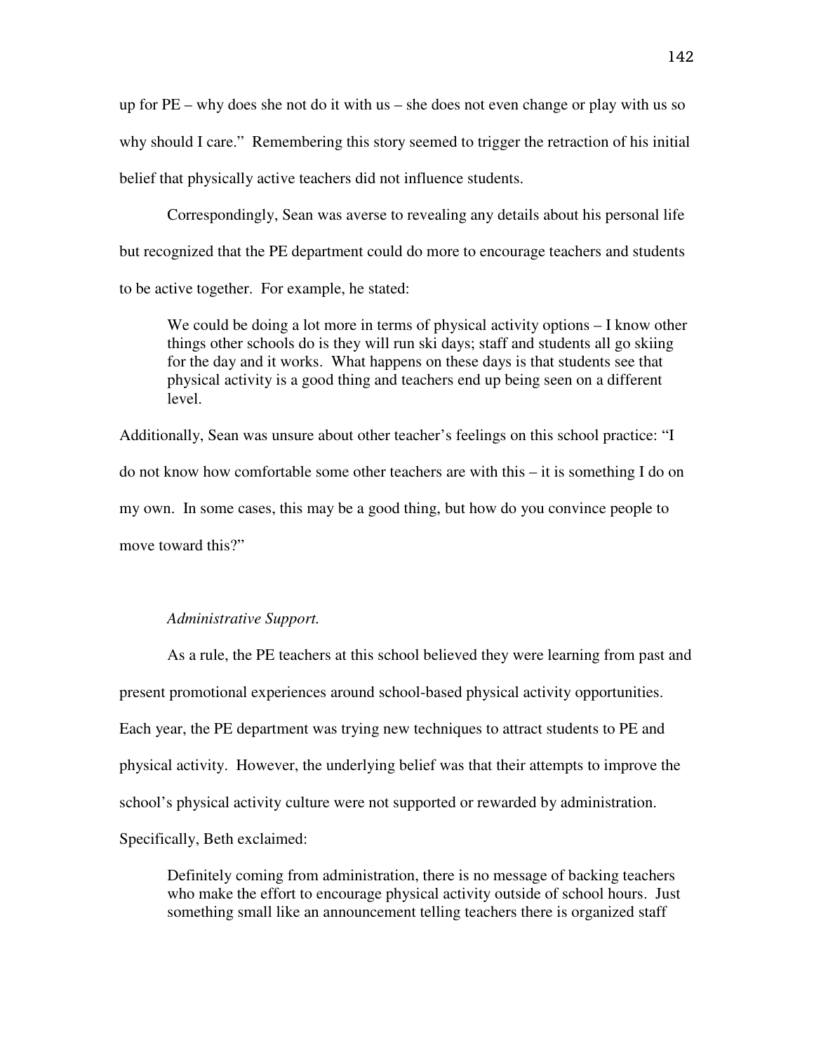up for PE – why does she not do it with us – she does not even change or play with us so why should I care." Remembering this story seemed to trigger the retraction of his initial belief that physically active teachers did not influence students.

Correspondingly, Sean was averse to revealing any details about his personal life but recognized that the PE department could do more to encourage teachers and students to be active together. For example, he stated:

> We could be doing a lot more in terms of physical activity options – I know other things other schools do is they will run ski days; staff and students all go skiing for the day and it works. What happens on these days is that students see that physical activity is a good thing and teachers end up being seen on a different level.

Additionally, Sean was unsure about other teacher's feelings on this school practice: "I do not know how comfortable some other teachers are with this – it is something I do on my own. In some cases, this may be a good thing, but how do you convince people to move toward this?"

*Administrative Support.*

As a rule, the PE teachers at this school believed they were learning from past and present promotional experiences around school-based physical activity opportunities. Each year, the PE department was trying new techniques to attract students to PE and physical activity. However, the underlying belief was that their attempts to improve the school's physical activity culture were not supported or rewarded by administration. Specifically, Beth exclaimed:

> Definitely coming from administration, there is no message of backing teachers who make the effort to encourage physical activity outside of school hours. Just something small like an announcement telling teachers there is organized staff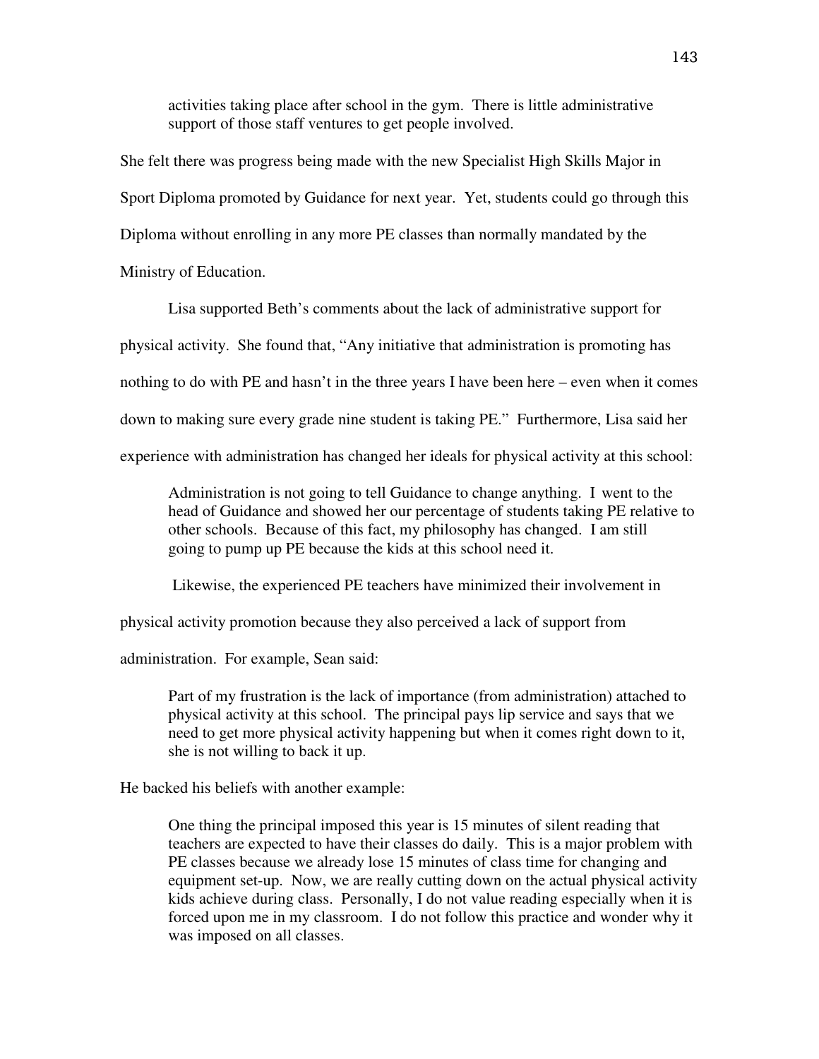> activities taking place after school in the gym. There is little administrative support of those staff ventures to get people involved.

She felt there was progress being made with the new Specialist High Skills Major in Sport Diploma promoted by Guidance for next year. Yet, students could go through this Diploma without enrolling in any more PE classes than normally mandated by the Ministry of Education.

Lisa supported Beth's comments about the lack of administrative support for physical activity. She found that, "Any initiative that administration is promoting has nothing to do with PE and hasn't in the three years I have been here – even when it comes down to making sure every grade nine student is taking PE." Furthermore, Lisa said her experience with administration has changed her ideals for physical activity at this school:

> Administration is not going to tell Guidance to change anything. I went to the head of Guidance and showed her our percentage of students taking PE relative to other schools. Because of this fact, my philosophy has changed. I am still going to pump up PE because the kids at this school need it.

Likewise, the experienced PE teachers have minimized their involvement in physical activity promotion because they also perceived a lack of support from administration. For example, Sean said:

> Part of my frustration is the lack of importance (from administration) attached to physical activity at this school. The principal pays lip service and says that we need to get more physical activity happening but when it comes right down to it, she is not willing to back it up.

He backed his beliefs with another example:

> One thing the principal imposed this year is 15 minutes of silent reading that teachers are expected to have their classes do daily. This is a major problem with PE classes because we already lose 15 minutes of class time for changing and equipment set-up. Now, we are really cutting down on the actual physical activity kids achieve during class. Personally, I do not value reading especially when it is forced upon me in my classroom. I do not follow this practice and wonder why it was imposed on all classes.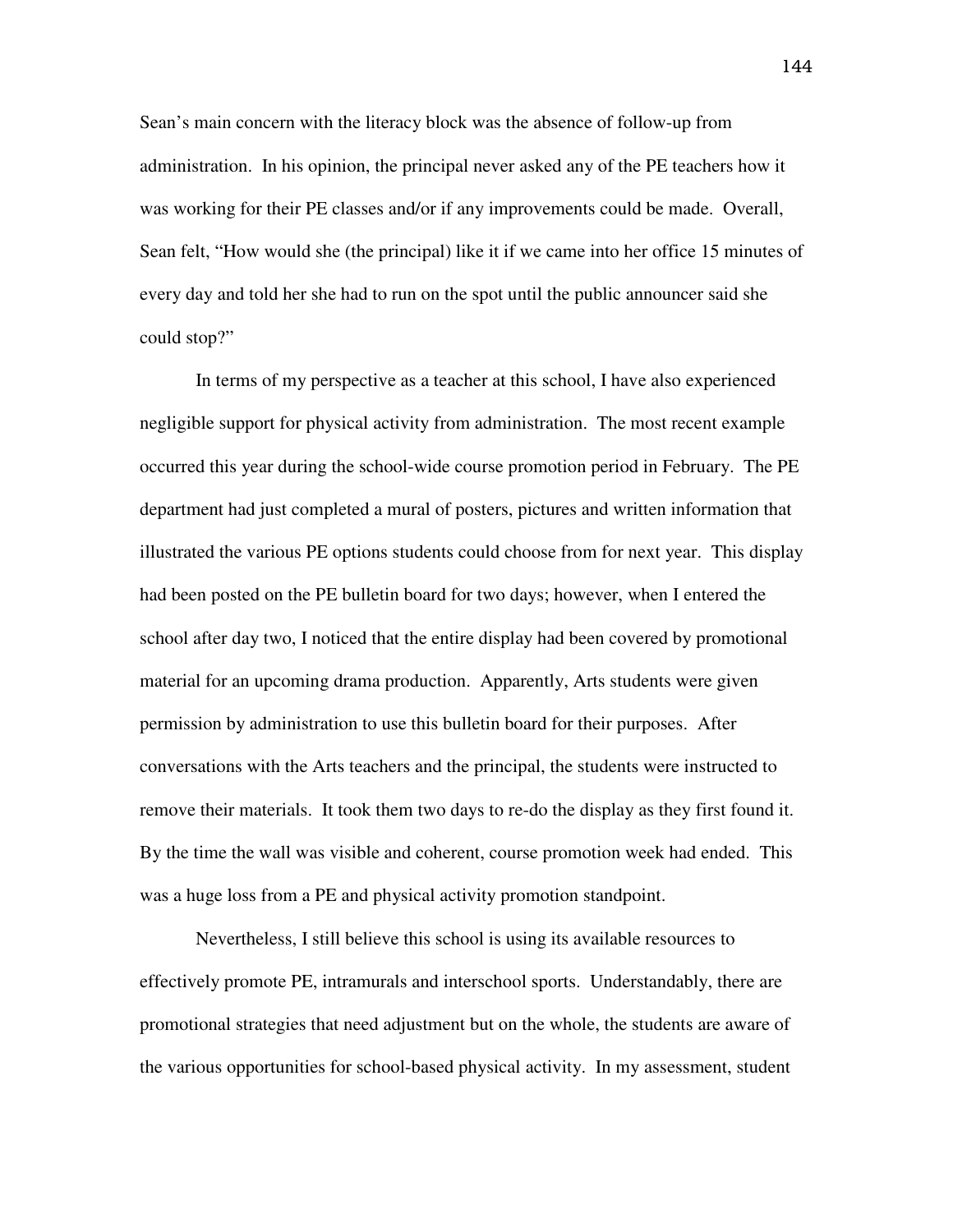Sean's main concern with the literacy block was the absence of follow-up from administration. In his opinion, the principal never asked any of the PE teachers how it was working for their PE classes and/or if any improvements could be made. Overall, Sean felt, "How would she (the principal) like it if we came into her office 15 minutes of every day and told her she had to run on the spot until the public announcer said she could stop?"

In terms of my perspective as a teacher at this school, I have also experienced negligible support for physical activity from administration. The most recent example occurred this year during the school-wide course promotion period in February. The PE department had just completed a mural of posters, pictures and written information that illustrated the various PE options students could choose from for next year. This display had been posted on the PE bulletin board for two days; however, when I entered the school after day two, I noticed that the entire display had been covered by promotional material for an upcoming drama production. Apparently, Arts students were given permission by administration to use this bulletin board for their purposes. After conversations with the Arts teachers and the principal, the students were instructed to remove their materials. It took them two days to re-do the display as they first found it. By the time the wall was visible and coherent, course promotion week had ended. This was a huge loss from a PE and physical activity promotion standpoint.

Nevertheless, I still believe this school is using its available resources to effectively promote PE, intramurals and interschool sports. Understandably, there are promotional strategies that need adjustment but on the whole, the students are aware of the various opportunities for school-based physical activity. In my assessment, student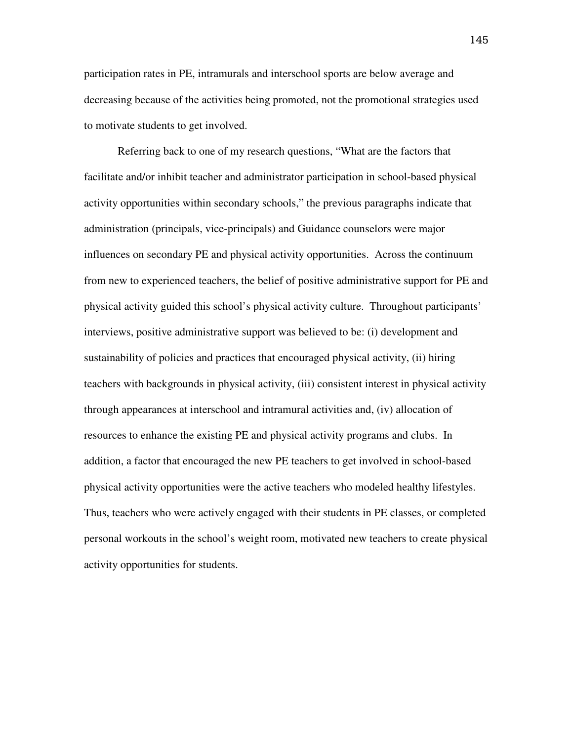participation rates in PE, intramurals and interschool sports are below average and decreasing because of the activities being promoted, not the promotional strategies used to motivate students to get involved.

Referring back to one of my research questions, “What are the factors that facilitate and/or inhibit teacher and administrator participation in school-based physical activity opportunities within secondary schools,” the previous paragraphs indicate that administration (principals, vice-principals) and Guidance counselors were major influences on secondary PE and physical activity opportunities. Across the continuum from new to experienced teachers, the belief of positive administrative support for PE and physical activity guided this school’s physical activity culture. Throughout participants’ interviews, positive administrative support was believed to be: (i) development and sustainability of policies and practices that encouraged physical activity, (ii) hiring teachers with backgrounds in physical activity, (iii) consistent interest in physical activity through appearances at interschool and intramural activities and, (iv) allocation of resources to enhance the existing PE and physical activity programs and clubs. In addition, a factor that encouraged the new PE teachers to get involved in school-based physical activity opportunities were the active teachers who modeled healthy lifestyles. Thus, teachers who were actively engaged with their students in PE classes, or completed personal workouts in the school’s weight room, motivated new teachers to create physical activity opportunities for students.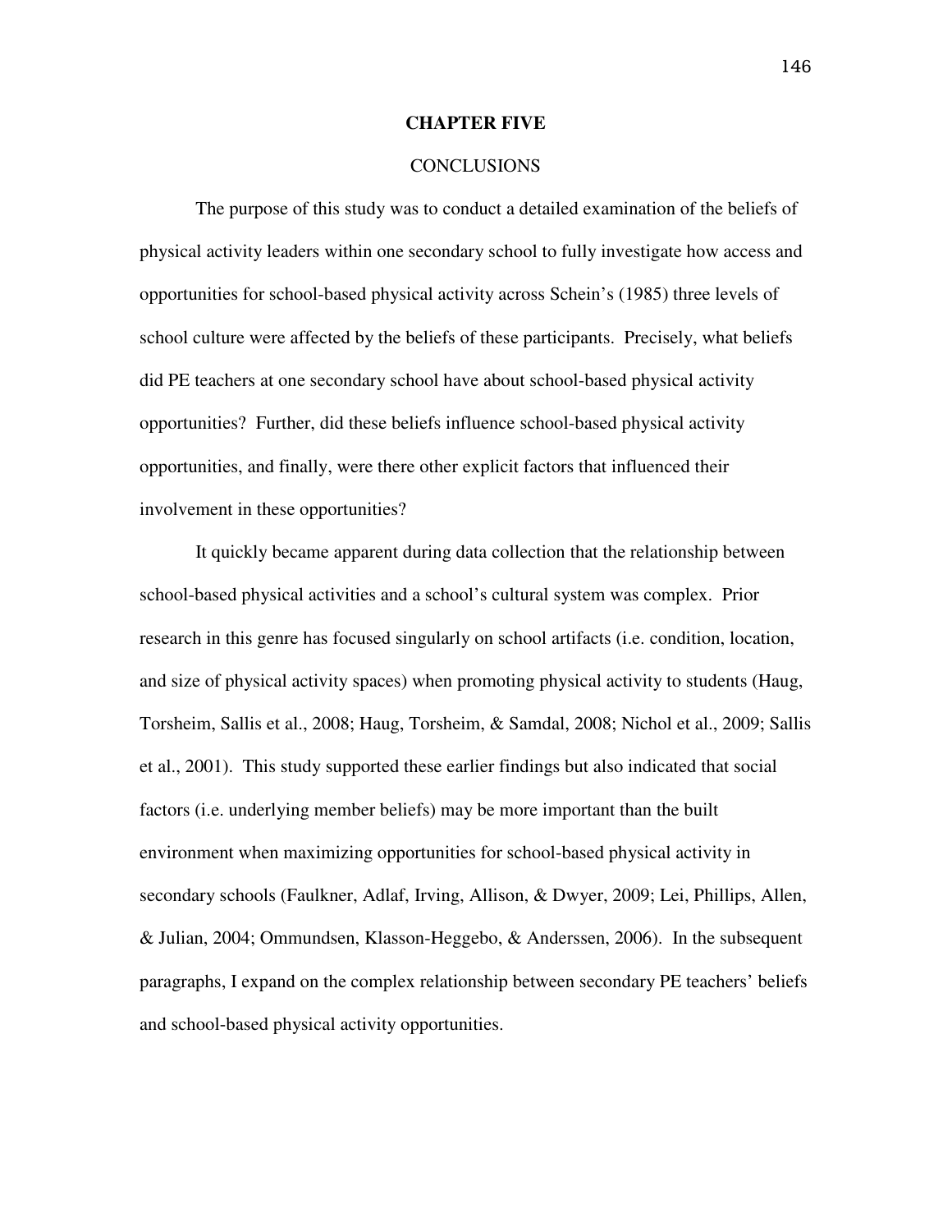# CHAPTER FIVE

## CONCLUSIONS

The purpose of this study was to conduct a detailed examination of the beliefs of physical activity leaders within one secondary school to fully investigate how access and opportunities for school-based physical activity across Schein's (1985) three levels of school culture were affected by the beliefs of these participants. Precisely, what beliefs did PE teachers at one secondary school have about school-based physical activity opportunities? Further, did these beliefs influence school-based physical activity opportunities, and finally, were there other explicit factors that influenced their involvement in these opportunities?

It quickly became apparent during data collection that the relationship between school-based physical activities and a school's cultural system was complex. Prior research in this genre has focused singularly on school artifacts (i.e. condition, location, and size of physical activity spaces) when promoting physical activity to students (Haug, Torsheim, Sallis et al., 2008; Haug, Torsheim, & Samdal, 2008; Nichol et al., 2009; Sallis et al., 2001). This study supported these earlier findings but also indicated that social factors (i.e. underlying member beliefs) may be more important than the built environment when maximizing opportunities for school-based physical activity in secondary schools (Faulkner, Adlaf, Irving, Allison, & Dwyer, 2009; Lei, Phillips, Allen, & Julian, 2004; Ommundsen, Klasson-Heggebo, & Anderssen, 2006). In the subsequent paragraphs, I expand on the complex relationship between secondary PE teachers' beliefs and school-based physical activity opportunities.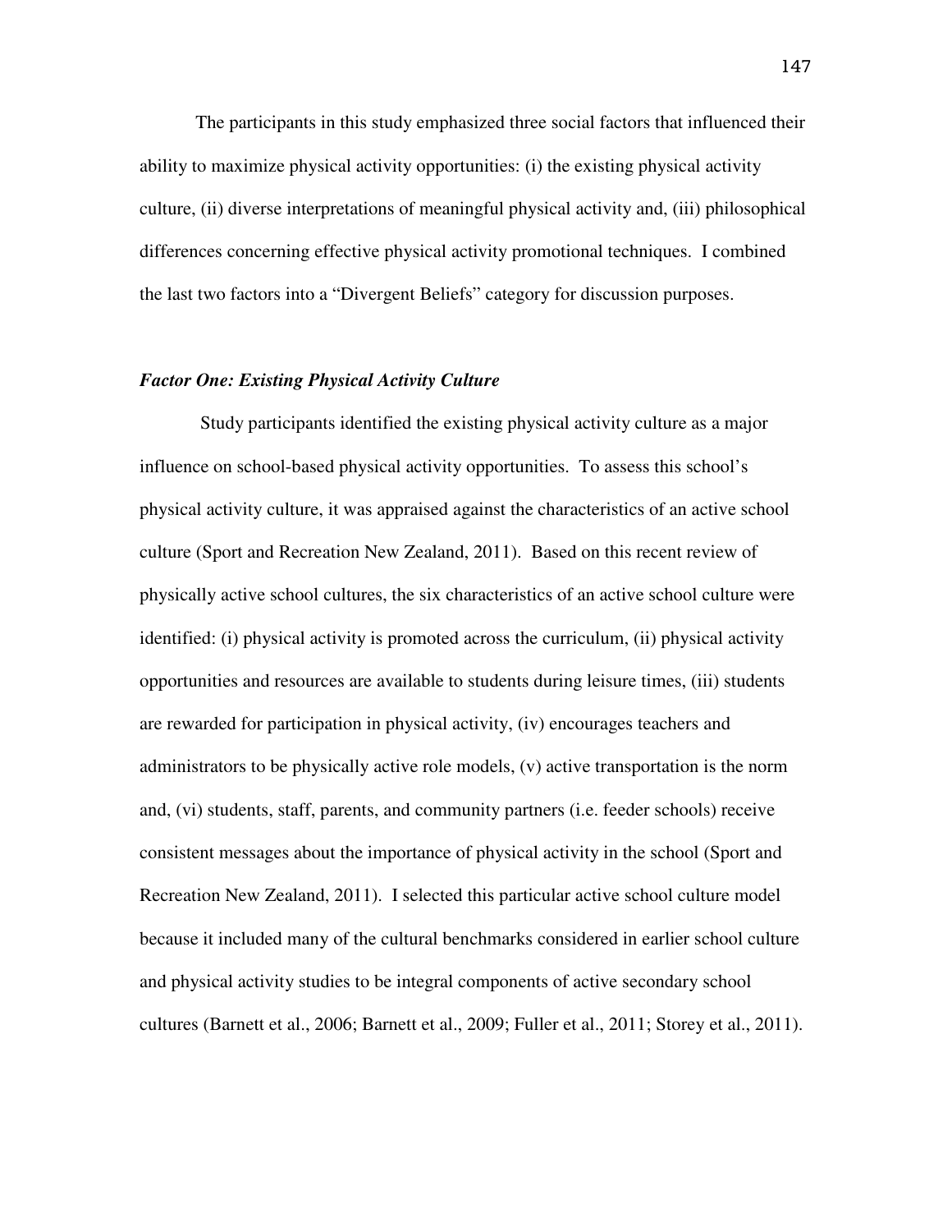The participants in this study emphasized three social factors that influenced their ability to maximize physical activity opportunities: (i) the existing physical activity culture, (ii) diverse interpretations of meaningful physical activity and, (iii) philosophical differences concerning effective physical activity promotional techniques. I combined the last two factors into a "Divergent Beliefs" category for discussion purposes.

### *Factor One: Existing Physical Activity Culture*

Study participants identified the existing physical activity culture as a major influence on school-based physical activity opportunities. To assess this school's physical activity culture, it was appraised against the characteristics of an active school culture (Sport and Recreation New Zealand, 2011). Based on this recent review of physically active school cultures, the six characteristics of an active school culture were identified: (i) physical activity is promoted across the curriculum, (ii) physical activity opportunities and resources are available to students during leisure times, (iii) students are rewarded for participation in physical activity, (iv) encourages teachers and administrators to be physically active role models, (v) active transportation is the norm and, (vi) students, staff, parents, and community partners (i.e. feeder schools) receive consistent messages about the importance of physical activity in the school (Sport and Recreation New Zealand, 2011). I selected this particular active school culture model because it included many of the cultural benchmarks considered in earlier school culture and physical activity studies to be integral components of active secondary school cultures (Barnett et al., 2006; Barnett et al., 2009; Fuller et al., 2011; Storey et al., 2011).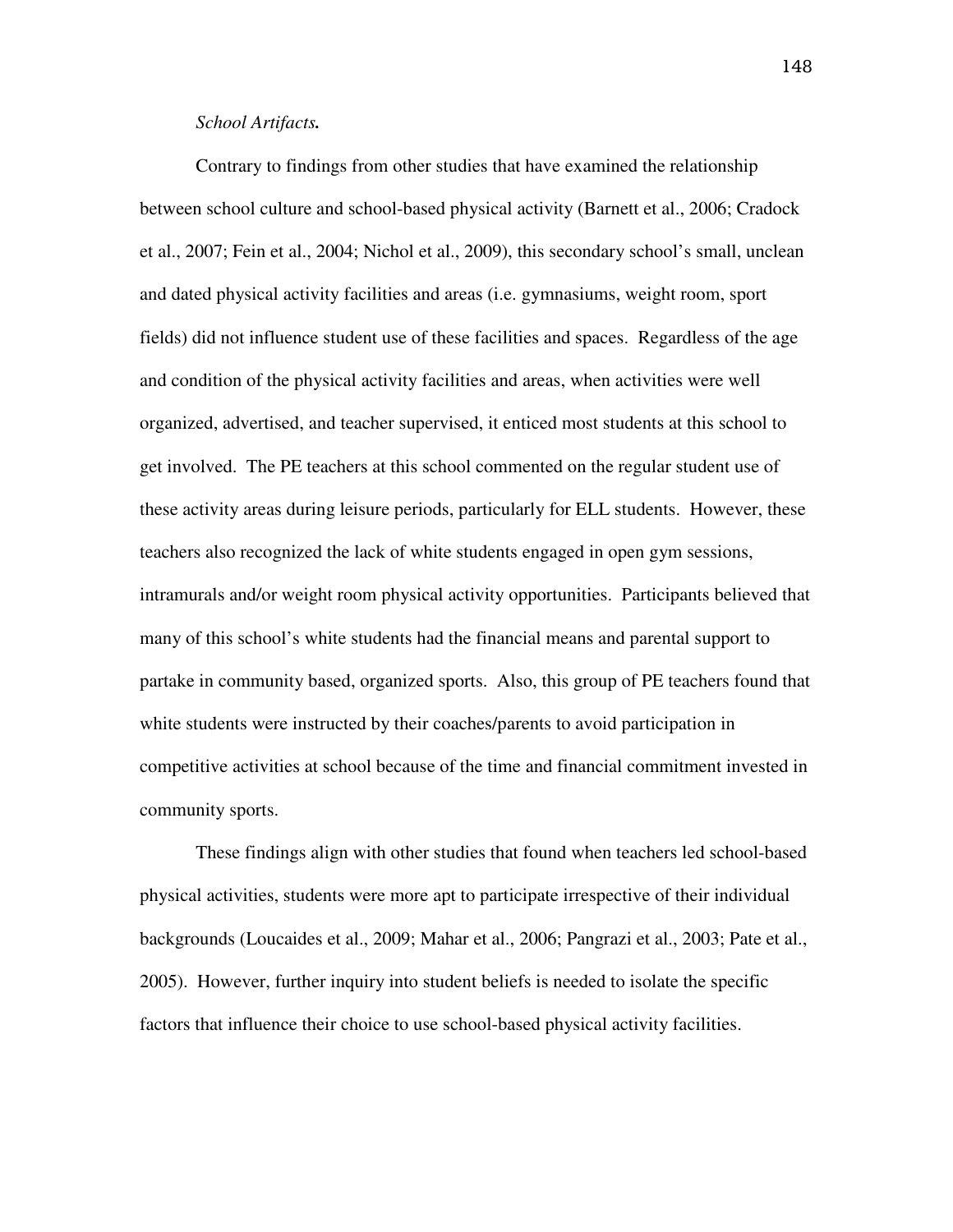*School Artifacts.*

Contrary to findings from other studies that have examined the relationship between school culture and school-based physical activity (Barnett et al., 2006; Cradock et al., 2007; Fein et al., 2004; Nichol et al., 2009), this secondary school's small, unclean and dated physical activity facilities and areas (i.e. gymnasiums, weight room, sport fields) did not influence student use of these facilities and spaces. Regardless of the age and condition of the physical activity facilities and areas, when activities were well organized, advertised, and teacher supervised, it enticed most students at this school to get involved. The PE teachers at this school commented on the regular student use of these activity areas during leisure periods, particularly for ELL students. However, these teachers also recognized the lack of white students engaged in open gym sessions, intramurals and/or weight room physical activity opportunities. Participants believed that many of this school's white students had the financial means and parental support to partake in community based, organized sports. Also, this group of PE teachers found that white students were instructed by their coaches/parents to avoid participation in competitive activities at school because of the time and financial commitment invested in community sports.

These findings align with other studies that found when teachers led school-based physical activities, students were more apt to participate irrespective of their individual backgrounds (Loucaides et al., 2009; Mahar et al., 2006; Pangrazi et al., 2003; Pate et al., 2005). However, further inquiry into student beliefs is needed to isolate the specific factors that influence their choice to use school-based physical activity facilities.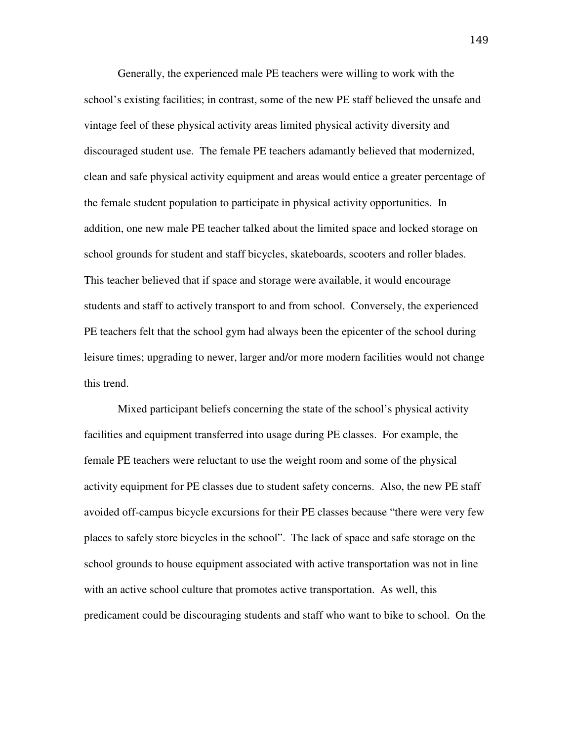Generally, the experienced male PE teachers were willing to work with the school's existing facilities; in contrast, some of the new PE staff believed the unsafe and vintage feel of these physical activity areas limited physical activity diversity and discouraged student use. The female PE teachers adamantly believed that modernized, clean and safe physical activity equipment and areas would entice a greater percentage of the female student population to participate in physical activity opportunities. In addition, one new male PE teacher talked about the limited space and locked storage on school grounds for student and staff bicycles, skateboards, scooters and roller blades. This teacher believed that if space and storage were available, it would encourage students and staff to actively transport to and from school. Conversely, the experienced PE teachers felt that the school gym had always been the epicenter of the school during leisure times; upgrading to newer, larger and/or more modern facilities would not change this trend.

Mixed participant beliefs concerning the state of the school's physical activity facilities and equipment transferred into usage during PE classes. For example, the female PE teachers were reluctant to use the weight room and some of the physical activity equipment for PE classes due to student safety concerns. Also, the new PE staff avoided off-campus bicycle excursions for their PE classes because "there were very few places to safely store bicycles in the school". The lack of space and safe storage on the school grounds to house equipment associated with active transportation was not in line with an active school culture that promotes active transportation. As well, this predicament could be discouraging students and staff who want to bike to school. On the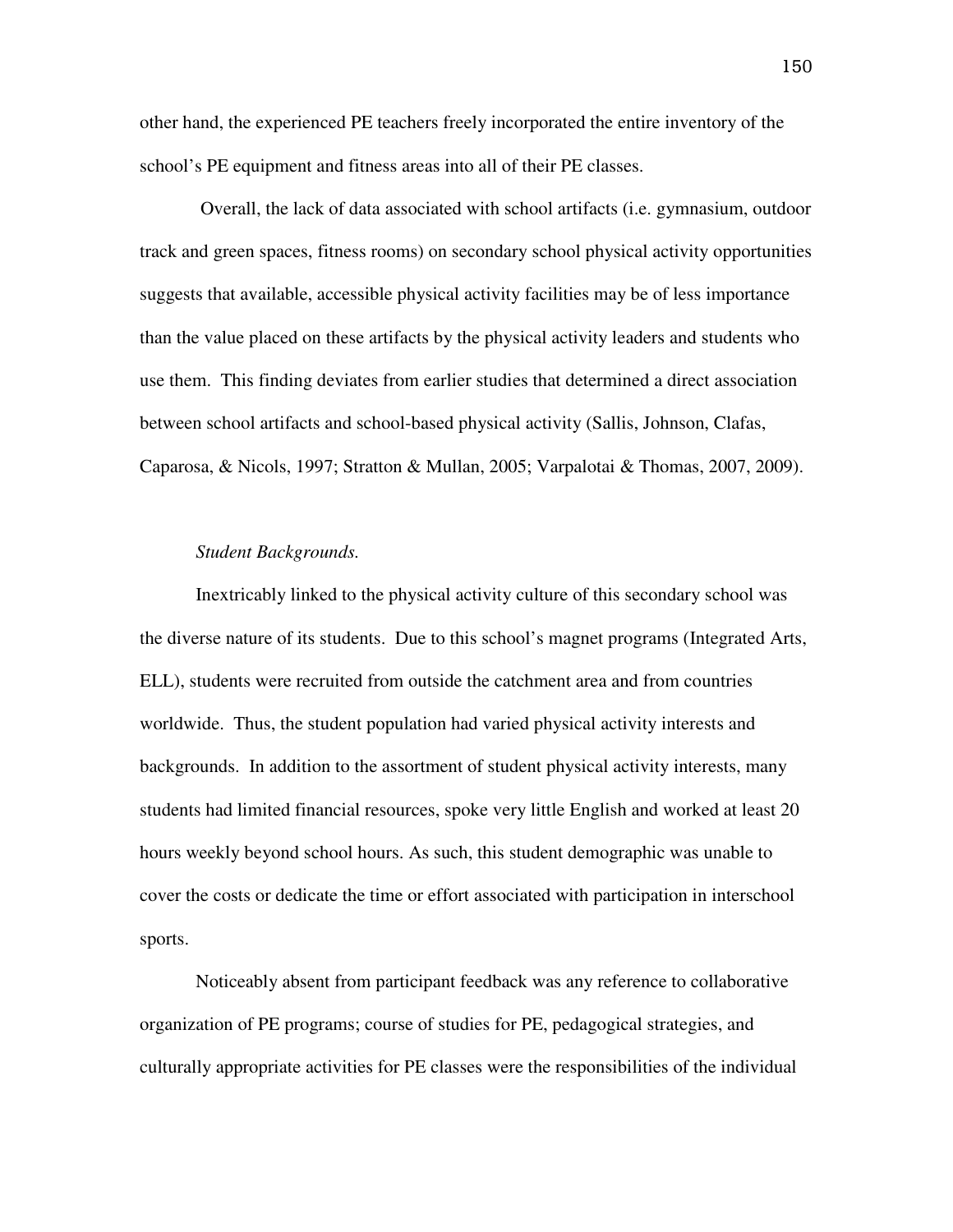other hand, the experienced PE teachers freely incorporated the entire inventory of the school's PE equipment and fitness areas into all of their PE classes.

Overall, the lack of data associated with school artifacts (i.e. gymnasium, outdoor track and green spaces, fitness rooms) on secondary school physical activity opportunities suggests that available, accessible physical activity facilities may be of less importance than the value placed on these artifacts by the physical activity leaders and students who use them. This finding deviates from earlier studies that determined a direct association between school artifacts and school-based physical activity (Sallis, Johnson, Clafas, Caparosa, & Nicols, 1997; Stratton & Mullan, 2005; Varpalotai & Thomas, 2007, 2009).

*Student Backgrounds.*

Inextricably linked to the physical activity culture of this secondary school was the diverse nature of its students. Due to this school's magnet programs (Integrated Arts, ELL), students were recruited from outside the catchment area and from countries worldwide. Thus, the student population had varied physical activity interests and backgrounds. In addition to the assortment of student physical activity interests, many students had limited financial resources, spoke very little English and worked at least 20 hours weekly beyond school hours. As such, this student demographic was unable to cover the costs or dedicate the time or effort associated with participation in interschool sports.

Noticeably absent from participant feedback was any reference to collaborative organization of PE programs; course of studies for PE, pedagogical strategies, and culturally appropriate activities for PE classes were the responsibilities of the individual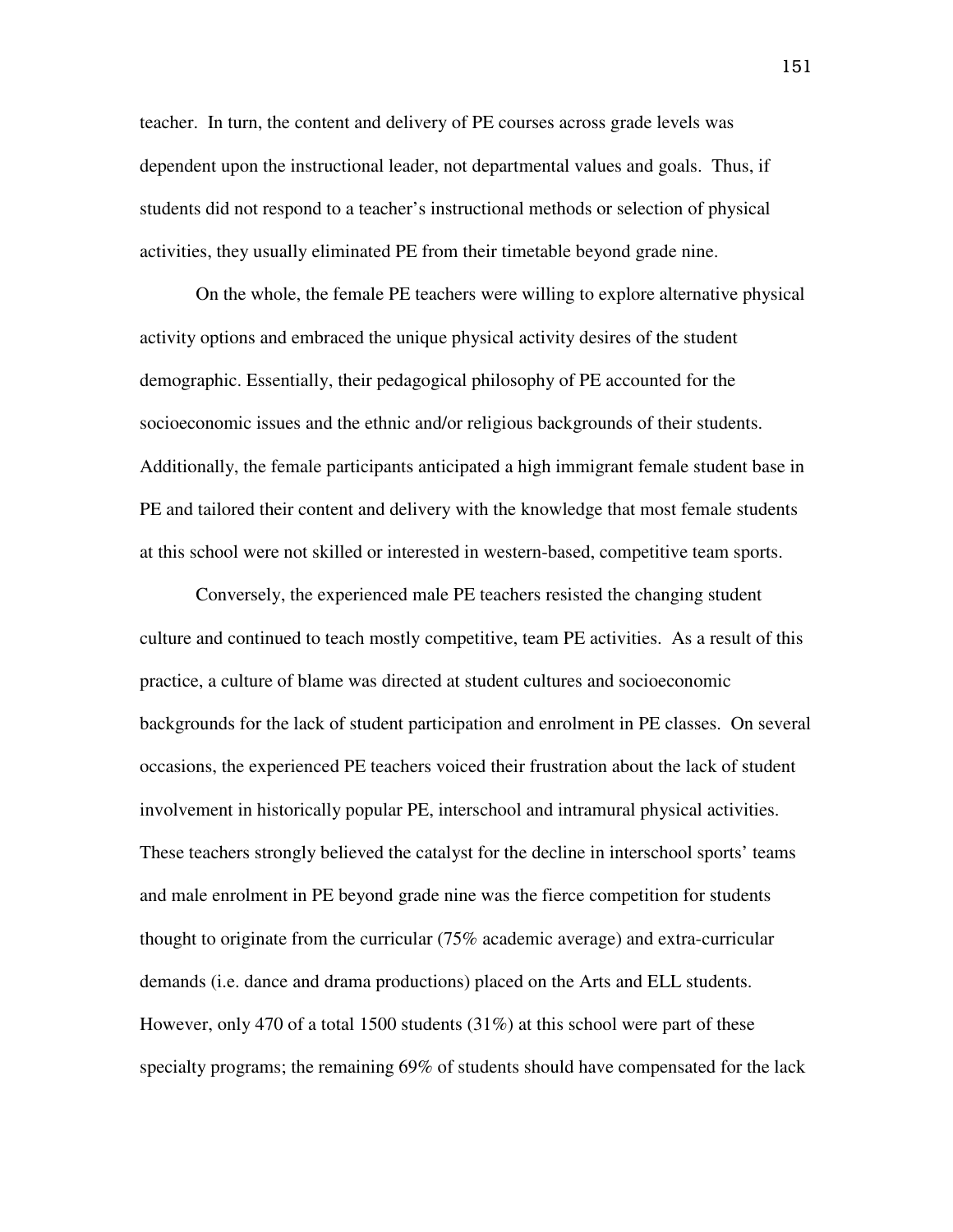teacher. In turn, the content and delivery of PE courses across grade levels was dependent upon the instructional leader, not departmental values and goals. Thus, if students did not respond to a teacher's instructional methods or selection of physical activities, they usually eliminated PE from their timetable beyond grade nine.

On the whole, the female PE teachers were willing to explore alternative physical activity options and embraced the unique physical activity desires of the student demographic. Essentially, their pedagogical philosophy of PE accounted for the socioeconomic issues and the ethnic and/or religious backgrounds of their students. Additionally, the female participants anticipated a high immigrant female student base in PE and tailored their content and delivery with the knowledge that most female students at this school were not skilled or interested in western-based, competitive team sports.

Conversely, the experienced male PE teachers resisted the changing student culture and continued to teach mostly competitive, team PE activities. As a result of this practice, a culture of blame was directed at student cultures and socioeconomic backgrounds for the lack of student participation and enrolment in PE classes. On several occasions, the experienced PE teachers voiced their frustration about the lack of student involvement in historically popular PE, interschool and intramural physical activities. These teachers strongly believed the catalyst for the decline in interschool sports' teams and male enrolment in PE beyond grade nine was the fierce competition for students thought to originate from the curricular (75% academic average) and extra-curricular demands (i.e. dance and drama productions) placed on the Arts and ELL students. However, only 470 of a total 1500 students (31%) at this school were part of these specialty programs; the remaining 69% of students should have compensated for the lack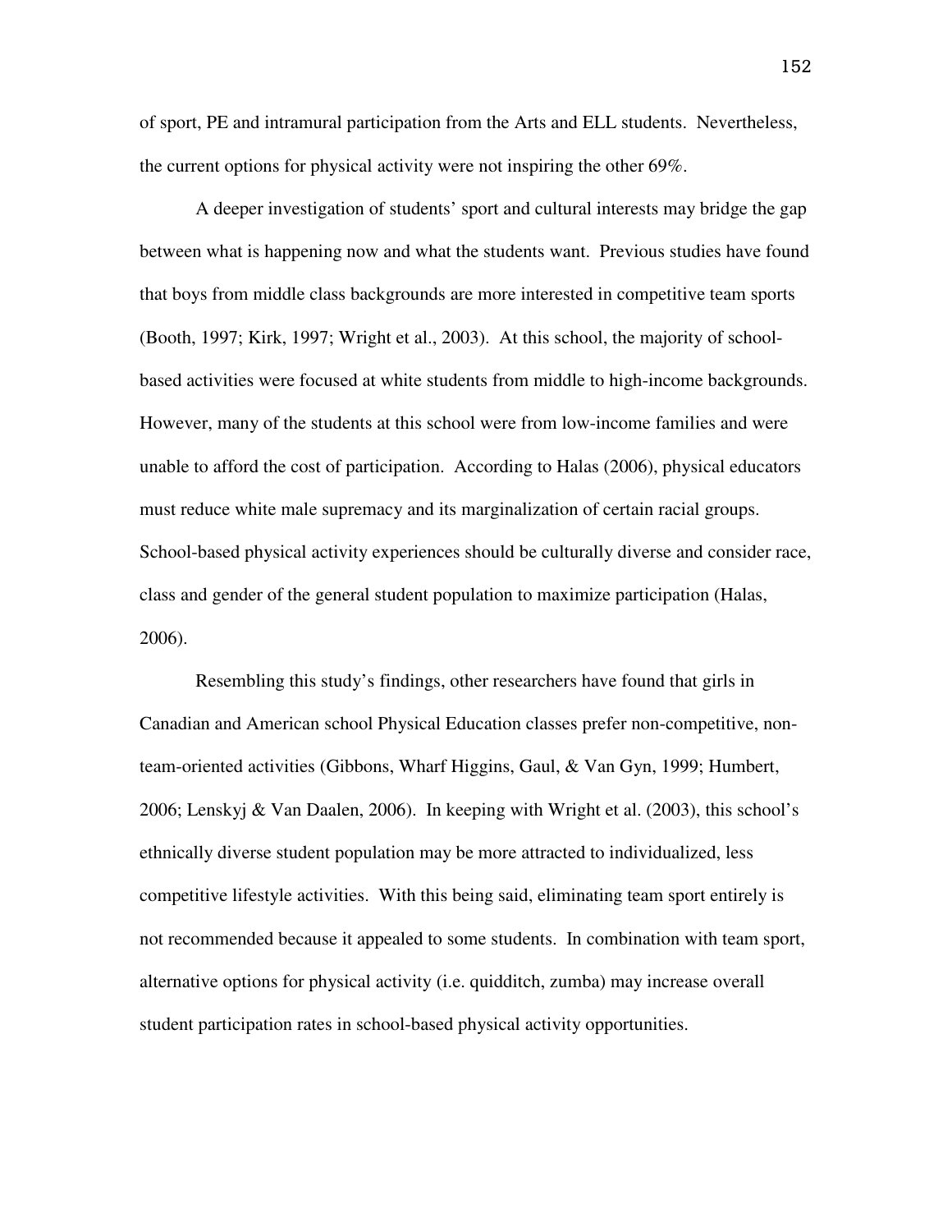of sport, PE and intramural participation from the Arts and ELL students. Nevertheless, the current options for physical activity were not inspiring the other 69%.

A deeper investigation of students' sport and cultural interests may bridge the gap between what is happening now and what the students want. Previous studies have found that boys from middle class backgrounds are more interested in competitive team sports (Booth, 1997; Kirk, 1997; Wright et al., 2003). At this school, the majority of school-based activities were focused at white students from middle to high-income backgrounds. However, many of the students at this school were from low-income families and were unable to afford the cost of participation. According to Halas (2006), physical educators must reduce white male supremacy and its marginalization of certain racial groups. School-based physical activity experiences should be culturally diverse and consider race, class and gender of the general student population to maximize participation (Halas, 2006).

Resembling this study's findings, other researchers have found that girls in Canadian and American school Physical Education classes prefer non-competitive, non-team-oriented activities (Gibbons, Wharf Higgins, Gaul, & Van Gyn, 1999; Humbert, 2006; Lenskyj & Van Daalen, 2006). In keeping with Wright et al. (2003), this school's ethnically diverse student population may be more attracted to individualized, less competitive lifestyle activities. With this being said, eliminating team sport entirely is not recommended because it appealed to some students. In combination with team sport, alternative options for physical activity (i.e. quidditch, zumba) may increase overall student participation rates in school-based physical activity opportunities.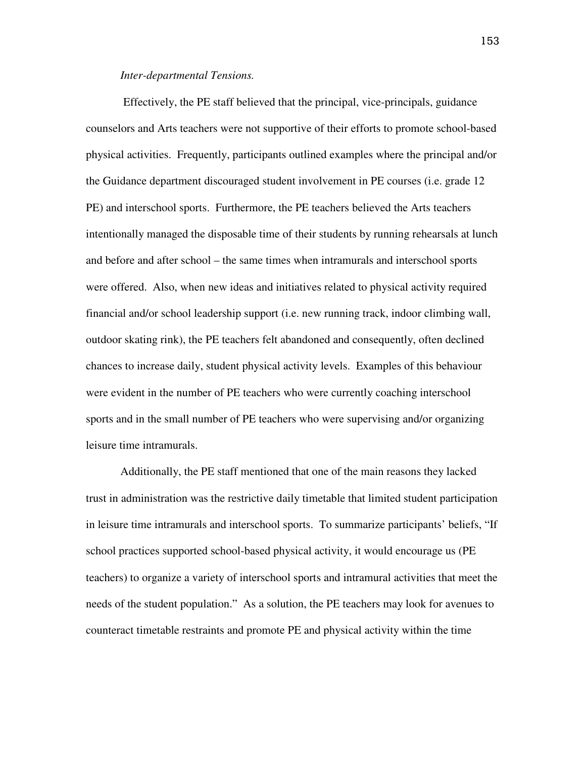*Inter-departmental Tensions.*

Effectively, the PE staff believed that the principal, vice-principals, guidance counselors and Arts teachers were not supportive of their efforts to promote school-based physical activities. Frequently, participants outlined examples where the principal and/or the Guidance department discouraged student involvement in PE courses (i.e. grade 12 PE) and interschool sports. Furthermore, the PE teachers believed the Arts teachers intentionally managed the disposable time of their students by running rehearsals at lunch and before and after school – the same times when intramurals and interschool sports were offered. Also, when new ideas and initiatives related to physical activity required financial and/or school leadership support (i.e. new running track, indoor climbing wall, outdoor skating rink), the PE teachers felt abandoned and consequently, often declined chances to increase daily, student physical activity levels. Examples of this behaviour were evident in the number of PE teachers who were currently coaching interschool sports and in the small number of PE teachers who were supervising and/or organizing leisure time intramurals.

Additionally, the PE staff mentioned that one of the main reasons they lacked trust in administration was the restrictive daily timetable that limited student participation in leisure time intramurals and interschool sports. To summarize participants' beliefs, "If school practices supported school-based physical activity, it would encourage us (PE teachers) to organize a variety of interschool sports and intramural activities that meet the needs of the student population." As a solution, the PE teachers may look for avenues to counteract timetable restraints and promote PE and physical activity within the time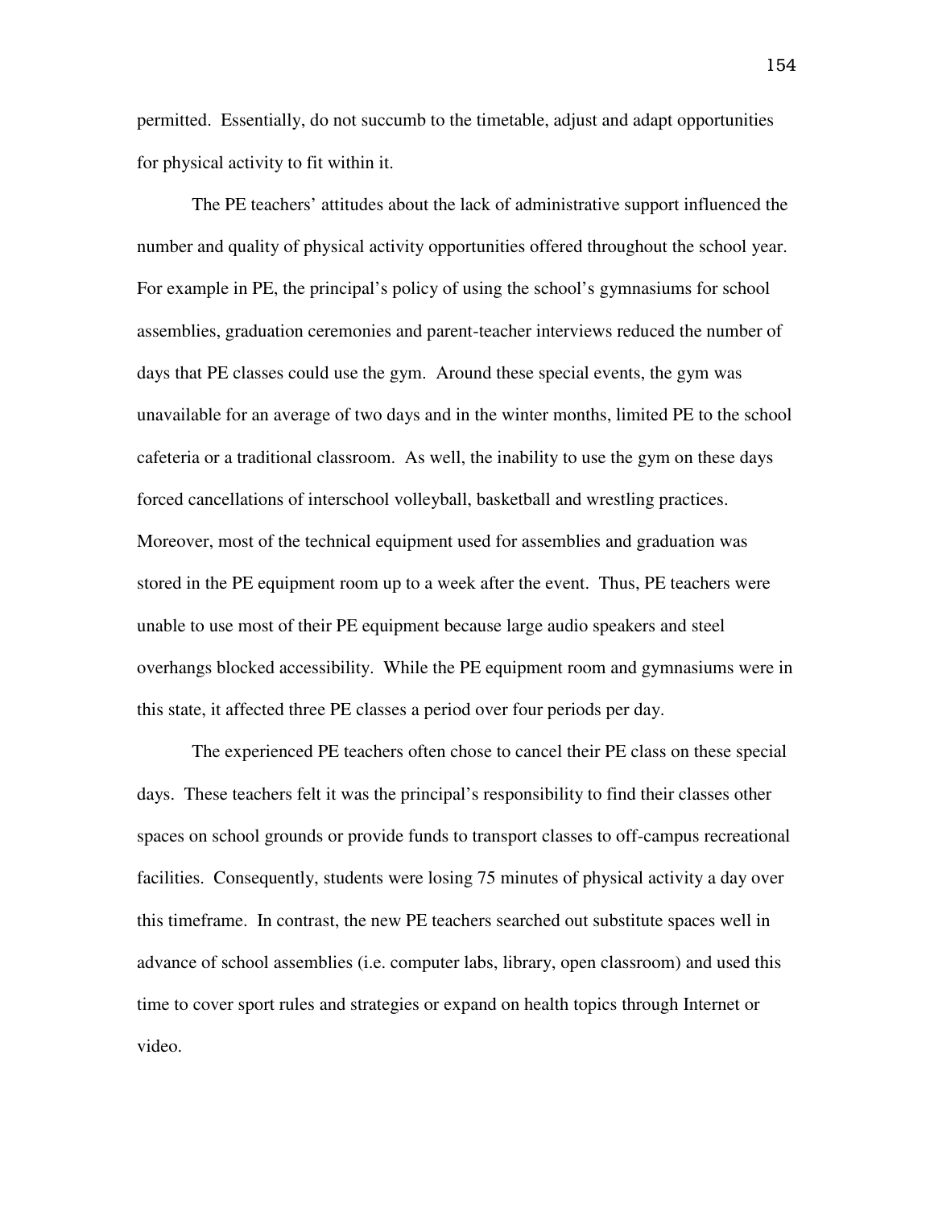permitted. Essentially, do not succumb to the timetable, adjust and adapt opportunities for physical activity to fit within it.

The PE teachers' attitudes about the lack of administrative support influenced the number and quality of physical activity opportunities offered throughout the school year. For example in PE, the principal's policy of using the school's gymnasiums for school assemblies, graduation ceremonies and parent-teacher interviews reduced the number of days that PE classes could use the gym. Around these special events, the gym was unavailable for an average of two days and in the winter months, limited PE to the school cafeteria or a traditional classroom. As well, the inability to use the gym on these days forced cancellations of interschool volleyball, basketball and wrestling practices. Moreover, most of the technical equipment used for assemblies and graduation was stored in the PE equipment room up to a week after the event. Thus, PE teachers were unable to use most of their PE equipment because large audio speakers and steel overhangs blocked accessibility. While the PE equipment room and gymnasiums were in this state, it affected three PE classes a period over four periods per day.

The experienced PE teachers often chose to cancel their PE class on these special days. These teachers felt it was the principal's responsibility to find their classes other spaces on school grounds or provide funds to transport classes to off-campus recreational facilities. Consequently, students were losing 75 minutes of physical activity a day over this timeframe. In contrast, the new PE teachers searched out substitute spaces well in advance of school assemblies (i.e. computer labs, library, open classroom) and used this time to cover sport rules and strategies or expand on health topics through Internet or video.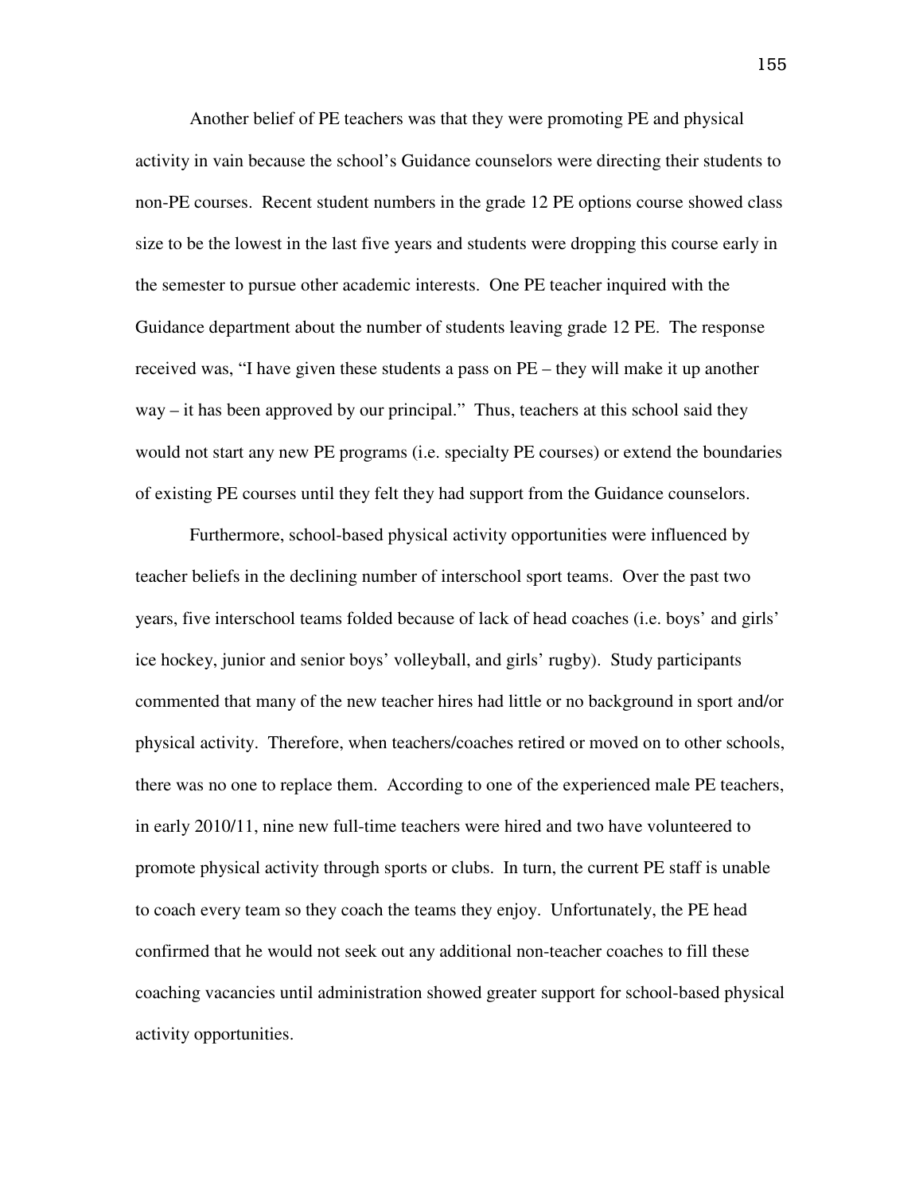Another belief of PE teachers was that they were promoting PE and physical activity in vain because the school's Guidance counselors were directing their students to non-PE courses. Recent student numbers in the grade 12 PE options course showed class size to be the lowest in the last five years and students were dropping this course early in the semester to pursue other academic interests. One PE teacher inquired with the Guidance department about the number of students leaving grade 12 PE. The response received was, "I have given these students a pass on PE – they will make it up another way – it has been approved by our principal." Thus, teachers at this school said they would not start any new PE programs (i.e. specialty PE courses) or extend the boundaries of existing PE courses until they felt they had support from the Guidance counselors.

Furthermore, school-based physical activity opportunities were influenced by teacher beliefs in the declining number of interschool sport teams. Over the past two years, five interschool teams folded because of lack of head coaches (i.e. boys' and girls' ice hockey, junior and senior boys' volleyball, and girls' rugby). Study participants commented that many of the new teacher hires had little or no background in sport and/or physical activity. Therefore, when teachers/coaches retired or moved on to other schools, there was no one to replace them. According to one of the experienced male PE teachers, in early 2010/11, nine new full-time teachers were hired and two have volunteered to promote physical activity through sports or clubs. In turn, the current PE staff is unable to coach every team so they coach the teams they enjoy. Unfortunately, the PE head confirmed that he would not seek out any additional non-teacher coaches to fill these coaching vacancies until administration showed greater support for school-based physical activity opportunities.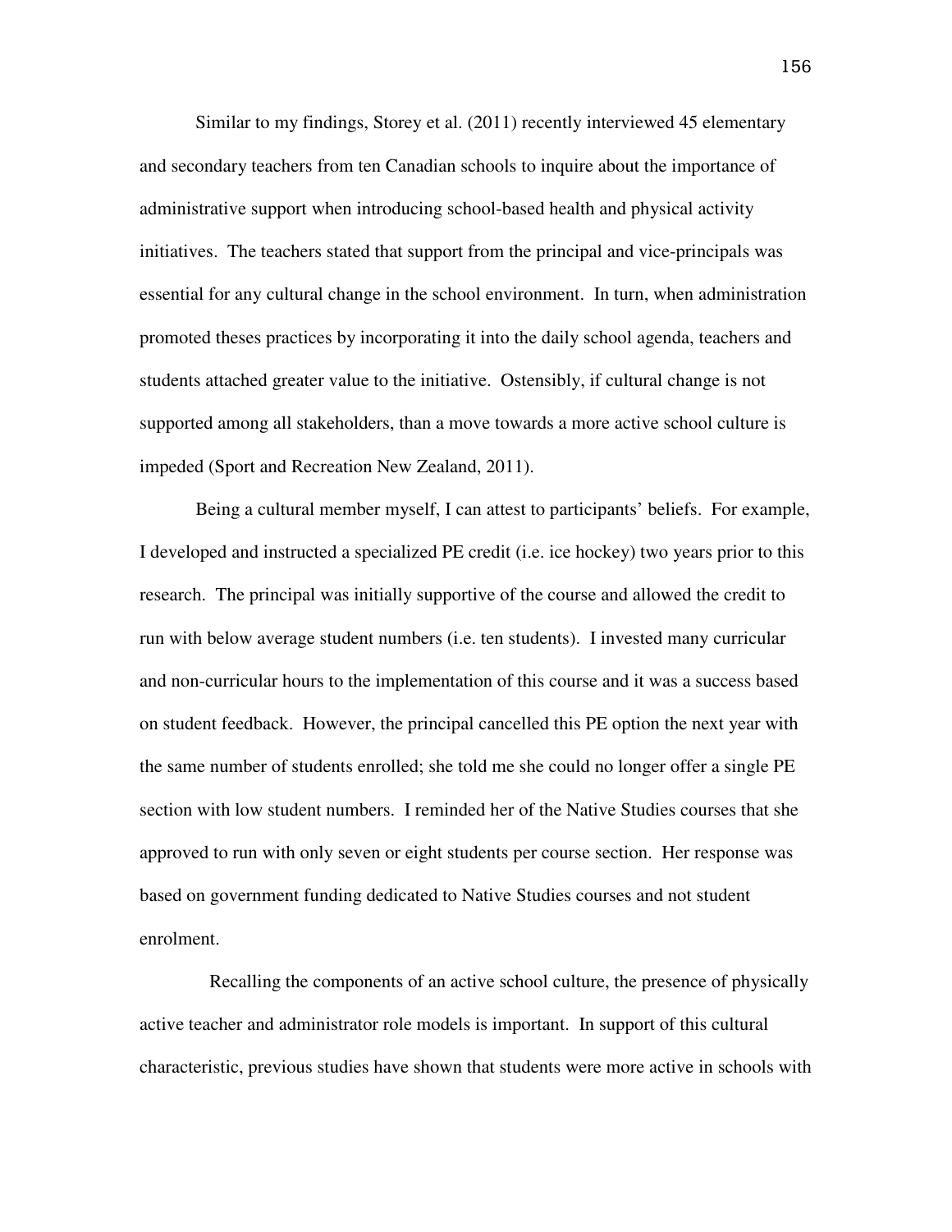Similar to my findings, Storey et al. (2011) recently interviewed 45 elementary and secondary teachers from ten Canadian schools to inquire about the importance of administrative support when introducing school-based health and physical activity initiatives. The teachers stated that support from the principal and vice-principals was essential for any cultural change in the school environment. In turn, when administration promoted theses practices by incorporating it into the daily school agenda, teachers and students attached greater value to the initiative. Ostensibly, if cultural change is not supported among all stakeholders, than a move towards a more active school culture is impeded (Sport and Recreation New Zealand, 2011).

Being a cultural member myself, I can attest to participants' beliefs. For example, I developed and instructed a specialized PE credit (i.e. ice hockey) two years prior to this research. The principal was initially supportive of the course and allowed the credit to run with below average student numbers (i.e. ten students). I invested many curricular and non-curricular hours to the implementation of this course and it was a success based on student feedback. However, the principal cancelled this PE option the next year with the same number of students enrolled; she told me she could no longer offer a single PE section with low student numbers. I reminded her of the Native Studies courses that she approved to run with only seven or eight students per course section. Her response was based on government funding dedicated to Native Studies courses and not student enrolment.

Recalling the components of an active school culture, the presence of physically active teacher and administrator role models is important. In support of this cultural characteristic, previous studies have shown that students were more active in schools with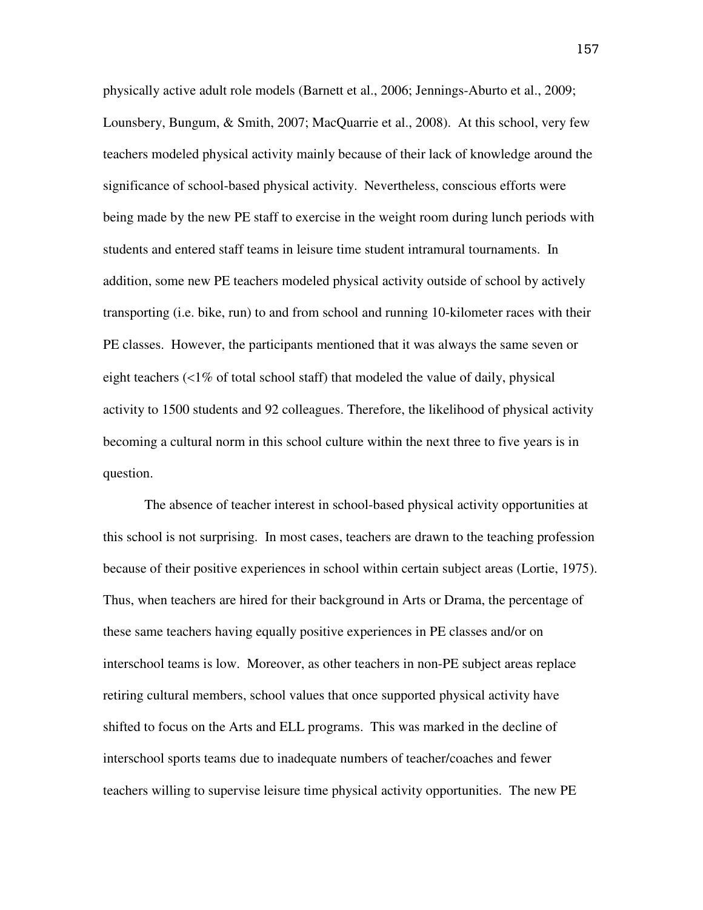physically active adult role models (Barnett et al., 2006; Jennings-Aburto et al., 2009; Lounsbery, Bungum, & Smith, 2007; MacQuarrie et al., 2008). At this school, very few teachers modeled physical activity mainly because of their lack of knowledge around the significance of school-based physical activity. Nevertheless, conscious efforts were being made by the new PE staff to exercise in the weight room during lunch periods with students and entered staff teams in leisure time student intramural tournaments. In addition, some new PE teachers modeled physical activity outside of school by actively transporting (i.e. bike, run) to and from school and running 10-kilometer races with their PE classes. However, the participants mentioned that it was always the same seven or eight teachers (<1% of total school staff) that modeled the value of daily, physical activity to 1500 students and 92 colleagues. Therefore, the likelihood of physical activity becoming a cultural norm in this school culture within the next three to five years is in question.

The absence of teacher interest in school-based physical activity opportunities at this school is not surprising. In most cases, teachers are drawn to the teaching profession because of their positive experiences in school within certain subject areas (Lortie, 1975). Thus, when teachers are hired for their background in Arts or Drama, the percentage of these same teachers having equally positive experiences in PE classes and/or on interschool teams is low. Moreover, as other teachers in non-PE subject areas replace retiring cultural members, school values that once supported physical activity have shifted to focus on the Arts and ELL programs. This was marked in the decline of interschool sports teams due to inadequate numbers of teacher/coaches and fewer teachers willing to supervise leisure time physical activity opportunities. The new PE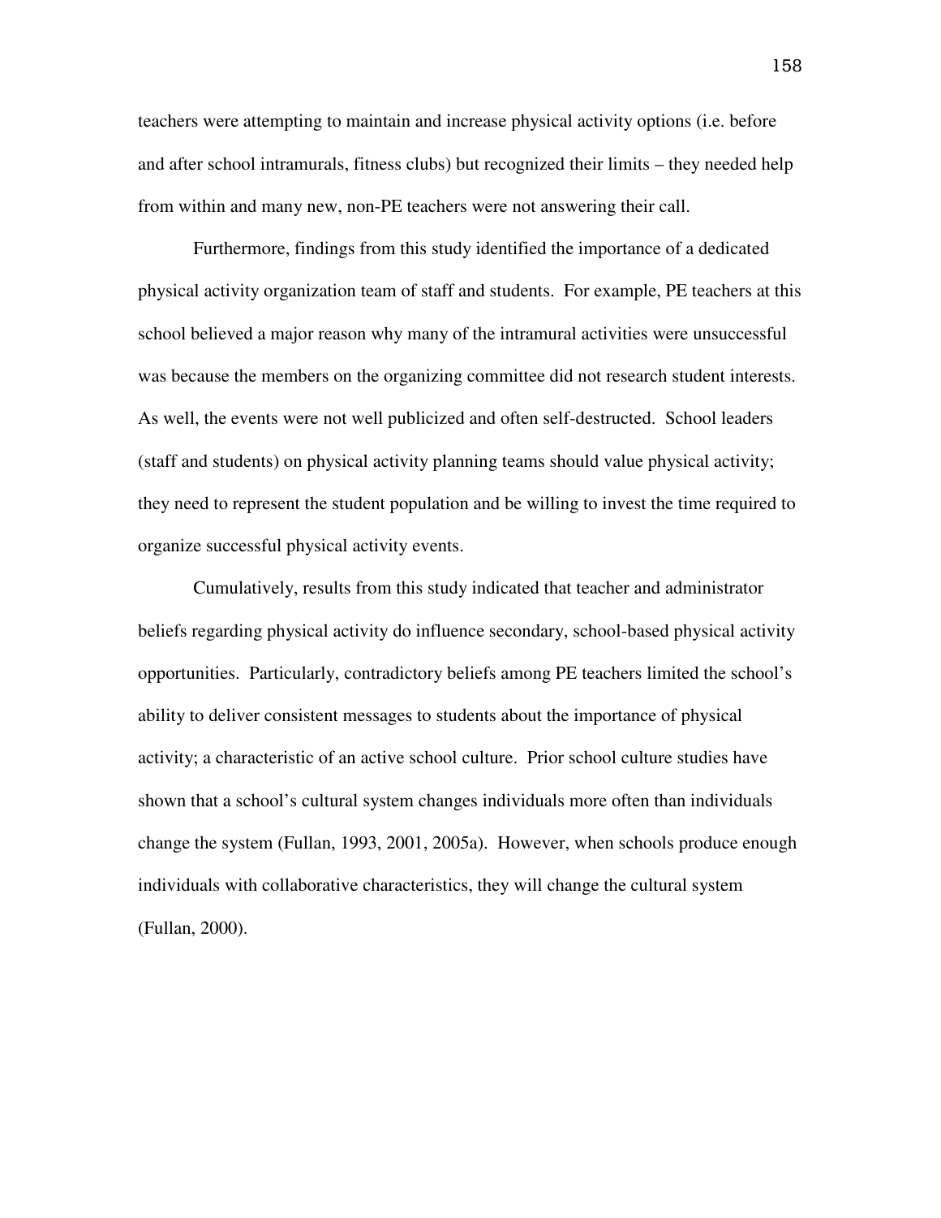teachers were attempting to maintain and increase physical activity options (i.e. before and after school intramurals, fitness clubs) but recognized their limits – they needed help from within and many new, non-PE teachers were not answering their call.

Furthermore, findings from this study identified the importance of a dedicated physical activity organization team of staff and students. For example, PE teachers at this school believed a major reason why many of the intramural activities were unsuccessful was because the members on the organizing committee did not research student interests. As well, the events were not well publicized and often self-destructed. School leaders (staff and students) on physical activity planning teams should value physical activity; they need to represent the student population and be willing to invest the time required to organize successful physical activity events.

Cumulatively, results from this study indicated that teacher and administrator beliefs regarding physical activity do influence secondary, school-based physical activity opportunities. Particularly, contradictory beliefs among PE teachers limited the school's ability to deliver consistent messages to students about the importance of physical activity; a characteristic of an active school culture. Prior school culture studies have shown that a school's cultural system changes individuals more often than individuals change the system (Fullan, 1993, 2001, 2005a). However, when schools produce enough individuals with collaborative characteristics, they will change the cultural system (Fullan, 2000).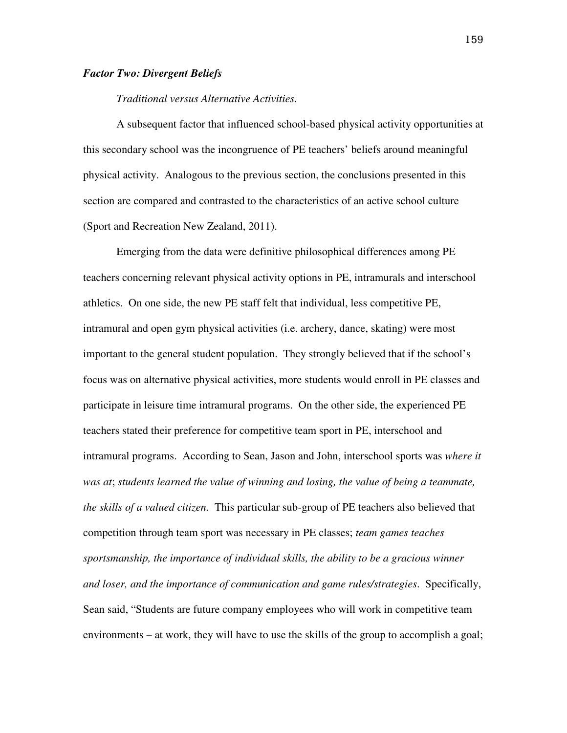### ***Factor Two: Divergent Beliefs***

*Traditional versus Alternative Activities.*

A subsequent factor that influenced school-based physical activity opportunities at this secondary school was the incongruence of PE teachers' beliefs around meaningful physical activity. Analogous to the previous section, the conclusions presented in this section are compared and contrasted to the characteristics of an active school culture (Sport and Recreation New Zealand, 2011).

Emerging from the data were definitive philosophical differences among PE teachers concerning relevant physical activity options in PE, intramurals and interschool athletics. On one side, the new PE staff felt that individual, less competitive PE, intramural and open gym physical activities (i.e. archery, dance, skating) were most important to the general student population. They strongly believed that if the school's focus was on alternative physical activities, more students would enroll in PE classes and participate in leisure time intramural programs. On the other side, the experienced PE teachers stated their preference for competitive team sport in PE, interschool and intramural programs. According to Sean, Jason and John, interschool sports was *where it was at*; *students learned the value of winning and losing, the value of being a teammate, the skills of a valued citizen*. This particular sub-group of PE teachers also believed that competition through team sport was necessary in PE classes; *team games teaches sportsmanship, the importance of individual skills, the ability to be a gracious winner and loser, and the importance of communication and game rules/strategies*. Specifically, Sean said, "Students are future company employees who will work in competitive team environments – at work, they will have to use the skills of the group to accomplish a goal;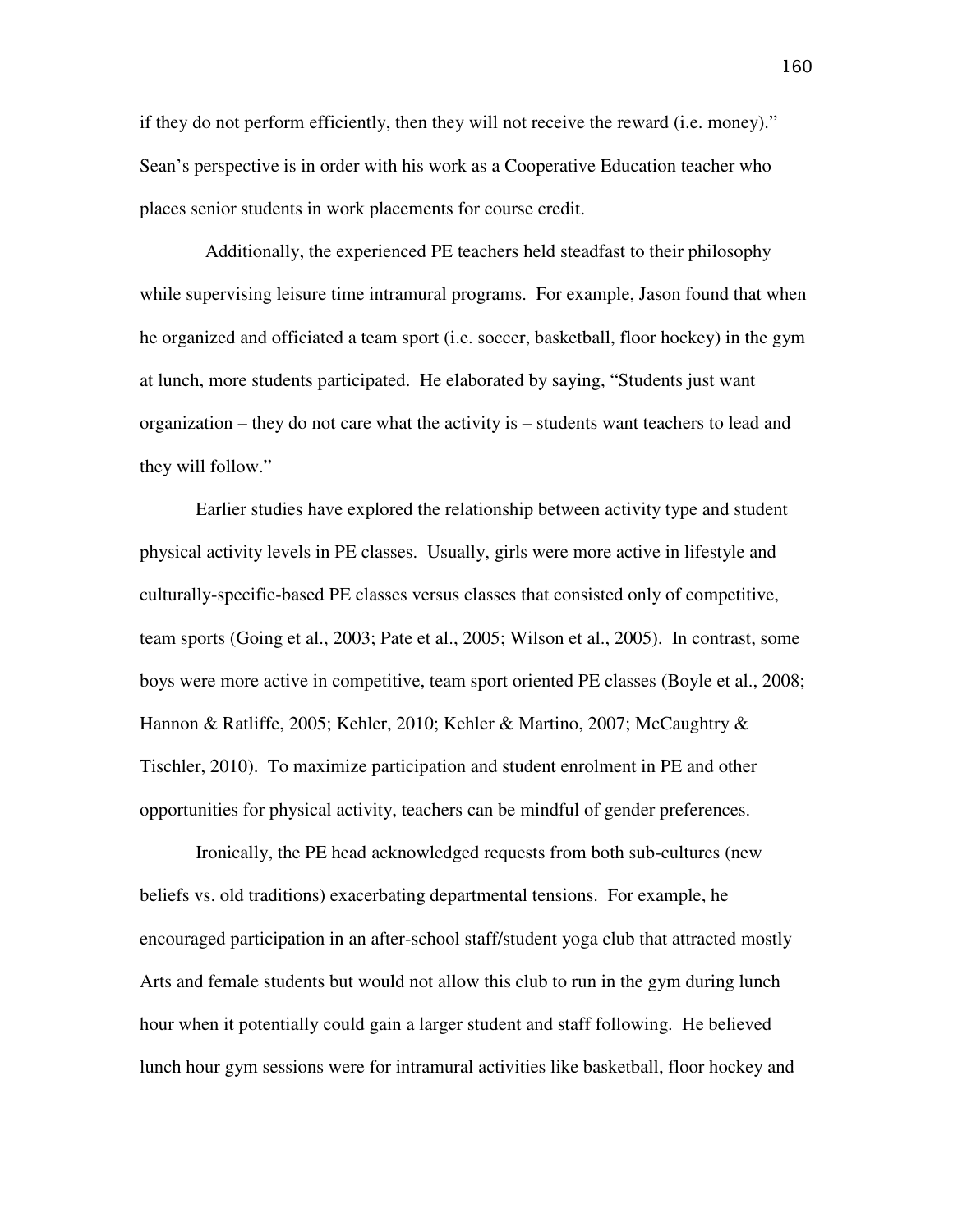if they do not perform efficiently, then they will not receive the reward (i.e. money)." Sean's perspective is in order with his work as a Cooperative Education teacher who places senior students in work placements for course credit.

Additionally, the experienced PE teachers held steadfast to their philosophy while supervising leisure time intramural programs. For example, Jason found that when he organized and officiated a team sport (i.e. soccer, basketball, floor hockey) in the gym at lunch, more students participated. He elaborated by saying, "Students just want organization – they do not care what the activity is – students want teachers to lead and they will follow."

Earlier studies have explored the relationship between activity type and student physical activity levels in PE classes. Usually, girls were more active in lifestyle and culturally-specific-based PE classes versus classes that consisted only of competitive, team sports (Going et al., 2003; Pate et al., 2005; Wilson et al., 2005). In contrast, some boys were more active in competitive, team sport oriented PE classes (Boyle et al., 2008; Hannon & Ratliffe, 2005; Kehler, 2010; Kehler & Martino, 2007; McCaughtry & Tischler, 2010). To maximize participation and student enrolment in PE and other opportunities for physical activity, teachers can be mindful of gender preferences.

Ironically, the PE head acknowledged requests from both sub-cultures (new beliefs vs. old traditions) exacerbating departmental tensions. For example, he encouraged participation in an after-school staff/student yoga club that attracted mostly Arts and female students but would not allow this club to run in the gym during lunch hour when it potentially could gain a larger student and staff following. He believed lunch hour gym sessions were for intramural activities like basketball, floor hockey and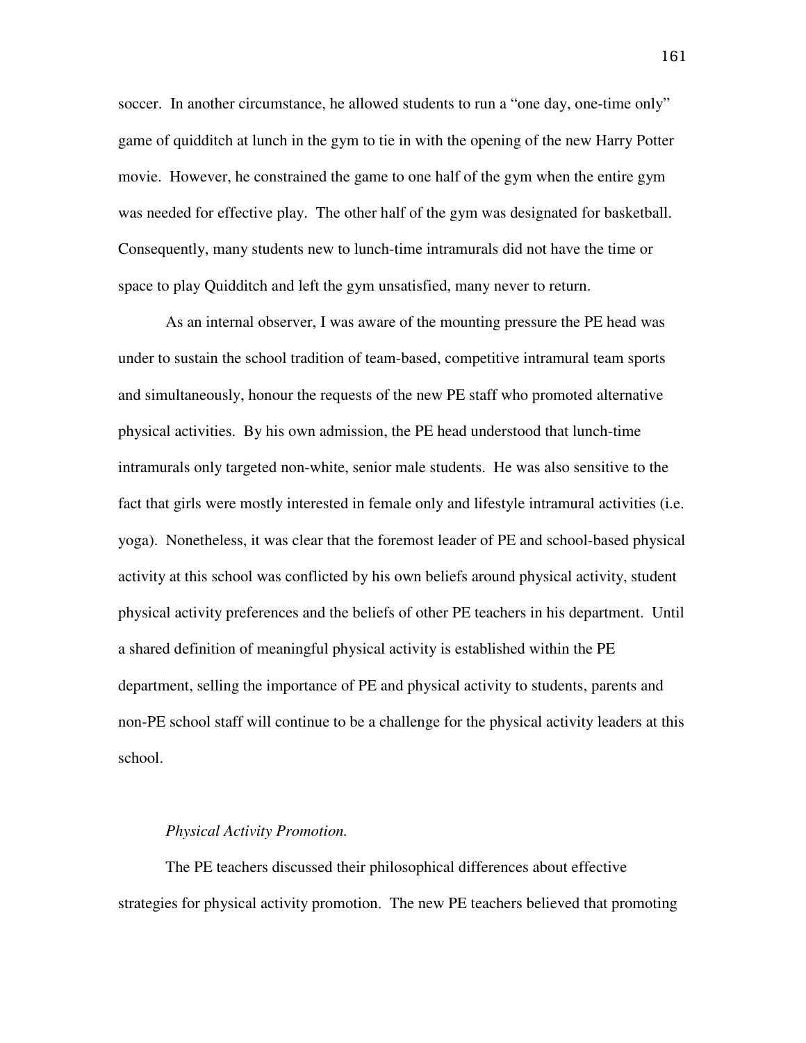soccer. In another circumstance, he allowed students to run a "one day, one-time only" game of quidditch at lunch in the gym to tie in with the opening of the new Harry Potter movie. However, he constrained the game to one half of the gym when the entire gym was needed for effective play. The other half of the gym was designated for basketball. Consequently, many students new to lunch-time intramurals did not have the time or space to play Quidditch and left the gym unsatisfied, many never to return.

As an internal observer, I was aware of the mounting pressure the PE head was under to sustain the school tradition of team-based, competitive intramural team sports and simultaneously, honour the requests of the new PE staff who promoted alternative physical activities. By his own admission, the PE head understood that lunch-time intramurals only targeted non-white, senior male students. He was also sensitive to the fact that girls were mostly interested in female only and lifestyle intramural activities (i.e. yoga). Nonetheless, it was clear that the foremost leader of PE and school-based physical activity at this school was conflicted by his own beliefs around physical activity, student physical activity preferences and the beliefs of other PE teachers in his department. Until a shared definition of meaningful physical activity is established within the PE department, selling the importance of PE and physical activity to students, parents and non-PE school staff will continue to be a challenge for the physical activity leaders at this school.

*Physical Activity Promotion.*

The PE teachers discussed their philosophical differences about effective strategies for physical activity promotion. The new PE teachers believed that promoting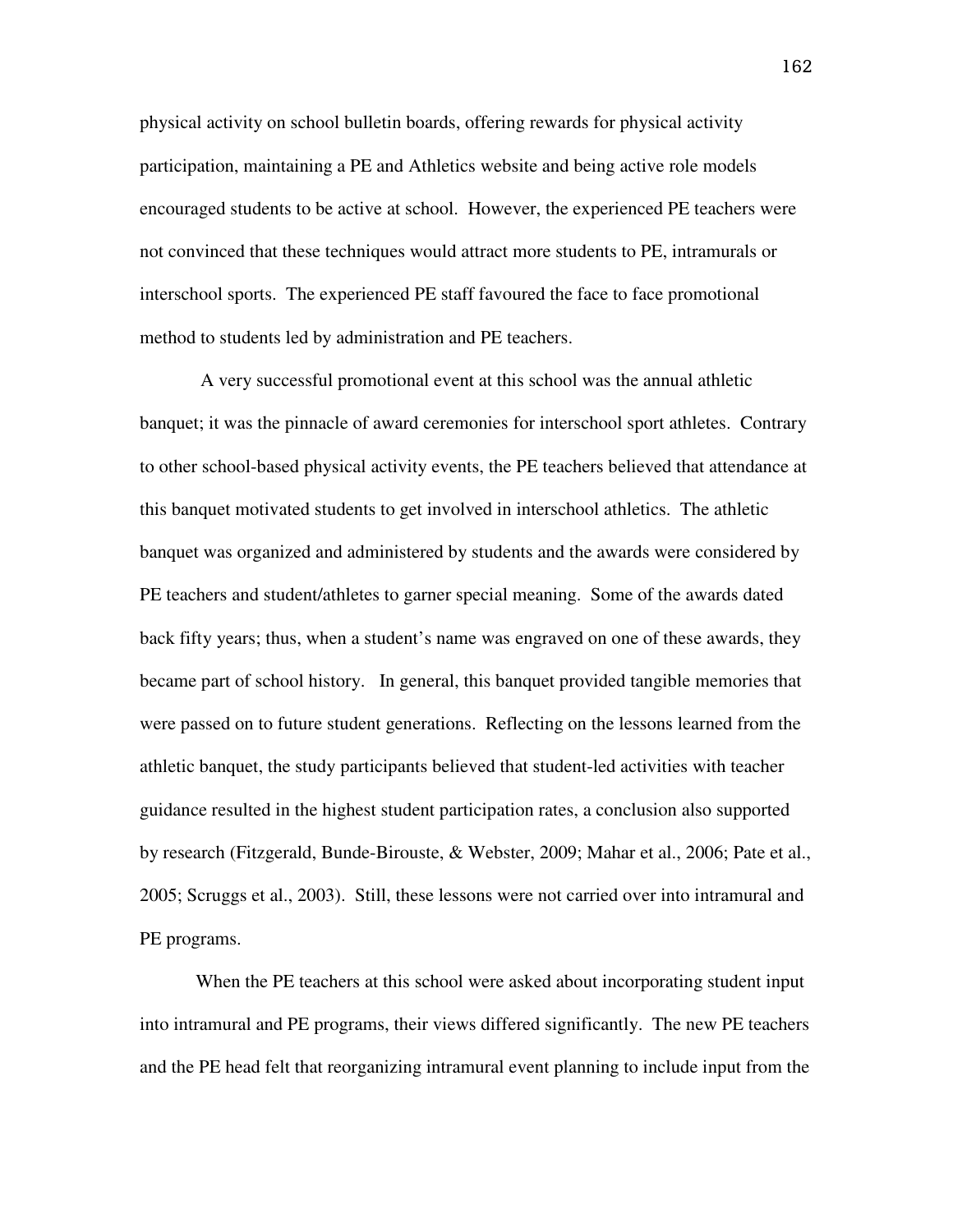physical activity on school bulletin boards, offering rewards for physical activity participation, maintaining a PE and Athletics website and being active role models encouraged students to be active at school. However, the experienced PE teachers were not convinced that these techniques would attract more students to PE, intramurals or interschool sports. The experienced PE staff favoured the face to face promotional method to students led by administration and PE teachers.

A very successful promotional event at this school was the annual athletic banquet; it was the pinnacle of award ceremonies for interschool sport athletes. Contrary to other school-based physical activity events, the PE teachers believed that attendance at this banquet motivated students to get involved in interschool athletics. The athletic banquet was organized and administered by students and the awards were considered by PE teachers and student/athletes to garner special meaning. Some of the awards dated back fifty years; thus, when a student's name was engraved on one of these awards, they became part of school history. In general, this banquet provided tangible memories that were passed on to future student generations. Reflecting on the lessons learned from the athletic banquet, the study participants believed that student-led activities with teacher guidance resulted in the highest student participation rates, a conclusion also supported by research (Fitzgerald, Bunde-Birouste, & Webster, 2009; Mahar et al., 2006; Pate et al., 2005; Scruggs et al., 2003). Still, these lessons were not carried over into intramural and PE programs.

When the PE teachers at this school were asked about incorporating student input into intramural and PE programs, their views differed significantly. The new PE teachers and the PE head felt that reorganizing intramural event planning to include input from the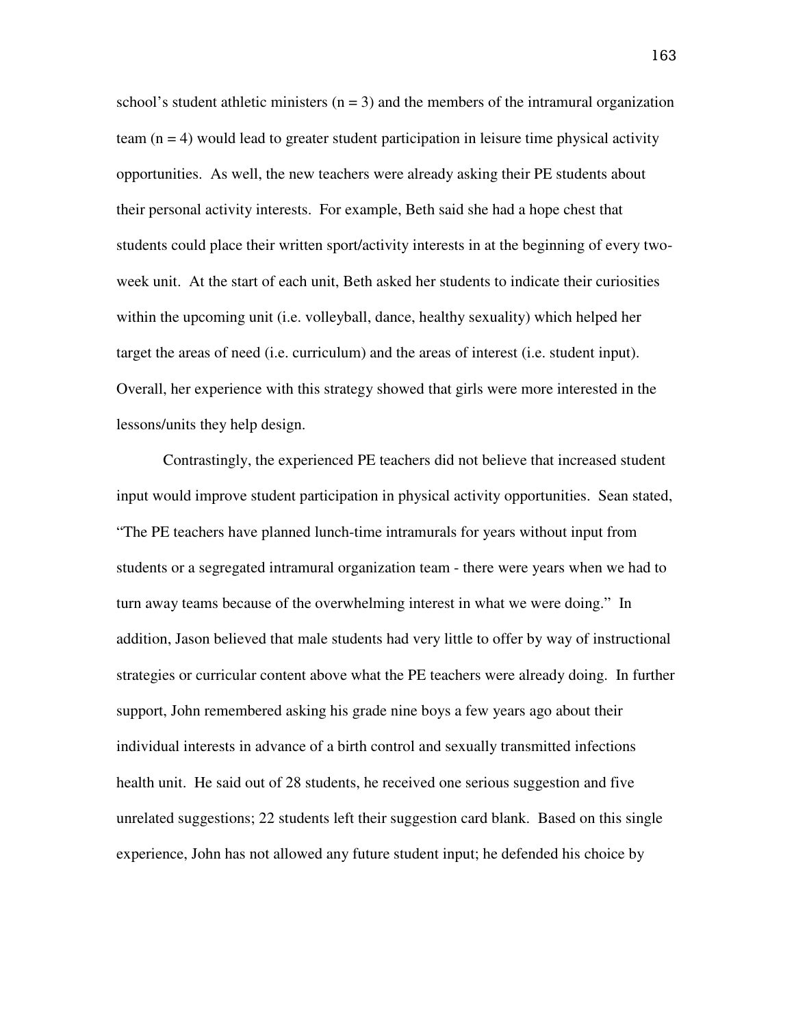school's student athletic ministers (n = 3) and the members of the intramural organization team (n = 4) would lead to greater student participation in leisure time physical activity opportunities. As well, the new teachers were already asking their PE students about their personal activity interests. For example, Beth said she had a hope chest that students could place their written sport/activity interests in at the beginning of every two-week unit. At the start of each unit, Beth asked her students to indicate their curiosities within the upcoming unit (i.e. volleyball, dance, healthy sexuality) which helped her target the areas of need (i.e. curriculum) and the areas of interest (i.e. student input). Overall, her experience with this strategy showed that girls were more interested in the lessons/units they help design.

Contrastingly, the experienced PE teachers did not believe that increased student input would improve student participation in physical activity opportunities. Sean stated, "The PE teachers have planned lunch-time intramurals for years without input from students or a segregated intramural organization team - there were years when we had to turn away teams because of the overwhelming interest in what we were doing." In addition, Jason believed that male students had very little to offer by way of instructional strategies or curricular content above what the PE teachers were already doing. In further support, John remembered asking his grade nine boys a few years ago about their individual interests in advance of a birth control and sexually transmitted infections health unit. He said out of 28 students, he received one serious suggestion and five unrelated suggestions; 22 students left their suggestion card blank. Based on this single experience, John has not allowed any future student input; he defended his choice by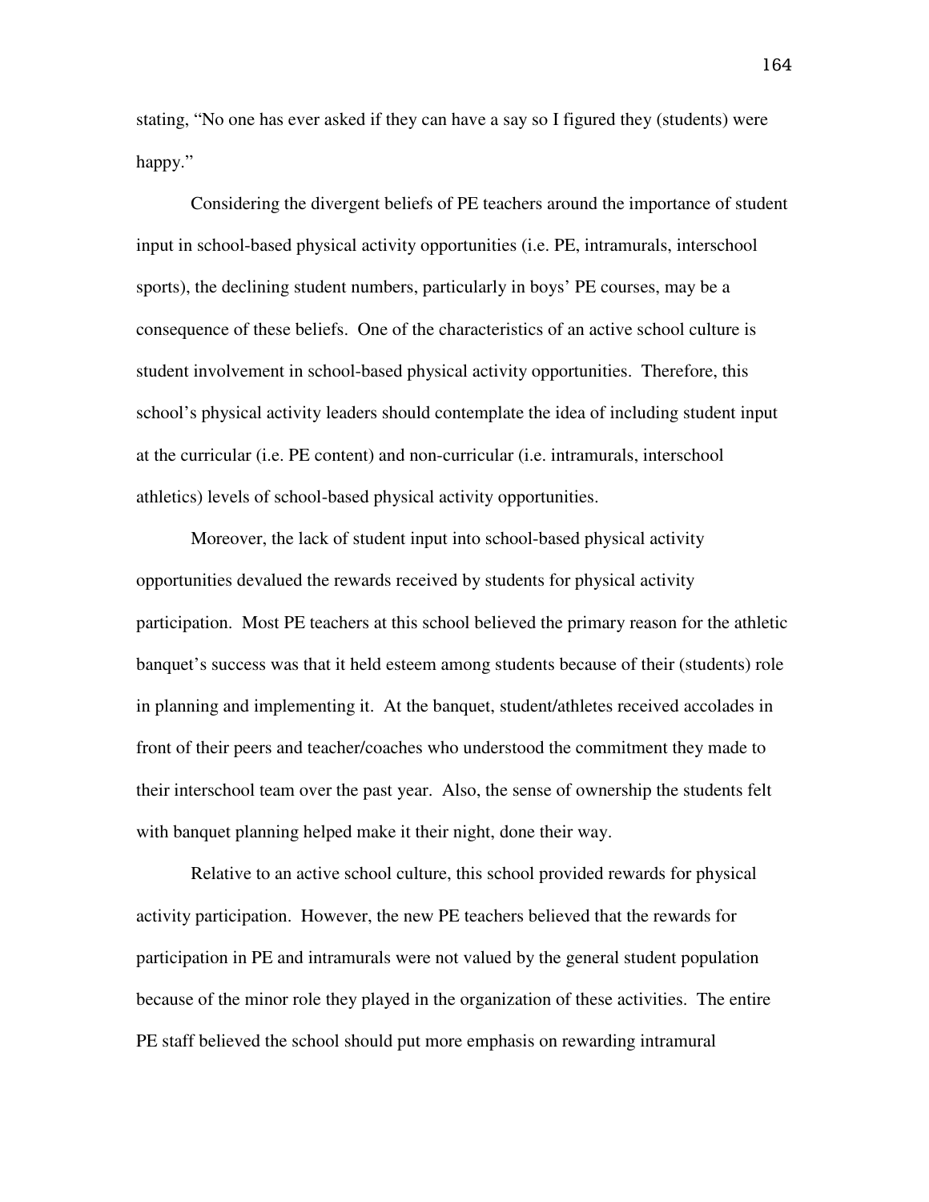stating, "No one has ever asked if they can have a say so I figured they (students) were happy."

Considering the divergent beliefs of PE teachers around the importance of student input in school-based physical activity opportunities (i.e. PE, intramurals, interschool sports), the declining student numbers, particularly in boys' PE courses, may be a consequence of these beliefs. One of the characteristics of an active school culture is student involvement in school-based physical activity opportunities. Therefore, this school's physical activity leaders should contemplate the idea of including student input at the curricular (i.e. PE content) and non-curricular (i.e. intramurals, interschool athletics) levels of school-based physical activity opportunities.

Moreover, the lack of student input into school-based physical activity opportunities devalued the rewards received by students for physical activity participation. Most PE teachers at this school believed the primary reason for the athletic banquet's success was that it held esteem among students because of their (students) role in planning and implementing it. At the banquet, student/athletes received accolades in front of their peers and teacher/coaches who understood the commitment they made to their interschool team over the past year. Also, the sense of ownership the students felt with banquet planning helped make it their night, done their way.

Relative to an active school culture, this school provided rewards for physical activity participation. However, the new PE teachers believed that the rewards for participation in PE and intramurals were not valued by the general student population because of the minor role they played in the organization of these activities. The entire PE staff believed the school should put more emphasis on rewarding intramural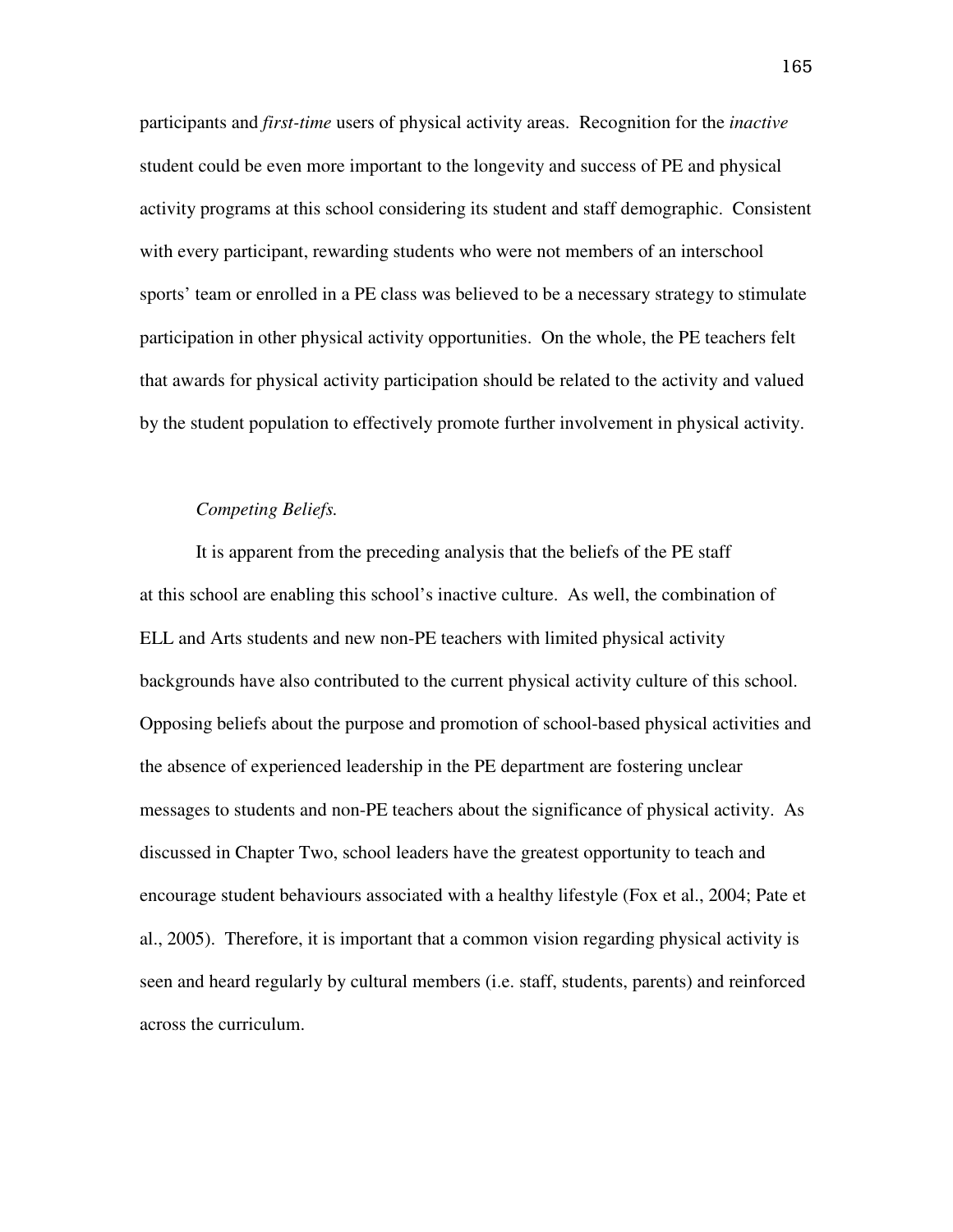participants and *first-time* users of physical activity areas. Recognition for the *inactive* student could be even more important to the longevity and success of PE and physical activity programs at this school considering its student and staff demographic. Consistent with every participant, rewarding students who were not members of an interschool sports' team or enrolled in a PE class was believed to be a necessary strategy to stimulate participation in other physical activity opportunities. On the whole, the PE teachers felt that awards for physical activity participation should be related to the activity and valued by the student population to effectively promote further involvement in physical activity.

*Competing Beliefs.*

It is apparent from the preceding analysis that the beliefs of the PE staff at this school are enabling this school's inactive culture. As well, the combination of ELL and Arts students and new non-PE teachers with limited physical activity backgrounds have also contributed to the current physical activity culture of this school. Opposing beliefs about the purpose and promotion of school-based physical activities and the absence of experienced leadership in the PE department are fostering unclear messages to students and non-PE teachers about the significance of physical activity. As discussed in Chapter Two, school leaders have the greatest opportunity to teach and encourage student behaviours associated with a healthy lifestyle (Fox et al., 2004; Pate et al., 2005). Therefore, it is important that a common vision regarding physical activity is seen and heard regularly by cultural members (i.e. staff, students, parents) and reinforced across the curriculum.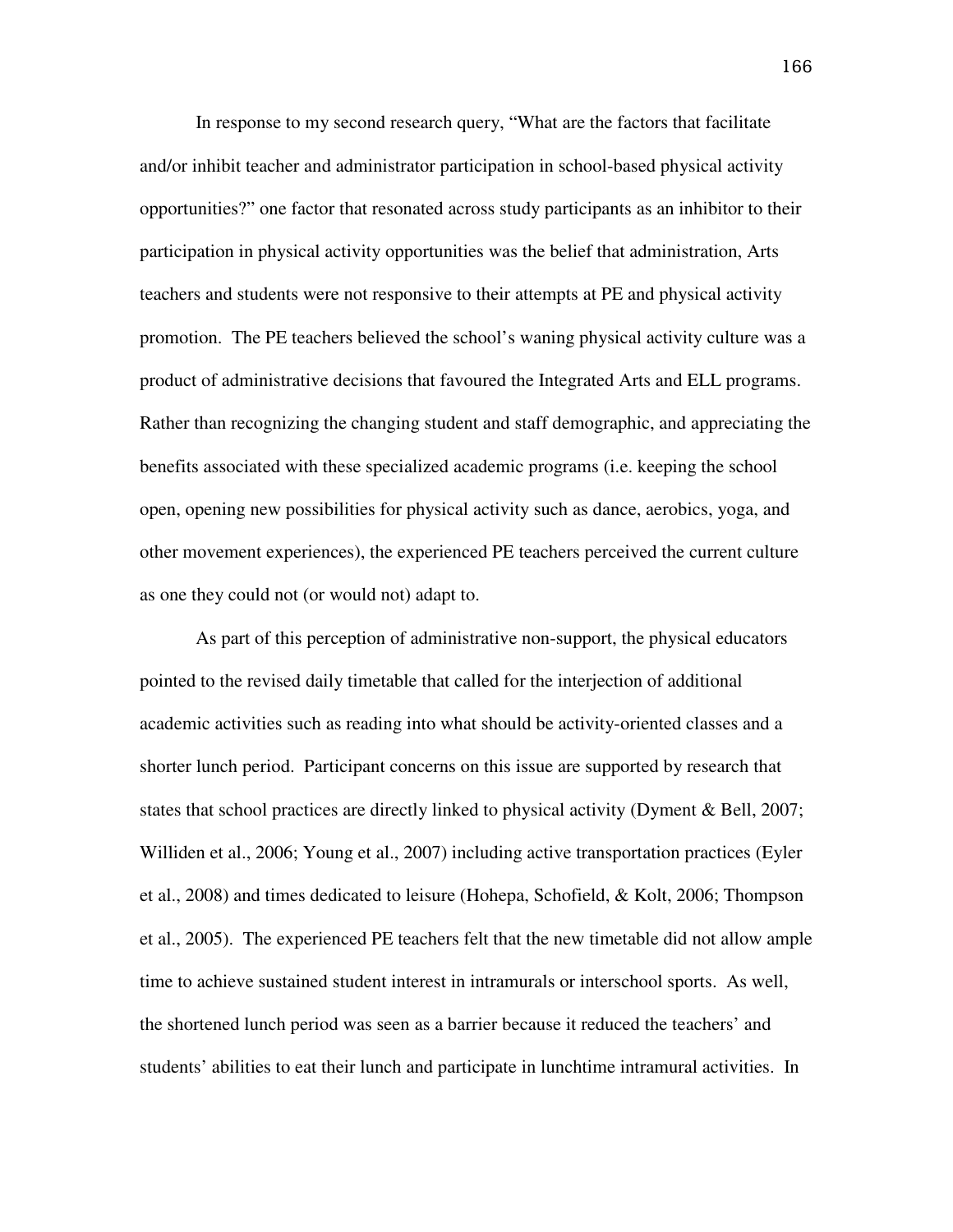In response to my second research query, "What are the factors that facilitate and/or inhibit teacher and administrator participation in school-based physical activity opportunities?" one factor that resonated across study participants as an inhibitor to their participation in physical activity opportunities was the belief that administration, Arts teachers and students were not responsive to their attempts at PE and physical activity promotion. The PE teachers believed the school's waning physical activity culture was a product of administrative decisions that favoured the Integrated Arts and ELL programs. Rather than recognizing the changing student and staff demographic, and appreciating the benefits associated with these specialized academic programs (i.e. keeping the school open, opening new possibilities for physical activity such as dance, aerobics, yoga, and other movement experiences), the experienced PE teachers perceived the current culture as one they could not (or would not) adapt to.

As part of this perception of administrative non-support, the physical educators pointed to the revised daily timetable that called for the interjection of additional academic activities such as reading into what should be activity-oriented classes and a shorter lunch period. Participant concerns on this issue are supported by research that states that school practices are directly linked to physical activity (Dyment & Bell, 2007; Williden et al., 2006; Young et al., 2007) including active transportation practices (Eyler et al., 2008) and times dedicated to leisure (Hohepa, Schofield, & Kolt, 2006; Thompson et al., 2005). The experienced PE teachers felt that the new timetable did not allow ample time to achieve sustained student interest in intramurals or interschool sports. As well, the shortened lunch period was seen as a barrier because it reduced the teachers' and students' abilities to eat their lunch and participate in lunchtime intramural activities. In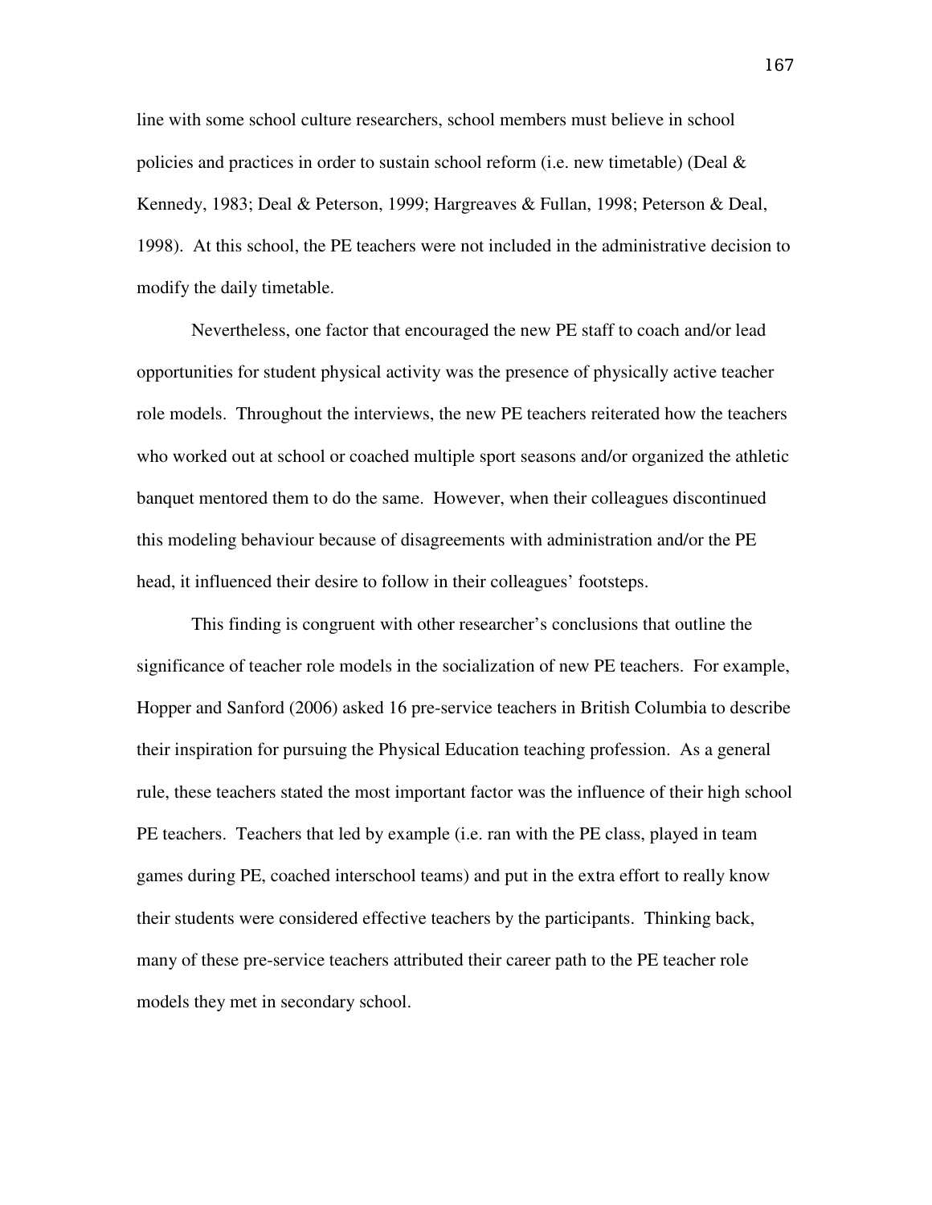line with some school culture researchers, school members must believe in school policies and practices in order to sustain school reform (i.e. new timetable) (Deal & Kennedy, 1983; Deal & Peterson, 1999; Hargreaves & Fullan, 1998; Peterson & Deal, 1998). At this school, the PE teachers were not included in the administrative decision to modify the daily timetable.

Nevertheless, one factor that encouraged the new PE staff to coach and/or lead opportunities for student physical activity was the presence of physically active teacher role models. Throughout the interviews, the new PE teachers reiterated how the teachers who worked out at school or coached multiple sport seasons and/or organized the athletic banquet mentored them to do the same. However, when their colleagues discontinued this modeling behaviour because of disagreements with administration and/or the PE head, it influenced their desire to follow in their colleagues' footsteps.

This finding is congruent with other researcher's conclusions that outline the significance of teacher role models in the socialization of new PE teachers. For example, Hopper and Sanford (2006) asked 16 pre-service teachers in British Columbia to describe their inspiration for pursuing the Physical Education teaching profession. As a general rule, these teachers stated the most important factor was the influence of their high school PE teachers. Teachers that led by example (i.e. ran with the PE class, played in team games during PE, coached interschool teams) and put in the extra effort to really know their students were considered effective teachers by the participants. Thinking back, many of these pre-service teachers attributed their career path to the PE teacher role models they met in secondary school.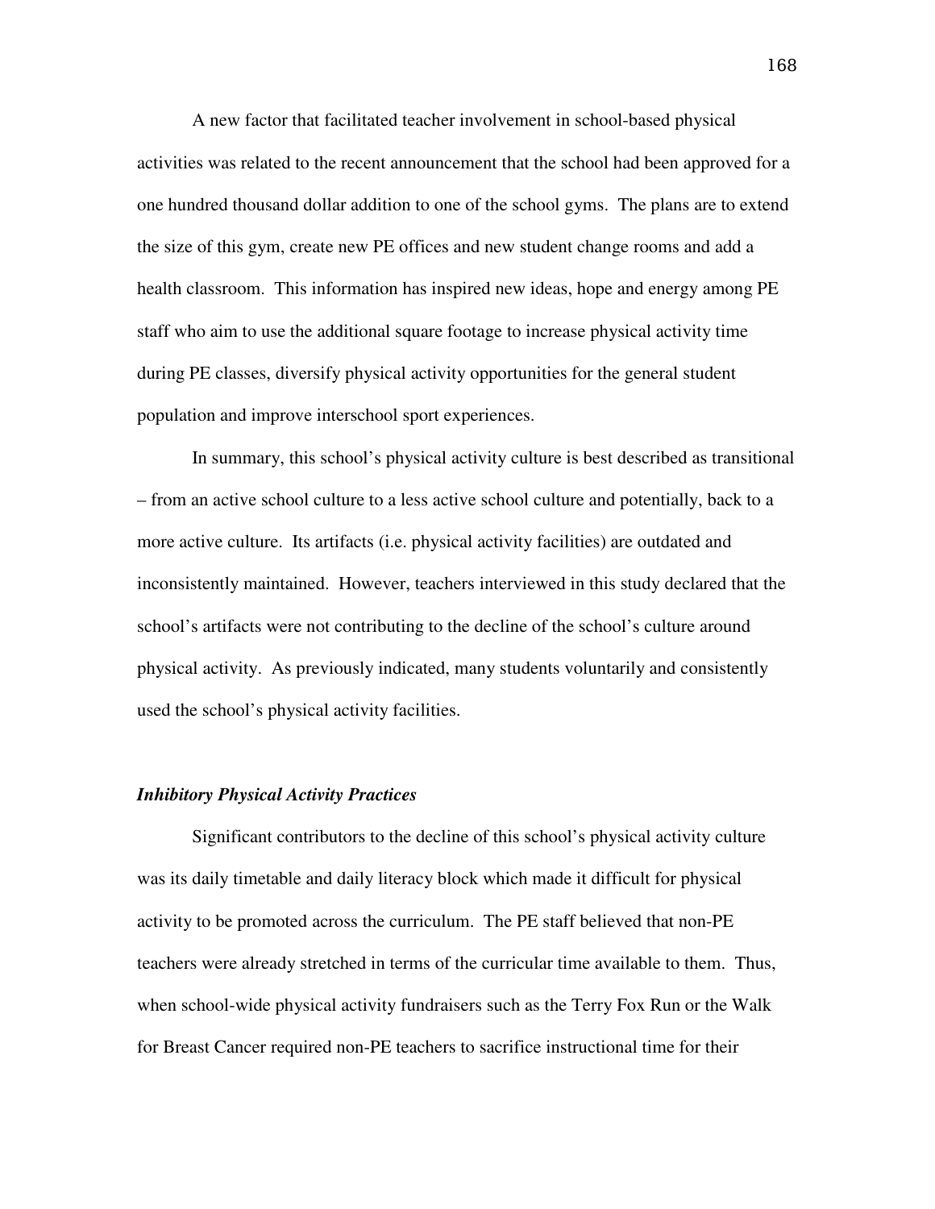A new factor that facilitated teacher involvement in school-based physical activities was related to the recent announcement that the school had been approved for a one hundred thousand dollar addition to one of the school gyms. The plans are to extend the size of this gym, create new PE offices and new student change rooms and add a health classroom. This information has inspired new ideas, hope and energy among PE staff who aim to use the additional square footage to increase physical activity time during PE classes, diversify physical activity opportunities for the general student population and improve interschool sport experiences.

In summary, this school's physical activity culture is best described as transitional – from an active school culture to a less active school culture and potentially, back to a more active culture. Its artifacts (i.e. physical activity facilities) are outdated and inconsistently maintained. However, teachers interviewed in this study declared that the school's artifacts were not contributing to the decline of the school's culture around physical activity. As previously indicated, many students voluntarily and consistently used the school's physical activity facilities.

### *Inhibitory Physical Activity Practices*

Significant contributors to the decline of this school's physical activity culture was its daily timetable and daily literacy block which made it difficult for physical activity to be promoted across the curriculum. The PE staff believed that non-PE teachers were already stretched in terms of the curricular time available to them. Thus, when school-wide physical activity fundraisers such as the Terry Fox Run or the Walk for Breast Cancer required non-PE teachers to sacrifice instructional time for their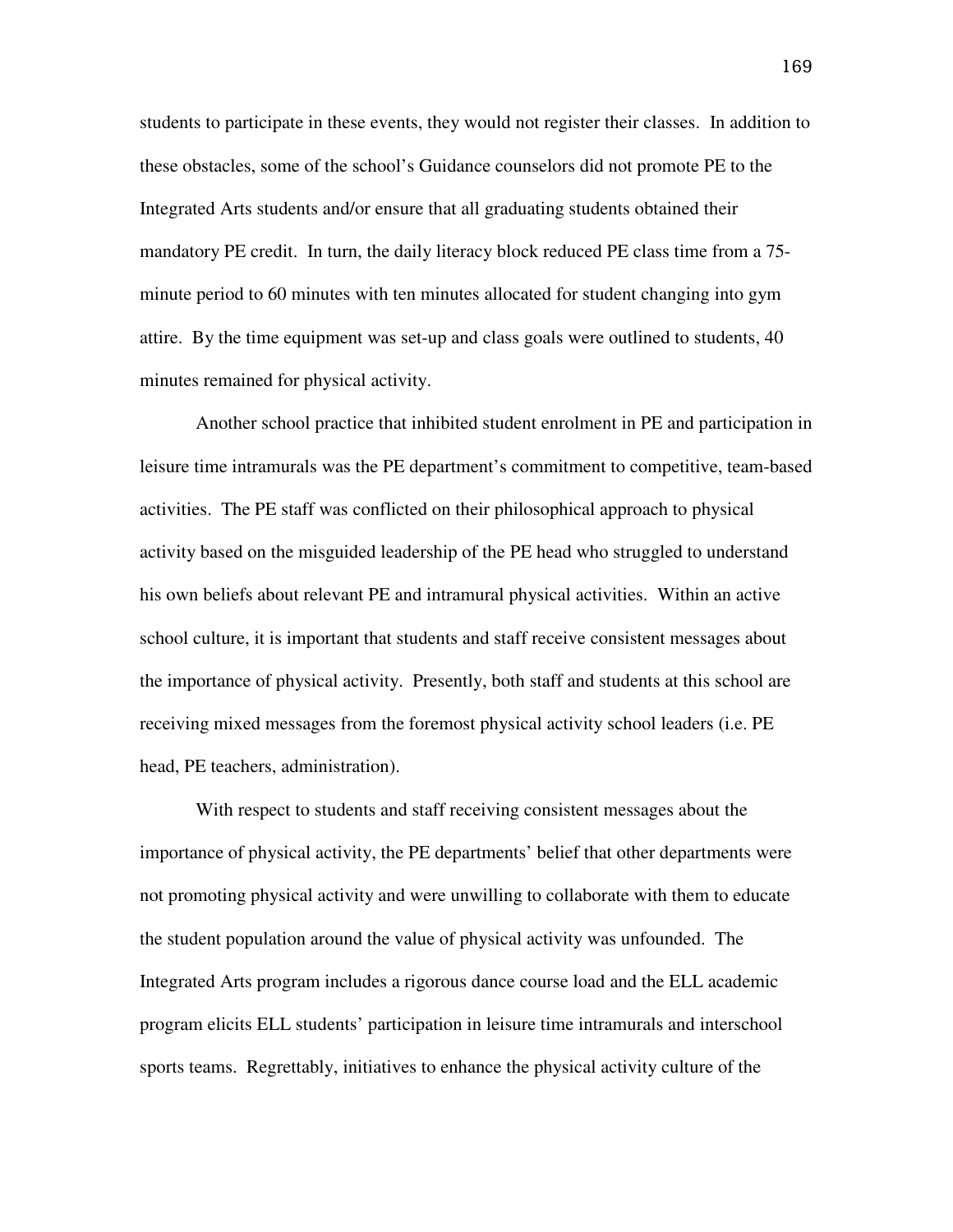students to participate in these events, they would not register their classes. In addition to these obstacles, some of the school's Guidance counselors did not promote PE to the Integrated Arts students and/or ensure that all graduating students obtained their mandatory PE credit. In turn, the daily literacy block reduced PE class time from a 75-minute period to 60 minutes with ten minutes allocated for student changing into gym attire. By the time equipment was set-up and class goals were outlined to students, 40 minutes remained for physical activity.

Another school practice that inhibited student enrolment in PE and participation in leisure time intramurals was the PE department's commitment to competitive, team-based activities. The PE staff was conflicted on their philosophical approach to physical activity based on the misguided leadership of the PE head who struggled to understand his own beliefs about relevant PE and intramural physical activities. Within an active school culture, it is important that students and staff receive consistent messages about the importance of physical activity. Presently, both staff and students at this school are receiving mixed messages from the foremost physical activity school leaders (i.e. PE head, PE teachers, administration).

With respect to students and staff receiving consistent messages about the importance of physical activity, the PE departments' belief that other departments were not promoting physical activity and were unwilling to collaborate with them to educate the student population around the value of physical activity was unfounded. The Integrated Arts program includes a rigorous dance course load and the ELL academic program elicits ELL students' participation in leisure time intramurals and interschool sports teams. Regrettably, initiatives to enhance the physical activity culture of the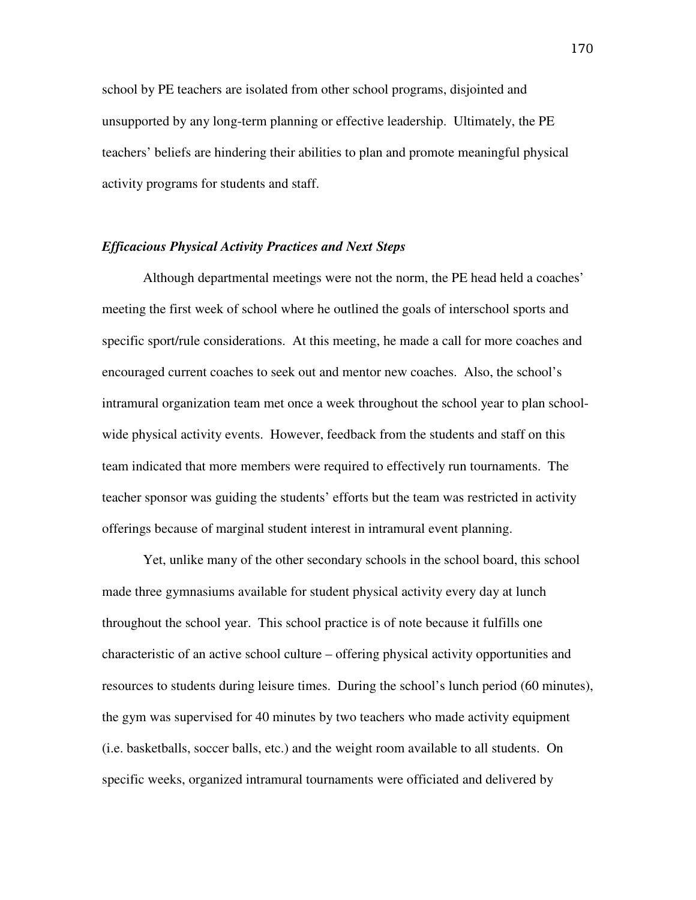school by PE teachers are isolated from other school programs, disjointed and unsupported by any long-term planning or effective leadership. Ultimately, the PE teachers' beliefs are hindering their abilities to plan and promote meaningful physical activity programs for students and staff.

### *Efficacious Physical Activity Practices and Next Steps*

Although departmental meetings were not the norm, the PE head held a coaches' meeting the first week of school where he outlined the goals of interschool sports and specific sport/rule considerations. At this meeting, he made a call for more coaches and encouraged current coaches to seek out and mentor new coaches. Also, the school's intramural organization team met once a week throughout the school year to plan school-wide physical activity events. However, feedback from the students and staff on this team indicated that more members were required to effectively run tournaments. The teacher sponsor was guiding the students' efforts but the team was restricted in activity offerings because of marginal student interest in intramural event planning.

Yet, unlike many of the other secondary schools in the school board, this school made three gymnasiums available for student physical activity every day at lunch throughout the school year. This school practice is of note because it fulfills one characteristic of an active school culture – offering physical activity opportunities and resources to students during leisure times. During the school's lunch period (60 minutes), the gym was supervised for 40 minutes by two teachers who made activity equipment (i.e. basketballs, soccer balls, etc.) and the weight room available to all students. On specific weeks, organized intramural tournaments were officiated and delivered by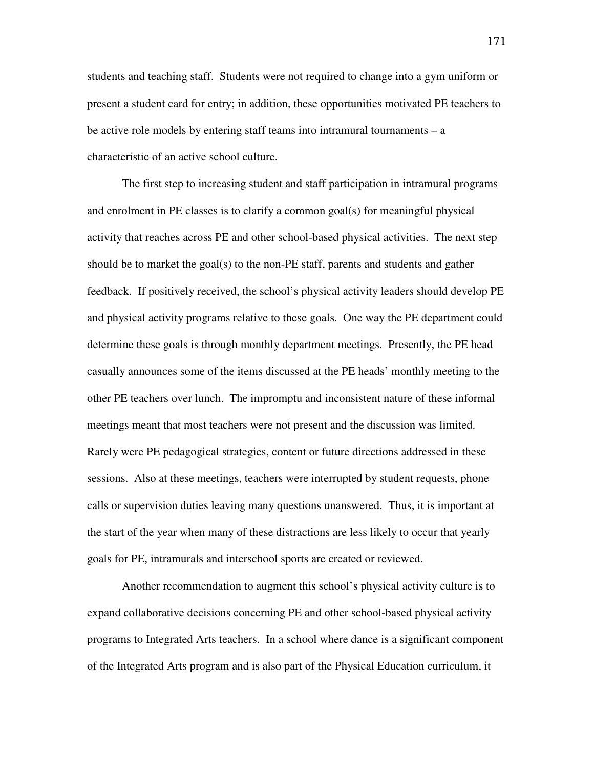students and teaching staff. Students were not required to change into a gym uniform or present a student card for entry; in addition, these opportunities motivated PE teachers to be active role models by entering staff teams into intramural tournaments – a characteristic of an active school culture.

The first step to increasing student and staff participation in intramural programs and enrolment in PE classes is to clarify a common goal(s) for meaningful physical activity that reaches across PE and other school-based physical activities. The next step should be to market the goal(s) to the non-PE staff, parents and students and gather feedback. If positively received, the school's physical activity leaders should develop PE and physical activity programs relative to these goals. One way the PE department could determine these goals is through monthly department meetings. Presently, the PE head casually announces some of the items discussed at the PE heads' monthly meeting to the other PE teachers over lunch. The impromptu and inconsistent nature of these informal meetings meant that most teachers were not present and the discussion was limited. Rarely were PE pedagogical strategies, content or future directions addressed in these sessions. Also at these meetings, teachers were interrupted by student requests, phone calls or supervision duties leaving many questions unanswered. Thus, it is important at the start of the year when many of these distractions are less likely to occur that yearly goals for PE, intramurals and interschool sports are created or reviewed.

Another recommendation to augment this school's physical activity culture is to expand collaborative decisions concerning PE and other school-based physical activity programs to Integrated Arts teachers. In a school where dance is a significant component of the Integrated Arts program and is also part of the Physical Education curriculum, it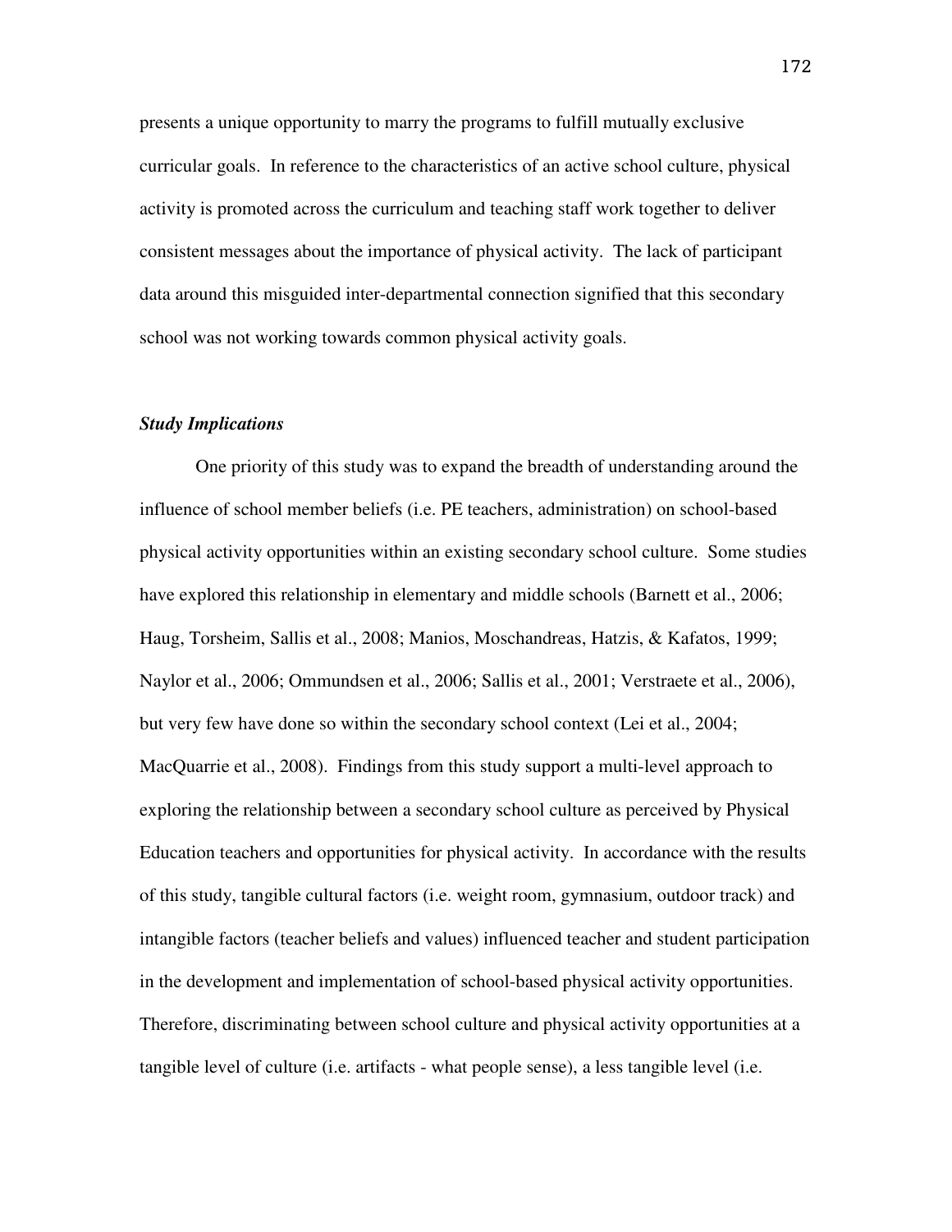presents a unique opportunity to marry the programs to fulfill mutually exclusive curricular goals. In reference to the characteristics of an active school culture, physical activity is promoted across the curriculum and teaching staff work together to deliver consistent messages about the importance of physical activity. The lack of participant data around this misguided inter-departmental connection signified that this secondary school was not working towards common physical activity goals.

***Study Implications***

One priority of this study was to expand the breadth of understanding around the influence of school member beliefs (i.e. PE teachers, administration) on school-based physical activity opportunities within an existing secondary school culture. Some studies have explored this relationship in elementary and middle schools (Barnett et al., 2006; Haug, Torsheim, Sallis et al., 2008; Manios, Moschandreas, Hatzis, & Kafatos, 1999; Naylor et al., 2006; Ommundsen et al., 2006; Sallis et al., 2001; Verstraete et al., 2006), but very few have done so within the secondary school context (Lei et al., 2004; MacQuarrie et al., 2008). Findings from this study support a multi-level approach to exploring the relationship between a secondary school culture as perceived by Physical Education teachers and opportunities for physical activity. In accordance with the results of this study, tangible cultural factors (i.e. weight room, gymnasium, outdoor track) and intangible factors (teacher beliefs and values) influenced teacher and student participation in the development and implementation of school-based physical activity opportunities. Therefore, discriminating between school culture and physical activity opportunities at a tangible level of culture (i.e. artifacts - what people sense), a less tangible level (i.e.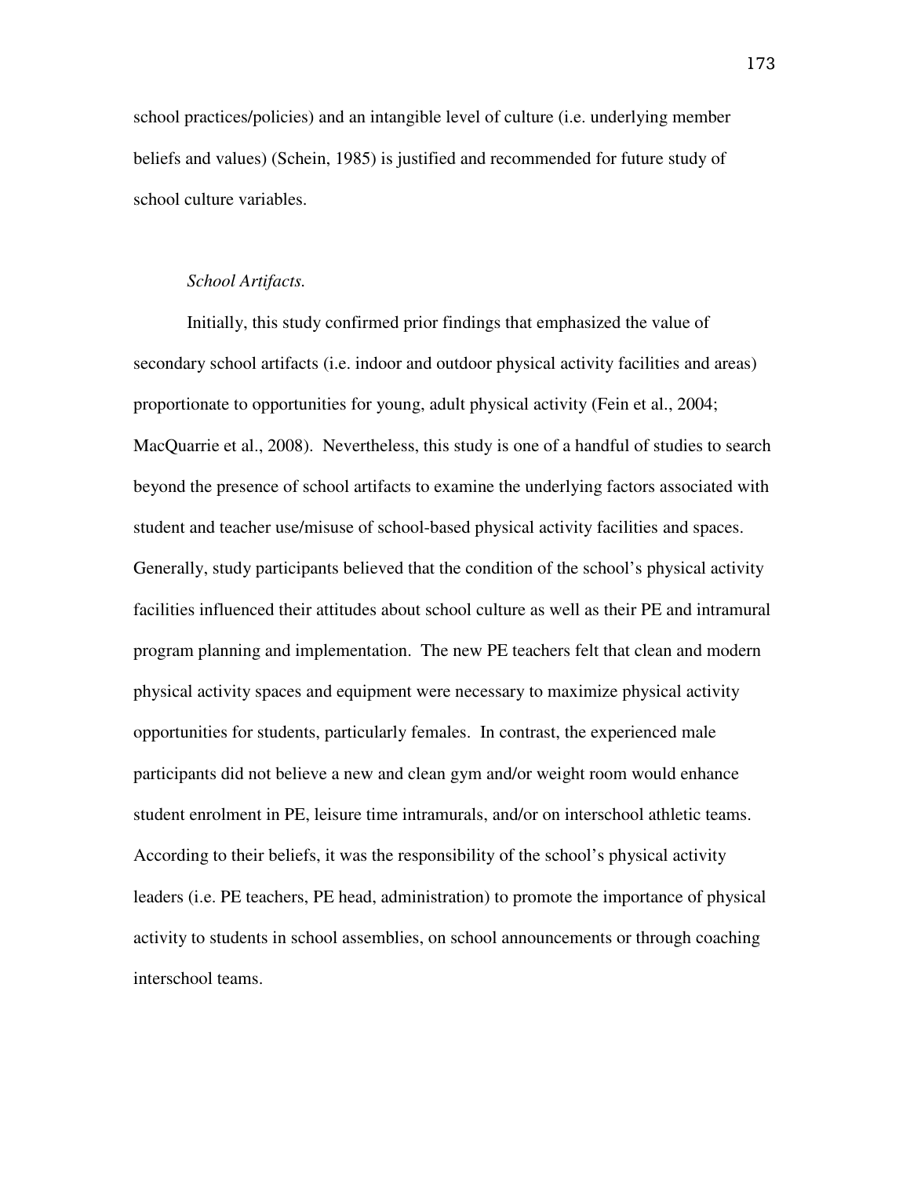school practices/policies) and an intangible level of culture (i.e. underlying member beliefs and values) (Schein, 1985) is justified and recommended for future study of school culture variables.

*School Artifacts.*

Initially, this study confirmed prior findings that emphasized the value of secondary school artifacts (i.e. indoor and outdoor physical activity facilities and areas) proportionate to opportunities for young, adult physical activity (Fein et al., 2004; MacQuarrie et al., 2008). Nevertheless, this study is one of a handful of studies to search beyond the presence of school artifacts to examine the underlying factors associated with student and teacher use/misuse of school-based physical activity facilities and spaces. Generally, study participants believed that the condition of the school's physical activity facilities influenced their attitudes about school culture as well as their PE and intramural program planning and implementation. The new PE teachers felt that clean and modern physical activity spaces and equipment were necessary to maximize physical activity opportunities for students, particularly females. In contrast, the experienced male participants did not believe a new and clean gym and/or weight room would enhance student enrolment in PE, leisure time intramurals, and/or on interschool athletic teams. According to their beliefs, it was the responsibility of the school's physical activity leaders (i.e. PE teachers, PE head, administration) to promote the importance of physical activity to students in school assemblies, on school announcements or through coaching interschool teams.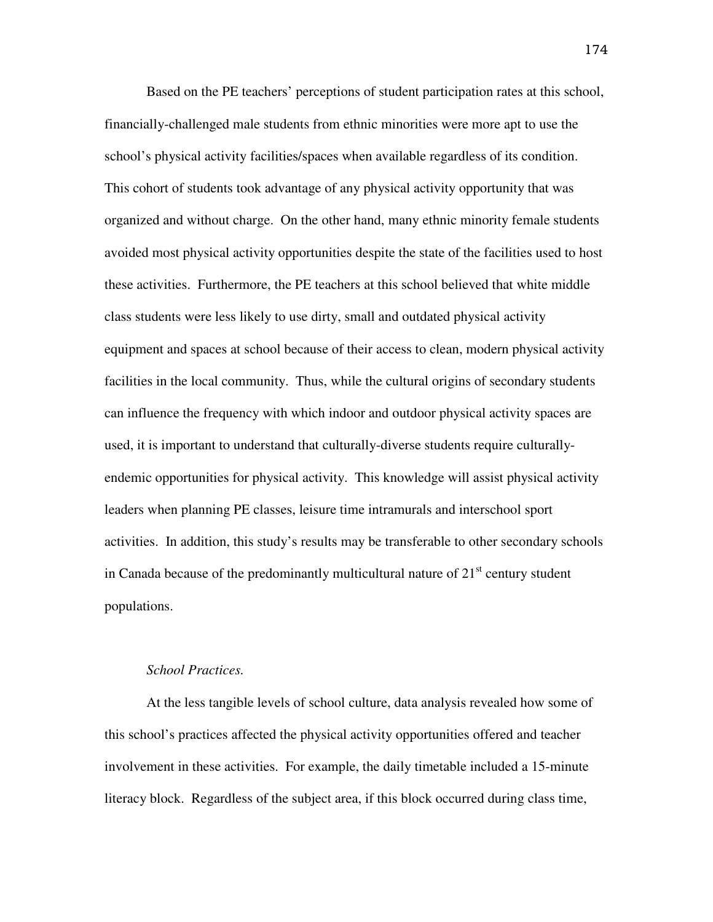Based on the PE teachers' perceptions of student participation rates at this school, financially-challenged male students from ethnic minorities were more apt to use the school's physical activity facilities/spaces when available regardless of its condition. This cohort of students took advantage of any physical activity opportunity that was organized and without charge. On the other hand, many ethnic minority female students avoided most physical activity opportunities despite the state of the facilities used to host these activities. Furthermore, the PE teachers at this school believed that white middle class students were less likely to use dirty, small and outdated physical activity equipment and spaces at school because of their access to clean, modern physical activity facilities in the local community. Thus, while the cultural origins of secondary students can influence the frequency with which indoor and outdoor physical activity spaces are used, it is important to understand that culturally-diverse students require culturally-endemic opportunities for physical activity. This knowledge will assist physical activity leaders when planning PE classes, leisure time intramurals and interschool sport activities. In addition, this study's results may be transferable to other secondary schools in Canada because of the predominantly multicultural nature of 21st century student populations.

*School Practices.*

At the less tangible levels of school culture, data analysis revealed how some of this school's practices affected the physical activity opportunities offered and teacher involvement in these activities. For example, the daily timetable included a 15-minute literacy block. Regardless of the subject area, if this block occurred during class time,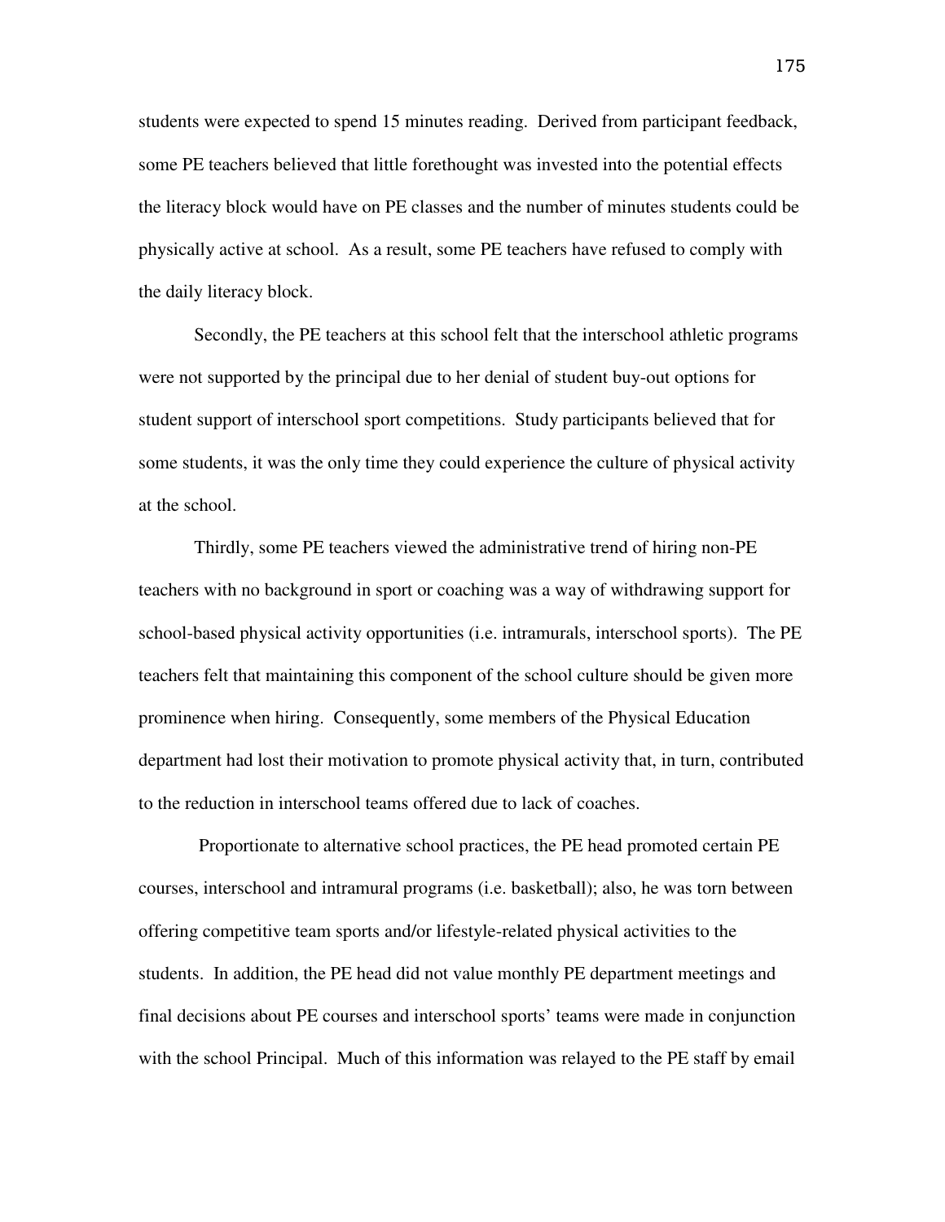students were expected to spend 15 minutes reading. Derived from participant feedback, some PE teachers believed that little forethought was invested into the potential effects the literacy block would have on PE classes and the number of minutes students could be physically active at school. As a result, some PE teachers have refused to comply with the daily literacy block.

Secondly, the PE teachers at this school felt that the interschool athletic programs were not supported by the principal due to her denial of student buy-out options for student support of interschool sport competitions. Study participants believed that for some students, it was the only time they could experience the culture of physical activity at the school.

Thirdly, some PE teachers viewed the administrative trend of hiring non-PE teachers with no background in sport or coaching was a way of withdrawing support for school-based physical activity opportunities (i.e. intramurals, interschool sports). The PE teachers felt that maintaining this component of the school culture should be given more prominence when hiring. Consequently, some members of the Physical Education department had lost their motivation to promote physical activity that, in turn, contributed to the reduction in interschool teams offered due to lack of coaches.

Proportionate to alternative school practices, the PE head promoted certain PE courses, interschool and intramural programs (i.e. basketball); also, he was torn between offering competitive team sports and/or lifestyle-related physical activities to the students. In addition, the PE head did not value monthly PE department meetings and final decisions about PE courses and interschool sports' teams were made in conjunction with the school Principal. Much of this information was relayed to the PE staff by email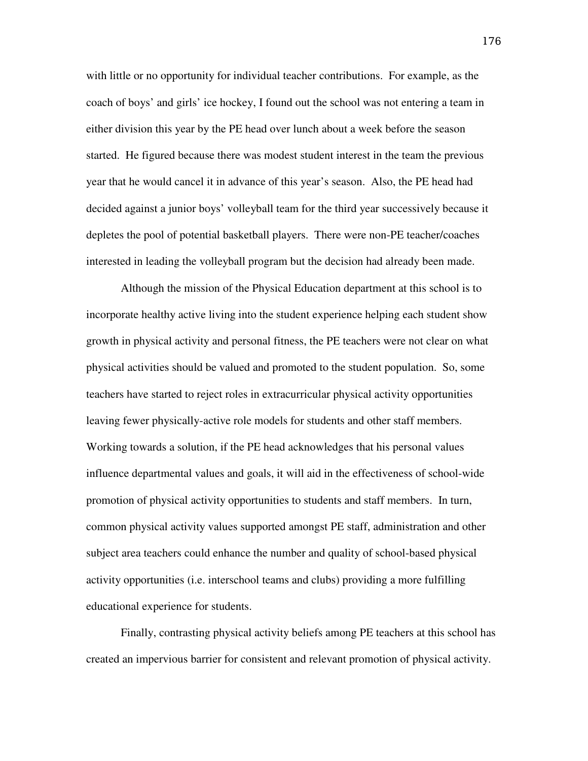with little or no opportunity for individual teacher contributions. For example, as the coach of boys' and girls' ice hockey, I found out the school was not entering a team in either division this year by the PE head over lunch about a week before the season started. He figured because there was modest student interest in the team the previous year that he would cancel it in advance of this year's season. Also, the PE head had decided against a junior boys' volleyball team for the third year successively because it depletes the pool of potential basketball players. There were non-PE teacher/coaches interested in leading the volleyball program but the decision had already been made.

Although the mission of the Physical Education department at this school is to incorporate healthy active living into the student experience helping each student show growth in physical activity and personal fitness, the PE teachers were not clear on what physical activities should be valued and promoted to the student population. So, some teachers have started to reject roles in extracurricular physical activity opportunities leaving fewer physically-active role models for students and other staff members. Working towards a solution, if the PE head acknowledges that his personal values influence departmental values and goals, it will aid in the effectiveness of school-wide promotion of physical activity opportunities to students and staff members. In turn, common physical activity values supported amongst PE staff, administration and other subject area teachers could enhance the number and quality of school-based physical activity opportunities (i.e. interschool teams and clubs) providing a more fulfilling educational experience for students.

Finally, contrasting physical activity beliefs among PE teachers at this school has created an impervious barrier for consistent and relevant promotion of physical activity.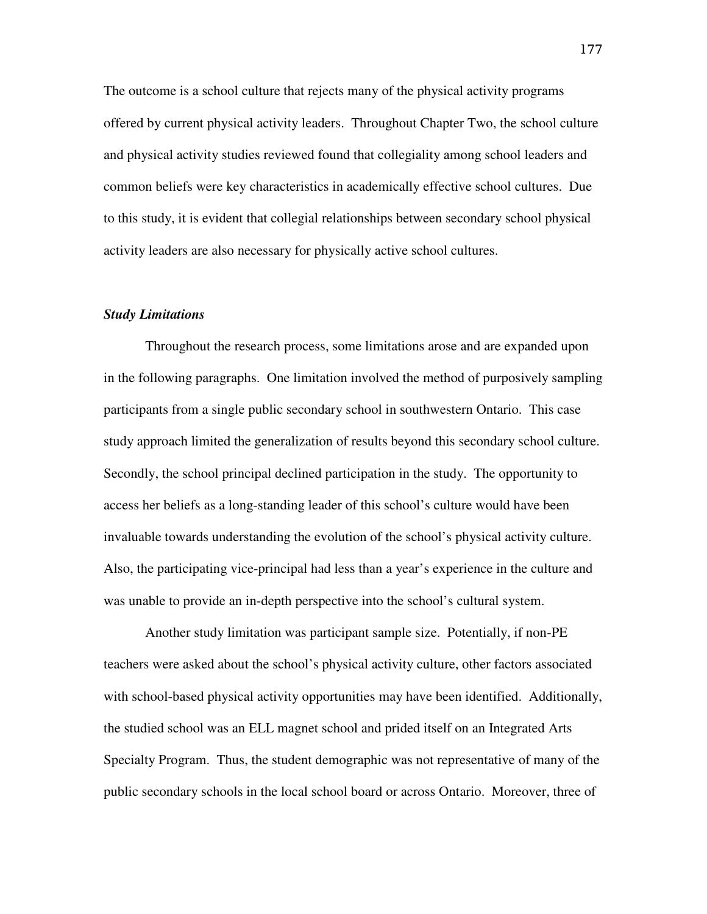The outcome is a school culture that rejects many of the physical activity programs offered by current physical activity leaders. Throughout Chapter Two, the school culture and physical activity studies reviewed found that collegiality among school leaders and common beliefs were key characteristics in academically effective school cultures. Due to this study, it is evident that collegial relationships between secondary school physical activity leaders are also necessary for physically active school cultures.

### *Study Limitations*

Throughout the research process, some limitations arose and are expanded upon in the following paragraphs. One limitation involved the method of purposively sampling participants from a single public secondary school in southwestern Ontario. This case study approach limited the generalization of results beyond this secondary school culture. Secondly, the school principal declined participation in the study. The opportunity to access her beliefs as a long-standing leader of this school's culture would have been invaluable towards understanding the evolution of the school's physical activity culture. Also, the participating vice-principal had less than a year's experience in the culture and was unable to provide an in-depth perspective into the school's cultural system.

Another study limitation was participant sample size. Potentially, if non-PE teachers were asked about the school's physical activity culture, other factors associated with school-based physical activity opportunities may have been identified. Additionally, the studied school was an ELL magnet school and prided itself on an Integrated Arts Specialty Program. Thus, the student demographic was not representative of many of the public secondary schools in the local school board or across Ontario. Moreover, three of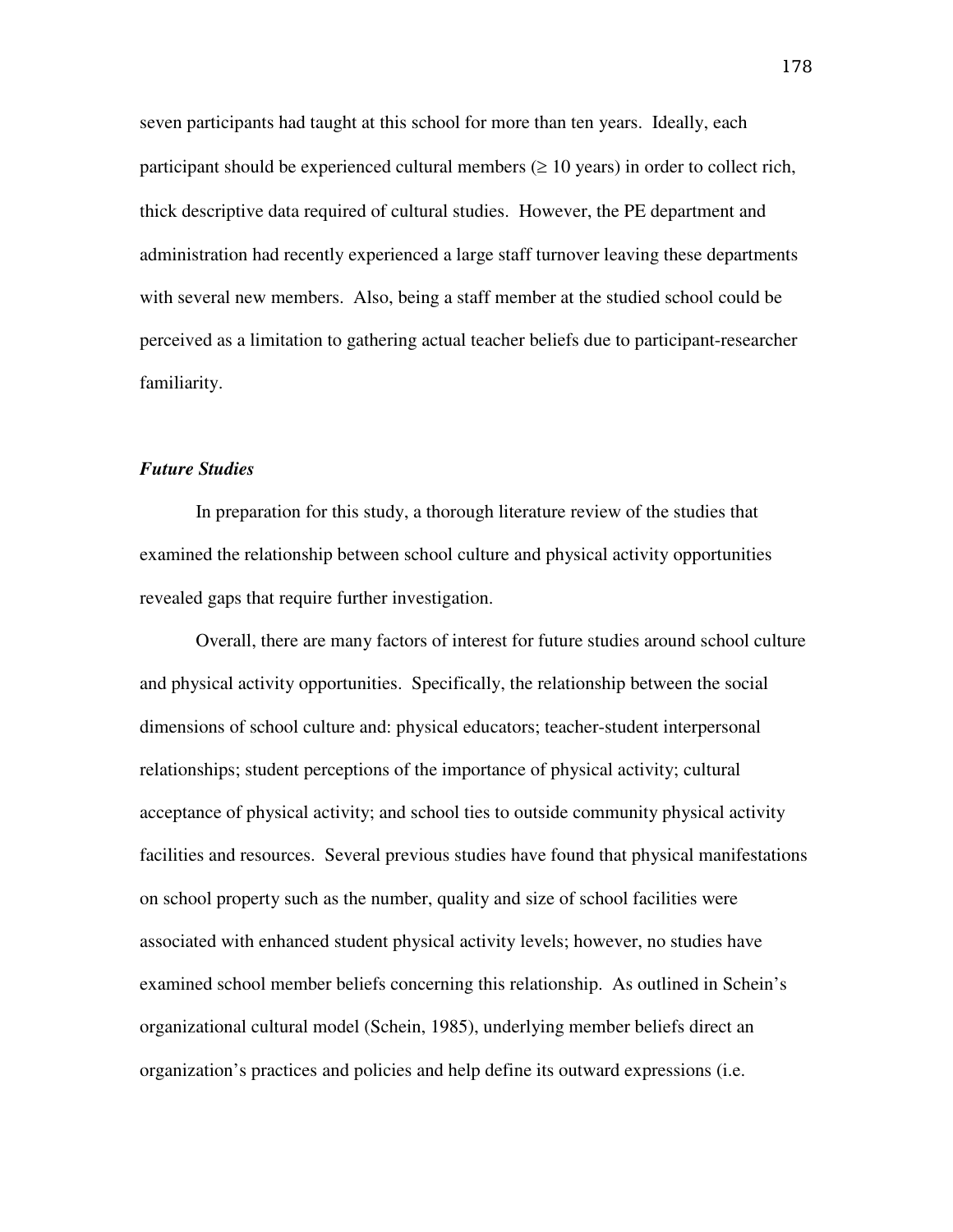seven participants had taught at this school for more than ten years. Ideally, each participant should be experienced cultural members ($\geq$ 10 years) in order to collect rich, thick descriptive data required of cultural studies. However, the PE department and administration had recently experienced a large staff turnover leaving these departments with several new members. Also, being a staff member at the studied school could be perceived as a limitation to gathering actual teacher beliefs due to participant-researcher familiarity.

### *Future Studies*

In preparation for this study, a thorough literature review of the studies that examined the relationship between school culture and physical activity opportunities revealed gaps that require further investigation.

Overall, there are many factors of interest for future studies around school culture and physical activity opportunities. Specifically, the relationship between the social dimensions of school culture and: physical educators; teacher-student interpersonal relationships; student perceptions of the importance of physical activity; cultural acceptance of physical activity; and school ties to outside community physical activity facilities and resources. Several previous studies have found that physical manifestations on school property such as the number, quality and size of school facilities were associated with enhanced student physical activity levels; however, no studies have examined school member beliefs concerning this relationship. As outlined in Schein's organizational cultural model (Schein, 1985), underlying member beliefs direct an organization's practices and policies and help define its outward expressions (i.e.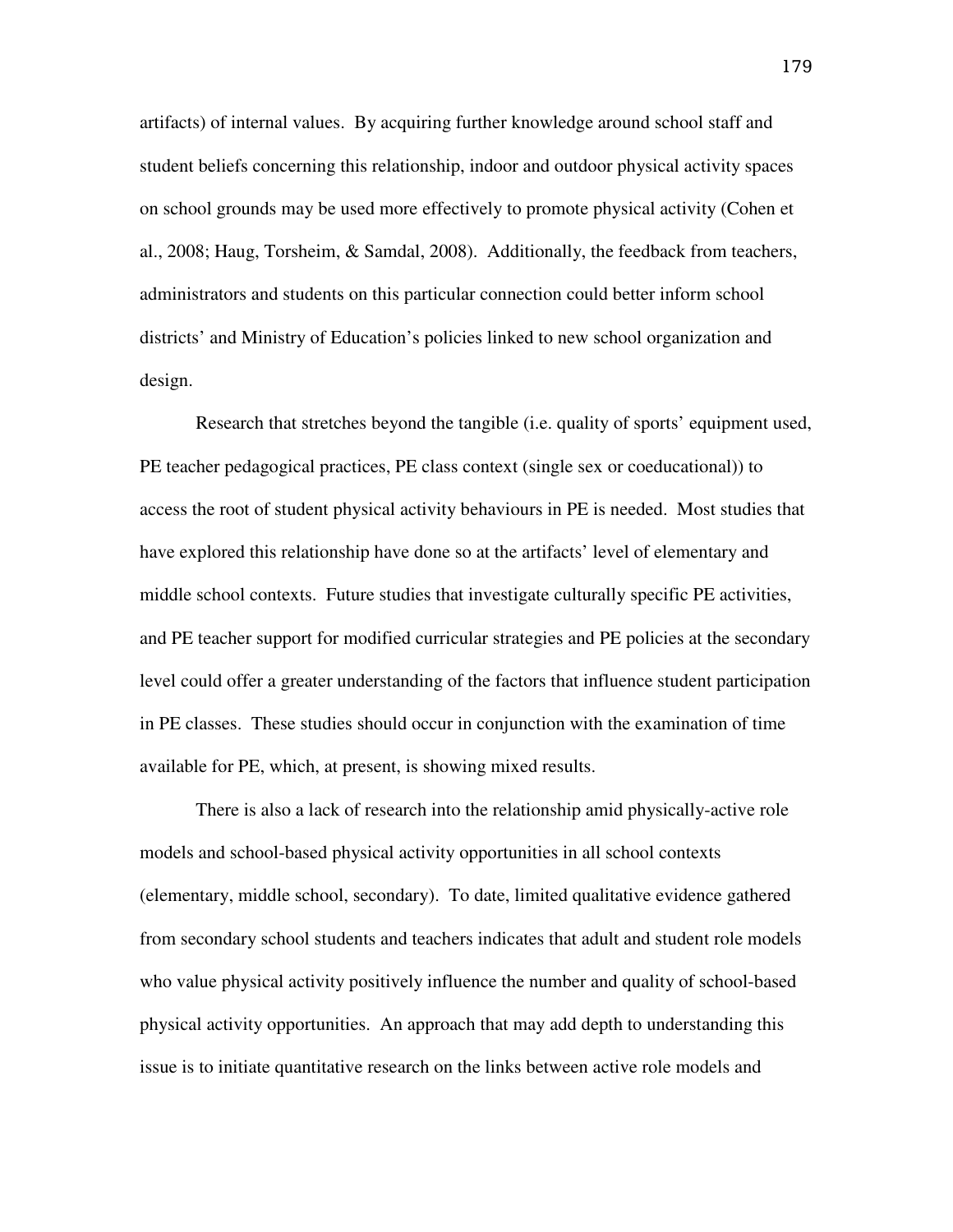artifacts) of internal values. By acquiring further knowledge around school staff and student beliefs concerning this relationship, indoor and outdoor physical activity spaces on school grounds may be used more effectively to promote physical activity (Cohen et al., 2008; Haug, Torsheim, & Samdal, 2008). Additionally, the feedback from teachers, administrators and students on this particular connection could better inform school districts' and Ministry of Education's policies linked to new school organization and design.

Research that stretches beyond the tangible (i.e. quality of sports' equipment used, PE teacher pedagogical practices, PE class context (single sex or coeducational)) to access the root of student physical activity behaviours in PE is needed. Most studies that have explored this relationship have done so at the artifacts' level of elementary and middle school contexts. Future studies that investigate culturally specific PE activities, and PE teacher support for modified curricular strategies and PE policies at the secondary level could offer a greater understanding of the factors that influence student participation in PE classes. These studies should occur in conjunction with the examination of time available for PE, which, at present, is showing mixed results.

There is also a lack of research into the relationship amid physically-active role models and school-based physical activity opportunities in all school contexts (elementary, middle school, secondary). To date, limited qualitative evidence gathered from secondary school students and teachers indicates that adult and student role models who value physical activity positively influence the number and quality of school-based physical activity opportunities. An approach that may add depth to understanding this issue is to initiate quantitative research on the links between active role models and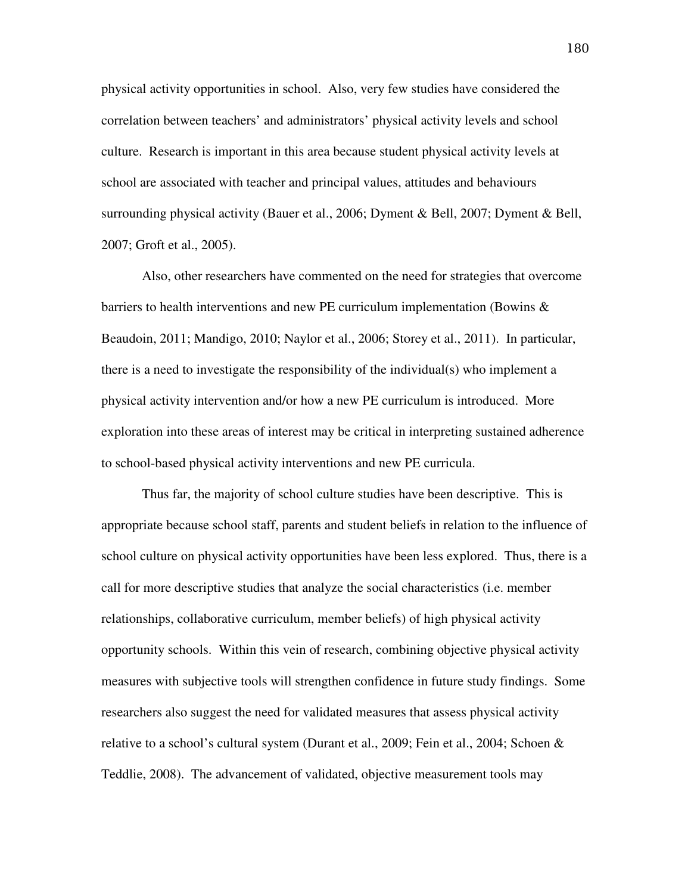physical activity opportunities in school. Also, very few studies have considered the correlation between teachers' and administrators' physical activity levels and school culture. Research is important in this area because student physical activity levels at school are associated with teacher and principal values, attitudes and behaviours surrounding physical activity (Bauer et al., 2006; Dyment & Bell, 2007; Dyment & Bell, 2007; Groft et al., 2005).

Also, other researchers have commented on the need for strategies that overcome barriers to health interventions and new PE curriculum implementation (Bowins & Beaudoin, 2011; Mandigo, 2010; Naylor et al., 2006; Storey et al., 2011). In particular, there is a need to investigate the responsibility of the individual(s) who implement a physical activity intervention and/or how a new PE curriculum is introduced. More exploration into these areas of interest may be critical in interpreting sustained adherence to school-based physical activity interventions and new PE curricula.

Thus far, the majority of school culture studies have been descriptive. This is appropriate because school staff, parents and student beliefs in relation to the influence of school culture on physical activity opportunities have been less explored. Thus, there is a call for more descriptive studies that analyze the social characteristics (i.e. member relationships, collaborative curriculum, member beliefs) of high physical activity opportunity schools. Within this vein of research, combining objective physical activity measures with subjective tools will strengthen confidence in future study findings. Some researchers also suggest the need for validated measures that assess physical activity relative to a school's cultural system (Durant et al., 2009; Fein et al., 2004; Schoen & Teddlie, 2008). The advancement of validated, objective measurement tools may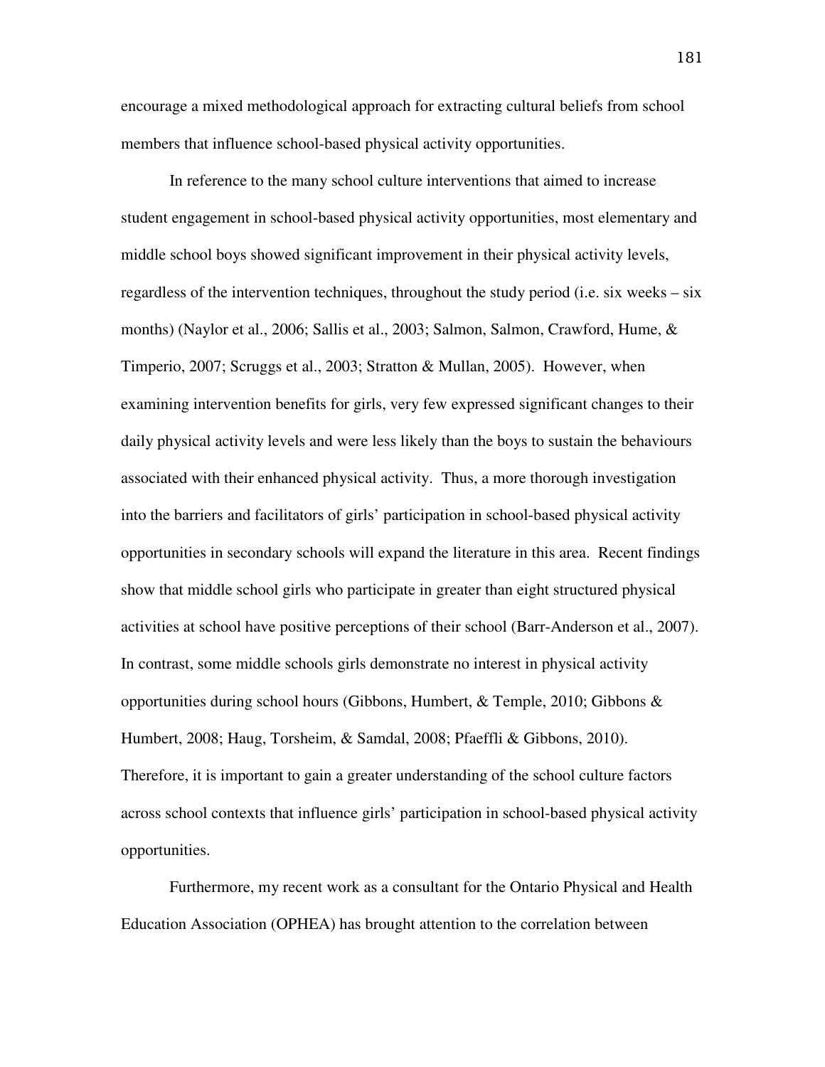encourage a mixed methodological approach for extracting cultural beliefs from school members that influence school-based physical activity opportunities.

In reference to the many school culture interventions that aimed to increase student engagement in school-based physical activity opportunities, most elementary and middle school boys showed significant improvement in their physical activity levels, regardless of the intervention techniques, throughout the study period (i.e. six weeks – six months) (Naylor et al., 2006; Sallis et al., 2003; Salmon, Salmon, Crawford, Hume, & Timperio, 2007; Scruggs et al., 2003; Stratton & Mullan, 2005). However, when examining intervention benefits for girls, very few expressed significant changes to their daily physical activity levels and were less likely than the boys to sustain the behaviours associated with their enhanced physical activity. Thus, a more thorough investigation into the barriers and facilitators of girls' participation in school-based physical activity opportunities in secondary schools will expand the literature in this area. Recent findings show that middle school girls who participate in greater than eight structured physical activities at school have positive perceptions of their school (Barr-Anderson et al., 2007). In contrast, some middle schools girls demonstrate no interest in physical activity opportunities during school hours (Gibbons, Humbert, & Temple, 2010; Gibbons & Humbert, 2008; Haug, Torsheim, & Samdal, 2008; Pfaeffli & Gibbons, 2010). Therefore, it is important to gain a greater understanding of the school culture factors across school contexts that influence girls' participation in school-based physical activity opportunities.

Furthermore, my recent work as a consultant for the Ontario Physical and Health Education Association (OPHEA) has brought attention to the correlation between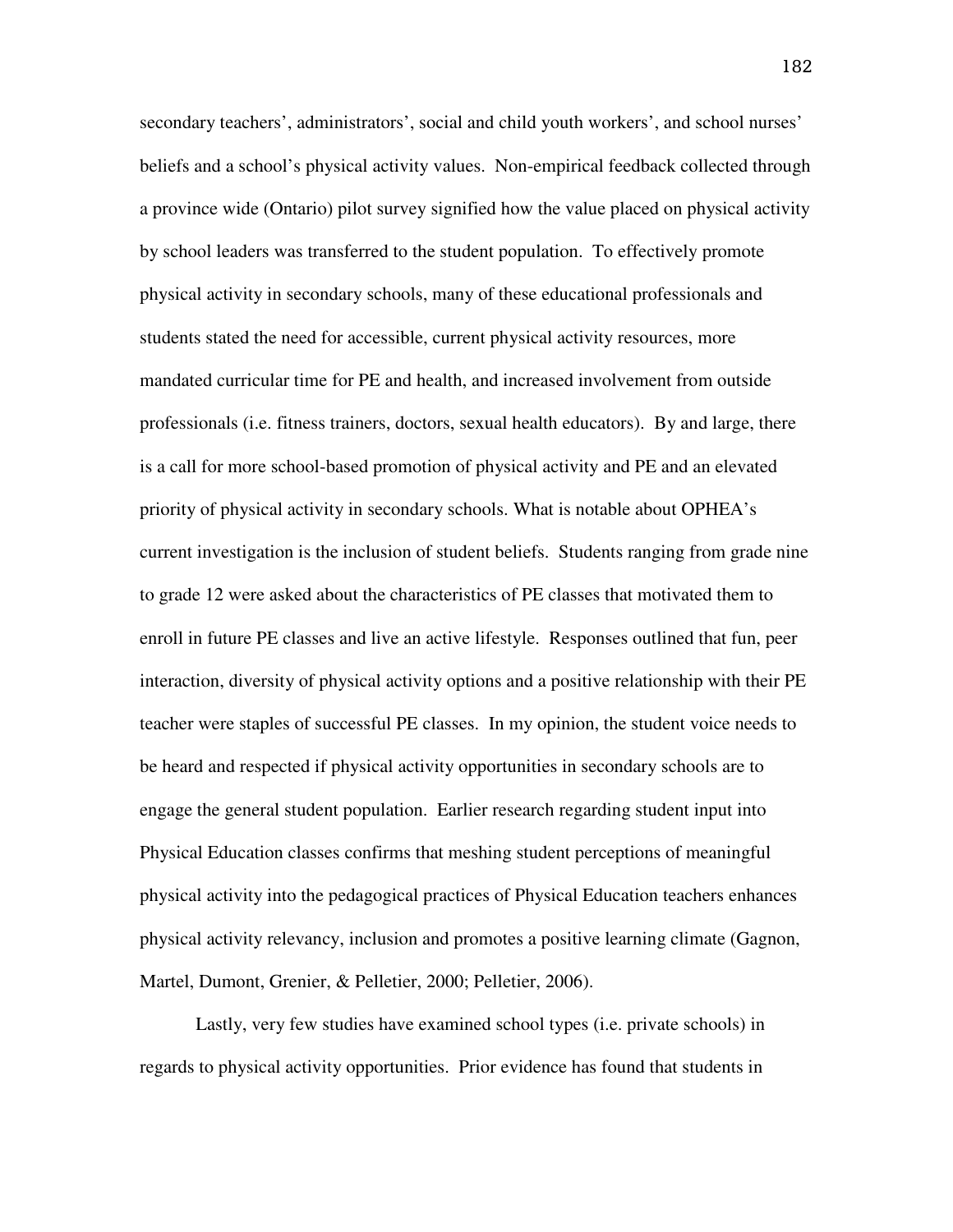secondary teachers', administrators', social and child youth workers', and school nurses' beliefs and a school's physical activity values. Non-empirical feedback collected through a province wide (Ontario) pilot survey signified how the value placed on physical activity by school leaders was transferred to the student population. To effectively promote physical activity in secondary schools, many of these educational professionals and students stated the need for accessible, current physical activity resources, more mandated curricular time for PE and health, and increased involvement from outside professionals (i.e. fitness trainers, doctors, sexual health educators). By and large, there is a call for more school-based promotion of physical activity and PE and an elevated priority of physical activity in secondary schools. What is notable about OPHEA's current investigation is the inclusion of student beliefs. Students ranging from grade nine to grade 12 were asked about the characteristics of PE classes that motivated them to enroll in future PE classes and live an active lifestyle. Responses outlined that fun, peer interaction, diversity of physical activity options and a positive relationship with their PE teacher were staples of successful PE classes. In my opinion, the student voice needs to be heard and respected if physical activity opportunities in secondary schools are to engage the general student population. Earlier research regarding student input into Physical Education classes confirms that meshing student perceptions of meaningful physical activity into the pedagogical practices of Physical Education teachers enhances physical activity relevancy, inclusion and promotes a positive learning climate (Gagnon, Martel, Dumont, Grenier, & Pelletier, 2000; Pelletier, 2006).

Lastly, very few studies have examined school types (i.e. private schools) in regards to physical activity opportunities. Prior evidence has found that students in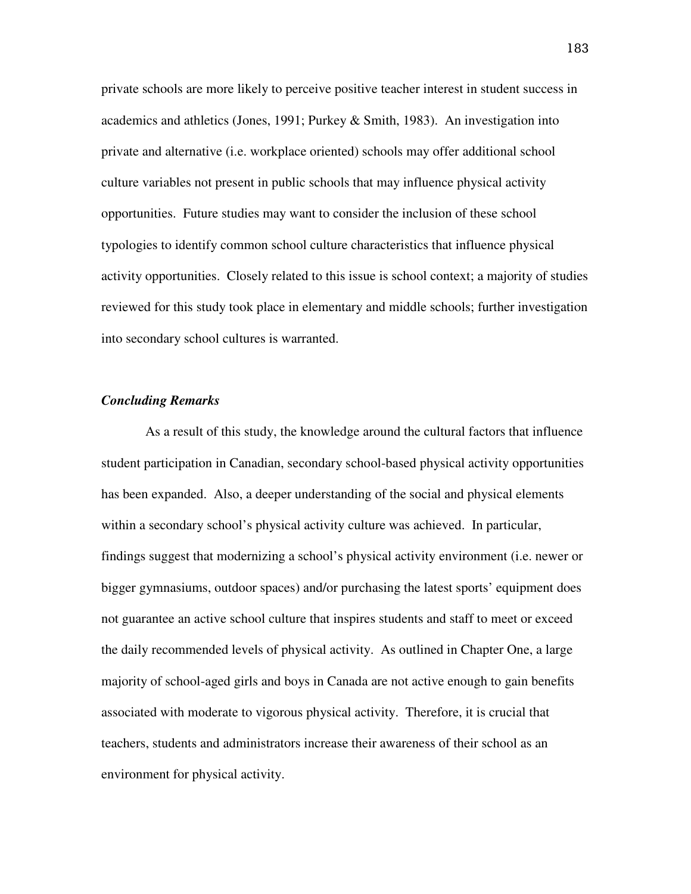private schools are more likely to perceive positive teacher interest in student success in academics and athletics (Jones, 1991; Purkey & Smith, 1983). An investigation into private and alternative (i.e. workplace oriented) schools may offer additional school culture variables not present in public schools that may influence physical activity opportunities. Future studies may want to consider the inclusion of these school typologies to identify common school culture characteristics that influence physical activity opportunities. Closely related to this issue is school context; a majority of studies reviewed for this study took place in elementary and middle schools; further investigation into secondary school cultures is warranted.

### *Concluding Remarks*

As a result of this study, the knowledge around the cultural factors that influence student participation in Canadian, secondary school-based physical activity opportunities has been expanded. Also, a deeper understanding of the social and physical elements within a secondary school's physical activity culture was achieved. In particular, findings suggest that modernizing a school's physical activity environment (i.e. newer or bigger gymnasiums, outdoor spaces) and/or purchasing the latest sports' equipment does not guarantee an active school culture that inspires students and staff to meet or exceed the daily recommended levels of physical activity. As outlined in Chapter One, a large majority of school-aged girls and boys in Canada are not active enough to gain benefits associated with moderate to vigorous physical activity. Therefore, it is crucial that teachers, students and administrators increase their awareness of their school as an environment for physical activity.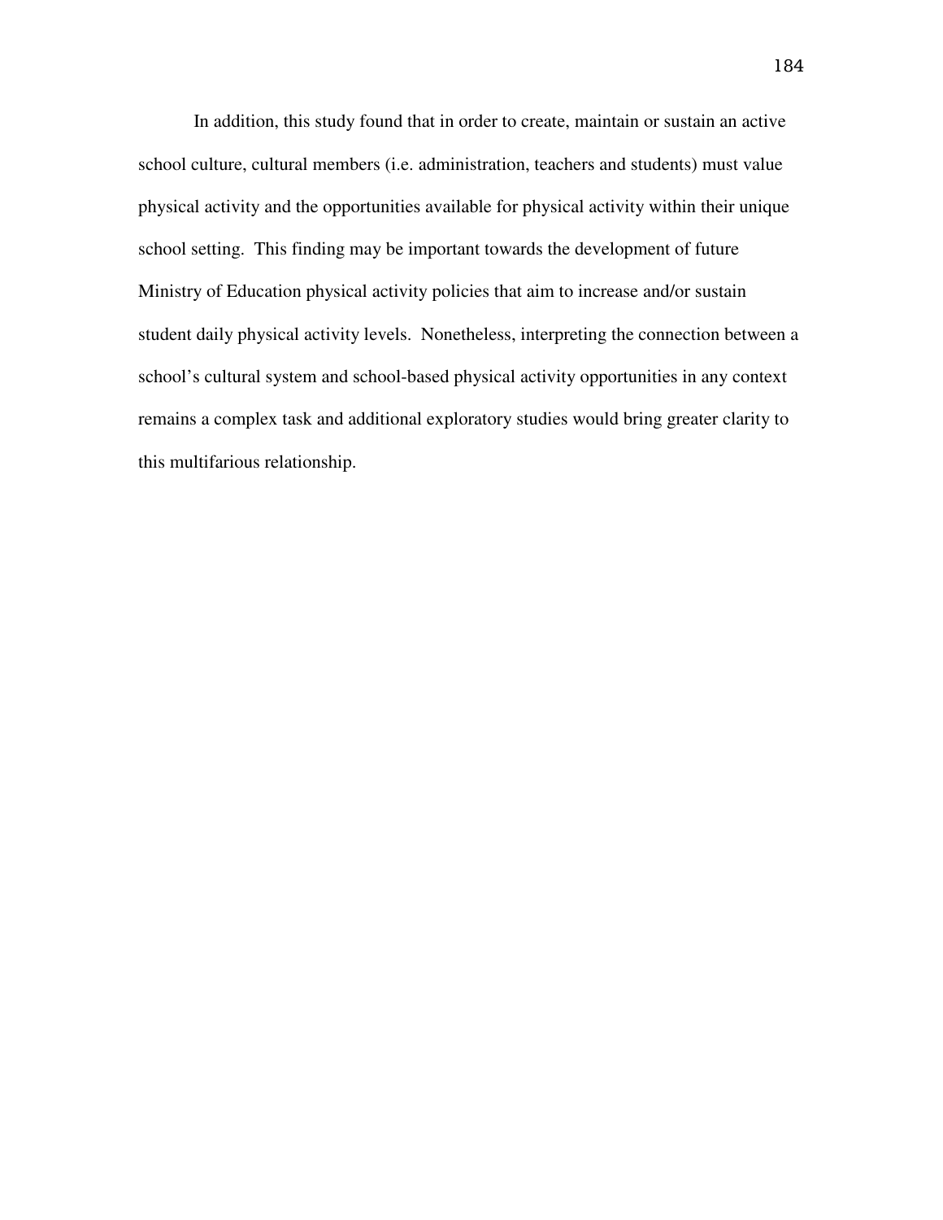In addition, this study found that in order to create, maintain or sustain an active school culture, cultural members (i.e. administration, teachers and students) must value physical activity and the opportunities available for physical activity within their unique school setting. This finding may be important towards the development of future Ministry of Education physical activity policies that aim to increase and/or sustain student daily physical activity levels. Nonetheless, interpreting the connection between a school's cultural system and school-based physical activity opportunities in any context remains a complex task and additional exploratory studies would bring greater clarity to this multifarious relationship.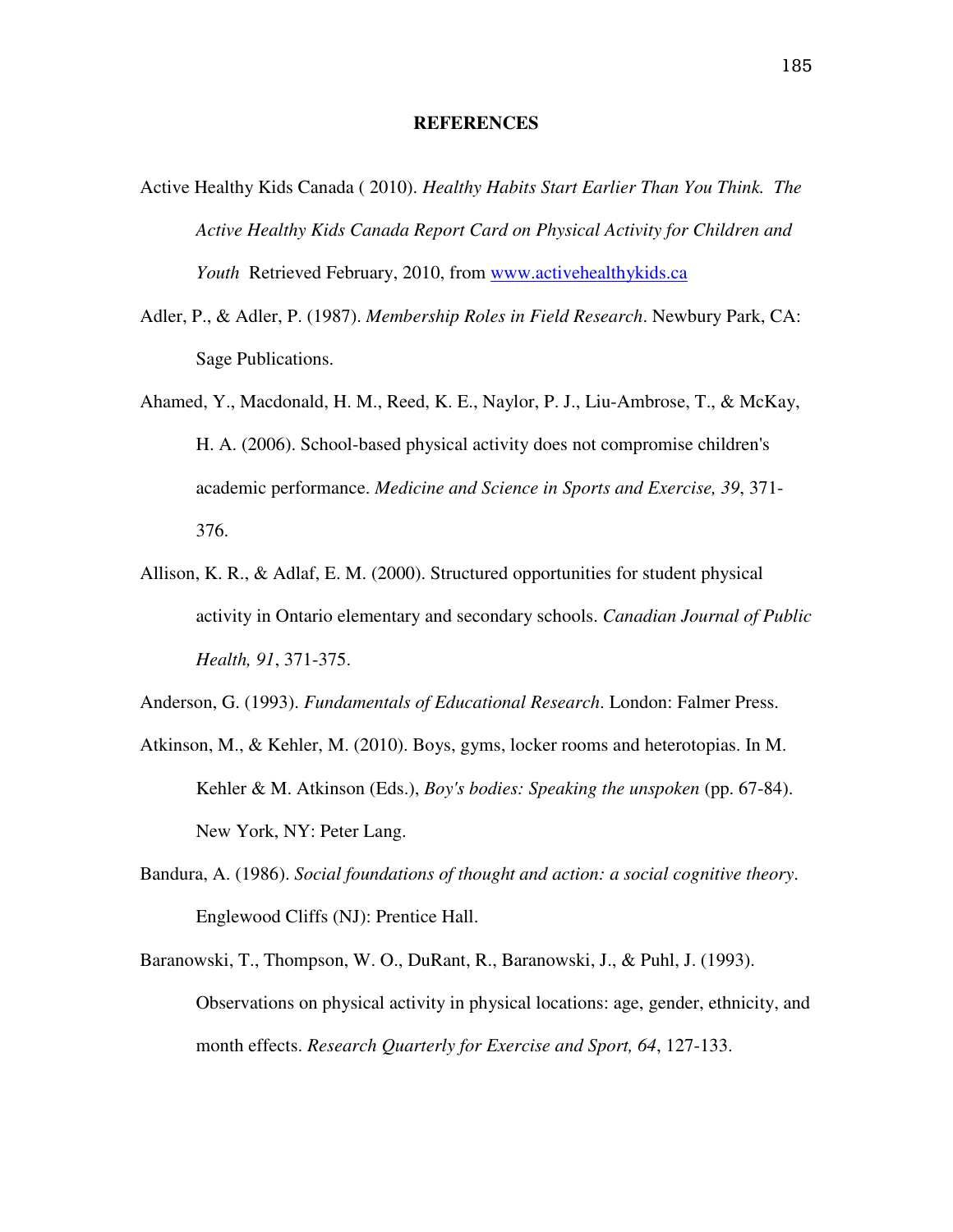## REFERENCES

Active Healthy Kids Canada ( 2010). *Healthy Habits Start Earlier Than You Think. The Active Healthy Kids Canada Report Card on Physical Activity for Children and Youth* Retrieved February, 2010, from www.activehealthykids.ca

Adler, P., & Adler, P. (1987). *Membership Roles in Field Research*. Newbury Park, CA: Sage Publications.

Ahamed, Y., Macdonald, H. M., Reed, K. E., Naylor, P. J., Liu-Ambrose, T., & McKay, H. A. (2006). School-based physical activity does not compromise children's academic performance. *Medicine and Science in Sports and Exercise, 39*, 371-376.

Allison, K. R., & Adlaf, E. M. (2000). Structured opportunities for student physical activity in Ontario elementary and secondary schools. *Canadian Journal of Public Health, 91*, 371-375.

Anderson, G. (1993). *Fundamentals of Educational Research*. London: Falmer Press.

Atkinson, M., & Kehler, M. (2010). Boys, gyms, locker rooms and heterotopias. In M. Kehler & M. Atkinson (Eds.), *Boy's bodies: Speaking the unspoken* (pp. 67-84). New York, NY: Peter Lang.

Bandura, A. (1986). *Social foundations of thought and action: a social cognitive theory*. Englewood Cliffs (NJ): Prentice Hall.

Baranowski, T., Thompson, W. O., DuRant, R., Baranowski, J., & Puhl, J. (1993). Observations on physical activity in physical locations: age, gender, ethnicity, and month effects. *Research Quarterly for Exercise and Sport, 64*, 127-133.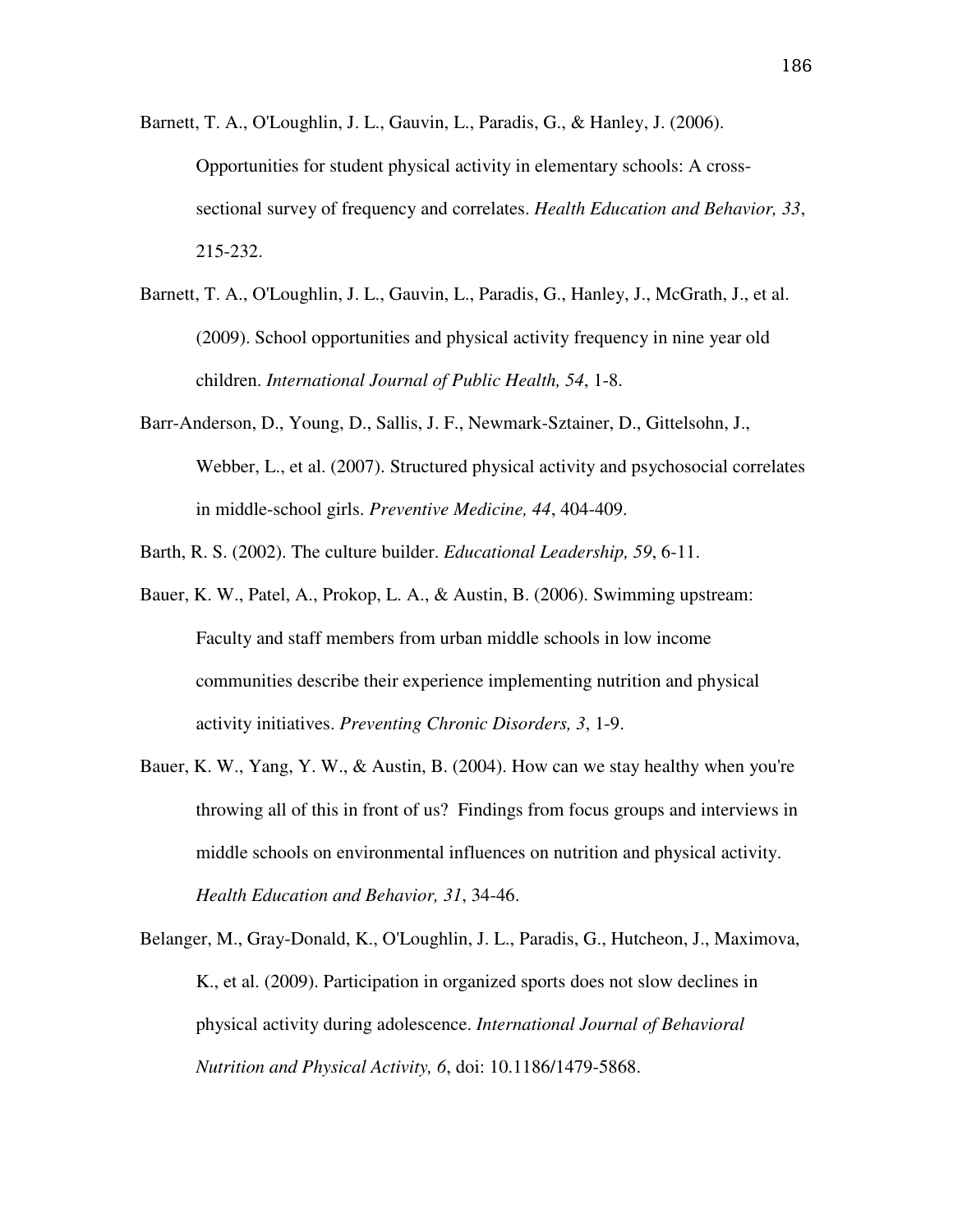Barnett, T. A., O'Loughlin, J. L., Gauvin, L., Paradis, G., & Hanley, J. (2006). Opportunities for student physical activity in elementary schools: A cross-sectional survey of frequency and correlates. *Health Education and Behavior, 33*, 215-232.

Barnett, T. A., O'Loughlin, J. L., Gauvin, L., Paradis, G., Hanley, J., McGrath, J., et al. (2009). School opportunities and physical activity frequency in nine year old children. *International Journal of Public Health, 54*, 1-8.

Barr-Anderson, D., Young, D., Sallis, J. F., Newmark-Sztainer, D., Gittelsohn, J., Webber, L., et al. (2007). Structured physical activity and psychosocial correlates in middle-school girls. *Preventive Medicine, 44*, 404-409.

Barth, R. S. (2002). The culture builder. *Educational Leadership, 59*, 6-11.

Bauer, K. W., Patel, A., Prokop, L. A., & Austin, B. (2006). Swimming upstream: Faculty and staff members from urban middle schools in low income communities describe their experience implementing nutrition and physical activity initiatives. *Preventing Chronic Disorders, 3*, 1-9.

Bauer, K. W., Yang, Y. W., & Austin, B. (2004). How can we stay healthy when you're throwing all of this in front of us? Findings from focus groups and interviews in middle schools on environmental influences on nutrition and physical activity. *Health Education and Behavior, 31*, 34-46.

Belanger, M., Gray-Donald, K., O'Loughlin, J. L., Paradis, G., Hutcheon, J., Maximova, K., et al. (2009). Participation in organized sports does not slow declines in physical activity during adolescence. *International Journal of Behavioral Nutrition and Physical Activity, 6*, doi: 10.1186/1479-5868.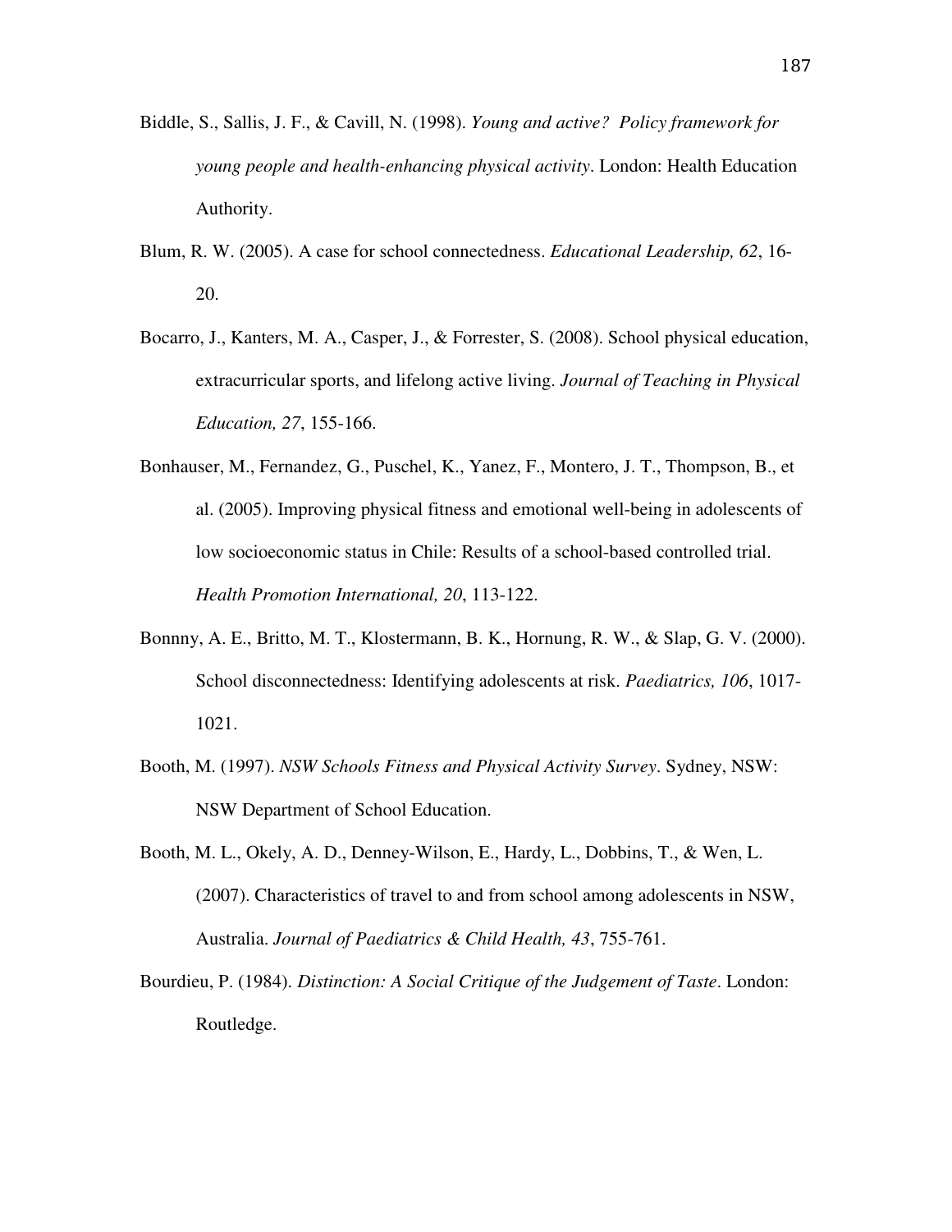Biddle, S., Sallis, J. F., & Cavill, N. (1998). *Young and active? Policy framework for young people and health-enhancing physical activity*. London: Health Education Authority.

Blum, R. W. (2005). A case for school connectedness. *Educational Leadership, 62*, 16-20.

Bocarro, J., Kanters, M. A., Casper, J., & Forrester, S. (2008). School physical education, extracurricular sports, and lifelong active living. *Journal of Teaching in Physical Education, 27*, 155-166.

Bonhauser, M., Fernandez, G., Puschel, K., Yanez, F., Montero, J. T., Thompson, B., et al. (2005). Improving physical fitness and emotional well-being in adolescents of low socioeconomic status in Chile: Results of a school-based controlled trial. *Health Promotion International, 20*, 113-122.

Bonnny, A. E., Britto, M. T., Klostermann, B. K., Hornung, R. W., & Slap, G. V. (2000). School disconnectedness: Identifying adolescents at risk. *Paediatrics, 106*, 1017-1021.

Booth, M. (1997). *NSW Schools Fitness and Physical Activity Survey*. Sydney, NSW: NSW Department of School Education.

Booth, M. L., Okely, A. D., Denney-Wilson, E., Hardy, L., Dobbins, T., & Wen, L. (2007). Characteristics of travel to and from school among adolescents in NSW, Australia. *Journal of Paediatrics & Child Health, 43*, 755-761.

Bourdieu, P. (1984). *Distinction: A Social Critique of the Judgement of Taste*. London: Routledge.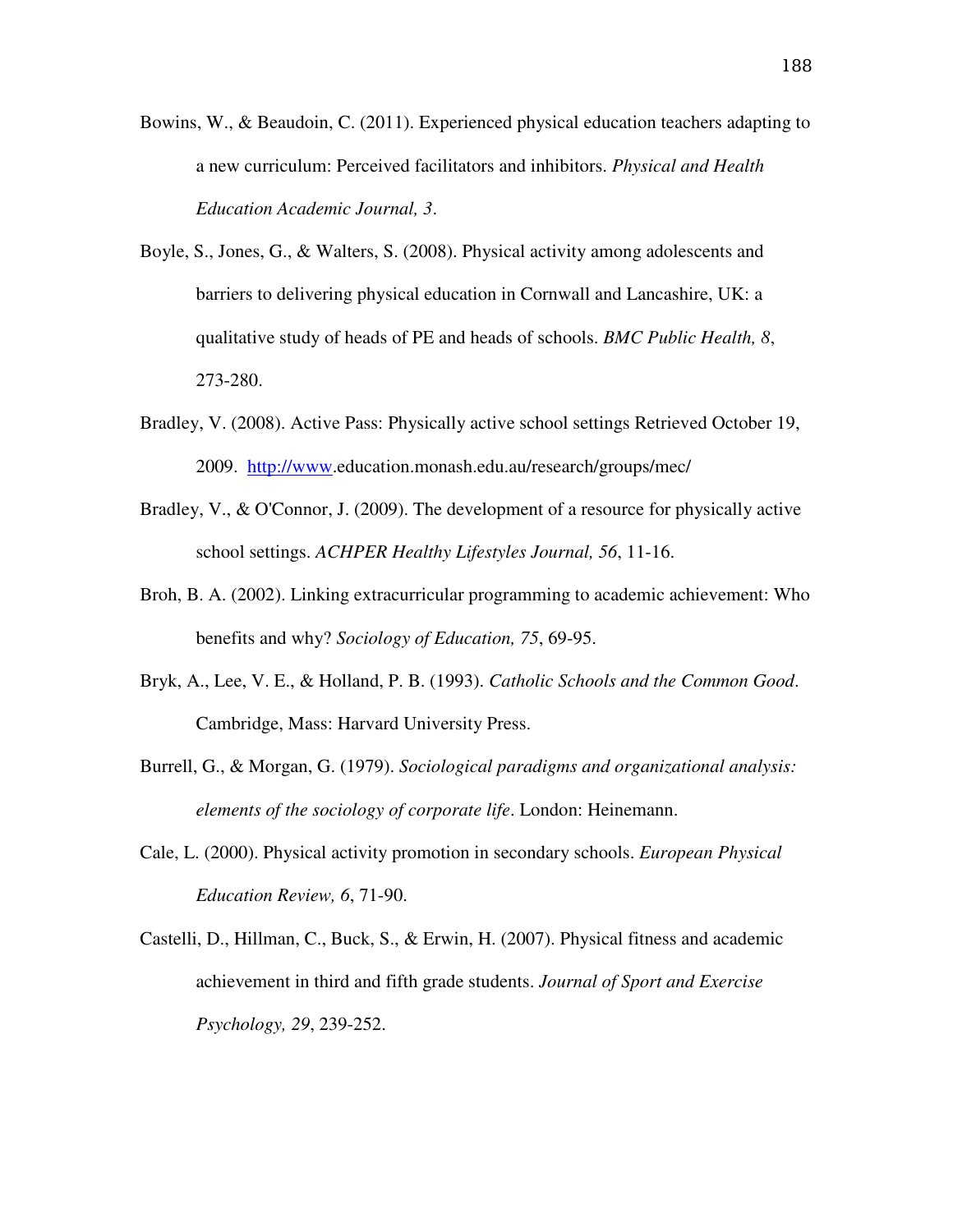Bowins, W., & Beaudoin, C. (2011). Experienced physical education teachers adapting to a new curriculum: Perceived facilitators and inhibitors. *Physical and Health Education Academic Journal, 3*.

Boyle, S., Jones, G., & Walters, S. (2008). Physical activity among adolescents and barriers to delivering physical education in Cornwall and Lancashire, UK: a qualitative study of heads of PE and heads of schools. *BMC Public Health, 8*, 273-280.

Bradley, V. (2008). Active Pass: Physically active school settings Retrieved October 19, 2009. http://www.education.monash.edu.au/research/groups/mec/

Bradley, V., & O'Connor, J. (2009). The development of a resource for physically active school settings. *ACHPER Healthy Lifestyles Journal, 56*, 11-16.

Broh, B. A. (2002). Linking extracurricular programming to academic achievement: Who benefits and why? *Sociology of Education, 75*, 69-95.

Bryk, A., Lee, V. E., & Holland, P. B. (1993). *Catholic Schools and the Common Good*. Cambridge, Mass: Harvard University Press.

Burrell, G., & Morgan, G. (1979). *Sociological paradigms and organizational analysis: elements of the sociology of corporate life*. London: Heinemann.

Cale, L. (2000). Physical activity promotion in secondary schools. *European Physical Education Review, 6*, 71-90.

Castelli, D., Hillman, C., Buck, S., & Erwin, H. (2007). Physical fitness and academic achievement in third and fifth grade students. *Journal of Sport and Exercise Psychology, 29*, 239-252.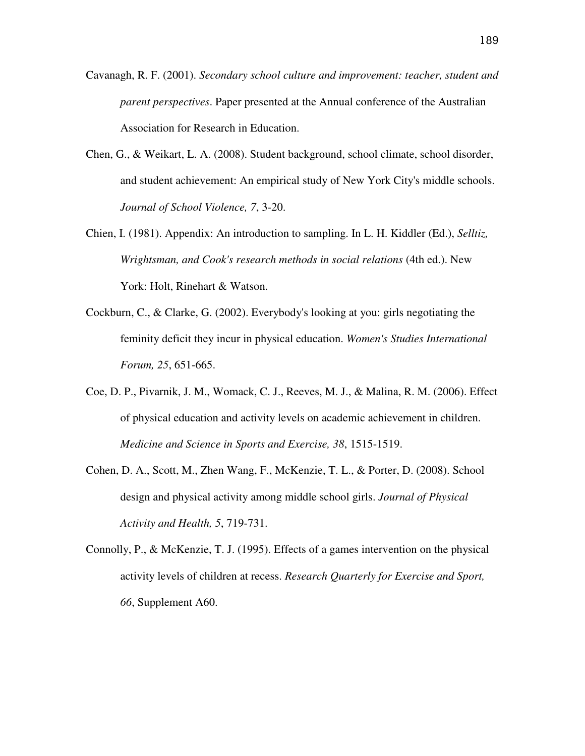Cavanagh, R. F. (2001). *Secondary school culture and improvement: teacher, student and parent perspectives*. Paper presented at the Annual conference of the Australian Association for Research in Education.

Chen, G., & Weikart, L. A. (2008). Student background, school climate, school disorder, and student achievement: An empirical study of New York City's middle schools. *Journal of School Violence, 7*, 3-20.

Chien, I. (1981). Appendix: An introduction to sampling. In L. H. Kiddler (Ed.), *Selltiz, Wrightsman, and Cook's research methods in social relations* (4th ed.). New York: Holt, Rinehart & Watson.

Cockburn, C., & Clarke, G. (2002). Everybody's looking at you: girls negotiating the feminity deficit they incur in physical education. *Women's Studies International Forum, 25*, 651-665.

Coe, D. P., Pivarnik, J. M., Womack, C. J., Reeves, M. J., & Malina, R. M. (2006). Effect of physical education and activity levels on academic achievement in children. *Medicine and Science in Sports and Exercise, 38*, 1515-1519.

Cohen, D. A., Scott, M., Zhen Wang, F., McKenzie, T. L., & Porter, D. (2008). School design and physical activity among middle school girls. *Journal of Physical Activity and Health, 5*, 719-731.

Connolly, P., & McKenzie, T. J. (1995). Effects of a games intervention on the physical activity levels of children at recess. *Research Quarterly for Exercise and Sport, 66*, Supplement A60.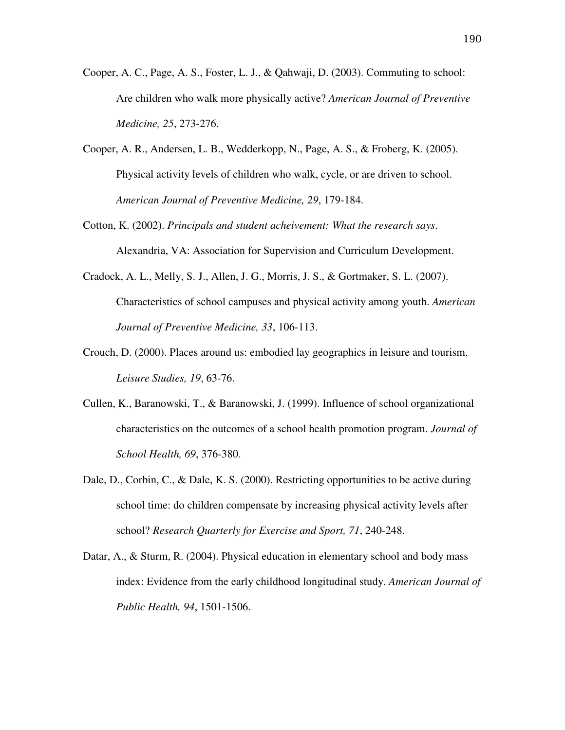Cooper, A. C., Page, A. S., Foster, L. J., & Qahwaji, D. (2003). Commuting to school: Are children who walk more physically active? *American Journal of Preventive Medicine, 25*, 273-276.

Cooper, A. R., Andersen, L. B., Wedderkopp, N., Page, A. S., & Froberg, K. (2005). Physical activity levels of children who walk, cycle, or are driven to school. *American Journal of Preventive Medicine, 29*, 179-184.

Cotton, K. (2002). *Principals and student acheivement: What the research says*. Alexandria, VA: Association for Supervision and Curriculum Development.

Cradock, A. L., Melly, S. J., Allen, J. G., Morris, J. S., & Gortmaker, S. L. (2007). Characteristics of school campuses and physical activity among youth. *American Journal of Preventive Medicine, 33*, 106-113.

Crouch, D. (2000). Places around us: embodied lay geographics in leisure and tourism. *Leisure Studies, 19*, 63-76.

Cullen, K., Baranowski, T., & Baranowski, J. (1999). Influence of school organizational characteristics on the outcomes of a school health promotion program. *Journal of School Health, 69*, 376-380.

Dale, D., Corbin, C., & Dale, K. S. (2000). Restricting opportunities to be active during school time: do children compensate by increasing physical activity levels after school? *Research Quarterly for Exercise and Sport, 71*, 240-248.

Datar, A., & Sturm, R. (2004). Physical education in elementary school and body mass index: Evidence from the early childhood longitudinal study. *American Journal of Public Health, 94*, 1501-1506.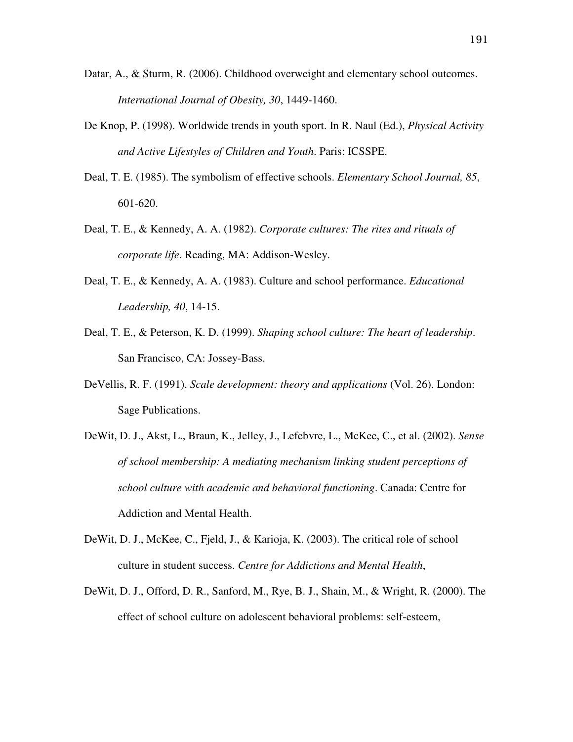Datar, A., & Sturm, R. (2006). Childhood overweight and elementary school outcomes. *International Journal of Obesity, 30*, 1449-1460.

De Knop, P. (1998). Worldwide trends in youth sport. In R. Naul (Ed.), *Physical Activity and Active Lifestyles of Children and Youth*. Paris: ICSSPE.

Deal, T. E. (1985). The symbolism of effective schools. *Elementary School Journal, 85*, 601-620.

Deal, T. E., & Kennedy, A. A. (1982). *Corporate cultures: The rites and rituals of corporate life*. Reading, MA: Addison-Wesley.

Deal, T. E., & Kennedy, A. A. (1983). Culture and school performance. *Educational Leadership, 40*, 14-15.

Deal, T. E., & Peterson, K. D. (1999). *Shaping school culture: The heart of leadership*. San Francisco, CA: Jossey-Bass.

DeVellis, R. F. (1991). *Scale development: theory and applications* (Vol. 26). London: Sage Publications.

DeWit, D. J., Akst, L., Braun, K., Jelley, J., Lefebvre, L., McKee, C., et al. (2002). *Sense of school membership: A mediating mechanism linking student perceptions of school culture with academic and behavioral functioning*. Canada: Centre for Addiction and Mental Health.

DeWit, D. J., McKee, C., Fjeld, J., & Karioja, K. (2003). The critical role of school culture in student success. *Centre for Addictions and Mental Health*,

DeWit, D. J., Offord, D. R., Sanford, M., Rye, B. J., Shain, M., & Wright, R. (2000). The effect of school culture on adolescent behavioral problems: self-esteem,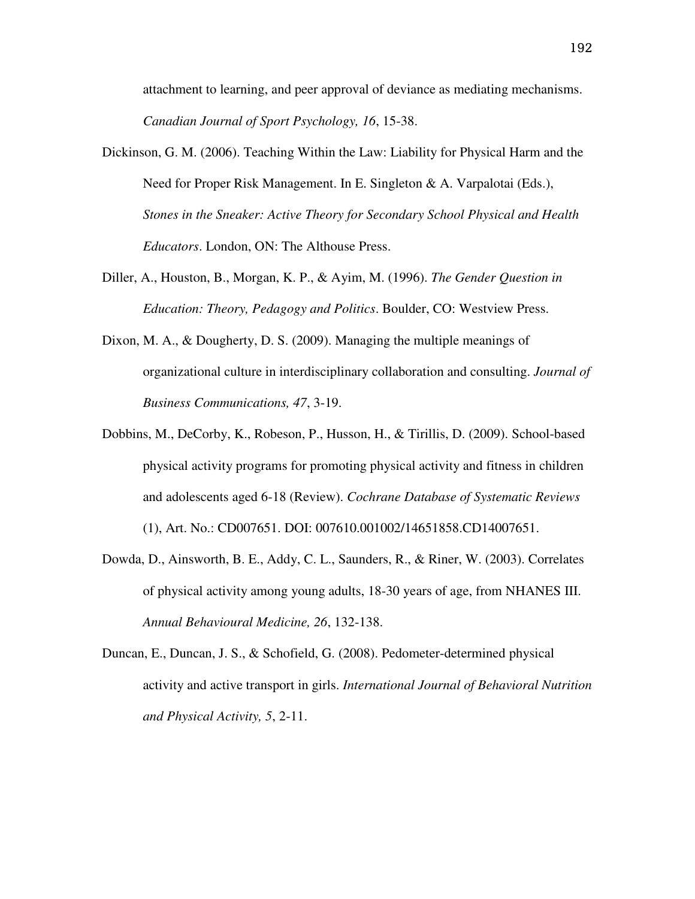attachment to learning, and peer approval of deviance as mediating mechanisms. *Canadian Journal of Sport Psychology, 16*, 15-38.

Dickinson, G. M. (2006). Teaching Within the Law: Liability for Physical Harm and the Need for Proper Risk Management. In E. Singleton & A. Varpalotai (Eds.), *Stones in the Sneaker: Active Theory for Secondary School Physical and Health Educators*. London, ON: The Althouse Press.

Diller, A., Houston, B., Morgan, K. P., & Ayim, M. (1996). *The Gender Question in Education: Theory, Pedagogy and Politics*. Boulder, CO: Westview Press.

Dixon, M. A., & Dougherty, D. S. (2009). Managing the multiple meanings of organizational culture in interdisciplinary collaboration and consulting. *Journal of Business Communications, 47*, 3-19.

Dobbins, M., DeCorby, K., Robeson, P., Husson, H., & Tirillis, D. (2009). School-based physical activity programs for promoting physical activity and fitness in children and adolescents aged 6-18 (Review). *Cochrane Database of Systematic Reviews* (1), Art. No.: CD007651. DOI: 007610.001002/14651858.CD14007651.

Dowda, D., Ainsworth, B. E., Addy, C. L., Saunders, R., & Riner, W. (2003). Correlates of physical activity among young adults, 18-30 years of age, from NHANES III. *Annual Behavioural Medicine, 26*, 132-138.

Duncan, E., Duncan, J. S., & Schofield, G. (2008). Pedometer-determined physical activity and active transport in girls. *International Journal of Behavioral Nutrition and Physical Activity, 5*, 2-11.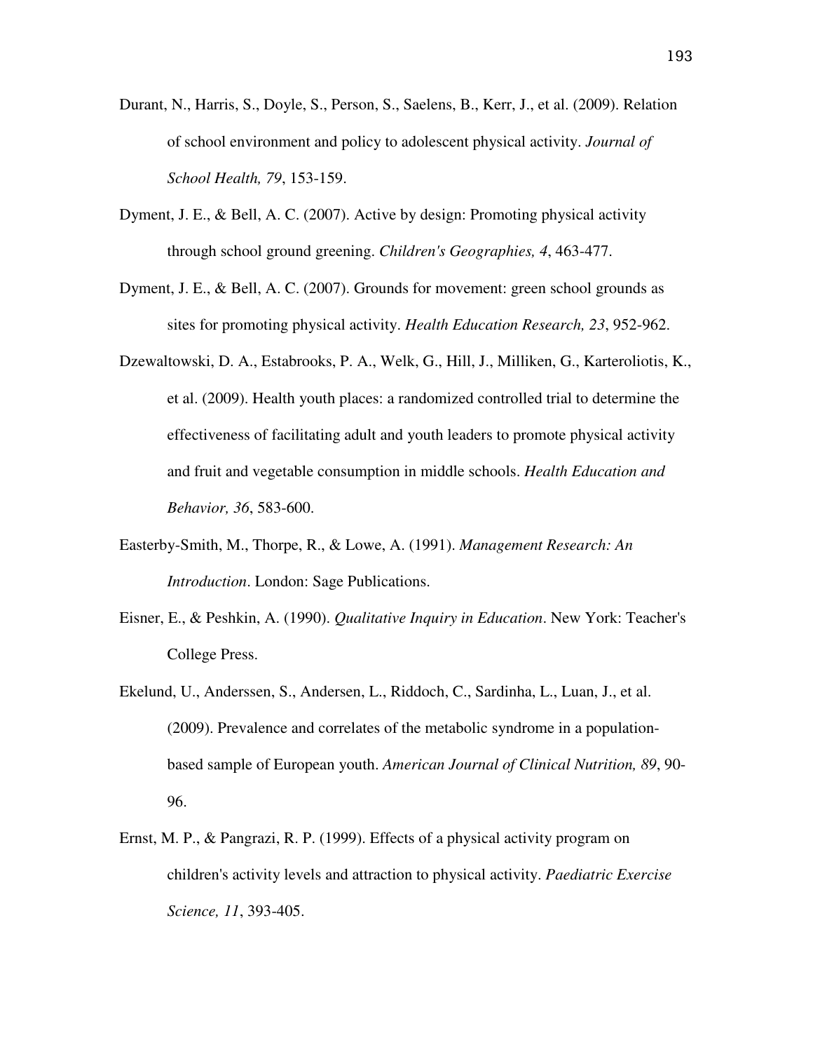Durant, N., Harris, S., Doyle, S., Person, S., Saelens, B., Kerr, J., et al. (2009). Relation of school environment and policy to adolescent physical activity. *Journal of School Health, 79*, 153-159.

Dyment, J. E., & Bell, A. C. (2007). Active by design: Promoting physical activity through school ground greening. *Children's Geographies, 4*, 463-477.

Dyment, J. E., & Bell, A. C. (2007). Grounds for movement: green school grounds as sites for promoting physical activity. *Health Education Research, 23*, 952-962.

Dzewaltowski, D. A., Estabrooks, P. A., Welk, G., Hill, J., Milliken, G., Karteroliotis, K., et al. (2009). Health youth places: a randomized controlled trial to determine the effectiveness of facilitating adult and youth leaders to promote physical activity and fruit and vegetable consumption in middle schools. *Health Education and Behavior, 36*, 583-600.

Easterby-Smith, M., Thorpe, R., & Lowe, A. (1991). *Management Research: An Introduction*. London: Sage Publications.

Eisner, E., & Peshkin, A. (1990). *Qualitative Inquiry in Education*. New York: Teacher's College Press.

Ekelund, U., Anderssen, S., Andersen, L., Riddoch, C., Sardinha, L., Luan, J., et al. (2009). Prevalence and correlates of the metabolic syndrome in a population-based sample of European youth. *American Journal of Clinical Nutrition, 89*, 90-96.

Ernst, M. P., & Pangrazi, R. P. (1999). Effects of a physical activity program on children's activity levels and attraction to physical activity. *Paediatric Exercise Science, 11*, 393-405.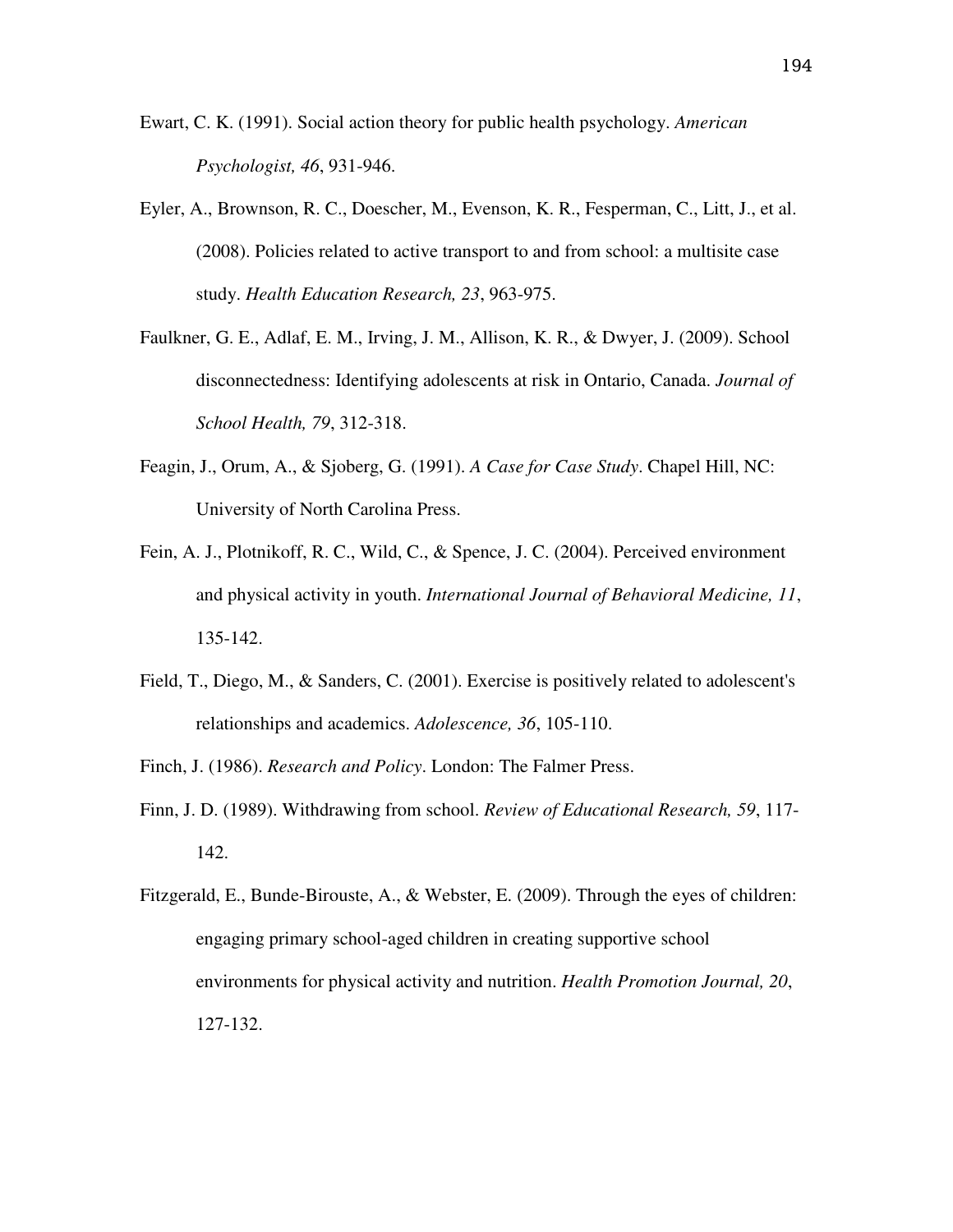Ewart, C. K. (1991). Social action theory for public health psychology. *American Psychologist, 46*, 931-946.

Eyler, A., Brownson, R. C., Doescher, M., Evenson, K. R., Fesperman, C., Litt, J., et al. (2008). Policies related to active transport to and from school: a multisite case study. *Health Education Research, 23*, 963-975.

Faulkner, G. E., Adlaf, E. M., Irving, J. M., Allison, K. R., & Dwyer, J. (2009). School disconnectedness: Identifying adolescents at risk in Ontario, Canada. *Journal of School Health, 79*, 312-318.

Feagin, J., Orum, A., & Sjoberg, G. (1991). *A Case for Case Study*. Chapel Hill, NC: University of North Carolina Press.

Fein, A. J., Plotnikoff, R. C., Wild, C., & Spence, J. C. (2004). Perceived environment and physical activity in youth. *International Journal of Behavioral Medicine, 11*, 135-142.

Field, T., Diego, M., & Sanders, C. (2001). Exercise is positively related to adolescent's relationships and academics. *Adolescence, 36*, 105-110.

Finch, J. (1986). *Research and Policy*. London: The Falmer Press.

Finn, J. D. (1989). Withdrawing from school. *Review of Educational Research, 59*, 117-142.

Fitzgerald, E., Bunde-Birouste, A., & Webster, E. (2009). Through the eyes of children: engaging primary school-aged children in creating supportive school environments for physical activity and nutrition. *Health Promotion Journal, 20*, 127-132.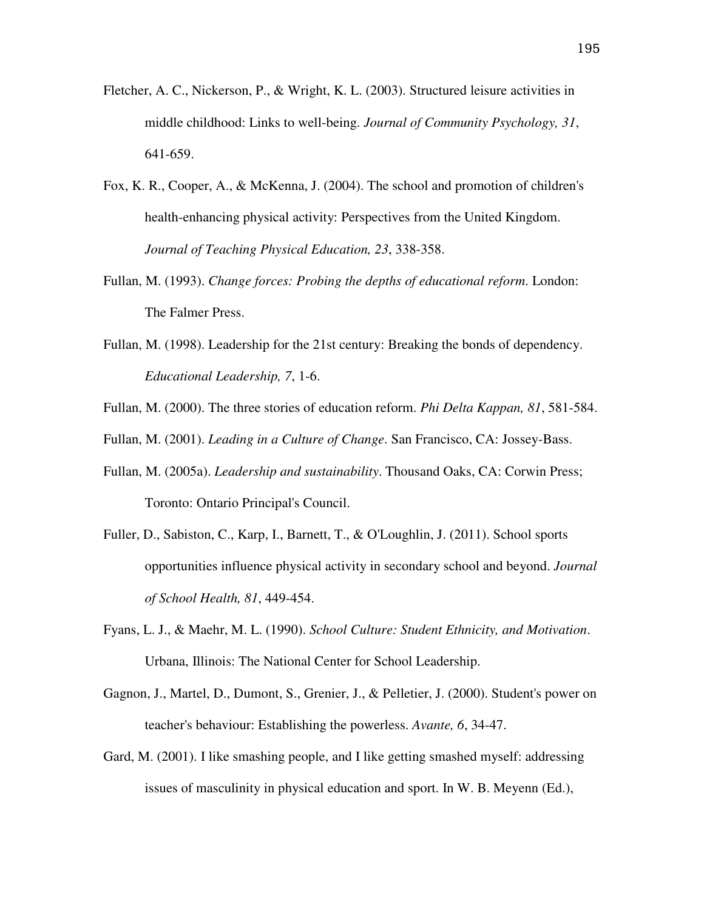Fletcher, A. C., Nickerson, P., & Wright, K. L. (2003). Structured leisure activities in middle childhood: Links to well-being. *Journal of Community Psychology, 31*, 641-659.

Fox, K. R., Cooper, A., & McKenna, J. (2004). The school and promotion of children's health-enhancing physical activity: Perspectives from the United Kingdom. *Journal of Teaching Physical Education, 23*, 338-358.

Fullan, M. (1993). *Change forces: Probing the depths of educational reform*. London: The Falmer Press.

Fullan, M. (1998). Leadership for the 21st century: Breaking the bonds of dependency. *Educational Leadership, 7*, 1-6.

Fullan, M. (2000). The three stories of education reform. *Phi Delta Kappan, 81*, 581-584.

Fullan, M. (2001). *Leading in a Culture of Change*. San Francisco, CA: Jossey-Bass.

Fullan, M. (2005a). *Leadership and sustainability*. Thousand Oaks, CA: Corwin Press; Toronto: Ontario Principal's Council.

Fuller, D., Sabiston, C., Karp, I., Barnett, T., & O'Loughlin, J. (2011). School sports opportunities influence physical activity in secondary school and beyond. *Journal of School Health, 81*, 449-454.

Fyans, L. J., & Maehr, M. L. (1990). *School Culture: Student Ethnicity, and Motivation*. Urbana, Illinois: The National Center for School Leadership.

Gagnon, J., Martel, D., Dumont, S., Grenier, J., & Pelletier, J. (2000). Student's power on teacher's behaviour: Establishing the powerless. *Avante, 6*, 34-47.

Gard, M. (2001). I like smashing people, and I like getting smashed myself: addressing issues of masculinity in physical education and sport. In W. B. Meyenn (Ed.),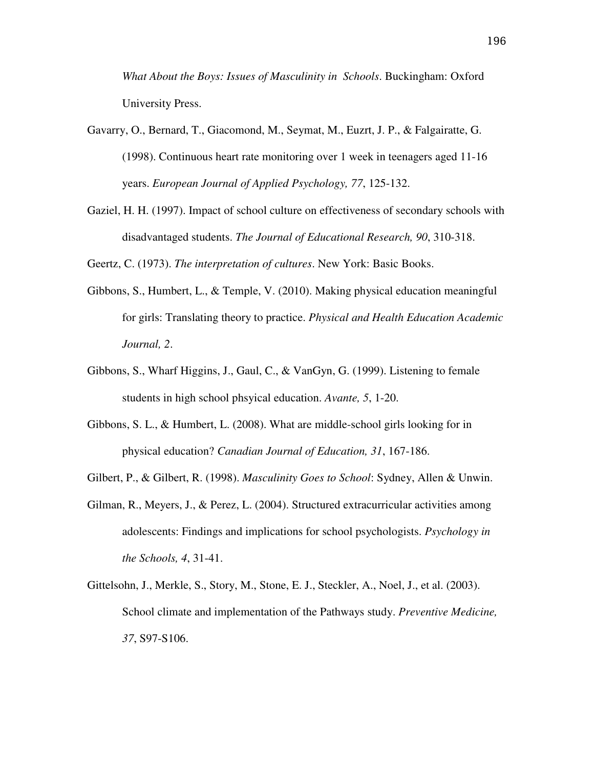*What About the Boys: Issues of Masculinity in  Schools*. Buckingham: Oxford University Press.

Gavarry, O., Bernard, T., Giacomond, M., Seymat, M., Euzrt, J. P., & Falgairatte, G. (1998). Continuous heart rate monitoring over 1 week in teenagers aged 11-16 years. *European Journal of Applied Psychology, 77*, 125-132.

Gaziel, H. H. (1997). Impact of school culture on effectiveness of secondary schools with disadvantaged students. *The Journal of Educational Research, 90*, 310-318.

Geertz, C. (1973). *The interpretation of cultures*. New York: Basic Books.

Gibbons, S., Humbert, L., & Temple, V. (2010). Making physical education meaningful for girls: Translating theory to practice. *Physical and Health Education Academic Journal, 2*.

Gibbons, S., Wharf Higgins, J., Gaul, C., & VanGyn, G. (1999). Listening to female students in high school phsyical education. *Avante, 5*, 1-20.

Gibbons, S. L., & Humbert, L. (2008). What are middle-school girls looking for in physical education? *Canadian Journal of Education, 31*, 167-186.

Gilbert, P., & Gilbert, R. (1998). *Masculinity Goes to School*: Sydney, Allen & Unwin.

Gilman, R., Meyers, J., & Perez, L. (2004). Structured extracurricular activities among adolescents: Findings and implications for school psychologists. *Psychology in the Schools, 4*, 31-41.

Gittelsohn, J., Merkle, S., Story, M., Stone, E. J., Steckler, A., Noel, J., et al. (2003). School climate and implementation of the Pathways study. *Preventive Medicine, 37*, S97-S106.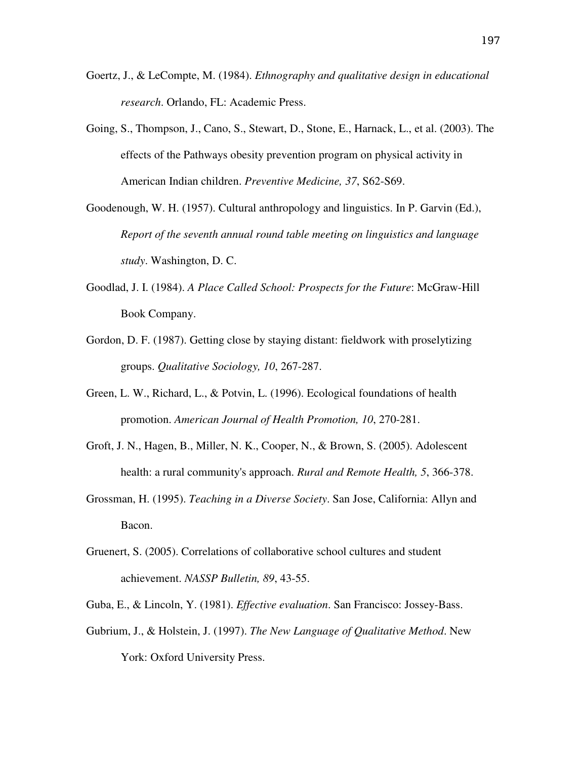Goertz, J., & LeCompte, M. (1984). *Ethnography and qualitative design in educational research*. Orlando, FL: Academic Press.

Going, S., Thompson, J., Cano, S., Stewart, D., Stone, E., Harnack, L., et al. (2003). The effects of the Pathways obesity prevention program on physical activity in American Indian children. *Preventive Medicine, 37*, S62-S69.

Goodenough, W. H. (1957). Cultural anthropology and linguistics. In P. Garvin (Ed.), *Report of the seventh annual round table meeting on linguistics and language study*. Washington, D. C.

Goodlad, J. I. (1984). *A Place Called School: Prospects for the Future*: McGraw-Hill Book Company.

Gordon, D. F. (1987). Getting close by staying distant: fieldwork with proselytizing groups. *Qualitative Sociology, 10*, 267-287.

Green, L. W., Richard, L., & Potvin, L. (1996). Ecological foundations of health promotion. *American Journal of Health Promotion, 10*, 270-281.

Groft, J. N., Hagen, B., Miller, N. K., Cooper, N., & Brown, S. (2005). Adolescent health: a rural community's approach. *Rural and Remote Health, 5*, 366-378.

Grossman, H. (1995). *Teaching in a Diverse Society*. San Jose, California: Allyn and Bacon.

Gruenert, S. (2005). Correlations of collaborative school cultures and student achievement. *NASSP Bulletin, 89*, 43-55.

Guba, E., & Lincoln, Y. (1981). *Effective evaluation*. San Francisco: Jossey-Bass.

Gubrium, J., & Holstein, J. (1997). *The New Language of Qualitative Method*. New York: Oxford University Press.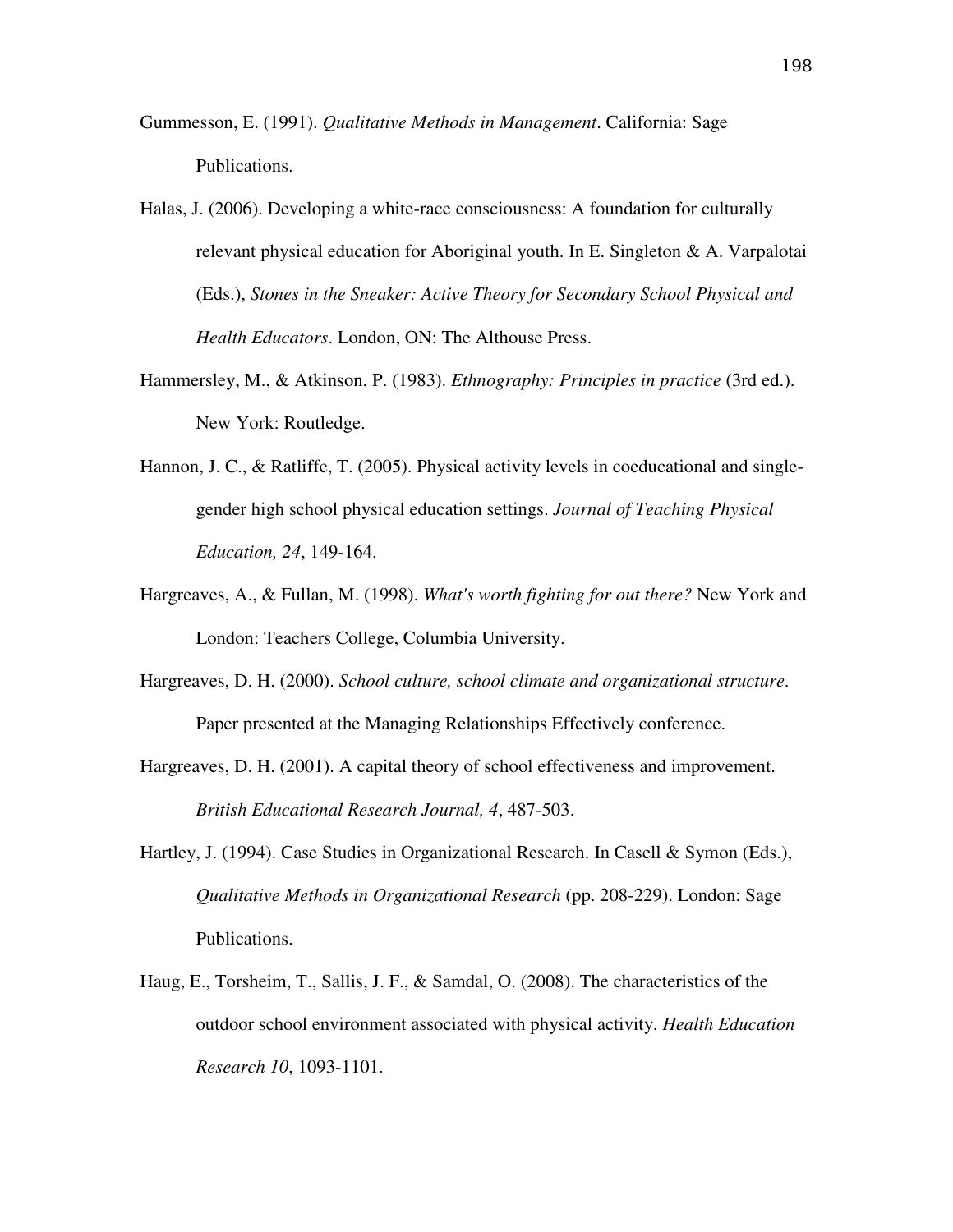Gummesson, E. (1991). *Qualitative Methods in Management*. California: Sage Publications.

Halas, J. (2006). Developing a white-race consciousness: A foundation for culturally relevant physical education for Aboriginal youth. In E. Singleton & A. Varpalotai (Eds.), *Stones in the Sneaker: Active Theory for Secondary School Physical and Health Educators*. London, ON: The Althouse Press.

Hammersley, M., & Atkinson, P. (1983). *Ethnography: Principles in practice* (3rd ed.). New York: Routledge.

Hannon, J. C., & Ratliffe, T. (2005). Physical activity levels in coeducational and single-gender high school physical education settings. *Journal of Teaching Physical Education, 24*, 149-164.

Hargreaves, A., & Fullan, M. (1998). *What's worth fighting for out there?* New York and London: Teachers College, Columbia University.

Hargreaves, D. H. (2000). *School culture, school climate and organizational structure*. Paper presented at the Managing Relationships Effectively conference.

Hargreaves, D. H. (2001). A capital theory of school effectiveness and improvement. *British Educational Research Journal, 4*, 487-503.

Hartley, J. (1994). Case Studies in Organizational Research. In Casell & Symon (Eds.), *Qualitative Methods in Organizational Research* (pp. 208-229). London: Sage Publications.

Haug, E., Torsheim, T., Sallis, J. F., & Samdal, O. (2008). The characteristics of the outdoor school environment associated with physical activity. *Health Education Research 10*, 1093-1101.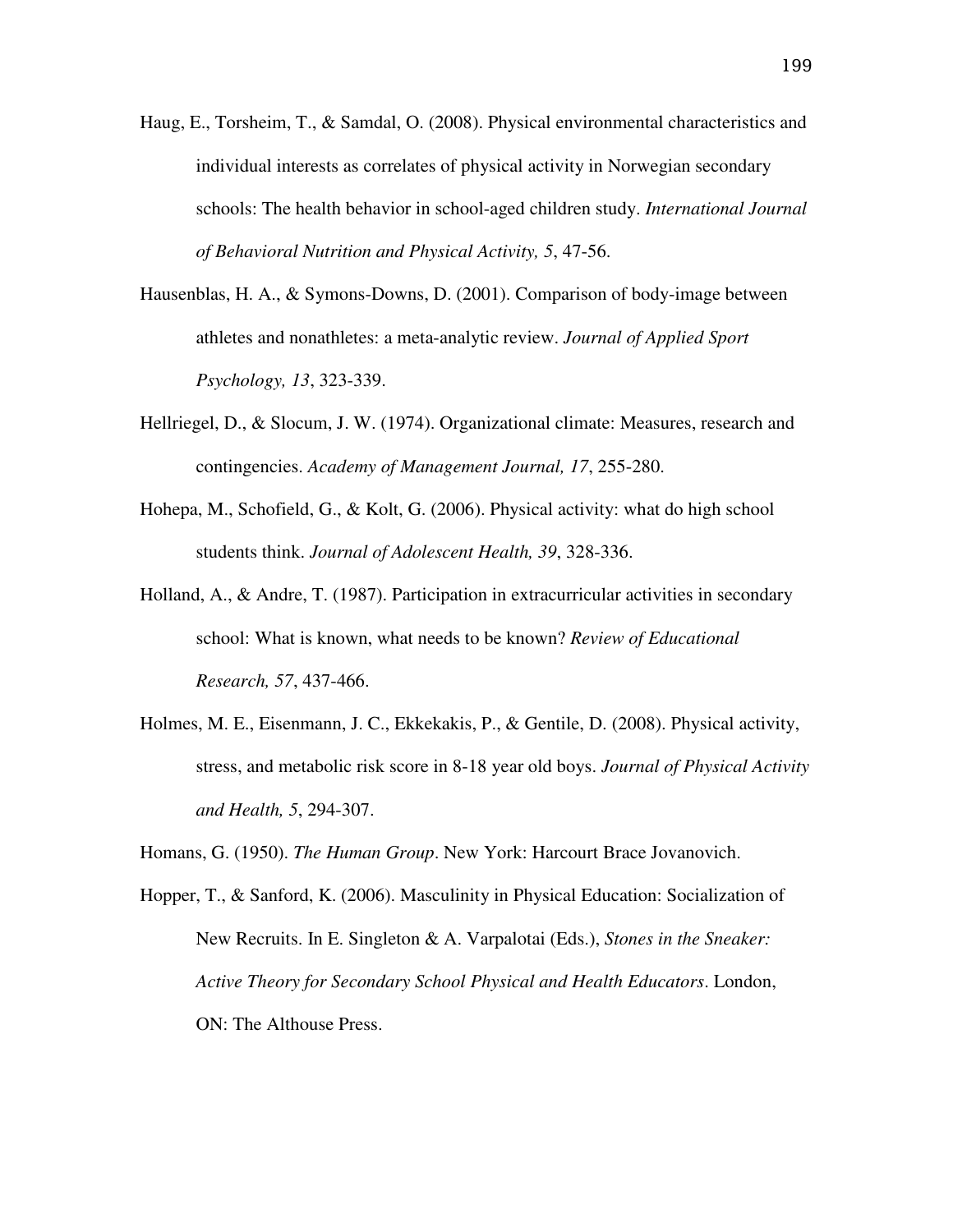Haug, E., Torsheim, T., & Samdal, O. (2008). Physical environmental characteristics and individual interests as correlates of physical activity in Norwegian secondary schools: The health behavior in school-aged children study. *International Journal of Behavioral Nutrition and Physical Activity, 5*, 47-56.

Hausenblas, H. A., & Symons-Downs, D. (2001). Comparison of body-image between athletes and nonathletes: a meta-analytic review. *Journal of Applied Sport Psychology, 13*, 323-339.

Hellriegel, D., & Slocum, J. W. (1974). Organizational climate: Measures, research and contingencies. *Academy of Management Journal, 17*, 255-280.

Hohepa, M., Schofield, G., & Kolt, G. (2006). Physical activity: what do high school students think. *Journal of Adolescent Health, 39*, 328-336.

Holland, A., & Andre, T. (1987). Participation in extracurricular activities in secondary school: What is known, what needs to be known? *Review of Educational Research, 57*, 437-466.

Holmes, M. E., Eisenmann, J. C., Ekkekakis, P., & Gentile, D. (2008). Physical activity, stress, and metabolic risk score in 8-18 year old boys. *Journal of Physical Activity and Health, 5*, 294-307.

Homans, G. (1950). *The Human Group*. New York: Harcourt Brace Jovanovich.

Hopper, T., & Sanford, K. (2006). Masculinity in Physical Education: Socialization of New Recruits. In E. Singleton & A. Varpalotai (Eds.), *Stones in the Sneaker: Active Theory for Secondary School Physical and Health Educators*. London, ON: The Althouse Press.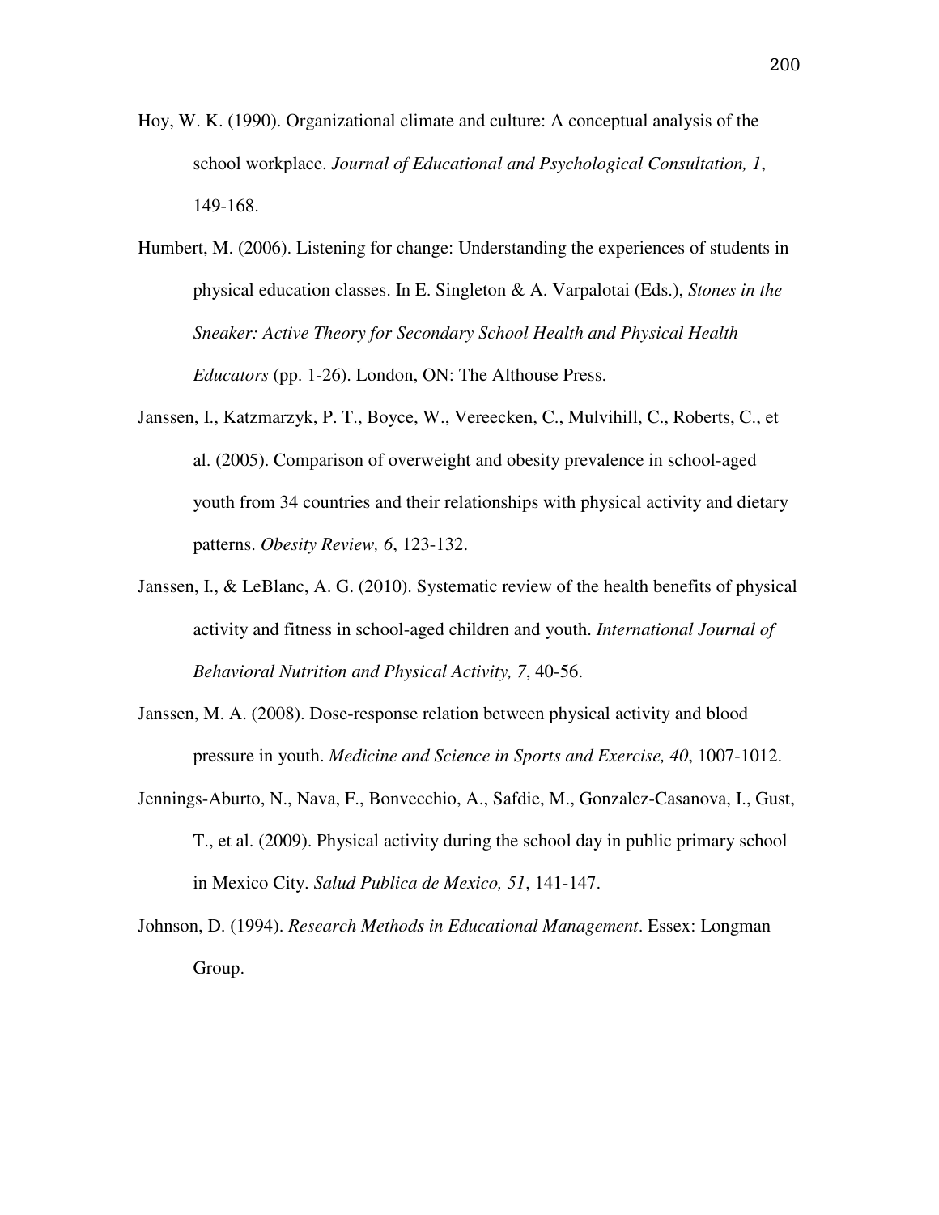Hoy, W. K. (1990). Organizational climate and culture: A conceptual analysis of the school workplace. *Journal of Educational and Psychological Consultation, 1*, 149-168.

Humbert, M. (2006). Listening for change: Understanding the experiences of students in physical education classes. In E. Singleton & A. Varpalotai (Eds.), *Stones in the Sneaker: Active Theory for Secondary School Health and Physical Health Educators* (pp. 1-26). London, ON: The Althouse Press.

Janssen, I., Katzmarzyk, P. T., Boyce, W., Vereecken, C., Mulvihill, C., Roberts, C., et al. (2005). Comparison of overweight and obesity prevalence in school-aged youth from 34 countries and their relationships with physical activity and dietary patterns. *Obesity Review, 6*, 123-132.

Janssen, I., & LeBlanc, A. G. (2010). Systematic review of the health benefits of physical activity and fitness in school-aged children and youth. *International Journal of Behavioral Nutrition and Physical Activity, 7*, 40-56.

Janssen, M. A. (2008). Dose-response relation between physical activity and blood pressure in youth. *Medicine and Science in Sports and Exercise, 40*, 1007-1012.

Jennings-Aburto, N., Nava, F., Bonvecchio, A., Safdie, M., Gonzalez-Casanova, I., Gust, T., et al. (2009). Physical activity during the school day in public primary school in Mexico City. *Salud Publica de Mexico, 51*, 141-147.

Johnson, D. (1994). *Research Methods in Educational Management*. Essex: Longman Group.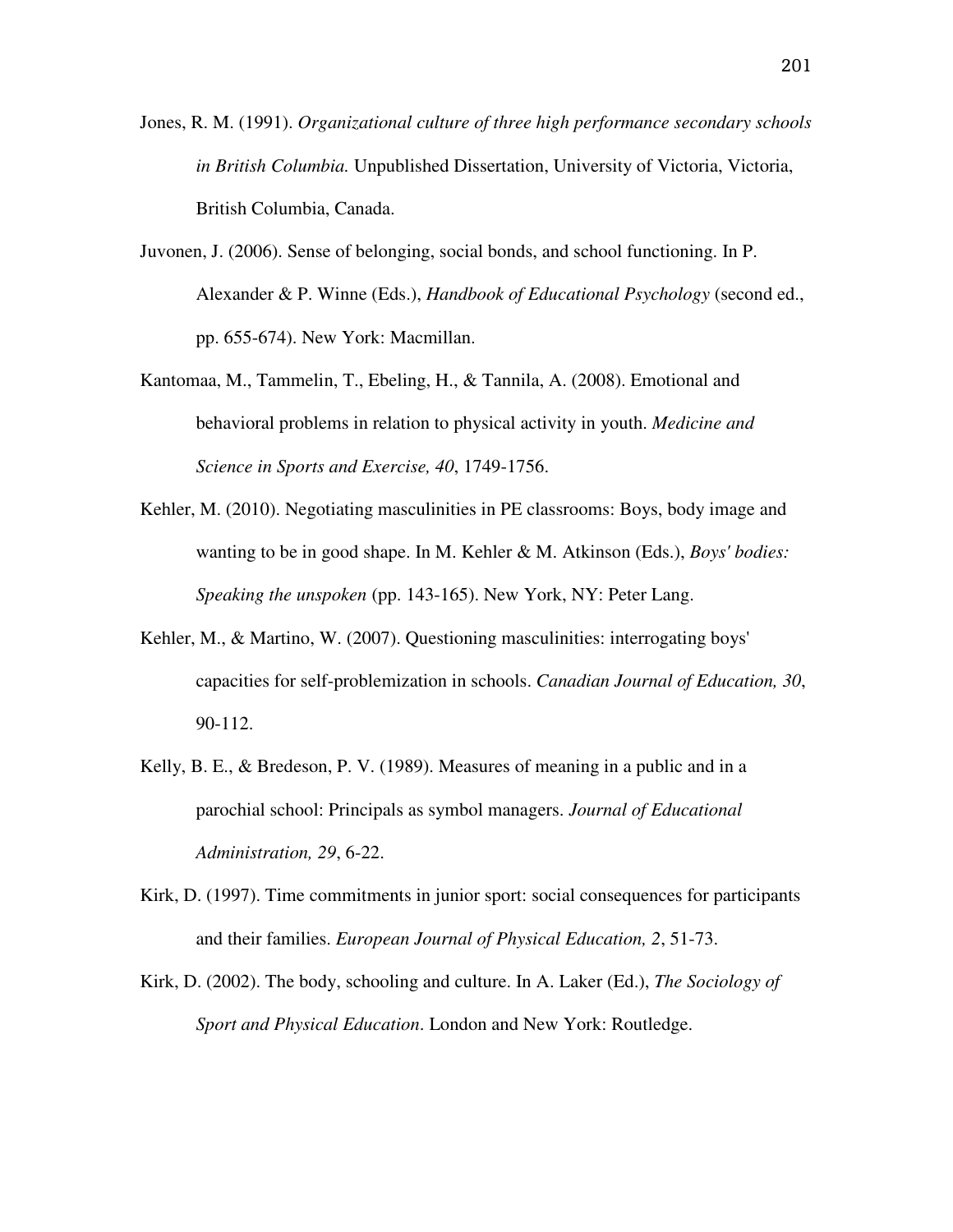Jones, R. M. (1991). *Organizational culture of three high performance secondary schools in British Columbia.* Unpublished Dissertation, University of Victoria, Victoria, British Columbia, Canada.

Juvonen, J. (2006). Sense of belonging, social bonds, and school functioning. In P. Alexander & P. Winne (Eds.), *Handbook of Educational Psychology* (second ed., pp. 655-674). New York: Macmillan.

Kantomaa, M., Tammelin, T., Ebeling, H., & Tannila, A. (2008). Emotional and behavioral problems in relation to physical activity in youth. *Medicine and Science in Sports and Exercise, 40*, 1749-1756.

Kehler, M. (2010). Negotiating masculinities in PE classrooms: Boys, body image and wanting to be in good shape. In M. Kehler & M. Atkinson (Eds.), *Boys' bodies: Speaking the unspoken* (pp. 143-165). New York, NY: Peter Lang.

Kehler, M., & Martino, W. (2007). Questioning masculinities: interrogating boys' capacities for self-problemization in schools. *Canadian Journal of Education, 30*, 90-112.

Kelly, B. E., & Bredeson, P. V. (1989). Measures of meaning in a public and in a parochial school: Principals as symbol managers. *Journal of Educational Administration, 29*, 6-22.

Kirk, D. (1997). Time commitments in junior sport: social consequences for participants and their families. *European Journal of Physical Education, 2*, 51-73.

Kirk, D. (2002). The body, schooling and culture. In A. Laker (Ed.), *The Sociology of Sport and Physical Education*. London and New York: Routledge.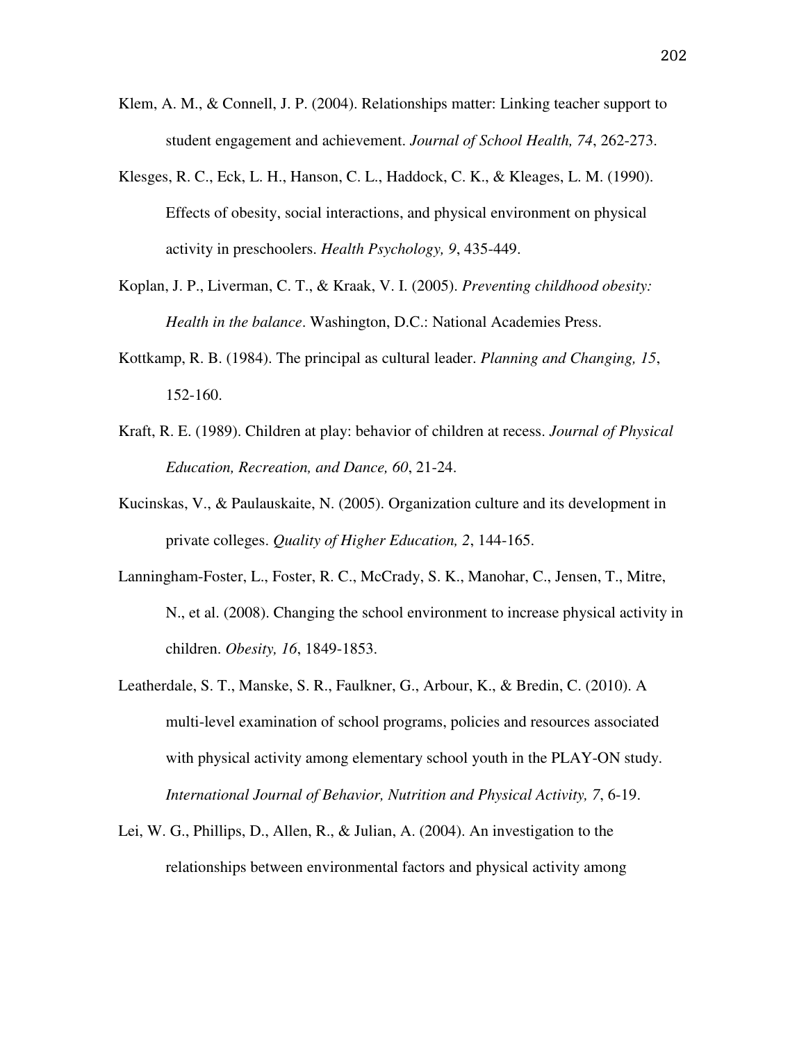Klem, A. M., & Connell, J. P. (2004). Relationships matter: Linking teacher support to student engagement and achievement. *Journal of School Health, 74*, 262-273.

Klesges, R. C., Eck, L. H., Hanson, C. L., Haddock, C. K., & Kleages, L. M. (1990). Effects of obesity, social interactions, and physical environment on physical activity in preschoolers. *Health Psychology, 9*, 435-449.

Koplan, J. P., Liverman, C. T., & Kraak, V. I. (2005). *Preventing childhood obesity: Health in the balance*. Washington, D.C.: National Academies Press.

Kottkamp, R. B. (1984). The principal as cultural leader. *Planning and Changing, 15*, 152-160.

Kraft, R. E. (1989). Children at play: behavior of children at recess. *Journal of Physical Education, Recreation, and Dance, 60*, 21-24.

Kucinskas, V., & Paulauskaite, N. (2005). Organization culture and its development in private colleges. *Quality of Higher Education, 2*, 144-165.

Lanningham-Foster, L., Foster, R. C., McCrady, S. K., Manohar, C., Jensen, T., Mitre, N., et al. (2008). Changing the school environment to increase physical activity in children. *Obesity, 16*, 1849-1853.

Leatherdale, S. T., Manske, S. R., Faulkner, G., Arbour, K., & Bredin, C. (2010). A multi-level examination of school programs, policies and resources associated with physical activity among elementary school youth in the PLAY-ON study. *International Journal of Behavior, Nutrition and Physical Activity, 7*, 6-19.

Lei, W. G., Phillips, D., Allen, R., & Julian, A. (2004). An investigation to the relationships between environmental factors and physical activity among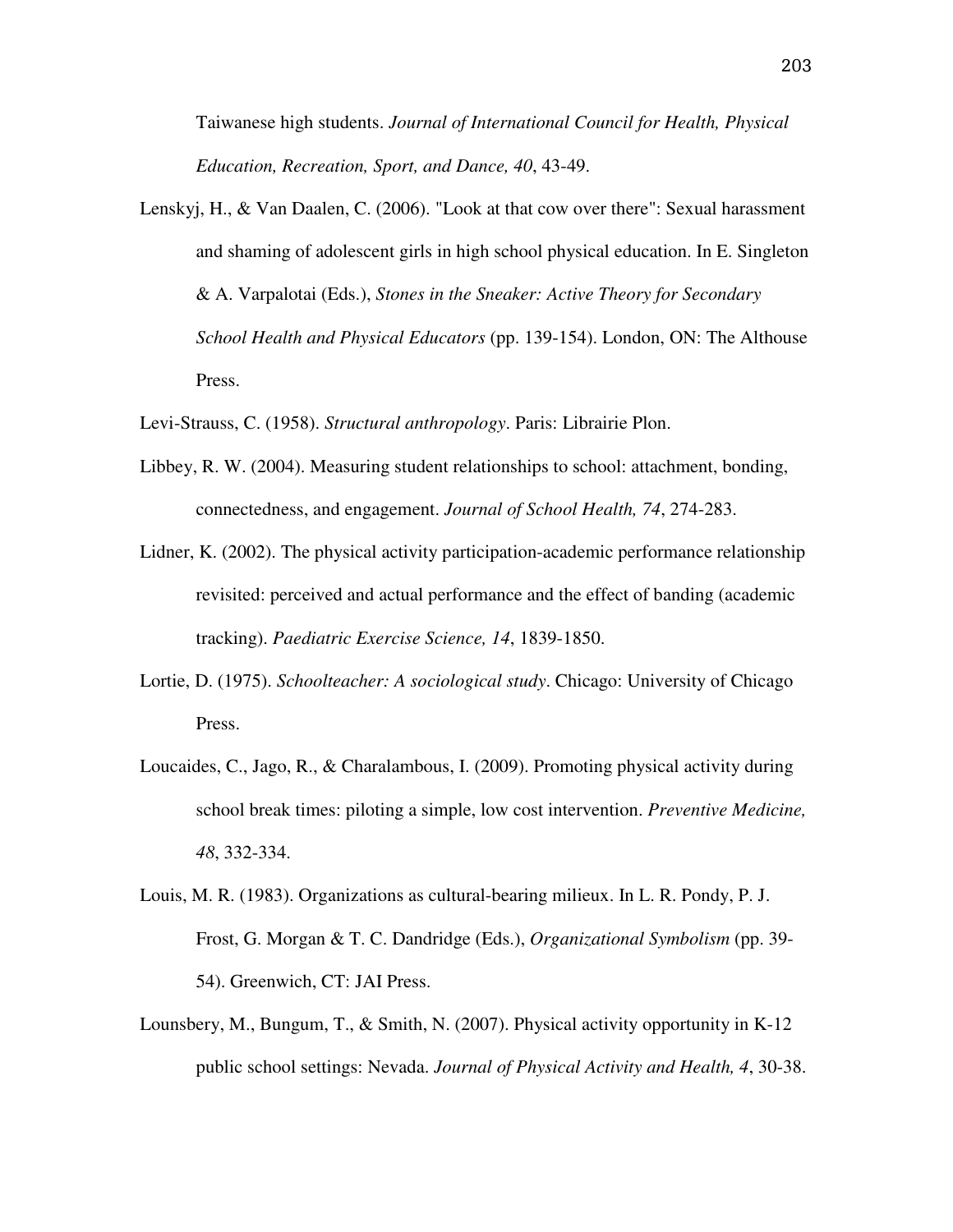Taiwanese high students. *Journal of International Council for Health, Physical Education, Recreation, Sport, and Dance, 40*, 43-49.

Lenskyj, H., & Van Daalen, C. (2006). "Look at that cow over there": Sexual harassment and shaming of adolescent girls in high school physical education. In E. Singleton & A. Varpalotai (Eds.), *Stones in the Sneaker: Active Theory for Secondary School Health and Physical Educators* (pp. 139-154). London, ON: The Althouse Press.

Levi-Strauss, C. (1958). *Structural anthropology*. Paris: Librairie Plon.

Libbey, R. W. (2004). Measuring student relationships to school: attachment, bonding, connectedness, and engagement. *Journal of School Health, 74*, 274-283.

Lidner, K. (2002). The physical activity participation-academic performance relationship revisited: perceived and actual performance and the effect of banding (academic tracking). *Paediatric Exercise Science, 14*, 1839-1850.

Lortie, D. (1975). *Schoolteacher: A sociological study*. Chicago: University of Chicago Press.

Loucaides, C., Jago, R., & Charalambous, I. (2009). Promoting physical activity during school break times: piloting a simple, low cost intervention. *Preventive Medicine, 48*, 332-334.

Louis, M. R. (1983). Organizations as cultural-bearing milieux. In L. R. Pondy, P. J. Frost, G. Morgan & T. C. Dandridge (Eds.), *Organizational Symbolism* (pp. 39-54). Greenwich, CT: JAI Press.

Lounsbery, M., Bungum, T., & Smith, N. (2007). Physical activity opportunity in K-12 public school settings: Nevada. *Journal of Physical Activity and Health, 4*, 30-38.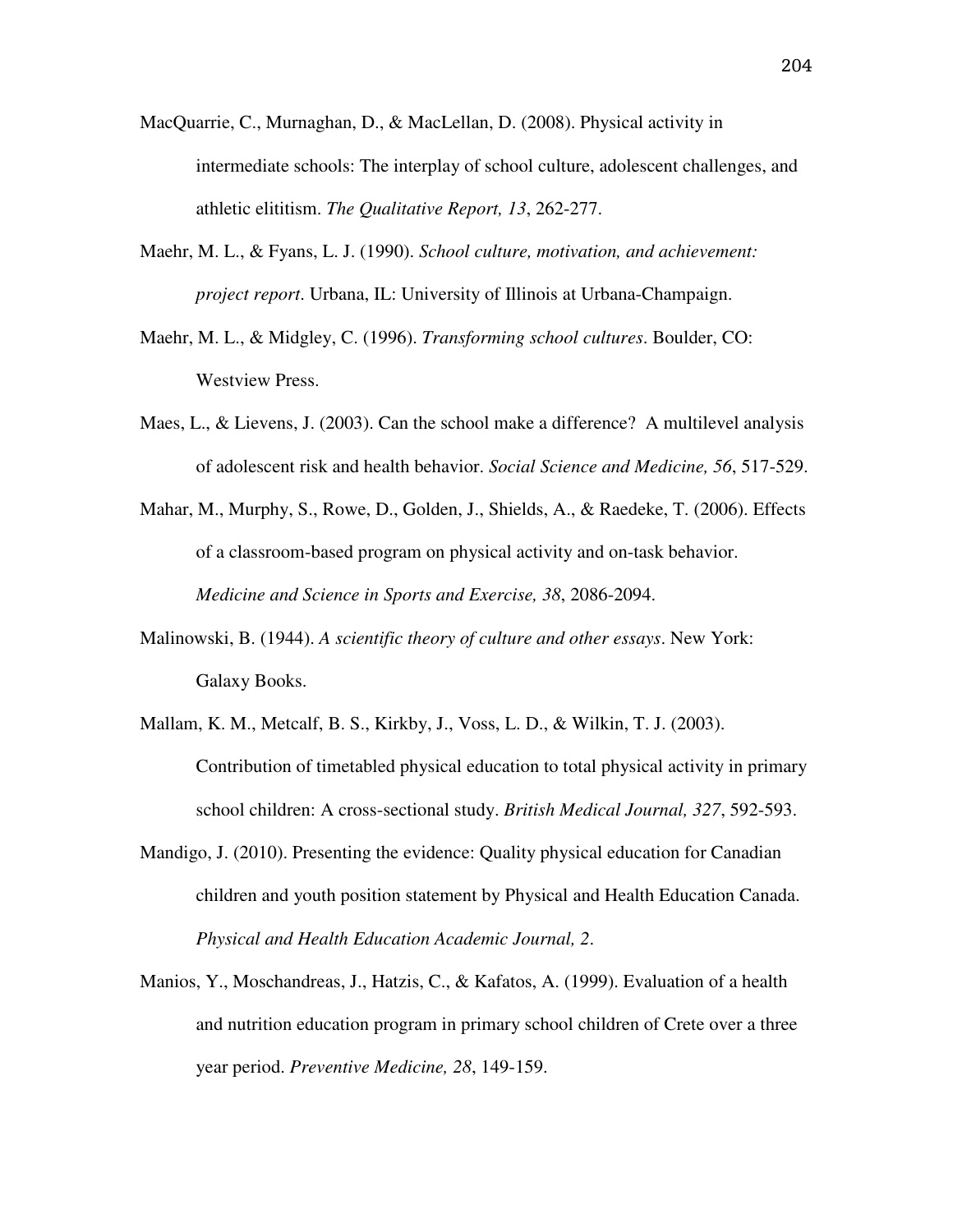MacQuarrie, C., Murnaghan, D., & MacLellan, D. (2008). Physical activity in intermediate schools: The interplay of school culture, adolescent challenges, and athletic elititism. *The Qualitative Report, 13*, 262-277.

Maehr, M. L., & Fyans, L. J. (1990). *School culture, motivation, and achievement: project report*. Urbana, IL: University of Illinois at Urbana-Champaign.

Maehr, M. L., & Midgley, C. (1996). *Transforming school cultures*. Boulder, CO: Westview Press.

Maes, L., & Lievens, J. (2003). Can the school make a difference? A multilevel analysis of adolescent risk and health behavior. *Social Science and Medicine, 56*, 517-529.

Mahar, M., Murphy, S., Rowe, D., Golden, J., Shields, A., & Raedeke, T. (2006). Effects of a classroom-based program on physical activity and on-task behavior. *Medicine and Science in Sports and Exercise, 38*, 2086-2094.

Malinowski, B. (1944). *A scientific theory of culture and other essays*. New York: Galaxy Books.

Mallam, K. M., Metcalf, B. S., Kirkby, J., Voss, L. D., & Wilkin, T. J. (2003). Contribution of timetabled physical education to total physical activity in primary school children: A cross-sectional study. *British Medical Journal, 327*, 592-593.

Mandigo, J. (2010). Presenting the evidence: Quality physical education for Canadian children and youth position statement by Physical and Health Education Canada. *Physical and Health Education Academic Journal, 2*.

Manios, Y., Moschandreas, J., Hatzis, C., & Kafatos, A. (1999). Evaluation of a health and nutrition education program in primary school children of Crete over a three year period. *Preventive Medicine, 28*, 149-159.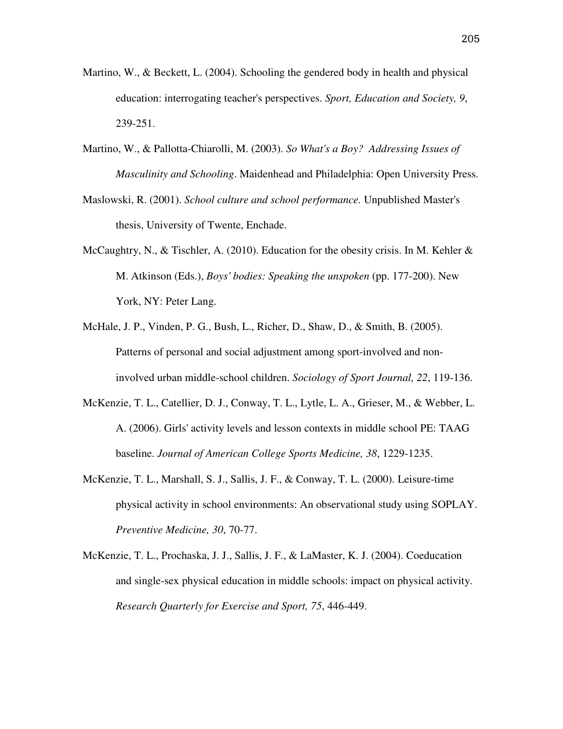Martino, W., & Beckett, L. (2004). Schooling the gendered body in health and physical education: interrogating teacher's perspectives. *Sport, Education and Society, 9*, 239-251.

Martino, W., & Pallotta-Chiarolli, M. (2003). *So What's a Boy? Addressing Issues of Masculinity and Schooling*. Maidenhead and Philadelphia: Open University Press.

Maslowski, R. (2001). *School culture and school performance.* Unpublished Master's thesis, University of Twente, Enchade.

McCaughtry, N., & Tischler, A. (2010). Education for the obesity crisis. In M. Kehler & M. Atkinson (Eds.), *Boys' bodies: Speaking the unspoken* (pp. 177-200). New York, NY: Peter Lang.

McHale, J. P., Vinden, P. G., Bush, L., Richer, D., Shaw, D., & Smith, B. (2005). Patterns of personal and social adjustment among sport-involved and non-involved urban middle-school children. *Sociology of Sport Journal, 22*, 119-136.

McKenzie, T. L., Catellier, D. J., Conway, T. L., Lytle, L. A., Grieser, M., & Webber, L. A. (2006). Girls' activity levels and lesson contexts in middle school PE: TAAG baseline. *Journal of American College Sports Medicine, 38*, 1229-1235.

McKenzie, T. L., Marshall, S. J., Sallis, J. F., & Conway, T. L. (2000). Leisure-time physical activity in school environments: An observational study using SOPLAY. *Preventive Medicine, 30*, 70-77.

McKenzie, T. L., Prochaska, J. J., Sallis, J. F., & LaMaster, K. J. (2004). Coeducation and single-sex physical education in middle schools: impact on physical activity. *Research Quarterly for Exercise and Sport, 75*, 446-449.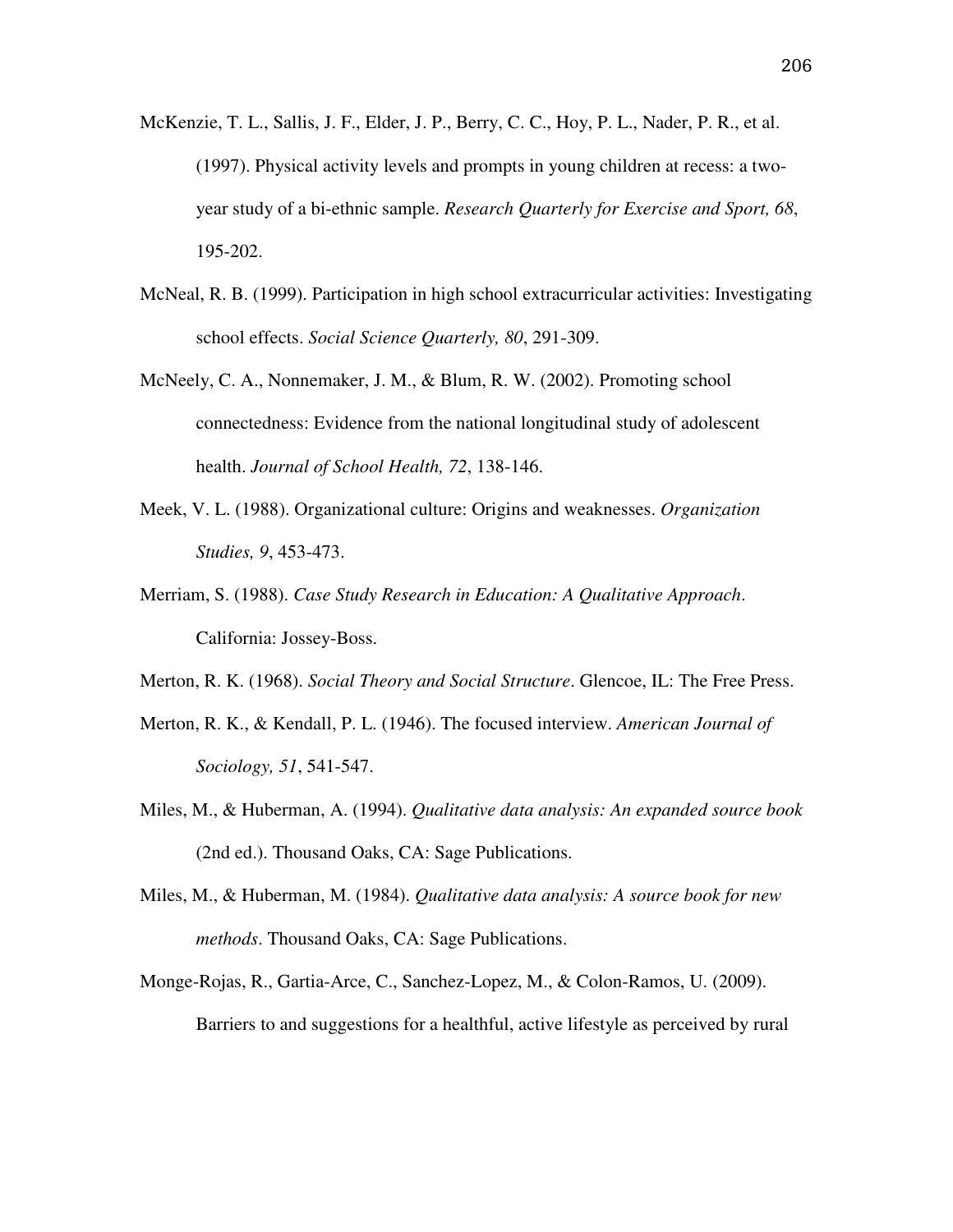McKenzie, T. L., Sallis, J. F., Elder, J. P., Berry, C. C., Hoy, P. L., Nader, P. R., et al. (1997). Physical activity levels and prompts in young children at recess: a two-year study of a bi-ethnic sample. *Research Quarterly for Exercise and Sport, 68*, 195-202.

McNeal, R. B. (1999). Participation in high school extracurricular activities: Investigating school effects. *Social Science Quarterly, 80*, 291-309.

McNeely, C. A., Nonnemaker, J. M., & Blum, R. W. (2002). Promoting school connectedness: Evidence from the national longitudinal study of adolescent health. *Journal of School Health, 72*, 138-146.

Meek, V. L. (1988). Organizational culture: Origins and weaknesses. *Organization Studies, 9*, 453-473.

Merriam, S. (1988). *Case Study Research in Education: A Qualitative Approach*. California: Jossey-Boss.

Merton, R. K. (1968). *Social Theory and Social Structure*. Glencoe, IL: The Free Press.

Merton, R. K., & Kendall, P. L. (1946). The focused interview. *American Journal of Sociology, 51*, 541-547.

Miles, M., & Huberman, A. (1994). *Qualitative data analysis: An expanded source book* (2nd ed.). Thousand Oaks, CA: Sage Publications.

Miles, M., & Huberman, M. (1984). *Qualitative data analysis: A source book for new methods*. Thousand Oaks, CA: Sage Publications.

Monge-Rojas, R., Gartia-Arce, C., Sanchez-Lopez, M., & Colon-Ramos, U. (2009). Barriers to and suggestions for a healthful, active lifestyle as perceived by rural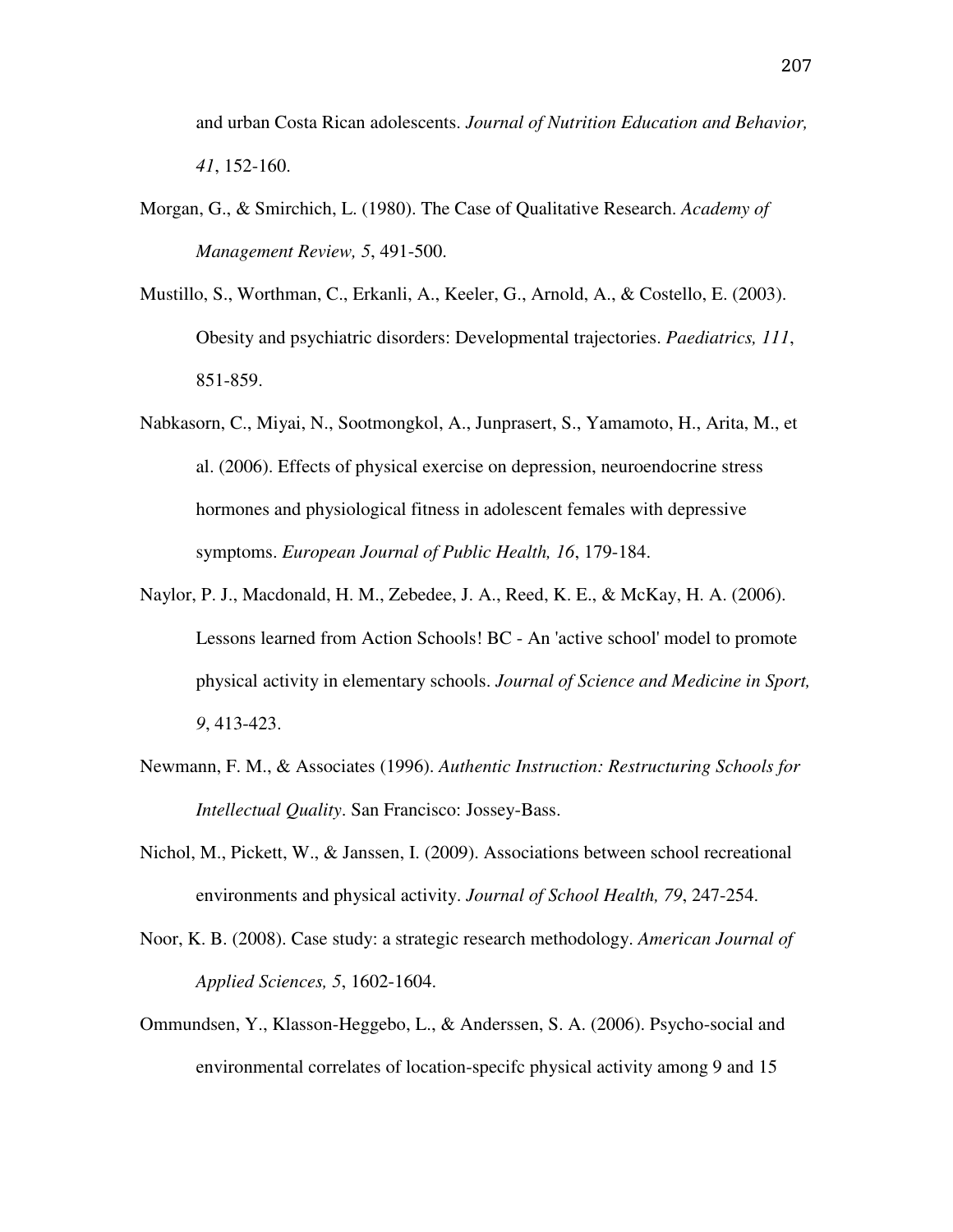and urban Costa Rican adolescents. *Journal of Nutrition Education and Behavior, 41*, 152-160.

Morgan, G., & Smirchich, L. (1980). The Case of Qualitative Research. *Academy of Management Review, 5*, 491-500.

Mustillo, S., Worthman, C., Erkanli, A., Keeler, G., Arnold, A., & Costello, E. (2003). Obesity and psychiatric disorders: Developmental trajectories. *Paediatrics, 111*, 851-859.

Nabkasorn, C., Miyai, N., Sootmongkol, A., Junprasert, S., Yamamoto, H., Arita, M., et al. (2006). Effects of physical exercise on depression, neuroendocrine stress hormones and physiological fitness in adolescent females with depressive symptoms. *European Journal of Public Health, 16*, 179-184.

Naylor, P. J., Macdonald, H. M., Zebedee, J. A., Reed, K. E., & McKay, H. A. (2006). Lessons learned from Action Schools! BC - An 'active school' model to promote physical activity in elementary schools. *Journal of Science and Medicine in Sport, 9*, 413-423.

Newmann, F. M., & Associates (1996). *Authentic Instruction: Restructuring Schools for Intellectual Quality*. San Francisco: Jossey-Bass.

Nichol, M., Pickett, W., & Janssen, I. (2009). Associations between school recreational environments and physical activity. *Journal of School Health, 79*, 247-254.

Noor, K. B. (2008). Case study: a strategic research methodology. *American Journal of Applied Sciences, 5*, 1602-1604.

Ommundsen, Y., Klasson-Heggebo, L., & Anderssen, S. A. (2006). Psycho-social and environmental correlates of location-specifc physical activity among 9 and 15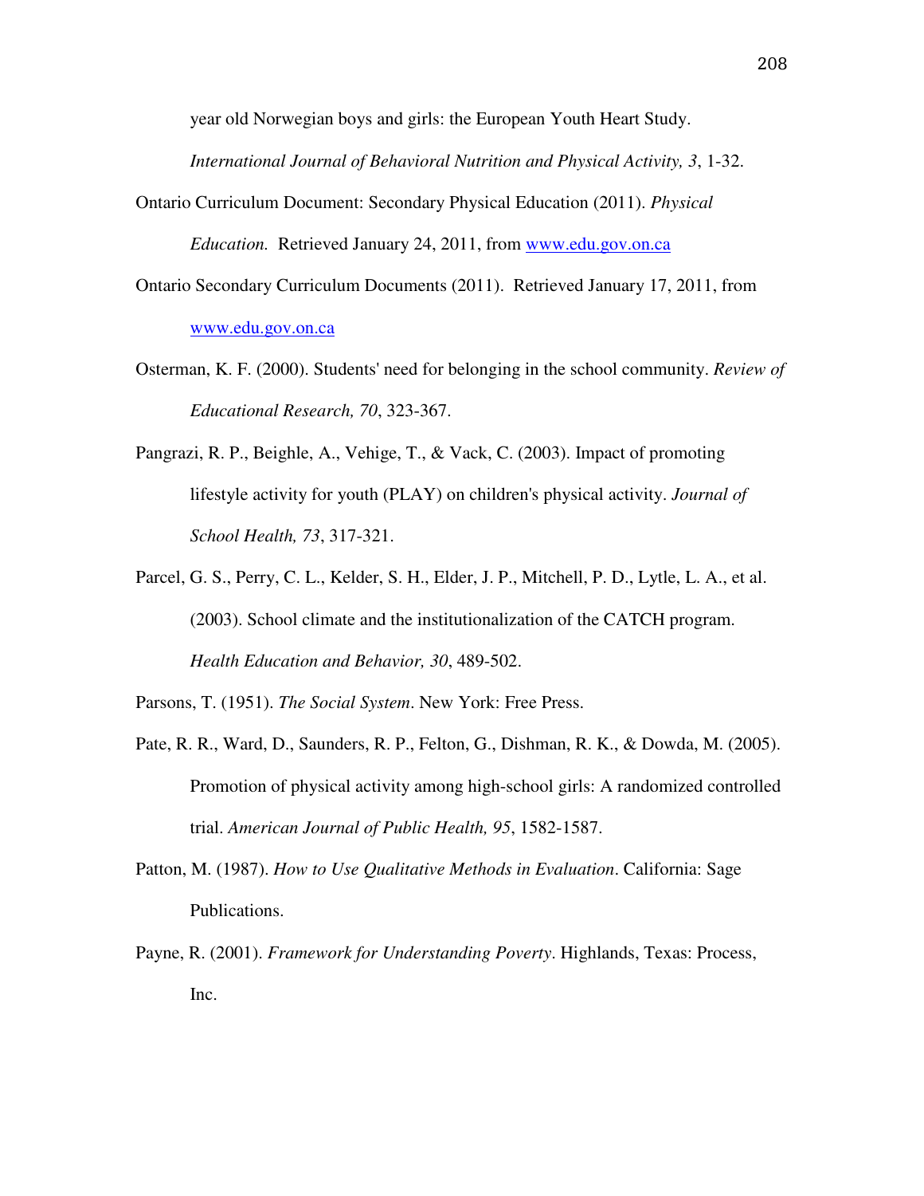year old Norwegian boys and girls: the European Youth Heart Study. *International Journal of Behavioral Nutrition and Physical Activity, 3*, 1-32.

Ontario Curriculum Document: Secondary Physical Education (2011). *Physical Education.* Retrieved January 24, 2011, from www.edu.gov.on.ca

Ontario Secondary Curriculum Documents (2011). Retrieved January 17, 2011, from www.edu.gov.on.ca

Osterman, K. F. (2000). Students' need for belonging in the school community. *Review of Educational Research, 70*, 323-367.

Pangrazi, R. P., Beighle, A., Vehige, T., & Vack, C. (2003). Impact of promoting lifestyle activity for youth (PLAY) on children's physical activity. *Journal of School Health, 73*, 317-321.

Parcel, G. S., Perry, C. L., Kelder, S. H., Elder, J. P., Mitchell, P. D., Lytle, L. A., et al. (2003). School climate and the institutionalization of the CATCH program. *Health Education and Behavior, 30*, 489-502.

Parsons, T. (1951). *The Social System*. New York: Free Press.

Pate, R. R., Ward, D., Saunders, R. P., Felton, G., Dishman, R. K., & Dowda, M. (2005). Promotion of physical activity among high-school girls: A randomized controlled trial. *American Journal of Public Health, 95*, 1582-1587.

Patton, M. (1987). *How to Use Qualitative Methods in Evaluation*. California: Sage Publications.

Payne, R. (2001). *Framework for Understanding Poverty*. Highlands, Texas: Process, Inc.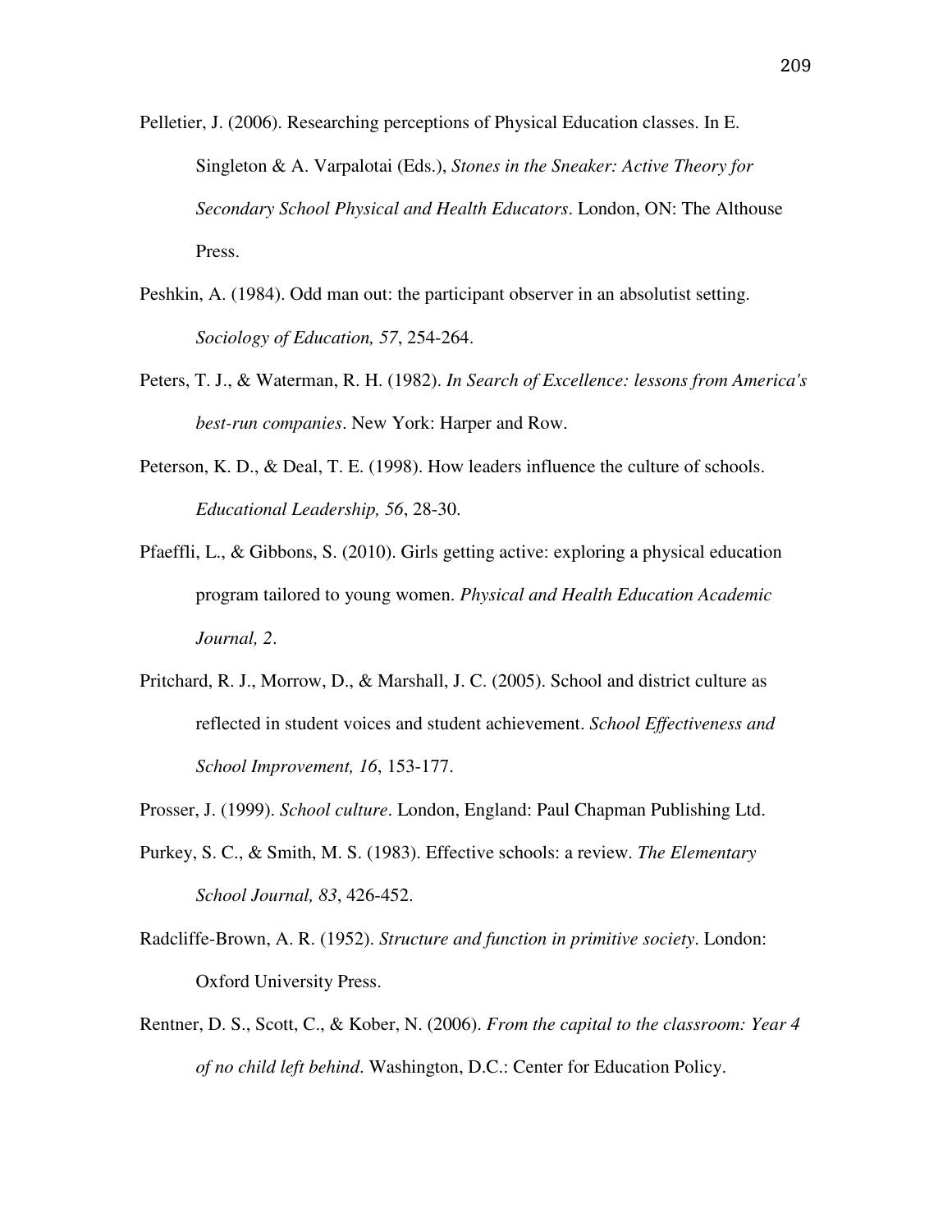Pelletier, J. (2006). Researching perceptions of Physical Education classes. In E. Singleton & A. Varpalotai (Eds.), *Stones in the Sneaker: Active Theory for Secondary School Physical and Health Educators*. London, ON: The Althouse Press.

Peshkin, A. (1984). Odd man out: the participant observer in an absolutist setting. *Sociology of Education, 57*, 254-264.

Peters, T. J., & Waterman, R. H. (1982). *In Search of Excellence: lessons from America's best-run companies*. New York: Harper and Row.

Peterson, K. D., & Deal, T. E. (1998). How leaders influence the culture of schools. *Educational Leadership, 56*, 28-30.

Pfaeffli, L., & Gibbons, S. (2010). Girls getting active: exploring a physical education program tailored to young women. *Physical and Health Education Academic Journal, 2*.

Pritchard, R. J., Morrow, D., & Marshall, J. C. (2005). School and district culture as reflected in student voices and student achievement. *School Effectiveness and School Improvement, 16*, 153-177.

Prosser, J. (1999). *School culture*. London, England: Paul Chapman Publishing Ltd.

Purkey, S. C., & Smith, M. S. (1983). Effective schools: a review. *The Elementary School Journal, 83*, 426-452.

Radcliffe-Brown, A. R. (1952). *Structure and function in primitive society*. London: Oxford University Press.

Rentner, D. S., Scott, C., & Kober, N. (2006). *From the capital to the classroom: Year 4 of no child left behind*. Washington, D.C.: Center for Education Policy.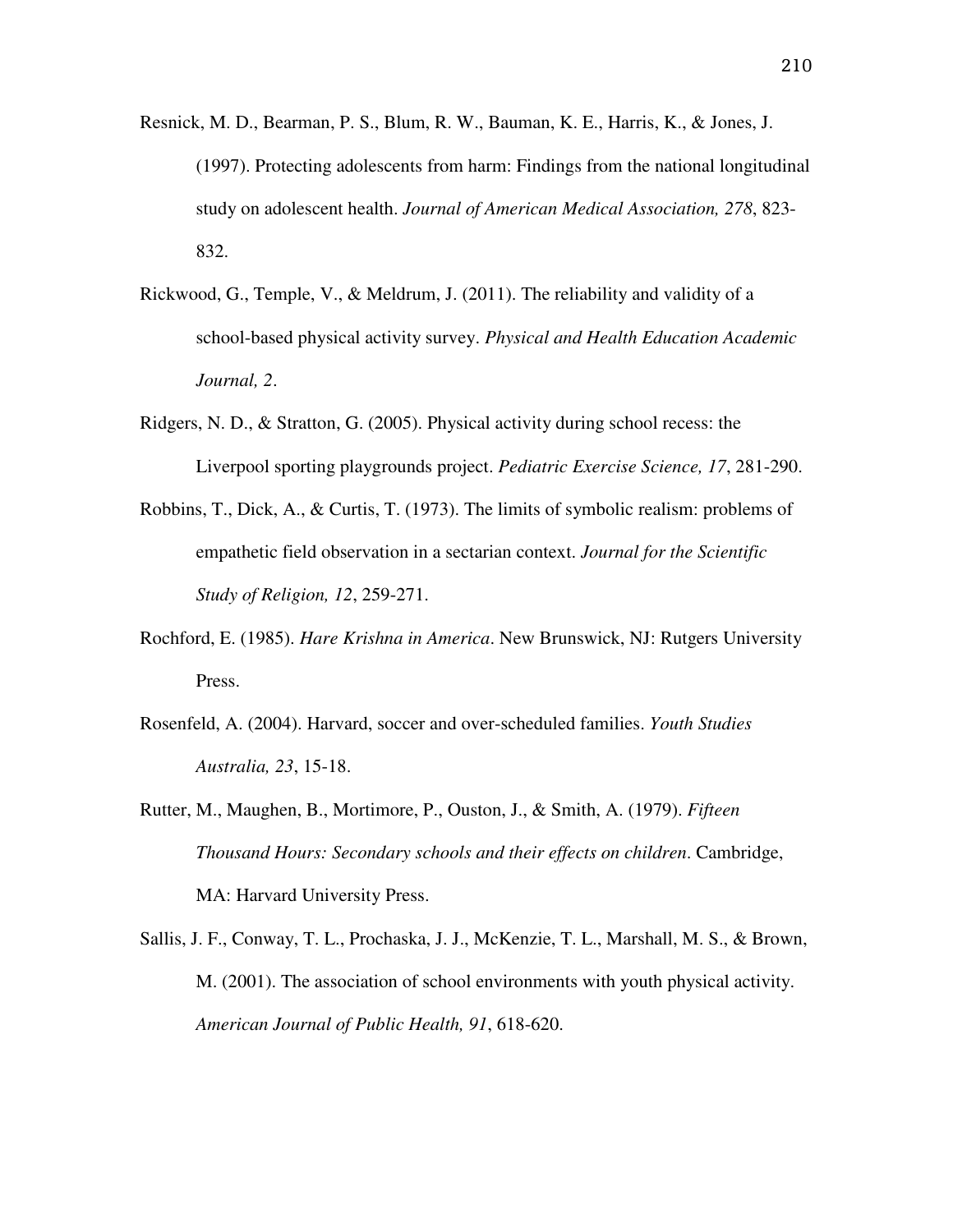Resnick, M. D., Bearman, P. S., Blum, R. W., Bauman, K. E., Harris, K., & Jones, J. (1997). Protecting adolescents from harm: Findings from the national longitudinal study on adolescent health. *Journal of American Medical Association, 278*, 823-832.

Rickwood, G., Temple, V., & Meldrum, J. (2011). The reliability and validity of a school-based physical activity survey. *Physical and Health Education Academic Journal, 2*.

Ridgers, N. D., & Stratton, G. (2005). Physical activity during school recess: the Liverpool sporting playgrounds project. *Pediatric Exercise Science, 17*, 281-290.

Robbins, T., Dick, A., & Curtis, T. (1973). The limits of symbolic realism: problems of empathetic field observation in a sectarian context. *Journal for the Scientific Study of Religion, 12*, 259-271.

Rochford, E. (1985). *Hare Krishna in America*. New Brunswick, NJ: Rutgers University Press.

Rosenfeld, A. (2004). Harvard, soccer and over-scheduled families. *Youth Studies Australia, 23*, 15-18.

Rutter, M., Maughen, B., Mortimore, P., Ouston, J., & Smith, A. (1979). *Fifteen Thousand Hours: Secondary schools and their effects on children*. Cambridge, MA: Harvard University Press.

Sallis, J. F., Conway, T. L., Prochaska, J. J., McKenzie, T. L., Marshall, M. S., & Brown, M. (2001). The association of school environments with youth physical activity. *American Journal of Public Health, 91*, 618-620.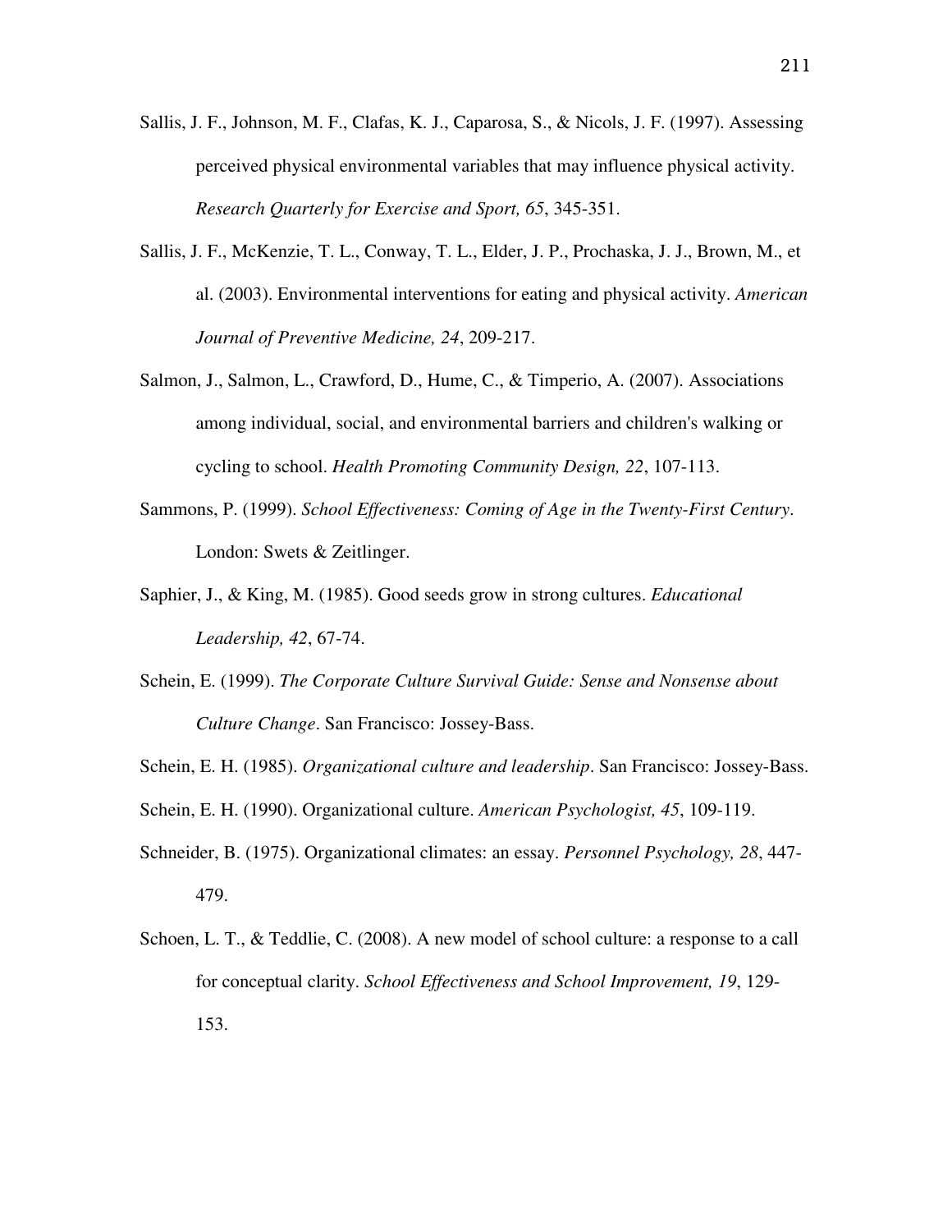Sallis, J. F., Johnson, M. F., Clafas, K. J., Caparosa, S., & Nicols, J. F. (1997). Assessing perceived physical environmental variables that may influence physical activity. *Research Quarterly for Exercise and Sport, 65*, 345-351.

Sallis, J. F., McKenzie, T. L., Conway, T. L., Elder, J. P., Prochaska, J. J., Brown, M., et al. (2003). Environmental interventions for eating and physical activity. *American Journal of Preventive Medicine, 24*, 209-217.

Salmon, J., Salmon, L., Crawford, D., Hume, C., & Timperio, A. (2007). Associations among individual, social, and environmental barriers and children's walking or cycling to school. *Health Promoting Community Design, 22*, 107-113.

Sammons, P. (1999). *School Effectiveness: Coming of Age in the Twenty-First Century*. London: Swets & Zeitlinger.

Saphier, J., & King, M. (1985). Good seeds grow in strong cultures. *Educational Leadership, 42*, 67-74.

Schein, E. (1999). *The Corporate Culture Survival Guide: Sense and Nonsense about Culture Change*. San Francisco: Jossey-Bass.

Schein, E. H. (1985). *Organizational culture and leadership*. San Francisco: Jossey-Bass.

Schein, E. H. (1990). Organizational culture. *American Psychologist, 45*, 109-119.

Schneider, B. (1975). Organizational climates: an essay. *Personnel Psychology, 28*, 447-479.

Schoen, L. T., & Teddlie, C. (2008). A new model of school culture: a response to a call for conceptual clarity. *School Effectiveness and School Improvement, 19*, 129-153.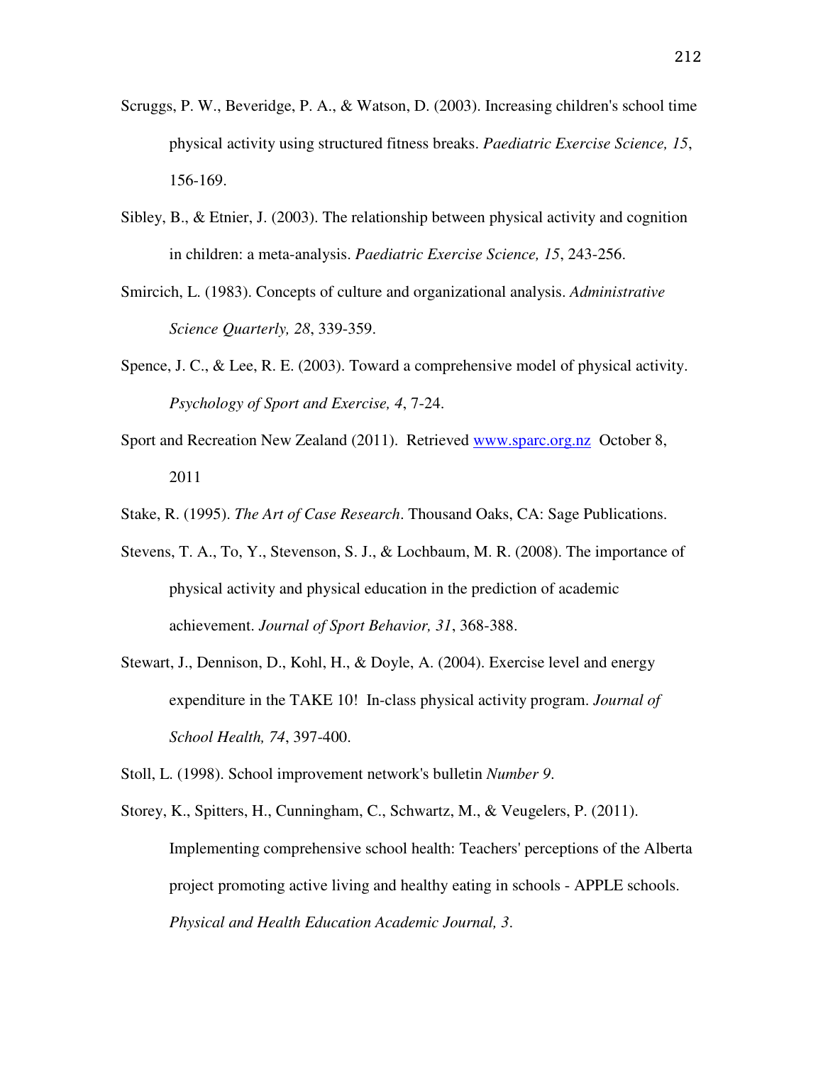Scruggs, P. W., Beveridge, P. A., & Watson, D. (2003). Increasing children's school time physical activity using structured fitness breaks. *Paediatric Exercise Science, 15*, 156-169.

Sibley, B., & Etnier, J. (2003). The relationship between physical activity and cognition in children: a meta-analysis. *Paediatric Exercise Science, 15*, 243-256.

Smircich, L. (1983). Concepts of culture and organizational analysis. *Administrative Science Quarterly, 28*, 339-359.

Spence, J. C., & Lee, R. E. (2003). Toward a comprehensive model of physical activity. *Psychology of Sport and Exercise, 4*, 7-24.

Sport and Recreation New Zealand (2011). Retrieved www.sparc.org.nz October 8, 2011

Stake, R. (1995). *The Art of Case Research*. Thousand Oaks, CA: Sage Publications.

Stevens, T. A., To, Y., Stevenson, S. J., & Lochbaum, M. R. (2008). The importance of physical activity and physical education in the prediction of academic achievement. *Journal of Sport Behavior, 31*, 368-388.

Stewart, J., Dennison, D., Kohl, H., & Doyle, A. (2004). Exercise level and energy expenditure in the TAKE 10! In-class physical activity program. *Journal of School Health, 74*, 397-400.

Stoll, L. (1998). School improvement network's bulletin *Number 9*.

Storey, K., Spitters, H., Cunningham, C., Schwartz, M., & Veugelers, P. (2011). Implementing comprehensive school health: Teachers' perceptions of the Alberta project promoting active living and healthy eating in schools - APPLE schools. *Physical and Health Education Academic Journal, 3*.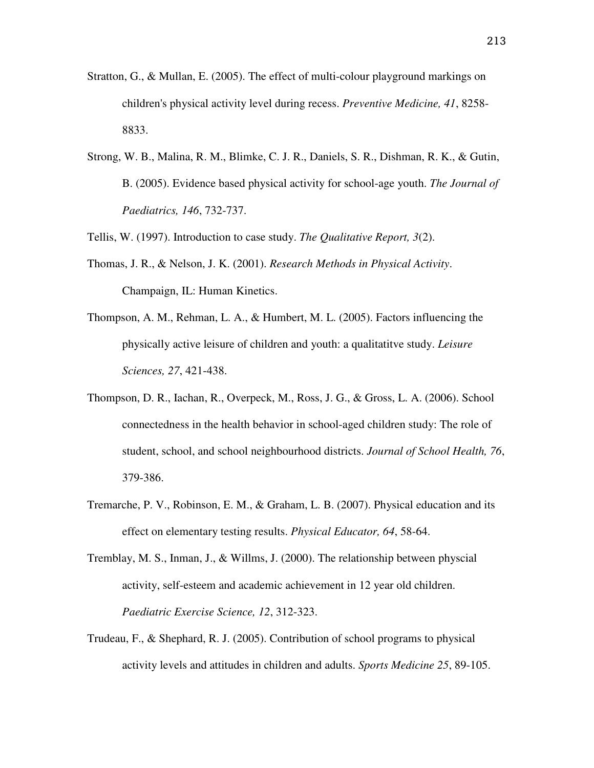Stratton, G., & Mullan, E. (2005). The effect of multi-colour playground markings on children's physical activity level during recess. *Preventive Medicine, 41*, 8258-8833.

Strong, W. B., Malina, R. M., Blimke, C. J. R., Daniels, S. R., Dishman, R. K., & Gutin, B. (2005). Evidence based physical activity for school-age youth. *The Journal of Paediatrics, 146*, 732-737.

Tellis, W. (1997). Introduction to case study. *The Qualitative Report, 3*(2).

Thomas, J. R., & Nelson, J. K. (2001). *Research Methods in Physical Activity*. Champaign, IL: Human Kinetics.

Thompson, A. M., Rehman, L. A., & Humbert, M. L. (2005). Factors influencing the physically active leisure of children and youth: a qualitatitve study. *Leisure Sciences, 27*, 421-438.

Thompson, D. R., Iachan, R., Overpeck, M., Ross, J. G., & Gross, L. A. (2006). School connectedness in the health behavior in school-aged children study: The role of student, school, and school neighbourhood districts. *Journal of School Health, 76*, 379-386.

Tremarche, P. V., Robinson, E. M., & Graham, L. B. (2007). Physical education and its effect on elementary testing results. *Physical Educator, 64*, 58-64.

Tremblay, M. S., Inman, J., & Willms, J. (2000). The relationship between physcial activity, self-esteem and academic achievement in 12 year old children. *Paediatric Exercise Science, 12*, 312-323.

Trudeau, F., & Shephard, R. J. (2005). Contribution of school programs to physical activity levels and attitudes in children and adults. *Sports Medicine 25*, 89-105.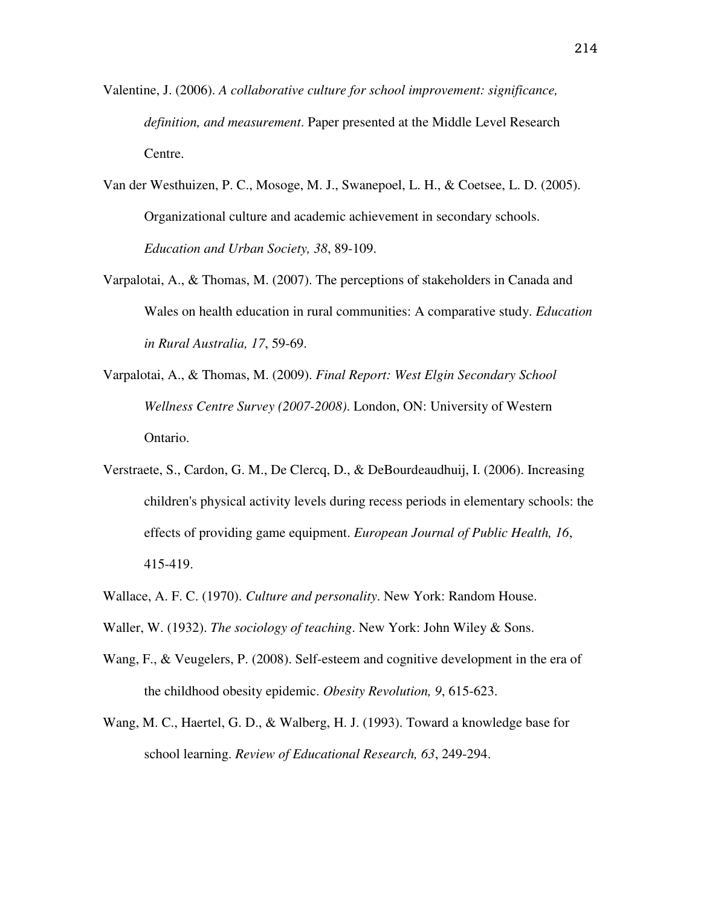Valentine, J. (2006). *A collaborative culture for school improvement: significance, definition, and measurement*. Paper presented at the Middle Level Research Centre.

Van der Westhuizen, P. C., Mosoge, M. J., Swanepoel, L. H., & Coetsee, L. D. (2005). Organizational culture and academic achievement in secondary schools. *Education and Urban Society, 38*, 89-109.

Varpalotai, A., & Thomas, M. (2007). The perceptions of stakeholders in Canada and Wales on health education in rural communities: A comparative study. *Education in Rural Australia, 17*, 59-69.

Varpalotai, A., & Thomas, M. (2009). *Final Report: West Elgin Secondary School Wellness Centre Survey (2007-2008)*. London, ON: University of Western Ontario.

Verstraete, S., Cardon, G. M., De Clercq, D., & DeBourdeaudhuij, I. (2006). Increasing children's physical activity levels during recess periods in elementary schools: the effects of providing game equipment. *European Journal of Public Health, 16*, 415-419.

Wallace, A. F. C. (1970). *Culture and personality*. New York: Random House.

Waller, W. (1932). *The sociology of teaching*. New York: John Wiley & Sons.

Wang, F., & Veugelers, P. (2008). Self-esteem and cognitive development in the era of the childhood obesity epidemic. *Obesity Revolution, 9*, 615-623.

Wang, M. C., Haertel, G. D., & Walberg, H. J. (1993). Toward a knowledge base for school learning. *Review of Educational Research, 63*, 249-294.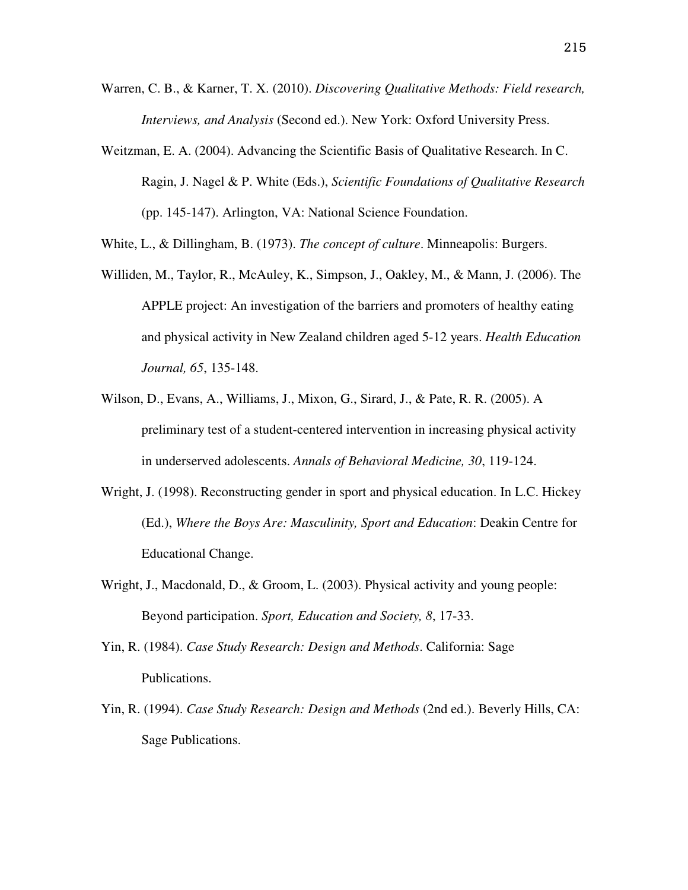Warren, C. B., & Karner, T. X. (2010). *Discovering Qualitative Methods: Field research, Interviews, and Analysis* (Second ed.). New York: Oxford University Press.

Weitzman, E. A. (2004). Advancing the Scientific Basis of Qualitative Research. In C. Ragin, J. Nagel & P. White (Eds.), *Scientific Foundations of Qualitative Research* (pp. 145-147). Arlington, VA: National Science Foundation.

White, L., & Dillingham, B. (1973). *The concept of culture*. Minneapolis: Burgers.

Williden, M., Taylor, R., McAuley, K., Simpson, J., Oakley, M., & Mann, J. (2006). The APPLE project: An investigation of the barriers and promoters of healthy eating and physical activity in New Zealand children aged 5-12 years. *Health Education Journal, 65*, 135-148.

Wilson, D., Evans, A., Williams, J., Mixon, G., Sirard, J., & Pate, R. R. (2005). A preliminary test of a student-centered intervention in increasing physical activity in underserved adolescents. *Annals of Behavioral Medicine, 30*, 119-124.

Wright, J. (1998). Reconstructing gender in sport and physical education. In L.C. Hickey (Ed.), *Where the Boys Are: Masculinity, Sport and Education*: Deakin Centre for Educational Change.

Wright, J., Macdonald, D., & Groom, L. (2003). Physical activity and young people: Beyond participation. *Sport, Education and Society, 8*, 17-33.

Yin, R. (1984). *Case Study Research: Design and Methods*. California: Sage Publications.

Yin, R. (1994). *Case Study Research: Design and Methods* (2nd ed.). Beverly Hills, CA: Sage Publications.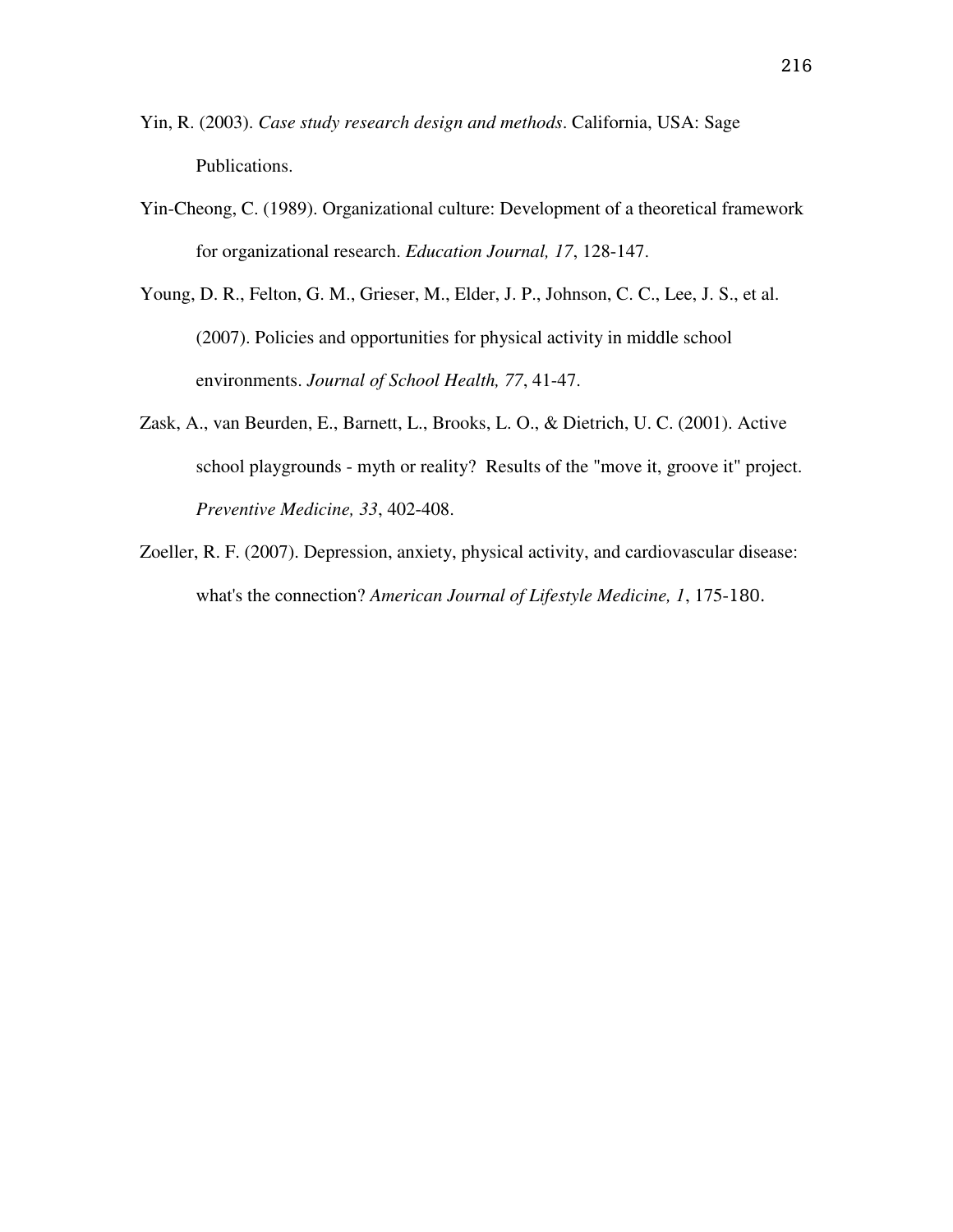Yin, R. (2003). *Case study research design and methods*. California, USA: Sage Publications.

Yin-Cheong, C. (1989). Organizational culture: Development of a theoretical framework for organizational research. *Education Journal, 17*, 128-147.

Young, D. R., Felton, G. M., Grieser, M., Elder, J. P., Johnson, C. C., Lee, J. S., et al. (2007). Policies and opportunities for physical activity in middle school environments. *Journal of School Health, 77*, 41-47.

Zask, A., van Beurden, E., Barnett, L., Brooks, L. O., & Dietrich, U. C. (2001). Active school playgrounds - myth or reality? Results of the "move it, groove it" project. *Preventive Medicine, 33*, 402-408.

Zoeller, R. F. (2007). Depression, anxiety, physical activity, and cardiovascular disease: what's the connection? *American Journal of Lifestyle Medicine, 1*, 175-180.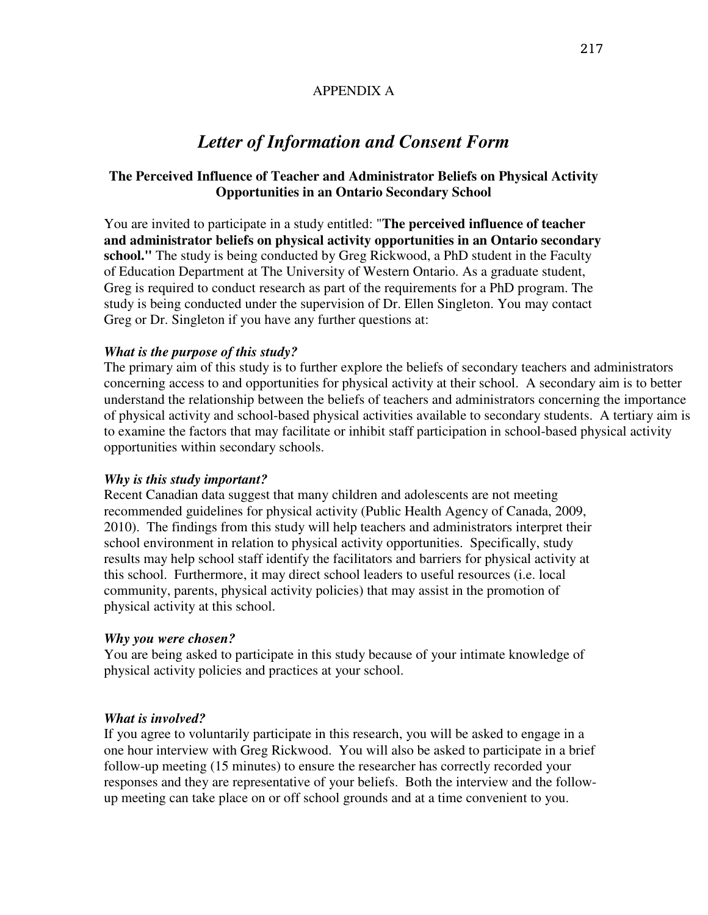APPENDIX A

# *Letter of Information and Consent Form*

## The Perceived Influence of Teacher and Administrator Beliefs on Physical Activity Opportunities in an Ontario Secondary School

You are invited to participate in a study entitled: "**The perceived influence of teacher and administrator beliefs on physical activity opportunities in an Ontario secondary school."** The study is being conducted by Greg Rickwood, a PhD student in the Faculty of Education Department at The University of Western Ontario. As a graduate student, Greg is required to conduct research as part of the requirements for a PhD program. The study is being conducted under the supervision of Dr. Ellen Singleton. You may contact Greg or Dr. Singleton if you have any further questions at:

### *What is the purpose of this study?*

The primary aim of this study is to further explore the beliefs of secondary teachers and administrators concerning access to and opportunities for physical activity at their school. A secondary aim is to better understand the relationship between the beliefs of teachers and administrators concerning the importance of physical activity and school-based physical activities available to secondary students. A tertiary aim is to examine the factors that may facilitate or inhibit staff participation in school-based physical activity opportunities within secondary schools.

### *Why is this study important?*

Recent Canadian data suggest that many children and adolescents are not meeting recommended guidelines for physical activity (Public Health Agency of Canada, 2009, 2010). The findings from this study will help teachers and administrators interpret their school environment in relation to physical activity opportunities. Specifically, study results may help school staff identify the facilitators and barriers for physical activity at this school. Furthermore, it may direct school leaders to useful resources (i.e. local community, parents, physical activity policies) that may assist in the promotion of physical activity at this school.

### *Why you were chosen?*

You are being asked to participate in this study because of your intimate knowledge of physical activity policies and practices at your school.

### *What is involved?*

If you agree to voluntarily participate in this research, you will be asked to engage in a one hour interview with Greg Rickwood. You will also be asked to participate in a brief follow-up meeting (15 minutes) to ensure the researcher has correctly recorded your responses and they are representative of your beliefs. Both the interview and the follow-up meeting can take place on or off school grounds and at a time convenient to you.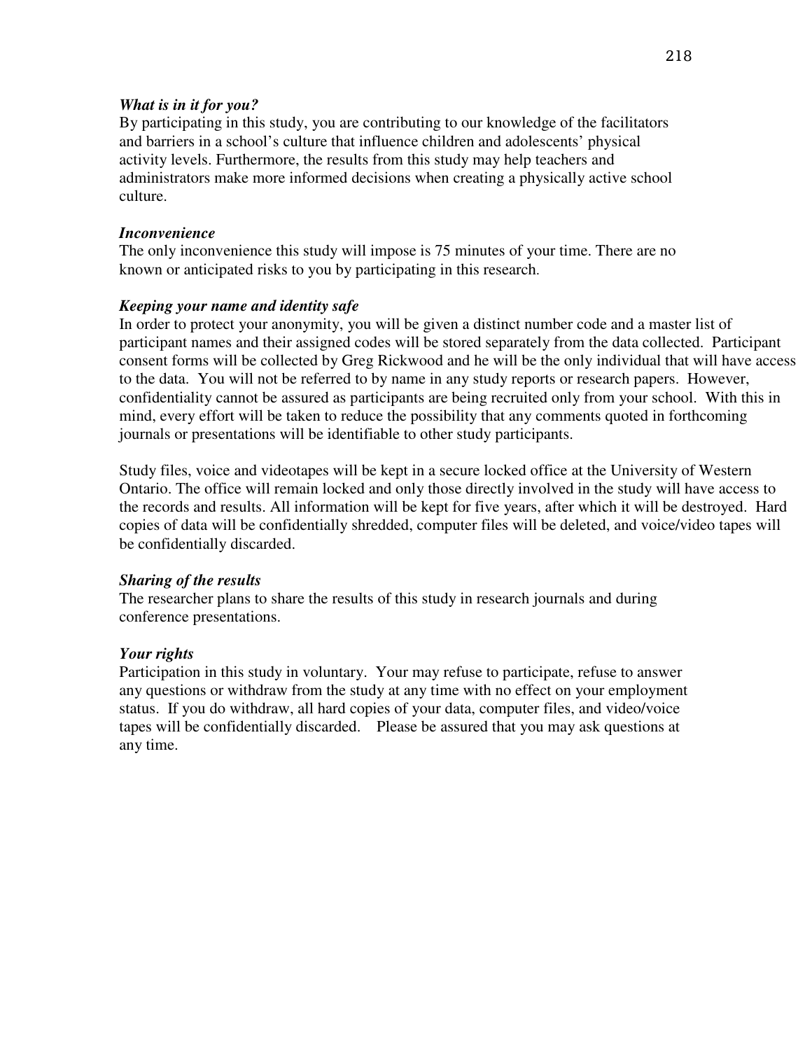***What is in it for you?***

By participating in this study, you are contributing to our knowledge of the facilitators and barriers in a school's culture that influence children and adolescents' physical activity levels. Furthermore, the results from this study may help teachers and administrators make more informed decisions when creating a physically active school culture.

***Inconvenience***

The only inconvenience this study will impose is 75 minutes of your time. There are no known or anticipated risks to you by participating in this research.

***Keeping your name and identity safe***

In order to protect your anonymity, you will be given a distinct number code and a master list of participant names and their assigned codes will be stored separately from the data collected. Participant consent forms will be collected by Greg Rickwood and he will be the only individual that will have access to the data. You will not be referred to by name in any study reports or research papers. However, confidentiality cannot be assured as participants are being recruited only from your school. With this in mind, every effort will be taken to reduce the possibility that any comments quoted in forthcoming journals or presentations will be identifiable to other study participants.

Study files, voice and videotapes will be kept in a secure locked office at the University of Western Ontario. The office will remain locked and only those directly involved in the study will have access to the records and results. All information will be kept for five years, after which it will be destroyed. Hard copies of data will be confidentially shredded, computer files will be deleted, and voice/video tapes will be confidentially discarded.

***Sharing of the results***

The researcher plans to share the results of this study in research journals and during conference presentations.

***Your rights***

Participation in this study in voluntary. Your may refuse to participate, refuse to answer any questions or withdraw from the study at any time with no effect on your employment status. If you do withdraw, all hard copies of your data, computer files, and video/voice tapes will be confidentially discarded. Please be assured that you may ask questions at any time.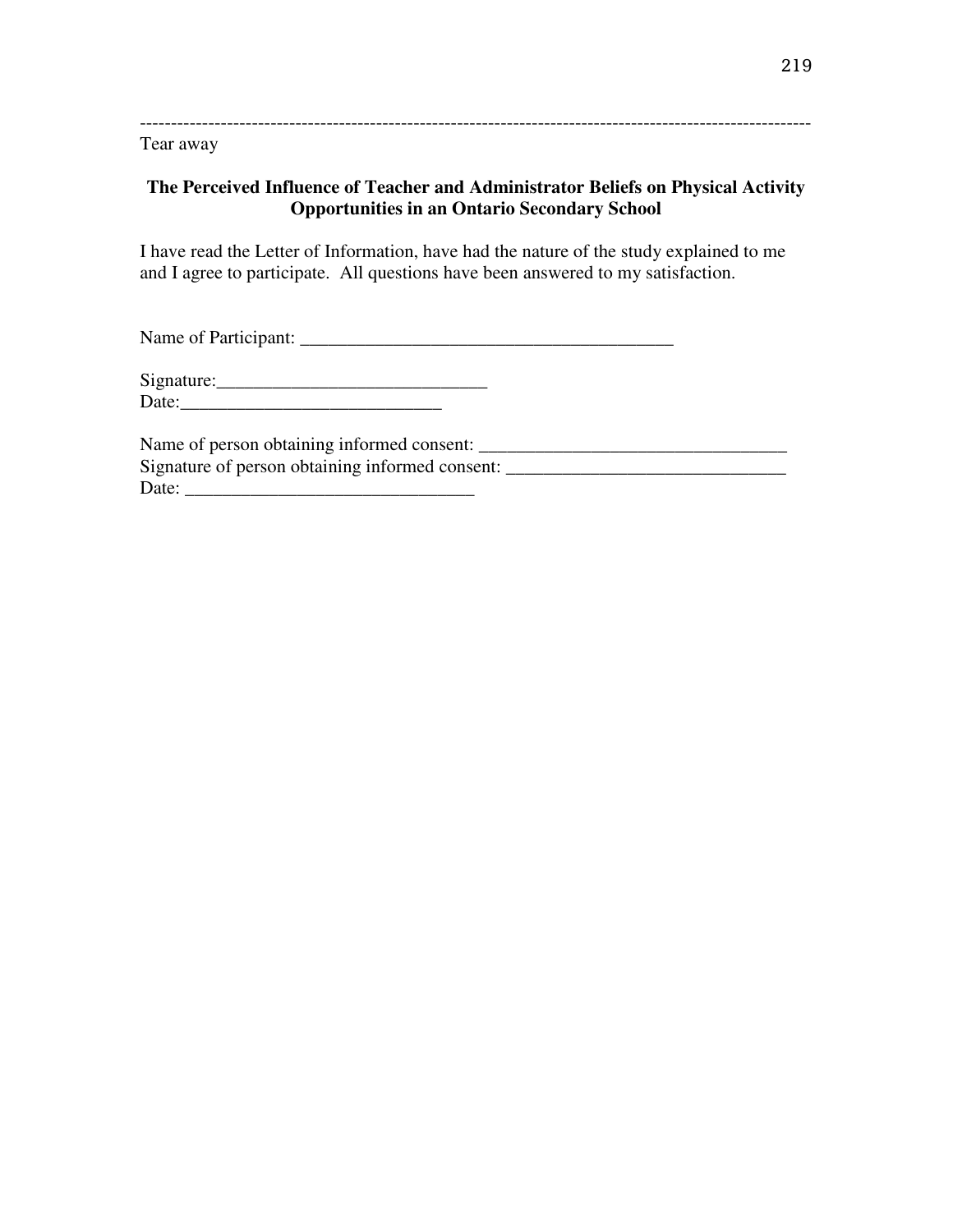------------------------------------------------------------------------------------------------------------

Tear away

**The Perceived Influence of Teacher and Administrator Beliefs on Physical Activity Opportunities in an Ontario Secondary School**

I have read the Letter of Information, have had the nature of the study explained to me and I agree to participate. All questions have been answered to my satisfaction.

Name of Participant: _________________________________________

Signature:_____________________________

Date:____________________________

Name of person obtaining informed consent: _________________________________

Signature of person obtaining informed consent: ______________________________

Date: _______________________________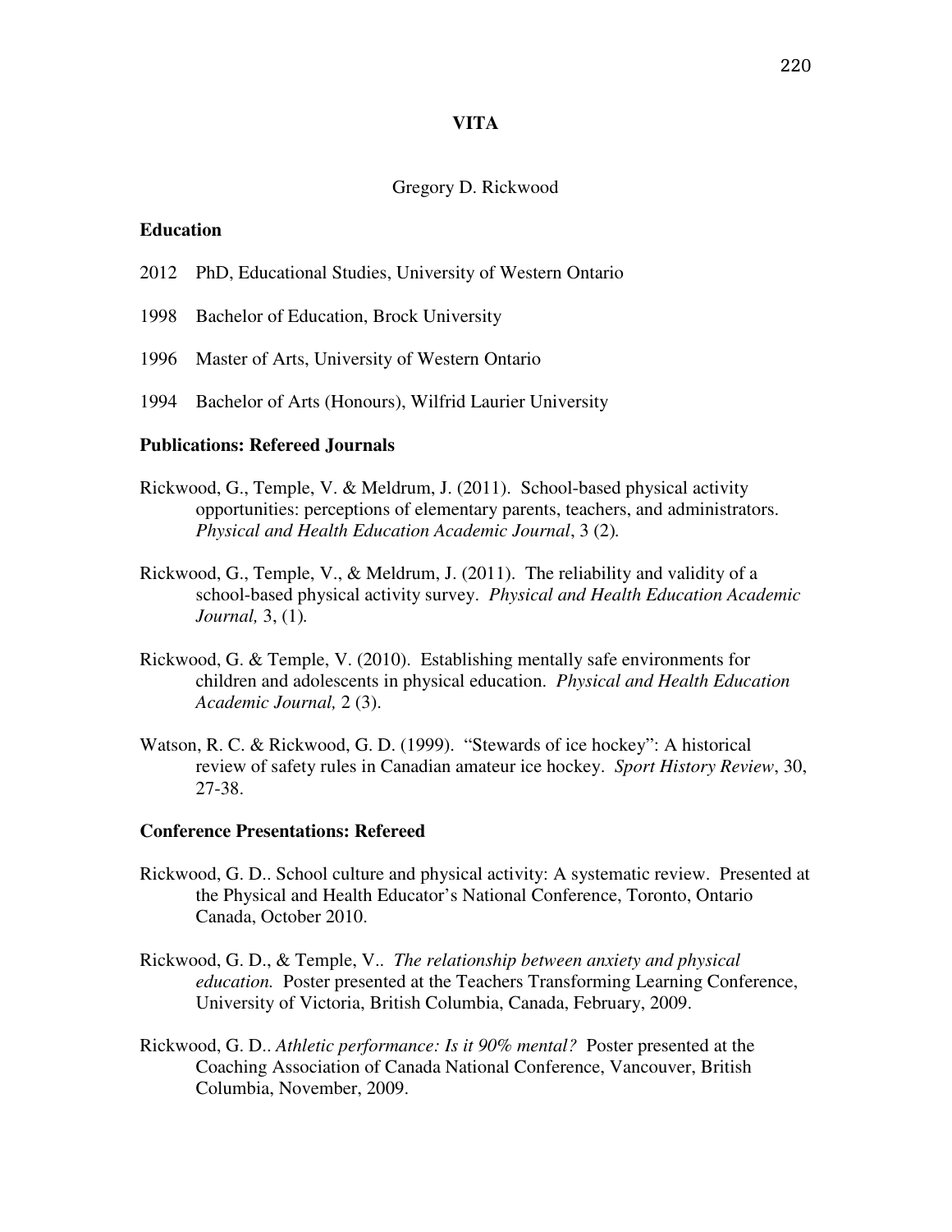# VITA

Gregory D. Rickwood

## Education

2012 PhD, Educational Studies, University of Western Ontario

1998 Bachelor of Education, Brock University

1996 Master of Arts, University of Western Ontario

1994 Bachelor of Arts (Honours), Wilfrid Laurier University

## Publications: Refereed Journals

Rickwood, G., Temple, V. & Meldrum, J. (2011). School-based physical activity opportunities: perceptions of elementary parents, teachers, and administrators. *Physical and Health Education Academic Journal*, 3 (2)*.*

Rickwood, G., Temple, V., & Meldrum, J. (2011). The reliability and validity of a school-based physical activity survey. *Physical and Health Education Academic Journal,* 3, (1)*.*

Rickwood, G. & Temple, V. (2010). Establishing mentally safe environments for children and adolescents in physical education. *Physical and Health Education Academic Journal,* 2 (3).

Watson, R. C. & Rickwood, G. D. (1999). "Stewards of ice hockey": A historical review of safety rules in Canadian amateur ice hockey. *Sport History Review*, 30, 27-38.

## Conference Presentations: Refereed

Rickwood, G. D.. School culture and physical activity: A systematic review. Presented at the Physical and Health Educator's National Conference, Toronto, Ontario Canada, October 2010.

Rickwood, G. D., & Temple, V.. *The relationship between anxiety and physical education.* Poster presented at the Teachers Transforming Learning Conference, University of Victoria, British Columbia, Canada, February, 2009.

Rickwood, G. D.. *Athletic performance: Is it 90% mental?* Poster presented at the Coaching Association of Canada National Conference, Vancouver, British Columbia, November, 2009.